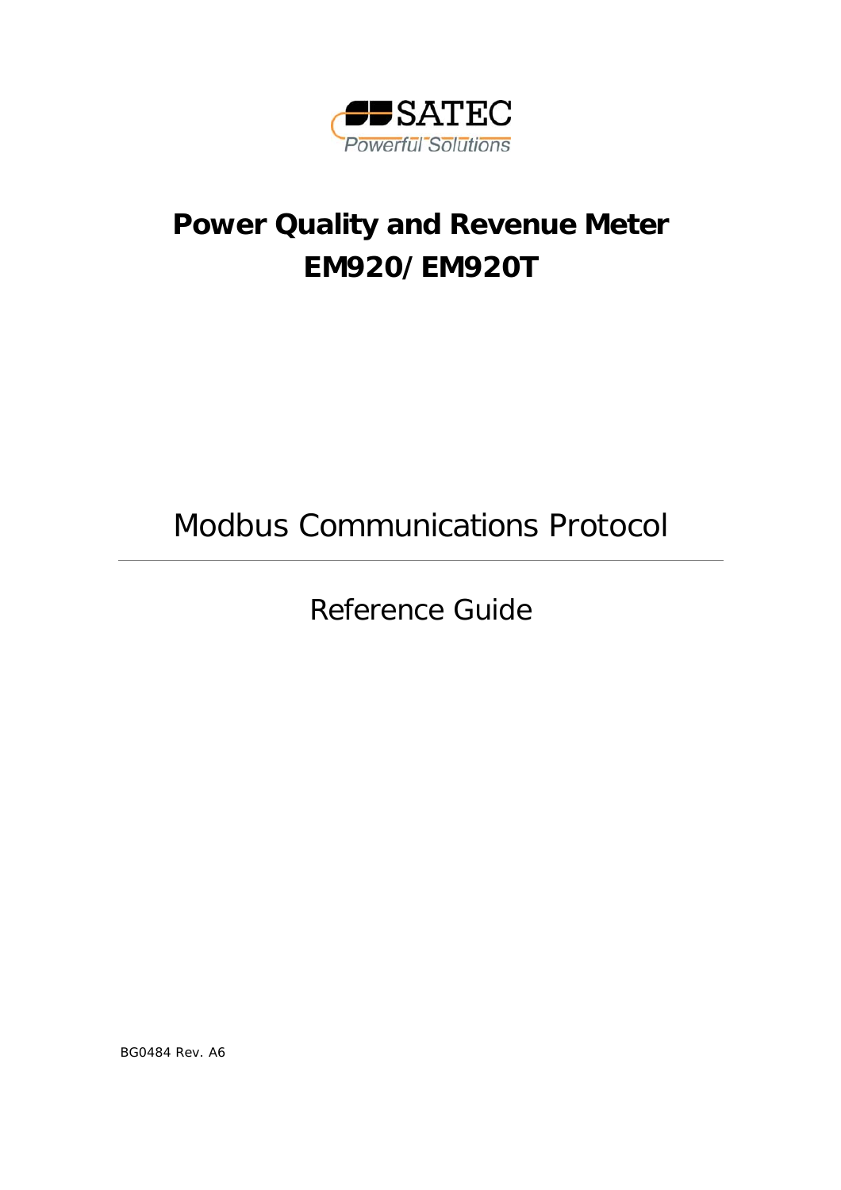SATEC
Powerful Solutions

# Power Quality and Revenue Meter EM920/EM920T

## Modbus Communications Protocol

---

## Reference Guide

BG0484 Rev. A6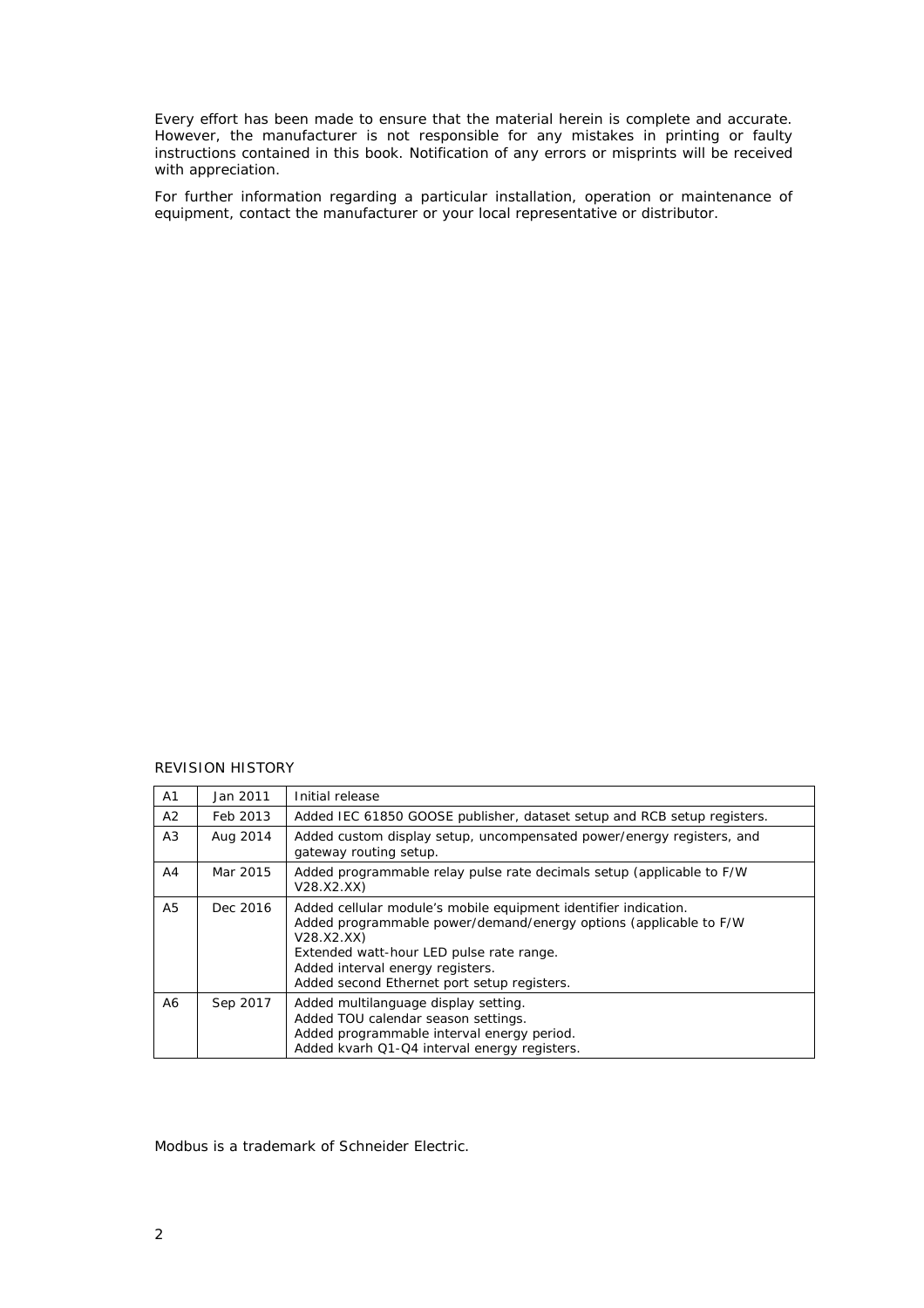Every effort has been made to ensure that the material herein is complete and accurate. However, the manufacturer is not responsible for any mistakes in printing or faulty instructions contained in this book. Notification of any errors or misprints will be received with appreciation.

For further information regarding a particular installation, operation or maintenance of equipment, contact the manufacturer or your local representative or distributor.

REVISION HISTORY

| | | |
|---|---|---|
| A1 | Jan 2011 | Initial release |
| A2 | Feb 2013 | Added IEC 61850 GOOSE publisher, dataset setup and RCB setup registers. |
| A3 | Aug 2014 | Added custom display setup, uncompensated power/energy registers, and gateway routing setup. |
| A4 | Mar 2015 | Added programmable relay pulse rate decimals setup (applicable to F/W V28.X2.XX) |
| A5 | Dec 2016 | Added cellular module's mobile equipment identifier indication.<br>Added programmable power/demand/energy options (applicable to F/W V28.X2.XX)<br>Extended watt-hour LED pulse rate range.<br>Added interval energy registers.<br>Added second Ethernet port setup registers. |
| A6 | Sep 2017 | Added multilanguage display setting.<br>Added TOU calendar season settings.<br>Added programmable interval energy period.<br>Added kvarh Q1-Q4 interval energy registers. |

Modbus is a trademark of Schneider Electric.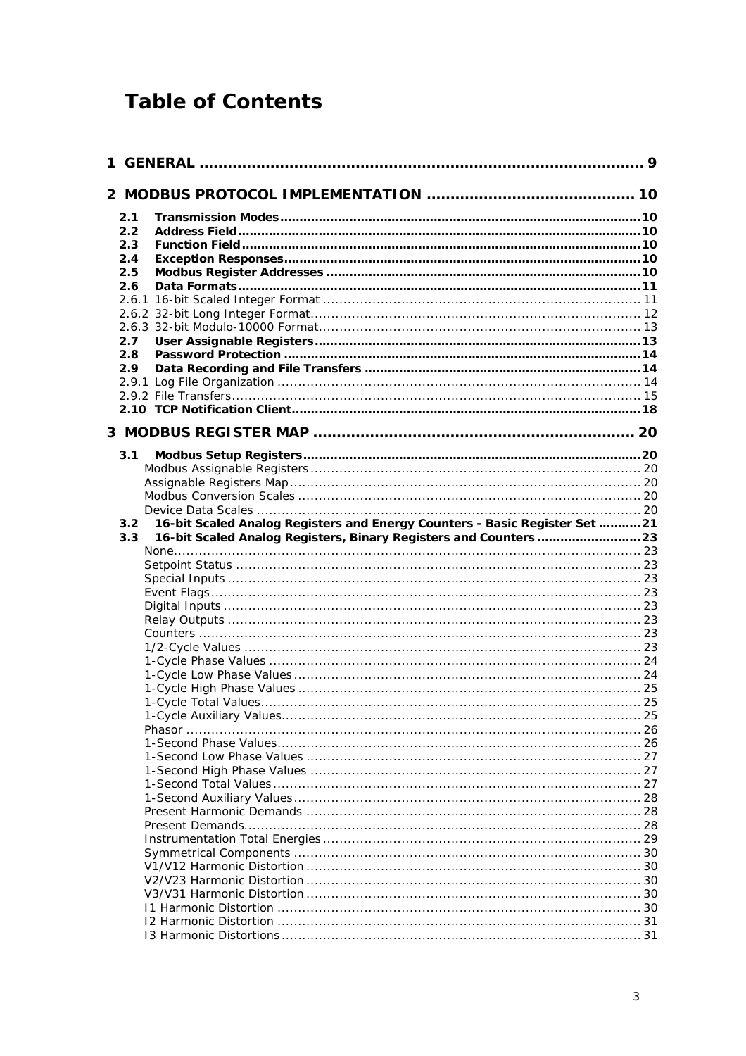# Table of Contents

**1 GENERAL** ........................................................................................ **9**

**2 MODBUS PROTOCOL IMPLEMENTATION** ........................................ **10**

- **2.1 Transmission Modes** ........................................................ **10**
- **2.2 Address Field** ............................................................... **10**
- **2.3 Function Field** .............................................................. **10**
- **2.4 Exception Responses** ...................................................... **10**
- **2.5 Modbus Register Addresses** ............................................. **10**
- **2.6 Data Formats** ................................................................ **11**
- 2.6.1 16-bit Scaled Integer Format ............................................. 11
- 2.6.2 32-bit Long Integer Format ................................................ 12
- 2.6.3 32-bit Modulo-10000 Format .............................................. 13
- **2.7 User Assignable Registers** ............................................... **13**
- **2.8 Password Protection** ....................................................... **14**
- **2.9 Data Recording and File Transfers** ..................................... **14**
- 2.9.1 Log File Organization ....................................................... 14
- 2.9.2 File Transfers .................................................................. 15
- **2.10 TCP Notification Client** .................................................. **18**

**3 MODBUS REGISTER MAP** ................................................................ **20**

- **3.1 Modbus Setup Registers** .................................................. **20**
  - Modbus Assignable Registers ................................................ 20
  - Assignable Registers Map ..................................................... 20
  - Modbus Conversion Scales .................................................... 20
  - Device Data Scales ............................................................. 20
- **3.2 16-bit Scaled Analog Registers and Energy Counters - Basic Register Set** ........ **21**
- **3.3 16-bit Scaled Analog Registers, Binary Registers and Counters** .................. **23**
  - None ............................................................................... 23
  - Setpoint Status .................................................................. 23
  - Special Inputs .................................................................... 23
  - Event Flags ....................................................................... 23
  - Digital Inputs .................................................................... 23
  - Relay Outputs .................................................................... 23
  - Counters .......................................................................... 23
  - 1/2-Cycle Values ................................................................ 23
  - 1-Cycle Phase Values ........................................................... 24
  - 1-Cycle Low Phase Values ..................................................... 24
  - 1-Cycle High Phase Values .................................................... 25
  - 1-Cycle Total Values ............................................................ 25
  - 1-Cycle Auxiliary Values ....................................................... 25
  - Phasor ............................................................................. 26
  - 1-Second Phase Values ......................................................... 26
  - 1-Second Low Phase Values ................................................... 27
  - 1-Second High Phase Values .................................................. 27
  - 1-Second Total Values .......................................................... 27
  - 1-Second Auxiliary Values ..................................................... 28
  - Present Harmonic Demands .................................................. 28
  - Present Demands ................................................................ 28
  - Instrumentation Total Energies .............................................. 29
  - Symmetrical Components ...................................................... 30
  - V1/V12 Harmonic Distortion .................................................. 30
  - V2/V23 Harmonic Distortion .................................................. 30
  - V3/V31 Harmonic Distortion .................................................. 30
  - I1 Harmonic Distortion ......................................................... 30
  - I2 Harmonic Distortion ......................................................... 31
  - I3 Harmonic Distortions ........................................................ 31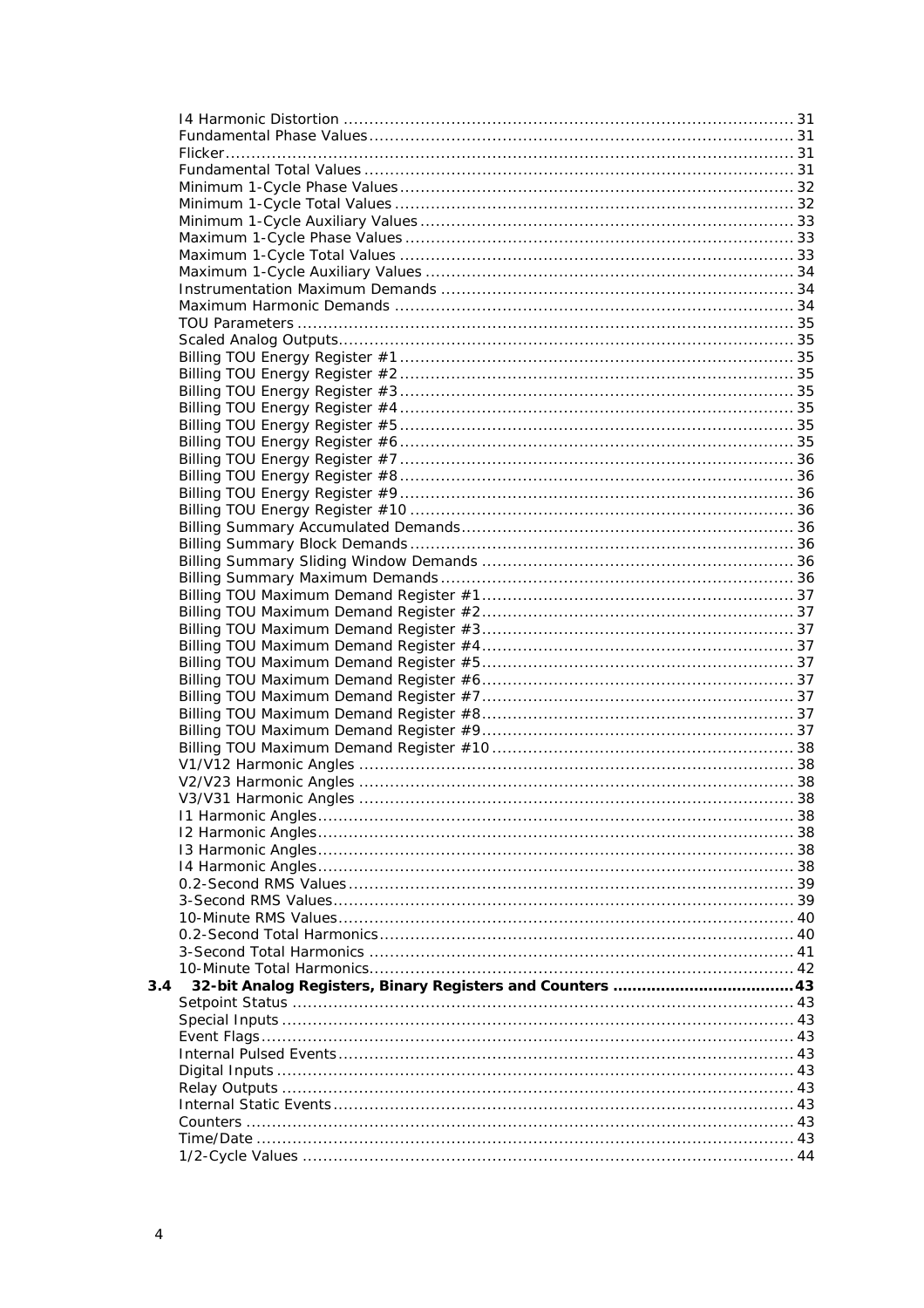I4 Harmonic Distortion ........................................................................................ 31
Fundamental Phase Values.................................................................................. 31
Flicker.................................................................................................................. 31
Fundamental Total Values .................................................................................... 31
Minimum 1-Cycle Phase Values ............................................................................ 32
Minimum 1-Cycle Total Values ............................................................................. 32
Minimum 1-Cycle Auxiliary Values ......................................................................... 33
Maximum 1-Cycle Phase Values ............................................................................ 33
Maximum 1-Cycle Total Values ............................................................................. 33
Maximum 1-Cycle Auxiliary Values ........................................................................ 34
Instrumentation Maximum Demands ..................................................................... 34
Maximum Harmonic Demands .............................................................................. 34
TOU Parameters .................................................................................................. 35
Scaled Analog Outputs.......................................................................................... 35
Billing TOU Energy Register #1 ............................................................................. 35
Billing TOU Energy Register #2 ............................................................................. 35
Billing TOU Energy Register #3 ............................................................................. 35
Billing TOU Energy Register #4 ............................................................................. 35
Billing TOU Energy Register #5 ............................................................................. 35
Billing TOU Energy Register #6 ............................................................................. 35
Billing TOU Energy Register #7 ............................................................................. 36
Billing TOU Energy Register #8 ............................................................................. 36
Billing TOU Energy Register #9 ............................................................................. 36
Billing TOU Energy Register #10 ........................................................................... 36
Billing Summary Accumulated Demands................................................................. 36
Billing Summary Block Demands ........................................................................... 36
Billing Summary Sliding Window Demands ............................................................. 36
Billing Summary Maximum Demands ..................................................................... 36
Billing TOU Maximum Demand Register #1 ............................................................. 37
Billing TOU Maximum Demand Register #2 ............................................................. 37
Billing TOU Maximum Demand Register #3 ............................................................. 37
Billing TOU Maximum Demand Register #4 ............................................................. 37
Billing TOU Maximum Demand Register #5 ............................................................. 37
Billing TOU Maximum Demand Register #6 ............................................................. 37
Billing TOU Maximum Demand Register #7 ............................................................. 37
Billing TOU Maximum Demand Register #8 ............................................................. 37
Billing TOU Maximum Demand Register #9 ............................................................. 37
Billing TOU Maximum Demand Register #10 ........................................................... 38
V1/V12 Harmonic Angles ..................................................................................... 38
V2/V23 Harmonic Angles ..................................................................................... 38
V3/V31 Harmonic Angles ..................................................................................... 38
I1 Harmonic Angles............................................................................................. 38
I2 Harmonic Angles............................................................................................. 38
I3 Harmonic Angles............................................................................................. 38
I4 Harmonic Angles............................................................................................. 38
0.2-Second RMS Values....................................................................................... 39
3-Second RMS Values.......................................................................................... 39
10-Minute RMS Values......................................................................................... 40
0.2-Second Total Harmonics................................................................................. 40
3-Second Total Harmonics ................................................................................... 41
10-Minute Total Harmonics................................................................................... 42

**3.4 32-bit Analog Registers, Binary Registers and Counters ...................................... 43**

Setpoint Status ................................................................................................... 43
Special Inputs ..................................................................................................... 43
Event Flags......................................................................................................... 43
Internal Pulsed Events.......................................................................................... 43
Digital Inputs ...................................................................................................... 43
Relay Outputs ..................................................................................................... 43
Internal Static Events........................................................................................... 43
Counters ............................................................................................................ 43
Time/Date .......................................................................................................... 43
1/2-Cycle Values ................................................................................................. 44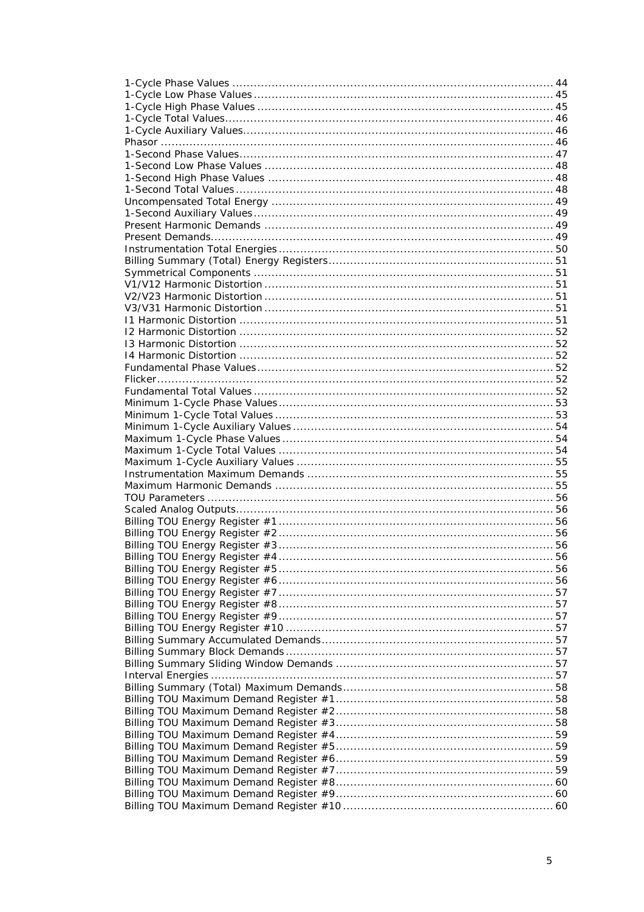1-Cycle Phase Values .......................................................................................... 44
1-Cycle Low Phase Values .................................................................................... 45
1-Cycle High Phase Values ................................................................................... 45
1-Cycle Total Values............................................................................................ 46
1-Cycle Auxiliary Values....................................................................................... 46
Phasor ............................................................................................................... 46
1-Second Phase Values........................................................................................ 47
1-Second Low Phase Values ................................................................................. 48
1-Second High Phase Values ................................................................................ 48
1-Second Total Values ......................................................................................... 48
Uncompensated Total Energy ............................................................................... 49
1-Second Auxiliary Values.................................................................................... 49
Present Harmonic Demands ................................................................................. 49
Present Demands................................................................................................ 49
Instrumentation Total Energies ............................................................................. 50
Billing Summary (Total) Energy Registers............................................................... 51
Symmetrical Components .................................................................................... 51
V1/V12 Harmonic Distortion ................................................................................. 51
V2/V23 Harmonic Distortion ................................................................................. 51
V3/V31 Harmonic Distortion ................................................................................. 51
I1 Harmonic Distortion ........................................................................................ 51
I2 Harmonic Distortion ........................................................................................ 52
I3 Harmonic Distortion ........................................................................................ 52
I4 Harmonic Distortion ........................................................................................ 52
Fundamental Phase Values................................................................................... 52
Flicker................................................................................................................ 52
Fundamental Total Values .................................................................................... 52
Minimum 1-Cycle Phase Values............................................................................. 53
Minimum 1-Cycle Total Values .............................................................................. 53
Minimum 1-Cycle Auxiliary Values ......................................................................... 54
Maximum 1-Cycle Phase Values ............................................................................ 54
Maximum 1-Cycle Total Values ............................................................................. 54
Maximum 1-Cycle Auxiliary Values ........................................................................ 55
Instrumentation Maximum Demands ..................................................................... 55
Maximum Harmonic Demands .............................................................................. 55
TOU Parameters ................................................................................................. 56
Scaled Analog Outputs......................................................................................... 56
Billing TOU Energy Register #1 ............................................................................. 56
Billing TOU Energy Register #2 ............................................................................. 56
Billing TOU Energy Register #3 ............................................................................. 56
Billing TOU Energy Register #4 ............................................................................. 56
Billing TOU Energy Register #5 ............................................................................. 56
Billing TOU Energy Register #6 ............................................................................. 56
Billing TOU Energy Register #7 ............................................................................. 57
Billing TOU Energy Register #8 ............................................................................. 57
Billing TOU Energy Register #9 ............................................................................. 57
Billing TOU Energy Register #10 ........................................................................... 57
Billing Summary Accumulated Demands................................................................. 57
Billing Summary Block Demands ........................................................................... 57
Billing Summary Sliding Window Demands ............................................................. 57
Interval Energies ................................................................................................ 57
Billing Summary (Total) Maximum Demands........................................................... 58
Billing TOU Maximum Demand Register #1............................................................. 58
Billing TOU Maximum Demand Register #2............................................................. 58
Billing TOU Maximum Demand Register #3............................................................. 58
Billing TOU Maximum Demand Register #4............................................................. 59
Billing TOU Maximum Demand Register #5............................................................. 59
Billing TOU Maximum Demand Register #6............................................................. 59
Billing TOU Maximum Demand Register #7............................................................. 59
Billing TOU Maximum Demand Register #8............................................................. 60
Billing TOU Maximum Demand Register #9............................................................. 60
Billing TOU Maximum Demand Register #10........................................................... 60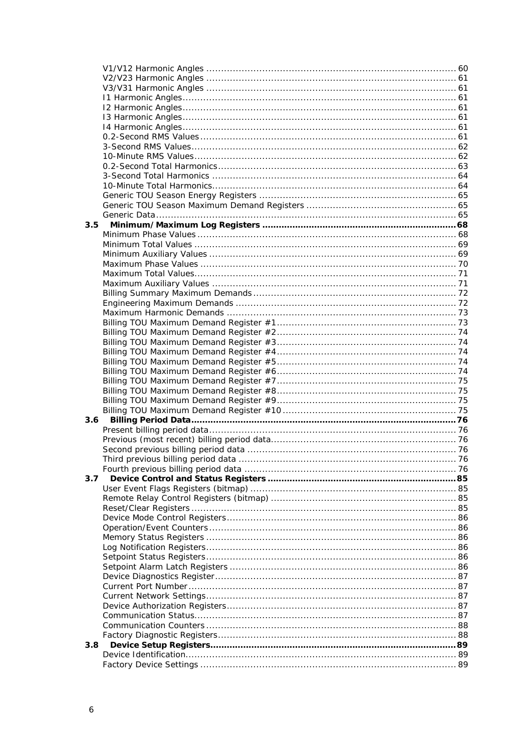V1/V12 Harmonic Angles ........................................................................................ 60
V2/V23 Harmonic Angles ........................................................................................ 61
V3/V31 Harmonic Angles ........................................................................................ 61
I1 Harmonic Angles ................................................................................................ 61
I2 Harmonic Angles ................................................................................................ 61
I3 Harmonic Angles ................................................................................................ 61
I4 Harmonic Angles ................................................................................................ 61
0.2-Second RMS Values .......................................................................................... 61
3-Second RMS Values ............................................................................................. 62
10-Minute RMS Values ............................................................................................ 62
0.2-Second Total Harmonics .................................................................................... 63
3-Second Total Harmonics ...................................................................................... 64
10-Minute Total Harmonics ...................................................................................... 64
Generic TOU Season Energy Registers ...................................................................... 65
Generic TOU Season Maximum Demand Registers ...................................................... 65
Generic Data .......................................................................................................... 65

**3.5 Minimum/Maximum Log Registers ........................................................................ 68**

Minimum Phase Values ............................................................................................ 68
Minimum Total Values ............................................................................................ 69
Minimum Auxiliary Values ....................................................................................... 69
Maximum Phase Values .......................................................................................... 70
Maximum Total Values ............................................................................................ 71
Maximum Auxiliary Values ...................................................................................... 71
Billing Summary Maximum Demands ......................................................................... 72
Engineering Maximum Demands .............................................................................. 72
Maximum Harmonic Demands .................................................................................. 73
Billing TOU Maximum Demand Register #1 ................................................................ 73
Billing TOU Maximum Demand Register #2 ................................................................ 74
Billing TOU Maximum Demand Register #3 ................................................................ 74
Billing TOU Maximum Demand Register #4 ................................................................ 74
Billing TOU Maximum Demand Register #5 ................................................................ 74
Billing TOU Maximum Demand Register #6 ................................................................ 74
Billing TOU Maximum Demand Register #7 ................................................................ 75
Billing TOU Maximum Demand Register #8 ................................................................ 75
Billing TOU Maximum Demand Register #9 ................................................................ 75
Billing TOU Maximum Demand Register #10 .............................................................. 75

**3.6 Billing Period Data ................................................................................................ 76**

Present billing period data ....................................................................................... 76
Previous (most recent) billing period data .................................................................. 76
Second previous billing period data .......................................................................... 76
Third previous billing period data ............................................................................. 76
Fourth previous billing period data ........................................................................... 76

**3.7 Device Control and Status Registers ..................................................................... 85**

User Event Flags Registers (bitmap) ......................................................................... 85
Remote Relay Control Registers (bitmap) .................................................................. 85
Reset/Clear Registers ............................................................................................. 85
Device Mode Control Registers ................................................................................. 86
Operation/Event Counters ....................................................................................... 86
Memory Status Registers ........................................................................................ 86
Log Notification Registers ........................................................................................ 86
Setpoint Status Registers ........................................................................................ 86
Setpoint Alarm Latch Registers ................................................................................ 86
Device Diagnostics Register ..................................................................................... 87
Current Port Number .............................................................................................. 87
Current Network Settings ........................................................................................ 87
Device Authorization Registers ................................................................................. 87
Communication Status ............................................................................................ 87
Communication Counters ........................................................................................ 88
Factory Diagnostic Registers .................................................................................... 88

**3.8 Device Setup Registers .......................................................................................... 89**

Device Identification ............................................................................................... 89
Factory Device Settings .......................................................................................... 89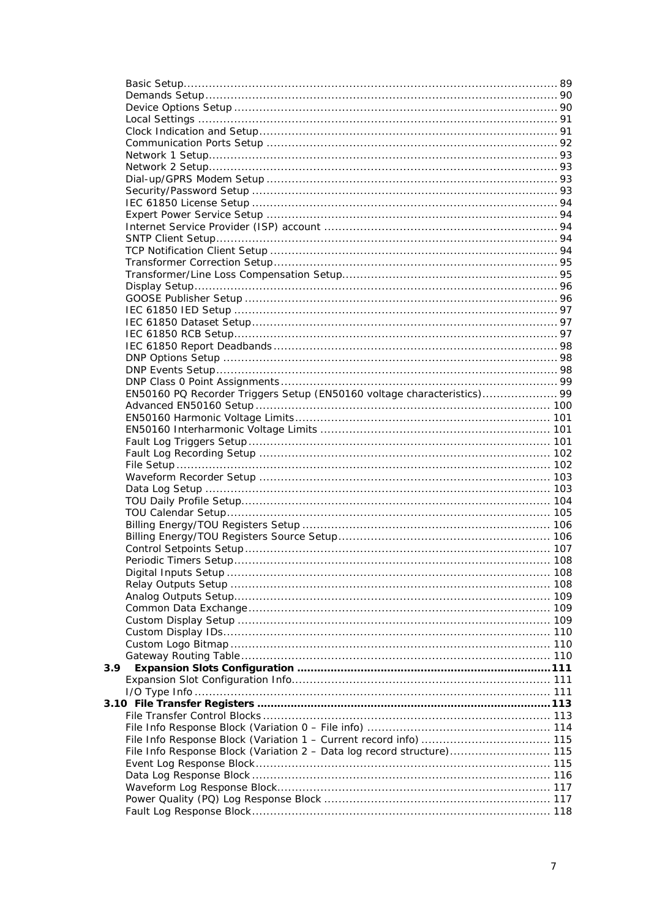Basic Setup ........................................................................................................ 89
Demands Setup ................................................................................................. 90
Device Options Setup ......................................................................................... 90
Local Settings ................................................................................................... 91
Clock Indication and Setup .................................................................................. 91
Communication Ports Setup ................................................................................ 92
Network 1 Setup ................................................................................................ 93
Network 2 Setup ................................................................................................ 93
Dial-up/GPRS Modem Setup ................................................................................ 93
Security/Password Setup .................................................................................... 93
IEC 61850 License Setup .................................................................................... 94
Expert Power Service Setup ................................................................................ 94
Internet Service Provider (ISP) account ................................................................ 94
SNTP Client Setup .............................................................................................. 94
TCP Notification Client Setup ............................................................................... 94
Transformer Correction Setup .............................................................................. 95
Transformer/Line Loss Compensation Setup ........................................................... 95
Display Setup .................................................................................................... 96
GOOSE Publisher Setup ...................................................................................... 96
IEC 61850 IED Setup ......................................................................................... 97
IEC 61850 Dataset Setup .................................................................................... 97
IEC 61850 RCB Setup ......................................................................................... 97
IEC 61850 Report Deadbands .............................................................................. 98
DNP Options Setup ............................................................................................ 98
DNP Events Setup .............................................................................................. 98
DNP Class 0 Point Assignments ............................................................................ 99
EN50160 PQ Recorder Triggers Setup (EN50160 voltage characteristics) .................... 99
Advanced EN50160 Setup ................................................................................. 100
EN50160 Harmonic Voltage Limits ...................................................................... 101
EN50160 Interharmonic Voltage Limits ............................................................... 101
Fault Log Triggers Setup ................................................................................... 101
Fault Log Recording Setup ................................................................................ 102
File Setup ....................................................................................................... 102
Waveform Recorder Setup ................................................................................ 103
Data Log Setup ............................................................................................... 103
TOU Daily Profile Setup ..................................................................................... 104
TOU Calendar Setup ......................................................................................... 105
Billing Energy/TOU Registers Setup .................................................................... 106
Billing Energy/TOU Registers Source Setup .......................................................... 106
Control Setpoints Setup .................................................................................... 107
Periodic Timers Setup ....................................................................................... 108
Digital Inputs Setup ......................................................................................... 108
Relay Outputs Setup ........................................................................................ 108
Analog Outputs Setup ....................................................................................... 109
Common Data Exchange ................................................................................... 109
Custom Display Setup ...................................................................................... 109
Custom Display IDs .......................................................................................... 110
Custom Logo Bitmap ........................................................................................ 110
Gateway Routing Table ..................................................................................... 110

**3.9 Expansion Slots Configuration ........................................................................ 111**

Expansion Slot Configuration Info ....................................................................... 111
I/O Type Info .................................................................................................. 111

**3.10 File Transfer Registers ................................................................................. 113**

File Transfer Control Blocks ................................................................................ 113
File Info Response Block (Variation 0 – File info) .................................................. 114
File Info Response Block (Variation 1 – Current record info) ................................... 115
File Info Response Block (Variation 2 – Data log record structure) ............................ 115
Event Log Response Block ................................................................................. 115
Data Log Response Block .................................................................................. 116
Waveform Log Response Block ........................................................................... 117
Power Quality (PQ) Log Response Block .............................................................. 117
Fault Log Response Block .................................................................................. 118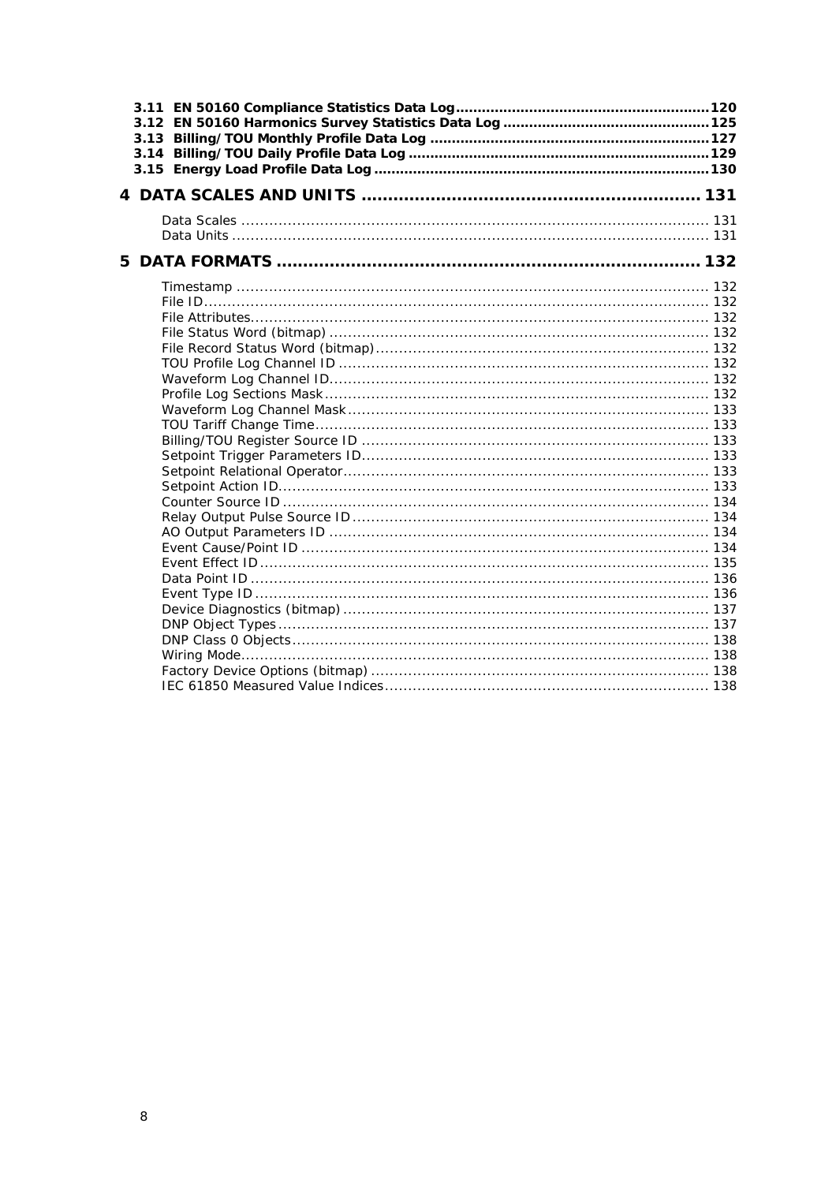**3.11 EN 50160 Compliance Statistics Data Log ........................................................120**
**3.12 EN 50160 Harmonics Survey Statistics Data Log ...............................................125**
**3.13 Billing/TOU Monthly Profile Data Log ................................................................127**
**3.14 Billing/TOU Daily Profile Data Log ....................................................................129**
**3.15 Energy Load Profile Data Log ............................................................................130**

## 4 DATA SCALES AND UNITS ............................................................... 131

Data Scales ..................................................................................................... 131
Data Units ....................................................................................................... 131

## 5 DATA FORMATS .............................................................................. 132

Timestamp ...................................................................................................... 132
File ID............................................................................................................. 132
File Attributes.................................................................................................. 132
File Status Word (bitmap) ................................................................................. 132
File Record Status Word (bitmap)........................................................................ 132
TOU Profile Log Channel ID ............................................................................... 132
Waveform Log Channel ID................................................................................. 132
Profile Log Sections Mask .................................................................................. 132
Waveform Log Channel Mask ............................................................................. 133
TOU Tariff Change Time..................................................................................... 133
Billing/TOU Register Source ID .......................................................................... 133
Setpoint Trigger Parameters ID........................................................................... 133
Setpoint Relational Operator............................................................................... 133
Setpoint Action ID............................................................................................. 133
Counter Source ID ............................................................................................ 134
Relay Output Pulse Source ID ............................................................................. 134
AO Output Parameters ID .................................................................................. 134
Event Cause/Point ID ........................................................................................ 134
Event Effect ID ................................................................................................. 135
Data Point ID ................................................................................................... 136
Event Type ID .................................................................................................. 136
Device Diagnostics (bitmap) ............................................................................... 137
DNP Object Types ............................................................................................. 137
DNP Class 0 Objects .......................................................................................... 138
Wiring Mode..................................................................................................... 138
Factory Device Options (bitmap) ......................................................................... 138
IEC 61850 Measured Value Indices...................................................................... 138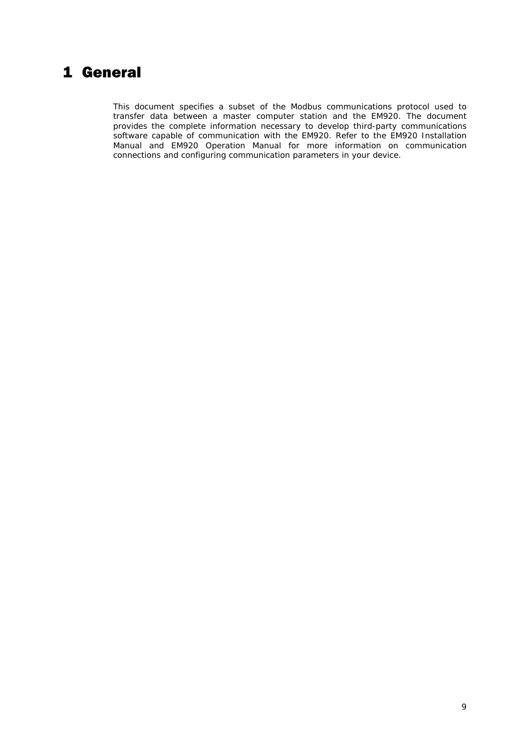# 1 General

This document specifies a subset of the Modbus communications protocol used to transfer data between a master computer station and the EM920. The document provides the complete information necessary to develop third-party communications software capable of communication with the EM920. Refer to the EM920 Installation Manual and EM920 Operation Manual for more information on communication connections and configuring communication parameters in your device.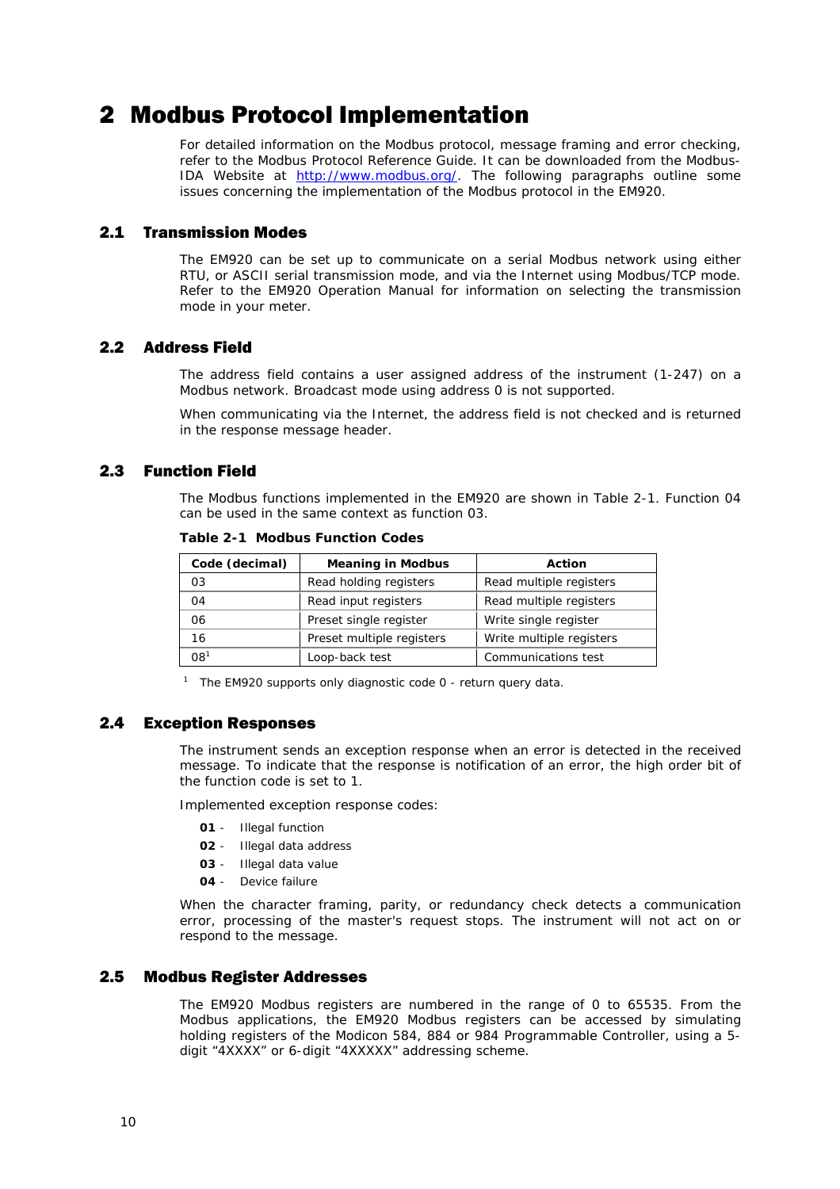# 2 Modbus Protocol Implementation

For detailed information on the Modbus protocol, message framing and error checking, refer to the Modbus Protocol Reference Guide. It can be downloaded from the Modbus-IDA Website at http://www.modbus.org/. The following paragraphs outline some issues concerning the implementation of the Modbus protocol in the EM920.

## 2.1 Transmission Modes

The EM920 can be set up to communicate on a serial Modbus network using either RTU, or ASCII serial transmission mode, and via the Internet using Modbus/TCP mode. Refer to the EM920 Operation Manual for information on selecting the transmission mode in your meter.

## 2.2 Address Field

The address field contains a user assigned address of the instrument (1-247) on a Modbus network. Broadcast mode using address 0 is not supported.

When communicating via the Internet, the address field is not checked and is returned in the response message header.

## 2.3 Function Field

The Modbus functions implemented in the EM920 are shown in Table 2-1. Function 04 can be used in the same context as function 03.

**Table 2-1 Modbus Function Codes**

| Code (decimal) | Meaning in Modbus | Action |
|---|---|---|
| 03 | Read holding registers | Read multiple registers |
| 04 | Read input registers | Read multiple registers |
| 06 | Preset single register | Write single register |
| 16 | Preset multiple registers | Write multiple registers |
| 08[1] | Loop-back test | Communications test |

[1] The EM920 supports only diagnostic code 0 - return query data.

## 2.4 Exception Responses

The instrument sends an exception response when an error is detected in the received message. To indicate that the response is notification of an error, the high order bit of the function code is set to 1.

Implemented exception response codes:

- **01** - Illegal function
- **02** - Illegal data address
- **03** - Illegal data value
- **04** - Device failure

When the character framing, parity, or redundancy check detects a communication error, processing of the master's request stops. The instrument will not act on or respond to the message.

## 2.5 Modbus Register Addresses

The EM920 Modbus registers are numbered in the range of 0 to 65535. From the Modbus applications, the EM920 Modbus registers can be accessed by simulating holding registers of the Modicon 584, 884 or 984 Programmable Controller, using a 5-digit “4XXXX” or 6-digit “4XXXXX” addressing scheme.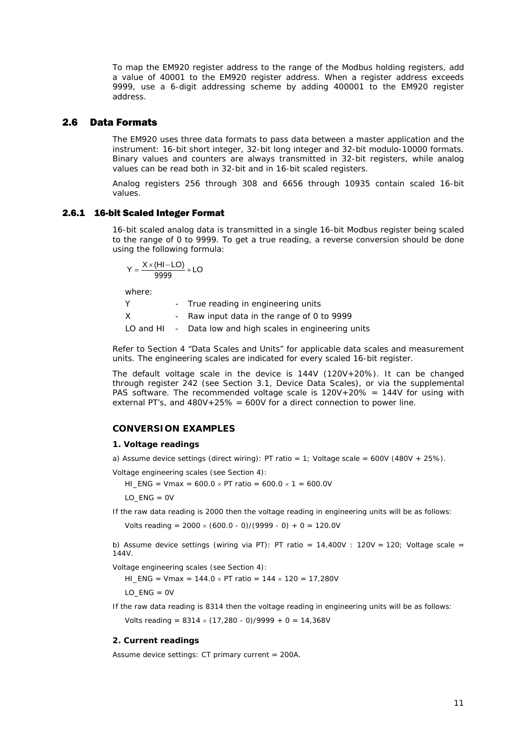To map the EM920 register address to the range of the Modbus holding registers, add a value of 40001 to the EM920 register address. When a register address exceeds 9999, use a 6-digit addressing scheme by adding 400001 to the EM920 register address.

## 2.6 Data Formats

The EM920 uses three data formats to pass data between a master application and the instrument: 16-bit short integer, 32-bit long integer and 32-bit modulo-10000 formats. Binary values and counters are always transmitted in 32-bit registers, while analog values can be read both in 32-bit and in 16-bit scaled registers.

Analog registers 256 through 308 and 6656 through 10935 contain scaled 16-bit values.

### 2.6.1 16-bit Scaled Integer Format

16-bit scaled analog data is transmitted in a single 16-bit Modbus register being scaled to the range of 0 to 9999. To get a true reading, a reverse conversion should be done using the following formula:

$$Y = \frac{X \times (HI - LO)}{9999} + LO$$

where:

| | | |
|---|---|---|
| Y | - | True reading in engineering units |
| X | - | Raw input data in the range of 0 to 9999 |
| LO and HI | - | Data low and high scales in engineering units |

Refer to Section 4 "Data Scales and Units" for applicable data scales and measurement units. The engineering scales are indicated for every scaled 16-bit register.

The default voltage scale in the device is 144V (120V+20%). It can be changed through register 242 (see Section 3.1, Device Data Scales), or via the supplemental PAS software. The recommended voltage scale is 120V+20% = 144V for using with external PT's, and 480V+25% = 600V for a direct connection to power line.

#### CONVERSION EXAMPLES

**1. Voltage readings**

a) Assume device settings (direct wiring): PT ratio = 1; Voltage scale = 600V (480V + 25%).

Voltage engineering scales (see Section 4):

HI_ENG = Vmax = 600.0 × PT ratio = 600.0 × 1 = 600.0V

LO_ENG = 0V

If the raw data reading is 2000 then the voltage reading in engineering units will be as follows:

Volts reading = 2000 × (600.0 - 0)/(9999 - 0) + 0 = 120.0V

b) Assume device settings (wiring via PT): PT ratio = 14,400V : 120V = 120; Voltage scale = 144V.

Voltage engineering scales (see Section 4):

HI_ENG = Vmax = 144.0 × PT ratio = 144 × 120 = 17,280V

LO_ENG = 0V

If the raw data reading is 8314 then the voltage reading in engineering units will be as follows:

Volts reading = 8314 × (17,280 - 0)/9999 + 0 = 14,368V

**2. Current readings**

Assume device settings: CT primary current = 200A.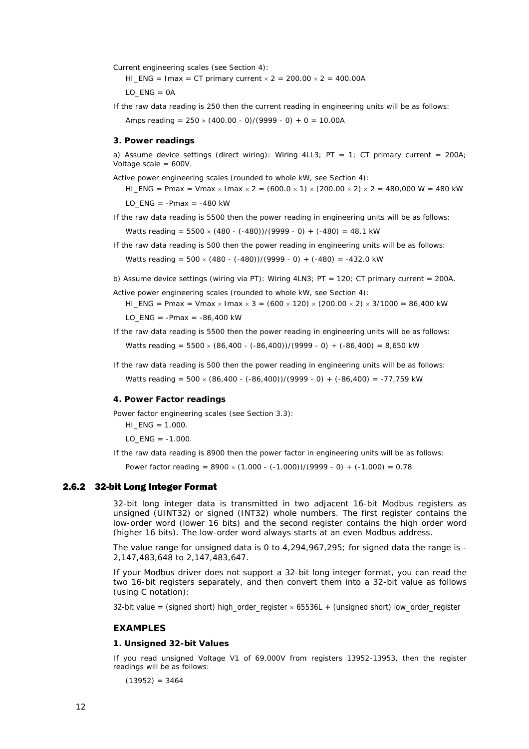Current engineering scales (see Section 4):

HI_ENG = Imax = CT primary current × 2 = 200.00 × 2 = 400.00A

LO_ENG = 0A

If the raw data reading is 250 then the current reading in engineering units will be as follows:

Amps reading = 250 × (400.00 - 0)/(9999 - 0) + 0 = 10.00A

### 3. Power readings

a) Assume device settings (direct wiring): Wiring 4LL3; PT = 1; CT primary current = 200A; Voltage scale = 600V.

Active power engineering scales (rounded to whole kW, see Section 4):

HI_ENG = Pmax = Vmax × Imax × 2 = (600.0 × 1) × (200.00 × 2) × 2 = 480,000 W = 480 kW

LO_ENG = -Pmax = -480 kW

If the raw data reading is 5500 then the power reading in engineering units will be as follows:

Watts reading = 5500 × (480 - (-480))/(9999 - 0) + (-480) = 48.1 kW

If the raw data reading is 500 then the power reading in engineering units will be as follows:

Watts reading = 500 × (480 - (-480))/(9999 - 0) + (-480) = -432.0 kW

b) Assume device settings (wiring via PT): Wiring 4LN3; PT = 120; CT primary current = 200A.

Active power engineering scales (rounded to whole kW, see Section 4):

HI_ENG = Pmax = Vmax × Imax × 3 = (600 × 120) × (200.00 × 2) × 3/1000 = 86,400 kW

LO_ENG = -Pmax = -86,400 kW

If the raw data reading is 5500 then the power reading in engineering units will be as follows:

Watts reading = 5500 × (86,400 - (-86,400))/(9999 - 0) + (-86,400) = 8,650 kW

If the raw data reading is 500 then the power reading in engineering units will be as follows:

Watts reading = 500 × (86,400 - (-86,400))/(9999 - 0) + (-86,400) = -77,759 kW

### 4. Power Factor readings

Power factor engineering scales (see Section 3.3):

HI_ENG = 1.000.

LO_ENG = -1.000.

If the raw data reading is 8900 then the power factor in engineering units will be as follows:

Power factor reading = 8900 × (1.000 - (-1.000))/(9999 - 0) + (-1.000) = 0.78

## 2.6.2 32-bit Long Integer Format

32-bit long integer data is transmitted in two adjacent 16-bit Modbus registers as unsigned (UINT32) or signed (INT32) whole numbers. The first register contains the low-order word (lower 16 bits) and the second register contains the high order word (higher 16 bits). The low-order word always starts at an even Modbus address.

The value range for unsigned data is 0 to 4,294,967,295; for signed data the range is -2,147,483,648 to 2,147,483,647.

If your Modbus driver does not support a 32-bit long integer format, you can read the two 16-bit registers separately, and then convert them into a 32-bit value as follows (using C notation):

32-bit value = (signed short) high_order_register × 65536L + (unsigned short) low_order_register

### EXAMPLES

#### 1. Unsigned 32-bit Values

If you read unsigned Voltage V1 of 69,000V from registers 13952-13953, then the register readings will be as follows:

(13952) = 3464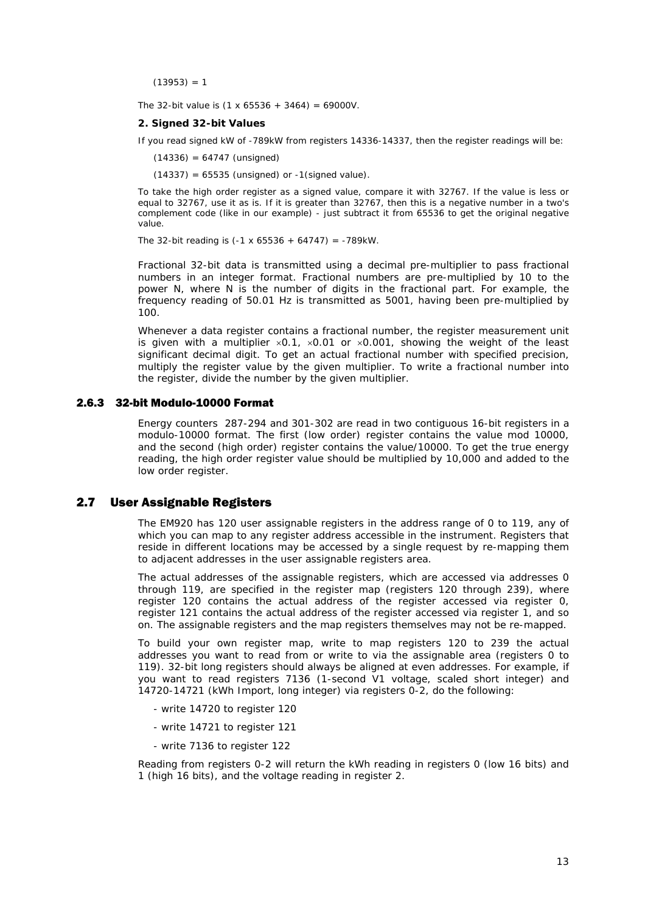(13953) = 1

The 32-bit value is (1 x 65536 + 3464) = 69000V.

**2. Signed 32-bit Values**

If you read signed kW of -789kW from registers 14336-14337, then the register readings will be:

(14336) = 64747 (unsigned)

(14337) = 65535 (unsigned) or -1(signed value).

To take the high order register as a signed value, compare it with 32767. If the value is less or equal to 32767, use it as is. If it is greater than 32767, then this is a negative number in a two's complement code (like in our example) - just subtract it from 65536 to get the original negative value.

The 32-bit reading is (-1 x 65536 + 64747) = -789kW.

Fractional 32-bit data is transmitted using a decimal pre-multiplier to pass fractional numbers in an integer format. Fractional numbers are pre-multiplied by 10 to the power N, where N is the number of digits in the fractional part. For example, the frequency reading of 50.01 Hz is transmitted as 5001, having been pre-multiplied by 100.

Whenever a data register contains a fractional number, the register measurement unit is given with a multiplier ×0.1, ×0.01 or ×0.001, showing the weight of the least significant decimal digit. To get an actual fractional number with specified precision, multiply the register value by the given multiplier. To write a fractional number into the register, divide the number by the given multiplier.

### 2.6.3 32-bit Modulo-10000 Format

Energy counters 287-294 and 301-302 are read in two contiguous 16-bit registers in a modulo-10000 format. The first (low order) register contains the value mod 10000, and the second (high order) register contains the value/10000. To get the true energy reading, the high order register value should be multiplied by 10,000 and added to the low order register.

## 2.7 User Assignable Registers

The EM920 has 120 user assignable registers in the address range of 0 to 119, any of which you can map to any register address accessible in the instrument. Registers that reside in different locations may be accessed by a single request by re-mapping them to adjacent addresses in the user assignable registers area.

The actual addresses of the assignable registers, which are accessed via addresses 0 through 119, are specified in the register map (registers 120 through 239), where register 120 contains the actual address of the register accessed via register 0, register 121 contains the actual address of the register accessed via register 1, and so on. The assignable registers and the map registers themselves may not be re-mapped.

To build your own register map, write to map registers 120 to 239 the actual addresses you want to read from or write to via the assignable area (registers 0 to 119). 32-bit long registers should always be aligned at even addresses. For example, if you want to read registers 7136 (1-second V1 voltage, scaled short integer) and 14720-14721 (kWh Import, long integer) via registers 0-2, do the following:

- write 14720 to register 120
- write 14721 to register 121
- write 7136 to register 122

Reading from registers 0-2 will return the kWh reading in registers 0 (low 16 bits) and 1 (high 16 bits), and the voltage reading in register 2.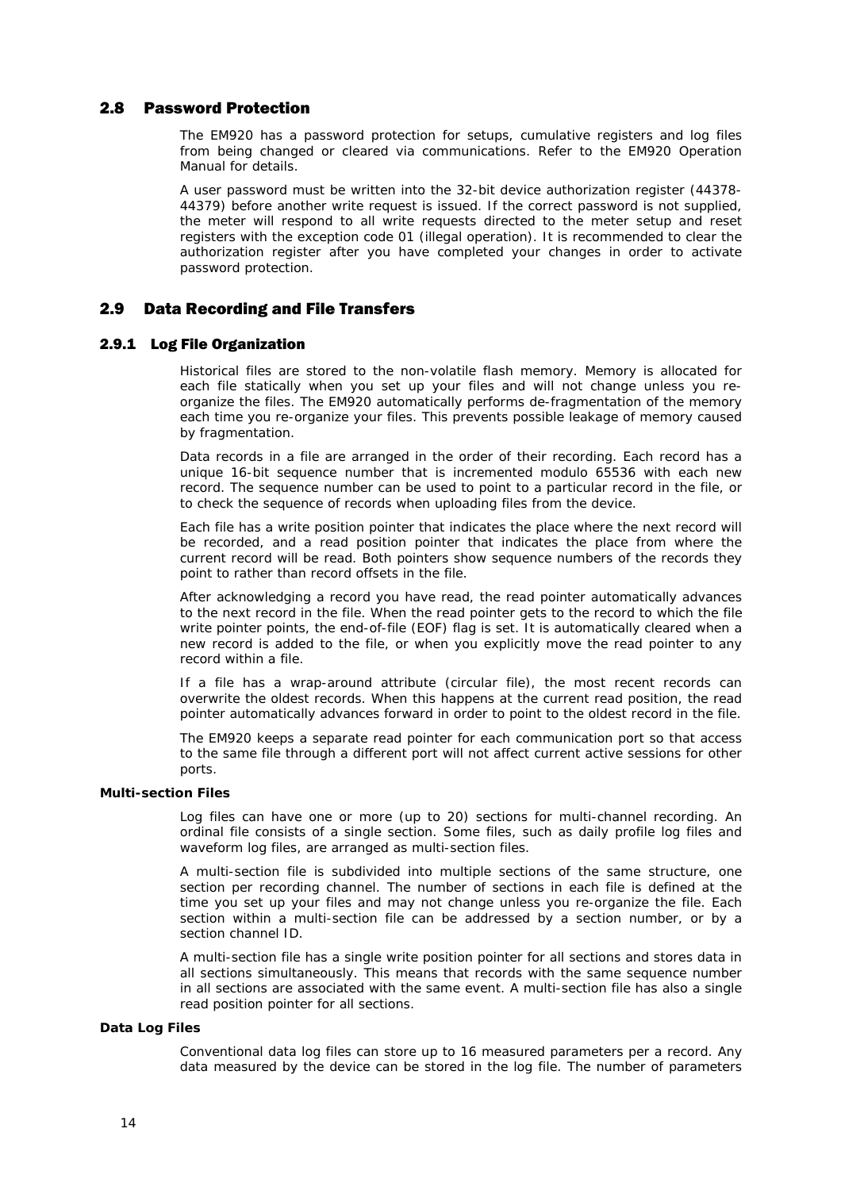## 2.8 Password Protection

The EM920 has a password protection for setups, cumulative registers and log files from being changed or cleared via communications. Refer to the EM920 Operation Manual for details.

A user password must be written into the 32-bit device authorization register (44378-44379) before another write request is issued. If the correct password is not supplied, the meter will respond to all write requests directed to the meter setup and reset registers with the exception code 01 (illegal operation). It is recommended to clear the authorization register after you have completed your changes in order to activate password protection.

## 2.9 Data Recording and File Transfers

### 2.9.1 Log File Organization

Historical files are stored to the non-volatile flash memory. Memory is allocated for each file statically when you set up your files and will not change unless you re-organize the files. The EM920 automatically performs de-fragmentation of the memory each time you re-organize your files. This prevents possible leakage of memory caused by fragmentation.

Data records in a file are arranged in the order of their recording. Each record has a unique 16-bit sequence number that is incremented modulo 65536 with each new record. The sequence number can be used to point to a particular record in the file, or to check the sequence of records when uploading files from the device.

Each file has a write position pointer that indicates the place where the next record will be recorded, and a read position pointer that indicates the place from where the current record will be read. Both pointers show sequence numbers of the records they point to rather than record offsets in the file.

After acknowledging a record you have read, the read pointer automatically advances to the next record in the file. When the read pointer gets to the record to which the file write pointer points, the end-of-file (EOF) flag is set. It is automatically cleared when a new record is added to the file, or when you explicitly move the read pointer to any record within a file.

If a file has a wrap-around attribute (circular file), the most recent records can overwrite the oldest records. When this happens at the current read position, the read pointer automatically advances forward in order to point to the oldest record in the file.

The EM920 keeps a separate read pointer for each communication port so that access to the same file through a different port will not affect current active sessions for other ports.

**Multi-section Files**

Log files can have one or more (up to 20) sections for multi-channel recording. An ordinal file consists of a single section. Some files, such as daily profile log files and waveform log files, are arranged as multi-section files.

A multi-section file is subdivided into multiple sections of the same structure, one section per recording channel. The number of sections in each file is defined at the time you set up your files and may not change unless you re-organize the file. Each section within a multi-section file can be addressed by a section number, or by a section channel ID.

A multi-section file has a single write position pointer for all sections and stores data in all sections simultaneously. This means that records with the same sequence number in all sections are associated with the same event. A multi-section file has also a single read position pointer for all sections.

**Data Log Files**

Conventional data log files can store up to 16 measured parameters per a record. Any data measured by the device can be stored in the log file. The number of parameters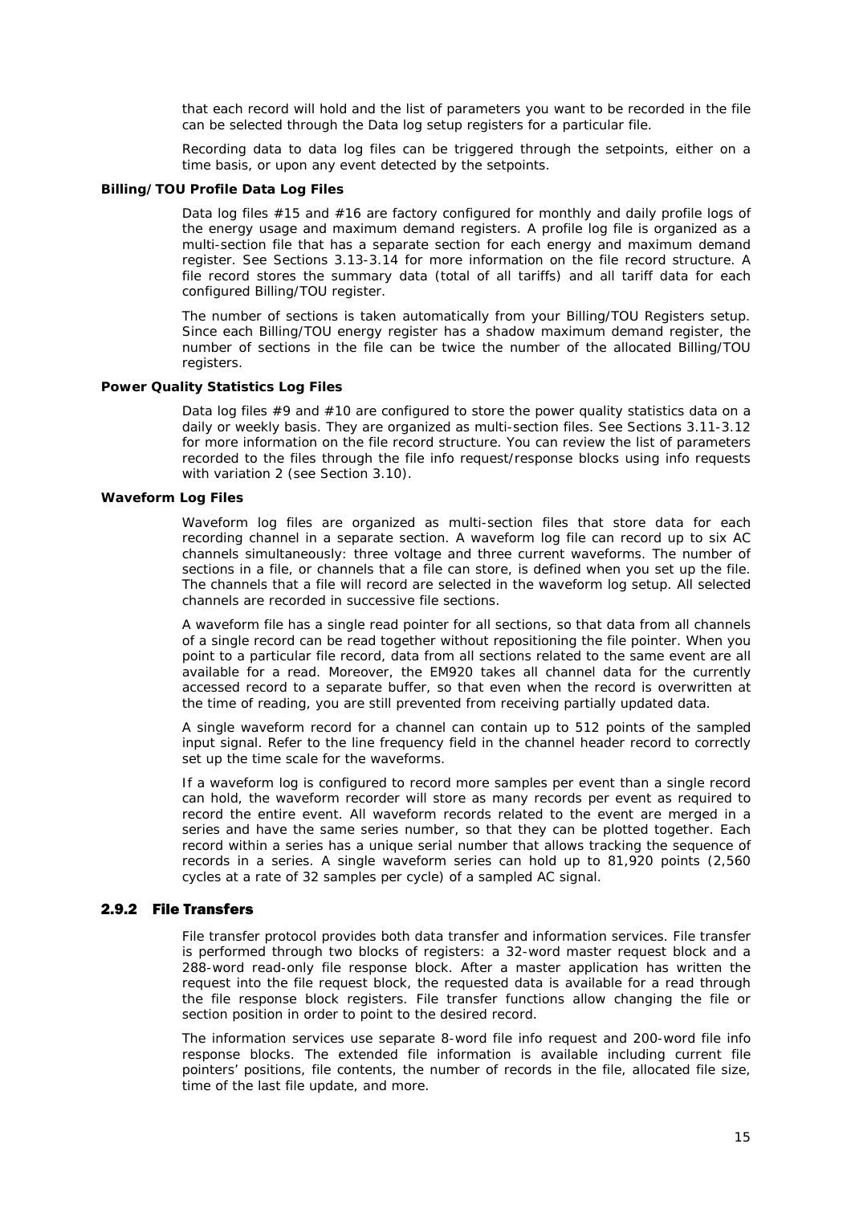that each record will hold and the list of parameters you want to be recorded in the file can be selected through the Data log setup registers for a particular file.

Recording data to data log files can be triggered through the setpoints, either on a time basis, or upon any event detected by the setpoints.

**Billing/TOU Profile Data Log Files**

Data log files #15 and #16 are factory configured for monthly and daily profile logs of the energy usage and maximum demand registers. A profile log file is organized as a multi-section file that has a separate section for each energy and maximum demand register. See Sections 3.13-3.14 for more information on the file record structure. A file record stores the summary data (total of all tariffs) and all tariff data for each configured Billing/TOU register.

The number of sections is taken automatically from your Billing/TOU Registers setup. Since each Billing/TOU energy register has a shadow maximum demand register, the number of sections in the file can be twice the number of the allocated Billing/TOU registers.

**Power Quality Statistics Log Files**

Data log files #9 and #10 are configured to store the power quality statistics data on a daily or weekly basis. They are organized as multi-section files. See Sections 3.11-3.12 for more information on the file record structure. You can review the list of parameters recorded to the files through the file info request/response blocks using info requests with variation 2 (see Section 3.10).

**Waveform Log Files**

Waveform log files are organized as multi-section files that store data for each recording channel in a separate section. A waveform log file can record up to six AC channels simultaneously: three voltage and three current waveforms. The number of sections in a file, or channels that a file can store, is defined when you set up the file. The channels that a file will record are selected in the waveform log setup. All selected channels are recorded in successive file sections.

A waveform file has a single read pointer for all sections, so that data from all channels of a single record can be read together without repositioning the file pointer. When you point to a particular file record, data from all sections related to the same event are all available for a read. Moreover, the EM920 takes all channel data for the currently accessed record to a separate buffer, so that even when the record is overwritten at the time of reading, you are still prevented from receiving partially updated data.

A single waveform record for a channel can contain up to 512 points of the sampled input signal. Refer to the line frequency field in the channel header record to correctly set up the time scale for the waveforms.

If a waveform log is configured to record more samples per event than a single record can hold, the waveform recorder will store as many records per event as required to record the entire event. All waveform records related to the event are merged in a series and have the same series number, so that they can be plotted together. Each record within a series has a unique serial number that allows tracking the sequence of records in a series. A single waveform series can hold up to 81,920 points (2,560 cycles at a rate of 32 samples per cycle) of a sampled AC signal.

### 2.9.2 File Transfers

File transfer protocol provides both data transfer and information services. File transfer is performed through two blocks of registers: a 32-word master request block and a 288-word read-only file response block. After a master application has written the request into the file request block, the requested data is available for a read through the file response block registers. File transfer functions allow changing the file or section position in order to point to the desired record.

The information services use separate 8-word file info request and 200-word file info response blocks. The extended file information is available including current file pointers' positions, file contents, the number of records in the file, allocated file size, time of the last file update, and more.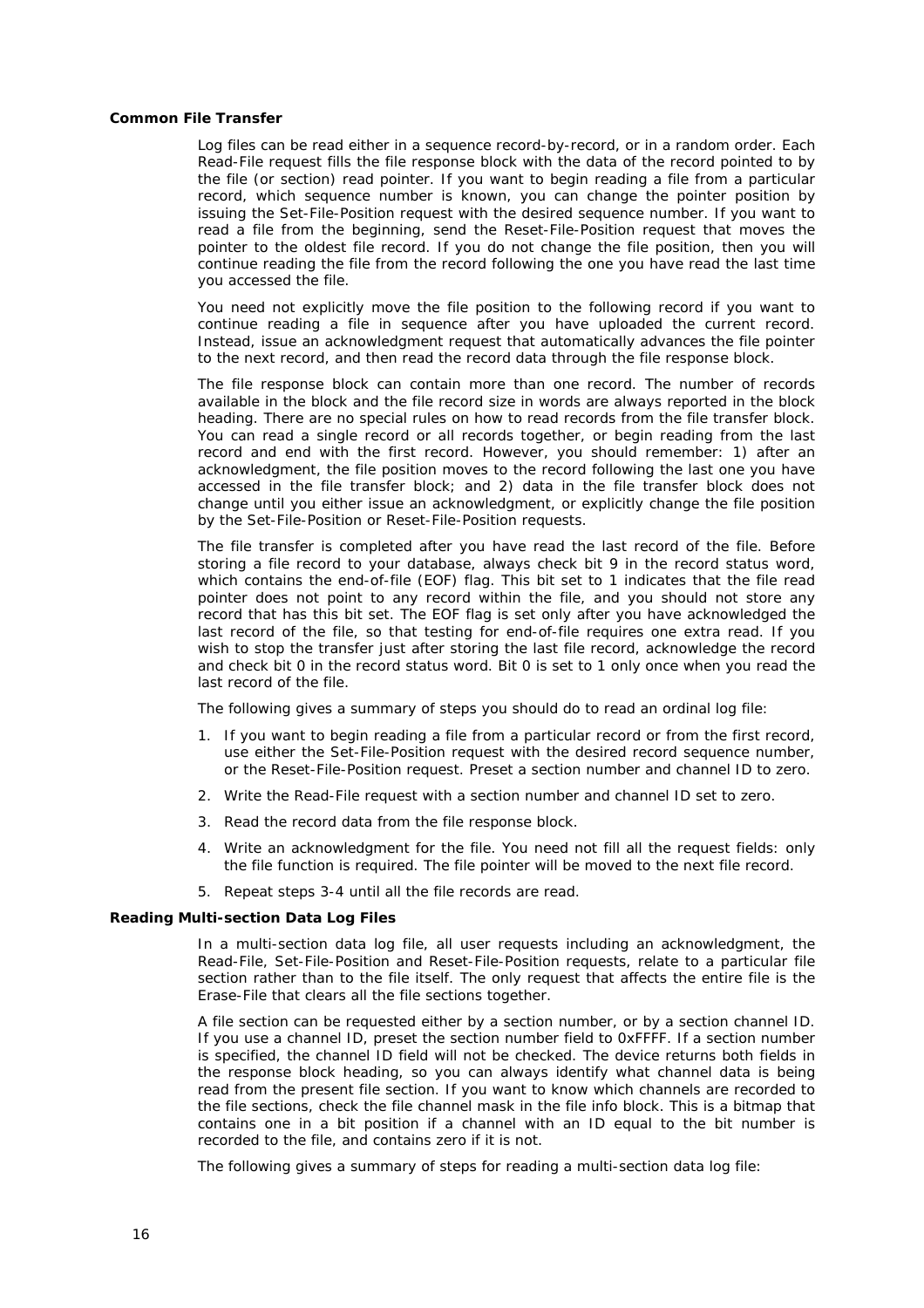### Common File Transfer

Log files can be read either in a sequence record-by-record, or in a random order. Each Read-File request fills the file response block with the data of the record pointed to by the file (or section) read pointer. If you want to begin reading a file from a particular record, which sequence number is known, you can change the pointer position by issuing the Set-File-Position request with the desired sequence number. If you want to read a file from the beginning, send the Reset-File-Position request that moves the pointer to the oldest file record. If you do not change the file position, then you will continue reading the file from the record following the one you have read the last time you accessed the file.

You need not explicitly move the file position to the following record if you want to continue reading a file in sequence after you have uploaded the current record. Instead, issue an acknowledgment request that automatically advances the file pointer to the next record, and then read the record data through the file response block.

The file response block can contain more than one record. The number of records available in the block and the file record size in words are always reported in the block heading. There are no special rules on how to read records from the file transfer block. You can read a single record or all records together, or begin reading from the last record and end with the first record. However, you should remember: 1) after an acknowledgment, the file position moves to the record following the last one you have accessed in the file transfer block; and 2) data in the file transfer block does not change until you either issue an acknowledgment, or explicitly change the file position by the Set-File-Position or Reset-File-Position requests.

The file transfer is completed after you have read the last record of the file. Before storing a file record to your database, always check bit 9 in the record status word, which contains the end-of-file (EOF) flag. This bit set to 1 indicates that the file read pointer does not point to any record within the file, and you should not store any record that has this bit set. The EOF flag is set only after you have acknowledged the last record of the file, so that testing for end-of-file requires one extra read. If you wish to stop the transfer just after storing the last file record, acknowledge the record and check bit 0 in the record status word. Bit 0 is set to 1 only once when you read the last record of the file.

The following gives a summary of steps you should do to read an ordinal log file:

1. If you want to begin reading a file from a particular record or from the first record, use either the Set-File-Position request with the desired record sequence number, or the Reset-File-Position request. Preset a section number and channel ID to zero.
2. Write the Read-File request with a section number and channel ID set to zero.
3. Read the record data from the file response block.
4. Write an acknowledgment for the file. You need not fill all the request fields: only the file function is required. The file pointer will be moved to the next file record.
5. Repeat steps 3-4 until all the file records are read.

### Reading Multi-section Data Log Files

In a multi-section data log file, all user requests including an acknowledgment, the Read-File, Set-File-Position and Reset-File-Position requests, relate to a particular file section rather than to the file itself. The only request that affects the entire file is the Erase-File that clears all the file sections together.

A file section can be requested either by a section number, or by a section channel ID. If you use a channel ID, preset the section number field to 0xFFFF. If a section number is specified, the channel ID field will not be checked. The device returns both fields in the response block heading, so you can always identify what channel data is being read from the present file section. If you want to know which channels are recorded to the file sections, check the file channel mask in the file info block. This is a bitmap that contains one in a bit position if a channel with an ID equal to the bit number is recorded to the file, and contains zero if it is not.

The following gives a summary of steps for reading a multi-section data log file: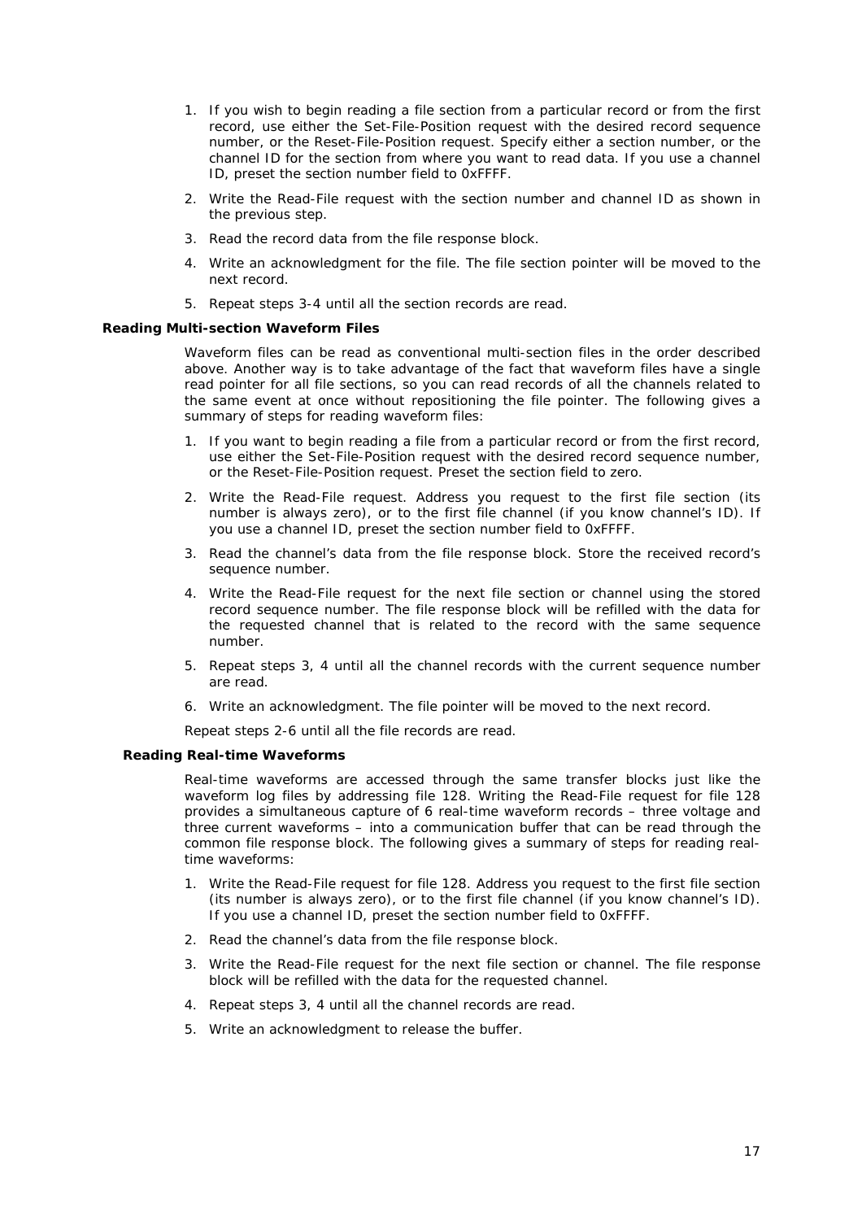1. If you wish to begin reading a file section from a particular record or from the first record, use either the Set-File-Position request with the desired record sequence number, or the Reset-File-Position request. Specify either a section number, or the channel ID for the section from where you want to read data. If you use a channel ID, preset the section number field to 0xFFFF.
2. Write the Read-File request with the section number and channel ID as shown in the previous step.
3. Read the record data from the file response block.
4. Write an acknowledgment for the file. The file section pointer will be moved to the next record.
5. Repeat steps 3-4 until all the section records are read.

**Reading Multi-section Waveform Files**

Waveform files can be read as conventional multi-section files in the order described above. Another way is to take advantage of the fact that waveform files have a single read pointer for all file sections, so you can read records of all the channels related to the same event at once without repositioning the file pointer. The following gives a summary of steps for reading waveform files:

1. If you want to begin reading a file from a particular record or from the first record, use either the Set-File-Position request with the desired record sequence number, or the Reset-File-Position request. Preset the section field to zero.
2. Write the Read-File request. Address you request to the first file section (its number is always zero), or to the first file channel (if you know channel's ID). If you use a channel ID, preset the section number field to 0xFFFF.
3. Read the channel's data from the file response block. Store the received record's sequence number.
4. Write the Read-File request for the next file section or channel using the stored record sequence number. The file response block will be refilled with the data for the requested channel that is related to the record with the same sequence number.
5. Repeat steps 3, 4 until all the channel records with the current sequence number are read.
6. Write an acknowledgment. The file pointer will be moved to the next record.

Repeat steps 2-6 until all the file records are read.

**Reading Real-time Waveforms**

Real-time waveforms are accessed through the same transfer blocks just like the waveform log files by addressing file 128. Writing the Read-File request for file 128 provides a simultaneous capture of 6 real-time waveform records – three voltage and three current waveforms – into a communication buffer that can be read through the common file response block. The following gives a summary of steps for reading real-time waveforms:

1. Write the Read-File request for file 128. Address you request to the first file section (its number is always zero), or to the first file channel (if you know channel's ID). If you use a channel ID, preset the section number field to 0xFFFF.
2. Read the channel's data from the file response block.
3. Write the Read-File request for the next file section or channel. The file response block will be refilled with the data for the requested channel.
4. Repeat steps 3, 4 until all the channel records are read.
5. Write an acknowledgment to release the buffer.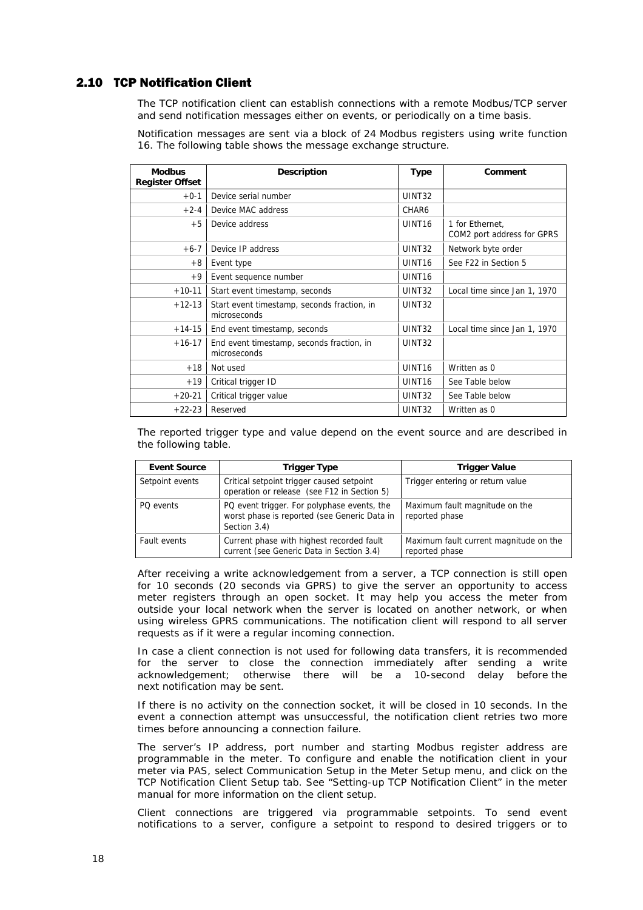## 2.10 TCP Notification Client

The TCP notification client can establish connections with a remote Modbus/TCP server and send notification messages either on events, or periodically on a time basis.

Notification messages are sent via a block of 24 Modbus registers using write function 16. The following table shows the message exchange structure.

| Modbus Register Offset | Description | Type | Comment |
|---|---|---|---|
| +0-1 | Device serial number | UINT32 | |
| +2-4 | Device MAC address | CHAR6 | |
| +5 | Device address | UINT16 | 1 for Ethernet, COM2 port address for GPRS |
| +6-7 | Device IP address | UINT32 | Network byte order |
| +8 | Event type | UINT16 | See F22 in Section 5 |
| +9 | Event sequence number | UINT16 | |
| +10-11 | Start event timestamp, seconds | UINT32 | Local time since Jan 1, 1970 |
| +12-13 | Start event timestamp, seconds fraction, in microseconds | UINT32 | |
| +14-15 | End event timestamp, seconds | UINT32 | Local time since Jan 1, 1970 |
| +16-17 | End event timestamp, seconds fraction, in microseconds | UINT32 | |
| +18 | Not used | UINT16 | Written as 0 |
| +19 | Critical trigger ID | UINT16 | See Table below |
| +20-21 | Critical trigger value | UINT32 | See Table below |
| +22-23 | Reserved | UINT32 | Written as 0 |

The reported trigger type and value depend on the event source and are described in the following table.

| Event Source | Trigger Type | Trigger Value |
|---|---|---|
| Setpoint events | Critical setpoint trigger caused setpoint operation or release (see F12 in Section 5) | Trigger entering or return value |
| PQ events | PQ event trigger. For polyphase events, the worst phase is reported (see Generic Data in Section 3.4) | Maximum fault magnitude on the reported phase |
| Fault events | Current phase with highest recorded fault current (see Generic Data in Section 3.4) | Maximum fault current magnitude on the reported phase |

After receiving a write acknowledgement from a server, a TCP connection is still open for 10 seconds (20 seconds via GPRS) to give the server an opportunity to access meter registers through an open socket. It may help you access the meter from outside your local network when the server is located on another network, or when using wireless GPRS communications. The notification client will respond to all server requests as if it were a regular incoming connection.

In case a client connection is not used for following data transfers, it is recommended for the server to close the connection immediately after sending a write acknowledgement; otherwise there will be a 10-second delay before the next notification may be sent.

If there is no activity on the connection socket, it will be closed in 10 seconds. In the event a connection attempt was unsuccessful, the notification client retries two more times before announcing a connection failure.

The server's IP address, port number and starting Modbus register address are programmable in the meter. To configure and enable the notification client in your meter via PAS, select Communication Setup in the Meter Setup menu, and click on the TCP Notification Client Setup tab. See "Setting-up TCP Notification Client" in the meter manual for more information on the client setup.

Client connections are triggered via programmable setpoints. To send event notifications to a server, configure a setpoint to respond to desired triggers or to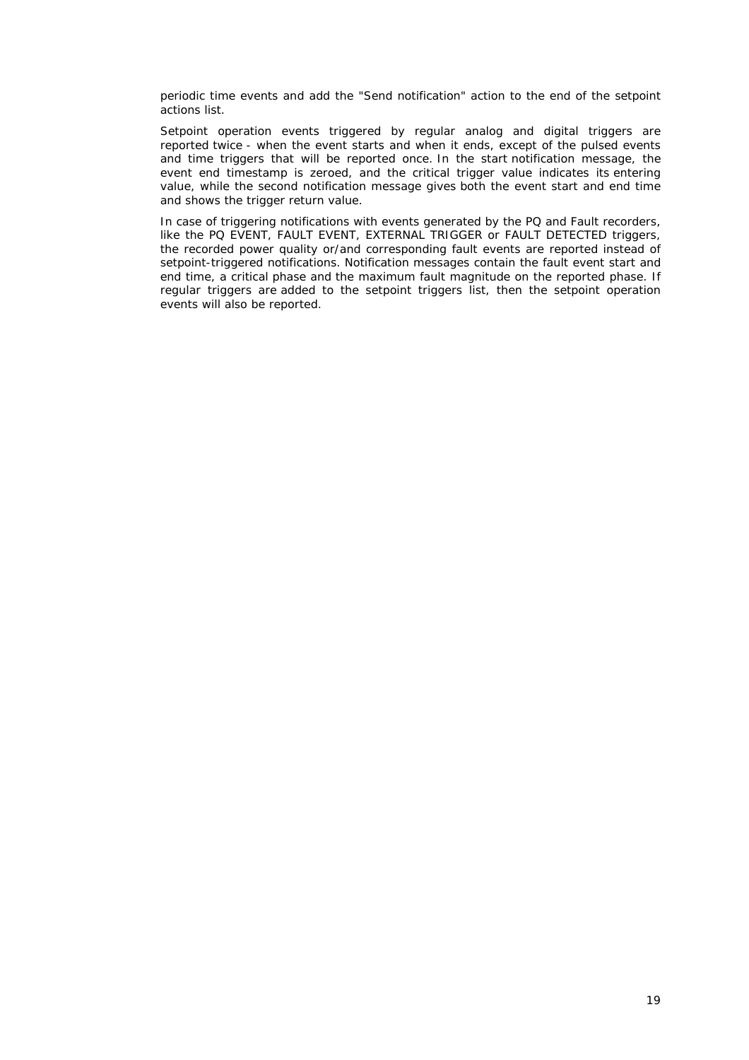periodic time events and add the "Send notification" action to the end of the setpoint actions list.

Setpoint operation events triggered by regular analog and digital triggers are reported twice - when the event starts and when it ends, except of the pulsed events and time triggers that will be reported once. In the start notification message, the event end timestamp is zeroed, and the critical trigger value indicates its entering value, while the second notification message gives both the event start and end time and shows the trigger return value.

In case of triggering notifications with events generated by the PQ and Fault recorders, like the PQ EVENT, FAULT EVENT, EXTERNAL TRIGGER or FAULT DETECTED triggers, the recorded power quality or/and corresponding fault events are reported instead of setpoint-triggered notifications. Notification messages contain the fault event start and end time, a critical phase and the maximum fault magnitude on the reported phase. If regular triggers are added to the setpoint triggers list, then the setpoint operation events will also be reported.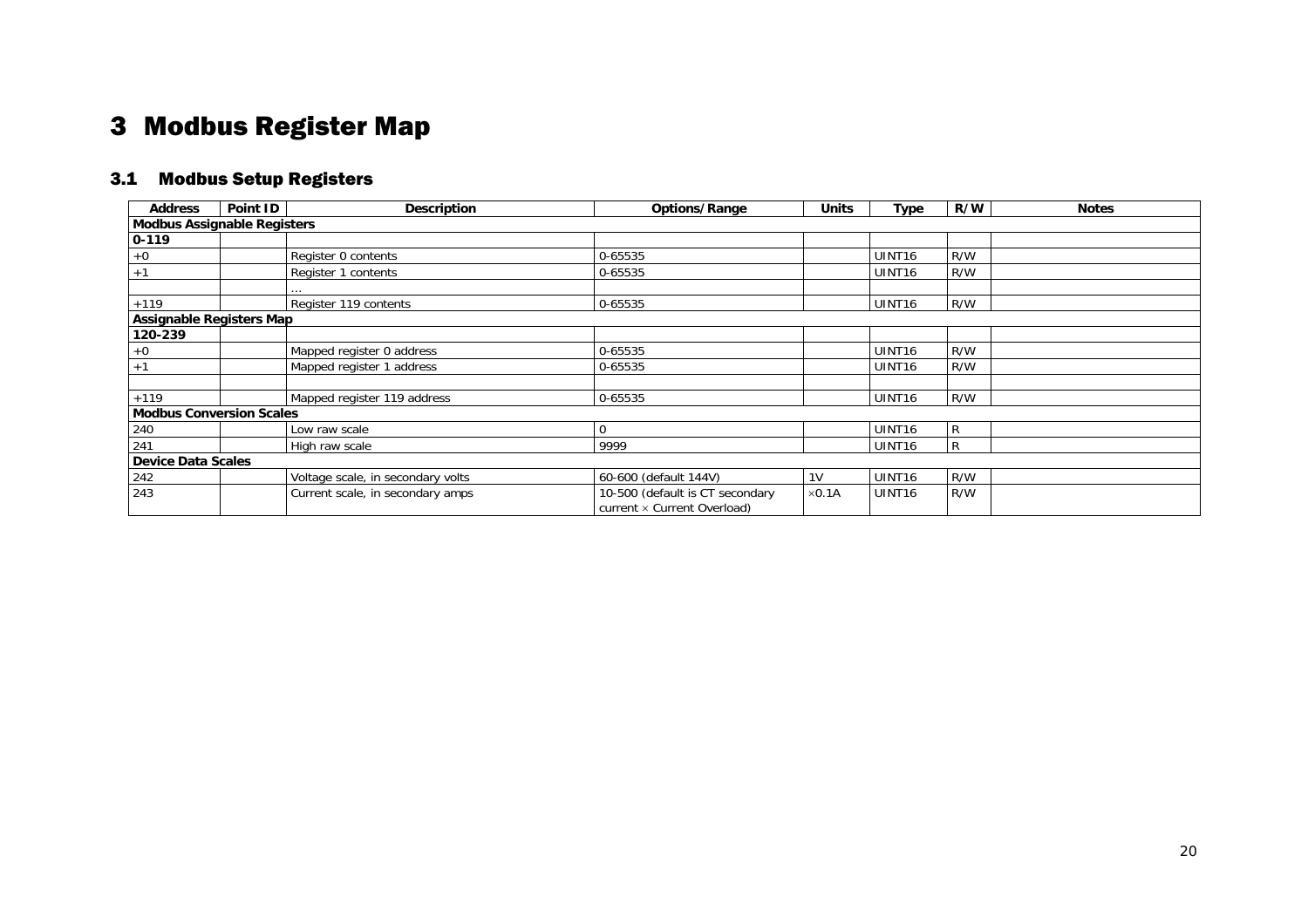# 3 Modbus Register Map

## 3.1 Modbus Setup Registers

| Address | Point ID | Description | Options/Range | Units | Type | R/W | Notes |
|---|---|---|---|---|---|---|---|
| **Modbus Assignable Registers** | | | | | | | |
| **0-119** | | | | | | | |
| +0 | | Register 0 contents | 0-65535 | | UINT16 | R/W | |
| +1 | | Register 1 contents | 0-65535 | | UINT16 | R/W | |
| | | … | | | | | |
| +119 | | Register 119 contents | 0-65535 | | UINT16 | R/W | |
| **Assignable Registers Map** | | | | | | | |
| **120-239** | | | | | | | |
| +0 | | Mapped register 0 address | 0-65535 | | UINT16 | R/W | |
| +1 | | Mapped register 1 address | 0-65535 | | UINT16 | R/W | |
| | | | | | | | |
| +119 | | Mapped register 119 address | 0-65535 | | UINT16 | R/W | |
| **Modbus Conversion Scales** | | | | | | | |
| 240 | | Low raw scale | 0 | | UINT16 | R | |
| 241 | | High raw scale | 9999 | | UINT16 | R | |
| **Device Data Scales** | | | | | | | |
| 242 | | Voltage scale, in secondary volts | 60-600 (default 144V) | 1V | UINT16 | R/W | |
| 243 | | Current scale, in secondary amps | 10-500 (default is CT secondary current × Current Overload) | ×0.1A | UINT16 | R/W | |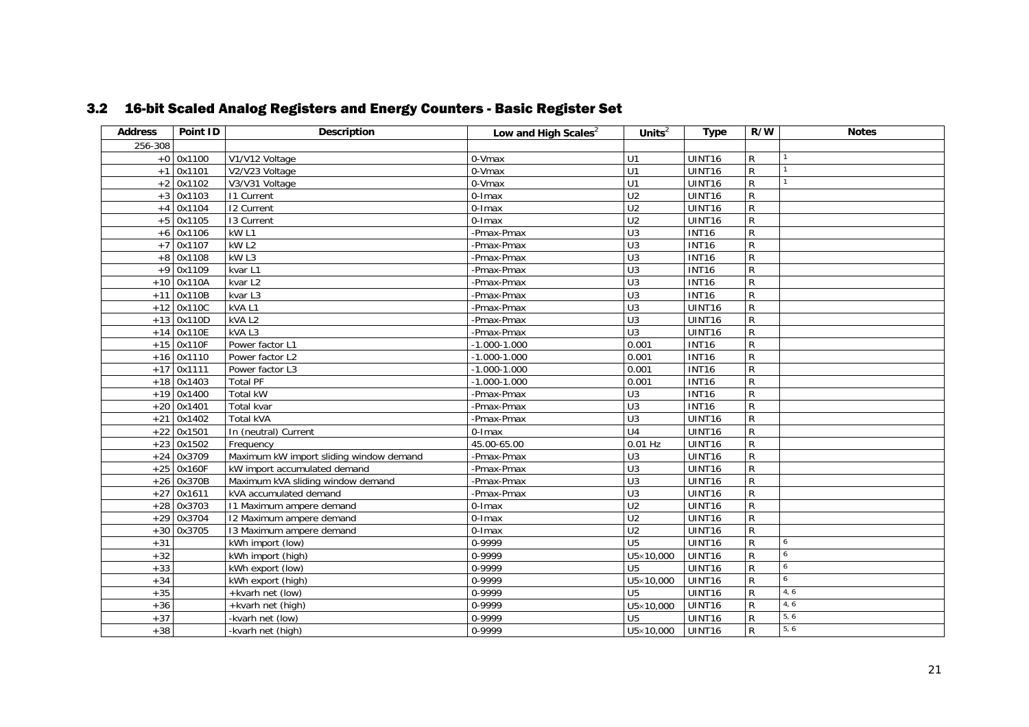## 3.2 16-bit Scaled Analog Registers and Energy Counters - Basic Register Set

| Address | Point ID | Description | Low and High Scales[2] | Units[2] | Type | R/W | Notes |
|---|---|---|---|---|---|---|---|
| 256-308 | | | | | | | |
| +0 | 0x1100 | V1/V12 Voltage | 0-Vmax | U1 | UINT16 | R | 1 |
| +1 | 0x1101 | V2/V23 Voltage | 0-Vmax | U1 | UINT16 | R | 1 |
| +2 | 0x1102 | V3/V31 Voltage | 0-Vmax | U1 | UINT16 | R | 1 |
| +3 | 0x1103 | I1 Current | 0-Imax | U2 | UINT16 | R | |
| +4 | 0x1104 | I2 Current | 0-Imax | U2 | UINT16 | R | |
| +5 | 0x1105 | I3 Current | 0-Imax | U2 | UINT16 | R | |
| +6 | 0x1106 | kW L1 | -Pmax-Pmax | U3 | INT16 | R | |
| +7 | 0x1107 | kW L2 | -Pmax-Pmax | U3 | INT16 | R | |
| +8 | 0x1108 | kW L3 | -Pmax-Pmax | U3 | INT16 | R | |
| +9 | 0x1109 | kvar L1 | -Pmax-Pmax | U3 | INT16 | R | |
| +10 | 0x110A | kvar L2 | -Pmax-Pmax | U3 | INT16 | R | |
| +11 | 0x110B | kvar L3 | -Pmax-Pmax | U3 | INT16 | R | |
| +12 | 0x110C | kVA L1 | -Pmax-Pmax | U3 | UINT16 | R | |
| +13 | 0x110D | kVA L2 | -Pmax-Pmax | U3 | UINT16 | R | |
| +14 | 0x110E | kVA L3 | -Pmax-Pmax | U3 | UINT16 | R | |
| +15 | 0x110F | Power factor L1 | -1.000-1.000 | 0.001 | INT16 | R | |
| +16 | 0x1110 | Power factor L2 | -1.000-1.000 | 0.001 | INT16 | R | |
| +17 | 0x1111 | Power factor L3 | -1.000-1.000 | 0.001 | INT16 | R | |
| +18 | 0x1403 | Total PF | -1.000-1.000 | 0.001 | INT16 | R | |
| +19 | 0x1400 | Total kW | -Pmax-Pmax | U3 | INT16 | R | |
| +20 | 0x1401 | Total kvar | -Pmax-Pmax | U3 | INT16 | R | |
| +21 | 0x1402 | Total kVA | -Pmax-Pmax | U3 | UINT16 | R | |
| +22 | 0x1501 | In (neutral) Current | 0-Imax | U4 | UINT16 | R | |
| +23 | 0x1502 | Frequency | 45.00-65.00 | 0.01 Hz | UINT16 | R | |
| +24 | 0x3709 | Maximum kW import sliding window demand | -Pmax-Pmax | U3 | UINT16 | R | |
| +25 | 0x160F | kW import accumulated demand | -Pmax-Pmax | U3 | UINT16 | R | |
| +26 | 0x370B | Maximum kVA sliding window demand | -Pmax-Pmax | U3 | UINT16 | R | |
| +27 | 0x1611 | kVA accumulated demand | -Pmax-Pmax | U3 | UINT16 | R | |
| +28 | 0x3703 | I1 Maximum ampere demand | 0-Imax | U2 | UINT16 | R | |
| +29 | 0x3704 | I2 Maximum ampere demand | 0-Imax | U2 | UINT16 | R | |
| +30 | 0x3705 | I3 Maximum ampere demand | 0-Imax | U2 | UINT16 | R | |
| +31 | | kWh import (low) | 0-9999 | U5 | UINT16 | R | 6 |
| +32 | | kWh import (high) | 0-9999 | U5×10,000 | UINT16 | R | 6 |
| +33 | | kWh export (low) | 0-9999 | U5 | UINT16 | R | 6 |
| +34 | | kWh export (high) | 0-9999 | U5×10,000 | UINT16 | R | 6 |
| +35 | | +kvarh net (low) | 0-9999 | U5 | UINT16 | R | 4, 6 |
| +36 | | +kvarh net (high) | 0-9999 | U5×10,000 | UINT16 | R | 4, 6 |
| +37 | | -kvarh net (low) | 0-9999 | U5 | UINT16 | R | 5, 6 |
| +38 | | -kvarh net (high) | 0-9999 | U5×10,000 | UINT16 | R | 5, 6 |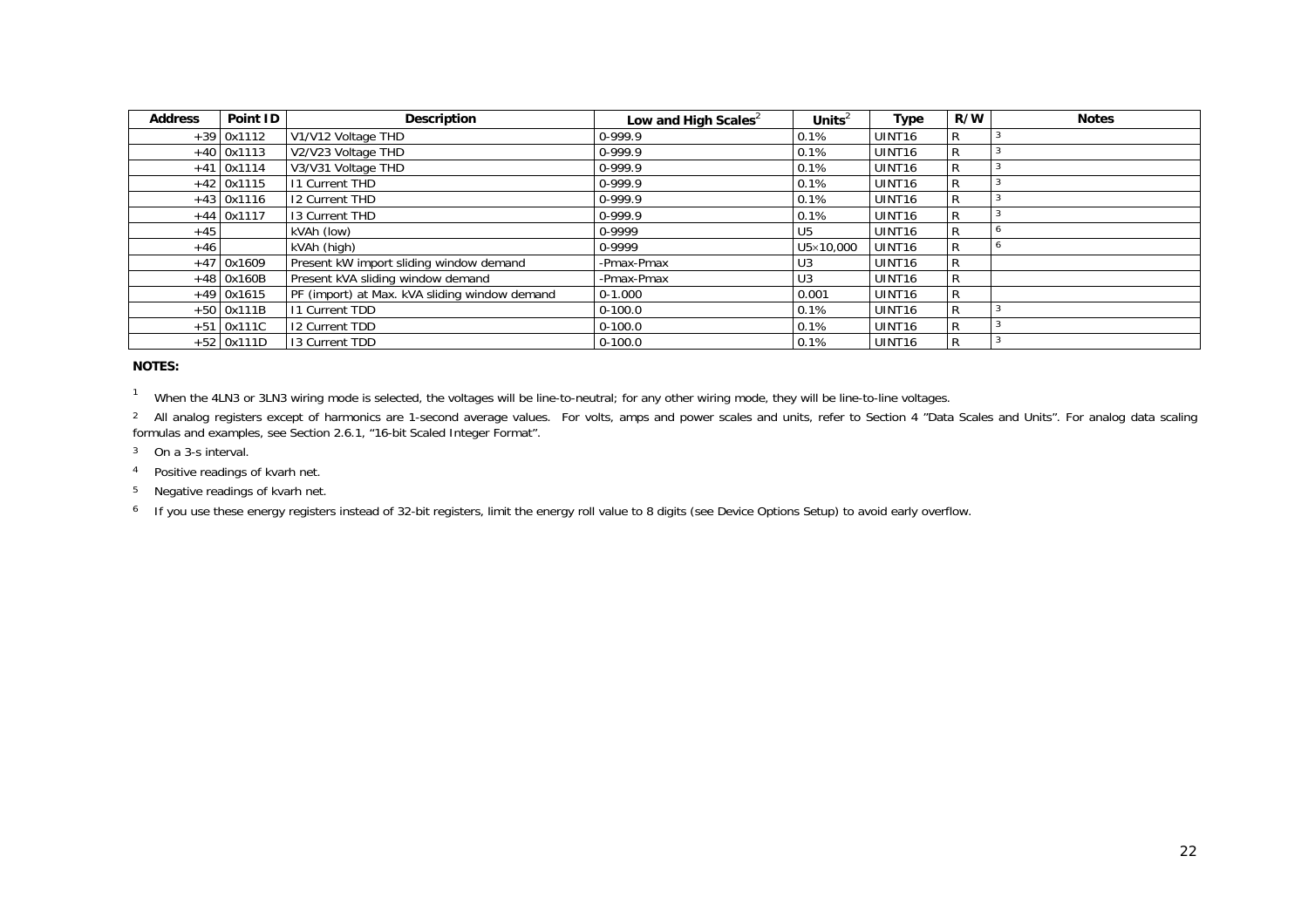| Address | Point ID | Description | Low and High Scales[2] | Units[2] | Type | R/W | Notes |
|---|---|---|---|---|---|---|---|
| +39 | 0x1112 | V1/V12 Voltage THD | 0-999.9 | 0.1% | UINT16 | R | [3] |
| +40 | 0x1113 | V2/V23 Voltage THD | 0-999.9 | 0.1% | UINT16 | R | [3] |
| +41 | 0x1114 | V3/V31 Voltage THD | 0-999.9 | 0.1% | UINT16 | R | [3] |
| +42 | 0x1115 | I1 Current THD | 0-999.9 | 0.1% | UINT16 | R | [3] |
| +43 | 0x1116 | I2 Current THD | 0-999.9 | 0.1% | UINT16 | R | [3] |
| +44 | 0x1117 | I3 Current THD | 0-999.9 | 0.1% | UINT16 | R | [3] |
| +45 | | kVAh (low) | 0-9999 | U5 | UINT16 | R | [6] |
| +46 | | kVAh (high) | 0-9999 | U5×10,000 | UINT16 | R | [6] |
| +47 | 0x1609 | Present kW import sliding window demand | -Pmax-Pmax | U3 | UINT16 | R | |
| +48 | 0x160B | Present kVA sliding window demand | -Pmax-Pmax | U3 | UINT16 | R | |
| +49 | 0x1615 | PF (import) at Max. kVA sliding window demand | 0-1.000 | 0.001 | UINT16 | R | |
| +50 | 0x111B | I1 Current TDD | 0-100.0 | 0.1% | UINT16 | R | [3] |
| +51 | 0x111C | I2 Current TDD | 0-100.0 | 0.1% | UINT16 | R | [3] |
| +52 | 0x111D | I3 Current TDD | 0-100.0 | 0.1% | UINT16 | R | [3] |

**NOTES:**

[1] When the 4LN3 or 3LN3 wiring mode is selected, the voltages will be line-to-neutral; for any other wiring mode, they will be line-to-line voltages.

[2] All analog registers except of harmonics are 1-second average values. For volts, amps and power scales and units, refer to Section 4 "Data Scales and Units". For analog data scaling formulas and examples, see Section 2.6.1, "16-bit Scaled Integer Format".

[3] On a 3-s interval.

[4] Positive readings of kvarh net.

[5] Negative readings of kvarh net.

[6] If you use these energy registers instead of 32-bit registers, limit the energy roll value to 8 digits (see Device Options Setup) to avoid early overflow.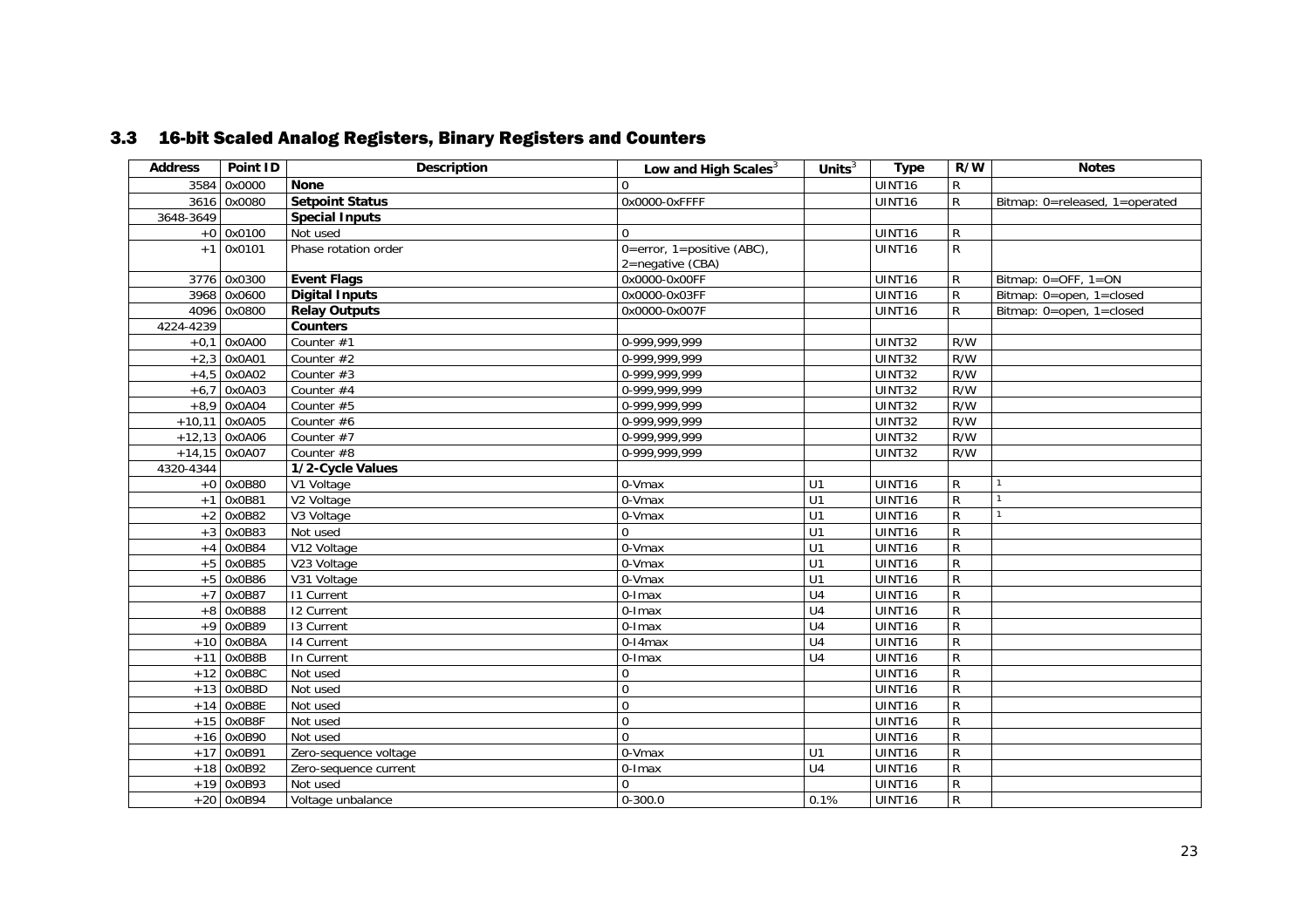## 3.3 16-bit Scaled Analog Registers, Binary Registers and Counters

| Address | Point ID | Description | Low and High Scales[3] | Units[3] | Type | R/W | Notes |
|---|---|---|---|---|---|---|---|
| 3584 | 0x0000 | **None** | 0 | | UINT16 | R | |
| 3616 | 0x0080 | **Setpoint Status** | 0x0000-0xFFFF | | UINT16 | R | Bitmap: 0=released, 1=operated |
| 3648-3649 | | **Special Inputs** | | | | | |
| +0 | 0x0100 | Not used | 0 | | UINT16 | R | |
| +1 | 0x0101 | Phase rotation order | 0=error, 1=positive (ABC), 2=negative (CBA) | | UINT16 | R | |
| 3776 | 0x0300 | **Event Flags** | 0x0000-0x00FF | | UINT16 | R | Bitmap: 0=OFF, 1=ON |
| 3968 | 0x0600 | **Digital Inputs** | 0x0000-0x03FF | | UINT16 | R | Bitmap: 0=open, 1=closed |
| 4096 | 0x0800 | **Relay Outputs** | 0x0000-0x007F | | UINT16 | R | Bitmap: 0=open, 1=closed |
| 4224-4239 | | **Counters** | | | | | |
| +0,1 | 0x0A00 | Counter #1 | 0-999,999,999 | | UINT32 | R/W | |
| +2,3 | 0x0A01 | Counter #2 | 0-999,999,999 | | UINT32 | R/W | |
| +4,5 | 0x0A02 | Counter #3 | 0-999,999,999 | | UINT32 | R/W | |
| +6,7 | 0x0A03 | Counter #4 | 0-999,999,999 | | UINT32 | R/W | |
| +8,9 | 0x0A04 | Counter #5 | 0-999,999,999 | | UINT32 | R/W | |
| +10,11 | 0x0A05 | Counter #6 | 0-999,999,999 | | UINT32 | R/W | |
| +12,13 | 0x0A06 | Counter #7 | 0-999,999,999 | | UINT32 | R/W | |
| +14,15 | 0x0A07 | Counter #8 | 0-999,999,999 | | UINT32 | R/W | |
| 4320-4344 | | **1/2-Cycle Values** | | | | | |
| +0 | 0x0B80 | V1 Voltage | 0-Vmax | U1 | UINT16 | R | 1 |
| +1 | 0x0B81 | V2 Voltage | 0-Vmax | U1 | UINT16 | R | 1 |
| +2 | 0x0B82 | V3 Voltage | 0-Vmax | U1 | UINT16 | R | 1 |
| +3 | 0x0B83 | Not used | 0 | U1 | UINT16 | R | |
| +4 | 0x0B84 | V12 Voltage | 0-Vmax | U1 | UINT16 | R | |
| +5 | 0x0B85 | V23 Voltage | 0-Vmax | U1 | UINT16 | R | |
| +5 | 0x0B86 | V31 Voltage | 0-Vmax | U1 | UINT16 | R | |
| +7 | 0x0B87 | I1 Current | 0-Imax | U4 | UINT16 | R | |
| +8 | 0x0B88 | I2 Current | 0-Imax | U4 | UINT16 | R | |
| +9 | 0x0B89 | I3 Current | 0-Imax | U4 | UINT16 | R | |
| +10 | 0x0B8A | I4 Current | 0-I4max | U4 | UINT16 | R | |
| +11 | 0x0B8B | In Current | 0-Imax | U4 | UINT16 | R | |
| +12 | 0x0B8C | Not used | 0 | | UINT16 | R | |
| +13 | 0x0B8D | Not used | 0 | | UINT16 | R | |
| +14 | 0x0B8E | Not used | 0 | | UINT16 | R | |
| +15 | 0x0B8F | Not used | 0 | | UINT16 | R | |
| +16 | 0x0B90 | Not used | 0 | | UINT16 | R | |
| +17 | 0x0B91 | Zero-sequence voltage | 0-Vmax | U1 | UINT16 | R | |
| +18 | 0x0B92 | Zero-sequence current | 0-Imax | U4 | UINT16 | R | |
| +19 | 0x0B93 | Not used | 0 | | UINT16 | R | |
| +20 | 0x0B94 | Voltage unbalance | 0-300.0 | 0.1% | UINT16 | R | |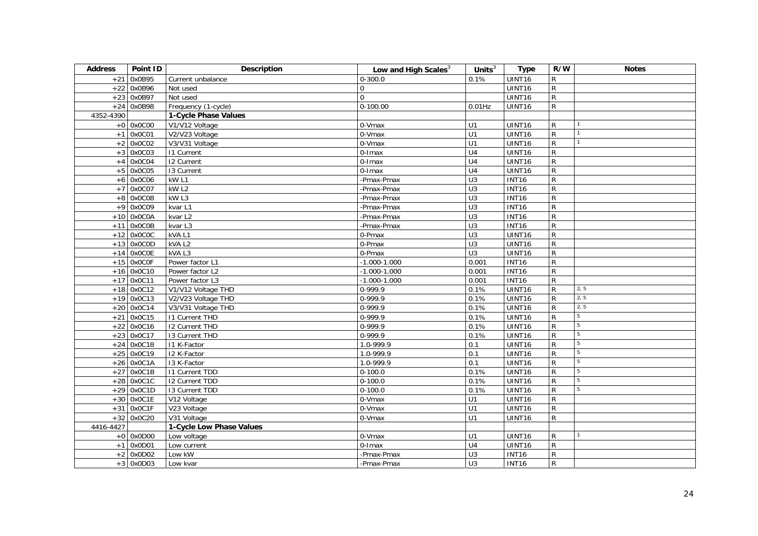| Address | Point ID | Description | Low and High Scales[3] | Units[3] | Type | R/W | Notes |
|---|---|---|---|---|---|---|---|
| +21 | 0x0B95 | Current unbalance | 0-300.0 | 0.1% | UINT16 | R | |
| +22 | 0x0B96 | Not used | 0 | | UINT16 | R | |
| +23 | 0x0B97 | Not used | 0 | | UINT16 | R | |
| +24 | 0x0B98 | Frequency (1-cycle) | 0-100.00 | 0.01Hz | UINT16 | R | |
| 4352-4390 | | **1-Cycle Phase Values** | | | | | |
| +0 | 0x0C00 | V1/V12 Voltage | 0-Vmax | U1 | UINT16 | R | 1 |
| +1 | 0x0C01 | V2/V23 Voltage | 0-Vmax | U1 | UINT16 | R | 1 |
| +2 | 0x0C02 | V3/V31 Voltage | 0-Vmax | U1 | UINT16 | R | 1 |
| +3 | 0x0C03 | I1 Current | 0-Imax | U4 | UINT16 | R | |
| +4 | 0x0C04 | I2 Current | 0-Imax | U4 | UINT16 | R | |
| +5 | 0x0C05 | I3 Current | 0-Imax | U4 | UINT16 | R | |
| +6 | 0x0C06 | kW L1 | -Pmax-Pmax | U3 | INT16 | R | |
| +7 | 0x0C07 | kW L2 | -Pmax-Pmax | U3 | INT16 | R | |
| +8 | 0x0C08 | kW L3 | -Pmax-Pmax | U3 | INT16 | R | |
| +9 | 0x0C09 | kvar L1 | -Pmax-Pmax | U3 | INT16 | R | |
| +10 | 0x0C0A | kvar L2 | -Pmax-Pmax | U3 | INT16 | R | |
| +11 | 0x0C0B | kvar L3 | -Pmax-Pmax | U3 | INT16 | R | |
| +12 | 0x0C0C | kVA L1 | 0-Pmax | U3 | UINT16 | R | |
| +13 | 0x0C0D | kVA L2 | 0-Pmax | U3 | UINT16 | R | |
| +14 | 0x0C0E | kVA L3 | 0-Pmax | U3 | UINT16 | R | |
| +15 | 0x0C0F | Power factor L1 | -1.000-1.000 | 0.001 | INT16 | R | |
| +16 | 0x0C10 | Power factor L2 | -1.000-1.000 | 0.001 | INT16 | R | |
| +17 | 0x0C11 | Power factor L3 | -1.000-1.000 | 0.001 | INT16 | R | |
| +18 | 0x0C12 | V1/V12 Voltage THD | 0-999.9 | 0.1% | UINT16 | R | 2, 5 |
| +19 | 0x0C13 | V2/V23 Voltage THD | 0-999.9 | 0.1% | UINT16 | R | 2, 5 |
| +20 | 0x0C14 | V3/V31 Voltage THD | 0-999.9 | 0.1% | UINT16 | R | 2, 5 |
| +21 | 0x0C15 | I1 Current THD | 0-999.9 | 0.1% | UINT16 | R | 5 |
| +22 | 0x0C16 | I2 Current THD | 0-999.9 | 0.1% | UINT16 | R | 5 |
| +23 | 0x0C17 | I3 Current THD | 0-999.9 | 0.1% | UINT16 | R | 5 |
| +24 | 0x0C18 | I1 K-Factor | 1.0-999.9 | 0.1 | UINT16 | R | 5 |
| +25 | 0x0C19 | I2 K-Factor | 1.0-999.9 | 0.1 | UINT16 | R | 5 |
| +26 | 0x0C1A | I3 K-Factor | 1.0-999.9 | 0.1 | UINT16 | R | 5 |
| +27 | 0x0C1B | I1 Current TDD | 0-100.0 | 0.1% | UINT16 | R | 5 |
| +28 | 0x0C1C | I2 Current TDD | 0-100.0 | 0.1% | UINT16 | R | 5 |
| +29 | 0x0C1D | I3 Current TDD | 0-100.0 | 0.1% | UINT16 | R | 5 |
| +30 | 0x0C1E | V12 Voltage | 0-Vmax | U1 | UINT16 | R | |
| +31 | 0x0C1F | V23 Voltage | 0-Vmax | U1 | UINT16 | R | |
| +32 | 0x0C20 | V31 Voltage | 0-Vmax | U1 | UINT16 | R | |
| 4416-4427 | | **1-Cycle Low Phase Values** | | | | | |
| +0 | 0x0D00 | Low voltage | 0-Vmax | U1 | UINT16 | R | 1 |
| +1 | 0x0D01 | Low current | 0-Imax | U4 | UINT16 | R | |
| +2 | 0x0D02 | Low kW | -Pmax-Pmax | U3 | INT16 | R | |
| +3 | 0x0D03 | Low kvar | -Pmax-Pmax | U3 | INT16 | R | |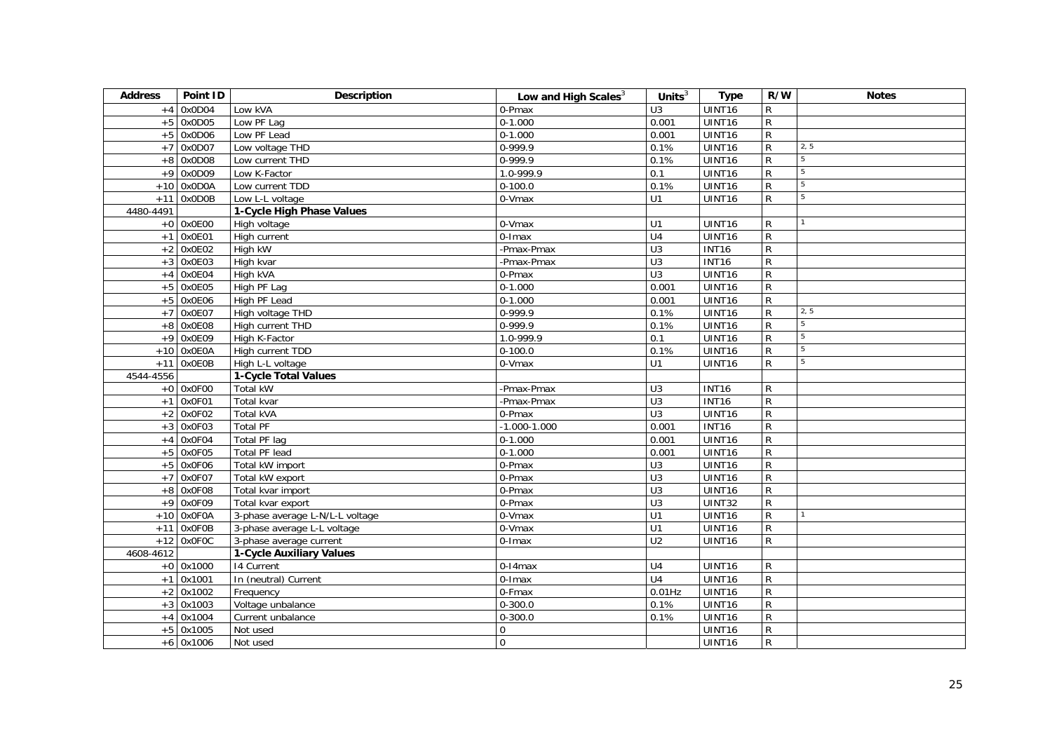| Address | Point ID | Description | Low and High Scales[3] | Units[3] | Type | R/W | Notes |
|---|---|---|---|---|---|---|---|
| +4 | 0x0D04 | Low kVA | 0-Pmax | U3 | UINT16 | R | |
| +5 | 0x0D05 | Low PF Lag | 0-1.000 | 0.001 | UINT16 | R | |
| +5 | 0x0D06 | Low PF Lead | 0-1.000 | 0.001 | UINT16 | R | |
| +7 | 0x0D07 | Low voltage THD | 0-999.9 | 0.1% | UINT16 | R | 2, 5 |
| +8 | 0x0D08 | Low current THD | 0-999.9 | 0.1% | UINT16 | R | 5 |
| +9 | 0x0D09 | Low K-Factor | 1.0-999.9 | 0.1 | UINT16 | R | 5 |
| +10 | 0x0D0A | Low current TDD | 0-100.0 | 0.1% | UINT16 | R | 5 |
| +11 | 0x0D0B | Low L-L voltage | 0-Vmax | U1 | UINT16 | R | 5 |
| 4480-4491 | | **1-Cycle High Phase Values** | | | | | |
| +0 | 0x0E00 | High voltage | 0-Vmax | U1 | UINT16 | R | 1 |
| +1 | 0x0E01 | High current | 0-Imax | U4 | UINT16 | R | |
| +2 | 0x0E02 | High kW | -Pmax-Pmax | U3 | INT16 | R | |
| +3 | 0x0E03 | High kvar | -Pmax-Pmax | U3 | INT16 | R | |
| +4 | 0x0E04 | High kVA | 0-Pmax | U3 | UINT16 | R | |
| +5 | 0x0E05 | High PF Lag | 0-1.000 | 0.001 | UINT16 | R | |
| +5 | 0x0E06 | High PF Lead | 0-1.000 | 0.001 | UINT16 | R | |
| +7 | 0x0E07 | High voltage THD | 0-999.9 | 0.1% | UINT16 | R | 2, 5 |
| +8 | 0x0E08 | High current THD | 0-999.9 | 0.1% | UINT16 | R | 5 |
| +9 | 0x0E09 | High K-Factor | 1.0-999.9 | 0.1 | UINT16 | R | 5 |
| +10 | 0x0E0A | High current TDD | 0-100.0 | 0.1% | UINT16 | R | 5 |
| +11 | 0x0E0B | High L-L voltage | 0-Vmax | U1 | UINT16 | R | 5 |
| 4544-4556 | | **1-Cycle Total Values** | | | | | |
| +0 | 0x0F00 | Total kW | -Pmax-Pmax | U3 | INT16 | R | |
| +1 | 0x0F01 | Total kvar | -Pmax-Pmax | U3 | INT16 | R | |
| +2 | 0x0F02 | Total kVA | 0-Pmax | U3 | UINT16 | R | |
| +3 | 0x0F03 | Total PF | -1.000-1.000 | 0.001 | INT16 | R | |
| +4 | 0x0F04 | Total PF lag | 0-1.000 | 0.001 | UINT16 | R | |
| +5 | 0x0F05 | Total PF lead | 0-1.000 | 0.001 | UINT16 | R | |
| +5 | 0x0F06 | Total kW import | 0-Pmax | U3 | UINT16 | R | |
| +7 | 0x0F07 | Total kW export | 0-Pmax | U3 | UINT16 | R | |
| +8 | 0x0F08 | Total kvar import | 0-Pmax | U3 | UINT16 | R | |
| +9 | 0x0F09 | Total kvar export | 0-Pmax | U3 | UINT32 | R | |
| +10 | 0x0F0A | 3-phase average L-N/L-L voltage | 0-Vmax | U1 | UINT16 | R | 1 |
| +11 | 0x0F0B | 3-phase average L-L voltage | 0-Vmax | U1 | UINT16 | R | |
| +12 | 0x0F0C | 3-phase average current | 0-Imax | U2 | UINT16 | R | |
| 4608-4612 | | **1-Cycle Auxiliary Values** | | | | | |
| +0 | 0x1000 | I4 Current | 0-I4max | U4 | UINT16 | R | |
| +1 | 0x1001 | In (neutral) Current | 0-Imax | U4 | UINT16 | R | |
| +2 | 0x1002 | Frequency | 0-Fmax | 0.01Hz | UINT16 | R | |
| +3 | 0x1003 | Voltage unbalance | 0-300.0 | 0.1% | UINT16 | R | |
| +4 | 0x1004 | Current unbalance | 0-300.0 | 0.1% | UINT16 | R | |
| +5 | 0x1005 | Not used | 0 | | UINT16 | R | |
| +6 | 0x1006 | Not used | 0 | | UINT16 | R | |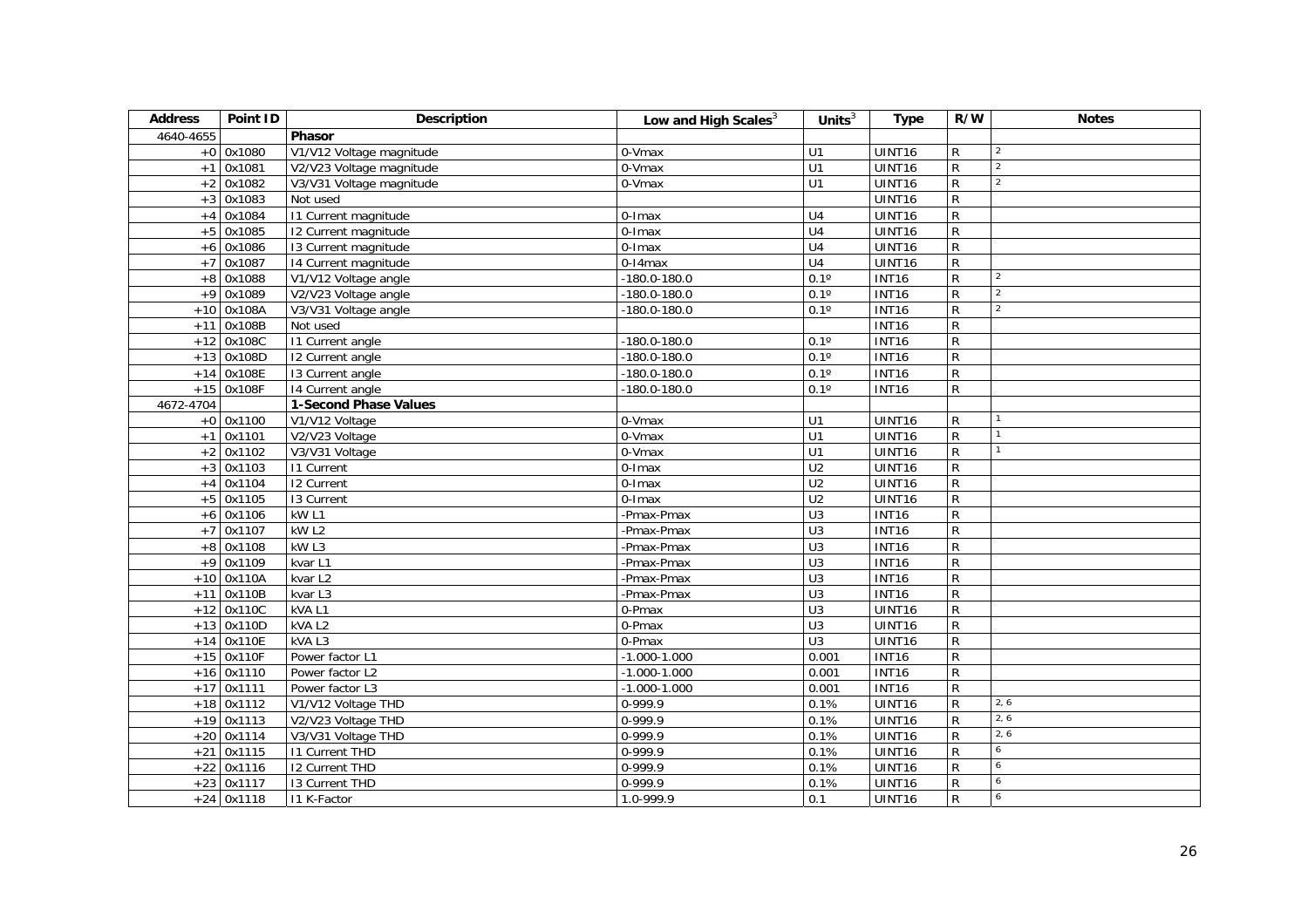| Address | Point ID | Description | Low and High Scales[3] | Units[3] | Type | R/W | Notes |
|---|---|---|---|---|---|---|---|
| 4640-4655 | | **Phasor** | | | | | |
| +0 | 0x1080 | V1/V12 Voltage magnitude | 0-Vmax | U1 | UINT16 | R | 2 |
| +1 | 0x1081 | V2/V23 Voltage magnitude | 0-Vmax | U1 | UINT16 | R | 2 |
| +2 | 0x1082 | V3/V31 Voltage magnitude | 0-Vmax | U1 | UINT16 | R | 2 |
| +3 | 0x1083 | Not used | | | UINT16 | R | |
| +4 | 0x1084 | I1 Current magnitude | 0-Imax | U4 | UINT16 | R | |
| +5 | 0x1085 | I2 Current magnitude | 0-Imax | U4 | UINT16 | R | |
| +6 | 0x1086 | I3 Current magnitude | 0-Imax | U4 | UINT16 | R | |
| +7 | 0x1087 | I4 Current magnitude | 0-I4max | U4 | UINT16 | R | |
| +8 | 0x1088 | V1/V12 Voltage angle | -180.0-180.0 | 0.1º | INT16 | R | 2 |
| +9 | 0x1089 | V2/V23 Voltage angle | -180.0-180.0 | 0.1º | INT16 | R | 2 |
| +10 | 0x108A | V3/V31 Voltage angle | -180.0-180.0 | 0.1º | INT16 | R | 2 |
| +11 | 0x108B | Not used | | | INT16 | R | |
| +12 | 0x108C | I1 Current angle | -180.0-180.0 | 0.1º | INT16 | R | |
| +13 | 0x108D | I2 Current angle | -180.0-180.0 | 0.1º | INT16 | R | |
| +14 | 0x108E | I3 Current angle | -180.0-180.0 | 0.1º | INT16 | R | |
| +15 | 0x108F | I4 Current angle | -180.0-180.0 | 0.1º | INT16 | R | |
| 4672-4704 | | **1-Second Phase Values** | | | | | |
| +0 | 0x1100 | V1/V12 Voltage | 0-Vmax | U1 | UINT16 | R | 1 |
| +1 | 0x1101 | V2/V23 Voltage | 0-Vmax | U1 | UINT16 | R | 1 |
| +2 | 0x1102 | V3/V31 Voltage | 0-Vmax | U1 | UINT16 | R | 1 |
| +3 | 0x1103 | I1 Current | 0-Imax | U2 | UINT16 | R | |
| +4 | 0x1104 | I2 Current | 0-Imax | U2 | UINT16 | R | |
| +5 | 0x1105 | I3 Current | 0-Imax | U2 | UINT16 | R | |
| +6 | 0x1106 | kW L1 | -Pmax-Pmax | U3 | INT16 | R | |
| +7 | 0x1107 | kW L2 | -Pmax-Pmax | U3 | INT16 | R | |
| +8 | 0x1108 | kW L3 | -Pmax-Pmax | U3 | INT16 | R | |
| +9 | 0x1109 | kvar L1 | -Pmax-Pmax | U3 | INT16 | R | |
| +10 | 0x110A | kvar L2 | -Pmax-Pmax | U3 | INT16 | R | |
| +11 | 0x110B | kvar L3 | -Pmax-Pmax | U3 | INT16 | R | |
| +12 | 0x110C | kVA L1 | 0-Pmax | U3 | UINT16 | R | |
| +13 | 0x110D | kVA L2 | 0-Pmax | U3 | UINT16 | R | |
| +14 | 0x110E | kVA L3 | 0-Pmax | U3 | UINT16 | R | |
| +15 | 0x110F | Power factor L1 | -1.000-1.000 | 0.001 | INT16 | R | |
| +16 | 0x1110 | Power factor L2 | -1.000-1.000 | 0.001 | INT16 | R | |
| +17 | 0x1111 | Power factor L3 | -1.000-1.000 | 0.001 | INT16 | R | |
| +18 | 0x1112 | V1/V12 Voltage THD | 0-999.9 | 0.1% | UINT16 | R | 2, 6 |
| +19 | 0x1113 | V2/V23 Voltage THD | 0-999.9 | 0.1% | UINT16 | R | 2, 6 |
| +20 | 0x1114 | V3/V31 Voltage THD | 0-999.9 | 0.1% | UINT16 | R | 2, 6 |
| +21 | 0x1115 | I1 Current THD | 0-999.9 | 0.1% | UINT16 | R | 6 |
| +22 | 0x1116 | I2 Current THD | 0-999.9 | 0.1% | UINT16 | R | 6 |
| +23 | 0x1117 | I3 Current THD | 0-999.9 | 0.1% | UINT16 | R | 6 |
| +24 | 0x1118 | I1 K-Factor | 1.0-999.9 | 0.1 | UINT16 | R | 6 |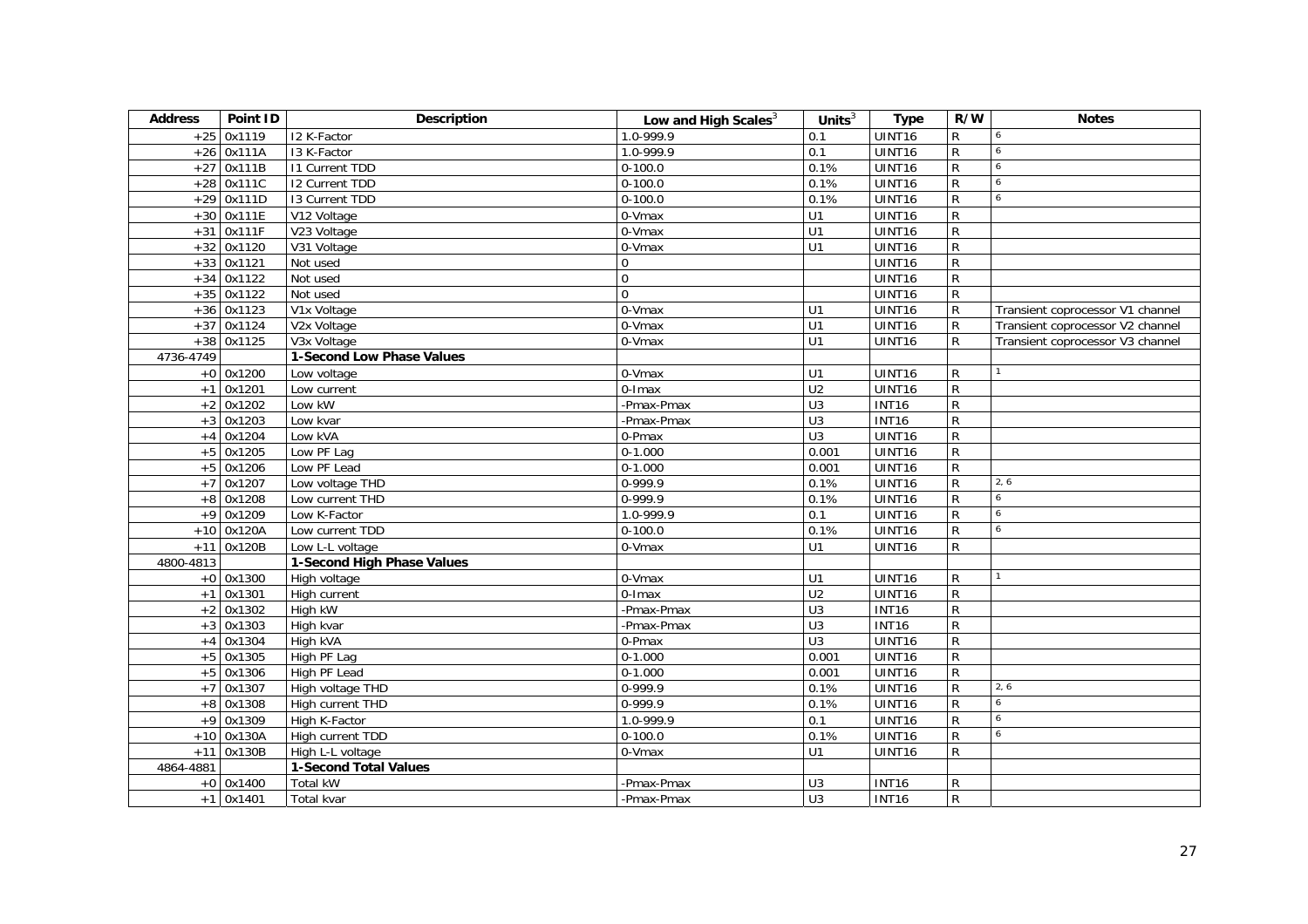| Address | Point ID | Description | Low and High Scales[3] | Units[3] | Type | R/W | Notes |
|---|---|---|---|---|---|---|---|
| +25 | 0x1119 | I2 K-Factor | 1.0-999.9 | 0.1 | UINT16 | R | 6 |
| +26 | 0x111A | I3 K-Factor | 1.0-999.9 | 0.1 | UINT16 | R | 6 |
| +27 | 0x111B | I1 Current TDD | 0-100.0 | 0.1% | UINT16 | R | 6 |
| +28 | 0x111C | I2 Current TDD | 0-100.0 | 0.1% | UINT16 | R | 6 |
| +29 | 0x111D | I3 Current TDD | 0-100.0 | 0.1% | UINT16 | R | 6 |
| +30 | 0x111E | V12 Voltage | 0-Vmax | U1 | UINT16 | R | |
| +31 | 0x111F | V23 Voltage | 0-Vmax | U1 | UINT16 | R | |
| +32 | 0x1120 | V31 Voltage | 0-Vmax | U1 | UINT16 | R | |
| +33 | 0x1121 | Not used | 0 | | UINT16 | R | |
| +34 | 0x1122 | Not used | 0 | | UINT16 | R | |
| +35 | 0x1122 | Not used | 0 | | UINT16 | R | |
| +36 | 0x1123 | V1x Voltage | 0-Vmax | U1 | UINT16 | R | Transient coprocessor V1 channel |
| +37 | 0x1124 | V2x Voltage | 0-Vmax | U1 | UINT16 | R | Transient coprocessor V2 channel |
| +38 | 0x1125 | V3x Voltage | 0-Vmax | U1 | UINT16 | R | Transient coprocessor V3 channel |
| 4736-4749 | | **1-Second Low Phase Values** | | | | | |
| +0 | 0x1200 | Low voltage | 0-Vmax | U1 | UINT16 | R | 1 |
| +1 | 0x1201 | Low current | 0-Imax | U2 | UINT16 | R | |
| +2 | 0x1202 | Low kW | -Pmax-Pmax | U3 | INT16 | R | |
| +3 | 0x1203 | Low kvar | -Pmax-Pmax | U3 | INT16 | R | |
| +4 | 0x1204 | Low kVA | 0-Pmax | U3 | UINT16 | R | |
| +5 | 0x1205 | Low PF Lag | 0-1.000 | 0.001 | UINT16 | R | |
| +5 | 0x1206 | Low PF Lead | 0-1.000 | 0.001 | UINT16 | R | |
| +7 | 0x1207 | Low voltage THD | 0-999.9 | 0.1% | UINT16 | R | 2, 6 |
| +8 | 0x1208 | Low current THD | 0-999.9 | 0.1% | UINT16 | R | 6 |
| +9 | 0x1209 | Low K-Factor | 1.0-999.9 | 0.1 | UINT16 | R | 6 |
| +10 | 0x120A | Low current TDD | 0-100.0 | 0.1% | UINT16 | R | 6 |
| +11 | 0x120B | Low L-L voltage | 0-Vmax | U1 | UINT16 | R | |
| 4800-4813 | | **1-Second High Phase Values** | | | | | |
| +0 | 0x1300 | High voltage | 0-Vmax | U1 | UINT16 | R | 1 |
| +1 | 0x1301 | High current | 0-Imax | U2 | UINT16 | R | |
| +2 | 0x1302 | High kW | -Pmax-Pmax | U3 | INT16 | R | |
| +3 | 0x1303 | High kvar | -Pmax-Pmax | U3 | INT16 | R | |
| +4 | 0x1304 | High kVA | 0-Pmax | U3 | UINT16 | R | |
| +5 | 0x1305 | High PF Lag | 0-1.000 | 0.001 | UINT16 | R | |
| +5 | 0x1306 | High PF Lead | 0-1.000 | 0.001 | UINT16 | R | |
| +7 | 0x1307 | High voltage THD | 0-999.9 | 0.1% | UINT16 | R | 2, 6 |
| +8 | 0x1308 | High current THD | 0-999.9 | 0.1% | UINT16 | R | 6 |
| +9 | 0x1309 | High K-Factor | 1.0-999.9 | 0.1 | UINT16 | R | 6 |
| +10 | 0x130A | High current TDD | 0-100.0 | 0.1% | UINT16 | R | 6 |
| +11 | 0x130B | High L-L voltage | 0-Vmax | U1 | UINT16 | R | |
| 4864-4881 | | **1-Second Total Values** | | | | | |
| +0 | 0x1400 | Total kW | -Pmax-Pmax | U3 | INT16 | R | |
| +1 | 0x1401 | Total kvar | -Pmax-Pmax | U3 | INT16 | R | |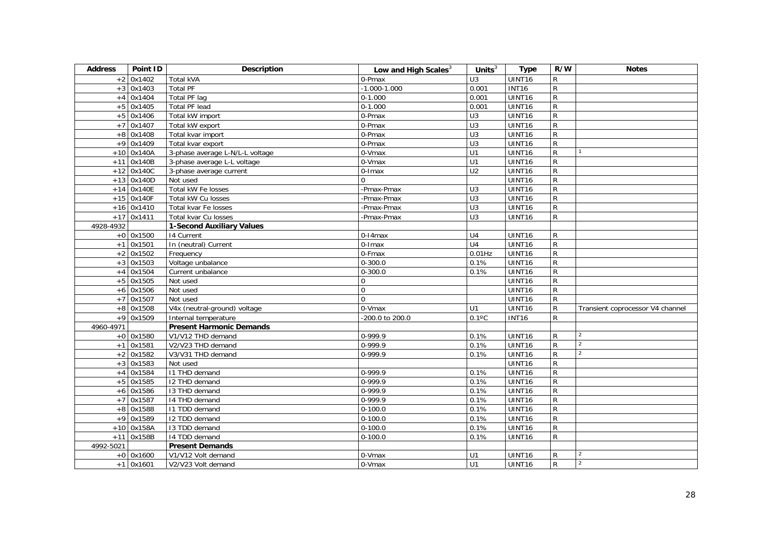| Address | Point ID | Description | Low and High Scales[3] | Units[3] | Type | R/W | Notes |
|---|---|---|---|---|---|---|---|
| +2 | 0x1402 | Total kVA | 0-Pmax | U3 | UINT16 | R | |
| +3 | 0x1403 | Total PF | -1.000-1.000 | 0.001 | INT16 | R | |
| +4 | 0x1404 | Total PF lag | 0-1.000 | 0.001 | UINT16 | R | |
| +5 | 0x1405 | Total PF lead | 0-1.000 | 0.001 | UINT16 | R | |
| +5 | 0x1406 | Total kW import | 0-Pmax | U3 | UINT16 | R | |
| +7 | 0x1407 | Total kW export | 0-Pmax | U3 | UINT16 | R | |
| +8 | 0x1408 | Total kvar import | 0-Pmax | U3 | UINT16 | R | |
| +9 | 0x1409 | Total kvar export | 0-Pmax | U3 | UINT16 | R | |
| +10 | 0x140A | 3-phase average L-N/L-L voltage | 0-Vmax | U1 | UINT16 | R | 1 |
| +11 | 0x140B | 3-phase average L-L voltage | 0-Vmax | U1 | UINT16 | R | |
| +12 | 0x140C | 3-phase average current | 0-Imax | U2 | UINT16 | R | |
| +13 | 0x140D | Not used | 0 | | UINT16 | R | |
| +14 | 0x140E | Total kW Fe losses | -Pmax-Pmax | U3 | UINT16 | R | |
| +15 | 0x140F | Total kW Cu losses | -Pmax-Pmax | U3 | UINT16 | R | |
| +16 | 0x1410 | Total kvar Fe losses | -Pmax-Pmax | U3 | UINT16 | R | |
| +17 | 0x1411 | Total kvar Cu losses | -Pmax-Pmax | U3 | UINT16 | R | |
| 4928-4932 | | **1-Second Auxiliary Values** | | | | | |
| +0 | 0x1500 | I4 Current | 0-I4max | U4 | UINT16 | R | |
| +1 | 0x1501 | In (neutral) Current | 0-Imax | U4 | UINT16 | R | |
| +2 | 0x1502 | Frequency | 0-Fmax | 0.01Hz | UINT16 | R | |
| +3 | 0x1503 | Voltage unbalance | 0-300.0 | 0.1% | UINT16 | R | |
| +4 | 0x1504 | Current unbalance | 0-300.0 | 0.1% | UINT16 | R | |
| +5 | 0x1505 | Not used | 0 | | UINT16 | R | |
| +6 | 0x1506 | Not used | 0 | | UINT16 | R | |
| +7 | 0x1507 | Not used | 0 | | UINT16 | R | |
| +8 | 0x1508 | V4x (neutral-ground) voltage | 0-Vmax | U1 | UINT16 | R | Transient coprocessor V4 channel |
| +9 | 0x1509 | Internal temperature | -200.0 to 200.0 | 0.1ºC | INT16 | R | |
| 4960-4971 | | **Present Harmonic Demands** | | | | | |
| +0 | 0x1580 | V1/V12 THD demand | 0-999.9 | 0.1% | UINT16 | R | 2 |
| +1 | 0x1581 | V2/V23 THD demand | 0-999.9 | 0.1% | UINT16 | R | 2 |
| +2 | 0x1582 | V3/V31 THD demand | 0-999.9 | 0.1% | UINT16 | R | 2 |
| +3 | 0x1583 | Not used | | | UINT16 | R | |
| +4 | 0x1584 | I1 THD demand | 0-999.9 | 0.1% | UINT16 | R | |
| +5 | 0x1585 | I2 THD demand | 0-999.9 | 0.1% | UINT16 | R | |
| +6 | 0x1586 | I3 THD demand | 0-999.9 | 0.1% | UINT16 | R | |
| +7 | 0x1587 | I4 THD demand | 0-999.9 | 0.1% | UINT16 | R | |
| +8 | 0x1588 | I1 TDD demand | 0-100.0 | 0.1% | UINT16 | R | |
| +9 | 0x1589 | I2 TDD demand | 0-100.0 | 0.1% | UINT16 | R | |
| +10 | 0x158A | I3 TDD demand | 0-100.0 | 0.1% | UINT16 | R | |
| +11 | 0x158B | I4 TDD demand | 0-100.0 | 0.1% | UINT16 | R | |
| 4992-5021 | | **Present Demands** | | | | | |
| +0 | 0x1600 | V1/V12 Volt demand | 0-Vmax | U1 | UINT16 | R | 2 |
| +1 | 0x1601 | V2/V23 Volt demand | 0-Vmax | U1 | UINT16 | R | 2 |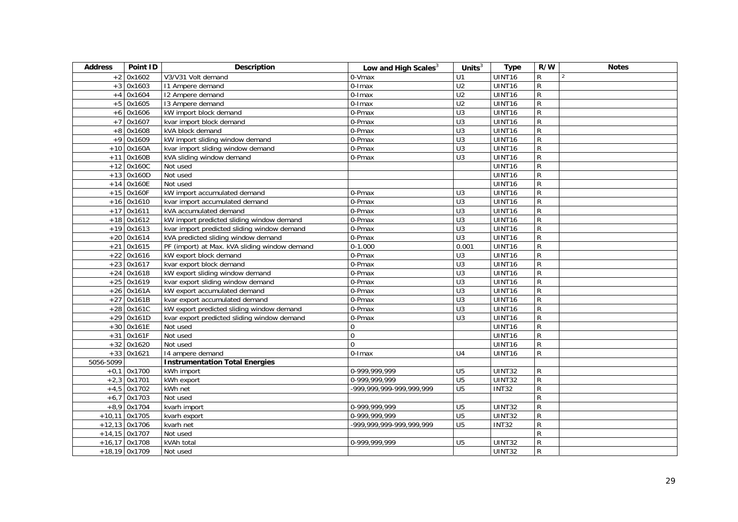| Address | Point ID | Description | Low and High Scales[3] | Units[3] | Type | R/W | Notes |
|---|---|---|---|---|---|---|---|
| +2 | 0x1602 | V3/V31 Volt demand | 0-Vmax | U1 | UINT16 | R | [2] |
| +3 | 0x1603 | I1 Ampere demand | 0-Imax | U2 | UINT16 | R | |
| +4 | 0x1604 | I2 Ampere demand | 0-Imax | U2 | UINT16 | R | |
| +5 | 0x1605 | I3 Ampere demand | 0-Imax | U2 | UINT16 | R | |
| +6 | 0x1606 | kW import block demand | 0-Pmax | U3 | UINT16 | R | |
| +7 | 0x1607 | kvar import block demand | 0-Pmax | U3 | UINT16 | R | |
| +8 | 0x1608 | kVA block demand | 0-Pmax | U3 | UINT16 | R | |
| +9 | 0x1609 | kW import sliding window demand | 0-Pmax | U3 | UINT16 | R | |
| +10 | 0x160A | kvar import sliding window demand | 0-Pmax | U3 | UINT16 | R | |
| +11 | 0x160B | kVA sliding window demand | 0-Pmax | U3 | UINT16 | R | |
| +12 | 0x160C | Not used | | | UINT16 | R | |
| +13 | 0x160D | Not used | | | UINT16 | R | |
| +14 | 0x160E | Not used | | | UINT16 | R | |
| +15 | 0x160F | kW import accumulated demand | 0-Pmax | U3 | UINT16 | R | |
| +16 | 0x1610 | kvar import accumulated demand | 0-Pmax | U3 | UINT16 | R | |
| +17 | 0x1611 | kVA accumulated demand | 0-Pmax | U3 | UINT16 | R | |
| +18 | 0x1612 | kW import predicted sliding window demand | 0-Pmax | U3 | UINT16 | R | |
| +19 | 0x1613 | kvar import predicted sliding window demand | 0-Pmax | U3 | UINT16 | R | |
| +20 | 0x1614 | kVA predicted sliding window demand | 0-Pmax | U3 | UINT16 | R | |
| +21 | 0x1615 | PF (import) at Max. kVA sliding window demand | 0-1.000 | 0.001 | UINT16 | R | |
| +22 | 0x1616 | kW export block demand | 0-Pmax | U3 | UINT16 | R | |
| +23 | 0x1617 | kvar export block demand | 0-Pmax | U3 | UINT16 | R | |
| +24 | 0x1618 | kW export sliding window demand | 0-Pmax | U3 | UINT16 | R | |
| +25 | 0x1619 | kvar export sliding window demand | 0-Pmax | U3 | UINT16 | R | |
| +26 | 0x161A | kW export accumulated demand | 0-Pmax | U3 | UINT16 | R | |
| +27 | 0x161B | kvar export accumulated demand | 0-Pmax | U3 | UINT16 | R | |
| +28 | 0x161C | kW export predicted sliding window demand | 0-Pmax | U3 | UINT16 | R | |
| +29 | 0x161D | kvar export predicted sliding window demand | 0-Pmax | U3 | UINT16 | R | |
| +30 | 0x161E | Not used | 0 | | UINT16 | R | |
| +31 | 0x161F | Not used | 0 | | UINT16 | R | |
| +32 | 0x1620 | Not used | 0 | | UINT16 | R | |
| +33 | 0x1621 | I4 ampere demand | 0-Imax | U4 | UINT16 | R | |
| 5056-5099 | | **Instrumentation Total Energies** | | | | | |
| +0,1 | 0x1700 | kWh import | 0-999,999,999 | U5 | UINT32 | R | |
| +2,3 | 0x1701 | kWh export | 0-999,999,999 | U5 | UINT32 | R | |
| +4,5 | 0x1702 | kWh net | -999,999,999-999,999,999 | U5 | INT32 | R | |
| +6,7 | 0x1703 | Not used | | | | R | |
| +8,9 | 0x1704 | kvarh import | 0-999,999,999 | U5 | UINT32 | R | |
| +10,11 | 0x1705 | kvarh export | 0-999,999,999 | U5 | UINT32 | R | |
| +12,13 | 0x1706 | kvarh net | -999,999,999-999,999,999 | U5 | INT32 | R | |
| +14,15 | 0x1707 | Not used | | | | R | |
| +16,17 | 0x1708 | kVAh total | 0-999,999,999 | U5 | UINT32 | R | |
| +18,19 | 0x1709 | Not used | | | UINT32 | R | |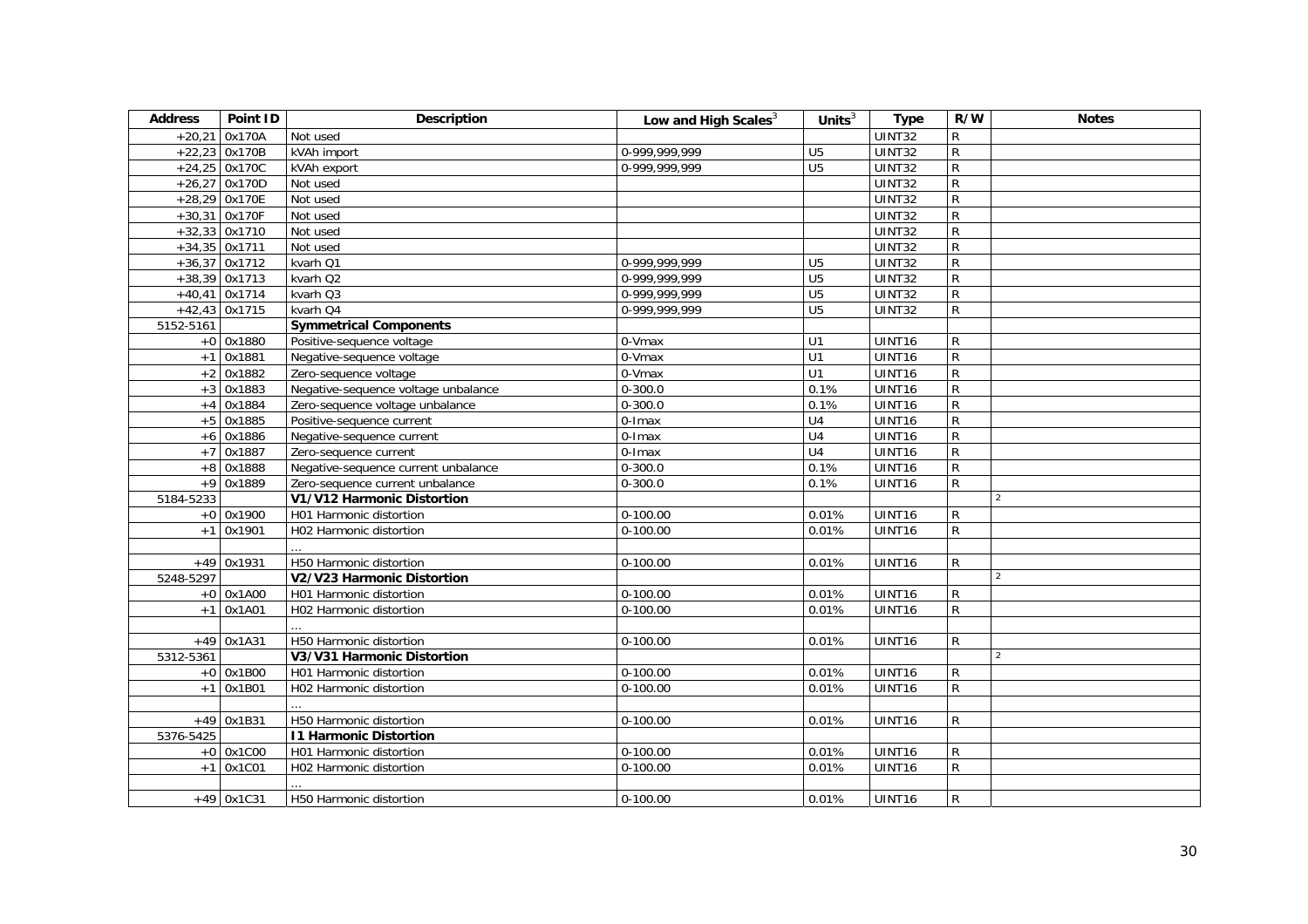| Address | Point ID | Description | Low and High Scales[3] | Units[3] | Type | R/W | Notes |
|---|---|---|---|---|---|---|---|
| +20,21 | 0x170A | Not used | | | UINT32 | R | |
| +22,23 | 0x170B | kVAh import | 0-999,999,999 | U5 | UINT32 | R | |
| +24,25 | 0x170C | kVAh export | 0-999,999,999 | U5 | UINT32 | R | |
| +26,27 | 0x170D | Not used | | | UINT32 | R | |
| +28,29 | 0x170E | Not used | | | UINT32 | R | |
| +30,31 | 0x170F | Not used | | | UINT32 | R | |
| +32,33 | 0x1710 | Not used | | | UINT32 | R | |
| +34,35 | 0x1711 | Not used | | | UINT32 | R | |
| +36,37 | 0x1712 | kvarh Q1 | 0-999,999,999 | U5 | UINT32 | R | |
| +38,39 | 0x1713 | kvarh Q2 | 0-999,999,999 | U5 | UINT32 | R | |
| +40,41 | 0x1714 | kvarh Q3 | 0-999,999,999 | U5 | UINT32 | R | |
| +42,43 | 0x1715 | kvarh Q4 | 0-999,999,999 | U5 | UINT32 | R | |
| 5152-5161 | | **Symmetrical Components** | | | | | |
| +0 | 0x1880 | Positive-sequence voltage | 0-Vmax | U1 | UINT16 | R | |
| +1 | 0x1881 | Negative-sequence voltage | 0-Vmax | U1 | UINT16 | R | |
| +2 | 0x1882 | Zero-sequence voltage | 0-Vmax | U1 | UINT16 | R | |
| +3 | 0x1883 | Negative-sequence voltage unbalance | 0-300.0 | 0.1% | UINT16 | R | |
| +4 | 0x1884 | Zero-sequence voltage unbalance | 0-300.0 | 0.1% | UINT16 | R | |
| +5 | 0x1885 | Positive-sequence current | 0-Imax | U4 | UINT16 | R | |
| +6 | 0x1886 | Negative-sequence current | 0-Imax | U4 | UINT16 | R | |
| +7 | 0x1887 | Zero-sequence current | 0-Imax | U4 | UINT16 | R | |
| +8 | 0x1888 | Negative-sequence current unbalance | 0-300.0 | 0.1% | UINT16 | R | |
| +9 | 0x1889 | Zero-sequence current unbalance | 0-300.0 | 0.1% | UINT16 | R | |
| 5184-5233 | | **V1/V12 Harmonic Distortion** | | | | | [2] |
| +0 | 0x1900 | H01 Harmonic distortion | 0-100.00 | 0.01% | UINT16 | R | |
| +1 | 0x1901 | H02 Harmonic distortion | 0-100.00 | 0.01% | UINT16 | R | |
| | | … | | | | | |
| +49 | 0x1931 | H50 Harmonic distortion | 0-100.00 | 0.01% | UINT16 | R | |
| 5248-5297 | | **V2/V23 Harmonic Distortion** | | | | | [2] |
| +0 | 0x1A00 | H01 Harmonic distortion | 0-100.00 | 0.01% | UINT16 | R | |
| +1 | 0x1A01 | H02 Harmonic distortion | 0-100.00 | 0.01% | UINT16 | R | |
| | | … | | | | | |
| +49 | 0x1A31 | H50 Harmonic distortion | 0-100.00 | 0.01% | UINT16 | R | |
| 5312-5361 | | **V3/V31 Harmonic Distortion** | | | | | [2] |
| +0 | 0x1B00 | H01 Harmonic distortion | 0-100.00 | 0.01% | UINT16 | R | |
| +1 | 0x1B01 | H02 Harmonic distortion | 0-100.00 | 0.01% | UINT16 | R | |
| | | … | | | | | |
| +49 | 0x1B31 | H50 Harmonic distortion | 0-100.00 | 0.01% | UINT16 | R | |
| 5376-5425 | | **I1 Harmonic Distortion** | | | | | |
| +0 | 0x1C00 | H01 Harmonic distortion | 0-100.00 | 0.01% | UINT16 | R | |
| +1 | 0x1C01 | H02 Harmonic distortion | 0-100.00 | 0.01% | UINT16 | R | |
| | | … | | | | | |
| +49 | 0x1C31 | H50 Harmonic distortion | 0-100.00 | 0.01% | UINT16 | R | |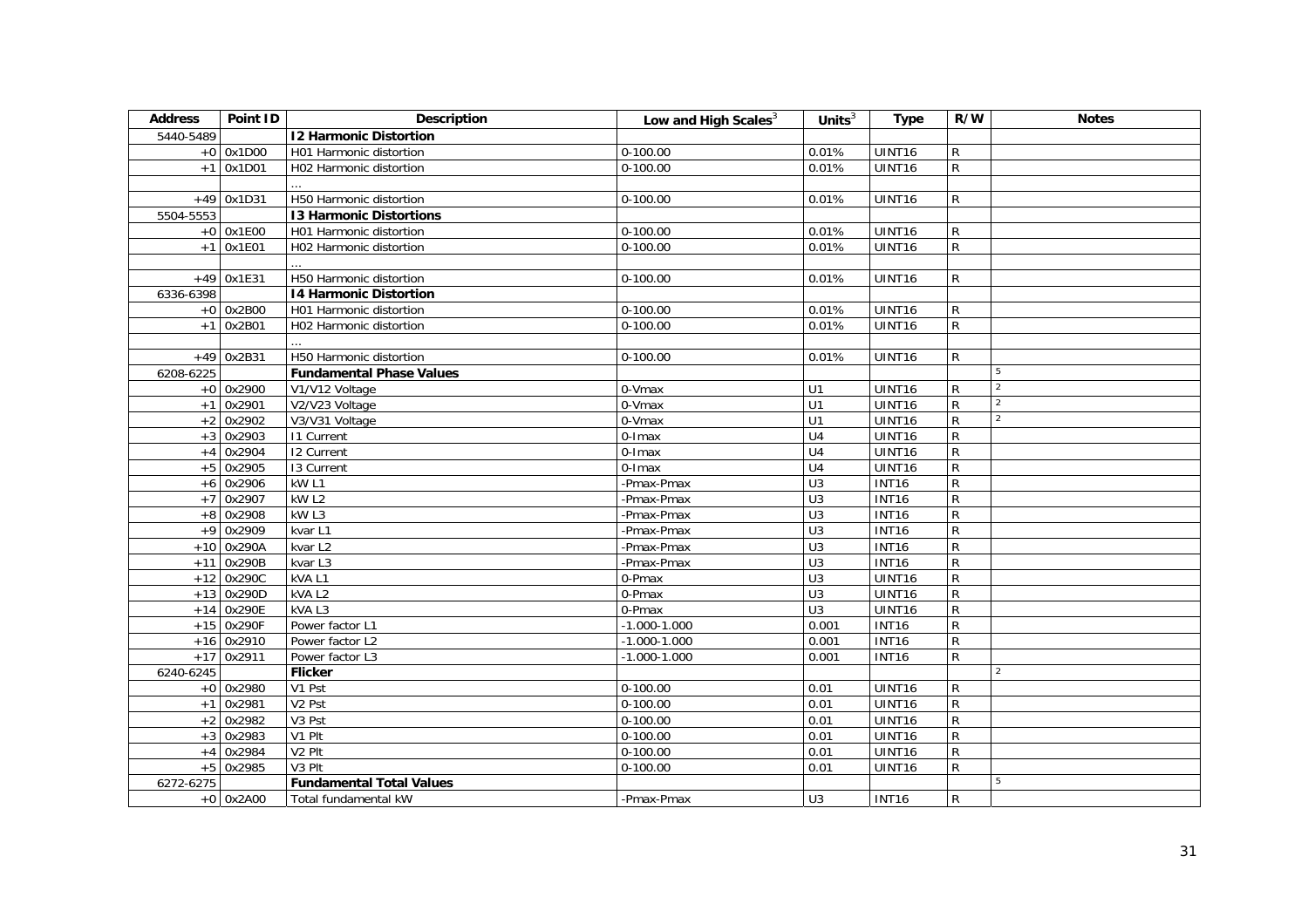| Address | Point ID | Description | Low and High Scales[3] | Units[3] | Type | R/W | Notes |
|---|---|---|---|---|---|---|---|
| 5440-5489 | | **I2 Harmonic Distortion** | | | | | |
| +0 | 0x1D00 | H01 Harmonic distortion | 0-100.00 | 0.01% | UINT16 | R | |
| +1 | 0x1D01 | H02 Harmonic distortion | 0-100.00 | 0.01% | UINT16 | R | |
| | | ... | | | | | |
| +49 | 0x1D31 | H50 Harmonic distortion | 0-100.00 | 0.01% | UINT16 | R | |
| 5504-5553 | | **I3 Harmonic Distortions** | | | | | |
| +0 | 0x1E00 | H01 Harmonic distortion | 0-100.00 | 0.01% | UINT16 | R | |
| +1 | 0x1E01 | H02 Harmonic distortion | 0-100.00 | 0.01% | UINT16 | R | |
| | | ... | | | | | |
| +49 | 0x1E31 | H50 Harmonic distortion | 0-100.00 | 0.01% | UINT16 | R | |
| 6336-6398 | | **I4 Harmonic Distortion** | | | | | |
| +0 | 0x2B00 | H01 Harmonic distortion | 0-100.00 | 0.01% | UINT16 | R | |
| +1 | 0x2B01 | H02 Harmonic distortion | 0-100.00 | 0.01% | UINT16 | R | |
| | | ... | | | | | |
| +49 | 0x2B31 | H50 Harmonic distortion | 0-100.00 | 0.01% | UINT16 | R | |
| 6208-6225 | | **Fundamental Phase Values** | | | | | 5 |
| +0 | 0x2900 | V1/V12 Voltage | 0-Vmax | U1 | UINT16 | R | 2 |
| +1 | 0x2901 | V2/V23 Voltage | 0-Vmax | U1 | UINT16 | R | 2 |
| +2 | 0x2902 | V3/V31 Voltage | 0-Vmax | U1 | UINT16 | R | 2 |
| +3 | 0x2903 | I1 Current | 0-Imax | U4 | UINT16 | R | |
| +4 | 0x2904 | I2 Current | 0-Imax | U4 | UINT16 | R | |
| +5 | 0x2905 | I3 Current | 0-Imax | U4 | UINT16 | R | |
| +6 | 0x2906 | kW L1 | -Pmax-Pmax | U3 | INT16 | R | |
| +7 | 0x2907 | kW L2 | -Pmax-Pmax | U3 | INT16 | R | |
| +8 | 0x2908 | kW L3 | -Pmax-Pmax | U3 | INT16 | R | |
| +9 | 0x2909 | kvar L1 | -Pmax-Pmax | U3 | INT16 | R | |
| +10 | 0x290A | kvar L2 | -Pmax-Pmax | U3 | INT16 | R | |
| +11 | 0x290B | kvar L3 | -Pmax-Pmax | U3 | INT16 | R | |
| +12 | 0x290C | kVA L1 | 0-Pmax | U3 | UINT16 | R | |
| +13 | 0x290D | kVA L2 | 0-Pmax | U3 | UINT16 | R | |
| +14 | 0x290E | kVA L3 | 0-Pmax | U3 | UINT16 | R | |
| +15 | 0x290F | Power factor L1 | -1.000-1.000 | 0.001 | INT16 | R | |
| +16 | 0x2910 | Power factor L2 | -1.000-1.000 | 0.001 | INT16 | R | |
| +17 | 0x2911 | Power factor L3 | -1.000-1.000 | 0.001 | INT16 | R | |
| 6240-6245 | | **Flicker** | | | | | 2 |
| +0 | 0x2980 | V1 Pst | 0-100.00 | 0.01 | UINT16 | R | |
| +1 | 0x2981 | V2 Pst | 0-100.00 | 0.01 | UINT16 | R | |
| +2 | 0x2982 | V3 Pst | 0-100.00 | 0.01 | UINT16 | R | |
| +3 | 0x2983 | V1 Plt | 0-100.00 | 0.01 | UINT16 | R | |
| +4 | 0x2984 | V2 Plt | 0-100.00 | 0.01 | UINT16 | R | |
| +5 | 0x2985 | V3 Plt | 0-100.00 | 0.01 | UINT16 | R | |
| 6272-6275 | | **Fundamental Total Values** | | | | | 5 |
| +0 | 0x2A00 | Total fundamental kW | -Pmax-Pmax | U3 | INT16 | R | |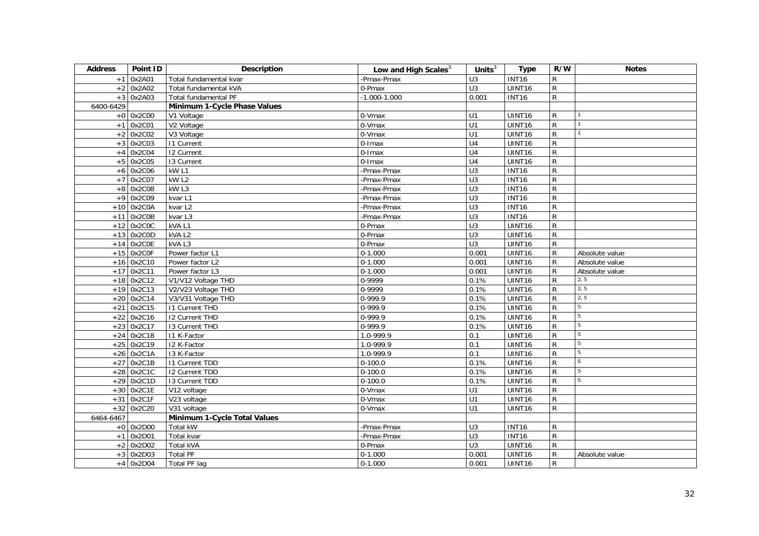| Address | Point ID | Description | Low and High Scales[3] | Units[3] | Type | R/W | Notes |
|---|---|---|---|---|---|---|---|
| +1 | 0x2A01 | Total fundamental kvar | -Pmax-Pmax | U3 | INT16 | R | |
| +2 | 0x2A02 | Total fundamental kVA | 0-Pmax | U3 | UINT16 | R | |
| +3 | 0x2A03 | Total fundamental PF | -1.000-1.000 | 0.001 | INT16 | R | |
| 6400-6429 | | **Minimum 1-Cycle Phase Values** | | | | | |
| +0 | 0x2C00 | V1 Voltage | 0-Vmax | U1 | UINT16 | R | [1] |
| +1 | 0x2C01 | V2 Voltage | 0-Vmax | U1 | UINT16 | R | [1] |
| +2 | 0x2C02 | V3 Voltage | 0-Vmax | U1 | UINT16 | R | [1] |
| +3 | 0x2C03 | I1 Current | 0-Imax | U4 | UINT16 | R | |
| +4 | 0x2C04 | I2 Current | 0-Imax | U4 | UINT16 | R | |
| +5 | 0x2C05 | I3 Current | 0-Imax | U4 | UINT16 | R | |
| +6 | 0x2C06 | kW L1 | -Pmax-Pmax | U3 | INT16 | R | |
| +7 | 0x2C07 | kW L2 | -Pmax-Pmax | U3 | INT16 | R | |
| +8 | 0x2C08 | kW L3 | -Pmax-Pmax | U3 | INT16 | R | |
| +9 | 0x2C09 | kvar L1 | -Pmax-Pmax | U3 | INT16 | R | |
| +10 | 0x2C0A | kvar L2 | -Pmax-Pmax | U3 | INT16 | R | |
| +11 | 0x2C0B | kvar L3 | -Pmax-Pmax | U3 | INT16 | R | |
| +12 | 0x2C0C | kVA L1 | 0-Pmax | U3 | UINT16 | R | |
| +13 | 0x2C0D | kVA L2 | 0-Pmax | U3 | UINT16 | R | |
| +14 | 0x2C0E | kVA L3 | 0-Pmax | U3 | UINT16 | R | |
| +15 | 0x2C0F | Power factor L1 | 0-1.000 | 0.001 | UINT16 | R | Absolute value |
| +16 | 0x2C10 | Power factor L2 | 0-1.000 | 0.001 | UINT16 | R | Absolute value |
| +17 | 0x2C11 | Power factor L3 | 0-1.000 | 0.001 | UINT16 | R | Absolute value |
| +18 | 0x2C12 | V1/V12 Voltage THD | 0-9999 | 0.1% | UINT16 | R | [2, 5] |
| +19 | 0x2C13 | V2/V23 Voltage THD | 0-9999 | 0.1% | UINT16 | R | [2, 5] |
| +20 | 0x2C14 | V3/V31 Voltage THD | 0-999.9 | 0.1% | UINT16 | R | [2, 5] |
| +21 | 0x2C15 | I1 Current THD | 0-999.9 | 0.1% | UINT16 | R | [5] |
| +22 | 0x2C16 | I2 Current THD | 0-999.9 | 0.1% | UINT16 | R | [5] |
| +23 | 0x2C17 | I3 Current THD | 0-999.9 | 0.1% | UINT16 | R | [5] |
| +24 | 0x2C18 | I1 K-Factor | 1.0-999.9 | 0.1 | UINT16 | R | [5] |
| +25 | 0x2C19 | I2 K-Factor | 1.0-999.9 | 0.1 | UINT16 | R | [5] |
| +26 | 0x2C1A | I3 K-Factor | 1.0-999.9 | 0.1 | UINT16 | R | [5] |
| +27 | 0x2C1B | I1 Current TDD | 0-100.0 | 0.1% | UINT16 | R | [5] |
| +28 | 0x2C1C | I2 Current TDD | 0-100.0 | 0.1% | UINT16 | R | [5] |
| +29 | 0x2C1D | I3 Current TDD | 0-100.0 | 0.1% | UINT16 | R | [5] |
| +30 | 0x2C1E | V12 voltage | 0-Vmax | U1 | UINT16 | R | |
| +31 | 0x2C1F | V23 voltage | 0-Vmax | U1 | UINT16 | R | |
| +32 | 0x2C20 | V31 voltage | 0-Vmax | U1 | UINT16 | R | |
| 6464-6467 | | **Minimum 1-Cycle Total Values** | | | | | |
| +0 | 0x2D00 | Total kW | -Pmax-Pmax | U3 | INT16 | R | |
| +1 | 0x2D01 | Total kvar | -Pmax-Pmax | U3 | INT16 | R | |
| +2 | 0x2D02 | Total kVA | 0-Pmax | U3 | UINT16 | R | |
| +3 | 0x2D03 | Total PF | 0-1.000 | 0.001 | UINT16 | R | Absolute value |
| +4 | 0x2D04 | Total PF lag | 0-1.000 | 0.001 | UINT16 | R | |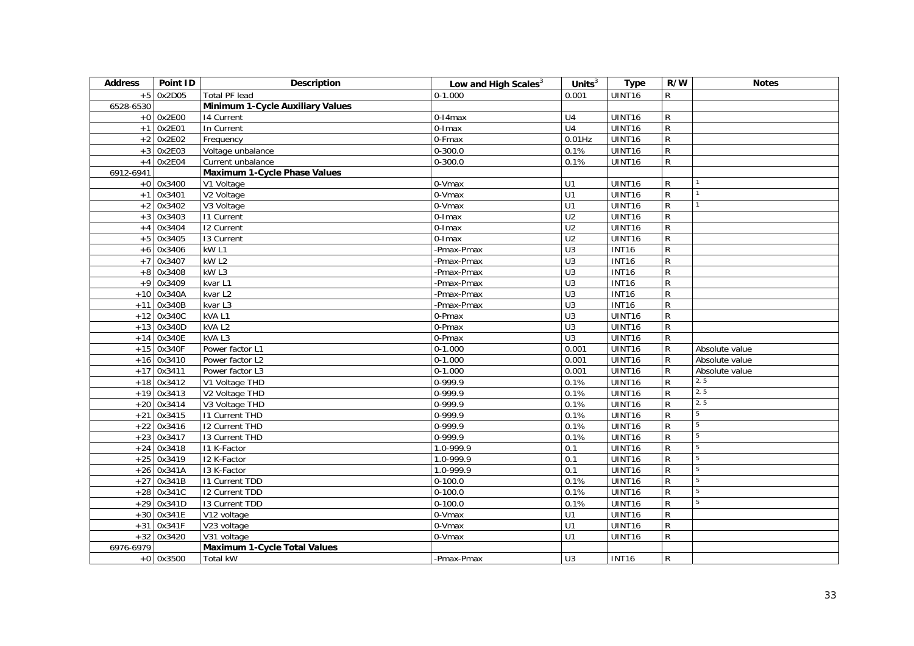| Address | Point ID | Description | Low and High Scales[3] | Units[3] | Type | R/W | Notes |
|---|---|---|---|---|---|---|---|
| +5 | 0x2D05 | Total PF lead | 0-1.000 | 0.001 | UINT16 | R | |
| 6528-6530 | | **Minimum 1-Cycle Auxiliary Values** | | | | | |
| +0 | 0x2E00 | I4 Current | 0-I4max | U4 | UINT16 | R | |
| +1 | 0x2E01 | In Current | 0-Imax | U4 | UINT16 | R | |
| +2 | 0x2E02 | Frequency | 0-Fmax | 0.01Hz | UINT16 | R | |
| +3 | 0x2E03 | Voltage unbalance | 0-300.0 | 0.1% | UINT16 | R | |
| +4 | 0x2E04 | Current unbalance | 0-300.0 | 0.1% | UINT16 | R | |
| 6912-6941 | | **Maximum 1-Cycle Phase Values** | | | | | |
| +0 | 0x3400 | V1 Voltage | 0-Vmax | U1 | UINT16 | R | 1 |
| +1 | 0x3401 | V2 Voltage | 0-Vmax | U1 | UINT16 | R | 1 |
| +2 | 0x3402 | V3 Voltage | 0-Vmax | U1 | UINT16 | R | 1 |
| +3 | 0x3403 | I1 Current | 0-Imax | U2 | UINT16 | R | |
| +4 | 0x3404 | I2 Current | 0-Imax | U2 | UINT16 | R | |
| +5 | 0x3405 | I3 Current | 0-Imax | U2 | UINT16 | R | |
| +6 | 0x3406 | kW L1 | -Pmax-Pmax | U3 | INT16 | R | |
| +7 | 0x3407 | kW L2 | -Pmax-Pmax | U3 | INT16 | R | |
| +8 | 0x3408 | kW L3 | -Pmax-Pmax | U3 | INT16 | R | |
| +9 | 0x3409 | kvar L1 | -Pmax-Pmax | U3 | INT16 | R | |
| +10 | 0x340A | kvar L2 | -Pmax-Pmax | U3 | INT16 | R | |
| +11 | 0x340B | kvar L3 | -Pmax-Pmax | U3 | INT16 | R | |
| +12 | 0x340C | kVA L1 | 0-Pmax | U3 | UINT16 | R | |
| +13 | 0x340D | kVA L2 | 0-Pmax | U3 | UINT16 | R | |
| +14 | 0x340E | kVA L3 | 0-Pmax | U3 | UINT16 | R | |
| +15 | 0x340F | Power factor L1 | 0-1.000 | 0.001 | UINT16 | R | Absolute value |
| +16 | 0x3410 | Power factor L2 | 0-1.000 | 0.001 | UINT16 | R | Absolute value |
| +17 | 0x3411 | Power factor L3 | 0-1.000 | 0.001 | UINT16 | R | Absolute value |
| +18 | 0x3412 | V1 Voltage THD | 0-999.9 | 0.1% | UINT16 | R | 2, 5 |
| +19 | 0x3413 | V2 Voltage THD | 0-999.9 | 0.1% | UINT16 | R | 2, 5 |
| +20 | 0x3414 | V3 Voltage THD | 0-999.9 | 0.1% | UINT16 | R | 2, 5 |
| +21 | 0x3415 | I1 Current THD | 0-999.9 | 0.1% | UINT16 | R | 5 |
| +22 | 0x3416 | I2 Current THD | 0-999.9 | 0.1% | UINT16 | R | 5 |
| +23 | 0x3417 | I3 Current THD | 0-999.9 | 0.1% | UINT16 | R | 5 |
| +24 | 0x3418 | I1 K-Factor | 1.0-999.9 | 0.1 | UINT16 | R | 5 |
| +25 | 0x3419 | I2 K-Factor | 1.0-999.9 | 0.1 | UINT16 | R | 5 |
| +26 | 0x341A | I3 K-Factor | 1.0-999.9 | 0.1 | UINT16 | R | 5 |
| +27 | 0x341B | I1 Current TDD | 0-100.0 | 0.1% | UINT16 | R | 5 |
| +28 | 0x341C | I2 Current TDD | 0-100.0 | 0.1% | UINT16 | R | 5 |
| +29 | 0x341D | I3 Current TDD | 0-100.0 | 0.1% | UINT16 | R | 5 |
| +30 | 0x341E | V12 voltage | 0-Vmax | U1 | UINT16 | R | |
| +31 | 0x341F | V23 voltage | 0-Vmax | U1 | UINT16 | R | |
| +32 | 0x3420 | V31 voltage | 0-Vmax | U1 | UINT16 | R | |
| 6976-6979 | | **Maximum 1-Cycle Total Values** | | | | | |
| +0 | 0x3500 | Total kW | -Pmax-Pmax | U3 | INT16 | R | |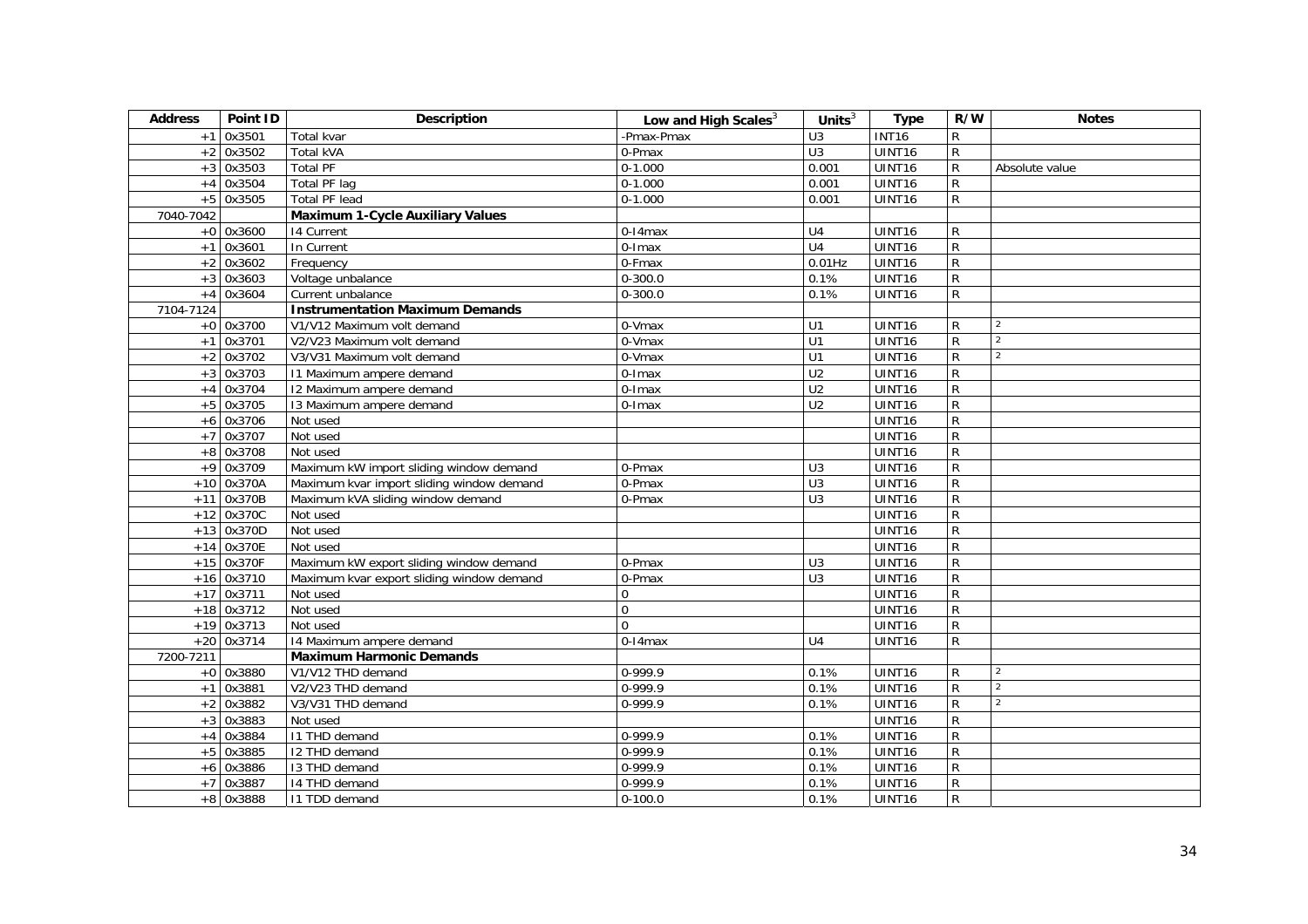| Address | Point ID | Description | Low and High Scales[3] | Units[3] | Type | R/W | Notes |
|---|---|---|---|---|---|---|---|
| +1 | 0x3501 | Total kvar | -Pmax-Pmax | U3 | INT16 | R | |
| +2 | 0x3502 | Total kVA | 0-Pmax | U3 | UINT16 | R | |
| +3 | 0x3503 | Total PF | 0-1.000 | 0.001 | UINT16 | R | Absolute value |
| +4 | 0x3504 | Total PF lag | 0-1.000 | 0.001 | UINT16 | R | |
| +5 | 0x3505 | Total PF lead | 0-1.000 | 0.001 | UINT16 | R | |
| 7040-7042 | | **Maximum 1-Cycle Auxiliary Values** | | | | | |
| +0 | 0x3600 | I4 Current | 0-I4max | U4 | UINT16 | R | |
| +1 | 0x3601 | In Current | 0-Imax | U4 | UINT16 | R | |
| +2 | 0x3602 | Frequency | 0-Fmax | 0.01Hz | UINT16 | R | |
| +3 | 0x3603 | Voltage unbalance | 0-300.0 | 0.1% | UINT16 | R | |
| +4 | 0x3604 | Current unbalance | 0-300.0 | 0.1% | UINT16 | R | |
| 7104-7124 | | **Instrumentation Maximum Demands** | | | | | |
| +0 | 0x3700 | V1/V12 Maximum volt demand | 0-Vmax | U1 | UINT16 | R | [2] |
| +1 | 0x3701 | V2/V23 Maximum volt demand | 0-Vmax | U1 | UINT16 | R | [2] |
| +2 | 0x3702 | V3/V31 Maximum volt demand | 0-Vmax | U1 | UINT16 | R | [2] |
| +3 | 0x3703 | I1 Maximum ampere demand | 0-Imax | U2 | UINT16 | R | |
| +4 | 0x3704 | I2 Maximum ampere demand | 0-Imax | U2 | UINT16 | R | |
| +5 | 0x3705 | I3 Maximum ampere demand | 0-Imax | U2 | UINT16 | R | |
| +6 | 0x3706 | Not used | | | UINT16 | R | |
| +7 | 0x3707 | Not used | | | UINT16 | R | |
| +8 | 0x3708 | Not used | | | UINT16 | R | |
| +9 | 0x3709 | Maximum kW import sliding window demand | 0-Pmax | U3 | UINT16 | R | |
| +10 | 0x370A | Maximum kvar import sliding window demand | 0-Pmax | U3 | UINT16 | R | |
| +11 | 0x370B | Maximum kVA sliding window demand | 0-Pmax | U3 | UINT16 | R | |
| +12 | 0x370C | Not used | | | UINT16 | R | |
| +13 | 0x370D | Not used | | | UINT16 | R | |
| +14 | 0x370E | Not used | | | UINT16 | R | |
| +15 | 0x370F | Maximum kW export sliding window demand | 0-Pmax | U3 | UINT16 | R | |
| +16 | 0x3710 | Maximum kvar export sliding window demand | 0-Pmax | U3 | UINT16 | R | |
| +17 | 0x3711 | Not used | 0 | | UINT16 | R | |
| +18 | 0x3712 | Not used | 0 | | UINT16 | R | |
| +19 | 0x3713 | Not used | 0 | | UINT16 | R | |
| +20 | 0x3714 | I4 Maximum ampere demand | 0-I4max | U4 | UINT16 | R | |
| 7200-7211 | | **Maximum Harmonic Demands** | | | | | |
| +0 | 0x3880 | V1/V12 THD demand | 0-999.9 | 0.1% | UINT16 | R | [2] |
| +1 | 0x3881 | V2/V23 THD demand | 0-999.9 | 0.1% | UINT16 | R | [2] |
| +2 | 0x3882 | V3/V31 THD demand | 0-999.9 | 0.1% | UINT16 | R | [2] |
| +3 | 0x3883 | Not used | | | UINT16 | R | |
| +4 | 0x3884 | I1 THD demand | 0-999.9 | 0.1% | UINT16 | R | |
| +5 | 0x3885 | I2 THD demand | 0-999.9 | 0.1% | UINT16 | R | |
| +6 | 0x3886 | I3 THD demand | 0-999.9 | 0.1% | UINT16 | R | |
| +7 | 0x3887 | I4 THD demand | 0-999.9 | 0.1% | UINT16 | R | |
| +8 | 0x3888 | I1 TDD demand | 0-100.0 | 0.1% | UINT16 | R | |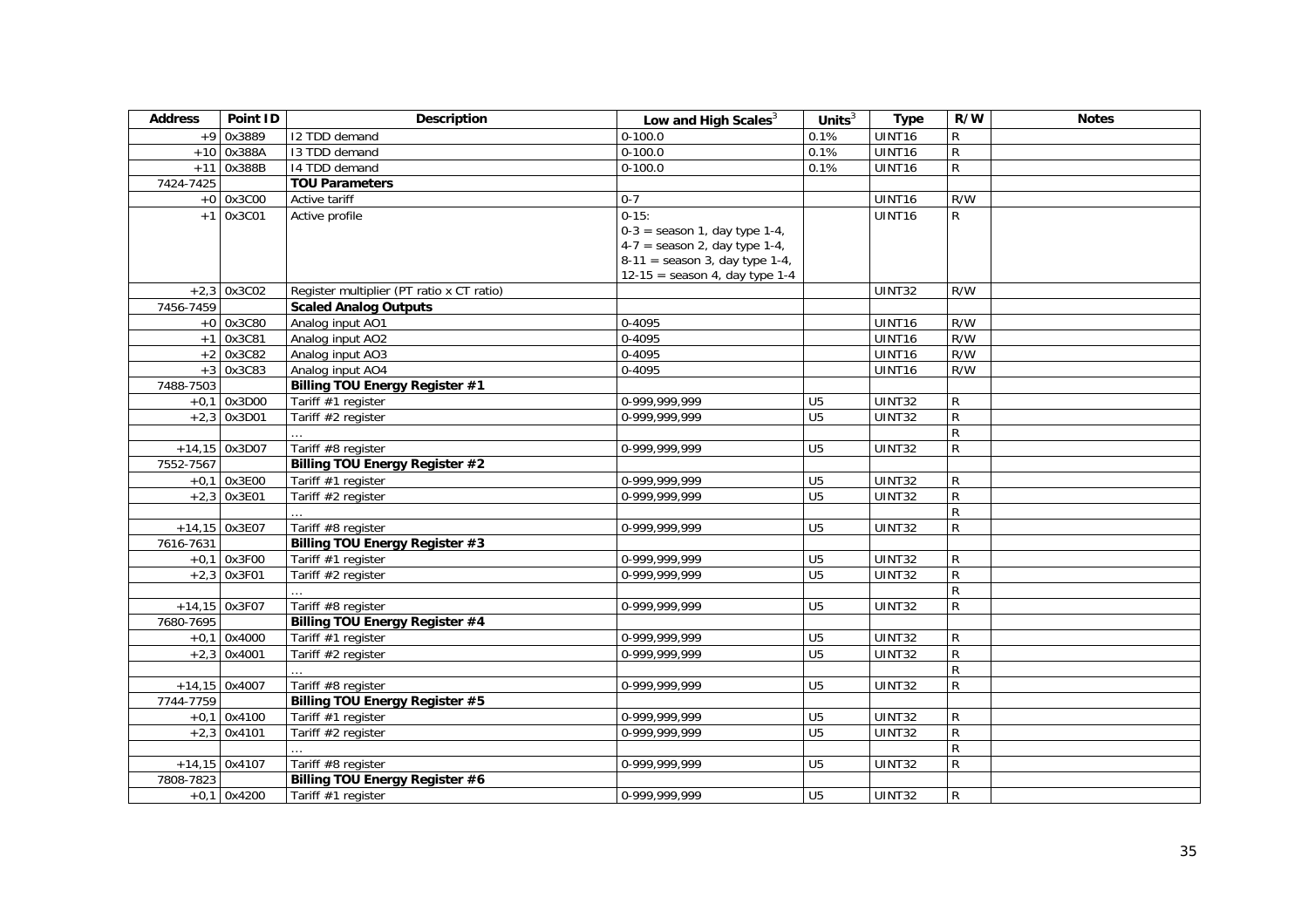| Address | Point ID | Description | Low and High Scales[3] | Units[3] | Type | R/W | Notes |
|---|---|---|---|---|---|---|---|
| +9 | 0x3889 | I2 TDD demand | 0-100.0 | 0.1% | UINT16 | R | |
| +10 | 0x388A | I3 TDD demand | 0-100.0 | 0.1% | UINT16 | R | |
| +11 | 0x388B | I4 TDD demand | 0-100.0 | 0.1% | UINT16 | R | |
| 7424-7425 | | **TOU Parameters** | | | | | |
| +0 | 0x3C00 | Active tariff | 0-7 | | UINT16 | R/W | |
| +1 | 0x3C01 | Active profile | 0-15:<br>0-3 = season 1, day type 1-4,<br>4-7 = season 2, day type 1-4,<br>8-11 = season 3, day type 1-4,<br>12-15 = season 4, day type 1-4 | | UINT16 | R | |
| +2,3 | 0x3C02 | Register multiplier (PT ratio x CT ratio) | | | UINT32 | R/W | |
| 7456-7459 | | **Scaled Analog Outputs** | | | | | |
| +0 | 0x3C80 | Analog input AO1 | 0-4095 | | UINT16 | R/W | |
| +1 | 0x3C81 | Analog input AO2 | 0-4095 | | UINT16 | R/W | |
| +2 | 0x3C82 | Analog input AO3 | 0-4095 | | UINT16 | R/W | |
| +3 | 0x3C83 | Analog input AO4 | 0-4095 | | UINT16 | R/W | |
| 7488-7503 | | **Billing TOU Energy Register #1** | | | | | |
| +0,1 | 0x3D00 | Tariff #1 register | 0-999,999,999 | U5 | UINT32 | R | |
| +2,3 | 0x3D01 | Tariff #2 register | 0-999,999,999 | U5 | UINT32 | R | |
| | | … | | | | R | |
| +14,15 | 0x3D07 | Tariff #8 register | 0-999,999,999 | U5 | UINT32 | R | |
| 7552-7567 | | **Billing TOU Energy Register #2** | | | | | |
| +0,1 | 0x3E00 | Tariff #1 register | 0-999,999,999 | U5 | UINT32 | R | |
| +2,3 | 0x3E01 | Tariff #2 register | 0-999,999,999 | U5 | UINT32 | R | |
| | | … | | | | R | |
| +14,15 | 0x3E07 | Tariff #8 register | 0-999,999,999 | U5 | UINT32 | R | |
| 7616-7631 | | **Billing TOU Energy Register #3** | | | | | |
| +0,1 | 0x3F00 | Tariff #1 register | 0-999,999,999 | U5 | UINT32 | R | |
| +2,3 | 0x3F01 | Tariff #2 register | 0-999,999,999 | U5 | UINT32 | R | |
| | | … | | | | R | |
| +14,15 | 0x3F07 | Tariff #8 register | 0-999,999,999 | U5 | UINT32 | R | |
| 7680-7695 | | **Billing TOU Energy Register #4** | | | | | |
| +0,1 | 0x4000 | Tariff #1 register | 0-999,999,999 | U5 | UINT32 | R | |
| +2,3 | 0x4001 | Tariff #2 register | 0-999,999,999 | U5 | UINT32 | R | |
| | | … | | | | R | |
| +14,15 | 0x4007 | Tariff #8 register | 0-999,999,999 | U5 | UINT32 | R | |
| 7744-7759 | | **Billing TOU Energy Register #5** | | | | | |
| +0,1 | 0x4100 | Tariff #1 register | 0-999,999,999 | U5 | UINT32 | R | |
| +2,3 | 0x4101 | Tariff #2 register | 0-999,999,999 | U5 | UINT32 | R | |
| | | … | | | | R | |
| +14,15 | 0x4107 | Tariff #8 register | 0-999,999,999 | U5 | UINT32 | R | |
| 7808-7823 | | **Billing TOU Energy Register #6** | | | | | |
| +0,1 | 0x4200 | Tariff #1 register | 0-999,999,999 | U5 | UINT32 | R | |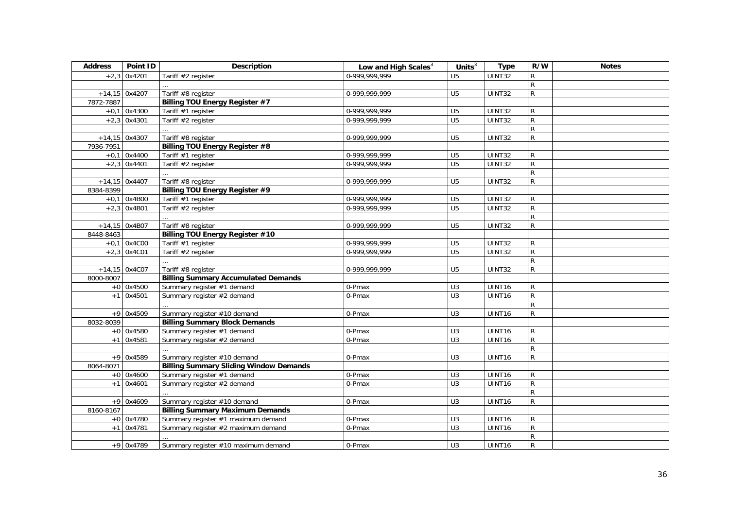| Address | Point ID | Description | Low and High Scales[3] | Units[3] | Type | R/W | Notes |
|---|---|---|---|---|---|---|---|
| +2,3 | 0x4201 | Tariff #2 register | 0-999,999,999 | U5 | UINT32 | R | |
| | | … | | | | R | |
| +14,15 | 0x4207 | Tariff #8 register | 0-999,999,999 | U5 | UINT32 | R | |
| 7872-7887 | | **Billing TOU Energy Register #7** | | | | | |
| +0,1 | 0x4300 | Tariff #1 register | 0-999,999,999 | U5 | UINT32 | R | |
| +2,3 | 0x4301 | Tariff #2 register | 0-999,999,999 | U5 | UINT32 | R | |
| | | … | | | | R | |
| +14,15 | 0x4307 | Tariff #8 register | 0-999,999,999 | U5 | UINT32 | R | |
| 7936-7951 | | **Billing TOU Energy Register #8** | | | | | |
| +0,1 | 0x4400 | Tariff #1 register | 0-999,999,999 | U5 | UINT32 | R | |
| +2,3 | 0x4401 | Tariff #2 register | 0-999,999,999 | U5 | UINT32 | R | |
| | | … | | | | R | |
| +14,15 | 0x4407 | Tariff #8 register | 0-999,999,999 | U5 | UINT32 | R | |
| 8384-8399 | | **Billing TOU Energy Register #9** | | | | | |
| +0,1 | 0x4B00 | Tariff #1 register | 0-999,999,999 | U5 | UINT32 | R | |
| +2,3 | 0x4B01 | Tariff #2 register | 0-999,999,999 | U5 | UINT32 | R | |
| | | … | | | | R | |
| +14,15 | 0x4B07 | Tariff #8 register | 0-999,999,999 | U5 | UINT32 | R | |
| 8448-8463 | | **Billing TOU Energy Register #10** | | | | | |
| +0,1 | 0x4C00 | Tariff #1 register | 0-999,999,999 | U5 | UINT32 | R | |
| +2,3 | 0x4C01 | Tariff #2 register | 0-999,999,999 | U5 | UINT32 | R | |
| | | … | | | | R | |
| +14,15 | 0x4C07 | Tariff #8 register | 0-999,999,999 | U5 | UINT32 | R | |
| 8000-8007 | | **Billing Summary Accumulated Demands** | | | | | |
| +0 | 0x4500 | Summary register #1 demand | 0-Pmax | U3 | UINT16 | R | |
| +1 | 0x4501 | Summary register #2 demand | 0-Pmax | U3 | UINT16 | R | |
| | | … | | | | R | |
| +9 | 0x4509 | Summary register #10 demand | 0-Pmax | U3 | UINT16 | R | |
| 8032-8039 | | **Billing Summary Block Demands** | | | | | |
| +0 | 0x4580 | Summary register #1 demand | 0-Pmax | U3 | UINT16 | R | |
| +1 | 0x4581 | Summary register #2 demand | 0-Pmax | U3 | UINT16 | R | |
| | | … | | | | R | |
| +9 | 0x4589 | Summary register #10 demand | 0-Pmax | U3 | UINT16 | R | |
| 8064-8071 | | **Billing Summary Sliding Window Demands** | | | | | |
| +0 | 0x4600 | Summary register #1 demand | 0-Pmax | U3 | UINT16 | R | |
| +1 | 0x4601 | Summary register #2 demand | 0-Pmax | U3 | UINT16 | R | |
| | | … | | | | R | |
| +9 | 0x4609 | Summary register #10 demand | 0-Pmax | U3 | UINT16 | R | |
| 8160-8167 | | **Billing Summary Maximum Demands** | | | | | |
| +0 | 0x4780 | Summary register #1 maximum demand | 0-Pmax | U3 | UINT16 | R | |
| +1 | 0x4781 | Summary register #2 maximum demand | 0-Pmax | U3 | UINT16 | R | |
| | | … | | | | R | |
| +9 | 0x4789 | Summary register #10 maximum demand | 0-Pmax | U3 | UINT16 | R | |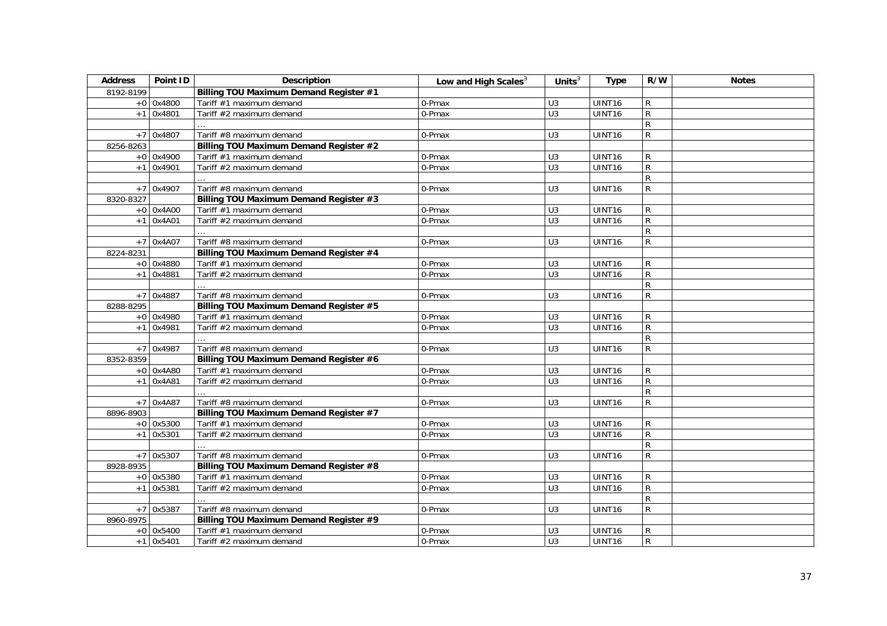| Address | Point ID | Description | Low and High Scales[3] | Units[3] | Type | R/W | Notes |
|---|---|---|---|---|---|---|---|
| 8192-8199 | | **Billing TOU Maximum Demand Register #1** | | | | | |
| +0 | 0x4800 | Tariff #1 maximum demand | 0-Pmax | U3 | UINT16 | R | |
| +1 | 0x4801 | Tariff #2 maximum demand | 0-Pmax | U3 | UINT16 | R | |
| | | … | | | | R | |
| +7 | 0x4807 | Tariff #8 maximum demand | 0-Pmax | U3 | UINT16 | R | |
| 8256-8263 | | **Billing TOU Maximum Demand Register #2** | | | | | |
| +0 | 0x4900 | Tariff #1 maximum demand | 0-Pmax | U3 | UINT16 | R | |
| +1 | 0x4901 | Tariff #2 maximum demand | 0-Pmax | U3 | UINT16 | R | |
| | | … | | | | R | |
| +7 | 0x4907 | Tariff #8 maximum demand | 0-Pmax | U3 | UINT16 | R | |
| 8320-8327 | | **Billing TOU Maximum Demand Register #3** | | | | | |
| +0 | 0x4A00 | Tariff #1 maximum demand | 0-Pmax | U3 | UINT16 | R | |
| +1 | 0x4A01 | Tariff #2 maximum demand | 0-Pmax | U3 | UINT16 | R | |
| | | … | | | | R | |
| +7 | 0x4A07 | Tariff #8 maximum demand | 0-Pmax | U3 | UINT16 | R | |
| 8224-8231 | | **Billing TOU Maximum Demand Register #4** | | | | | |
| +0 | 0x4880 | Tariff #1 maximum demand | 0-Pmax | U3 | UINT16 | R | |
| +1 | 0x4881 | Tariff #2 maximum demand | 0-Pmax | U3 | UINT16 | R | |
| | | … | | | | R | |
| +7 | 0x4887 | Tariff #8 maximum demand | 0-Pmax | U3 | UINT16 | R | |
| 8288-8295 | | **Billing TOU Maximum Demand Register #5** | | | | | |
| +0 | 0x4980 | Tariff #1 maximum demand | 0-Pmax | U3 | UINT16 | R | |
| +1 | 0x4981 | Tariff #2 maximum demand | 0-Pmax | U3 | UINT16 | R | |
| | | … | | | | R | |
| +7 | 0x4987 | Tariff #8 maximum demand | 0-Pmax | U3 | UINT16 | R | |
| 8352-8359 | | **Billing TOU Maximum Demand Register #6** | | | | | |
| +0 | 0x4A80 | Tariff #1 maximum demand | 0-Pmax | U3 | UINT16 | R | |
| +1 | 0x4A81 | Tariff #2 maximum demand | 0-Pmax | U3 | UINT16 | R | |
| | | … | | | | R | |
| +7 | 0x4A87 | Tariff #8 maximum demand | 0-Pmax | U3 | UINT16 | R | |
| 8896-8903 | | **Billing TOU Maximum Demand Register #7** | | | | | |
| +0 | 0x5300 | Tariff #1 maximum demand | 0-Pmax | U3 | UINT16 | R | |
| +1 | 0x5301 | Tariff #2 maximum demand | 0-Pmax | U3 | UINT16 | R | |
| | | … | | | | R | |
| +7 | 0x5307 | Tariff #8 maximum demand | 0-Pmax | U3 | UINT16 | R | |
| 8928-8935 | | **Billing TOU Maximum Demand Register #8** | | | | | |
| +0 | 0x5380 | Tariff #1 maximum demand | 0-Pmax | U3 | UINT16 | R | |
| +1 | 0x5381 | Tariff #2 maximum demand | 0-Pmax | U3 | UINT16 | R | |
| | | … | | | | R | |
| +7 | 0x5387 | Tariff #8 maximum demand | 0-Pmax | U3 | UINT16 | R | |
| 8960-8975 | | **Billing TOU Maximum Demand Register #9** | | | | | |
| +0 | 0x5400 | Tariff #1 maximum demand | 0-Pmax | U3 | UINT16 | R | |
| +1 | 0x5401 | Tariff #2 maximum demand | 0-Pmax | U3 | UINT16 | R | |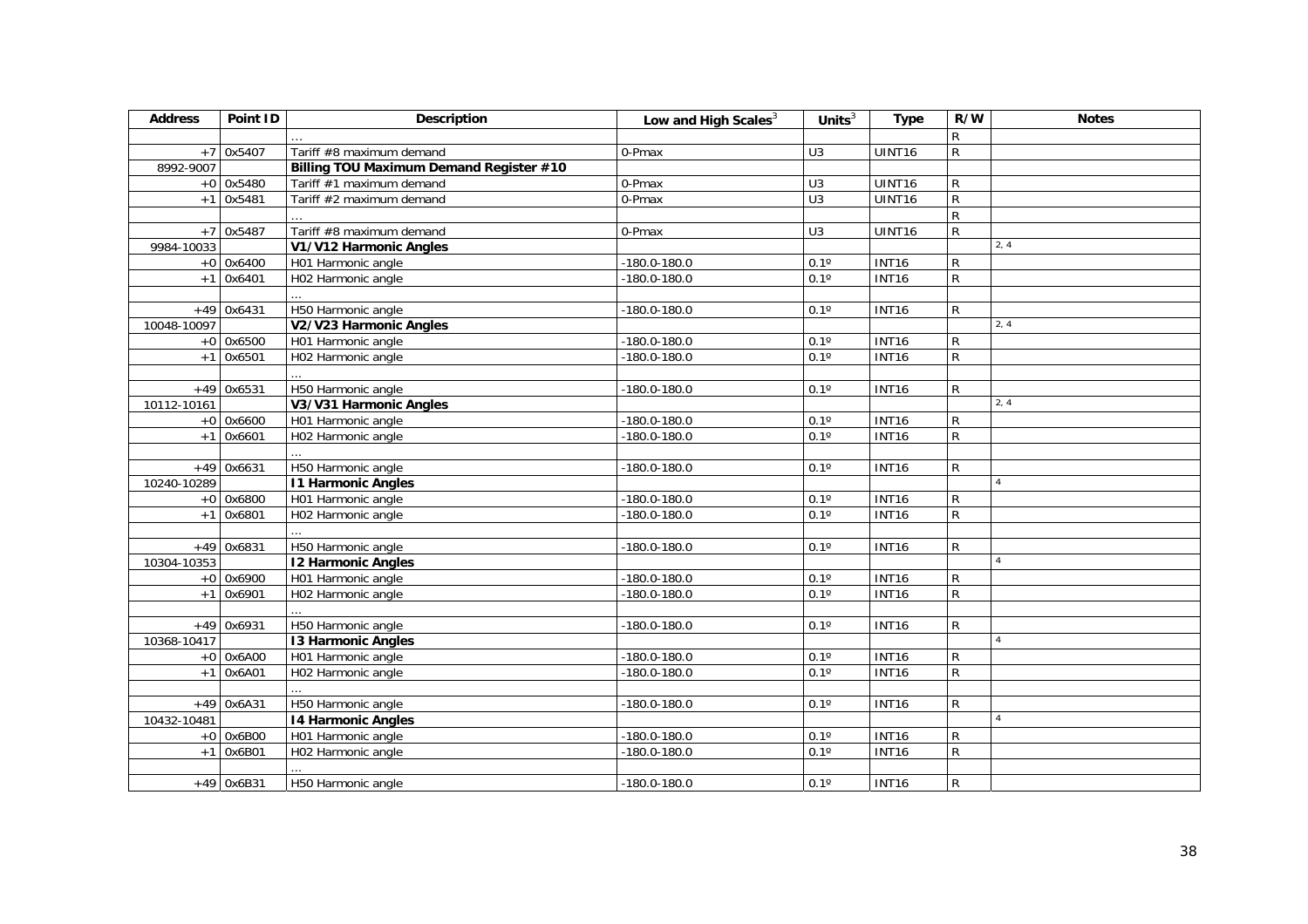| Address | Point ID | Description | Low and High Scales[3] | Units[3] | Type | R/W | Notes |
|---|---|---|---|---|---|---|---|
| | | … | | | | R | |
| +7 | 0x5407 | Tariff #8 maximum demand | 0-Pmax | U3 | UINT16 | R | |
| 8992-9007 | | **Billing TOU Maximum Demand Register #10** | | | | | |
| +0 | 0x5480 | Tariff #1 maximum demand | 0-Pmax | U3 | UINT16 | R | |
| +1 | 0x5481 | Tariff #2 maximum demand | 0-Pmax | U3 | UINT16 | R | |
| | | … | | | | R | |
| +7 | 0x5487 | Tariff #8 maximum demand | 0-Pmax | U3 | UINT16 | R | |
| 9984-10033 | | **V1/V12 Harmonic Angles** | | | | | 2, 4 |
| +0 | 0x6400 | H01 Harmonic angle | -180.0-180.0 | 0.1º | INT16 | R | |
| +1 | 0x6401 | H02 Harmonic angle | -180.0-180.0 | 0.1º | INT16 | R | |
| | | … | | | | | |
| +49 | 0x6431 | H50 Harmonic angle | -180.0-180.0 | 0.1º | INT16 | R | |
| 10048-10097 | | **V2/V23 Harmonic Angles** | | | | | 2, 4 |
| +0 | 0x6500 | H01 Harmonic angle | -180.0-180.0 | 0.1º | INT16 | R | |
| +1 | 0x6501 | H02 Harmonic angle | -180.0-180.0 | 0.1º | INT16 | R | |
| | | … | | | | | |
| +49 | 0x6531 | H50 Harmonic angle | -180.0-180.0 | 0.1º | INT16 | R | |
| 10112-10161 | | **V3/V31 Harmonic Angles** | | | | | 2, 4 |
| +0 | 0x6600 | H01 Harmonic angle | -180.0-180.0 | 0.1º | INT16 | R | |
| +1 | 0x6601 | H02 Harmonic angle | -180.0-180.0 | 0.1º | INT16 | R | |
| | | … | | | | | |
| +49 | 0x6631 | H50 Harmonic angle | -180.0-180.0 | 0.1º | INT16 | R | |
| 10240-10289 | | **I1 Harmonic Angles** | | | | | 4 |
| +0 | 0x6800 | H01 Harmonic angle | -180.0-180.0 | 0.1º | INT16 | R | |
| +1 | 0x6801 | H02 Harmonic angle | -180.0-180.0 | 0.1º | INT16 | R | |
| | | … | | | | | |
| +49 | 0x6831 | H50 Harmonic angle | -180.0-180.0 | 0.1º | INT16 | R | |
| 10304-10353 | | **I2 Harmonic Angles** | | | | | 4 |
| +0 | 0x6900 | H01 Harmonic angle | -180.0-180.0 | 0.1º | INT16 | R | |
| +1 | 0x6901 | H02 Harmonic angle | -180.0-180.0 | 0.1º | INT16 | R | |
| | | … | | | | | |
| +49 | 0x6931 | H50 Harmonic angle | -180.0-180.0 | 0.1º | INT16 | R | |
| 10368-10417 | | **I3 Harmonic Angles** | | | | | 4 |
| +0 | 0x6A00 | H01 Harmonic angle | -180.0-180.0 | 0.1º | INT16 | R | |
| +1 | 0x6A01 | H02 Harmonic angle | -180.0-180.0 | 0.1º | INT16 | R | |
| | | … | | | | | |
| +49 | 0x6A31 | H50 Harmonic angle | -180.0-180.0 | 0.1º | INT16 | R | |
| 10432-10481 | | **I4 Harmonic Angles** | | | | | 4 |
| +0 | 0x6B00 | H01 Harmonic angle | -180.0-180.0 | 0.1º | INT16 | R | |
| +1 | 0x6B01 | H02 Harmonic angle | -180.0-180.0 | 0.1º | INT16 | R | |
| | | … | | | | | |
| +49 | 0x6B31 | H50 Harmonic angle | -180.0-180.0 | 0.1º | INT16 | R | |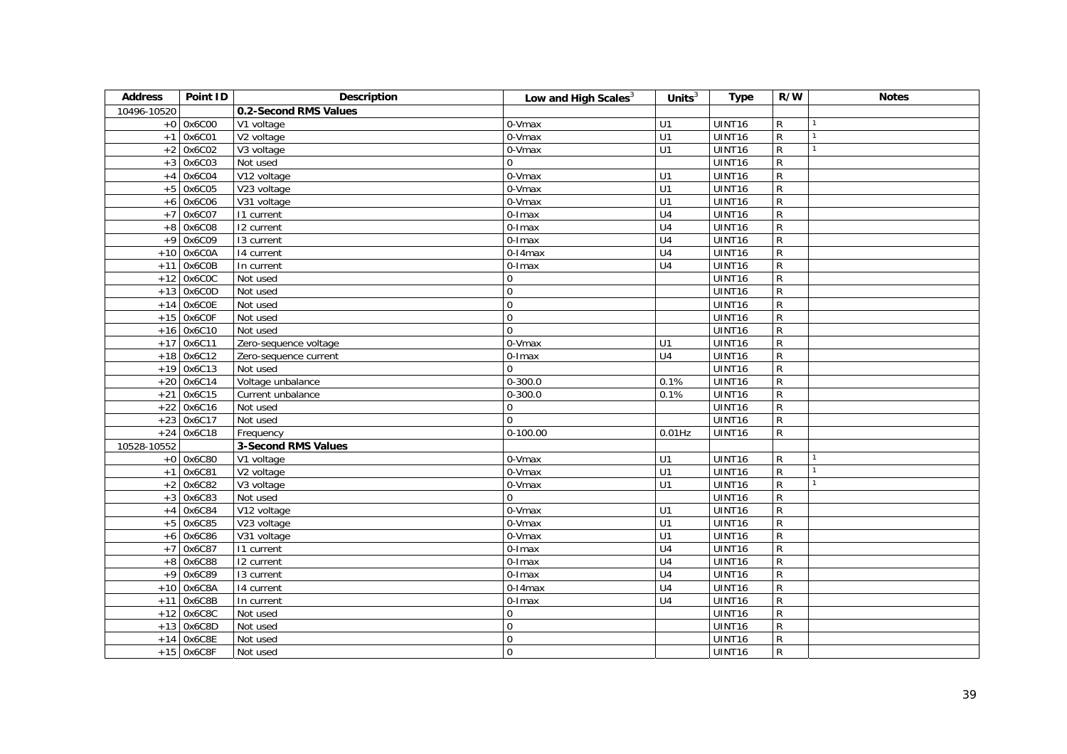| Address | Point ID | Description | Low and High Scales[3] | Units[3] | Type | R/W | Notes |
|---|---|---|---|---|---|---|---|
| 10496-10520 | | **0.2-Second RMS Values** | | | | | |
| +0 | 0x6C00 | V1 voltage | 0-Vmax | U1 | UINT16 | R | [1] |
| +1 | 0x6C01 | V2 voltage | 0-Vmax | U1 | UINT16 | R | [1] |
| +2 | 0x6C02 | V3 voltage | 0-Vmax | U1 | UINT16 | R | [1] |
| +3 | 0x6C03 | Not used | 0 | | UINT16 | R | |
| +4 | 0x6C04 | V12 voltage | 0-Vmax | U1 | UINT16 | R | |
| +5 | 0x6C05 | V23 voltage | 0-Vmax | U1 | UINT16 | R | |
| +6 | 0x6C06 | V31 voltage | 0-Vmax | U1 | UINT16 | R | |
| +7 | 0x6C07 | I1 current | 0-Imax | U4 | UINT16 | R | |
| +8 | 0x6C08 | I2 current | 0-Imax | U4 | UINT16 | R | |
| +9 | 0x6C09 | I3 current | 0-Imax | U4 | UINT16 | R | |
| +10 | 0x6C0A | I4 current | 0-I4max | U4 | UINT16 | R | |
| +11 | 0x6C0B | In current | 0-Imax | U4 | UINT16 | R | |
| +12 | 0x6C0C | Not used | 0 | | UINT16 | R | |
| +13 | 0x6C0D | Not used | 0 | | UINT16 | R | |
| +14 | 0x6C0E | Not used | 0 | | UINT16 | R | |
| +15 | 0x6C0F | Not used | 0 | | UINT16 | R | |
| +16 | 0x6C10 | Not used | 0 | | UINT16 | R | |
| +17 | 0x6C11 | Zero-sequence voltage | 0-Vmax | U1 | UINT16 | R | |
| +18 | 0x6C12 | Zero-sequence current | 0-Imax | U4 | UINT16 | R | |
| +19 | 0x6C13 | Not used | 0 | | UINT16 | R | |
| +20 | 0x6C14 | Voltage unbalance | 0-300.0 | 0.1% | UINT16 | R | |
| +21 | 0x6C15 | Current unbalance | 0-300.0 | 0.1% | UINT16 | R | |
| +22 | 0x6C16 | Not used | 0 | | UINT16 | R | |
| +23 | 0x6C17 | Not used | 0 | | UINT16 | R | |
| +24 | 0x6C18 | Frequency | 0-100.00 | 0.01Hz | UINT16 | R | |
| 10528-10552 | | **3-Second RMS Values** | | | | | |
| +0 | 0x6C80 | V1 voltage | 0-Vmax | U1 | UINT16 | R | [1] |
| +1 | 0x6C81 | V2 voltage | 0-Vmax | U1 | UINT16 | R | [1] |
| +2 | 0x6C82 | V3 voltage | 0-Vmax | U1 | UINT16 | R | [1] |
| +3 | 0x6C83 | Not used | 0 | | UINT16 | R | |
| +4 | 0x6C84 | V12 voltage | 0-Vmax | U1 | UINT16 | R | |
| +5 | 0x6C85 | V23 voltage | 0-Vmax | U1 | UINT16 | R | |
| +6 | 0x6C86 | V31 voltage | 0-Vmax | U1 | UINT16 | R | |
| +7 | 0x6C87 | I1 current | 0-Imax | U4 | UINT16 | R | |
| +8 | 0x6C88 | I2 current | 0-Imax | U4 | UINT16 | R | |
| +9 | 0x6C89 | I3 current | 0-Imax | U4 | UINT16 | R | |
| +10 | 0x6C8A | I4 current | 0-I4max | U4 | UINT16 | R | |
| +11 | 0x6C8B | In current | 0-Imax | U4 | UINT16 | R | |
| +12 | 0x6C8C | Not used | 0 | | UINT16 | R | |
| +13 | 0x6C8D | Not used | 0 | | UINT16 | R | |
| +14 | 0x6C8E | Not used | 0 | | UINT16 | R | |
| +15 | 0x6C8F | Not used | 0 | | UINT16 | R | |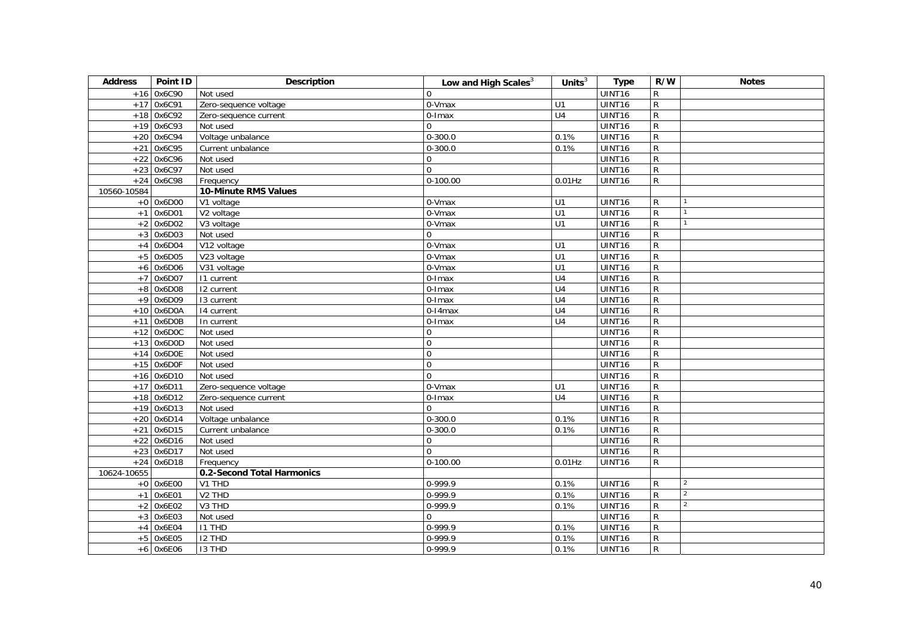| Address | Point ID | Description | Low and High Scales[3] | Units[3] | Type | R/W | Notes |
|---|---|---|---|---|---|---|---|
| +16 | 0x6C90 | Not used | 0 | | UINT16 | R | |
| +17 | 0x6C91 | Zero-sequence voltage | 0-Vmax | U1 | UINT16 | R | |
| +18 | 0x6C92 | Zero-sequence current | 0-Imax | U4 | UINT16 | R | |
| +19 | 0x6C93 | Not used | 0 | | UINT16 | R | |
| +20 | 0x6C94 | Voltage unbalance | 0-300.0 | 0.1% | UINT16 | R | |
| +21 | 0x6C95 | Current unbalance | 0-300.0 | 0.1% | UINT16 | R | |
| +22 | 0x6C96 | Not used | 0 | | UINT16 | R | |
| +23 | 0x6C97 | Not used | 0 | | UINT16 | R | |
| +24 | 0x6C98 | Frequency | 0-100.00 | 0.01Hz | UINT16 | R | |
| 10560-10584 | | **10-Minute RMS Values** | | | | | |
| +0 | 0x6D00 | V1 voltage | 0-Vmax | U1 | UINT16 | R | 1 |
| +1 | 0x6D01 | V2 voltage | 0-Vmax | U1 | UINT16 | R | 1 |
| +2 | 0x6D02 | V3 voltage | 0-Vmax | U1 | UINT16 | R | 1 |
| +3 | 0x6D03 | Not used | 0 | | UINT16 | R | |
| +4 | 0x6D04 | V12 voltage | 0-Vmax | U1 | UINT16 | R | |
| +5 | 0x6D05 | V23 voltage | 0-Vmax | U1 | UINT16 | R | |
| +6 | 0x6D06 | V31 voltage | 0-Vmax | U1 | UINT16 | R | |
| +7 | 0x6D07 | I1 current | 0-Imax | U4 | UINT16 | R | |
| +8 | 0x6D08 | I2 current | 0-Imax | U4 | UINT16 | R | |
| +9 | 0x6D09 | I3 current | 0-Imax | U4 | UINT16 | R | |
| +10 | 0x6D0A | I4 current | 0-I4max | U4 | UINT16 | R | |
| +11 | 0x6D0B | In current | 0-Imax | U4 | UINT16 | R | |
| +12 | 0x6D0C | Not used | 0 | | UINT16 | R | |
| +13 | 0x6D0D | Not used | 0 | | UINT16 | R | |
| +14 | 0x6D0E | Not used | 0 | | UINT16 | R | |
| +15 | 0x6D0F | Not used | 0 | | UINT16 | R | |
| +16 | 0x6D10 | Not used | 0 | | UINT16 | R | |
| +17 | 0x6D11 | Zero-sequence voltage | 0-Vmax | U1 | UINT16 | R | |
| +18 | 0x6D12 | Zero-sequence current | 0-Imax | U4 | UINT16 | R | |
| +19 | 0x6D13 | Not used | 0 | | UINT16 | R | |
| +20 | 0x6D14 | Voltage unbalance | 0-300.0 | 0.1% | UINT16 | R | |
| +21 | 0x6D15 | Current unbalance | 0-300.0 | 0.1% | UINT16 | R | |
| +22 | 0x6D16 | Not used | 0 | | UINT16 | R | |
| +23 | 0x6D17 | Not used | 0 | | UINT16 | R | |
| +24 | 0x6D18 | Frequency | 0-100.00 | 0.01Hz | UINT16 | R | |
| 10624-10655 | | **0.2-Second Total Harmonics** | | | | | |
| +0 | 0x6E00 | V1 THD | 0-999.9 | 0.1% | UINT16 | R | 2 |
| +1 | 0x6E01 | V2 THD | 0-999.9 | 0.1% | UINT16 | R | 2 |
| +2 | 0x6E02 | V3 THD | 0-999.9 | 0.1% | UINT16 | R | 2 |
| +3 | 0x6E03 | Not used | 0 | | UINT16 | R | |
| +4 | 0x6E04 | I1 THD | 0-999.9 | 0.1% | UINT16 | R | |
| +5 | 0x6E05 | I2 THD | 0-999.9 | 0.1% | UINT16 | R | |
| +6 | 0x6E06 | I3 THD | 0-999.9 | 0.1% | UINT16 | R | |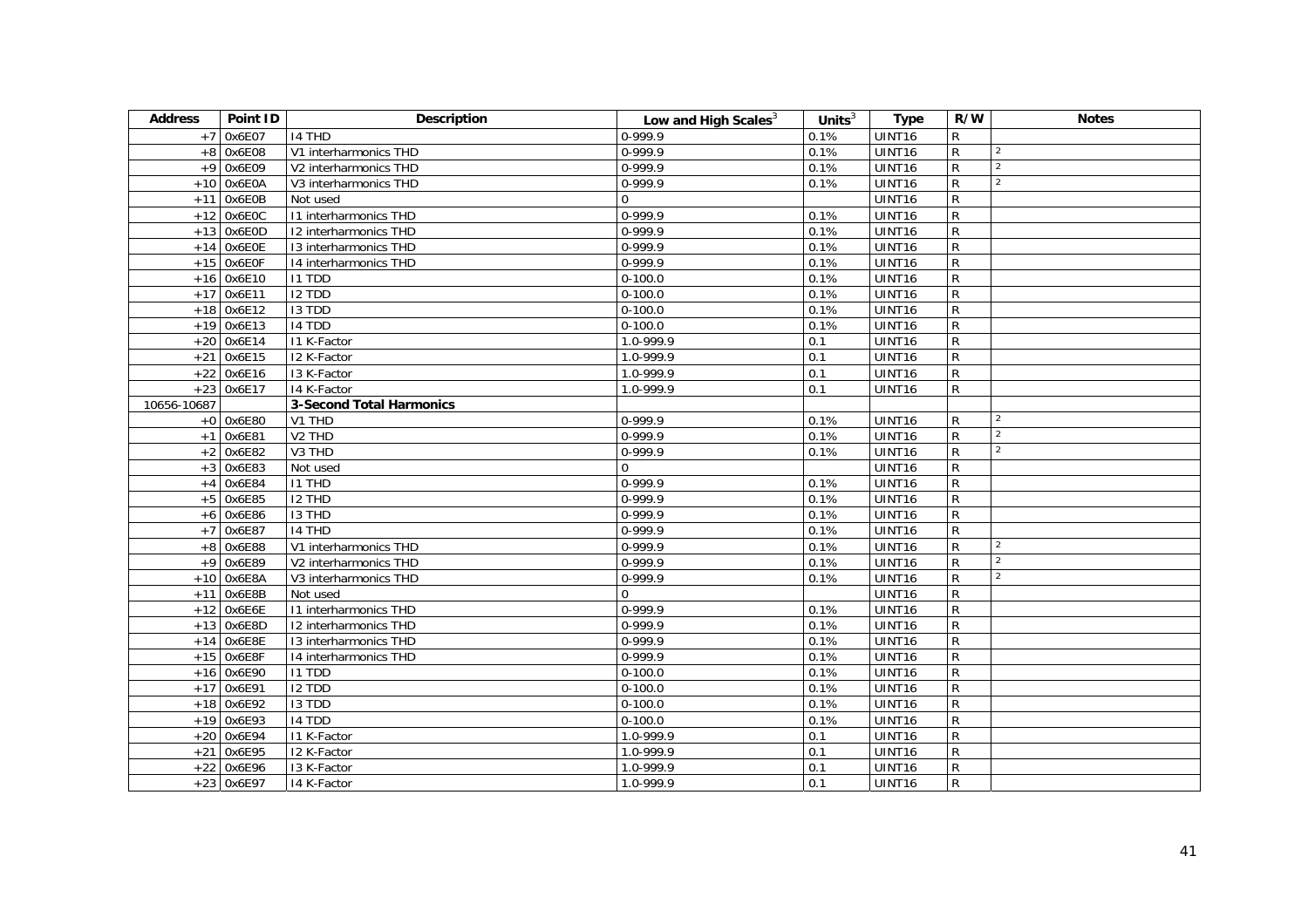| Address | Point ID | Description | Low and High Scales[3] | Units[3] | Type | R/W | Notes |
|---|---|---|---|---|---|---|---|
| +7 | 0x6E07 | I4 THD | 0-999.9 | 0.1% | UINT16 | R | |
| +8 | 0x6E08 | V1 interharmonics THD | 0-999.9 | 0.1% | UINT16 | R | 2 |
| +9 | 0x6E09 | V2 interharmonics THD | 0-999.9 | 0.1% | UINT16 | R | 2 |
| +10 | 0x6E0A | V3 interharmonics THD | 0-999.9 | 0.1% | UINT16 | R | 2 |
| +11 | 0x6E0B | Not used | 0 | | UINT16 | R | |
| +12 | 0x6E0C | I1 interharmonics THD | 0-999.9 | 0.1% | UINT16 | R | |
| +13 | 0x6E0D | I2 interharmonics THD | 0-999.9 | 0.1% | UINT16 | R | |
| +14 | 0x6E0E | I3 interharmonics THD | 0-999.9 | 0.1% | UINT16 | R | |
| +15 | 0x6E0F | I4 interharmonics THD | 0-999.9 | 0.1% | UINT16 | R | |
| +16 | 0x6E10 | I1 TDD | 0-100.0 | 0.1% | UINT16 | R | |
| +17 | 0x6E11 | I2 TDD | 0-100.0 | 0.1% | UINT16 | R | |
| +18 | 0x6E12 | I3 TDD | 0-100.0 | 0.1% | UINT16 | R | |
| +19 | 0x6E13 | I4 TDD | 0-100.0 | 0.1% | UINT16 | R | |
| +20 | 0x6E14 | I1 K-Factor | 1.0-999.9 | 0.1 | UINT16 | R | |
| +21 | 0x6E15 | I2 K-Factor | 1.0-999.9 | 0.1 | UINT16 | R | |
| +22 | 0x6E16 | I3 K-Factor | 1.0-999.9 | 0.1 | UINT16 | R | |
| +23 | 0x6E17 | I4 K-Factor | 1.0-999.9 | 0.1 | UINT16 | R | |
| 10656-10687 | | **3-Second Total Harmonics** | | | | | |
| +0 | 0x6E80 | V1 THD | 0-999.9 | 0.1% | UINT16 | R | 2 |
| +1 | 0x6E81 | V2 THD | 0-999.9 | 0.1% | UINT16 | R | 2 |
| +2 | 0x6E82 | V3 THD | 0-999.9 | 0.1% | UINT16 | R | 2 |
| +3 | 0x6E83 | Not used | 0 | | UINT16 | R | |
| +4 | 0x6E84 | I1 THD | 0-999.9 | 0.1% | UINT16 | R | |
| +5 | 0x6E85 | I2 THD | 0-999.9 | 0.1% | UINT16 | R | |
| +6 | 0x6E86 | I3 THD | 0-999.9 | 0.1% | UINT16 | R | |
| +7 | 0x6E87 | I4 THD | 0-999.9 | 0.1% | UINT16 | R | |
| +8 | 0x6E88 | V1 interharmonics THD | 0-999.9 | 0.1% | UINT16 | R | 2 |
| +9 | 0x6E89 | V2 interharmonics THD | 0-999.9 | 0.1% | UINT16 | R | 2 |
| +10 | 0x6E8A | V3 interharmonics THD | 0-999.9 | 0.1% | UINT16 | R | 2 |
| +11 | 0x6E8B | Not used | 0 | | UINT16 | R | |
| +12 | 0x6E6E | I1 interharmonics THD | 0-999.9 | 0.1% | UINT16 | R | |
| +13 | 0x6E8D | I2 interharmonics THD | 0-999.9 | 0.1% | UINT16 | R | |
| +14 | 0x6E8E | I3 interharmonics THD | 0-999.9 | 0.1% | UINT16 | R | |
| +15 | 0x6E8F | I4 interharmonics THD | 0-999.9 | 0.1% | UINT16 | R | |
| +16 | 0x6E90 | I1 TDD | 0-100.0 | 0.1% | UINT16 | R | |
| +17 | 0x6E91 | I2 TDD | 0-100.0 | 0.1% | UINT16 | R | |
| +18 | 0x6E92 | I3 TDD | 0-100.0 | 0.1% | UINT16 | R | |
| +19 | 0x6E93 | I4 TDD | 0-100.0 | 0.1% | UINT16 | R | |
| +20 | 0x6E94 | I1 K-Factor | 1.0-999.9 | 0.1 | UINT16 | R | |
| +21 | 0x6E95 | I2 K-Factor | 1.0-999.9 | 0.1 | UINT16 | R | |
| +22 | 0x6E96 | I3 K-Factor | 1.0-999.9 | 0.1 | UINT16 | R | |
| +23 | 0x6E97 | I4 K-Factor | 1.0-999.9 | 0.1 | UINT16 | R | |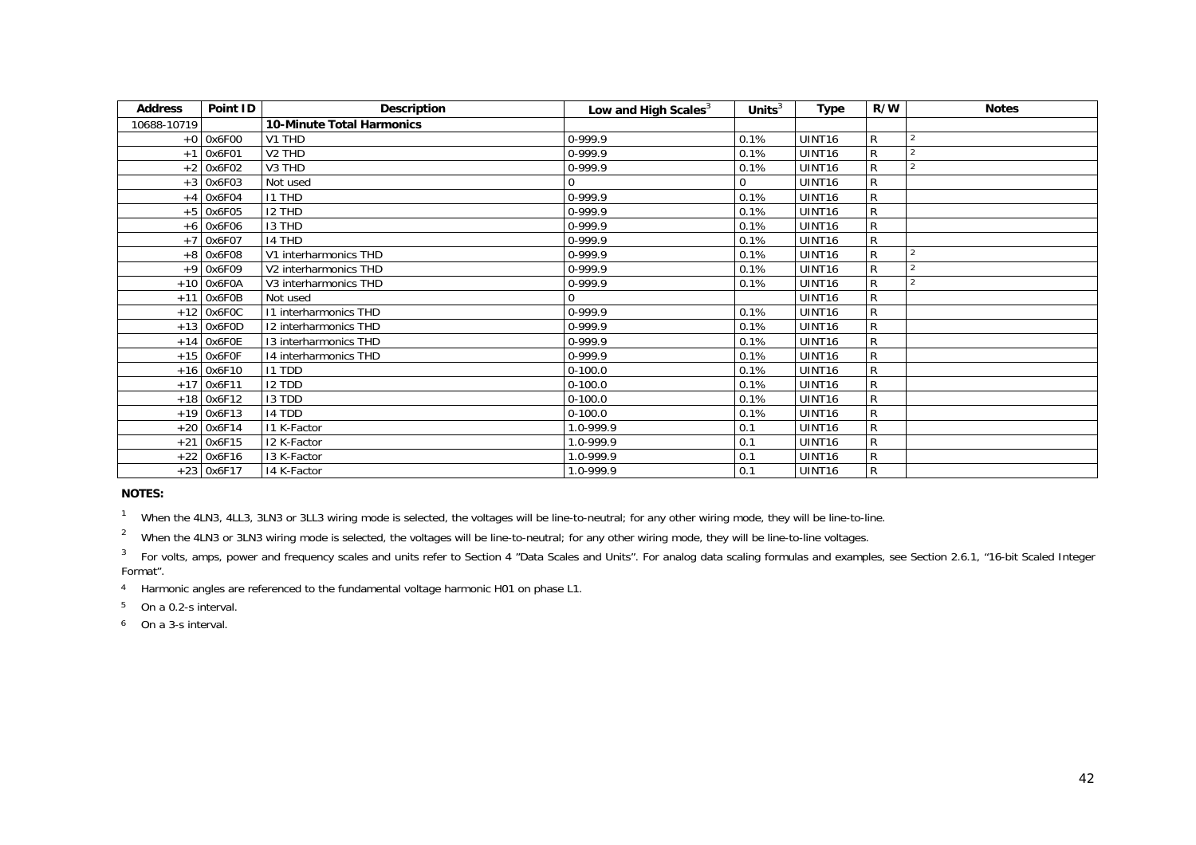| Address | Point ID | Description | Low and High Scales[3] | Units[3] | Type | R/W | Notes |
|---|---|---|---|---|---|---|---|
| 10688-10719 | | **10-Minute Total Harmonics** | | | | | |
| +0 | 0x6F00 | V1 THD | 0-999.9 | 0.1% | UINT16 | R | 2 |
| +1 | 0x6F01 | V2 THD | 0-999.9 | 0.1% | UINT16 | R | 2 |
| +2 | 0x6F02 | V3 THD | 0-999.9 | 0.1% | UINT16 | R | 2 |
| +3 | 0x6F03 | Not used | 0 | 0 | UINT16 | R | |
| +4 | 0x6F04 | I1 THD | 0-999.9 | 0.1% | UINT16 | R | |
| +5 | 0x6F05 | I2 THD | 0-999.9 | 0.1% | UINT16 | R | |
| +6 | 0x6F06 | I3 THD | 0-999.9 | 0.1% | UINT16 | R | |
| +7 | 0x6F07 | I4 THD | 0-999.9 | 0.1% | UINT16 | R | |
| +8 | 0x6F08 | V1 interharmonics THD | 0-999.9 | 0.1% | UINT16 | R | 2 |
| +9 | 0x6F09 | V2 interharmonics THD | 0-999.9 | 0.1% | UINT16 | R | 2 |
| +10 | 0x6F0A | V3 interharmonics THD | 0-999.9 | 0.1% | UINT16 | R | 2 |
| +11 | 0x6F0B | Not used | 0 | | UINT16 | R | |
| +12 | 0x6F0C | I1 interharmonics THD | 0-999.9 | 0.1% | UINT16 | R | |
| +13 | 0x6F0D | I2 interharmonics THD | 0-999.9 | 0.1% | UINT16 | R | |
| +14 | 0x6F0E | I3 interharmonics THD | 0-999.9 | 0.1% | UINT16 | R | |
| +15 | 0x6F0F | I4 interharmonics THD | 0-999.9 | 0.1% | UINT16 | R | |
| +16 | 0x6F10 | I1 TDD | 0-100.0 | 0.1% | UINT16 | R | |
| +17 | 0x6F11 | I2 TDD | 0-100.0 | 0.1% | UINT16 | R | |
| +18 | 0x6F12 | I3 TDD | 0-100.0 | 0.1% | UINT16 | R | |
| +19 | 0x6F13 | I4 TDD | 0-100.0 | 0.1% | UINT16 | R | |
| +20 | 0x6F14 | I1 K-Factor | 1.0-999.9 | 0.1 | UINT16 | R | |
| +21 | 0x6F15 | I2 K-Factor | 1.0-999.9 | 0.1 | UINT16 | R | |
| +22 | 0x6F16 | I3 K-Factor | 1.0-999.9 | 0.1 | UINT16 | R | |
| +23 | 0x6F17 | I4 K-Factor | 1.0-999.9 | 0.1 | UINT16 | R | |

**NOTES:**

[1] When the 4LN3, 4LL3, 3LN3 or 3LL3 wiring mode is selected, the voltages will be line-to-neutral; for any other wiring mode, they will be line-to-line.

[2] When the 4LN3 or 3LN3 wiring mode is selected, the voltages will be line-to-neutral; for any other wiring mode, they will be line-to-line voltages.

[3] For volts, amps, power and frequency scales and units refer to Section 4 "Data Scales and Units". For analog data scaling formulas and examples, see Section 2.6.1, "16-bit Scaled Integer Format".

[4] Harmonic angles are referenced to the fundamental voltage harmonic H01 on phase L1.

[5] On a 0.2-s interval.

[6] On a 3-s interval.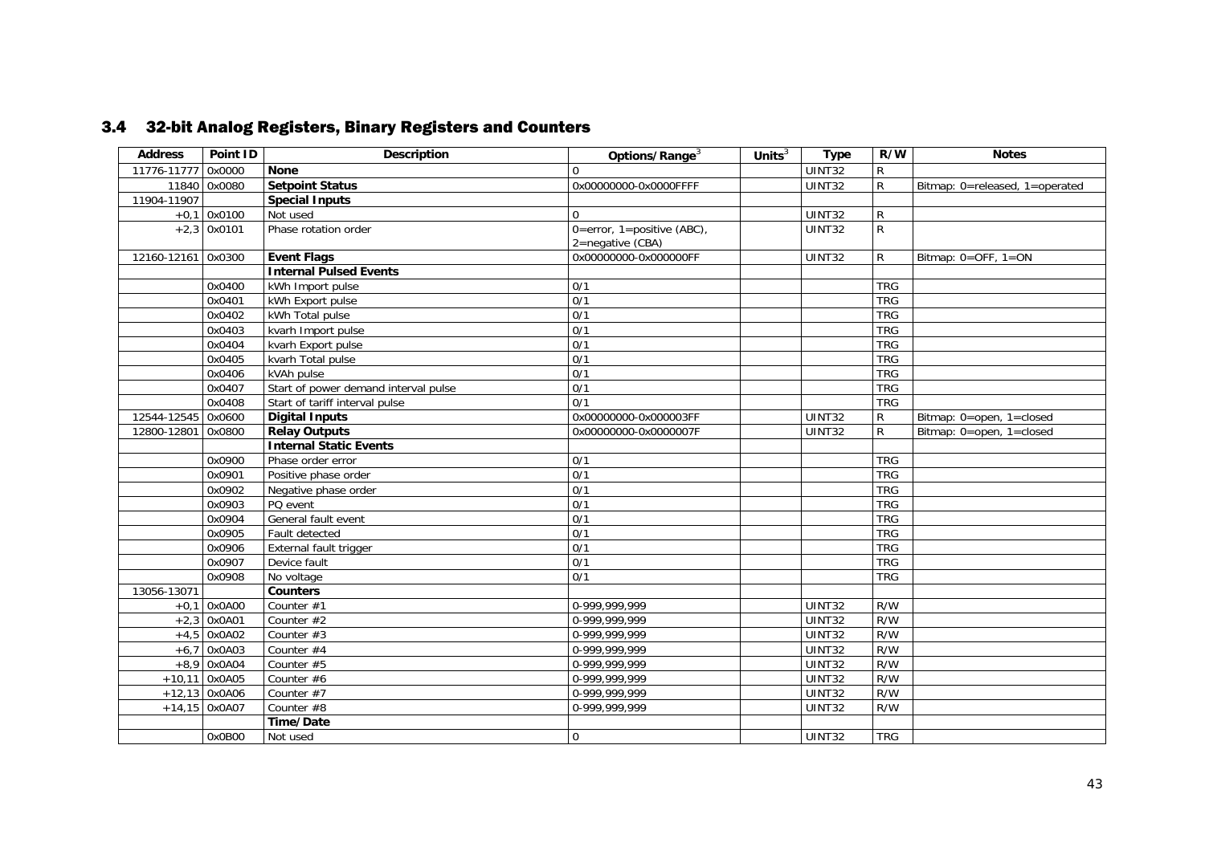## 3.4 32-bit Analog Registers, Binary Registers and Counters

| Address | Point ID | Description | Options/Range[3] | Units[3] | Type | R/W | Notes |
|---|---|---|---|---|---|---|---|
| 11776-11777 | 0x0000 | **None** | 0 | | UINT32 | R | |
| 11840 | 0x0080 | **Setpoint Status** | 0x00000000-0x0000FFFF | | UINT32 | R | Bitmap: 0=released, 1=operated |
| 11904-11907 | | **Special Inputs** | | | | | |
| +0,1 | 0x0100 | Not used | 0 | | UINT32 | R | |
| +2,3 | 0x0101 | Phase rotation order | 0=error, 1=positive (ABC), 2=negative (CBA) | | UINT32 | R | |
| 12160-12161 | 0x0300 | **Event Flags** | 0x00000000-0x000000FF | | UINT32 | R | Bitmap: 0=OFF, 1=ON |
| | | **Internal Pulsed Events** | | | | | |
| | 0x0400 | kWh Import pulse | 0/1 | | | TRG | |
| | 0x0401 | kWh Export pulse | 0/1 | | | TRG | |
| | 0x0402 | kWh Total pulse | 0/1 | | | TRG | |
| | 0x0403 | kvarh Import pulse | 0/1 | | | TRG | |
| | 0x0404 | kvarh Export pulse | 0/1 | | | TRG | |
| | 0x0405 | kvarh Total pulse | 0/1 | | | TRG | |
| | 0x0406 | kVAh pulse | 0/1 | | | TRG | |
| | 0x0407 | Start of power demand interval pulse | 0/1 | | | TRG | |
| | 0x0408 | Start of tariff interval pulse | 0/1 | | | TRG | |
| 12544-12545 | 0x0600 | **Digital Inputs** | 0x00000000-0x000003FF | | UINT32 | R | Bitmap: 0=open, 1=closed |
| 12800-12801 | 0x0800 | **Relay Outputs** | 0x00000000-0x0000007F | | UINT32 | R | Bitmap: 0=open, 1=closed |
| | | **Internal Static Events** | | | | | |
| | 0x0900 | Phase order error | 0/1 | | | TRG | |
| | 0x0901 | Positive phase order | 0/1 | | | TRG | |
| | 0x0902 | Negative phase order | 0/1 | | | TRG | |
| | 0x0903 | PQ event | 0/1 | | | TRG | |
| | 0x0904 | General fault event | 0/1 | | | TRG | |
| | 0x0905 | Fault detected | 0/1 | | | TRG | |
| | 0x0906 | External fault trigger | 0/1 | | | TRG | |
| | 0x0907 | Device fault | 0/1 | | | TRG | |
| | 0x0908 | No voltage | 0/1 | | | TRG | |
| 13056-13071 | | **Counters** | | | | | |
| +0,1 | 0x0A00 | Counter #1 | 0-999,999,999 | | UINT32 | R/W | |
| +2,3 | 0x0A01 | Counter #2 | 0-999,999,999 | | UINT32 | R/W | |
| +4,5 | 0x0A02 | Counter #3 | 0-999,999,999 | | UINT32 | R/W | |
| +6,7 | 0x0A03 | Counter #4 | 0-999,999,999 | | UINT32 | R/W | |
| +8,9 | 0x0A04 | Counter #5 | 0-999,999,999 | | UINT32 | R/W | |
| +10,11 | 0x0A05 | Counter #6 | 0-999,999,999 | | UINT32 | R/W | |
| +12,13 | 0x0A06 | Counter #7 | 0-999,999,999 | | UINT32 | R/W | |
| +14,15 | 0x0A07 | Counter #8 | 0-999,999,999 | | UINT32 | R/W | |
| | | **Time/Date** | | | | | |
| | 0x0B00 | Not used | 0 | | UINT32 | TRG | |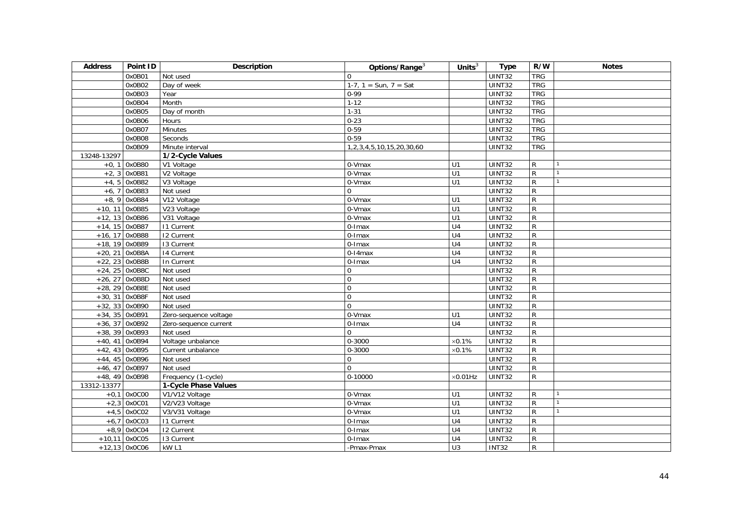| Address | Point ID | Description | Options/Range[3] | Units[3] | Type | R/W | Notes |
|---|---|---|---|---|---|---|---|
| | 0x0B01 | Not used | 0 | | UINT32 | TRG | |
| | 0x0B02 | Day of week | 1-7, 1 = Sun, 7 = Sat | | UINT32 | TRG | |
| | 0x0B03 | Year | 0-99 | | UINT32 | TRG | |
| | 0x0B04 | Month | 1-12 | | UINT32 | TRG | |
| | 0x0B05 | Day of month | 1-31 | | UINT32 | TRG | |
| | 0x0B06 | Hours | 0-23 | | UINT32 | TRG | |
| | 0x0B07 | Minutes | 0-59 | | UINT32 | TRG | |
| | 0x0B08 | Seconds | 0-59 | | UINT32 | TRG | |
| | 0x0B09 | Minute interval | 1,2,3,4,5,10,15,20,30,60 | | UINT32 | TRG | |
| 13248-13297 | | **1/2-Cycle Values** | | | | | |
| +0, 1 | 0x0B80 | V1 Voltage | 0-Vmax | U1 | UINT32 | R | 1 |
| +2, 3 | 0x0B81 | V2 Voltage | 0-Vmax | U1 | UINT32 | R | 1 |
| +4, 5 | 0x0B82 | V3 Voltage | 0-Vmax | U1 | UINT32 | R | 1 |
| +6, 7 | 0x0B83 | Not used | 0 | | UINT32 | R | |
| +8, 9 | 0x0B84 | V12 Voltage | 0-Vmax | U1 | UINT32 | R | |
| +10, 11 | 0x0B85 | V23 Voltage | 0-Vmax | U1 | UINT32 | R | |
| +12, 13 | 0x0B86 | V31 Voltage | 0-Vmax | U1 | UINT32 | R | |
| +14, 15 | 0x0B87 | I1 Current | 0-Imax | U4 | UINT32 | R | |
| +16, 17 | 0x0B88 | I2 Current | 0-Imax | U4 | UINT32 | R | |
| +18, 19 | 0x0B89 | I3 Current | 0-Imax | U4 | UINT32 | R | |
| +20, 21 | 0x0B8A | I4 Current | 0-I4max | U4 | UINT32 | R | |
| +22, 23 | 0x0B8B | In Current | 0-Imax | U4 | UINT32 | R | |
| +24, 25 | 0x0B8C | Not used | 0 | | UINT32 | R | |
| +26, 27 | 0x0B8D | Not used | 0 | | UINT32 | R | |
| +28, 29 | 0x0B8E | Not used | 0 | | UINT32 | R | |
| +30, 31 | 0x0B8F | Not used | 0 | | UINT32 | R | |
| +32, 33 | 0x0B90 | Not used | 0 | | UINT32 | R | |
| +34, 35 | 0x0B91 | Zero-sequence voltage | 0-Vmax | U1 | UINT32 | R | |
| +36, 37 | 0x0B92 | Zero-sequence current | 0-Imax | U4 | UINT32 | R | |
| +38, 39 | 0x0B93 | Not used | 0 | | UINT32 | R | |
| +40, 41 | 0x0B94 | Voltage unbalance | 0-3000 | ×0.1% | UINT32 | R | |
| +42, 43 | 0x0B95 | Current unbalance | 0-3000 | ×0.1% | UINT32 | R | |
| +44, 45 | 0x0B96 | Not used | 0 | | UINT32 | R | |
| +46, 47 | 0x0B97 | Not used | 0 | | UINT32 | R | |
| +48, 49 | 0x0B98 | Frequency (1-cycle) | 0-10000 | ×0.01Hz | UINT32 | R | |
| 13312-13377 | | **1-Cycle Phase Values** | | | | | |
| +0,1 | 0x0C00 | V1/V12 Voltage | 0-Vmax | U1 | UINT32 | R | 1 |
| +2,3 | 0x0C01 | V2/V23 Voltage | 0-Vmax | U1 | UINT32 | R | 1 |
| +4,5 | 0x0C02 | V3/V31 Voltage | 0-Vmax | U1 | UINT32 | R | 1 |
| +6,7 | 0x0C03 | I1 Current | 0-Imax | U4 | UINT32 | R | |
| +8,9 | 0x0C04 | I2 Current | 0-Imax | U4 | UINT32 | R | |
| +10,11 | 0x0C05 | I3 Current | 0-Imax | U4 | UINT32 | R | |
| +12,13 | 0x0C06 | kW L1 | -Pmax-Pmax | U3 | INT32 | R | |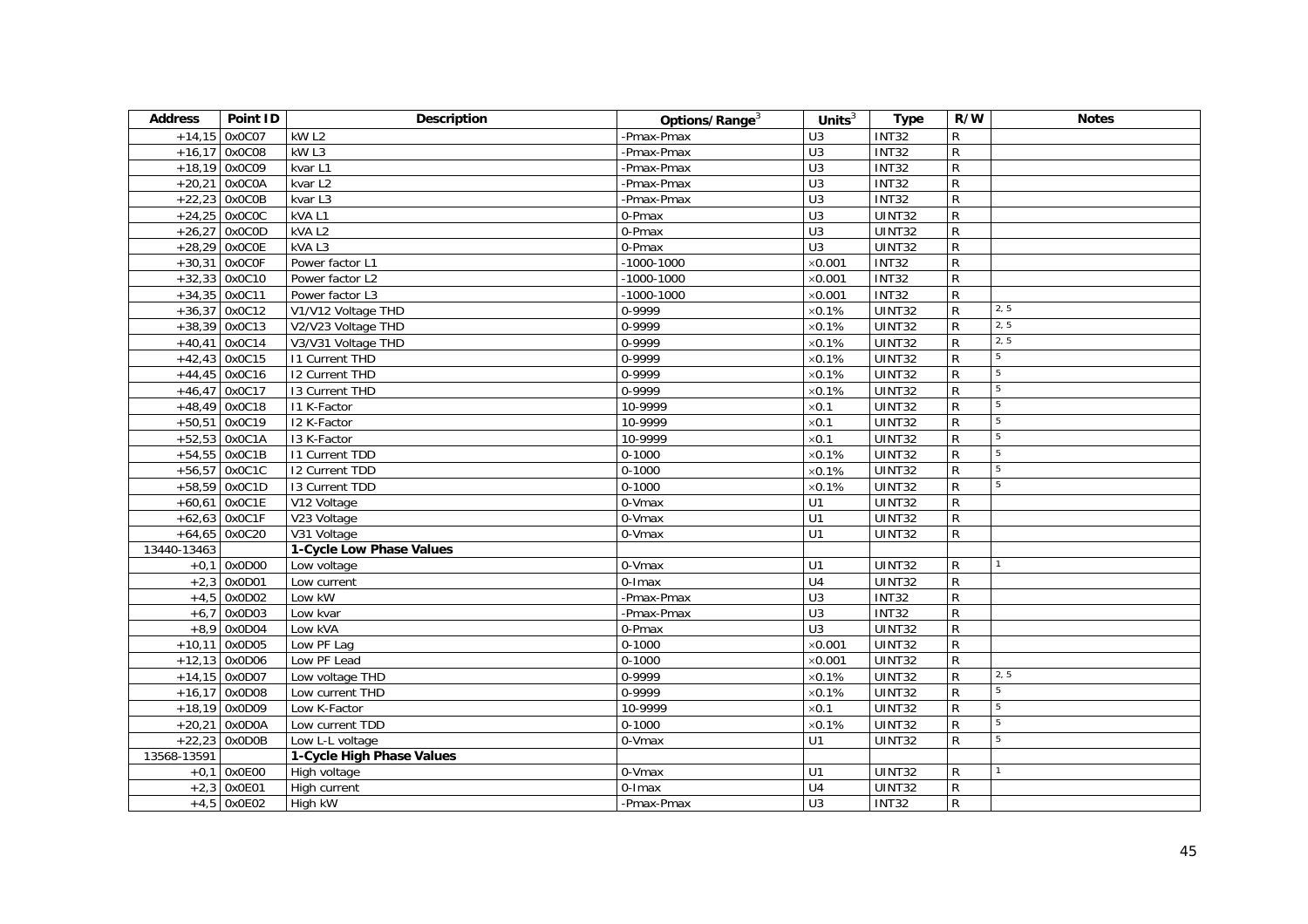| Address | Point ID | Description | Options/Range[3] | Units[3] | Type | R/W | Notes |
|---|---|---|---|---|---|---|---|
| +14,15 | 0x0C07 | kW L2 | -Pmax-Pmax | U3 | INT32 | R | |
| +16,17 | 0x0C08 | kW L3 | -Pmax-Pmax | U3 | INT32 | R | |
| +18,19 | 0x0C09 | kvar L1 | -Pmax-Pmax | U3 | INT32 | R | |
| +20,21 | 0x0C0A | kvar L2 | -Pmax-Pmax | U3 | INT32 | R | |
| +22,23 | 0x0C0B | kvar L3 | -Pmax-Pmax | U3 | INT32 | R | |
| +24,25 | 0x0C0C | kVA L1 | 0-Pmax | U3 | UINT32 | R | |
| +26,27 | 0x0C0D | kVA L2 | 0-Pmax | U3 | UINT32 | R | |
| +28,29 | 0x0C0E | kVA L3 | 0-Pmax | U3 | UINT32 | R | |
| +30,31 | 0x0C0F | Power factor L1 | -1000-1000 | ×0.001 | INT32 | R | |
| +32,33 | 0x0C10 | Power factor L2 | -1000-1000 | ×0.001 | INT32 | R | |
| +34,35 | 0x0C11 | Power factor L3 | -1000-1000 | ×0.001 | INT32 | R | |
| +36,37 | 0x0C12 | V1/V12 Voltage THD | 0-9999 | ×0.1% | UINT32 | R | 2, 5 |
| +38,39 | 0x0C13 | V2/V23 Voltage THD | 0-9999 | ×0.1% | UINT32 | R | 2, 5 |
| +40,41 | 0x0C14 | V3/V31 Voltage THD | 0-9999 | ×0.1% | UINT32 | R | 2, 5 |
| +42,43 | 0x0C15 | I1 Current THD | 0-9999 | ×0.1% | UINT32 | R | 5 |
| +44,45 | 0x0C16 | I2 Current THD | 0-9999 | ×0.1% | UINT32 | R | 5 |
| +46,47 | 0x0C17 | I3 Current THD | 0-9999 | ×0.1% | UINT32 | R | 5 |
| +48,49 | 0x0C18 | I1 K-Factor | 10-9999 | ×0.1 | UINT32 | R | 5 |
| +50,51 | 0x0C19 | I2 K-Factor | 10-9999 | ×0.1 | UINT32 | R | 5 |
| +52,53 | 0x0C1A | I3 K-Factor | 10-9999 | ×0.1 | UINT32 | R | 5 |
| +54,55 | 0x0C1B | I1 Current TDD | 0-1000 | ×0.1% | UINT32 | R | 5 |
| +56,57 | 0x0C1C | I2 Current TDD | 0-1000 | ×0.1% | UINT32 | R | 5 |
| +58,59 | 0x0C1D | I3 Current TDD | 0-1000 | ×0.1% | UINT32 | R | 5 |
| +60,61 | 0x0C1E | V12 Voltage | 0-Vmax | U1 | UINT32 | R | |
| +62,63 | 0x0C1F | V23 Voltage | 0-Vmax | U1 | UINT32 | R | |
| +64,65 | 0x0C20 | V31 Voltage | 0-Vmax | U1 | UINT32 | R | |
| 13440-13463 | | **1-Cycle Low Phase Values** | | | | | |
| +0,1 | 0x0D00 | Low voltage | 0-Vmax | U1 | UINT32 | R | 1 |
| +2,3 | 0x0D01 | Low current | 0-Imax | U4 | UINT32 | R | |
| +4,5 | 0x0D02 | Low kW | -Pmax-Pmax | U3 | INT32 | R | |
| +6,7 | 0x0D03 | Low kvar | -Pmax-Pmax | U3 | INT32 | R | |
| +8,9 | 0x0D04 | Low kVA | 0-Pmax | U3 | UINT32 | R | |
| +10,11 | 0x0D05 | Low PF Lag | 0-1000 | ×0.001 | UINT32 | R | |
| +12,13 | 0x0D06 | Low PF Lead | 0-1000 | ×0.001 | UINT32 | R | |
| +14,15 | 0x0D07 | Low voltage THD | 0-9999 | ×0.1% | UINT32 | R | 2, 5 |
| +16,17 | 0x0D08 | Low current THD | 0-9999 | ×0.1% | UINT32 | R | 5 |
| +18,19 | 0x0D09 | Low K-Factor | 10-9999 | ×0.1 | UINT32 | R | 5 |
| +20,21 | 0x0D0A | Low current TDD | 0-1000 | ×0.1% | UINT32 | R | 5 |
| +22,23 | 0x0D0B | Low L-L voltage | 0-Vmax | U1 | UINT32 | R | 5 |
| 13568-13591 | | **1-Cycle High Phase Values** | | | | | |
| +0,1 | 0x0E00 | High voltage | 0-Vmax | U1 | UINT32 | R | 1 |
| +2,3 | 0x0E01 | High current | 0-Imax | U4 | UINT32 | R | |
| +4,5 | 0x0E02 | High kW | -Pmax-Pmax | U3 | INT32 | R | |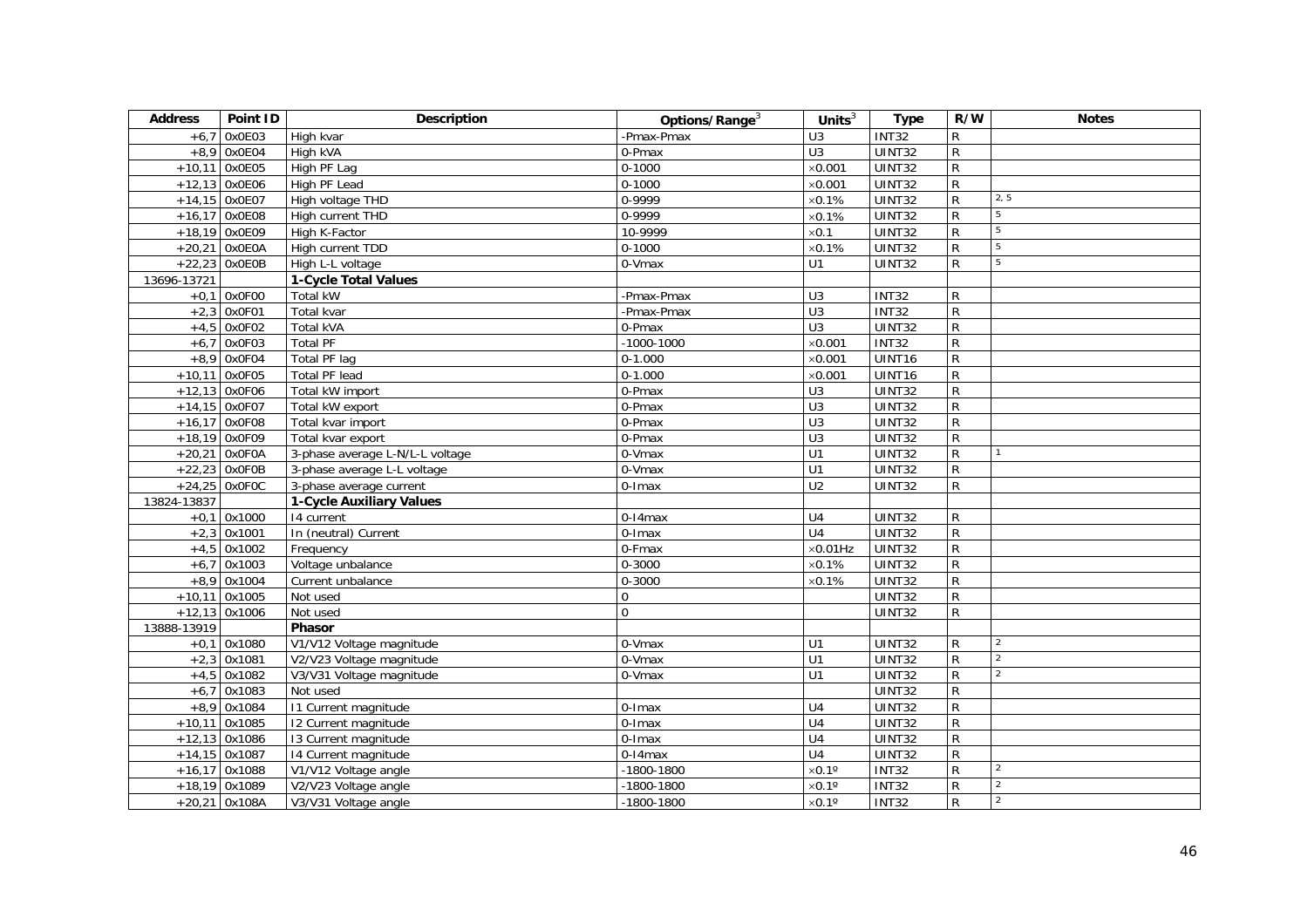| Address | Point ID | Description | Options/Range[3] | Units[3] | Type | R/W | Notes |
|---|---|---|---|---|---|---|---|
| +6,7 | 0x0E03 | High kvar | -Pmax-Pmax | U3 | INT32 | R | |
| +8,9 | 0x0E04 | High kVA | 0-Pmax | U3 | UINT32 | R | |
| +10,11 | 0x0E05 | High PF Lag | 0-1000 | ×0.001 | UINT32 | R | |
| +12,13 | 0x0E06 | High PF Lead | 0-1000 | ×0.001 | UINT32 | R | |
| +14,15 | 0x0E07 | High voltage THD | 0-9999 | ×0.1% | UINT32 | R | 2, 5 |
| +16,17 | 0x0E08 | High current THD | 0-9999 | ×0.1% | UINT32 | R | 5 |
| +18,19 | 0x0E09 | High K-Factor | 10-9999 | ×0.1 | UINT32 | R | 5 |
| +20,21 | 0x0E0A | High current TDD | 0-1000 | ×0.1% | UINT32 | R | 5 |
| +22,23 | 0x0E0B | High L-L voltage | 0-Vmax | U1 | UINT32 | R | 5 |
| 13696-13721 | | **1-Cycle Total Values** | | | | | |
| +0,1 | 0x0F00 | Total kW | -Pmax-Pmax | U3 | INT32 | R | |
| +2,3 | 0x0F01 | Total kvar | -Pmax-Pmax | U3 | INT32 | R | |
| +4,5 | 0x0F02 | Total kVA | 0-Pmax | U3 | UINT32 | R | |
| +6,7 | 0x0F03 | Total PF | -1000-1000 | ×0.001 | INT32 | R | |
| +8,9 | 0x0F04 | Total PF lag | 0-1.000 | ×0.001 | UINT16 | R | |
| +10,11 | 0x0F05 | Total PF lead | 0-1.000 | ×0.001 | UINT16 | R | |
| +12,13 | 0x0F06 | Total kW import | 0-Pmax | U3 | UINT32 | R | |
| +14,15 | 0x0F07 | Total kW export | 0-Pmax | U3 | UINT32 | R | |
| +16,17 | 0x0F08 | Total kvar import | 0-Pmax | U3 | UINT32 | R | |
| +18,19 | 0x0F09 | Total kvar export | 0-Pmax | U3 | UINT32 | R | |
| +20,21 | 0x0F0A | 3-phase average L-N/L-L voltage | 0-Vmax | U1 | UINT32 | R | 1 |
| +22,23 | 0x0F0B | 3-phase average L-L voltage | 0-Vmax | U1 | UINT32 | R | |
| +24,25 | 0x0F0C | 3-phase average current | 0-Imax | U2 | UINT32 | R | |
| 13824-13837 | | **1-Cycle Auxiliary Values** | | | | | |
| +0,1 | 0x1000 | I4 current | 0-I4max | U4 | UINT32 | R | |
| +2,3 | 0x1001 | In (neutral) Current | 0-Imax | U4 | UINT32 | R | |
| +4,5 | 0x1002 | Frequency | 0-Fmax | ×0.01Hz | UINT32 | R | |
| +6,7 | 0x1003 | Voltage unbalance | 0-3000 | ×0.1% | UINT32 | R | |
| +8,9 | 0x1004 | Current unbalance | 0-3000 | ×0.1% | UINT32 | R | |
| +10,11 | 0x1005 | Not used | 0 | | UINT32 | R | |
| +12,13 | 0x1006 | Not used | 0 | | UINT32 | R | |
| 13888-13919 | | **Phasor** | | | | | |
| +0,1 | 0x1080 | V1/V12 Voltage magnitude | 0-Vmax | U1 | UINT32 | R | 2 |
| +2,3 | 0x1081 | V2/V23 Voltage magnitude | 0-Vmax | U1 | UINT32 | R | 2 |
| +4,5 | 0x1082 | V3/V31 Voltage magnitude | 0-Vmax | U1 | UINT32 | R | 2 |
| +6,7 | 0x1083 | Not used | | | UINT32 | R | |
| +8,9 | 0x1084 | I1 Current magnitude | 0-Imax | U4 | UINT32 | R | |
| +10,11 | 0x1085 | I2 Current magnitude | 0-Imax | U4 | UINT32 | R | |
| +12,13 | 0x1086 | I3 Current magnitude | 0-Imax | U4 | UINT32 | R | |
| +14,15 | 0x1087 | I4 Current magnitude | 0-I4max | U4 | UINT32 | R | |
| +16,17 | 0x1088 | V1/V12 Voltage angle | -1800-1800 | ×0.1º | INT32 | R | 2 |
| +18,19 | 0x1089 | V2/V23 Voltage angle | -1800-1800 | ×0.1º | INT32 | R | 2 |
| +20,21 | 0x108A | V3/V31 Voltage angle | -1800-1800 | ×0.1º | INT32 | R | 2 |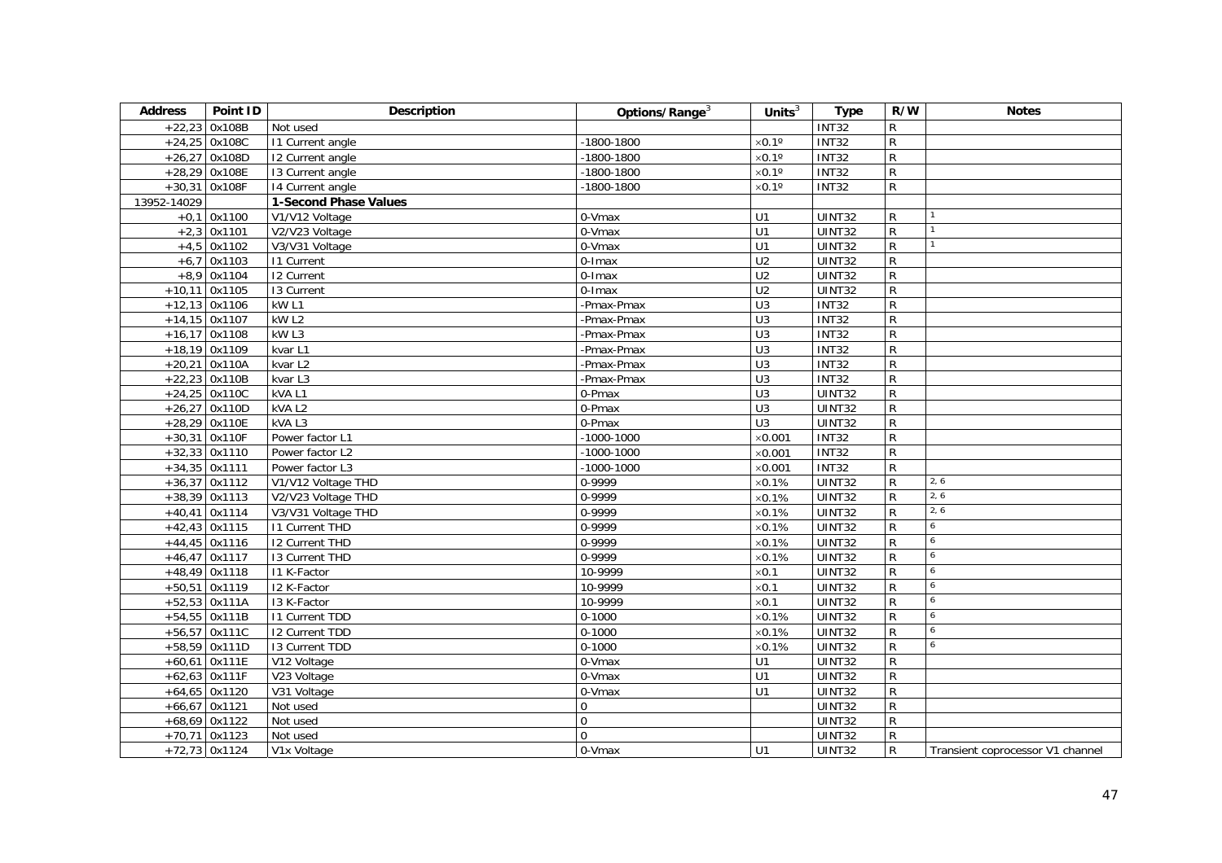| Address | Point ID | Description | Options/Range[3] | Units[3] | Type | R/W | Notes |
|---|---|---|---|---|---|---|---|
| +22,23 | 0x108B | Not used | | | INT32 | R | |
| +24,25 | 0x108C | I1 Current angle | -1800-1800 | ×0.1º | INT32 | R | |
| +26,27 | 0x108D | I2 Current angle | -1800-1800 | ×0.1º | INT32 | R | |
| +28,29 | 0x108E | I3 Current angle | -1800-1800 | ×0.1º | INT32 | R | |
| +30,31 | 0x108F | I4 Current angle | -1800-1800 | ×0.1º | INT32 | R | |
| 13952-14029 | | **1-Second Phase Values** | | | | | |
| +0,1 | 0x1100 | V1/V12 Voltage | 0-Vmax | U1 | UINT32 | R | 1 |
| +2,3 | 0x1101 | V2/V23 Voltage | 0-Vmax | U1 | UINT32 | R | 1 |
| +4,5 | 0x1102 | V3/V31 Voltage | 0-Vmax | U1 | UINT32 | R | 1 |
| +6,7 | 0x1103 | I1 Current | 0-Imax | U2 | UINT32 | R | |
| +8,9 | 0x1104 | I2 Current | 0-Imax | U2 | UINT32 | R | |
| +10,11 | 0x1105 | I3 Current | 0-Imax | U2 | UINT32 | R | |
| +12,13 | 0x1106 | kW L1 | -Pmax-Pmax | U3 | INT32 | R | |
| +14,15 | 0x1107 | kW L2 | -Pmax-Pmax | U3 | INT32 | R | |
| +16,17 | 0x1108 | kW L3 | -Pmax-Pmax | U3 | INT32 | R | |
| +18,19 | 0x1109 | kvar L1 | -Pmax-Pmax | U3 | INT32 | R | |
| +20,21 | 0x110A | kvar L2 | -Pmax-Pmax | U3 | INT32 | R | |
| +22,23 | 0x110B | kvar L3 | -Pmax-Pmax | U3 | INT32 | R | |
| +24,25 | 0x110C | kVA L1 | 0-Pmax | U3 | UINT32 | R | |
| +26,27 | 0x110D | kVA L2 | 0-Pmax | U3 | UINT32 | R | |
| +28,29 | 0x110E | kVA L3 | 0-Pmax | U3 | UINT32 | R | |
| +30,31 | 0x110F | Power factor L1 | -1000-1000 | ×0.001 | INT32 | R | |
| +32,33 | 0x1110 | Power factor L2 | -1000-1000 | ×0.001 | INT32 | R | |
| +34,35 | 0x1111 | Power factor L3 | -1000-1000 | ×0.001 | INT32 | R | |
| +36,37 | 0x1112 | V1/V12 Voltage THD | 0-9999 | ×0.1% | UINT32 | R | 2, 6 |
| +38,39 | 0x1113 | V2/V23 Voltage THD | 0-9999 | ×0.1% | UINT32 | R | 2, 6 |
| +40,41 | 0x1114 | V3/V31 Voltage THD | 0-9999 | ×0.1% | UINT32 | R | 2, 6 |
| +42,43 | 0x1115 | I1 Current THD | 0-9999 | ×0.1% | UINT32 | R | 6 |
| +44,45 | 0x1116 | I2 Current THD | 0-9999 | ×0.1% | UINT32 | R | 6 |
| +46,47 | 0x1117 | I3 Current THD | 0-9999 | ×0.1% | UINT32 | R | 6 |
| +48,49 | 0x1118 | I1 K-Factor | 10-9999 | ×0.1 | UINT32 | R | 6 |
| +50,51 | 0x1119 | I2 K-Factor | 10-9999 | ×0.1 | UINT32 | R | 6 |
| +52,53 | 0x111A | I3 K-Factor | 10-9999 | ×0.1 | UINT32 | R | 6 |
| +54,55 | 0x111B | I1 Current TDD | 0-1000 | ×0.1% | UINT32 | R | 6 |
| +56,57 | 0x111C | I2 Current TDD | 0-1000 | ×0.1% | UINT32 | R | 6 |
| +58,59 | 0x111D | I3 Current TDD | 0-1000 | ×0.1% | UINT32 | R | 6 |
| +60,61 | 0x111E | V12 Voltage | 0-Vmax | U1 | UINT32 | R | |
| +62,63 | 0x111F | V23 Voltage | 0-Vmax | U1 | UINT32 | R | |
| +64,65 | 0x1120 | V31 Voltage | 0-Vmax | U1 | UINT32 | R | |
| +66,67 | 0x1121 | Not used | 0 | | UINT32 | R | |
| +68,69 | 0x1122 | Not used | 0 | | UINT32 | R | |
| +70,71 | 0x1123 | Not used | 0 | | UINT32 | R | |
| +72,73 | 0x1124 | V1x Voltage | 0-Vmax | U1 | UINT32 | R | Transient coprocessor V1 channel |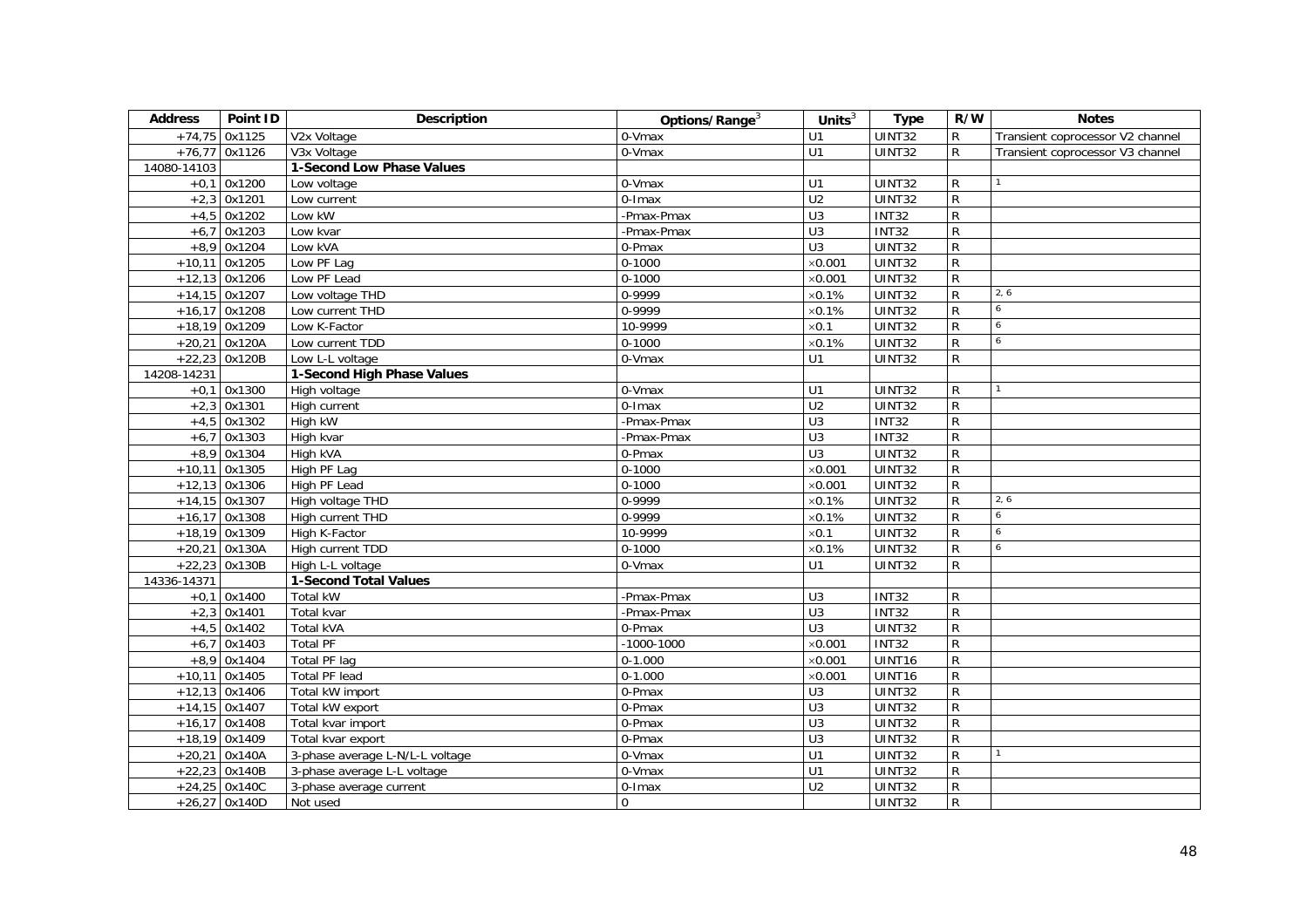| Address | Point ID | Description | Options/Range[3] | Units[3] | Type | R/W | Notes |
|---|---|---|---|---|---|---|---|
| +74,75 | 0x1125 | V2x Voltage | 0-Vmax | U1 | UINT32 | R | Transient coprocessor V2 channel |
| +76,77 | 0x1126 | V3x Voltage | 0-Vmax | U1 | UINT32 | R | Transient coprocessor V3 channel |
| 14080-14103 | | **1-Second Low Phase Values** | | | | | |
| +0,1 | 0x1200 | Low voltage | 0-Vmax | U1 | UINT32 | R | 1 |
| +2,3 | 0x1201 | Low current | 0-Imax | U2 | UINT32 | R | |
| +4,5 | 0x1202 | Low kW | -Pmax-Pmax | U3 | INT32 | R | |
| +6,7 | 0x1203 | Low kvar | -Pmax-Pmax | U3 | INT32 | R | |
| +8,9 | 0x1204 | Low kVA | 0-Pmax | U3 | UINT32 | R | |
| +10,11 | 0x1205 | Low PF Lag | 0-1000 | ×0.001 | UINT32 | R | |
| +12,13 | 0x1206 | Low PF Lead | 0-1000 | ×0.001 | UINT32 | R | |
| +14,15 | 0x1207 | Low voltage THD | 0-9999 | ×0.1% | UINT32 | R | 2, 6 |
| +16,17 | 0x1208 | Low current THD | 0-9999 | ×0.1% | UINT32 | R | 6 |
| +18,19 | 0x1209 | Low K-Factor | 10-9999 | ×0.1 | UINT32 | R | 6 |
| +20,21 | 0x120A | Low current TDD | 0-1000 | ×0.1% | UINT32 | R | 6 |
| +22,23 | 0x120B | Low L-L voltage | 0-Vmax | U1 | UINT32 | R | |
| 14208-14231 | | **1-Second High Phase Values** | | | | | |
| +0,1 | 0x1300 | High voltage | 0-Vmax | U1 | UINT32 | R | 1 |
| +2,3 | 0x1301 | High current | 0-Imax | U2 | UINT32 | R | |
| +4,5 | 0x1302 | High kW | -Pmax-Pmax | U3 | INT32 | R | |
| +6,7 | 0x1303 | High kvar | -Pmax-Pmax | U3 | INT32 | R | |
| +8,9 | 0x1304 | High kVA | 0-Pmax | U3 | UINT32 | R | |
| +10,11 | 0x1305 | High PF Lag | 0-1000 | ×0.001 | UINT32 | R | |
| +12,13 | 0x1306 | High PF Lead | 0-1000 | ×0.001 | UINT32 | R | |
| +14,15 | 0x1307 | High voltage THD | 0-9999 | ×0.1% | UINT32 | R | 2, 6 |
| +16,17 | 0x1308 | High current THD | 0-9999 | ×0.1% | UINT32 | R | 6 |
| +18,19 | 0x1309 | High K-Factor | 10-9999 | ×0.1 | UINT32 | R | 6 |
| +20,21 | 0x130A | High current TDD | 0-1000 | ×0.1% | UINT32 | R | 6 |
| +22,23 | 0x130B | High L-L voltage | 0-Vmax | U1 | UINT32 | R | |
| 14336-14371 | | **1-Second Total Values** | | | | | |
| +0,1 | 0x1400 | Total kW | -Pmax-Pmax | U3 | INT32 | R | |
| +2,3 | 0x1401 | Total kvar | -Pmax-Pmax | U3 | INT32 | R | |
| +4,5 | 0x1402 | Total kVA | 0-Pmax | U3 | UINT32 | R | |
| +6,7 | 0x1403 | Total PF | -1000-1000 | ×0.001 | INT32 | R | |
| +8,9 | 0x1404 | Total PF lag | 0-1.000 | ×0.001 | UINT16 | R | |
| +10,11 | 0x1405 | Total PF lead | 0-1.000 | ×0.001 | UINT16 | R | |
| +12,13 | 0x1406 | Total kW import | 0-Pmax | U3 | UINT32 | R | |
| +14,15 | 0x1407 | Total kW export | 0-Pmax | U3 | UINT32 | R | |
| +16,17 | 0x1408 | Total kvar import | 0-Pmax | U3 | UINT32 | R | |
| +18,19 | 0x1409 | Total kvar export | 0-Pmax | U3 | UINT32 | R | |
| +20,21 | 0x140A | 3-phase average L-N/L-L voltage | 0-Vmax | U1 | UINT32 | R | 1 |
| +22,23 | 0x140B | 3-phase average L-L voltage | 0-Vmax | U1 | UINT32 | R | |
| +24,25 | 0x140C | 3-phase average current | 0-Imax | U2 | UINT32 | R | |
| +26,27 | 0x140D | Not used | 0 | | UINT32 | R | |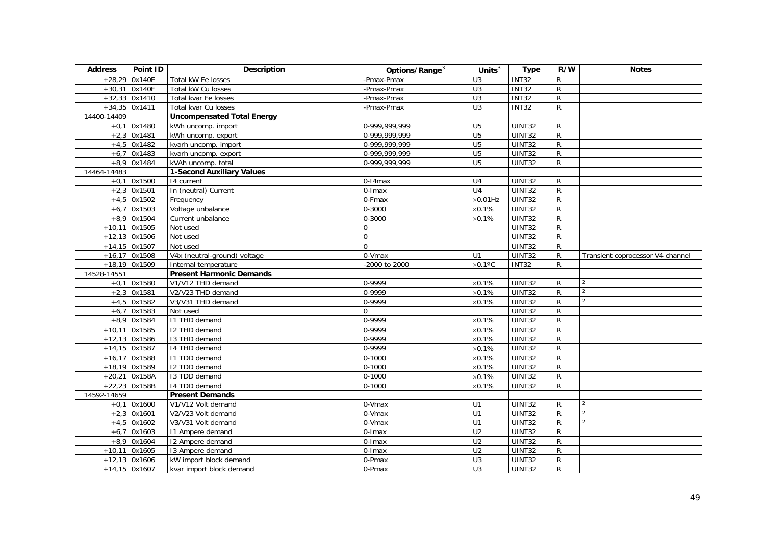| Address | Point ID | Description | Options/Range[3] | Units[3] | Type | R/W | Notes |
|---|---|---|---|---|---|---|---|
| +28,29 | 0x140E | Total kW Fe losses | -Pmax-Pmax | U3 | INT32 | R | |
| +30,31 | 0x140F | Total kW Cu losses | -Pmax-Pmax | U3 | INT32 | R | |
| +32,33 | 0x1410 | Total kvar Fe losses | -Pmax-Pmax | U3 | INT32 | R | |
| +34,35 | 0x1411 | Total kvar Cu losses | -Pmax-Pmax | U3 | INT32 | R | |
| 14400-14409 | | **Uncompensated Total Energy** | | | | | |
| +0,1 | 0x1480 | kWh uncomp. import | 0-999,999,999 | U5 | UINT32 | R | |
| +2,3 | 0x1481 | kWh uncomp. export | 0-999,999,999 | U5 | UINT32 | R | |
| +4,5 | 0x1482 | kvarh uncomp. import | 0-999,999,999 | U5 | UINT32 | R | |
| +6,7 | 0x1483 | kvarh uncomp. export | 0-999,999,999 | U5 | UINT32 | R | |
| +8,9 | 0x1484 | kVAh uncomp. total | 0-999,999,999 | U5 | UINT32 | R | |
| 14464-14483 | | **1-Second Auxiliary Values** | | | | | |
| +0,1 | 0x1500 | I4 current | 0-I4max | U4 | UINT32 | R | |
| +2,3 | 0x1501 | In (neutral) Current | 0-Imax | U4 | UINT32 | R | |
| +4,5 | 0x1502 | Frequency | 0-Fmax | ×0.01Hz | UINT32 | R | |
| +6,7 | 0x1503 | Voltage unbalance | 0-3000 | ×0.1% | UINT32 | R | |
| +8,9 | 0x1504 | Current unbalance | 0-3000 | ×0.1% | UINT32 | R | |
| +10,11 | 0x1505 | Not used | 0 | | UINT32 | R | |
| +12,13 | 0x1506 | Not used | 0 | | UINT32 | R | |
| +14,15 | 0x1507 | Not used | 0 | | UINT32 | R | |
| +16,17 | 0x1508 | V4x (neutral-ground) voltage | 0-Vmax | U1 | UINT32 | R | Transient coprocessor V4 channel |
| +18,19 | 0x1509 | Internal temperature | -2000 to 2000 | ×0.1ºC | INT32 | R | |
| 14528-14551 | | **Present Harmonic Demands** | | | | | |
| +0,1 | 0x1580 | V1/V12 THD demand | 0-9999 | ×0.1% | UINT32 | R | 2 |
| +2,3 | 0x1581 | V2/V23 THD demand | 0-9999 | ×0.1% | UINT32 | R | 2 |
| +4,5 | 0x1582 | V3/V31 THD demand | 0-9999 | ×0.1% | UINT32 | R | 2 |
| +6,7 | 0x1583 | Not used | 0 | | UINT32 | R | |
| +8,9 | 0x1584 | I1 THD demand | 0-9999 | ×0.1% | UINT32 | R | |
| +10,11 | 0x1585 | I2 THD demand | 0-9999 | ×0.1% | UINT32 | R | |
| +12,13 | 0x1586 | I3 THD demand | 0-9999 | ×0.1% | UINT32 | R | |
| +14,15 | 0x1587 | I4 THD demand | 0-9999 | ×0.1% | UINT32 | R | |
| +16,17 | 0x1588 | I1 TDD demand | 0-1000 | ×0.1% | UINT32 | R | |
| +18,19 | 0x1589 | I2 TDD demand | 0-1000 | ×0.1% | UINT32 | R | |
| +20,21 | 0x158A | I3 TDD demand | 0-1000 | ×0.1% | UINT32 | R | |
| +22,23 | 0x158B | I4 TDD demand | 0-1000 | ×0.1% | UINT32 | R | |
| 14592-14659 | | **Present Demands** | | | | | |
| +0,1 | 0x1600 | V1/V12 Volt demand | 0-Vmax | U1 | UINT32 | R | 2 |
| +2,3 | 0x1601 | V2/V23 Volt demand | 0-Vmax | U1 | UINT32 | R | 2 |
| +4,5 | 0x1602 | V3/V31 Volt demand | 0-Vmax | U1 | UINT32 | R | 2 |
| +6,7 | 0x1603 | I1 Ampere demand | 0-Imax | U2 | UINT32 | R | |
| +8,9 | 0x1604 | I2 Ampere demand | 0-Imax | U2 | UINT32 | R | |
| +10,11 | 0x1605 | I3 Ampere demand | 0-Imax | U2 | UINT32 | R | |
| +12,13 | 0x1606 | kW import block demand | 0-Pmax | U3 | UINT32 | R | |
| +14,15 | 0x1607 | kvar import block demand | 0-Pmax | U3 | UINT32 | R | |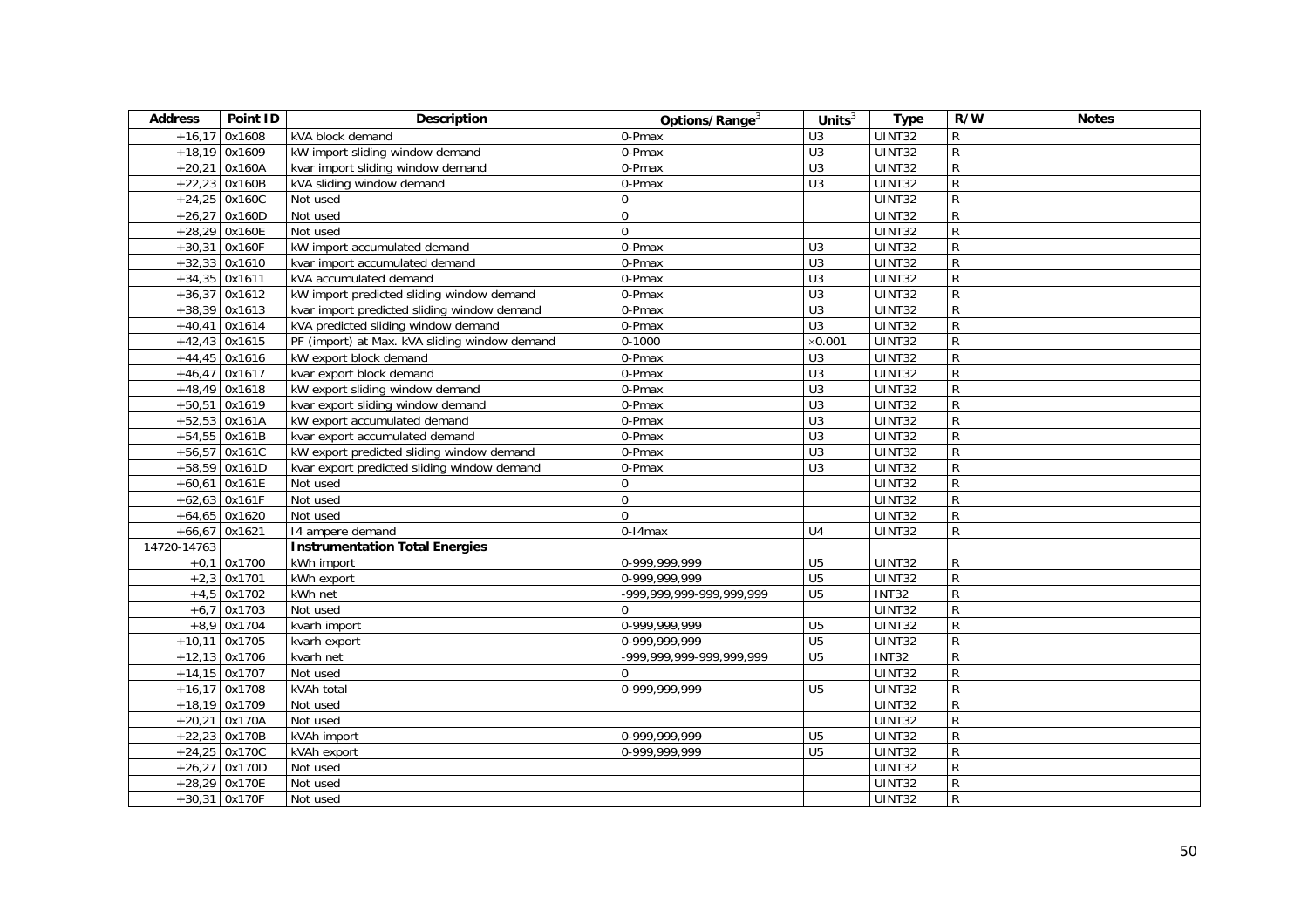| Address | Point ID | Description | Options/Range[3] | Units[3] | Type | R/W | Notes |
|---|---|---|---|---|---|---|---|
| +16,17 | 0x1608 | kVA block demand | 0-Pmax | U3 | UINT32 | R | |
| +18,19 | 0x1609 | kW import sliding window demand | 0-Pmax | U3 | UINT32 | R | |
| +20,21 | 0x160A | kvar import sliding window demand | 0-Pmax | U3 | UINT32 | R | |
| +22,23 | 0x160B | kVA sliding window demand | 0-Pmax | U3 | UINT32 | R | |
| +24,25 | 0x160C | Not used | 0 | | UINT32 | R | |
| +26,27 | 0x160D | Not used | 0 | | UINT32 | R | |
| +28,29 | 0x160E | Not used | 0 | | UINT32 | R | |
| +30,31 | 0x160F | kW import accumulated demand | 0-Pmax | U3 | UINT32 | R | |
| +32,33 | 0x1610 | kvar import accumulated demand | 0-Pmax | U3 | UINT32 | R | |
| +34,35 | 0x1611 | kVA accumulated demand | 0-Pmax | U3 | UINT32 | R | |
| +36,37 | 0x1612 | kW import predicted sliding window demand | 0-Pmax | U3 | UINT32 | R | |
| +38,39 | 0x1613 | kvar import predicted sliding window demand | 0-Pmax | U3 | UINT32 | R | |
| +40,41 | 0x1614 | kVA predicted sliding window demand | 0-Pmax | U3 | UINT32 | R | |
| +42,43 | 0x1615 | PF (import) at Max. kVA sliding window demand | 0-1000 | ×0.001 | UINT32 | R | |
| +44,45 | 0x1616 | kW export block demand | 0-Pmax | U3 | UINT32 | R | |
| +46,47 | 0x1617 | kvar export block demand | 0-Pmax | U3 | UINT32 | R | |
| +48,49 | 0x1618 | kW export sliding window demand | 0-Pmax | U3 | UINT32 | R | |
| +50,51 | 0x1619 | kvar export sliding window demand | 0-Pmax | U3 | UINT32 | R | |
| +52,53 | 0x161A | kW export accumulated demand | 0-Pmax | U3 | UINT32 | R | |
| +54,55 | 0x161B | kvar export accumulated demand | 0-Pmax | U3 | UINT32 | R | |
| +56,57 | 0x161C | kW export predicted sliding window demand | 0-Pmax | U3 | UINT32 | R | |
| +58,59 | 0x161D | kvar export predicted sliding window demand | 0-Pmax | U3 | UINT32 | R | |
| +60,61 | 0x161E | Not used | 0 | | UINT32 | R | |
| +62,63 | 0x161F | Not used | 0 | | UINT32 | R | |
| +64,65 | 0x1620 | Not used | 0 | | UINT32 | R | |
| +66,67 | 0x1621 | I4 ampere demand | 0-I4max | U4 | UINT32 | R | |
| 14720-14763 | | **Instrumentation Total Energies** | | | | | |
| +0,1 | 0x1700 | kWh import | 0-999,999,999 | U5 | UINT32 | R | |
| +2,3 | 0x1701 | kWh export | 0-999,999,999 | U5 | UINT32 | R | |
| +4,5 | 0x1702 | kWh net | -999,999,999-999,999,999 | U5 | INT32 | R | |
| +6,7 | 0x1703 | Not used | 0 | | UINT32 | R | |
| +8,9 | 0x1704 | kvarh import | 0-999,999,999 | U5 | UINT32 | R | |
| +10,11 | 0x1705 | kvarh export | 0-999,999,999 | U5 | UINT32 | R | |
| +12,13 | 0x1706 | kvarh net | -999,999,999-999,999,999 | U5 | INT32 | R | |
| +14,15 | 0x1707 | Not used | 0 | | UINT32 | R | |
| +16,17 | 0x1708 | kVAh total | 0-999,999,999 | U5 | UINT32 | R | |
| +18,19 | 0x1709 | Not used | | | UINT32 | R | |
| +20,21 | 0x170A | Not used | | | UINT32 | R | |
| +22,23 | 0x170B | kVAh import | 0-999,999,999 | U5 | UINT32 | R | |
| +24,25 | 0x170C | kVAh export | 0-999,999,999 | U5 | UINT32 | R | |
| +26,27 | 0x170D | Not used | | | UINT32 | R | |
| +28,29 | 0x170E | Not used | | | UINT32 | R | |
| +30,31 | 0x170F | Not used | | | UINT32 | R | |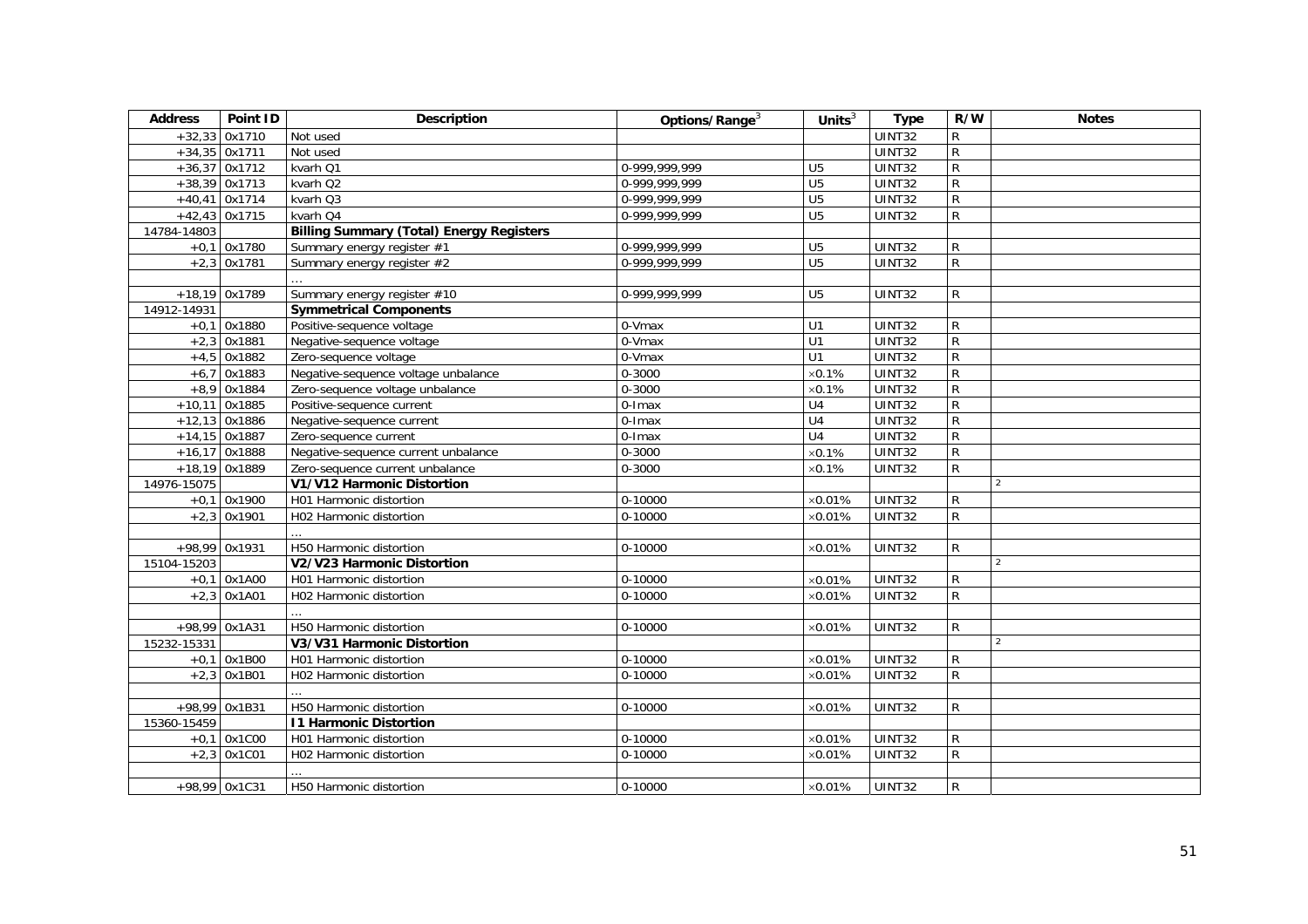| Address | Point ID | Description | Options/Range[3] | Units[3] | Type | R/W | Notes |
|---|---|---|---|---|---|---|---|
| +32,33 | 0x1710 | Not used | | | UINT32 | R | |
| +34,35 | 0x1711 | Not used | | | UINT32 | R | |
| +36,37 | 0x1712 | kvarh Q1 | 0-999,999,999 | U5 | UINT32 | R | |
| +38,39 | 0x1713 | kvarh Q2 | 0-999,999,999 | U5 | UINT32 | R | |
| +40,41 | 0x1714 | kvarh Q3 | 0-999,999,999 | U5 | UINT32 | R | |
| +42,43 | 0x1715 | kvarh Q4 | 0-999,999,999 | U5 | UINT32 | R | |
| 14784-14803 | | **Billing Summary (Total) Energy Registers** | | | | | |
| +0,1 | 0x1780 | Summary energy register #1 | 0-999,999,999 | U5 | UINT32 | R | |
| +2,3 | 0x1781 | Summary energy register #2 | 0-999,999,999 | U5 | UINT32 | R | |
| | | … | | | | | |
| +18,19 | 0x1789 | Summary energy register #10 | 0-999,999,999 | U5 | UINT32 | R | |
| 14912-14931 | | **Symmetrical Components** | | | | | |
| +0,1 | 0x1880 | Positive-sequence voltage | 0-Vmax | U1 | UINT32 | R | |
| +2,3 | 0x1881 | Negative-sequence voltage | 0-Vmax | U1 | UINT32 | R | |
| +4,5 | 0x1882 | Zero-sequence voltage | 0-Vmax | U1 | UINT32 | R | |
| +6,7 | 0x1883 | Negative-sequence voltage unbalance | 0-3000 | ×0.1% | UINT32 | R | |
| +8,9 | 0x1884 | Zero-sequence voltage unbalance | 0-3000 | ×0.1% | UINT32 | R | |
| +10,11 | 0x1885 | Positive-sequence current | 0-Imax | U4 | UINT32 | R | |
| +12,13 | 0x1886 | Negative-sequence current | 0-Imax | U4 | UINT32 | R | |
| +14,15 | 0x1887 | Zero-sequence current | 0-Imax | U4 | UINT32 | R | |
| +16,17 | 0x1888 | Negative-sequence current unbalance | 0-3000 | ×0.1% | UINT32 | R | |
| +18,19 | 0x1889 | Zero-sequence current unbalance | 0-3000 | ×0.1% | UINT32 | R | |
| 14976-15075 | | **V1/V12 Harmonic Distortion** | | | | | [2] |
| +0,1 | 0x1900 | H01 Harmonic distortion | 0-10000 | ×0.01% | UINT32 | R | |
| +2,3 | 0x1901 | H02 Harmonic distortion | 0-10000 | ×0.01% | UINT32 | R | |
| | | … | | | | | |
| +98,99 | 0x1931 | H50 Harmonic distortion | 0-10000 | ×0.01% | UINT32 | R | |
| 15104-15203 | | **V2/V23 Harmonic Distortion** | | | | | [2] |
| +0,1 | 0x1A00 | H01 Harmonic distortion | 0-10000 | ×0.01% | UINT32 | R | |
| +2,3 | 0x1A01 | H02 Harmonic distortion | 0-10000 | ×0.01% | UINT32 | R | |
| | | … | | | | | |
| +98,99 | 0x1A31 | H50 Harmonic distortion | 0-10000 | ×0.01% | UINT32 | R | |
| 15232-15331 | | **V3/V31 Harmonic Distortion** | | | | | [2] |
| +0,1 | 0x1B00 | H01 Harmonic distortion | 0-10000 | ×0.01% | UINT32 | R | |
| +2,3 | 0x1B01 | H02 Harmonic distortion | 0-10000 | ×0.01% | UINT32 | R | |
| | | … | | | | | |
| +98,99 | 0x1B31 | H50 Harmonic distortion | 0-10000 | ×0.01% | UINT32 | R | |
| 15360-15459 | | **I1 Harmonic Distortion** | | | | | |
| +0,1 | 0x1C00 | H01 Harmonic distortion | 0-10000 | ×0.01% | UINT32 | R | |
| +2,3 | 0x1C01 | H02 Harmonic distortion | 0-10000 | ×0.01% | UINT32 | R | |
| | | … | | | | | |
| +98,99 | 0x1C31 | H50 Harmonic distortion | 0-10000 | ×0.01% | UINT32 | R | |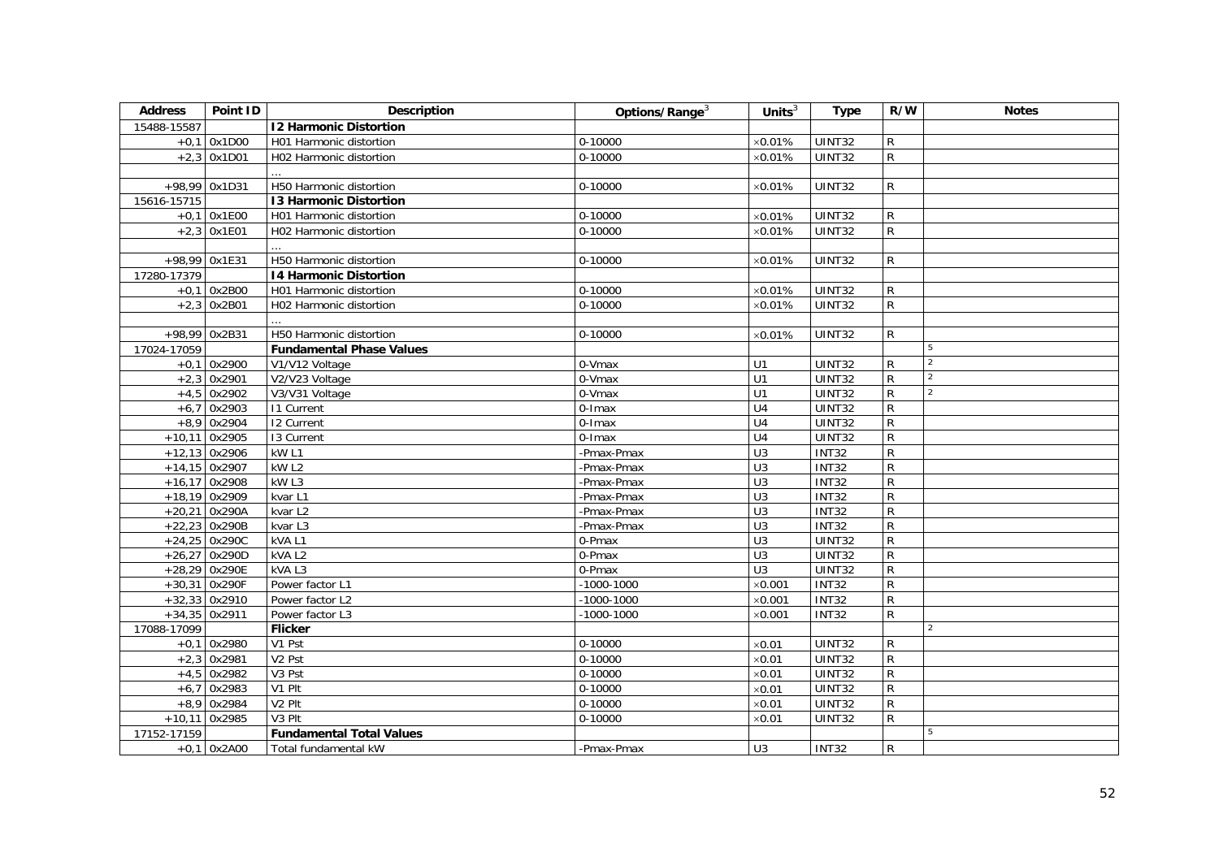| Address | Point ID | Description | Options/Range[3] | Units[3] | Type | R/W | Notes |
|---|---|---|---|---|---|---|---|
| 15488-15587 | | **I2 Harmonic Distortion** | | | | | |
| +0,1 | 0x1D00 | H01 Harmonic distortion | 0-10000 | ×0.01% | UINT32 | R | |
| +2,3 | 0x1D01 | H02 Harmonic distortion | 0-10000 | ×0.01% | UINT32 | R | |
| | | … | | | | | |
| +98,99 | 0x1D31 | H50 Harmonic distortion | 0-10000 | ×0.01% | UINT32 | R | |
| 15616-15715 | | **I3 Harmonic Distortion** | | | | | |
| +0,1 | 0x1E00 | H01 Harmonic distortion | 0-10000 | ×0.01% | UINT32 | R | |
| +2,3 | 0x1E01 | H02 Harmonic distortion | 0-10000 | ×0.01% | UINT32 | R | |
| | | … | | | | | |
| +98,99 | 0x1E31 | H50 Harmonic distortion | 0-10000 | ×0.01% | UINT32 | R | |
| 17280-17379 | | **I4 Harmonic Distortion** | | | | | |
| +0,1 | 0x2B00 | H01 Harmonic distortion | 0-10000 | ×0.01% | UINT32 | R | |
| +2,3 | 0x2B01 | H02 Harmonic distortion | 0-10000 | ×0.01% | UINT32 | R | |
| | | … | | | | | |
| +98,99 | 0x2B31 | H50 Harmonic distortion | 0-10000 | ×0.01% | UINT32 | R | |
| 17024-17059 | | **Fundamental Phase Values** | | | | | 5 |
| +0,1 | 0x2900 | V1/V12 Voltage | 0-Vmax | U1 | UINT32 | R | 2 |
| +2,3 | 0x2901 | V2/V23 Voltage | 0-Vmax | U1 | UINT32 | R | 2 |
| +4,5 | 0x2902 | V3/V31 Voltage | 0-Vmax | U1 | UINT32 | R | 2 |
| +6,7 | 0x2903 | I1 Current | 0-Imax | U4 | UINT32 | R | |
| +8,9 | 0x2904 | I2 Current | 0-Imax | U4 | UINT32 | R | |
| +10,11 | 0x2905 | I3 Current | 0-Imax | U4 | UINT32 | R | |
| +12,13 | 0x2906 | kW L1 | -Pmax-Pmax | U3 | INT32 | R | |
| +14,15 | 0x2907 | kW L2 | -Pmax-Pmax | U3 | INT32 | R | |
| +16,17 | 0x2908 | kW L3 | -Pmax-Pmax | U3 | INT32 | R | |
| +18,19 | 0x2909 | kvar L1 | -Pmax-Pmax | U3 | INT32 | R | |
| +20,21 | 0x290A | kvar L2 | -Pmax-Pmax | U3 | INT32 | R | |
| +22,23 | 0x290B | kvar L3 | -Pmax-Pmax | U3 | INT32 | R | |
| +24,25 | 0x290C | kVA L1 | 0-Pmax | U3 | UINT32 | R | |
| +26,27 | 0x290D | kVA L2 | 0-Pmax | U3 | UINT32 | R | |
| +28,29 | 0x290E | kVA L3 | 0-Pmax | U3 | UINT32 | R | |
| +30,31 | 0x290F | Power factor L1 | -1000-1000 | ×0.001 | INT32 | R | |
| +32,33 | 0x2910 | Power factor L2 | -1000-1000 | ×0.001 | INT32 | R | |
| +34,35 | 0x2911 | Power factor L3 | -1000-1000 | ×0.001 | INT32 | R | |
| 17088-17099 | | **Flicker** | | | | | 2 |
| +0,1 | 0x2980 | V1 Pst | 0-10000 | ×0.01 | UINT32 | R | |
| +2,3 | 0x2981 | V2 Pst | 0-10000 | ×0.01 | UINT32 | R | |
| +4,5 | 0x2982 | V3 Pst | 0-10000 | ×0.01 | UINT32 | R | |
| +6,7 | 0x2983 | V1 Plt | 0-10000 | ×0.01 | UINT32 | R | |
| +8,9 | 0x2984 | V2 Plt | 0-10000 | ×0.01 | UINT32 | R | |
| +10,11 | 0x2985 | V3 Plt | 0-10000 | ×0.01 | UINT32 | R | |
| 17152-17159 | | **Fundamental Total Values** | | | | | 5 |
| +0,1 | 0x2A00 | Total fundamental kW | -Pmax-Pmax | U3 | INT32 | R | |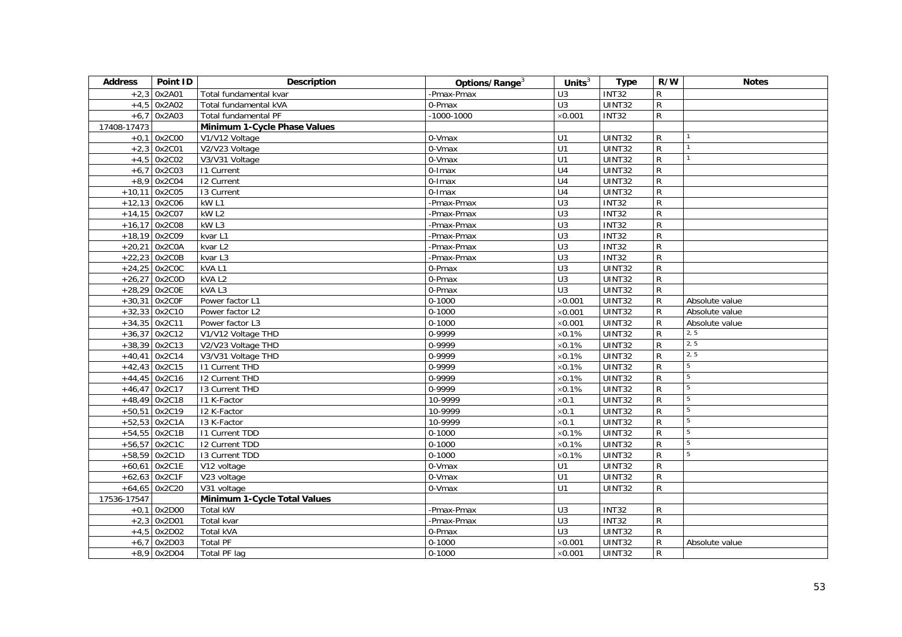| Address | Point ID | Description | Options/Range[3] | Units[3] | Type | R/W | Notes |
|---|---|---|---|---|---|---|---|
| +2,3 | 0x2A01 | Total fundamental kvar | -Pmax-Pmax | U3 | INT32 | R | |
| +4,5 | 0x2A02 | Total fundamental kVA | 0-Pmax | U3 | UINT32 | R | |
| +6,7 | 0x2A03 | Total fundamental PF | -1000-1000 | ×0.001 | INT32 | R | |
| 17408-17473 | | **Minimum 1-Cycle Phase Values** | | | | | |
| +0,1 | 0x2C00 | V1/V12 Voltage | 0-Vmax | U1 | UINT32 | R | 1 |
| +2,3 | 0x2C01 | V2/V23 Voltage | 0-Vmax | U1 | UINT32 | R | 1 |
| +4,5 | 0x2C02 | V3/V31 Voltage | 0-Vmax | U1 | UINT32 | R | 1 |
| +6,7 | 0x2C03 | I1 Current | 0-Imax | U4 | UINT32 | R | |
| +8,9 | 0x2C04 | I2 Current | 0-Imax | U4 | UINT32 | R | |
| +10,11 | 0x2C05 | I3 Current | 0-Imax | U4 | UINT32 | R | |
| +12,13 | 0x2C06 | kW L1 | -Pmax-Pmax | U3 | INT32 | R | |
| +14,15 | 0x2C07 | kW L2 | -Pmax-Pmax | U3 | INT32 | R | |
| +16,17 | 0x2C08 | kW L3 | -Pmax-Pmax | U3 | INT32 | R | |
| +18,19 | 0x2C09 | kvar L1 | -Pmax-Pmax | U3 | INT32 | R | |
| +20,21 | 0x2C0A | kvar L2 | -Pmax-Pmax | U3 | INT32 | R | |
| +22,23 | 0x2C0B | kvar L3 | -Pmax-Pmax | U3 | INT32 | R | |
| +24,25 | 0x2C0C | kVA L1 | 0-Pmax | U3 | UINT32 | R | |
| +26,27 | 0x2C0D | kVA L2 | 0-Pmax | U3 | UINT32 | R | |
| +28,29 | 0x2C0E | kVA L3 | 0-Pmax | U3 | UINT32 | R | |
| +30,31 | 0x2C0F | Power factor L1 | 0-1000 | ×0.001 | UINT32 | R | Absolute value |
| +32,33 | 0x2C10 | Power factor L2 | 0-1000 | ×0.001 | UINT32 | R | Absolute value |
| +34,35 | 0x2C11 | Power factor L3 | 0-1000 | ×0.001 | UINT32 | R | Absolute value |
| +36,37 | 0x2C12 | V1/V12 Voltage THD | 0-9999 | ×0.1% | UINT32 | R | 2, 5 |
| +38,39 | 0x2C13 | V2/V23 Voltage THD | 0-9999 | ×0.1% | UINT32 | R | 2, 5 |
| +40,41 | 0x2C14 | V3/V31 Voltage THD | 0-9999 | ×0.1% | UINT32 | R | 2, 5 |
| +42,43 | 0x2C15 | I1 Current THD | 0-9999 | ×0.1% | UINT32 | R | 5 |
| +44,45 | 0x2C16 | I2 Current THD | 0-9999 | ×0.1% | UINT32 | R | 5 |
| +46,47 | 0x2C17 | I3 Current THD | 0-9999 | ×0.1% | UINT32 | R | 5 |
| +48,49 | 0x2C18 | I1 K-Factor | 10-9999 | ×0.1 | UINT32 | R | 5 |
| +50,51 | 0x2C19 | I2 K-Factor | 10-9999 | ×0.1 | UINT32 | R | 5 |
| +52,53 | 0x2C1A | I3 K-Factor | 10-9999 | ×0.1 | UINT32 | R | 5 |
| +54,55 | 0x2C1B | I1 Current TDD | 0-1000 | ×0.1% | UINT32 | R | 5 |
| +56,57 | 0x2C1C | I2 Current TDD | 0-1000 | ×0.1% | UINT32 | R | 5 |
| +58,59 | 0x2C1D | I3 Current TDD | 0-1000 | ×0.1% | UINT32 | R | 5 |
| +60,61 | 0x2C1E | V12 voltage | 0-Vmax | U1 | UINT32 | R | |
| +62,63 | 0x2C1F | V23 voltage | 0-Vmax | U1 | UINT32 | R | |
| +64,65 | 0x2C20 | V31 voltage | 0-Vmax | U1 | UINT32 | R | |
| 17536-17547 | | **Minimum 1-Cycle Total Values** | | | | | |
| +0,1 | 0x2D00 | Total kW | -Pmax-Pmax | U3 | INT32 | R | |
| +2,3 | 0x2D01 | Total kvar | -Pmax-Pmax | U3 | INT32 | R | |
| +4,5 | 0x2D02 | Total kVA | 0-Pmax | U3 | UINT32 | R | |
| +6,7 | 0x2D03 | Total PF | 0-1000 | ×0.001 | UINT32 | R | Absolute value |
| +8,9 | 0x2D04 | Total PF lag | 0-1000 | ×0.001 | UINT32 | R | |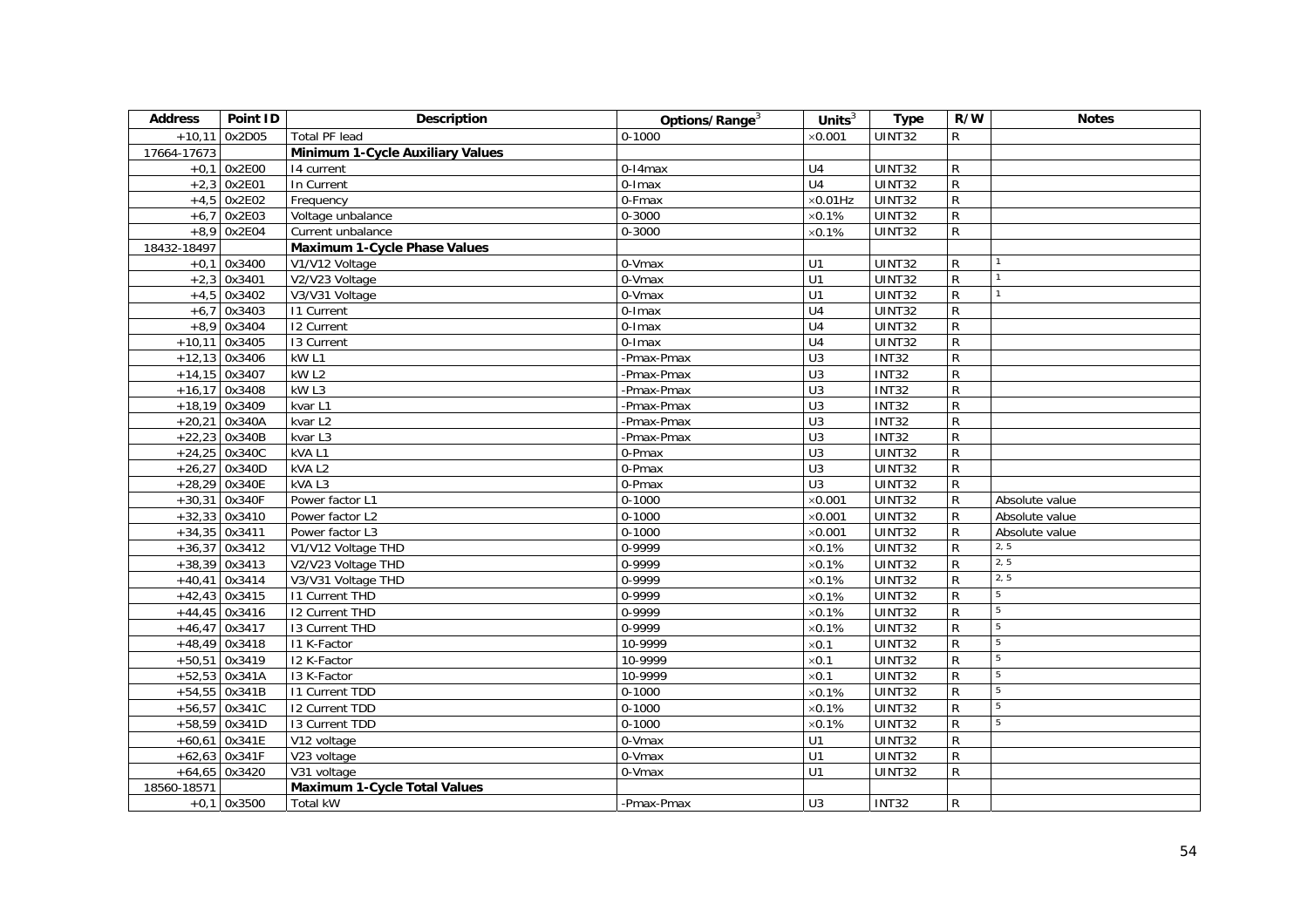| Address | Point ID | Description | Options/Range[3] | Units[3] | Type | R/W | Notes |
|---|---|---|---|---|---|---|---|
| +10,11 | 0x2D05 | Total PF lead | 0-1000 | ×0.001 | UINT32 | R | |
| 17664-17673 | | **Minimum 1-Cycle Auxiliary Values** | | | | | |
| +0,1 | 0x2E00 | I4 current | 0-I4max | U4 | UINT32 | R | |
| +2,3 | 0x2E01 | In Current | 0-Imax | U4 | UINT32 | R | |
| +4,5 | 0x2E02 | Frequency | 0-Fmax | ×0.01Hz | UINT32 | R | |
| +6,7 | 0x2E03 | Voltage unbalance | 0-3000 | ×0.1% | UINT32 | R | |
| +8,9 | 0x2E04 | Current unbalance | 0-3000 | ×0.1% | UINT32 | R | |
| 18432-18497 | | **Maximum 1-Cycle Phase Values** | | | | | |
| +0,1 | 0x3400 | V1/V12 Voltage | 0-Vmax | U1 | UINT32 | R | 1 |
| +2,3 | 0x3401 | V2/V23 Voltage | 0-Vmax | U1 | UINT32 | R | 1 |
| +4,5 | 0x3402 | V3/V31 Voltage | 0-Vmax | U1 | UINT32 | R | 1 |
| +6,7 | 0x3403 | I1 Current | 0-Imax | U4 | UINT32 | R | |
| +8,9 | 0x3404 | I2 Current | 0-Imax | U4 | UINT32 | R | |
| +10,11 | 0x3405 | I3 Current | 0-Imax | U4 | UINT32 | R | |
| +12,13 | 0x3406 | kW L1 | -Pmax-Pmax | U3 | INT32 | R | |
| +14,15 | 0x3407 | kW L2 | -Pmax-Pmax | U3 | INT32 | R | |
| +16,17 | 0x3408 | kW L3 | -Pmax-Pmax | U3 | INT32 | R | |
| +18,19 | 0x3409 | kvar L1 | -Pmax-Pmax | U3 | INT32 | R | |
| +20,21 | 0x340A | kvar L2 | -Pmax-Pmax | U3 | INT32 | R | |
| +22,23 | 0x340B | kvar L3 | -Pmax-Pmax | U3 | INT32 | R | |
| +24,25 | 0x340C | kVA L1 | 0-Pmax | U3 | UINT32 | R | |
| +26,27 | 0x340D | kVA L2 | 0-Pmax | U3 | UINT32 | R | |
| +28,29 | 0x340E | kVA L3 | 0-Pmax | U3 | UINT32 | R | |
| +30,31 | 0x340F | Power factor L1 | 0-1000 | ×0.001 | UINT32 | R | Absolute value |
| +32,33 | 0x3410 | Power factor L2 | 0-1000 | ×0.001 | UINT32 | R | Absolute value |
| +34,35 | 0x3411 | Power factor L3 | 0-1000 | ×0.001 | UINT32 | R | Absolute value |
| +36,37 | 0x3412 | V1/V12 Voltage THD | 0-9999 | ×0.1% | UINT32 | R | 2, 5 |
| +38,39 | 0x3413 | V2/V23 Voltage THD | 0-9999 | ×0.1% | UINT32 | R | 2, 5 |
| +40,41 | 0x3414 | V3/V31 Voltage THD | 0-9999 | ×0.1% | UINT32 | R | 2, 5 |
| +42,43 | 0x3415 | I1 Current THD | 0-9999 | ×0.1% | UINT32 | R | 5 |
| +44,45 | 0x3416 | I2 Current THD | 0-9999 | ×0.1% | UINT32 | R | 5 |
| +46,47 | 0x3417 | I3 Current THD | 0-9999 | ×0.1% | UINT32 | R | 5 |
| +48,49 | 0x3418 | I1 K-Factor | 10-9999 | ×0.1 | UINT32 | R | 5 |
| +50,51 | 0x3419 | I2 K-Factor | 10-9999 | ×0.1 | UINT32 | R | 5 |
| +52,53 | 0x341A | I3 K-Factor | 10-9999 | ×0.1 | UINT32 | R | 5 |
| +54,55 | 0x341B | I1 Current TDD | 0-1000 | ×0.1% | UINT32 | R | 5 |
| +56,57 | 0x341C | I2 Current TDD | 0-1000 | ×0.1% | UINT32 | R | 5 |
| +58,59 | 0x341D | I3 Current TDD | 0-1000 | ×0.1% | UINT32 | R | 5 |
| +60,61 | 0x341E | V12 voltage | 0-Vmax | U1 | UINT32 | R | |
| +62,63 | 0x341F | V23 voltage | 0-Vmax | U1 | UINT32 | R | |
| +64,65 | 0x3420 | V31 voltage | 0-Vmax | U1 | UINT32 | R | |
| 18560-18571 | | **Maximum 1-Cycle Total Values** | | | | | |
| +0,1 | 0x3500 | Total kW | -Pmax-Pmax | U3 | INT32 | R | |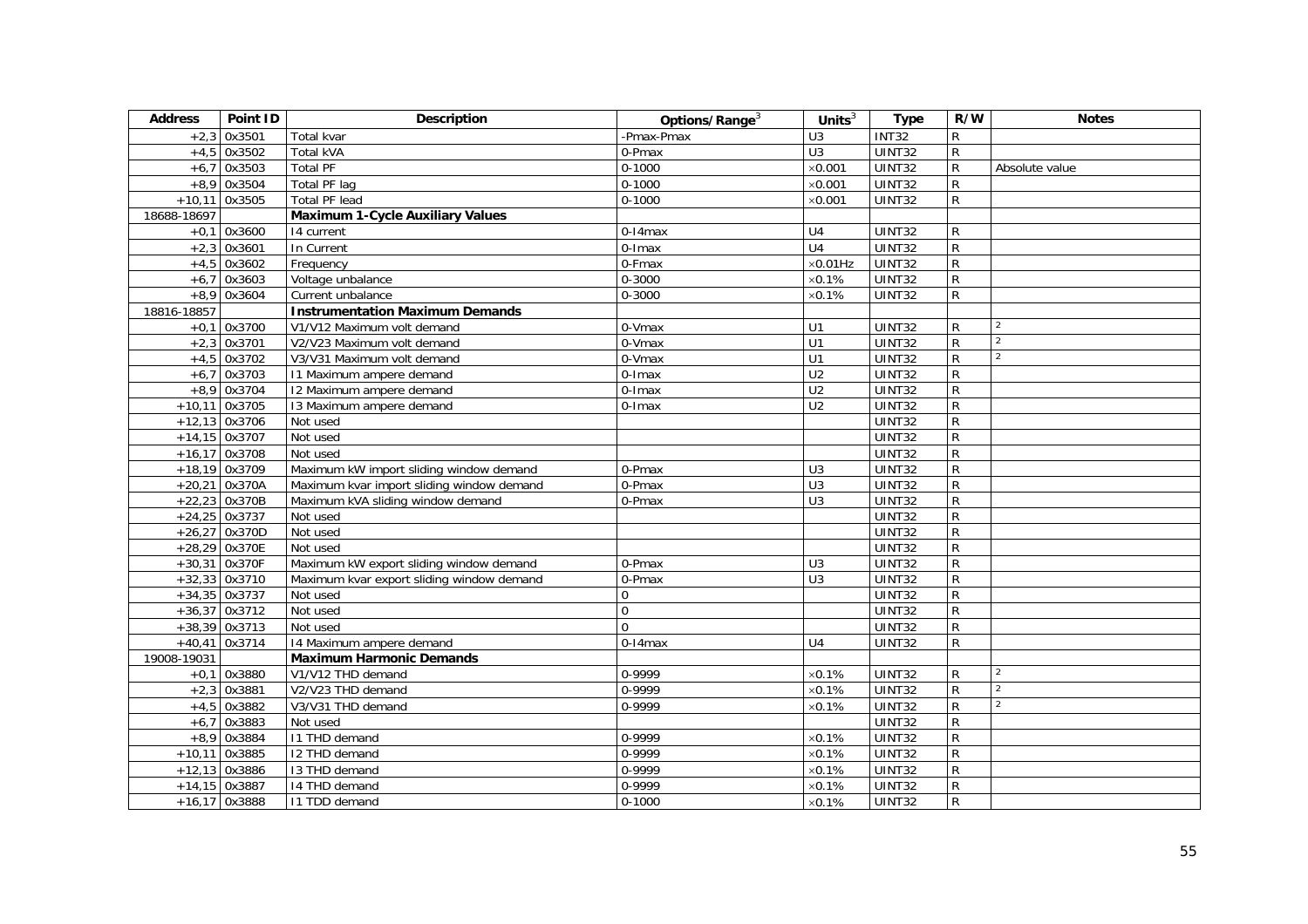| Address | Point ID | Description | Options/Range[3] | Units[3] | Type | R/W | Notes |
|---|---|---|---|---|---|---|---|
| +2,3 | 0x3501 | Total kvar | -Pmax-Pmax | U3 | INT32 | R | |
| +4,5 | 0x3502 | Total kVA | 0-Pmax | U3 | UINT32 | R | |
| +6,7 | 0x3503 | Total PF | 0-1000 | ×0.001 | UINT32 | R | Absolute value |
| +8,9 | 0x3504 | Total PF lag | 0-1000 | ×0.001 | UINT32 | R | |
| +10,11 | 0x3505 | Total PF lead | 0-1000 | ×0.001 | UINT32 | R | |
| 18688-18697 | | **Maximum 1-Cycle Auxiliary Values** | | | | | |
| +0,1 | 0x3600 | I4 current | 0-I4max | U4 | UINT32 | R | |
| +2,3 | 0x3601 | In Current | 0-Imax | U4 | UINT32 | R | |
| +4,5 | 0x3602 | Frequency | 0-Fmax | ×0.01Hz | UINT32 | R | |
| +6,7 | 0x3603 | Voltage unbalance | 0-3000 | ×0.1% | UINT32 | R | |
| +8,9 | 0x3604 | Current unbalance | 0-3000 | ×0.1% | UINT32 | R | |
| 18816-18857 | | **Instrumentation Maximum Demands** | | | | | |
| +0,1 | 0x3700 | V1/V12 Maximum volt demand | 0-Vmax | U1 | UINT32 | R | [2] |
| +2,3 | 0x3701 | V2/V23 Maximum volt demand | 0-Vmax | U1 | UINT32 | R | [2] |
| +4,5 | 0x3702 | V3/V31 Maximum volt demand | 0-Vmax | U1 | UINT32 | R | [2] |
| +6,7 | 0x3703 | I1 Maximum ampere demand | 0-Imax | U2 | UINT32 | R | |
| +8,9 | 0x3704 | I2 Maximum ampere demand | 0-Imax | U2 | UINT32 | R | |
| +10,11 | 0x3705 | I3 Maximum ampere demand | 0-Imax | U2 | UINT32 | R | |
| +12,13 | 0x3706 | Not used | | | UINT32 | R | |
| +14,15 | 0x3707 | Not used | | | UINT32 | R | |
| +16,17 | 0x3708 | Not used | | | UINT32 | R | |
| +18,19 | 0x3709 | Maximum kW import sliding window demand | 0-Pmax | U3 | UINT32 | R | |
| +20,21 | 0x370A | Maximum kvar import sliding window demand | 0-Pmax | U3 | UINT32 | R | |
| +22,23 | 0x370B | Maximum kVA sliding window demand | 0-Pmax | U3 | UINT32 | R | |
| +24,25 | 0x3737 | Not used | | | UINT32 | R | |
| +26,27 | 0x370D | Not used | | | UINT32 | R | |
| +28,29 | 0x370E | Not used | | | UINT32 | R | |
| +30,31 | 0x370F | Maximum kW export sliding window demand | 0-Pmax | U3 | UINT32 | R | |
| +32,33 | 0x3710 | Maximum kvar export sliding window demand | 0-Pmax | U3 | UINT32 | R | |
| +34,35 | 0x3737 | Not used | 0 | | UINT32 | R | |
| +36,37 | 0x3712 | Not used | 0 | | UINT32 | R | |
| +38,39 | 0x3713 | Not used | 0 | | UINT32 | R | |
| +40,41 | 0x3714 | I4 Maximum ampere demand | 0-I4max | U4 | UINT32 | R | |
| 19008-19031 | | **Maximum Harmonic Demands** | | | | | |
| +0,1 | 0x3880 | V1/V12 THD demand | 0-9999 | ×0.1% | UINT32 | R | [2] |
| +2,3 | 0x3881 | V2/V23 THD demand | 0-9999 | ×0.1% | UINT32 | R | [2] |
| +4,5 | 0x3882 | V3/V31 THD demand | 0-9999 | ×0.1% | UINT32 | R | [2] |
| +6,7 | 0x3883 | Not used | | | UINT32 | R | |
| +8,9 | 0x3884 | I1 THD demand | 0-9999 | ×0.1% | UINT32 | R | |
| +10,11 | 0x3885 | I2 THD demand | 0-9999 | ×0.1% | UINT32 | R | |
| +12,13 | 0x3886 | I3 THD demand | 0-9999 | ×0.1% | UINT32 | R | |
| +14,15 | 0x3887 | I4 THD demand | 0-9999 | ×0.1% | UINT32 | R | |
| +16,17 | 0x3888 | I1 TDD demand | 0-1000 | ×0.1% | UINT32 | R | |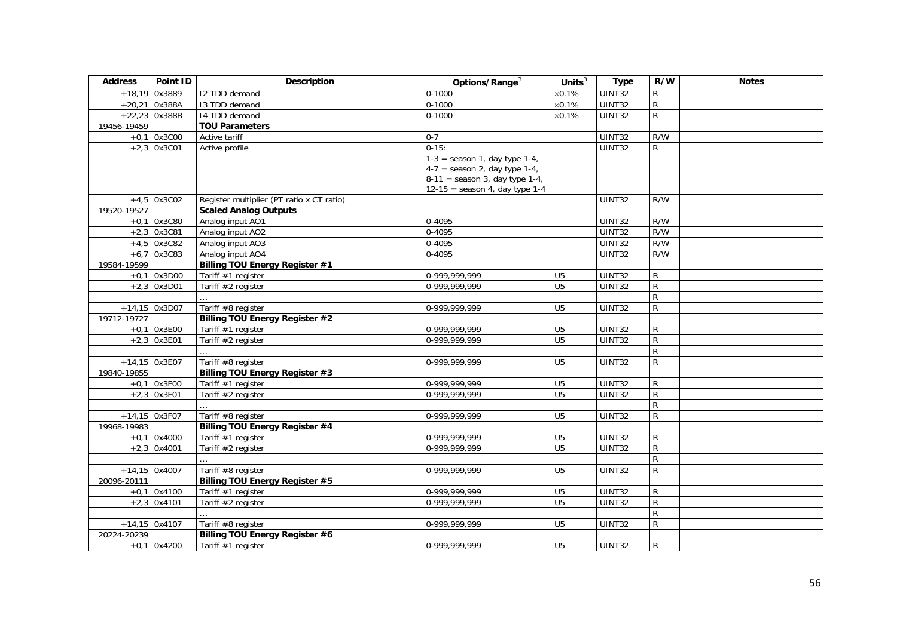| Address | Point ID | Description | Options/Range[3] | Units[3] | Type | R/W | Notes |
|---|---|---|---|---|---|---|---|
| +18,19 | 0x3889 | I2 TDD demand | 0-1000 | ×0.1% | UINT32 | R | |
| +20,21 | 0x388A | I3 TDD demand | 0-1000 | ×0.1% | UINT32 | R | |
| +22,23 | 0x388B | I4 TDD demand | 0-1000 | ×0.1% | UINT32 | R | |
| 19456-19459 | | **TOU Parameters** | | | | | |
| +0,1 | 0x3C00 | Active tariff | 0-7 | | UINT32 | R/W | |
| +2,3 | 0x3C01 | Active profile | 0-15:<br>1-3 = season 1, day type 1-4,<br>4-7 = season 2, day type 1-4,<br>8-11 = season 3, day type 1-4,<br>12-15 = season 4, day type 1-4 | | UINT32 | R | |
| +4,5 | 0x3C02 | Register multiplier (PT ratio x CT ratio) | | | UINT32 | R/W | |
| 19520-19527 | | **Scaled Analog Outputs** | | | | | |
| +0,1 | 0x3C80 | Analog input AO1 | 0-4095 | | UINT32 | R/W | |
| +2,3 | 0x3C81 | Analog input AO2 | 0-4095 | | UINT32 | R/W | |
| +4,5 | 0x3C82 | Analog input AO3 | 0-4095 | | UINT32 | R/W | |
| +6,7 | 0x3C83 | Analog input AO4 | 0-4095 | | UINT32 | R/W | |
| 19584-19599 | | **Billing TOU Energy Register #1** | | | | | |
| +0,1 | 0x3D00 | Tariff #1 register | 0-999,999,999 | U5 | UINT32 | R | |
| +2,3 | 0x3D01 | Tariff #2 register | 0-999,999,999 | U5 | UINT32 | R | |
| | | … | | | | R | |
| +14,15 | 0x3D07 | Tariff #8 register | 0-999,999,999 | U5 | UINT32 | R | |
| 19712-19727 | | **Billing TOU Energy Register #2** | | | | | |
| +0,1 | 0x3E00 | Tariff #1 register | 0-999,999,999 | U5 | UINT32 | R | |
| +2,3 | 0x3E01 | Tariff #2 register | 0-999,999,999 | U5 | UINT32 | R | |
| | | … | | | | R | |
| +14,15 | 0x3E07 | Tariff #8 register | 0-999,999,999 | U5 | UINT32 | R | |
| 19840-19855 | | **Billing TOU Energy Register #3** | | | | | |
| +0,1 | 0x3F00 | Tariff #1 register | 0-999,999,999 | U5 | UINT32 | R | |
| +2,3 | 0x3F01 | Tariff #2 register | 0-999,999,999 | U5 | UINT32 | R | |
| | | … | | | | R | |
| +14,15 | 0x3F07 | Tariff #8 register | 0-999,999,999 | U5 | UINT32 | R | |
| 19968-19983 | | **Billing TOU Energy Register #4** | | | | | |
| +0,1 | 0x4000 | Tariff #1 register | 0-999,999,999 | U5 | UINT32 | R | |
| +2,3 | 0x4001 | Tariff #2 register | 0-999,999,999 | U5 | UINT32 | R | |
| | | … | | | | R | |
| +14,15 | 0x4007 | Tariff #8 register | 0-999,999,999 | U5 | UINT32 | R | |
| 20096-20111 | | **Billing TOU Energy Register #5** | | | | | |
| +0,1 | 0x4100 | Tariff #1 register | 0-999,999,999 | U5 | UINT32 | R | |
| +2,3 | 0x4101 | Tariff #2 register | 0-999,999,999 | U5 | UINT32 | R | |
| | | … | | | | R | |
| +14,15 | 0x4107 | Tariff #8 register | 0-999,999,999 | U5 | UINT32 | R | |
| 20224-20239 | | **Billing TOU Energy Register #6** | | | | | |
| +0,1 | 0x4200 | Tariff #1 register | 0-999,999,999 | U5 | UINT32 | R | |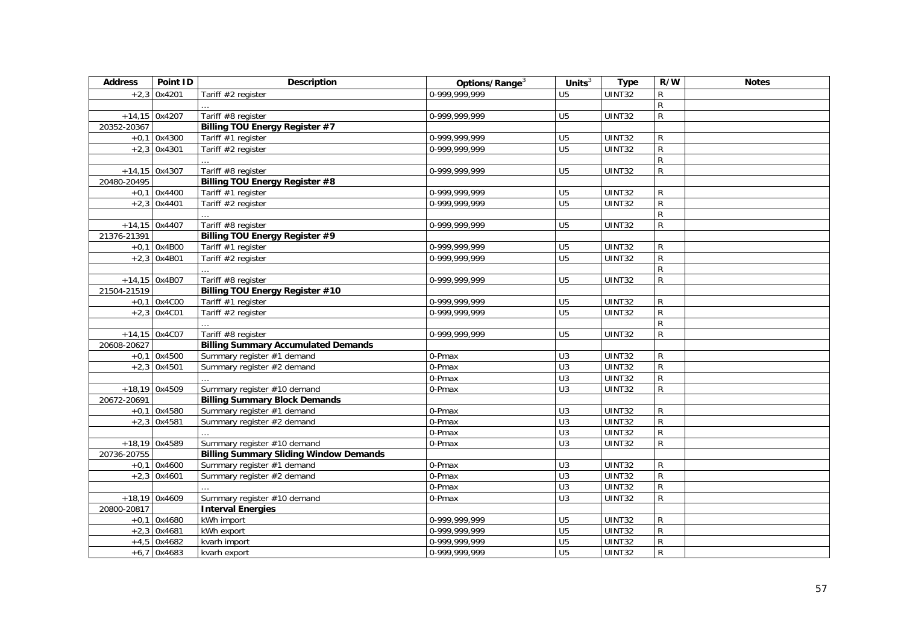| Address | Point ID | Description | Options/Range[3] | Units[3] | Type | R/W | Notes |
|---|---|---|---|---|---|---|---|
| +2,3 | 0x4201 | Tariff #2 register | 0-999,999,999 | U5 | UINT32 | R | |
| | | … | | | | R | |
| +14,15 | 0x4207 | Tariff #8 register | 0-999,999,999 | U5 | UINT32 | R | |
| 20352-20367 | | **Billing TOU Energy Register #7** | | | | | |
| +0,1 | 0x4300 | Tariff #1 register | 0-999,999,999 | U5 | UINT32 | R | |
| +2,3 | 0x4301 | Tariff #2 register | 0-999,999,999 | U5 | UINT32 | R | |
| | | … | | | | R | |
| +14,15 | 0x4307 | Tariff #8 register | 0-999,999,999 | U5 | UINT32 | R | |
| 20480-20495 | | **Billing TOU Energy Register #8** | | | | | |
| +0,1 | 0x4400 | Tariff #1 register | 0-999,999,999 | U5 | UINT32 | R | |
| +2,3 | 0x4401 | Tariff #2 register | 0-999,999,999 | U5 | UINT32 | R | |
| | | … | | | | R | |
| +14,15 | 0x4407 | Tariff #8 register | 0-999,999,999 | U5 | UINT32 | R | |
| 21376-21391 | | **Billing TOU Energy Register #9** | | | | | |
| +0,1 | 0x4B00 | Tariff #1 register | 0-999,999,999 | U5 | UINT32 | R | |
| +2,3 | 0x4B01 | Tariff #2 register | 0-999,999,999 | U5 | UINT32 | R | |
| | | … | | | | R | |
| +14,15 | 0x4B07 | Tariff #8 register | 0-999,999,999 | U5 | UINT32 | R | |
| 21504-21519 | | **Billing TOU Energy Register #10** | | | | | |
| +0,1 | 0x4C00 | Tariff #1 register | 0-999,999,999 | U5 | UINT32 | R | |
| +2,3 | 0x4C01 | Tariff #2 register | 0-999,999,999 | U5 | UINT32 | R | |
| | | … | | | | R | |
| +14,15 | 0x4C07 | Tariff #8 register | 0-999,999,999 | U5 | UINT32 | R | |
| 20608-20627 | | **Billing Summary Accumulated Demands** | | | | | |
| +0,1 | 0x4500 | Summary register #1 demand | 0-Pmax | U3 | UINT32 | R | |
| +2,3 | 0x4501 | Summary register #2 demand | 0-Pmax | U3 | UINT32 | R | |
| | | … | 0-Pmax | U3 | UINT32 | R | |
| +18,19 | 0x4509 | Summary register #10 demand | 0-Pmax | U3 | UINT32 | R | |
| 20672-20691 | | **Billing Summary Block Demands** | | | | | |
| +0,1 | 0x4580 | Summary register #1 demand | 0-Pmax | U3 | UINT32 | R | |
| +2,3 | 0x4581 | Summary register #2 demand | 0-Pmax | U3 | UINT32 | R | |
| | | … | 0-Pmax | U3 | UINT32 | R | |
| +18,19 | 0x4589 | Summary register #10 demand | 0-Pmax | U3 | UINT32 | R | |
| 20736-20755 | | **Billing Summary Sliding Window Demands** | | | | | |
| +0,1 | 0x4600 | Summary register #1 demand | 0-Pmax | U3 | UINT32 | R | |
| +2,3 | 0x4601 | Summary register #2 demand | 0-Pmax | U3 | UINT32 | R | |
| | | … | 0-Pmax | U3 | UINT32 | R | |
| +18,19 | 0x4609 | Summary register #10 demand | 0-Pmax | U3 | UINT32 | R | |
| 20800-20817 | | **Interval Energies** | | | | | |
| +0,1 | 0x4680 | kWh import | 0-999,999,999 | U5 | UINT32 | R | |
| +2,3 | 0x4681 | kWh export | 0-999,999,999 | U5 | UINT32 | R | |
| +4,5 | 0x4682 | kvarh import | 0-999,999,999 | U5 | UINT32 | R | |
| +6,7 | 0x4683 | kvarh export | 0-999,999,999 | U5 | UINT32 | R | |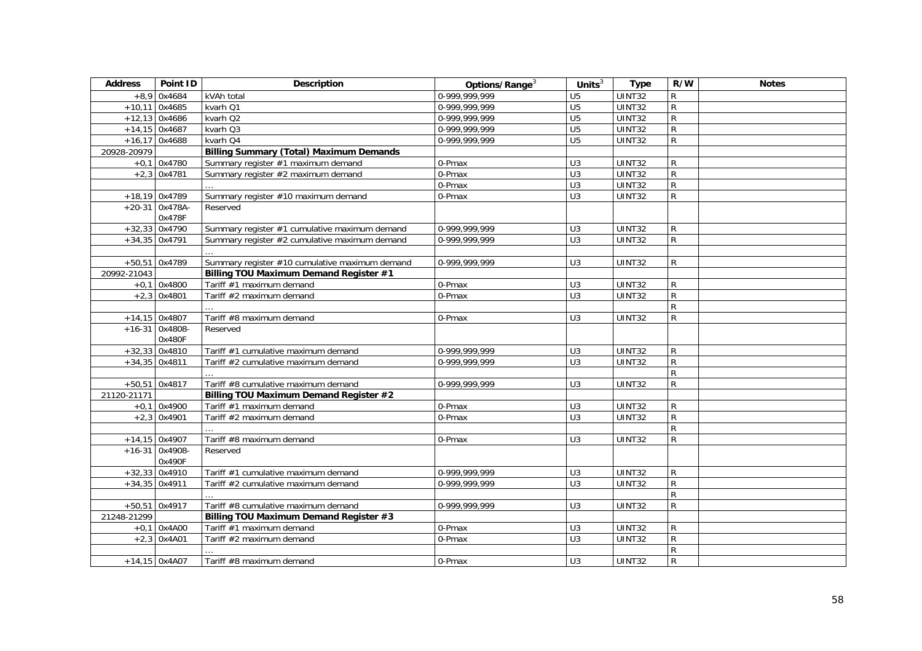| Address | Point ID | Description | Options/Range[3] | Units[3] | Type | R/W | Notes |
|---|---|---|---|---|---|---|---|
| +8,9 | 0x4684 | kVAh total | 0-999,999,999 | U5 | UINT32 | R | |
| +10,11 | 0x4685 | kvarh Q1 | 0-999,999,999 | U5 | UINT32 | R | |
| +12,13 | 0x4686 | kvarh Q2 | 0-999,999,999 | U5 | UINT32 | R | |
| +14,15 | 0x4687 | kvarh Q3 | 0-999,999,999 | U5 | UINT32 | R | |
| +16,17 | 0x4688 | kvarh Q4 | 0-999,999,999 | U5 | UINT32 | R | |
| 20928-20979 | | **Billing Summary (Total) Maximum Demands** | | | | | |
| +0,1 | 0x4780 | Summary register #1 maximum demand | 0-Pmax | U3 | UINT32 | R | |
| +2,3 | 0x4781 | Summary register #2 maximum demand | 0-Pmax | U3 | UINT32 | R | |
| | | … | 0-Pmax | U3 | UINT32 | R | |
| +18,19 | 0x4789 | Summary register #10 maximum demand | 0-Pmax | U3 | UINT32 | R | |
| +20-31 | 0x478A-0x478F | Reserved | | | | | |
| +32,33 | 0x4790 | Summary register #1 cumulative maximum demand | 0-999,999,999 | U3 | UINT32 | R | |
| +34,35 | 0x4791 | Summary register #2 cumulative maximum demand | 0-999,999,999 | U3 | UINT32 | R | |
| | | … | | | | | |
| +50,51 | 0x4789 | Summary register #10 cumulative maximum demand | 0-999,999,999 | U3 | UINT32 | R | |
| 20992-21043 | | **Billing TOU Maximum Demand Register #1** | | | | | |
| +0,1 | 0x4800 | Tariff #1 maximum demand | 0-Pmax | U3 | UINT32 | R | |
| +2,3 | 0x4801 | Tariff #2 maximum demand | 0-Pmax | U3 | UINT32 | R | |
| | | … | | | | R | |
| +14,15 | 0x4807 | Tariff #8 maximum demand | 0-Pmax | U3 | UINT32 | R | |
| +16-31 | 0x4808-0x480F | Reserved | | | | | |
| +32,33 | 0x4810 | Tariff #1 cumulative maximum demand | 0-999,999,999 | U3 | UINT32 | R | |
| +34,35 | 0x4811 | Tariff #2 cumulative maximum demand | 0-999,999,999 | U3 | UINT32 | R | |
| | | … | | | | R | |
| +50,51 | 0x4817 | Tariff #8 cumulative maximum demand | 0-999,999,999 | U3 | UINT32 | R | |
| 21120-21171 | | **Billing TOU Maximum Demand Register #2** | | | | | |
| +0,1 | 0x4900 | Tariff #1 maximum demand | 0-Pmax | U3 | UINT32 | R | |
| +2,3 | 0x4901 | Tariff #2 maximum demand | 0-Pmax | U3 | UINT32 | R | |
| | | … | | | | R | |
| +14,15 | 0x4907 | Tariff #8 maximum demand | 0-Pmax | U3 | UINT32 | R | |
| +16-31 | 0x4908-0x490F | Reserved | | | | | |
| +32,33 | 0x4910 | Tariff #1 cumulative maximum demand | 0-999,999,999 | U3 | UINT32 | R | |
| +34,35 | 0x4911 | Tariff #2 cumulative maximum demand | 0-999,999,999 | U3 | UINT32 | R | |
| | | … | | | | R | |
| +50,51 | 0x4917 | Tariff #8 cumulative maximum demand | 0-999,999,999 | U3 | UINT32 | R | |
| 21248-21299 | | **Billing TOU Maximum Demand Register #3** | | | | | |
| +0,1 | 0x4A00 | Tariff #1 maximum demand | 0-Pmax | U3 | UINT32 | R | |
| +2,3 | 0x4A01 | Tariff #2 maximum demand | 0-Pmax | U3 | UINT32 | R | |
| | | … | | | | R | |
| +14,15 | 0x4A07 | Tariff #8 maximum demand | 0-Pmax | U3 | UINT32 | R | |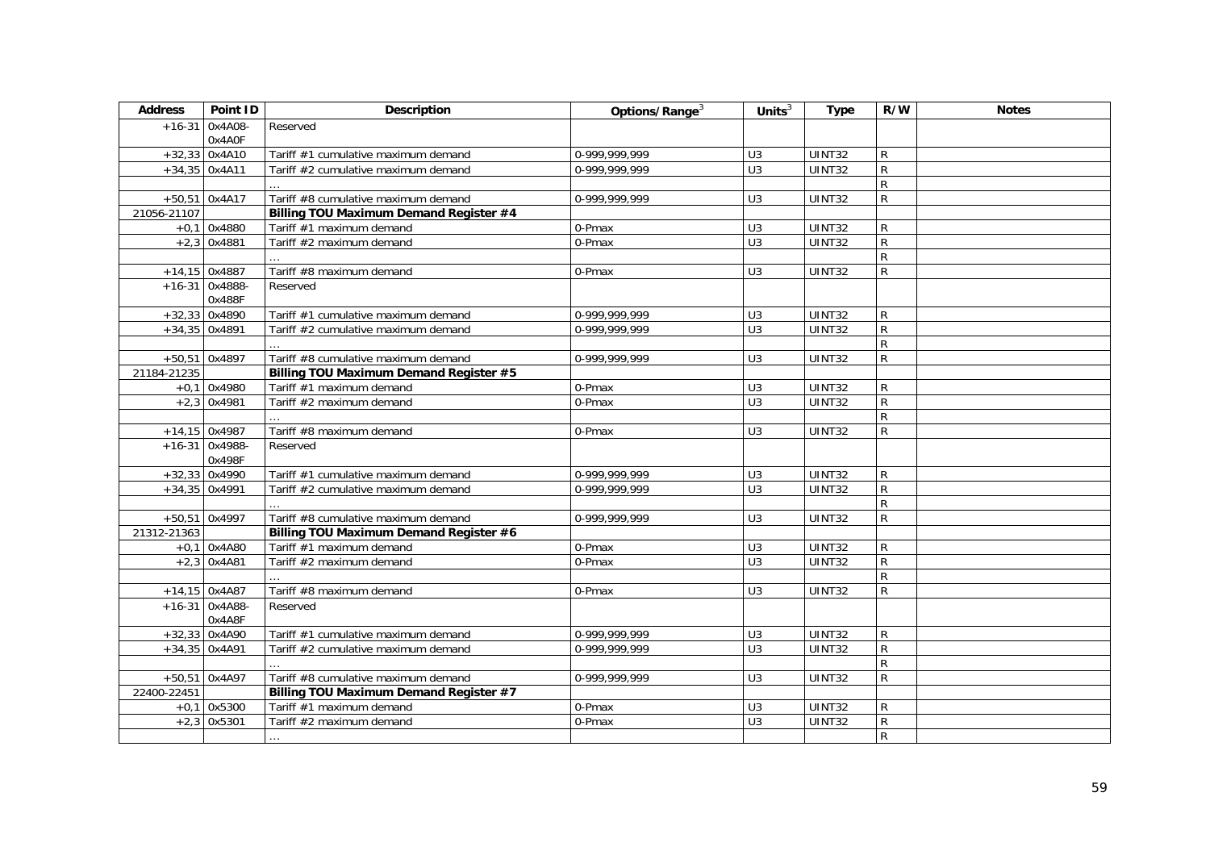| Address | Point ID | Description | Options/Range[3] | Units[3] | Type | R/W | Notes |
|---|---|---|---|---|---|---|---|
| +16-31 | 0x4A08-0x4A0F | Reserved | | | | | |
| +32,33 | 0x4A10 | Tariff #1 cumulative maximum demand | 0-999,999,999 | U3 | UINT32 | R | |
| +34,35 | 0x4A11 | Tariff #2 cumulative maximum demand | 0-999,999,999 | U3 | UINT32 | R | |
| | | … | | | | R | |
| +50,51 | 0x4A17 | Tariff #8 cumulative maximum demand | 0-999,999,999 | U3 | UINT32 | R | |
| 21056-21107 | | **Billing TOU Maximum Demand Register #4** | | | | | |
| +0,1 | 0x4880 | Tariff #1 maximum demand | 0-Pmax | U3 | UINT32 | R | |
| +2,3 | 0x4881 | Tariff #2 maximum demand | 0-Pmax | U3 | UINT32 | R | |
| | | … | | | | R | |
| +14,15 | 0x4887 | Tariff #8 maximum demand | 0-Pmax | U3 | UINT32 | R | |
| +16-31 | 0x4888-0x488F | Reserved | | | | | |
| +32,33 | 0x4890 | Tariff #1 cumulative maximum demand | 0-999,999,999 | U3 | UINT32 | R | |
| +34,35 | 0x4891 | Tariff #2 cumulative maximum demand | 0-999,999,999 | U3 | UINT32 | R | |
| | | … | | | | R | |
| +50,51 | 0x4897 | Tariff #8 cumulative maximum demand | 0-999,999,999 | U3 | UINT32 | R | |
| 21184-21235 | | **Billing TOU Maximum Demand Register #5** | | | | | |
| +0,1 | 0x4980 | Tariff #1 maximum demand | 0-Pmax | U3 | UINT32 | R | |
| +2,3 | 0x4981 | Tariff #2 maximum demand | 0-Pmax | U3 | UINT32 | R | |
| | | … | | | | R | |
| +14,15 | 0x4987 | Tariff #8 maximum demand | 0-Pmax | U3 | UINT32 | R | |
| +16-31 | 0x4988-0x498F | Reserved | | | | | |
| +32,33 | 0x4990 | Tariff #1 cumulative maximum demand | 0-999,999,999 | U3 | UINT32 | R | |
| +34,35 | 0x4991 | Tariff #2 cumulative maximum demand | 0-999,999,999 | U3 | UINT32 | R | |
| | | … | | | | R | |
| +50,51 | 0x4997 | Tariff #8 cumulative maximum demand | 0-999,999,999 | U3 | UINT32 | R | |
| 21312-21363 | | **Billing TOU Maximum Demand Register #6** | | | | | |
| +0,1 | 0x4A80 | Tariff #1 maximum demand | 0-Pmax | U3 | UINT32 | R | |
| +2,3 | 0x4A81 | Tariff #2 maximum demand | 0-Pmax | U3 | UINT32 | R | |
| | | … | | | | R | |
| +14,15 | 0x4A87 | Tariff #8 maximum demand | 0-Pmax | U3 | UINT32 | R | |
| +16-31 | 0x4A88-0x4A8F | Reserved | | | | | |
| +32,33 | 0x4A90 | Tariff #1 cumulative maximum demand | 0-999,999,999 | U3 | UINT32 | R | |
| +34,35 | 0x4A91 | Tariff #2 cumulative maximum demand | 0-999,999,999 | U3 | UINT32 | R | |
| | | … | | | | R | |
| +50,51 | 0x4A97 | Tariff #8 cumulative maximum demand | 0-999,999,999 | U3 | UINT32 | R | |
| 22400-22451 | | **Billing TOU Maximum Demand Register #7** | | | | | |
| +0,1 | 0x5300 | Tariff #1 maximum demand | 0-Pmax | U3 | UINT32 | R | |
| +2,3 | 0x5301 | Tariff #2 maximum demand | 0-Pmax | U3 | UINT32 | R | |
| | | … | | | | R | |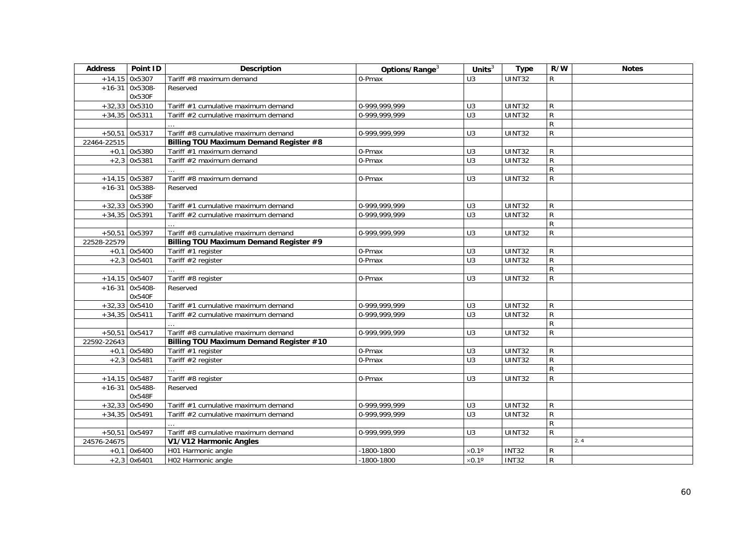| Address | Point ID | Description | Options/Range[3] | Units[3] | Type | R/W | Notes |
|---|---|---|---|---|---|---|---|
| +14,15 | 0x5307 | Tariff #8 maximum demand | 0-Pmax | U3 | UINT32 | R | |
| +16-31 | 0x5308-0x530F | Reserved | | | | | |
| +32,33 | 0x5310 | Tariff #1 cumulative maximum demand | 0-999,999,999 | U3 | UINT32 | R | |
| +34,35 | 0x5311 | Tariff #2 cumulative maximum demand | 0-999,999,999 | U3 | UINT32 | R | |
| | | … | | | | R | |
| +50,51 | 0x5317 | Tariff #8 cumulative maximum demand | 0-999,999,999 | U3 | UINT32 | R | |
| 22464-22515 | | **Billing TOU Maximum Demand Register #8** | | | | | |
| +0,1 | 0x5380 | Tariff #1 maximum demand | 0-Pmax | U3 | UINT32 | R | |
| +2,3 | 0x5381 | Tariff #2 maximum demand | 0-Pmax | U3 | UINT32 | R | |
| | | … | | | | R | |
| +14,15 | 0x5387 | Tariff #8 maximum demand | 0-Pmax | U3 | UINT32 | R | |
| +16-31 | 0x5388-0x538F | Reserved | | | | | |
| +32,33 | 0x5390 | Tariff #1 cumulative maximum demand | 0-999,999,999 | U3 | UINT32 | R | |
| +34,35 | 0x5391 | Tariff #2 cumulative maximum demand | 0-999,999,999 | U3 | UINT32 | R | |
| | | … | | | | R | |
| +50,51 | 0x5397 | Tariff #8 cumulative maximum demand | 0-999,999,999 | U3 | UINT32 | R | |
| 22528-22579 | | **Billing TOU Maximum Demand Register #9** | | | | | |
| +0,1 | 0x5400 | Tariff #1 register | 0-Pmax | U3 | UINT32 | R | |
| +2,3 | 0x5401 | Tariff #2 register | 0-Pmax | U3 | UINT32 | R | |
| | | … | | | | R | |
| +14,15 | 0x5407 | Tariff #8 register | 0-Pmax | U3 | UINT32 | R | |
| +16-31 | 0x5408-0x540F | Reserved | | | | | |
| +32,33 | 0x5410 | Tariff #1 cumulative maximum demand | 0-999,999,999 | U3 | UINT32 | R | |
| +34,35 | 0x5411 | Tariff #2 cumulative maximum demand | 0-999,999,999 | U3 | UINT32 | R | |
| | | … | | | | R | |
| +50,51 | 0x5417 | Tariff #8 cumulative maximum demand | 0-999,999,999 | U3 | UINT32 | R | |
| 22592-22643 | | **Billing TOU Maximum Demand Register #10** | | | | | |
| +0,1 | 0x5480 | Tariff #1 register | 0-Pmax | U3 | UINT32 | R | |
| +2,3 | 0x5481 | Tariff #2 register | 0-Pmax | U3 | UINT32 | R | |
| | | … | | | | R | |
| +14,15 | 0x5487 | Tariff #8 register | 0-Pmax | U3 | UINT32 | R | |
| +16-31 | 0x5488-0x548F | Reserved | | | | | |
| +32,33 | 0x5490 | Tariff #1 cumulative maximum demand | 0-999,999,999 | U3 | UINT32 | R | |
| +34,35 | 0x5491 | Tariff #2 cumulative maximum demand | 0-999,999,999 | U3 | UINT32 | R | |
| | | … | | | | R | |
| +50,51 | 0x5497 | Tariff #8 cumulative maximum demand | 0-999,999,999 | U3 | UINT32 | R | |
| 24576-24675 | | **V1/V12 Harmonic Angles** | | | | | 2, 4 |
| +0,1 | 0x6400 | H01 Harmonic angle | -1800-1800 | ×0.1º | INT32 | R | |
| +2,3 | 0x6401 | H02 Harmonic angle | -1800-1800 | ×0.1º | INT32 | R | |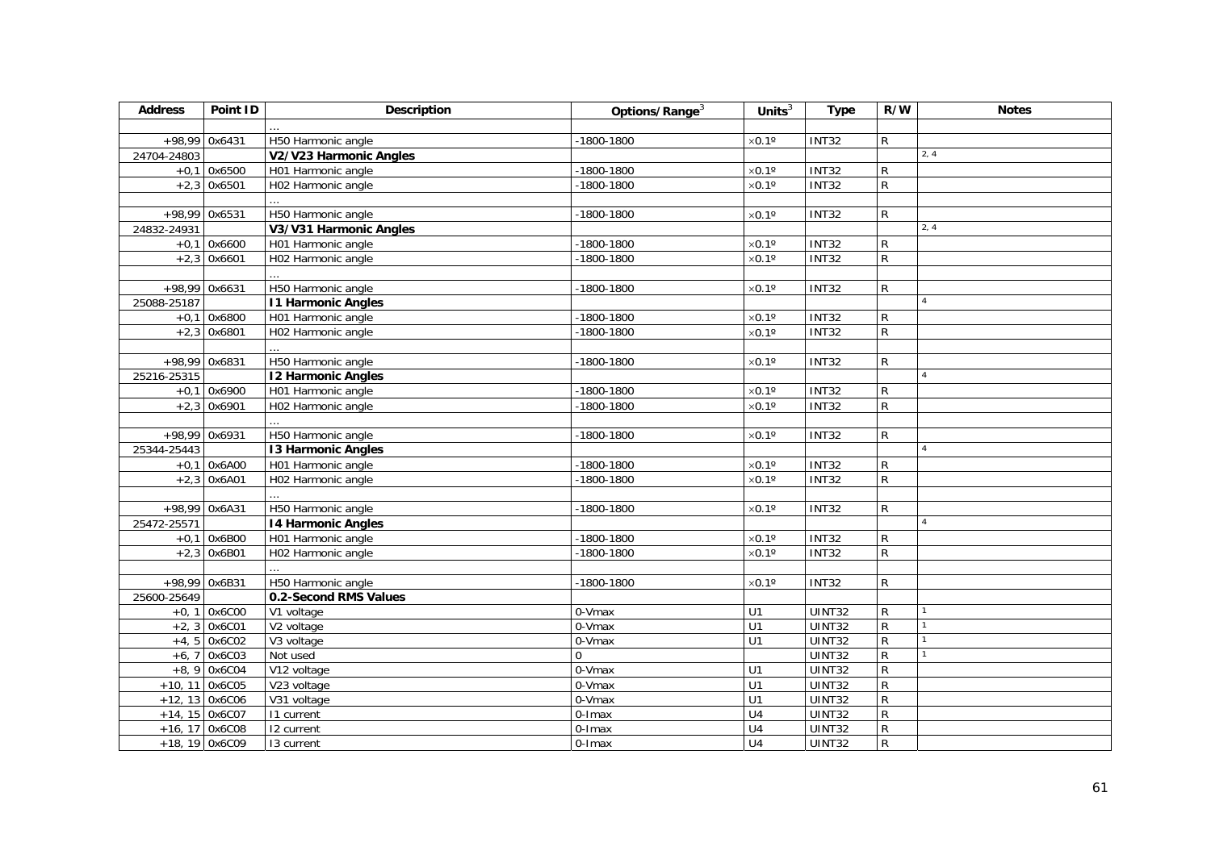| Address | Point ID | Description | Options/Range[3] | Units[3] | Type | R/W | Notes |
|---|---|---|---|---|---|---|---|
| | | … | | | | | |
| +98,99 | 0x6431 | H50 Harmonic angle | -1800-1800 | ×0.1º | INT32 | R | |
| 24704-24803 | | **V2/V23 Harmonic Angles** | | | | | 2, 4 |
| +0,1 | 0x6500 | H01 Harmonic angle | -1800-1800 | ×0.1º | INT32 | R | |
| +2,3 | 0x6501 | H02 Harmonic angle | -1800-1800 | ×0.1º | INT32 | R | |
| | | … | | | | | |
| +98,99 | 0x6531 | H50 Harmonic angle | -1800-1800 | ×0.1º | INT32 | R | |
| 24832-24931 | | **V3/V31 Harmonic Angles** | | | | | 2, 4 |
| +0,1 | 0x6600 | H01 Harmonic angle | -1800-1800 | ×0.1º | INT32 | R | |
| +2,3 | 0x6601 | H02 Harmonic angle | -1800-1800 | ×0.1º | INT32 | R | |
| | | … | | | | | |
| +98,99 | 0x6631 | H50 Harmonic angle | -1800-1800 | ×0.1º | INT32 | R | |
| 25088-25187 | | **I1 Harmonic Angles** | | | | | 4 |
| +0,1 | 0x6800 | H01 Harmonic angle | -1800-1800 | ×0.1º | INT32 | R | |
| +2,3 | 0x6801 | H02 Harmonic angle | -1800-1800 | ×0.1º | INT32 | R | |
| | | … | | | | | |
| +98,99 | 0x6831 | H50 Harmonic angle | -1800-1800 | ×0.1º | INT32 | R | |
| 25216-25315 | | **I2 Harmonic Angles** | | | | | 4 |
| +0,1 | 0x6900 | H01 Harmonic angle | -1800-1800 | ×0.1º | INT32 | R | |
| +2,3 | 0x6901 | H02 Harmonic angle | -1800-1800 | ×0.1º | INT32 | R | |
| | | … | | | | | |
| +98,99 | 0x6931 | H50 Harmonic angle | -1800-1800 | ×0.1º | INT32 | R | |
| 25344-25443 | | **I3 Harmonic Angles** | | | | | 4 |
| +0,1 | 0x6A00 | H01 Harmonic angle | -1800-1800 | ×0.1º | INT32 | R | |
| +2,3 | 0x6A01 | H02 Harmonic angle | -1800-1800 | ×0.1º | INT32 | R | |
| | | … | | | | | |
| +98,99 | 0x6A31 | H50 Harmonic angle | -1800-1800 | ×0.1º | INT32 | R | |
| 25472-25571 | | **I4 Harmonic Angles** | | | | | 4 |
| +0,1 | 0x6B00 | H01 Harmonic angle | -1800-1800 | ×0.1º | INT32 | R | |
| +2,3 | 0x6B01 | H02 Harmonic angle | -1800-1800 | ×0.1º | INT32 | R | |
| | | … | | | | | |
| +98,99 | 0x6B31 | H50 Harmonic angle | -1800-1800 | ×0.1º | INT32 | R | |
| 25600-25649 | | **0.2-Second RMS Values** | | | | | |
| +0, 1 | 0x6C00 | V1 voltage | 0-Vmax | U1 | UINT32 | R | 1 |
| +2, 3 | 0x6C01 | V2 voltage | 0-Vmax | U1 | UINT32 | R | 1 |
| +4, 5 | 0x6C02 | V3 voltage | 0-Vmax | U1 | UINT32 | R | 1 |
| +6, 7 | 0x6C03 | Not used | 0 | | UINT32 | R | 1 |
| +8, 9 | 0x6C04 | V12 voltage | 0-Vmax | U1 | UINT32 | R | |
| +10, 11 | 0x6C05 | V23 voltage | 0-Vmax | U1 | UINT32 | R | |
| +12, 13 | 0x6C06 | V31 voltage | 0-Vmax | U1 | UINT32 | R | |
| +14, 15 | 0x6C07 | I1 current | 0-Imax | U4 | UINT32 | R | |
| +16, 17 | 0x6C08 | I2 current | 0-Imax | U4 | UINT32 | R | |
| +18, 19 | 0x6C09 | I3 current | 0-Imax | U4 | UINT32 | R | |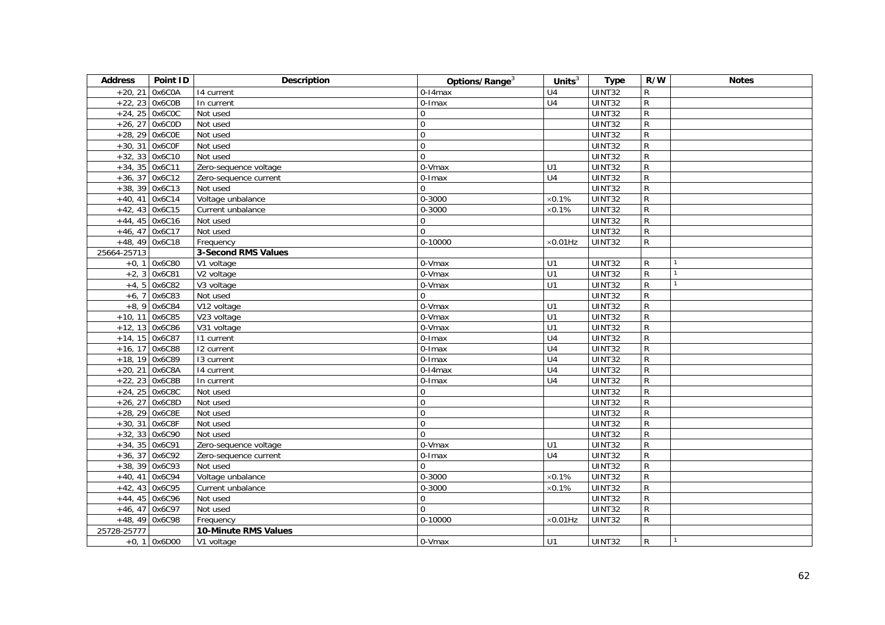| Address | Point ID | Description | Options/Range[3] | Units[3] | Type | R/W | Notes |
|---|---|---|---|---|---|---|---|
| +20, 21 | 0x6C0A | I4 current | 0-I4max | U4 | UINT32 | R | |
| +22, 23 | 0x6C0B | In current | 0-Imax | U4 | UINT32 | R | |
| +24, 25 | 0x6C0C | Not used | 0 | | UINT32 | R | |
| +26, 27 | 0x6C0D | Not used | 0 | | UINT32 | R | |
| +28, 29 | 0x6C0E | Not used | 0 | | UINT32 | R | |
| +30, 31 | 0x6C0F | Not used | 0 | | UINT32 | R | |
| +32, 33 | 0x6C10 | Not used | 0 | | UINT32 | R | |
| +34, 35 | 0x6C11 | Zero-sequence voltage | 0-Vmax | U1 | UINT32 | R | |
| +36, 37 | 0x6C12 | Zero-sequence current | 0-Imax | U4 | UINT32 | R | |
| +38, 39 | 0x6C13 | Not used | 0 | | UINT32 | R | |
| +40, 41 | 0x6C14 | Voltage unbalance | 0-3000 | ×0.1% | UINT32 | R | |
| +42, 43 | 0x6C15 | Current unbalance | 0-3000 | ×0.1% | UINT32 | R | |
| +44, 45 | 0x6C16 | Not used | 0 | | UINT32 | R | |
| +46, 47 | 0x6C17 | Not used | 0 | | UINT32 | R | |
| +48, 49 | 0x6C18 | Frequency | 0-10000 | ×0.01Hz | UINT32 | R | |
| 25664-25713 | | **3-Second RMS Values** | | | | | |
| +0, 1 | 0x6C80 | V1 voltage | 0-Vmax | U1 | UINT32 | R | 1 |
| +2, 3 | 0x6C81 | V2 voltage | 0-Vmax | U1 | UINT32 | R | 1 |
| +4, 5 | 0x6C82 | V3 voltage | 0-Vmax | U1 | UINT32 | R | 1 |
| +6, 7 | 0x6C83 | Not used | 0 | | UINT32 | R | |
| +8, 9 | 0x6C84 | V12 voltage | 0-Vmax | U1 | UINT32 | R | |
| +10, 11 | 0x6C85 | V23 voltage | 0-Vmax | U1 | UINT32 | R | |
| +12, 13 | 0x6C86 | V31 voltage | 0-Vmax | U1 | UINT32 | R | |
| +14, 15 | 0x6C87 | I1 current | 0-Imax | U4 | UINT32 | R | |
| +16, 17 | 0x6C88 | I2 current | 0-Imax | U4 | UINT32 | R | |
| +18, 19 | 0x6C89 | I3 current | 0-Imax | U4 | UINT32 | R | |
| +20, 21 | 0x6C8A | I4 current | 0-I4max | U4 | UINT32 | R | |
| +22, 23 | 0x6C8B | In current | 0-Imax | U4 | UINT32 | R | |
| +24, 25 | 0x6C8C | Not used | 0 | | UINT32 | R | |
| +26, 27 | 0x6C8D | Not used | 0 | | UINT32 | R | |
| +28, 29 | 0x6C8E | Not used | 0 | | UINT32 | R | |
| +30, 31 | 0x6C8F | Not used | 0 | | UINT32 | R | |
| +32, 33 | 0x6C90 | Not used | 0 | | UINT32 | R | |
| +34, 35 | 0x6C91 | Zero-sequence voltage | 0-Vmax | U1 | UINT32 | R | |
| +36, 37 | 0x6C92 | Zero-sequence current | 0-Imax | U4 | UINT32 | R | |
| +38, 39 | 0x6C93 | Not used | 0 | | UINT32 | R | |
| +40, 41 | 0x6C94 | Voltage unbalance | 0-3000 | ×0.1% | UINT32 | R | |
| +42, 43 | 0x6C95 | Current unbalance | 0-3000 | ×0.1% | UINT32 | R | |
| +44, 45 | 0x6C96 | Not used | 0 | | UINT32 | R | |
| +46, 47 | 0x6C97 | Not used | 0 | | UINT32 | R | |
| +48, 49 | 0x6C98 | Frequency | 0-10000 | ×0.01Hz | UINT32 | R | |
| 25728-25777 | | **10-Minute RMS Values** | | | | | |
| +0, 1 | 0x6D00 | V1 voltage | 0-Vmax | U1 | UINT32 | R | 1 |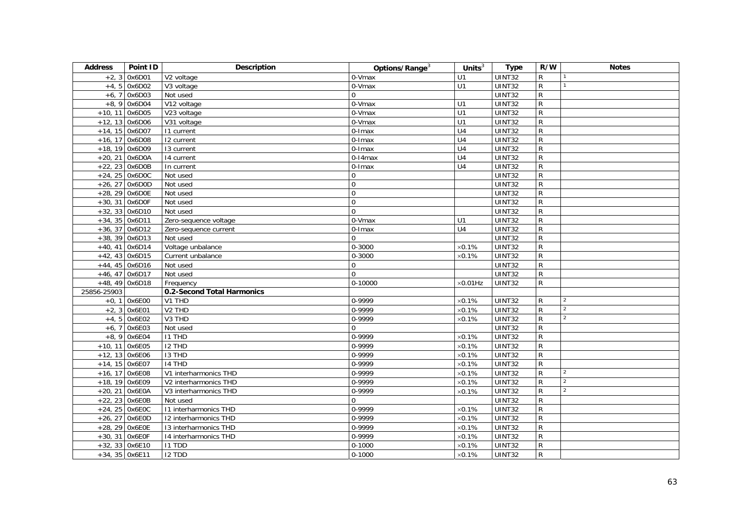| Address | Point ID | Description | Options/Range[3] | Units[3] | Type | R/W | Notes |
|---|---|---|---|---|---|---|---|
| +2, 3 | 0x6D01 | V2 voltage | 0-Vmax | U1 | UINT32 | R | 1 |
| +4, 5 | 0x6D02 | V3 voltage | 0-Vmax | U1 | UINT32 | R | 1 |
| +6, 7 | 0x6D03 | Not used | 0 | | UINT32 | R | |
| +8, 9 | 0x6D04 | V12 voltage | 0-Vmax | U1 | UINT32 | R | |
| +10, 11 | 0x6D05 | V23 voltage | 0-Vmax | U1 | UINT32 | R | |
| +12, 13 | 0x6D06 | V31 voltage | 0-Vmax | U1 | UINT32 | R | |
| +14, 15 | 0x6D07 | I1 current | 0-Imax | U4 | UINT32 | R | |
| +16, 17 | 0x6D08 | I2 current | 0-Imax | U4 | UINT32 | R | |
| +18, 19 | 0x6D09 | I3 current | 0-Imax | U4 | UINT32 | R | |
| +20, 21 | 0x6D0A | I4 current | 0-I4max | U4 | UINT32 | R | |
| +22, 23 | 0x6D0B | In current | 0-Imax | U4 | UINT32 | R | |
| +24, 25 | 0x6D0C | Not used | 0 | | UINT32 | R | |
| +26, 27 | 0x6D0D | Not used | 0 | | UINT32 | R | |
| +28, 29 | 0x6D0E | Not used | 0 | | UINT32 | R | |
| +30, 31 | 0x6D0F | Not used | 0 | | UINT32 | R | |
| +32, 33 | 0x6D10 | Not used | 0 | | UINT32 | R | |
| +34, 35 | 0x6D11 | Zero-sequence voltage | 0-Vmax | U1 | UINT32 | R | |
| +36, 37 | 0x6D12 | Zero-sequence current | 0-Imax | U4 | UINT32 | R | |
| +38, 39 | 0x6D13 | Not used | 0 | | UINT32 | R | |
| +40, 41 | 0x6D14 | Voltage unbalance | 0-3000 | ×0.1% | UINT32 | R | |
| +42, 43 | 0x6D15 | Current unbalance | 0-3000 | ×0.1% | UINT32 | R | |
| +44, 45 | 0x6D16 | Not used | 0 | | UINT32 | R | |
| +46, 47 | 0x6D17 | Not used | 0 | | UINT32 | R | |
| +48, 49 | 0x6D18 | Frequency | 0-10000 | ×0.01Hz | UINT32 | R | |
| 25856-25903 | | **0.2-Second Total Harmonics** | | | | | |
| +0, 1 | 0x6E00 | V1 THD | 0-9999 | ×0.1% | UINT32 | R | 2 |
| +2, 3 | 0x6E01 | V2 THD | 0-9999 | ×0.1% | UINT32 | R | 2 |
| +4, 5 | 0x6E02 | V3 THD | 0-9999 | ×0.1% | UINT32 | R | 2 |
| +6, 7 | 0x6E03 | Not used | 0 | | UINT32 | R | |
| +8, 9 | 0x6E04 | I1 THD | 0-9999 | ×0.1% | UINT32 | R | |
| +10, 11 | 0x6E05 | I2 THD | 0-9999 | ×0.1% | UINT32 | R | |
| +12, 13 | 0x6E06 | I3 THD | 0-9999 | ×0.1% | UINT32 | R | |
| +14, 15 | 0x6E07 | I4 THD | 0-9999 | ×0.1% | UINT32 | R | |
| +16, 17 | 0x6E08 | V1 interharmonics THD | 0-9999 | ×0.1% | UINT32 | R | 2 |
| +18, 19 | 0x6E09 | V2 interharmonics THD | 0-9999 | ×0.1% | UINT32 | R | 2 |
| +20, 21 | 0x6E0A | V3 interharmonics THD | 0-9999 | ×0.1% | UINT32 | R | 2 |
| +22, 23 | 0x6E0B | Not used | 0 | | UINT32 | R | |
| +24, 25 | 0x6E0C | I1 interharmonics THD | 0-9999 | ×0.1% | UINT32 | R | |
| +26, 27 | 0x6E0D | I2 interharmonics THD | 0-9999 | ×0.1% | UINT32 | R | |
| +28, 29 | 0x6E0E | I3 interharmonics THD | 0-9999 | ×0.1% | UINT32 | R | |
| +30, 31 | 0x6E0F | I4 interharmonics THD | 0-9999 | ×0.1% | UINT32 | R | |
| +32, 33 | 0x6E10 | I1 TDD | 0-1000 | ×0.1% | UINT32 | R | |
| +34, 35 | 0x6E11 | I2 TDD | 0-1000 | ×0.1% | UINT32 | R | |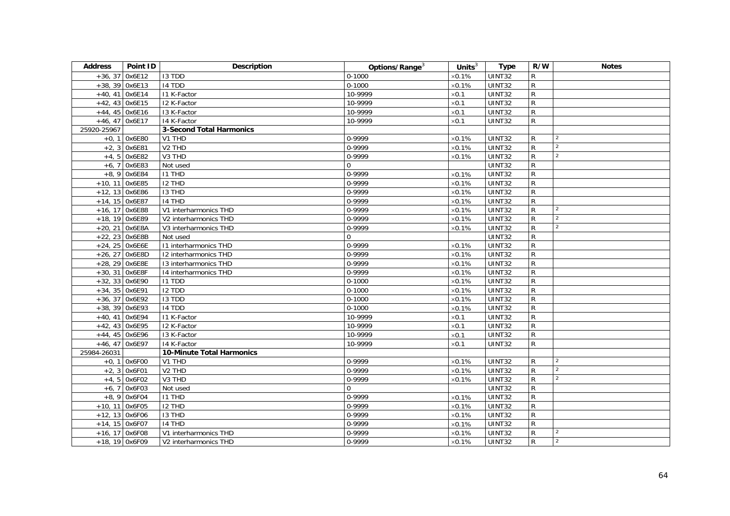| Address | Point ID | Description | Options/Range[3] | Units[3] | Type | R/W | Notes |
|---|---|---|---|---|---|---|---|
| +36, 37 | 0x6E12 | I3 TDD | 0-1000 | ×0.1% | UINT32 | R | |
| +38, 39 | 0x6E13 | I4 TDD | 0-1000 | ×0.1% | UINT32 | R | |
| +40, 41 | 0x6E14 | I1 K-Factor | 10-9999 | ×0.1 | UINT32 | R | |
| +42, 43 | 0x6E15 | I2 K-Factor | 10-9999 | ×0.1 | UINT32 | R | |
| +44, 45 | 0x6E16 | I3 K-Factor | 10-9999 | ×0.1 | UINT32 | R | |
| +46, 47 | 0x6E17 | I4 K-Factor | 10-9999 | ×0.1 | UINT32 | R | |
| 25920-25967 | | **3-Second Total Harmonics** | | | | | |
| +0, 1 | 0x6E80 | V1 THD | 0-9999 | ×0.1% | UINT32 | R | 2 |
| +2, 3 | 0x6E81 | V2 THD | 0-9999 | ×0.1% | UINT32 | R | 2 |
| +4, 5 | 0x6E82 | V3 THD | 0-9999 | ×0.1% | UINT32 | R | 2 |
| +6, 7 | 0x6E83 | Not used | 0 | | UINT32 | R | |
| +8, 9 | 0x6E84 | I1 THD | 0-9999 | ×0.1% | UINT32 | R | |
| +10, 11 | 0x6E85 | I2 THD | 0-9999 | ×0.1% | UINT32 | R | |
| +12, 13 | 0x6E86 | I3 THD | 0-9999 | ×0.1% | UINT32 | R | |
| +14, 15 | 0x6E87 | I4 THD | 0-9999 | ×0.1% | UINT32 | R | |
| +16, 17 | 0x6E88 | V1 interharmonics THD | 0-9999 | ×0.1% | UINT32 | R | 2 |
| +18, 19 | 0x6E89 | V2 interharmonics THD | 0-9999 | ×0.1% | UINT32 | R | 2 |
| +20, 21 | 0x6E8A | V3 interharmonics THD | 0-9999 | ×0.1% | UINT32 | R | 2 |
| +22, 23 | 0x6E8B | Not used | 0 | | UINT32 | R | |
| +24, 25 | 0x6E6E | I1 interharmonics THD | 0-9999 | ×0.1% | UINT32 | R | |
| +26, 27 | 0x6E8D | I2 interharmonics THD | 0-9999 | ×0.1% | UINT32 | R | |
| +28, 29 | 0x6E8E | I3 interharmonics THD | 0-9999 | ×0.1% | UINT32 | R | |
| +30, 31 | 0x6E8F | I4 interharmonics THD | 0-9999 | ×0.1% | UINT32 | R | |
| +32, 33 | 0x6E90 | I1 TDD | 0-1000 | ×0.1% | UINT32 | R | |
| +34, 35 | 0x6E91 | I2 TDD | 0-1000 | ×0.1% | UINT32 | R | |
| +36, 37 | 0x6E92 | I3 TDD | 0-1000 | ×0.1% | UINT32 | R | |
| +38, 39 | 0x6E93 | I4 TDD | 0-1000 | ×0.1% | UINT32 | R | |
| +40, 41 | 0x6E94 | I1 K-Factor | 10-9999 | ×0.1 | UINT32 | R | |
| +42, 43 | 0x6E95 | I2 K-Factor | 10-9999 | ×0.1 | UINT32 | R | |
| +44, 45 | 0x6E96 | I3 K-Factor | 10-9999 | ×0.1 | UINT32 | R | |
| +46, 47 | 0x6E97 | I4 K-Factor | 10-9999 | ×0.1 | UINT32 | R | |
| 25984-26031 | | **10-Minute Total Harmonics** | | | | | |
| +0, 1 | 0x6F00 | V1 THD | 0-9999 | ×0.1% | UINT32 | R | 2 |
| +2, 3 | 0x6F01 | V2 THD | 0-9999 | ×0.1% | UINT32 | R | 2 |
| +4, 5 | 0x6F02 | V3 THD | 0-9999 | ×0.1% | UINT32 | R | 2 |
| +6, 7 | 0x6F03 | Not used | 0 | | UINT32 | R | |
| +8, 9 | 0x6F04 | I1 THD | 0-9999 | ×0.1% | UINT32 | R | |
| +10, 11 | 0x6F05 | I2 THD | 0-9999 | ×0.1% | UINT32 | R | |
| +12, 13 | 0x6F06 | I3 THD | 0-9999 | ×0.1% | UINT32 | R | |
| +14, 15 | 0x6F07 | I4 THD | 0-9999 | ×0.1% | UINT32 | R | |
| +16, 17 | 0x6F08 | V1 interharmonics THD | 0-9999 | ×0.1% | UINT32 | R | 2 |
| +18, 19 | 0x6F09 | V2 interharmonics THD | 0-9999 | ×0.1% | UINT32 | R | 2 |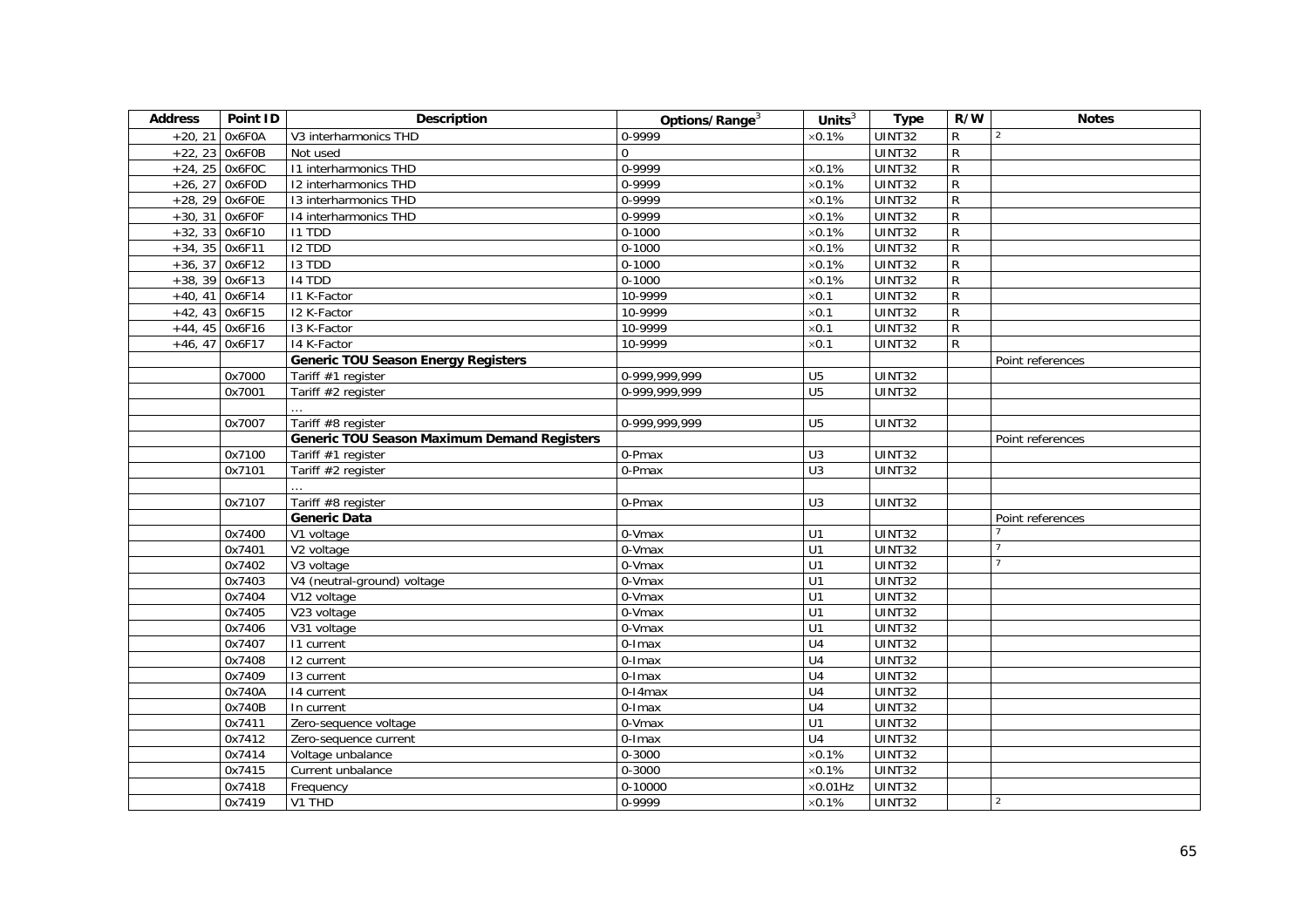| Address | Point ID | Description | Options/Range[3] | Units[3] | Type | R/W | Notes |
|---|---|---|---|---|---|---|---|
| +20, 21 | 0x6F0A | V3 interharmonics THD | 0-9999 | ×0.1% | UINT32 | R | [2] |
| +22, 23 | 0x6F0B | Not used | 0 | | UINT32 | R | |
| +24, 25 | 0x6F0C | I1 interharmonics THD | 0-9999 | ×0.1% | UINT32 | R | |
| +26, 27 | 0x6F0D | I2 interharmonics THD | 0-9999 | ×0.1% | UINT32 | R | |
| +28, 29 | 0x6F0E | I3 interharmonics THD | 0-9999 | ×0.1% | UINT32 | R | |
| +30, 31 | 0x6F0F | I4 interharmonics THD | 0-9999 | ×0.1% | UINT32 | R | |
| +32, 33 | 0x6F10 | I1 TDD | 0-1000 | ×0.1% | UINT32 | R | |
| +34, 35 | 0x6F11 | I2 TDD | 0-1000 | ×0.1% | UINT32 | R | |
| +36, 37 | 0x6F12 | I3 TDD | 0-1000 | ×0.1% | UINT32 | R | |
| +38, 39 | 0x6F13 | I4 TDD | 0-1000 | ×0.1% | UINT32 | R | |
| +40, 41 | 0x6F14 | I1 K-Factor | 10-9999 | ×0.1 | UINT32 | R | |
| +42, 43 | 0x6F15 | I2 K-Factor | 10-9999 | ×0.1 | UINT32 | R | |
| +44, 45 | 0x6F16 | I3 K-Factor | 10-9999 | ×0.1 | UINT32 | R | |
| +46, 47 | 0x6F17 | I4 K-Factor | 10-9999 | ×0.1 | UINT32 | R | |
| | | **Generic TOU Season Energy Registers** | | | | | Point references |
| | 0x7000 | Tariff #1 register | 0-999,999,999 | U5 | UINT32 | | |
| | 0x7001 | Tariff #2 register | 0-999,999,999 | U5 | UINT32 | | |
| | | … | | | | | |
| | 0x7007 | Tariff #8 register | 0-999,999,999 | U5 | UINT32 | | |
| | | **Generic TOU Season Maximum Demand Registers** | | | | | Point references |
| | 0x7100 | Tariff #1 register | 0-Pmax | U3 | UINT32 | | |
| | 0x7101 | Tariff #2 register | 0-Pmax | U3 | UINT32 | | |
| | | … | | | | | |
| | 0x7107 | Tariff #8 register | 0-Pmax | U3 | UINT32 | | |
| | | **Generic Data** | | | | | Point references |
| | 0x7400 | V1 voltage | 0-Vmax | U1 | UINT32 | | [7] |
| | 0x7401 | V2 voltage | 0-Vmax | U1 | UINT32 | | [7] |
| | 0x7402 | V3 voltage | 0-Vmax | U1 | UINT32 | | [7] |
| | 0x7403 | V4 (neutral-ground) voltage | 0-Vmax | U1 | UINT32 | | |
| | 0x7404 | V12 voltage | 0-Vmax | U1 | UINT32 | | |
| | 0x7405 | V23 voltage | 0-Vmax | U1 | UINT32 | | |
| | 0x7406 | V31 voltage | 0-Vmax | U1 | UINT32 | | |
| | 0x7407 | I1 current | 0-Imax | U4 | UINT32 | | |
| | 0x7408 | I2 current | 0-Imax | U4 | UINT32 | | |
| | 0x7409 | I3 current | 0-Imax | U4 | UINT32 | | |
| | 0x740A | I4 current | 0-I4max | U4 | UINT32 | | |
| | 0x740B | In current | 0-Imax | U4 | UINT32 | | |
| | 0x7411 | Zero-sequence voltage | 0-Vmax | U1 | UINT32 | | |
| | 0x7412 | Zero-sequence current | 0-Imax | U4 | UINT32 | | |
| | 0x7414 | Voltage unbalance | 0-3000 | ×0.1% | UINT32 | | |
| | 0x7415 | Current unbalance | 0-3000 | ×0.1% | UINT32 | | |
| | 0x7418 | Frequency | 0-10000 | ×0.01Hz | UINT32 | | |
| | 0x7419 | V1 THD | 0-9999 | ×0.1% | UINT32 | | [2] |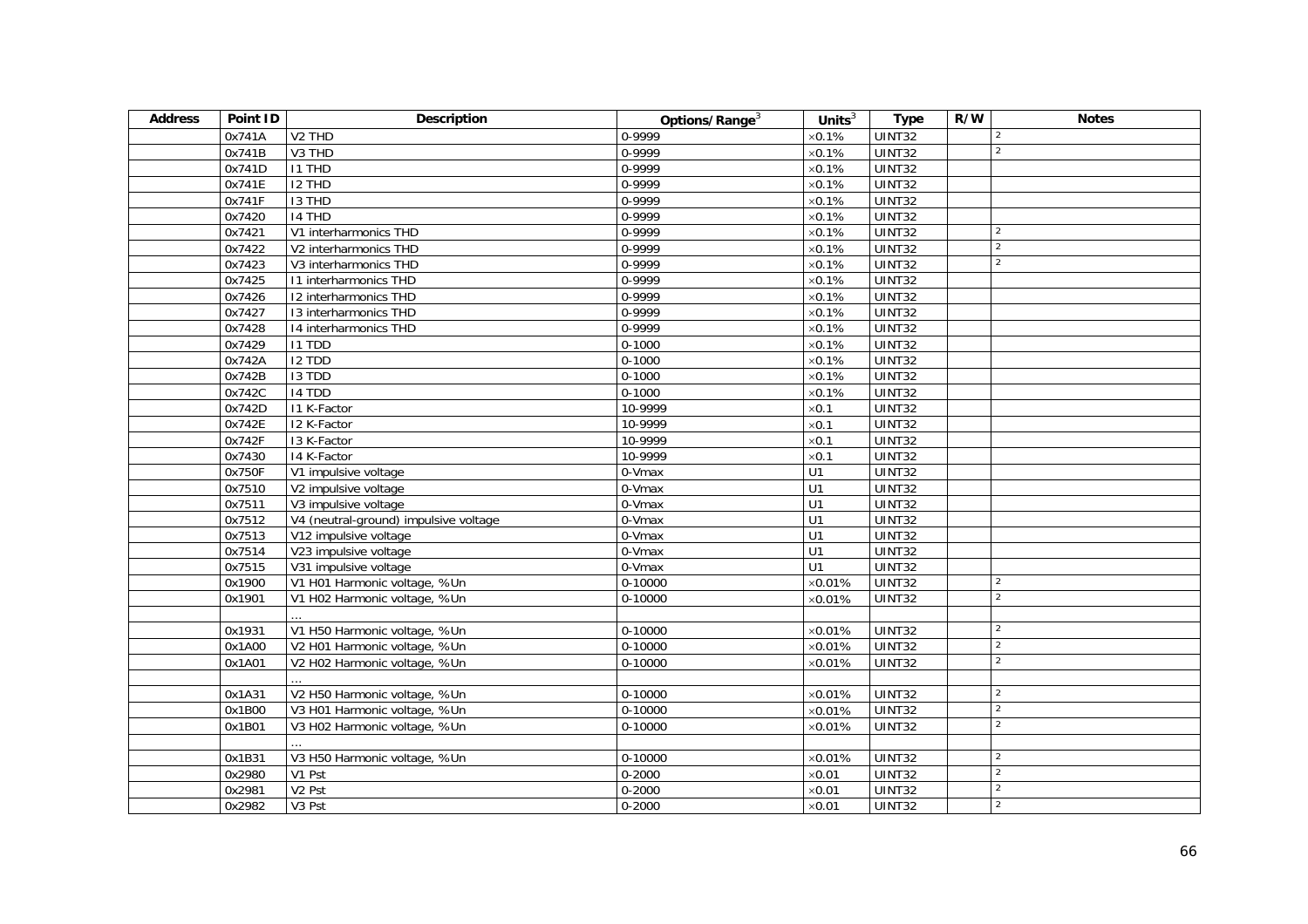| Address | Point ID | Description | Options/Range[3] | Units[3] | Type | R/W | Notes |
|---|---|---|---|---|---|---|---|
| | 0x741A | V2 THD | 0-9999 | ×0.1% | UINT32 | | [2] |
| | 0x741B | V3 THD | 0-9999 | ×0.1% | UINT32 | | [2] |
| | 0x741D | I1 THD | 0-9999 | ×0.1% | UINT32 | | |
| | 0x741E | I2 THD | 0-9999 | ×0.1% | UINT32 | | |
| | 0x741F | I3 THD | 0-9999 | ×0.1% | UINT32 | | |
| | 0x7420 | I4 THD | 0-9999 | ×0.1% | UINT32 | | |
| | 0x7421 | V1 interharmonics THD | 0-9999 | ×0.1% | UINT32 | | [2] |
| | 0x7422 | V2 interharmonics THD | 0-9999 | ×0.1% | UINT32 | | [2] |
| | 0x7423 | V3 interharmonics THD | 0-9999 | ×0.1% | UINT32 | | [2] |
| | 0x7425 | I1 interharmonics THD | 0-9999 | ×0.1% | UINT32 | | |
| | 0x7426 | I2 interharmonics THD | 0-9999 | ×0.1% | UINT32 | | |
| | 0x7427 | I3 interharmonics THD | 0-9999 | ×0.1% | UINT32 | | |
| | 0x7428 | I4 interharmonics THD | 0-9999 | ×0.1% | UINT32 | | |
| | 0x7429 | I1 TDD | 0-1000 | ×0.1% | UINT32 | | |
| | 0x742A | I2 TDD | 0-1000 | ×0.1% | UINT32 | | |
| | 0x742B | I3 TDD | 0-1000 | ×0.1% | UINT32 | | |
| | 0x742C | I4 TDD | 0-1000 | ×0.1% | UINT32 | | |
| | 0x742D | I1 K-Factor | 10-9999 | ×0.1 | UINT32 | | |
| | 0x742E | I2 K-Factor | 10-9999 | ×0.1 | UINT32 | | |
| | 0x742F | I3 K-Factor | 10-9999 | ×0.1 | UINT32 | | |
| | 0x7430 | I4 K-Factor | 10-9999 | ×0.1 | UINT32 | | |
| | 0x750F | V1 impulsive voltage | 0-Vmax | U1 | UINT32 | | |
| | 0x7510 | V2 impulsive voltage | 0-Vmax | U1 | UINT32 | | |
| | 0x7511 | V3 impulsive voltage | 0-Vmax | U1 | UINT32 | | |
| | 0x7512 | V4 (neutral-ground) impulsive voltage | 0-Vmax | U1 | UINT32 | | |
| | 0x7513 | V12 impulsive voltage | 0-Vmax | U1 | UINT32 | | |
| | 0x7514 | V23 impulsive voltage | 0-Vmax | U1 | UINT32 | | |
| | 0x7515 | V31 impulsive voltage | 0-Vmax | U1 | UINT32 | | |
| | 0x1900 | V1 H01 Harmonic voltage, %Un | 0-10000 | ×0.01% | UINT32 | | [2] |
| | 0x1901 | V1 H02 Harmonic voltage, %Un | 0-10000 | ×0.01% | UINT32 | | [2] |
| | | … | | | | | |
| | 0x1931 | V1 H50 Harmonic voltage, %Un | 0-10000 | ×0.01% | UINT32 | | [2] |
| | 0x1A00 | V2 H01 Harmonic voltage, %Un | 0-10000 | ×0.01% | UINT32 | | [2] |
| | 0x1A01 | V2 H02 Harmonic voltage, %Un | 0-10000 | ×0.01% | UINT32 | | [2] |
| | | … | | | | | |
| | 0x1A31 | V2 H50 Harmonic voltage, %Un | 0-10000 | ×0.01% | UINT32 | | [2] |
| | 0x1B00 | V3 H01 Harmonic voltage, %Un | 0-10000 | ×0.01% | UINT32 | | [2] |
| | 0x1B01 | V3 H02 Harmonic voltage, %Un | 0-10000 | ×0.01% | UINT32 | | [2] |
| | | … | | | | | |
| | 0x1B31 | V3 H50 Harmonic voltage, %Un | 0-10000 | ×0.01% | UINT32 | | [2] |
| | 0x2980 | V1 Pst | 0-2000 | ×0.01 | UINT32 | | [2] |
| | 0x2981 | V2 Pst | 0-2000 | ×0.01 | UINT32 | | [2] |
| | 0x2982 | V3 Pst | 0-2000 | ×0.01 | UINT32 | | [2] |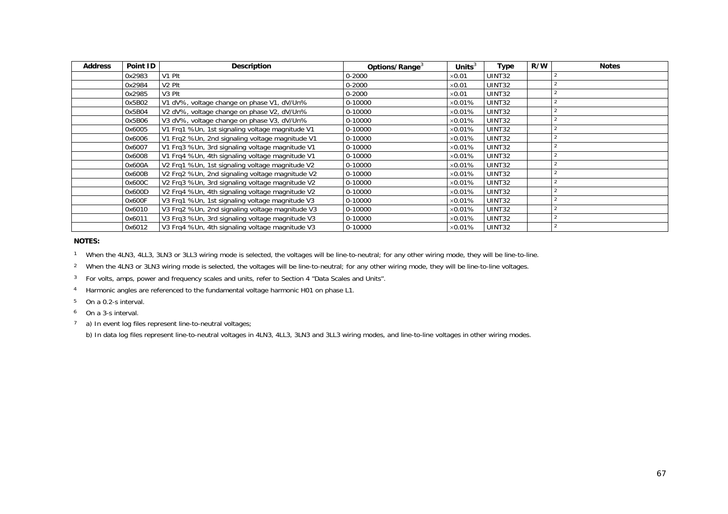| Address | Point ID | Description | Options/Range[3] | Units[3] | Type | R/W | Notes |
|---|---|---|---|---|---|---|---|
| | 0x2983 | V1 Plt | 0-2000 | ×0.01 | UINT32 | | [2] |
| | 0x2984 | V2 Plt | 0-2000 | ×0.01 | UINT32 | | [2] |
| | 0x2985 | V3 Plt | 0-2000 | ×0.01 | UINT32 | | [2] |
| | 0x5B02 | V1 dV%, voltage change on phase V1, dV/Un% | 0-10000 | ×0.01% | UINT32 | | [2] |
| | 0x5B04 | V2 dV%, voltage change on phase V2, dV/Un% | 0-10000 | ×0.01% | UINT32 | | [2] |
| | 0x5B06 | V3 dV%, voltage change on phase V3, dV/Un% | 0-10000 | ×0.01% | UINT32 | | [2] |
| | 0x6005 | V1 Frq1 %Un, 1st signaling voltage magnitude V1 | 0-10000 | ×0.01% | UINT32 | | [2] |
| | 0x6006 | V1 Frq2 %Un, 2nd signaling voltage magnitude V1 | 0-10000 | ×0.01% | UINT32 | | [2] |
| | 0x6007 | V1 Frq3 %Un, 3rd signaling voltage magnitude V1 | 0-10000 | ×0.01% | UINT32 | | [2] |
| | 0x6008 | V1 Frq4 %Un, 4th signaling voltage magnitude V1 | 0-10000 | ×0.01% | UINT32 | | [2] |
| | 0x600A | V2 Frq1 %Un, 1st signaling voltage magnitude V2 | 0-10000 | ×0.01% | UINT32 | | [2] |
| | 0x600B | V2 Frq2 %Un, 2nd signaling voltage magnitude V2 | 0-10000 | ×0.01% | UINT32 | | [2] |
| | 0x600C | V2 Frq3 %Un, 3rd signaling voltage magnitude V2 | 0-10000 | ×0.01% | UINT32 | | [2] |
| | 0x600D | V2 Frq4 %Un, 4th signaling voltage magnitude V2 | 0-10000 | ×0.01% | UINT32 | | [2] |
| | 0x600F | V3 Frq1 %Un, 1st signaling voltage magnitude V3 | 0-10000 | ×0.01% | UINT32 | | [2] |
| | 0x6010 | V3 Frq2 %Un, 2nd signaling voltage magnitude V3 | 0-10000 | ×0.01% | UINT32 | | [2] |
| | 0x6011 | V3 Frq3 %Un, 3rd signaling voltage magnitude V3 | 0-10000 | ×0.01% | UINT32 | | [2] |
| | 0x6012 | V3 Frq4 %Un, 4th signaling voltage magnitude V3 | 0-10000 | ×0.01% | UINT32 | | [2] |

**NOTES:**

[1] When the 4LN3, 4LL3, 3LN3 or 3LL3 wiring mode is selected, the voltages will be line-to-neutral; for any other wiring mode, they will be line-to-line.

[2] When the 4LN3 or 3LN3 wiring mode is selected, the voltages will be line-to-neutral; for any other wiring mode, they will be line-to-line voltages.

[3] For volts, amps, power and frequency scales and units, refer to Section 4 "Data Scales and Units".

[4] Harmonic angles are referenced to the fundamental voltage harmonic H01 on phase L1.

[5] On a 0.2-s interval.

[6] On a 3-s interval.

[7] a) In event log files represent line-to-neutral voltages;

b) In data log files represent line-to-neutral voltages in 4LN3, 4LL3, 3LN3 and 3LL3 wiring modes, and line-to-line voltages in other wiring modes.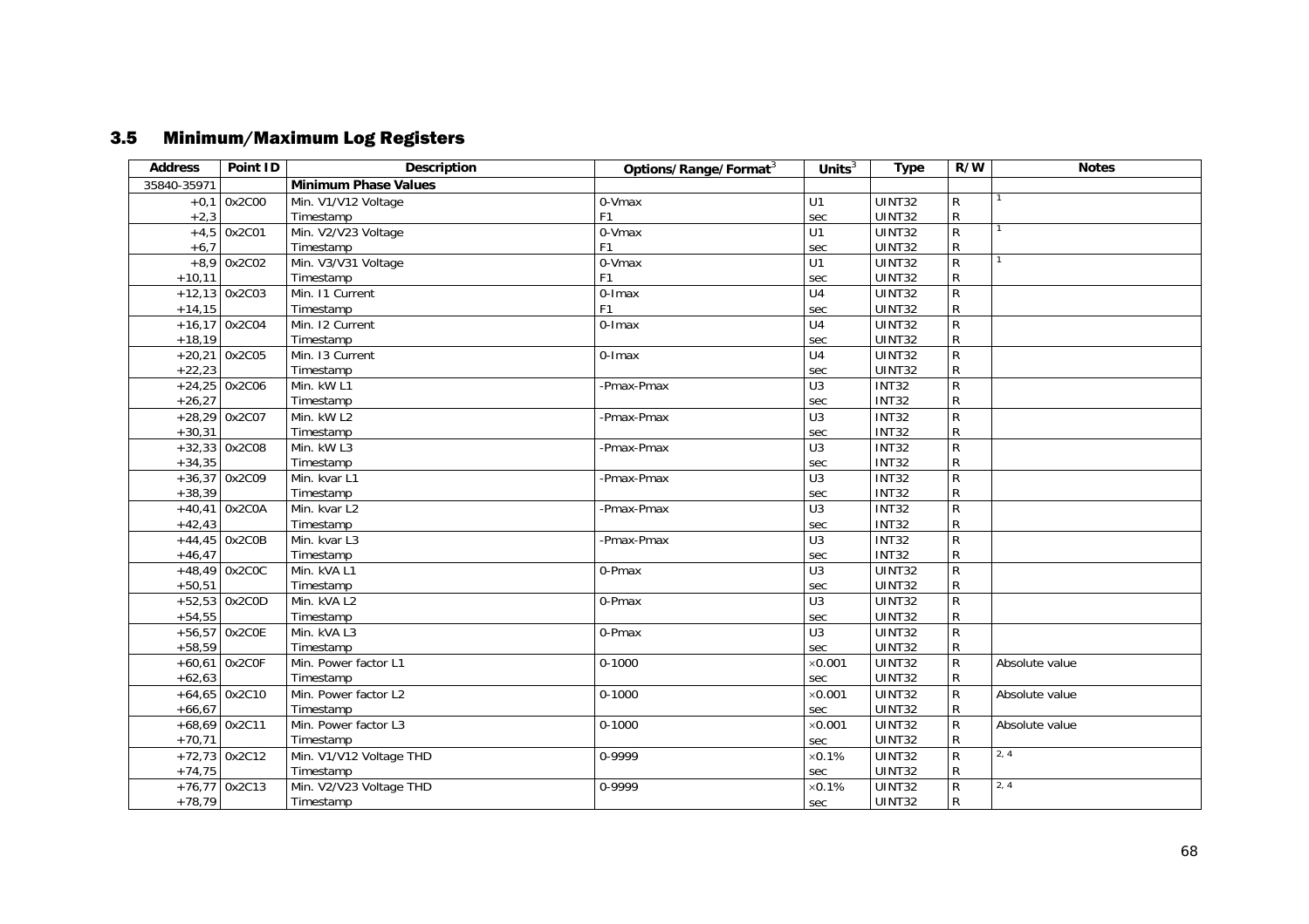## 3.5 Minimum/Maximum Log Registers

| Address | Point ID | Description | Options/Range/Format[3] | Units[3] | Type | R/W | Notes |
|---|---|---|---|---|---|---|---|
| 35840-35971 | | **Minimum Phase Values** | | | | | |
| +0,1 | 0x2C00 | Min. V1/V12 Voltage | 0-Vmax | U1 | UINT32 | R | [1] |
| +2,3 | | Timestamp | F1 | sec | UINT32 | R | |
| +4,5 | 0x2C01 | Min. V2/V23 Voltage | 0-Vmax | U1 | UINT32 | R | [1] |
| +6,7 | | Timestamp | F1 | sec | UINT32 | R | |
| +8,9 | 0x2C02 | Min. V3/V31 Voltage | 0-Vmax | U1 | UINT32 | R | [1] |
| +10,11 | | Timestamp | F1 | sec | UINT32 | R | |
| +12,13 | 0x2C03 | Min. I1 Current | 0-Imax | U4 | UINT32 | R | |
| +14,15 | | Timestamp | F1 | sec | UINT32 | R | |
| +16,17 | 0x2C04 | Min. I2 Current | 0-Imax | U4 | UINT32 | R | |
| +18,19 | | Timestamp | | sec | UINT32 | R | |
| +20,21 | 0x2C05 | Min. I3 Current | 0-Imax | U4 | UINT32 | R | |
| +22,23 | | Timestamp | | sec | UINT32 | R | |
| +24,25 | 0x2C06 | Min. kW L1 | -Pmax-Pmax | U3 | INT32 | R | |
| +26,27 | | Timestamp | | sec | INT32 | R | |
| +28,29 | 0x2C07 | Min. kW L2 | -Pmax-Pmax | U3 | INT32 | R | |
| +30,31 | | Timestamp | | sec | INT32 | R | |
| +32,33 | 0x2C08 | Min. kW L3 | -Pmax-Pmax | U3 | INT32 | R | |
| +34,35 | | Timestamp | | sec | INT32 | R | |
| +36,37 | 0x2C09 | Min. kvar L1 | -Pmax-Pmax | U3 | INT32 | R | |
| +38,39 | | Timestamp | | sec | INT32 | R | |
| +40,41 | 0x2C0A | Min. kvar L2 | -Pmax-Pmax | U3 | INT32 | R | |
| +42,43 | | Timestamp | | sec | INT32 | R | |
| +44,45 | 0x2C0B | Min. kvar L3 | -Pmax-Pmax | U3 | INT32 | R | |
| +46,47 | | Timestamp | | sec | INT32 | R | |
| +48,49 | 0x2C0C | Min. kVA L1 | 0-Pmax | U3 | UINT32 | R | |
| +50,51 | | Timestamp | | sec | UINT32 | R | |
| +52,53 | 0x2C0D | Min. kVA L2 | 0-Pmax | U3 | UINT32 | R | |
| +54,55 | | Timestamp | | sec | UINT32 | R | |
| +56,57 | 0x2C0E | Min. kVA L3 | 0-Pmax | U3 | UINT32 | R | |
| +58,59 | | Timestamp | | sec | UINT32 | R | |
| +60,61 | 0x2C0F | Min. Power factor L1 | 0-1000 | ×0.001 | UINT32 | R | Absolute value |
| +62,63 | | Timestamp | | sec | UINT32 | R | |
| +64,65 | 0x2C10 | Min. Power factor L2 | 0-1000 | ×0.001 | UINT32 | R | Absolute value |
| +66,67 | | Timestamp | | sec | UINT32 | R | |
| +68,69 | 0x2C11 | Min. Power factor L3 | 0-1000 | ×0.001 | UINT32 | R | Absolute value |
| +70,71 | | Timestamp | | sec | UINT32 | R | |
| +72,73 | 0x2C12 | Min. V1/V12 Voltage THD | 0-9999 | ×0.1% | UINT32 | R | [2, 4] |
| +74,75 | | Timestamp | | sec | UINT32 | R | |
| +76,77 | 0x2C13 | Min. V2/V23 Voltage THD | 0-9999 | ×0.1% | UINT32 | R | [2, 4] |
| +78,79 | | Timestamp | | sec | UINT32 | R | |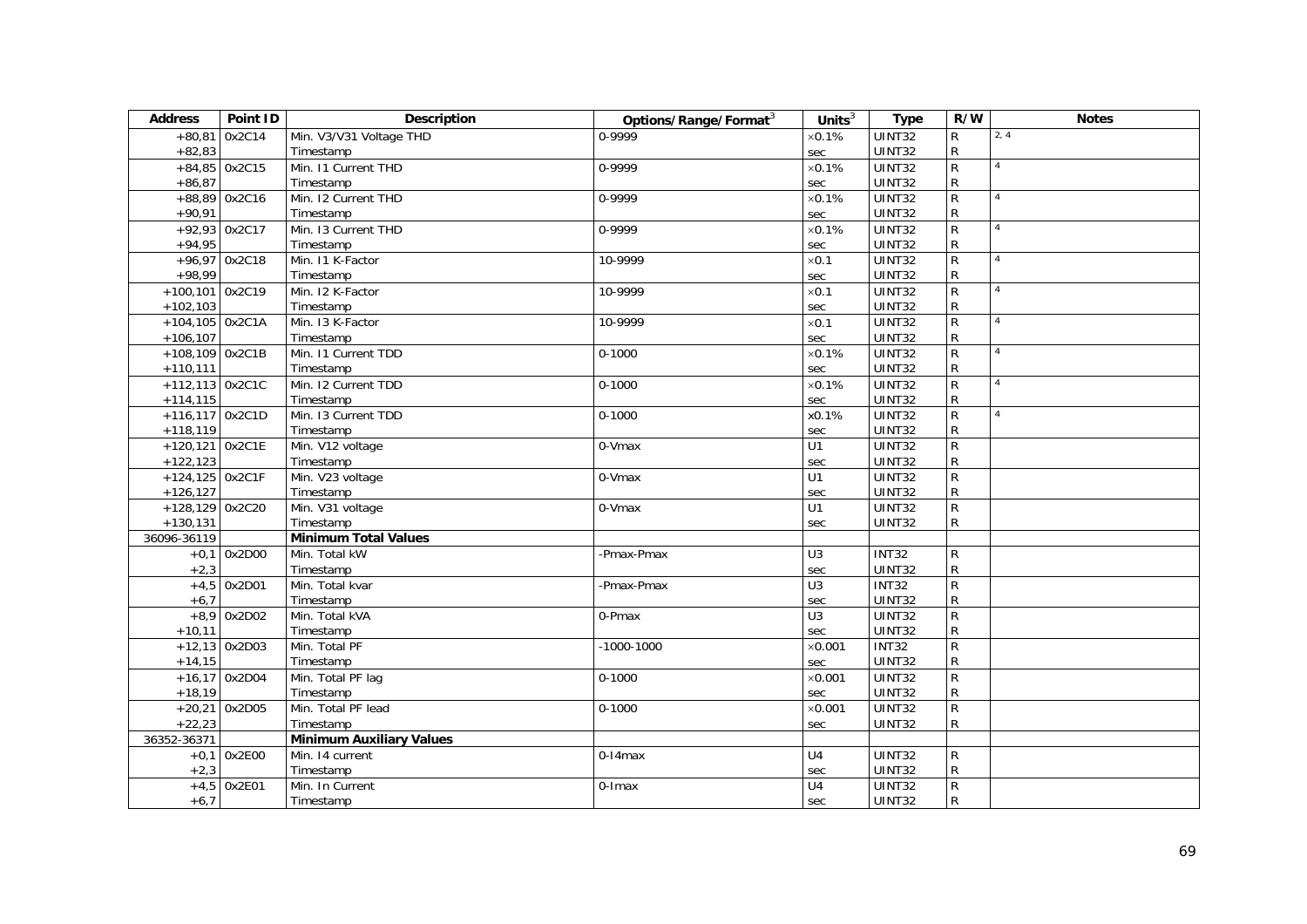| Address | Point ID | Description | Options/Range/Format[3] | Units[3] | Type | R/W | Notes |
|---|---|---|---|---|---|---|---|
| +80,81 | 0x2C14 | Min. V3/V31 Voltage THD | 0-9999 | ×0.1% | UINT32 | R | 2, 4 |
| +82,83 | | Timestamp | | sec | UINT32 | R | |
| +84,85 | 0x2C15 | Min. I1 Current THD | 0-9999 | ×0.1% | UINT32 | R | 4 |
| +86,87 | | Timestamp | | sec | UINT32 | R | |
| +88,89 | 0x2C16 | Min. I2 Current THD | 0-9999 | ×0.1% | UINT32 | R | 4 |
| +90,91 | | Timestamp | | sec | UINT32 | R | |
| +92,93 | 0x2C17 | Min. I3 Current THD | 0-9999 | ×0.1% | UINT32 | R | 4 |
| +94,95 | | Timestamp | | sec | UINT32 | R | |
| +96,97 | 0x2C18 | Min. I1 K-Factor | 10-9999 | ×0.1 | UINT32 | R | 4 |
| +98,99 | | Timestamp | | sec | UINT32 | R | |
| +100,101 | 0x2C19 | Min. I2 K-Factor | 10-9999 | ×0.1 | UINT32 | R | 4 |
| +102,103 | | Timestamp | | sec | UINT32 | R | |
| +104,105 | 0x2C1A | Min. I3 K-Factor | 10-9999 | ×0.1 | UINT32 | R | 4 |
| +106,107 | | Timestamp | | sec | UINT32 | R | |
| +108,109 | 0x2C1B | Min. I1 Current TDD | 0-1000 | ×0.1% | UINT32 | R | 4 |
| +110,111 | | Timestamp | | sec | UINT32 | R | |
| +112,113 | 0x2C1C | Min. I2 Current TDD | 0-1000 | ×0.1% | UINT32 | R | 4 |
| +114,115 | | Timestamp | | sec | UINT32 | R | |
| +116,117 | 0x2C1D | Min. I3 Current TDD | 0-1000 | x0.1% | UINT32 | R | 4 |
| +118,119 | | Timestamp | | sec | UINT32 | R | |
| +120,121 | 0x2C1E | Min. V12 voltage | 0-Vmax | U1 | UINT32 | R | |
| +122,123 | | Timestamp | | sec | UINT32 | R | |
| +124,125 | 0x2C1F | Min. V23 voltage | 0-Vmax | U1 | UINT32 | R | |
| +126,127 | | Timestamp | | sec | UINT32 | R | |
| +128,129 | 0x2C20 | Min. V31 voltage | 0-Vmax | U1 | UINT32 | R | |
| +130,131 | | Timestamp | | sec | UINT32 | R | |
| 36096-36119 | | **Minimum Total Values** | | | | | |
| +0,1 | 0x2D00 | Min. Total kW | -Pmax-Pmax | U3 | INT32 | R | |
| +2,3 | | Timestamp | | sec | UINT32 | R | |
| +4,5 | 0x2D01 | Min. Total kvar | -Pmax-Pmax | U3 | INT32 | R | |
| +6,7 | | Timestamp | | sec | UINT32 | R | |
| +8,9 | 0x2D02 | Min. Total kVA | 0-Pmax | U3 | UINT32 | R | |
| +10,11 | | Timestamp | | sec | UINT32 | R | |
| +12,13 | 0x2D03 | Min. Total PF | -1000-1000 | ×0.001 | INT32 | R | |
| +14,15 | | Timestamp | | sec | UINT32 | R | |
| +16,17 | 0x2D04 | Min. Total PF lag | 0-1000 | ×0.001 | UINT32 | R | |
| +18,19 | | Timestamp | | sec | UINT32 | R | |
| +20,21 | 0x2D05 | Min. Total PF lead | 0-1000 | ×0.001 | UINT32 | R | |
| +22,23 | | Timestamp | | sec | UINT32 | R | |
| 36352-36371 | | **Minimum Auxiliary Values** | | | | | |
| +0,1 | 0x2E00 | Min. I4 current | 0-I4max | U4 | UINT32 | R | |
| +2,3 | | Timestamp | | sec | UINT32 | R | |
| +4,5 | 0x2E01 | Min. In Current | 0-Imax | U4 | UINT32 | R | |
| +6,7 | | Timestamp | | sec | UINT32 | R | |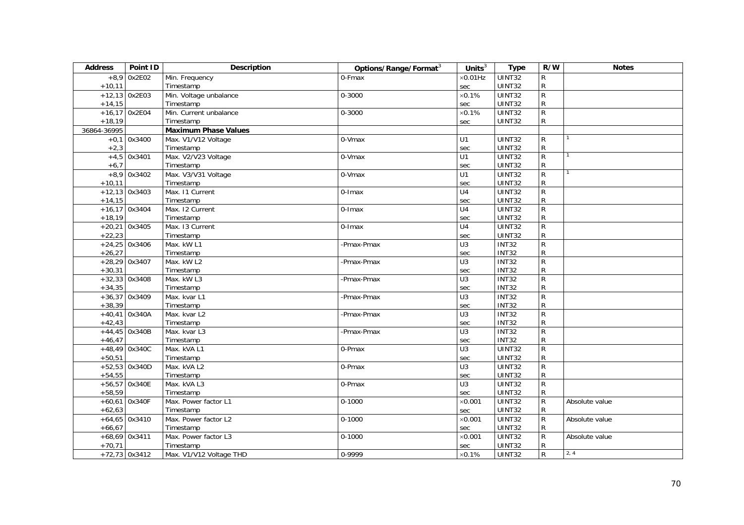| Address | Point ID | Description | Options/Range/Format[3] | Units[3] | Type | R/W | Notes |
|---|---|---|---|---|---|---|---|
| +8,9 | 0x2E02 | Min. Frequency | 0-Fmax | ×0.01Hz | UINT32 | R | |
| +10,11 | | Timestamp | | sec | UINT32 | R | |
| +12,13 | 0x2E03 | Min. Voltage unbalance | 0-3000 | ×0.1% | UINT32 | R | |
| +14,15 | | Timestamp | | sec | UINT32 | R | |
| +16,17 | 0x2E04 | Min. Current unbalance | 0-3000 | ×0.1% | UINT32 | R | |
| +18,19 | | Timestamp | | sec | UINT32 | R | |
| 36864-36995 | | **Maximum Phase Values** | | | | | |
| +0,1 | 0x3400 | Max. V1/V12 Voltage | 0-Vmax | U1 | UINT32 | R | 1 |
| +2,3 | | Timestamp | | sec | UINT32 | R | |
| +4,5 | 0x3401 | Max. V2/V23 Voltage | 0-Vmax | U1 | UINT32 | R | 1 |
| +6,7 | | Timestamp | | sec | UINT32 | R | |
| +8,9 | 0x3402 | Max. V3/V31 Voltage | 0-Vmax | U1 | UINT32 | R | 1 |
| +10,11 | | Timestamp | | sec | UINT32 | R | |
| +12,13 | 0x3403 | Max. I1 Current | 0-Imax | U4 | UINT32 | R | |
| +14,15 | | Timestamp | | sec | UINT32 | R | |
| +16,17 | 0x3404 | Max. I2 Current | 0-Imax | U4 | UINT32 | R | |
| +18,19 | | Timestamp | | sec | UINT32 | R | |
| +20,21 | 0x3405 | Max. I3 Current | 0-Imax | U4 | UINT32 | R | |
| +22,23 | | Timestamp | | sec | UINT32 | R | |
| +24,25 | 0x3406 | Max. kW L1 | -Pmax-Pmax | U3 | INT32 | R | |
| +26,27 | | Timestamp | | sec | INT32 | R | |
| +28,29 | 0x3407 | Max. kW L2 | -Pmax-Pmax | U3 | INT32 | R | |
| +30,31 | | Timestamp | | sec | INT32 | R | |
| +32,33 | 0x3408 | Max. kW L3 | -Pmax-Pmax | U3 | INT32 | R | |
| +34,35 | | Timestamp | | sec | INT32 | R | |
| +36,37 | 0x3409 | Max. kvar L1 | -Pmax-Pmax | U3 | INT32 | R | |
| +38,39 | | Timestamp | | sec | INT32 | R | |
| +40,41 | 0x340A | Max. kvar L2 | -Pmax-Pmax | U3 | INT32 | R | |
| +42,43 | | Timestamp | | sec | INT32 | R | |
| +44,45 | 0x340B | Max. kvar L3 | -Pmax-Pmax | U3 | INT32 | R | |
| +46,47 | | Timestamp | | sec | INT32 | R | |
| +48,49 | 0x340C | Max. kVA L1 | 0-Pmax | U3 | UINT32 | R | |
| +50,51 | | Timestamp | | sec | UINT32 | R | |
| +52,53 | 0x340D | Max. kVA L2 | 0-Pmax | U3 | UINT32 | R | |
| +54,55 | | Timestamp | | sec | UINT32 | R | |
| +56,57 | 0x340E | Max. kVA L3 | 0-Pmax | U3 | UINT32 | R | |
| +58,59 | | Timestamp | | sec | UINT32 | R | |
| +60,61 | 0x340F | Max. Power factor L1 | 0-1000 | ×0.001 | UINT32 | R | Absolute value |
| +62,63 | | Timestamp | | sec | UINT32 | R | |
| +64,65 | 0x3410 | Max. Power factor L2 | 0-1000 | ×0.001 | UINT32 | R | Absolute value |
| +66,67 | | Timestamp | | sec | UINT32 | R | |
| +68,69 | 0x3411 | Max. Power factor L3 | 0-1000 | ×0.001 | UINT32 | R | Absolute value |
| +70,71 | | Timestamp | | sec | UINT32 | R | |
| +72,73 | 0x3412 | Max. V1/V12 Voltage THD | 0-9999 | ×0.1% | UINT32 | R | 2, 4 |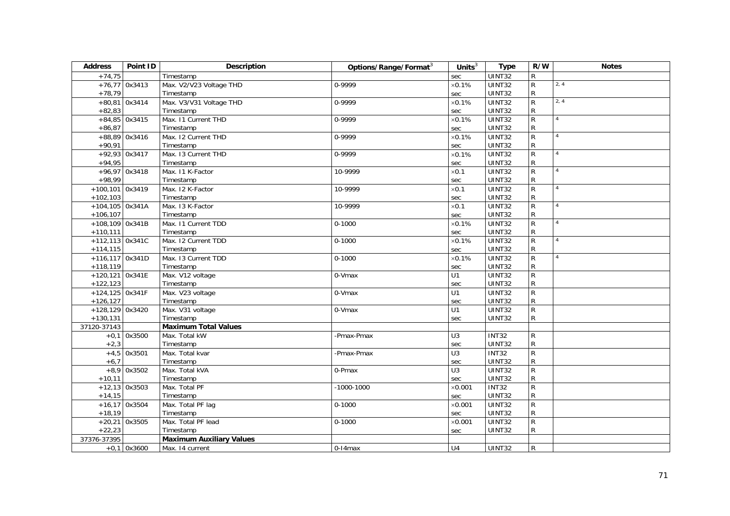| Address | Point ID | Description | Options/Range/Format[3] | Units[3] | Type | R/W | Notes |
|---|---|---|---|---|---|---|---|
| +74,75 | | Timestamp | | sec | UINT32 | R | |
| +76,77 | 0x3413 | Max. V2/V23 Voltage THD | 0-9999 | ×0.1% | UINT32 | R | 2, 4 |
| +78,79 | | Timestamp | | sec | UINT32 | R | |
| +80,81 | 0x3414 | Max. V3/V31 Voltage THD | 0-9999 | ×0.1% | UINT32 | R | 2, 4 |
| +82,83 | | Timestamp | | sec | UINT32 | R | |
| +84,85 | 0x3415 | Max. I1 Current THD | 0-9999 | ×0.1% | UINT32 | R | 4 |
| +86,87 | | Timestamp | | sec | UINT32 | R | |
| +88,89 | 0x3416 | Max. I2 Current THD | 0-9999 | ×0.1% | UINT32 | R | 4 |
| +90,91 | | Timestamp | | sec | UINT32 | R | |
| +92,93 | 0x3417 | Max. I3 Current THD | 0-9999 | ×0.1% | UINT32 | R | 4 |
| +94,95 | | Timestamp | | sec | UINT32 | R | |
| +96,97 | 0x3418 | Max. I1 K-Factor | 10-9999 | ×0.1 | UINT32 | R | 4 |
| +98,99 | | Timestamp | | sec | UINT32 | R | |
| +100,101 | 0x3419 | Max. I2 K-Factor | 10-9999 | ×0.1 | UINT32 | R | 4 |
| +102,103 | | Timestamp | | sec | UINT32 | R | |
| +104,105 | 0x341A | Max. I3 K-Factor | 10-9999 | ×0.1 | UINT32 | R | 4 |
| +106,107 | | Timestamp | | sec | UINT32 | R | |
| +108,109 | 0x341B | Max. I1 Current TDD | 0-1000 | ×0.1% | UINT32 | R | 4 |
| +110,111 | | Timestamp | | sec | UINT32 | R | |
| +112,113 | 0x341C | Max. I2 Current TDD | 0-1000 | ×0.1% | UINT32 | R | 4 |
| +114,115 | | Timestamp | | sec | UINT32 | R | |
| +116,117 | 0x341D | Max. I3 Current TDD | 0-1000 | ×0.1% | UINT32 | R | 4 |
| +118,119 | | Timestamp | | sec | UINT32 | R | |
| +120,121 | 0x341E | Max. V12 voltage | 0-Vmax | U1 | UINT32 | R | |
| +122,123 | | Timestamp | | sec | UINT32 | R | |
| +124,125 | 0x341F | Max. V23 voltage | 0-Vmax | U1 | UINT32 | R | |
| +126,127 | | Timestamp | | sec | UINT32 | R | |
| +128,129 | 0x3420 | Max. V31 voltage | 0-Vmax | U1 | UINT32 | R | |
| +130,131 | | Timestamp | | sec | UINT32 | R | |
| 37120-37143 | | **Maximum Total Values** | | | | | |
| +0,1 | 0x3500 | Max. Total kW | -Pmax-Pmax | U3 | INT32 | R | |
| +2,3 | | Timestamp | | sec | UINT32 | R | |
| +4,5 | 0x3501 | Max. Total kvar | -Pmax-Pmax | U3 | INT32 | R | |
| +6,7 | | Timestamp | | sec | UINT32 | R | |
| +8,9 | 0x3502 | Max. Total kVA | 0-Pmax | U3 | UINT32 | R | |
| +10,11 | | Timestamp | | sec | UINT32 | R | |
| +12,13 | 0x3503 | Max. Total PF | -1000-1000 | ×0.001 | INT32 | R | |
| +14,15 | | Timestamp | | sec | UINT32 | R | |
| +16,17 | 0x3504 | Max. Total PF lag | 0-1000 | ×0.001 | UINT32 | R | |
| +18,19 | | Timestamp | | sec | UINT32 | R | |
| +20,21 | 0x3505 | Max. Total PF lead | 0-1000 | ×0.001 | UINT32 | R | |
| +22,23 | | Timestamp | | sec | UINT32 | R | |
| 37376-37395 | | **Maximum Auxiliary Values** | | | | | |
| +0,1 | 0x3600 | Max. I4 current | 0-I4max | U4 | UINT32 | R | |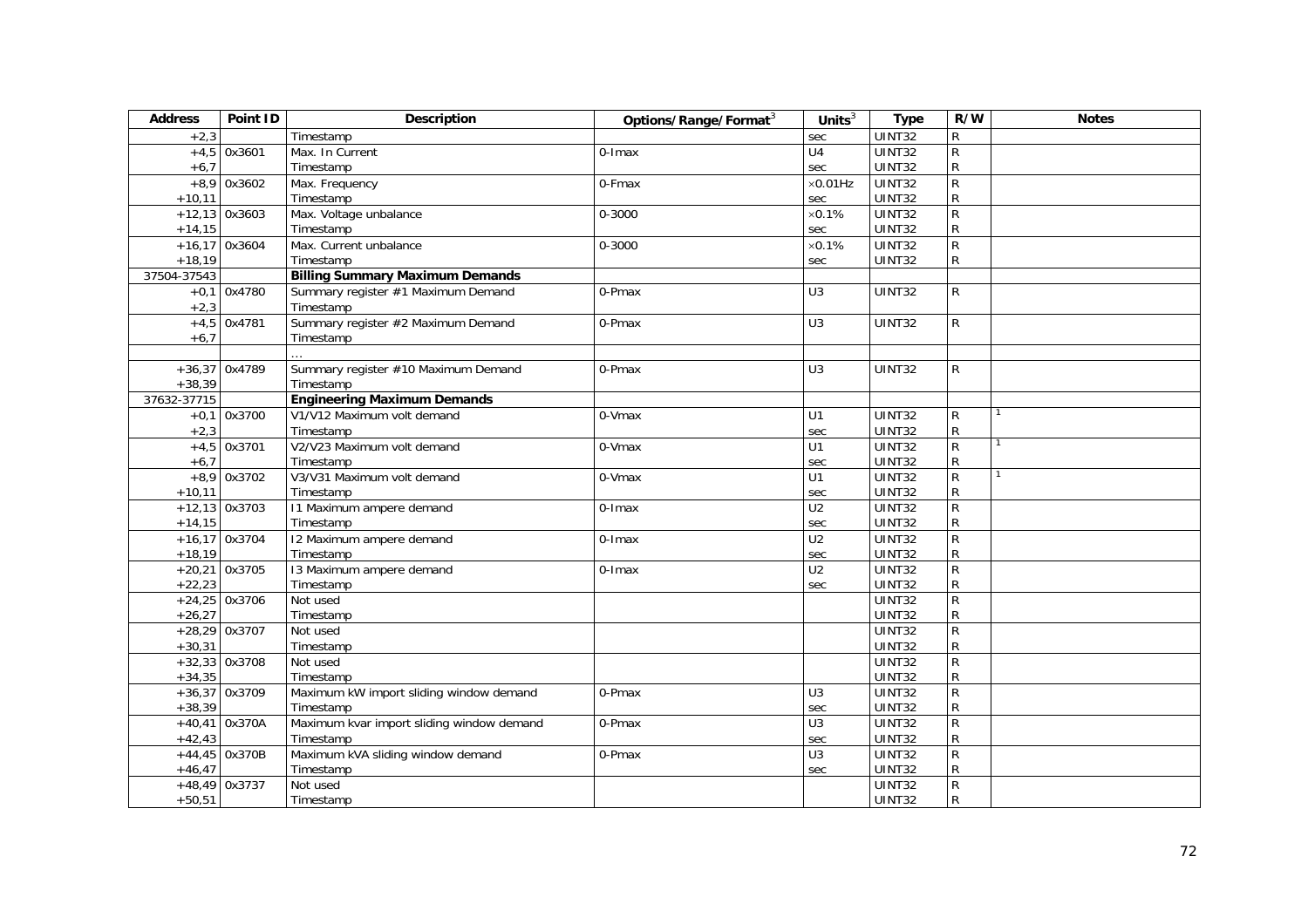| Address | Point ID | Description | Options/Range/Format[3] | Units[3] | Type | R/W | Notes |
|---|---|---|---|---|---|---|---|
| +2,3 | | Timestamp | | sec | UINT32 | R | |
| +4,5 | 0x3601 | Max. In Current | 0-Imax | U4 | UINT32 | R | |
| +6,7 | | Timestamp | | sec | UINT32 | R | |
| +8,9 | 0x3602 | Max. Frequency | 0-Fmax | ×0.01Hz | UINT32 | R | |
| +10,11 | | Timestamp | | sec | UINT32 | R | |
| +12,13 | 0x3603 | Max. Voltage unbalance | 0-3000 | ×0.1% | UINT32 | R | |
| +14,15 | | Timestamp | | sec | UINT32 | R | |
| +16,17 | 0x3604 | Max. Current unbalance | 0-3000 | ×0.1% | UINT32 | R | |
| +18,19 | | Timestamp | | sec | UINT32 | R | |
| 37504-37543 | | **Billing Summary Maximum Demands** | | | | | |
| +0,1 | 0x4780 | Summary register #1 Maximum Demand | 0-Pmax | U3 | UINT32 | R | |
| +2,3 | | Timestamp | | | | | |
| +4,5 | 0x4781 | Summary register #2 Maximum Demand | 0-Pmax | U3 | UINT32 | R | |
| +6,7 | | Timestamp | | | | | |
| | | … | | | | | |
| +36,37 | 0x4789 | Summary register #10 Maximum Demand | 0-Pmax | U3 | UINT32 | R | |
| +38,39 | | Timestamp | | | | | |
| 37632-37715 | | **Engineering Maximum Demands** | | | | | |
| +0,1 | 0x3700 | V1/V12 Maximum volt demand | 0-Vmax | U1 | UINT32 | R | 1 |
| +2,3 | | Timestamp | | sec | UINT32 | R | |
| +4,5 | 0x3701 | V2/V23 Maximum volt demand | 0-Vmax | U1 | UINT32 | R | 1 |
| +6,7 | | Timestamp | | sec | UINT32 | R | |
| +8,9 | 0x3702 | V3/V31 Maximum volt demand | 0-Vmax | U1 | UINT32 | R | 1 |
| +10,11 | | Timestamp | | sec | UINT32 | R | |
| +12,13 | 0x3703 | I1 Maximum ampere demand | 0-Imax | U2 | UINT32 | R | |
| +14,15 | | Timestamp | | sec | UINT32 | R | |
| +16,17 | 0x3704 | I2 Maximum ampere demand | 0-Imax | U2 | UINT32 | R | |
| +18,19 | | Timestamp | | sec | UINT32 | R | |
| +20,21 | 0x3705 | I3 Maximum ampere demand | 0-Imax | U2 | UINT32 | R | |
| +22,23 | | Timestamp | | sec | UINT32 | R | |
| +24,25 | 0x3706 | Not used | | | UINT32 | R | |
| +26,27 | | Timestamp | | | UINT32 | R | |
| +28,29 | 0x3707 | Not used | | | UINT32 | R | |
| +30,31 | | Timestamp | | | UINT32 | R | |
| +32,33 | 0x3708 | Not used | | | UINT32 | R | |
| +34,35 | | Timestamp | | | UINT32 | R | |
| +36,37 | 0x3709 | Maximum kW import sliding window demand | 0-Pmax | U3 | UINT32 | R | |
| +38,39 | | Timestamp | | sec | UINT32 | R | |
| +40,41 | 0x370A | Maximum kvar import sliding window demand | 0-Pmax | U3 | UINT32 | R | |
| +42,43 | | Timestamp | | sec | UINT32 | R | |
| +44,45 | 0x370B | Maximum kVA sliding window demand | 0-Pmax | U3 | UINT32 | R | |
| +46,47 | | Timestamp | | sec | UINT32 | R | |
| +48,49 | 0x3737 | Not used | | | UINT32 | R | |
| +50,51 | | Timestamp | | | UINT32 | R | |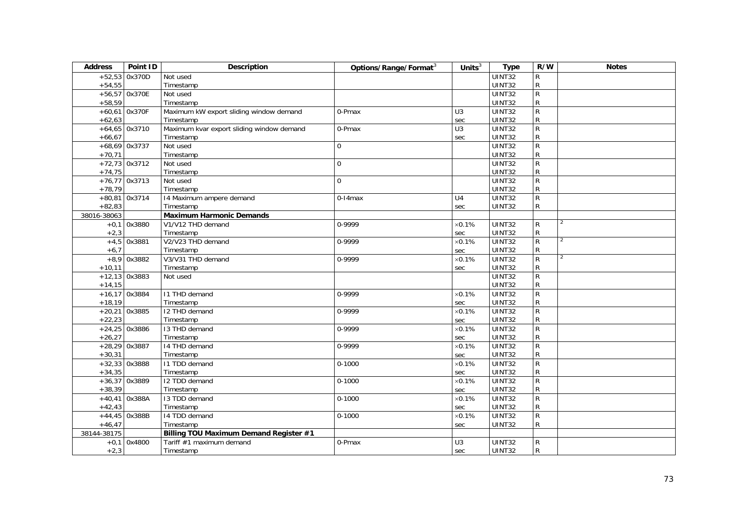| Address | Point ID | Description | Options/Range/Format[3] | Units[3] | Type | R/W | Notes |
|---|---|---|---|---|---|---|---|
| +52,53 | 0x370D | Not used | | | UINT32 | R | |
| +54,55 | | Timestamp | | | UINT32 | R | |
| +56,57 | 0x370E | Not used | | | UINT32 | R | |
| +58,59 | | Timestamp | | | UINT32 | R | |
| +60,61 | 0x370F | Maximum kW export sliding window demand | 0-Pmax | U3 | UINT32 | R | |
| +62,63 | | Timestamp | | sec | UINT32 | R | |
| +64,65 | 0x3710 | Maximum kvar export sliding window demand | 0-Pmax | U3 | UINT32 | R | |
| +66,67 | | Timestamp | | sec | UINT32 | R | |
| +68,69 | 0x3737 | Not used | 0 | | UINT32 | R | |
| +70,71 | | Timestamp | | | UINT32 | R | |
| +72,73 | 0x3712 | Not used | 0 | | UINT32 | R | |
| +74,75 | | Timestamp | | | UINT32 | R | |
| +76,77 | 0x3713 | Not used | 0 | | UINT32 | R | |
| +78,79 | | Timestamp | | | UINT32 | R | |
| +80,81 | 0x3714 | I4 Maximum ampere demand | 0-I4max | U4 | UINT32 | R | |
| +82,83 | | Timestamp | | sec | UINT32 | R | |
| 38016-38063 | | **Maximum Harmonic Demands** | | | | | |
| +0,1 | 0x3880 | V1/V12 THD demand | 0-9999 | ×0.1% | UINT32 | R | 2 |
| +2,3 | | Timestamp | | sec | UINT32 | R | |
| +4,5 | 0x3881 | V2/V23 THD demand | 0-9999 | ×0.1% | UINT32 | R | 2 |
| +6,7 | | Timestamp | | sec | UINT32 | R | |
| +8,9 | 0x3882 | V3/V31 THD demand | 0-9999 | ×0.1% | UINT32 | R | 2 |
| +10,11 | | Timestamp | | sec | UINT32 | R | |
| +12,13 | 0x3883 | Not used | | | UINT32 | R | |
| +14,15 | | | | | UINT32 | R | |
| +16,17 | 0x3884 | I1 THD demand | 0-9999 | ×0.1% | UINT32 | R | |
| +18,19 | | Timestamp | | sec | UINT32 | R | |
| +20,21 | 0x3885 | I2 THD demand | 0-9999 | ×0.1% | UINT32 | R | |
| +22,23 | | Timestamp | | sec | UINT32 | R | |
| +24,25 | 0x3886 | I3 THD demand | 0-9999 | ×0.1% | UINT32 | R | |
| +26,27 | | Timestamp | | sec | UINT32 | R | |
| +28,29 | 0x3887 | I4 THD demand | 0-9999 | ×0.1% | UINT32 | R | |
| +30,31 | | Timestamp | | sec | UINT32 | R | |
| +32,33 | 0x3888 | I1 TDD demand | 0-1000 | ×0.1% | UINT32 | R | |
| +34,35 | | Timestamp | | sec | UINT32 | R | |
| +36,37 | 0x3889 | I2 TDD demand | 0-1000 | ×0.1% | UINT32 | R | |
| +38,39 | | Timestamp | | sec | UINT32 | R | |
| +40,41 | 0x388A | I3 TDD demand | 0-1000 | ×0.1% | UINT32 | R | |
| +42,43 | | Timestamp | | sec | UINT32 | R | |
| +44,45 | 0x388B | I4 TDD demand | 0-1000 | ×0.1% | UINT32 | R | |
| +46,47 | | Timestamp | | sec | UINT32 | R | |
| 38144-38175 | | **Billing TOU Maximum Demand Register #1** | | | | | |
| +0,1 | 0x4800 | Tariff #1 maximum demand | 0-Pmax | U3 | UINT32 | R | |
| +2,3 | | Timestamp | | sec | UINT32 | R | |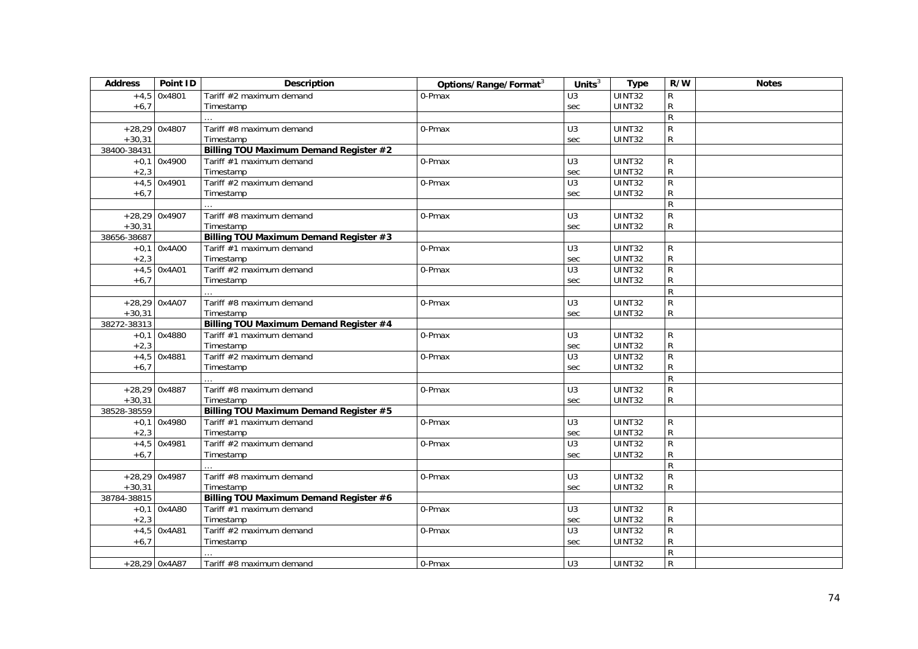| Address | Point ID | Description | Options/Range/Format[3] | Units[3] | Type | R/W | Notes |
|---|---|---|---|---|---|---|---|
| +4,5 | 0x4801 | Tariff #2 maximum demand | 0-Pmax | U3 | UINT32 | R | |
| +6,7 | | Timestamp | | sec | UINT32 | R | |
| | | … | | | | R | |
| +28,29 | 0x4807 | Tariff #8 maximum demand | 0-Pmax | U3 | UINT32 | R | |
| +30,31 | | Timestamp | | sec | UINT32 | R | |
| 38400-38431 | | **Billing TOU Maximum Demand Register #2** | | | | | |
| +0,1 | 0x4900 | Tariff #1 maximum demand | 0-Pmax | U3 | UINT32 | R | |
| +2,3 | | Timestamp | | sec | UINT32 | R | |
| +4,5 | 0x4901 | Tariff #2 maximum demand | 0-Pmax | U3 | UINT32 | R | |
| +6,7 | | Timestamp | | sec | UINT32 | R | |
| | | … | | | | R | |
| +28,29 | 0x4907 | Tariff #8 maximum demand | 0-Pmax | U3 | UINT32 | R | |
| +30,31 | | Timestamp | | sec | UINT32 | R | |
| 38656-38687 | | **Billing TOU Maximum Demand Register #3** | | | | | |
| +0,1 | 0x4A00 | Tariff #1 maximum demand | 0-Pmax | U3 | UINT32 | R | |
| +2,3 | | Timestamp | | sec | UINT32 | R | |
| +4,5 | 0x4A01 | Tariff #2 maximum demand | 0-Pmax | U3 | UINT32 | R | |
| +6,7 | | Timestamp | | sec | UINT32 | R | |
| | | … | | | | R | |
| +28,29 | 0x4A07 | Tariff #8 maximum demand | 0-Pmax | U3 | UINT32 | R | |
| +30,31 | | Timestamp | | sec | UINT32 | R | |
| 38272-38313 | | **Billing TOU Maximum Demand Register #4** | | | | | |
| +0,1 | 0x4880 | Tariff #1 maximum demand | 0-Pmax | U3 | UINT32 | R | |
| +2,3 | | Timestamp | | sec | UINT32 | R | |
| +4,5 | 0x4881 | Tariff #2 maximum demand | 0-Pmax | U3 | UINT32 | R | |
| +6,7 | | Timestamp | | sec | UINT32 | R | |
| | | … | | | | R | |
| +28,29 | 0x4887 | Tariff #8 maximum demand | 0-Pmax | U3 | UINT32 | R | |
| +30,31 | | Timestamp | | sec | UINT32 | R | |
| 38528-38559 | | **Billing TOU Maximum Demand Register #5** | | | | | |
| +0,1 | 0x4980 | Tariff #1 maximum demand | 0-Pmax | U3 | UINT32 | R | |
| +2,3 | | Timestamp | | sec | UINT32 | R | |
| +4,5 | 0x4981 | Tariff #2 maximum demand | 0-Pmax | U3 | UINT32 | R | |
| +6,7 | | Timestamp | | sec | UINT32 | R | |
| | | … | | | | R | |
| +28,29 | 0x4987 | Tariff #8 maximum demand | 0-Pmax | U3 | UINT32 | R | |
| +30,31 | | Timestamp | | sec | UINT32 | R | |
| 38784-38815 | | **Billing TOU Maximum Demand Register #6** | | | | | |
| +0,1 | 0x4A80 | Tariff #1 maximum demand | 0-Pmax | U3 | UINT32 | R | |
| +2,3 | | Timestamp | | sec | UINT32 | R | |
| +4,5 | 0x4A81 | Tariff #2 maximum demand | 0-Pmax | U3 | UINT32 | R | |
| +6,7 | | Timestamp | | sec | UINT32 | R | |
| | | … | | | | R | |
| +28,29 | 0x4A87 | Tariff #8 maximum demand | 0-Pmax | U3 | UINT32 | R | |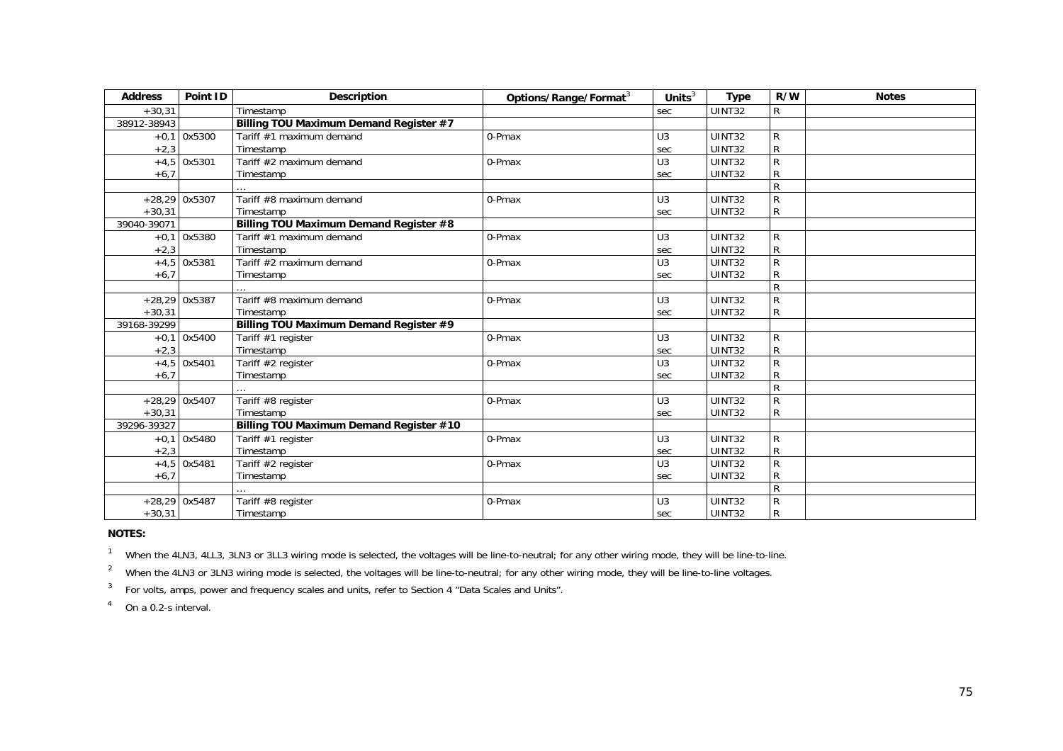| Address | Point ID | Description | Options/Range/Format[3] | Units[3] | Type | R/W | Notes |
|---|---|---|---|---|---|---|---|
| +30,31 | | Timestamp | | sec | UINT32 | R | |
| 38912-38943 | | **Billing TOU Maximum Demand Register #7** | | | | | |
| +0,1 | 0x5300 | Tariff #1 maximum demand | 0-Pmax | U3 | UINT32 | R | |
| +2,3 | | Timestamp | | sec | UINT32 | R | |
| +4,5 | 0x5301 | Tariff #2 maximum demand | 0-Pmax | U3 | UINT32 | R | |
| +6,7 | | Timestamp | | sec | UINT32 | R | |
| | | … | | | | R | |
| +28,29 | 0x5307 | Tariff #8 maximum demand | 0-Pmax | U3 | UINT32 | R | |
| +30,31 | | Timestamp | | sec | UINT32 | R | |
| 39040-39071 | | **Billing TOU Maximum Demand Register #8** | | | | | |
| +0,1 | 0x5380 | Tariff #1 maximum demand | 0-Pmax | U3 | UINT32 | R | |
| +2,3 | | Timestamp | | sec | UINT32 | R | |
| +4,5 | 0x5381 | Tariff #2 maximum demand | 0-Pmax | U3 | UINT32 | R | |
| +6,7 | | Timestamp | | sec | UINT32 | R | |
| | | … | | | | R | |
| +28,29 | 0x5387 | Tariff #8 maximum demand | 0-Pmax | U3 | UINT32 | R | |
| +30,31 | | Timestamp | | sec | UINT32 | R | |
| 39168-39299 | | **Billing TOU Maximum Demand Register #9** | | | | | |
| +0,1 | 0x5400 | Tariff #1 register | 0-Pmax | U3 | UINT32 | R | |
| +2,3 | | Timestamp | | sec | UINT32 | R | |
| +4,5 | 0x5401 | Tariff #2 register | 0-Pmax | U3 | UINT32 | R | |
| +6,7 | | Timestamp | | sec | UINT32 | R | |
| | | … | | | | R | |
| +28,29 | 0x5407 | Tariff #8 register | 0-Pmax | U3 | UINT32 | R | |
| +30,31 | | Timestamp | | sec | UINT32 | R | |
| 39296-39327 | | **Billing TOU Maximum Demand Register #10** | | | | | |
| +0,1 | 0x5480 | Tariff #1 register | 0-Pmax | U3 | UINT32 | R | |
| +2,3 | | Timestamp | | sec | UINT32 | R | |
| +4,5 | 0x5481 | Tariff #2 register | 0-Pmax | U3 | UINT32 | R | |
| +6,7 | | Timestamp | | sec | UINT32 | R | |
| | | … | | | | R | |
| +28,29 | 0x5487 | Tariff #8 register | 0-Pmax | U3 | UINT32 | R | |
| +30,31 | | Timestamp | | sec | UINT32 | R | |

**NOTES:**

[1] When the 4LN3, 4LL3, 3LN3 or 3LL3 wiring mode is selected, the voltages will be line-to-neutral; for any other wiring mode, they will be line-to-line.

[2] When the 4LN3 or 3LN3 wiring mode is selected, the voltages will be line-to-neutral; for any other wiring mode, they will be line-to-line voltages.

[3] For volts, amps, power and frequency scales and units, refer to Section 4 "Data Scales and Units".

[4] On a 0.2-s interval.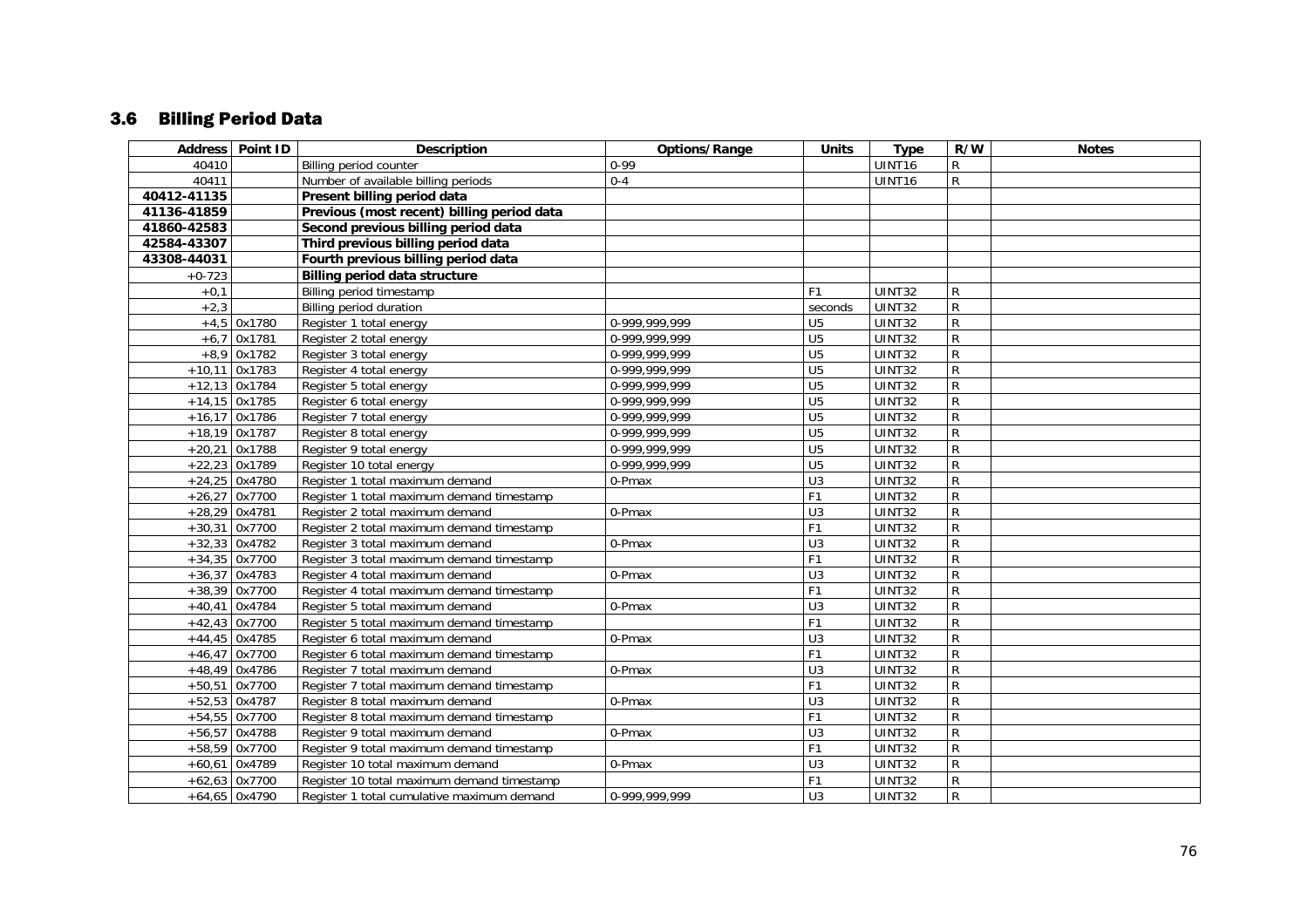## 3.6 Billing Period Data

| Address | Point ID | Description | Options/Range | Units | Type | R/W | Notes |
|---|---|---|---|---|---|---|---|
| 40410 | | Billing period counter | 0-99 | | UINT16 | R | |
| 40411 | | Number of available billing periods | 0-4 | | UINT16 | R | |
| **40412-41135** | | **Present billing period data** | | | | | |
| **41136-41859** | | **Previous (most recent) billing period data** | | | | | |
| **41860-42583** | | **Second previous billing period data** | | | | | |
| **42584-43307** | | **Third previous billing period data** | | | | | |
| **43308-44031** | | **Fourth previous billing period data** | | | | | |
| +0-723 | | **Billing period data structure** | | | | | |
| +0,1 | | Billing period timestamp | | F1 | UINT32 | R | |
| +2,3 | | Billing period duration | | seconds | UINT32 | R | |
| +4,5 | 0x1780 | Register 1 total energy | 0-999,999,999 | U5 | UINT32 | R | |
| +6,7 | 0x1781 | Register 2 total energy | 0-999,999,999 | U5 | UINT32 | R | |
| +8,9 | 0x1782 | Register 3 total energy | 0-999,999,999 | U5 | UINT32 | R | |
| +10,11 | 0x1783 | Register 4 total energy | 0-999,999,999 | U5 | UINT32 | R | |
| +12,13 | 0x1784 | Register 5 total energy | 0-999,999,999 | U5 | UINT32 | R | |
| +14,15 | 0x1785 | Register 6 total energy | 0-999,999,999 | U5 | UINT32 | R | |
| +16,17 | 0x1786 | Register 7 total energy | 0-999,999,999 | U5 | UINT32 | R | |
| +18,19 | 0x1787 | Register 8 total energy | 0-999,999,999 | U5 | UINT32 | R | |
| +20,21 | 0x1788 | Register 9 total energy | 0-999,999,999 | U5 | UINT32 | R | |
| +22,23 | 0x1789 | Register 10 total energy | 0-999,999,999 | U5 | UINT32 | R | |
| +24,25 | 0x4780 | Register 1 total maximum demand | 0-Pmax | U3 | UINT32 | R | |
| +26,27 | 0x7700 | Register 1 total maximum demand timestamp | | F1 | UINT32 | R | |
| +28,29 | 0x4781 | Register 2 total maximum demand | 0-Pmax | U3 | UINT32 | R | |
| +30,31 | 0x7700 | Register 2 total maximum demand timestamp | | F1 | UINT32 | R | |
| +32,33 | 0x4782 | Register 3 total maximum demand | 0-Pmax | U3 | UINT32 | R | |
| +34,35 | 0x7700 | Register 3 total maximum demand timestamp | | F1 | UINT32 | R | |
| +36,37 | 0x4783 | Register 4 total maximum demand | 0-Pmax | U3 | UINT32 | R | |
| +38,39 | 0x7700 | Register 4 total maximum demand timestamp | | F1 | UINT32 | R | |
| +40,41 | 0x4784 | Register 5 total maximum demand | 0-Pmax | U3 | UINT32 | R | |
| +42,43 | 0x7700 | Register 5 total maximum demand timestamp | | F1 | UINT32 | R | |
| +44,45 | 0x4785 | Register 6 total maximum demand | 0-Pmax | U3 | UINT32 | R | |
| +46,47 | 0x7700 | Register 6 total maximum demand timestamp | | F1 | UINT32 | R | |
| +48,49 | 0x4786 | Register 7 total maximum demand | 0-Pmax | U3 | UINT32 | R | |
| +50,51 | 0x7700 | Register 7 total maximum demand timestamp | | F1 | UINT32 | R | |
| +52,53 | 0x4787 | Register 8 total maximum demand | 0-Pmax | U3 | UINT32 | R | |
| +54,55 | 0x7700 | Register 8 total maximum demand timestamp | | F1 | UINT32 | R | |
| +56,57 | 0x4788 | Register 9 total maximum demand | 0-Pmax | U3 | UINT32 | R | |
| +58,59 | 0x7700 | Register 9 total maximum demand timestamp | | F1 | UINT32 | R | |
| +60,61 | 0x4789 | Register 10 total maximum demand | 0-Pmax | U3 | UINT32 | R | |
| +62,63 | 0x7700 | Register 10 total maximum demand timestamp | | F1 | UINT32 | R | |
| +64,65 | 0x4790 | Register 1 total cumulative maximum demand | 0-999,999,999 | U3 | UINT32 | R | |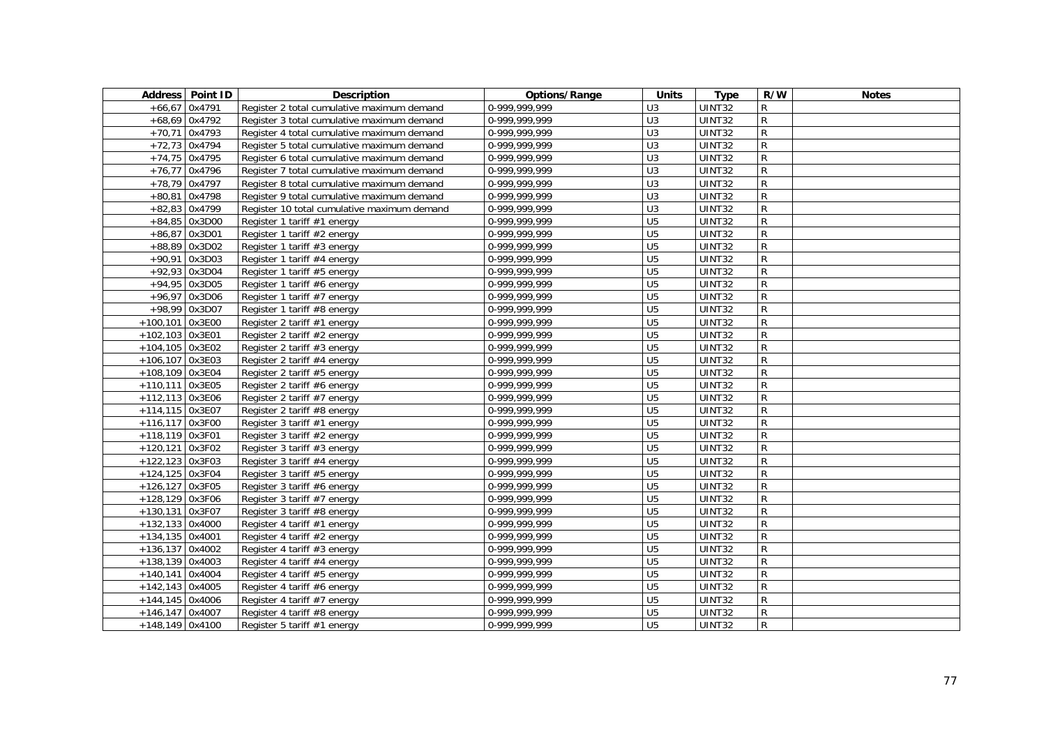| Address | Point ID | Description | Options/Range | Units | Type | R/W | Notes |
|---|---|---|---|---|---|---|---|
| +66,67 | 0x4791 | Register 2 total cumulative maximum demand | 0-999,999,999 | U3 | UINT32 | R | |
| +68,69 | 0x4792 | Register 3 total cumulative maximum demand | 0-999,999,999 | U3 | UINT32 | R | |
| +70,71 | 0x4793 | Register 4 total cumulative maximum demand | 0-999,999,999 | U3 | UINT32 | R | |
| +72,73 | 0x4794 | Register 5 total cumulative maximum demand | 0-999,999,999 | U3 | UINT32 | R | |
| +74,75 | 0x4795 | Register 6 total cumulative maximum demand | 0-999,999,999 | U3 | UINT32 | R | |
| +76,77 | 0x4796 | Register 7 total cumulative maximum demand | 0-999,999,999 | U3 | UINT32 | R | |
| +78,79 | 0x4797 | Register 8 total cumulative maximum demand | 0-999,999,999 | U3 | UINT32 | R | |
| +80,81 | 0x4798 | Register 9 total cumulative maximum demand | 0-999,999,999 | U3 | UINT32 | R | |
| +82,83 | 0x4799 | Register 10 total cumulative maximum demand | 0-999,999,999 | U3 | UINT32 | R | |
| +84,85 | 0x3D00 | Register 1 tariff #1 energy | 0-999,999,999 | U5 | UINT32 | R | |
| +86,87 | 0x3D01 | Register 1 tariff #2 energy | 0-999,999,999 | U5 | UINT32 | R | |
| +88,89 | 0x3D02 | Register 1 tariff #3 energy | 0-999,999,999 | U5 | UINT32 | R | |
| +90,91 | 0x3D03 | Register 1 tariff #4 energy | 0-999,999,999 | U5 | UINT32 | R | |
| +92,93 | 0x3D04 | Register 1 tariff #5 energy | 0-999,999,999 | U5 | UINT32 | R | |
| +94,95 | 0x3D05 | Register 1 tariff #6 energy | 0-999,999,999 | U5 | UINT32 | R | |
| +96,97 | 0x3D06 | Register 1 tariff #7 energy | 0-999,999,999 | U5 | UINT32 | R | |
| +98,99 | 0x3D07 | Register 1 tariff #8 energy | 0-999,999,999 | U5 | UINT32 | R | |
| +100,101 | 0x3E00 | Register 2 tariff #1 energy | 0-999,999,999 | U5 | UINT32 | R | |
| +102,103 | 0x3E01 | Register 2 tariff #2 energy | 0-999,999,999 | U5 | UINT32 | R | |
| +104,105 | 0x3E02 | Register 2 tariff #3 energy | 0-999,999,999 | U5 | UINT32 | R | |
| +106,107 | 0x3E03 | Register 2 tariff #4 energy | 0-999,999,999 | U5 | UINT32 | R | |
| +108,109 | 0x3E04 | Register 2 tariff #5 energy | 0-999,999,999 | U5 | UINT32 | R | |
| +110,111 | 0x3E05 | Register 2 tariff #6 energy | 0-999,999,999 | U5 | UINT32 | R | |
| +112,113 | 0x3E06 | Register 2 tariff #7 energy | 0-999,999,999 | U5 | UINT32 | R | |
| +114,115 | 0x3E07 | Register 2 tariff #8 energy | 0-999,999,999 | U5 | UINT32 | R | |
| +116,117 | 0x3F00 | Register 3 tariff #1 energy | 0-999,999,999 | U5 | UINT32 | R | |
| +118,119 | 0x3F01 | Register 3 tariff #2 energy | 0-999,999,999 | U5 | UINT32 | R | |
| +120,121 | 0x3F02 | Register 3 tariff #3 energy | 0-999,999,999 | U5 | UINT32 | R | |
| +122,123 | 0x3F03 | Register 3 tariff #4 energy | 0-999,999,999 | U5 | UINT32 | R | |
| +124,125 | 0x3F04 | Register 3 tariff #5 energy | 0-999,999,999 | U5 | UINT32 | R | |
| +126,127 | 0x3F05 | Register 3 tariff #6 energy | 0-999,999,999 | U5 | UINT32 | R | |
| +128,129 | 0x3F06 | Register 3 tariff #7 energy | 0-999,999,999 | U5 | UINT32 | R | |
| +130,131 | 0x3F07 | Register 3 tariff #8 energy | 0-999,999,999 | U5 | UINT32 | R | |
| +132,133 | 0x4000 | Register 4 tariff #1 energy | 0-999,999,999 | U5 | UINT32 | R | |
| +134,135 | 0x4001 | Register 4 tariff #2 energy | 0-999,999,999 | U5 | UINT32 | R | |
| +136,137 | 0x4002 | Register 4 tariff #3 energy | 0-999,999,999 | U5 | UINT32 | R | |
| +138,139 | 0x4003 | Register 4 tariff #4 energy | 0-999,999,999 | U5 | UINT32 | R | |
| +140,141 | 0x4004 | Register 4 tariff #5 energy | 0-999,999,999 | U5 | UINT32 | R | |
| +142,143 | 0x4005 | Register 4 tariff #6 energy | 0-999,999,999 | U5 | UINT32 | R | |
| +144,145 | 0x4006 | Register 4 tariff #7 energy | 0-999,999,999 | U5 | UINT32 | R | |
| +146,147 | 0x4007 | Register 4 tariff #8 energy | 0-999,999,999 | U5 | UINT32 | R | |
| +148,149 | 0x4100 | Register 5 tariff #1 energy | 0-999,999,999 | U5 | UINT32 | R | |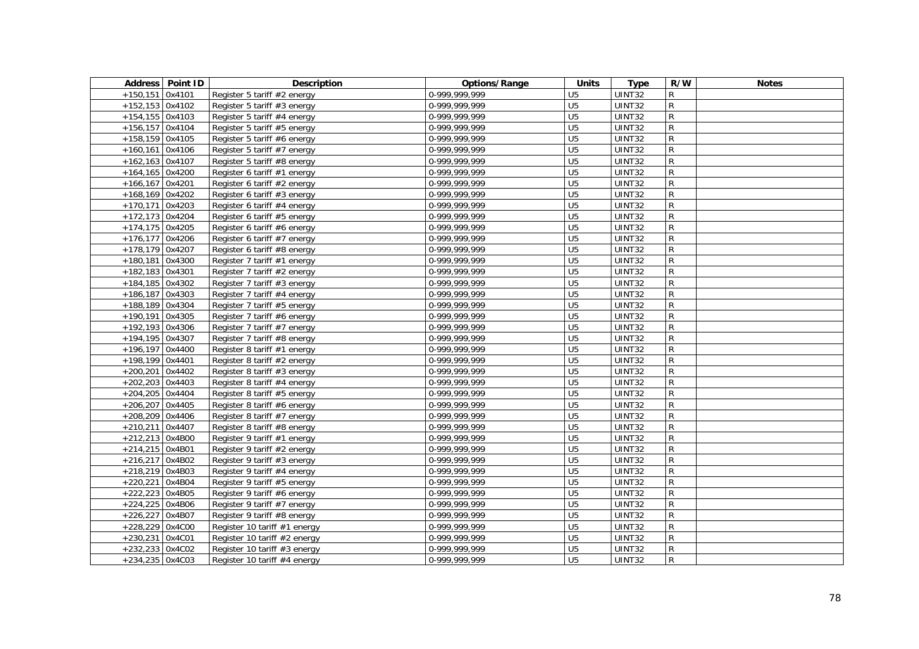| Address | Point ID | Description | Options/Range | Units | Type | R/W | Notes |
|---|---|---|---|---|---|---|---|
| +150,151 | 0x4101 | Register 5 tariff #2 energy | 0-999,999,999 | U5 | UINT32 | R | |
| +152,153 | 0x4102 | Register 5 tariff #3 energy | 0-999,999,999 | U5 | UINT32 | R | |
| +154,155 | 0x4103 | Register 5 tariff #4 energy | 0-999,999,999 | U5 | UINT32 | R | |
| +156,157 | 0x4104 | Register 5 tariff #5 energy | 0-999,999,999 | U5 | UINT32 | R | |
| +158,159 | 0x4105 | Register 5 tariff #6 energy | 0-999,999,999 | U5 | UINT32 | R | |
| +160,161 | 0x4106 | Register 5 tariff #7 energy | 0-999,999,999 | U5 | UINT32 | R | |
| +162,163 | 0x4107 | Register 5 tariff #8 energy | 0-999,999,999 | U5 | UINT32 | R | |
| +164,165 | 0x4200 | Register 6 tariff #1 energy | 0-999,999,999 | U5 | UINT32 | R | |
| +166,167 | 0x4201 | Register 6 tariff #2 energy | 0-999,999,999 | U5 | UINT32 | R | |
| +168,169 | 0x4202 | Register 6 tariff #3 energy | 0-999,999,999 | U5 | UINT32 | R | |
| +170,171 | 0x4203 | Register 6 tariff #4 energy | 0-999,999,999 | U5 | UINT32 | R | |
| +172,173 | 0x4204 | Register 6 tariff #5 energy | 0-999,999,999 | U5 | UINT32 | R | |
| +174,175 | 0x4205 | Register 6 tariff #6 energy | 0-999,999,999 | U5 | UINT32 | R | |
| +176,177 | 0x4206 | Register 6 tariff #7 energy | 0-999,999,999 | U5 | UINT32 | R | |
| +178,179 | 0x4207 | Register 6 tariff #8 energy | 0-999,999,999 | U5 | UINT32 | R | |
| +180,181 | 0x4300 | Register 7 tariff #1 energy | 0-999,999,999 | U5 | UINT32 | R | |
| +182,183 | 0x4301 | Register 7 tariff #2 energy | 0-999,999,999 | U5 | UINT32 | R | |
| +184,185 | 0x4302 | Register 7 tariff #3 energy | 0-999,999,999 | U5 | UINT32 | R | |
| +186,187 | 0x4303 | Register 7 tariff #4 energy | 0-999,999,999 | U5 | UINT32 | R | |
| +188,189 | 0x4304 | Register 7 tariff #5 energy | 0-999,999,999 | U5 | UINT32 | R | |
| +190,191 | 0x4305 | Register 7 tariff #6 energy | 0-999,999,999 | U5 | UINT32 | R | |
| +192,193 | 0x4306 | Register 7 tariff #7 energy | 0-999,999,999 | U5 | UINT32 | R | |
| +194,195 | 0x4307 | Register 7 tariff #8 energy | 0-999,999,999 | U5 | UINT32 | R | |
| +196,197 | 0x4400 | Register 8 tariff #1 energy | 0-999,999,999 | U5 | UINT32 | R | |
| +198,199 | 0x4401 | Register 8 tariff #2 energy | 0-999,999,999 | U5 | UINT32 | R | |
| +200,201 | 0x4402 | Register 8 tariff #3 energy | 0-999,999,999 | U5 | UINT32 | R | |
| +202,203 | 0x4403 | Register 8 tariff #4 energy | 0-999,999,999 | U5 | UINT32 | R | |
| +204,205 | 0x4404 | Register 8 tariff #5 energy | 0-999,999,999 | U5 | UINT32 | R | |
| +206,207 | 0x4405 | Register 8 tariff #6 energy | 0-999,999,999 | U5 | UINT32 | R | |
| +208,209 | 0x4406 | Register 8 tariff #7 energy | 0-999,999,999 | U5 | UINT32 | R | |
| +210,211 | 0x4407 | Register 8 tariff #8 energy | 0-999,999,999 | U5 | UINT32 | R | |
| +212,213 | 0x4B00 | Register 9 tariff #1 energy | 0-999,999,999 | U5 | UINT32 | R | |
| +214,215 | 0x4B01 | Register 9 tariff #2 energy | 0-999,999,999 | U5 | UINT32 | R | |
| +216,217 | 0x4B02 | Register 9 tariff #3 energy | 0-999,999,999 | U5 | UINT32 | R | |
| +218,219 | 0x4B03 | Register 9 tariff #4 energy | 0-999,999,999 | U5 | UINT32 | R | |
| +220,221 | 0x4B04 | Register 9 tariff #5 energy | 0-999,999,999 | U5 | UINT32 | R | |
| +222,223 | 0x4B05 | Register 9 tariff #6 energy | 0-999,999,999 | U5 | UINT32 | R | |
| +224,225 | 0x4B06 | Register 9 tariff #7 energy | 0-999,999,999 | U5 | UINT32 | R | |
| +226,227 | 0x4B07 | Register 9 tariff #8 energy | 0-999,999,999 | U5 | UINT32 | R | |
| +228,229 | 0x4C00 | Register 10 tariff #1 energy | 0-999,999,999 | U5 | UINT32 | R | |
| +230,231 | 0x4C01 | Register 10 tariff #2 energy | 0-999,999,999 | U5 | UINT32 | R | |
| +232,233 | 0x4C02 | Register 10 tariff #3 energy | 0-999,999,999 | U5 | UINT32 | R | |
| +234,235 | 0x4C03 | Register 10 tariff #4 energy | 0-999,999,999 | U5 | UINT32 | R | |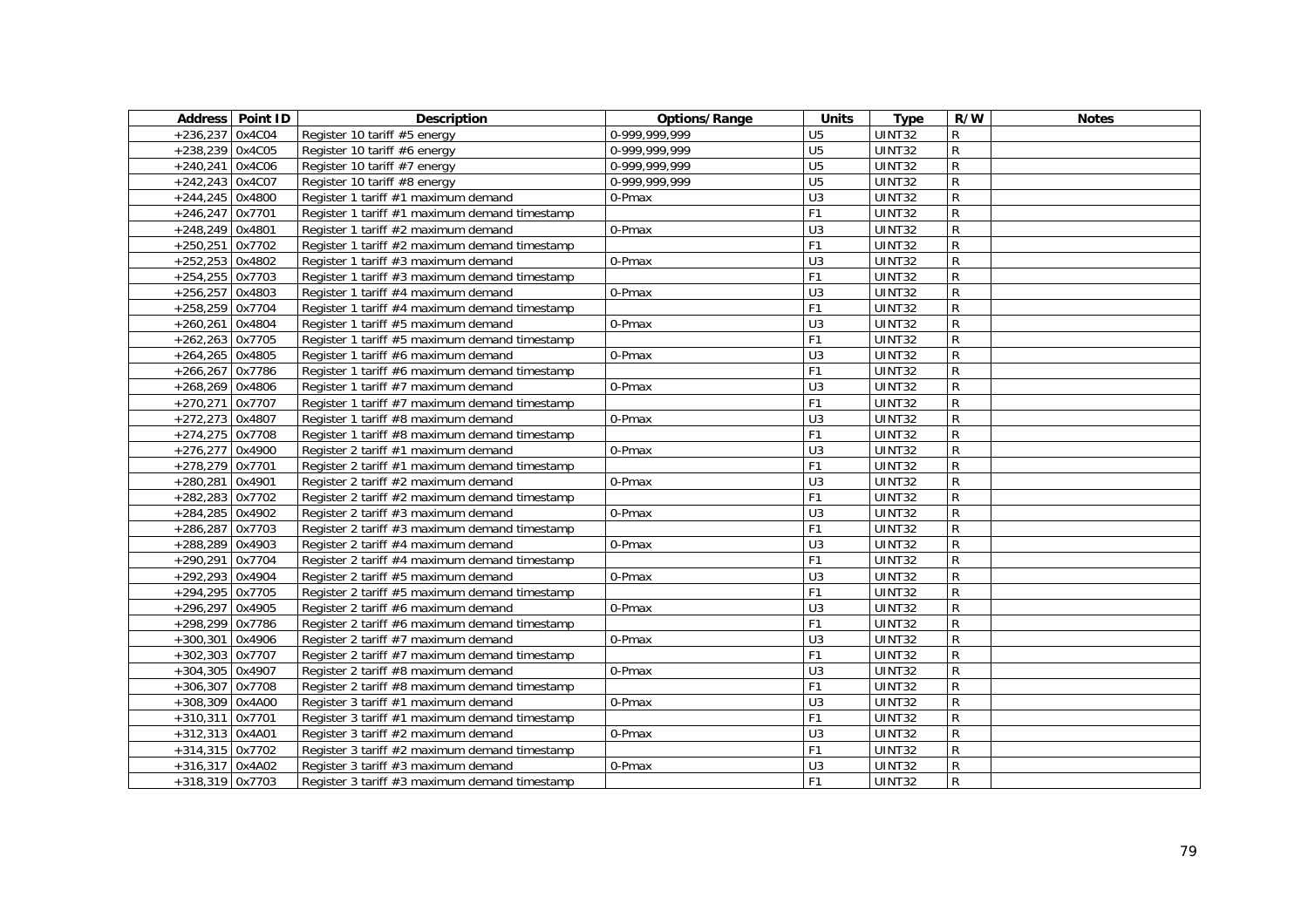| Address | Point ID | Description | Options/Range | Units | Type | R/W | Notes |
|---|---|---|---|---|---|---|---|
| +236,237 | 0x4C04 | Register 10 tariff #5 energy | 0-999,999,999 | U5 | UINT32 | R | |
| +238,239 | 0x4C05 | Register 10 tariff #6 energy | 0-999,999,999 | U5 | UINT32 | R | |
| +240,241 | 0x4C06 | Register 10 tariff #7 energy | 0-999,999,999 | U5 | UINT32 | R | |
| +242,243 | 0x4C07 | Register 10 tariff #8 energy | 0-999,999,999 | U5 | UINT32 | R | |
| +244,245 | 0x4800 | Register 1 tariff #1 maximum demand | 0-Pmax | U3 | UINT32 | R | |
| +246,247 | 0x7701 | Register 1 tariff #1 maximum demand timestamp | | F1 | UINT32 | R | |
| +248,249 | 0x4801 | Register 1 tariff #2 maximum demand | 0-Pmax | U3 | UINT32 | R | |
| +250,251 | 0x7702 | Register 1 tariff #2 maximum demand timestamp | | F1 | UINT32 | R | |
| +252,253 | 0x4802 | Register 1 tariff #3 maximum demand | 0-Pmax | U3 | UINT32 | R | |
| +254,255 | 0x7703 | Register 1 tariff #3 maximum demand timestamp | | F1 | UINT32 | R | |
| +256,257 | 0x4803 | Register 1 tariff #4 maximum demand | 0-Pmax | U3 | UINT32 | R | |
| +258,259 | 0x7704 | Register 1 tariff #4 maximum demand timestamp | | F1 | UINT32 | R | |
| +260,261 | 0x4804 | Register 1 tariff #5 maximum demand | 0-Pmax | U3 | UINT32 | R | |
| +262,263 | 0x7705 | Register 1 tariff #5 maximum demand timestamp | | F1 | UINT32 | R | |
| +264,265 | 0x4805 | Register 1 tariff #6 maximum demand | 0-Pmax | U3 | UINT32 | R | |
| +266,267 | 0x7786 | Register 1 tariff #6 maximum demand timestamp | | F1 | UINT32 | R | |
| +268,269 | 0x4806 | Register 1 tariff #7 maximum demand | 0-Pmax | U3 | UINT32 | R | |
| +270,271 | 0x7707 | Register 1 tariff #7 maximum demand timestamp | | F1 | UINT32 | R | |
| +272,273 | 0x4807 | Register 1 tariff #8 maximum demand | 0-Pmax | U3 | UINT32 | R | |
| +274,275 | 0x7708 | Register 1 tariff #8 maximum demand timestamp | | F1 | UINT32 | R | |
| +276,277 | 0x4900 | Register 2 tariff #1 maximum demand | 0-Pmax | U3 | UINT32 | R | |
| +278,279 | 0x7701 | Register 2 tariff #1 maximum demand timestamp | | F1 | UINT32 | R | |
| +280,281 | 0x4901 | Register 2 tariff #2 maximum demand | 0-Pmax | U3 | UINT32 | R | |
| +282,283 | 0x7702 | Register 2 tariff #2 maximum demand timestamp | | F1 | UINT32 | R | |
| +284,285 | 0x4902 | Register 2 tariff #3 maximum demand | 0-Pmax | U3 | UINT32 | R | |
| +286,287 | 0x7703 | Register 2 tariff #3 maximum demand timestamp | | F1 | UINT32 | R | |
| +288,289 | 0x4903 | Register 2 tariff #4 maximum demand | 0-Pmax | U3 | UINT32 | R | |
| +290,291 | 0x7704 | Register 2 tariff #4 maximum demand timestamp | | F1 | UINT32 | R | |
| +292,293 | 0x4904 | Register 2 tariff #5 maximum demand | 0-Pmax | U3 | UINT32 | R | |
| +294,295 | 0x7705 | Register 2 tariff #5 maximum demand timestamp | | F1 | UINT32 | R | |
| +296,297 | 0x4905 | Register 2 tariff #6 maximum demand | 0-Pmax | U3 | UINT32 | R | |
| +298,299 | 0x7786 | Register 2 tariff #6 maximum demand timestamp | | F1 | UINT32 | R | |
| +300,301 | 0x4906 | Register 2 tariff #7 maximum demand | 0-Pmax | U3 | UINT32 | R | |
| +302,303 | 0x7707 | Register 2 tariff #7 maximum demand timestamp | | F1 | UINT32 | R | |
| +304,305 | 0x4907 | Register 2 tariff #8 maximum demand | 0-Pmax | U3 | UINT32 | R | |
| +306,307 | 0x7708 | Register 2 tariff #8 maximum demand timestamp | | F1 | UINT32 | R | |
| +308,309 | 0x4A00 | Register 3 tariff #1 maximum demand | 0-Pmax | U3 | UINT32 | R | |
| +310,311 | 0x7701 | Register 3 tariff #1 maximum demand timestamp | | F1 | UINT32 | R | |
| +312,313 | 0x4A01 | Register 3 tariff #2 maximum demand | 0-Pmax | U3 | UINT32 | R | |
| +314,315 | 0x7702 | Register 3 tariff #2 maximum demand timestamp | | F1 | UINT32 | R | |
| +316,317 | 0x4A02 | Register 3 tariff #3 maximum demand | 0-Pmax | U3 | UINT32 | R | |
| +318,319 | 0x7703 | Register 3 tariff #3 maximum demand timestamp | | F1 | UINT32 | R | |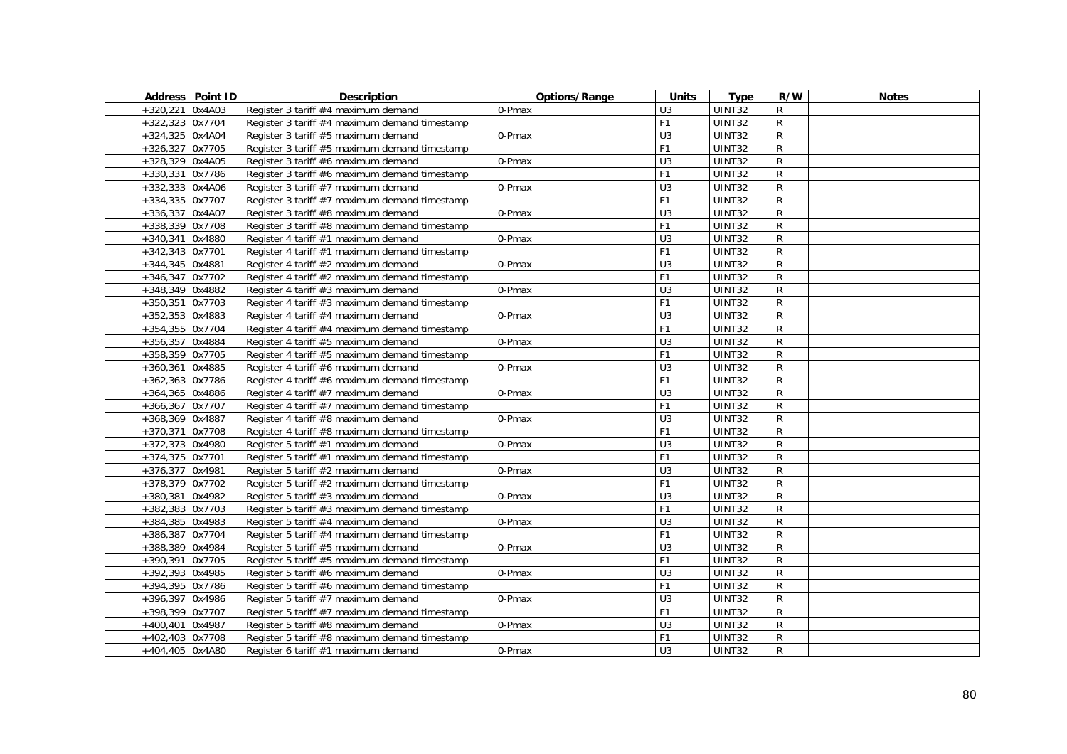| Address | Point ID | Description | Options/Range | Units | Type | R/W | Notes |
|---|---|---|---|---|---|---|---|
| +320,221 | 0x4A03 | Register 3 tariff #4 maximum demand | 0-Pmax | U3 | UINT32 | R | |
| +322,323 | 0x7704 | Register 3 tariff #4 maximum demand timestamp | | F1 | UINT32 | R | |
| +324,325 | 0x4A04 | Register 3 tariff #5 maximum demand | 0-Pmax | U3 | UINT32 | R | |
| +326,327 | 0x7705 | Register 3 tariff #5 maximum demand timestamp | | F1 | UINT32 | R | |
| +328,329 | 0x4A05 | Register 3 tariff #6 maximum demand | 0-Pmax | U3 | UINT32 | R | |
| +330,331 | 0x7786 | Register 3 tariff #6 maximum demand timestamp | | F1 | UINT32 | R | |
| +332,333 | 0x4A06 | Register 3 tariff #7 maximum demand | 0-Pmax | U3 | UINT32 | R | |
| +334,335 | 0x7707 | Register 3 tariff #7 maximum demand timestamp | | F1 | UINT32 | R | |
| +336,337 | 0x4A07 | Register 3 tariff #8 maximum demand | 0-Pmax | U3 | UINT32 | R | |
| +338,339 | 0x7708 | Register 3 tariff #8 maximum demand timestamp | | F1 | UINT32 | R | |
| +340,341 | 0x4880 | Register 4 tariff #1 maximum demand | 0-Pmax | U3 | UINT32 | R | |
| +342,343 | 0x7701 | Register 4 tariff #1 maximum demand timestamp | | F1 | UINT32 | R | |
| +344,345 | 0x4881 | Register 4 tariff #2 maximum demand | 0-Pmax | U3 | UINT32 | R | |
| +346,347 | 0x7702 | Register 4 tariff #2 maximum demand timestamp | | F1 | UINT32 | R | |
| +348,349 | 0x4882 | Register 4 tariff #3 maximum demand | 0-Pmax | U3 | UINT32 | R | |
| +350,351 | 0x7703 | Register 4 tariff #3 maximum demand timestamp | | F1 | UINT32 | R | |
| +352,353 | 0x4883 | Register 4 tariff #4 maximum demand | 0-Pmax | U3 | UINT32 | R | |
| +354,355 | 0x7704 | Register 4 tariff #4 maximum demand timestamp | | F1 | UINT32 | R | |
| +356,357 | 0x4884 | Register 4 tariff #5 maximum demand | 0-Pmax | U3 | UINT32 | R | |
| +358,359 | 0x7705 | Register 4 tariff #5 maximum demand timestamp | | F1 | UINT32 | R | |
| +360,361 | 0x4885 | Register 4 tariff #6 maximum demand | 0-Pmax | U3 | UINT32 | R | |
| +362,363 | 0x7786 | Register 4 tariff #6 maximum demand timestamp | | F1 | UINT32 | R | |
| +364,365 | 0x4886 | Register 4 tariff #7 maximum demand | 0-Pmax | U3 | UINT32 | R | |
| +366,367 | 0x7707 | Register 4 tariff #7 maximum demand timestamp | | F1 | UINT32 | R | |
| +368,369 | 0x4887 | Register 4 tariff #8 maximum demand | 0-Pmax | U3 | UINT32 | R | |
| +370,371 | 0x7708 | Register 4 tariff #8 maximum demand timestamp | | F1 | UINT32 | R | |
| +372,373 | 0x4980 | Register 5 tariff #1 maximum demand | 0-Pmax | U3 | UINT32 | R | |
| +374,375 | 0x7701 | Register 5 tariff #1 maximum demand timestamp | | F1 | UINT32 | R | |
| +376,377 | 0x4981 | Register 5 tariff #2 maximum demand | 0-Pmax | U3 | UINT32 | R | |
| +378,379 | 0x7702 | Register 5 tariff #2 maximum demand timestamp | | F1 | UINT32 | R | |
| +380,381 | 0x4982 | Register 5 tariff #3 maximum demand | 0-Pmax | U3 | UINT32 | R | |
| +382,383 | 0x7703 | Register 5 tariff #3 maximum demand timestamp | | F1 | UINT32 | R | |
| +384,385 | 0x4983 | Register 5 tariff #4 maximum demand | 0-Pmax | U3 | UINT32 | R | |
| +386,387 | 0x7704 | Register 5 tariff #4 maximum demand timestamp | | F1 | UINT32 | R | |
| +388,389 | 0x4984 | Register 5 tariff #5 maximum demand | 0-Pmax | U3 | UINT32 | R | |
| +390,391 | 0x7705 | Register 5 tariff #5 maximum demand timestamp | | F1 | UINT32 | R | |
| +392,393 | 0x4985 | Register 5 tariff #6 maximum demand | 0-Pmax | U3 | UINT32 | R | |
| +394,395 | 0x7786 | Register 5 tariff #6 maximum demand timestamp | | F1 | UINT32 | R | |
| +396,397 | 0x4986 | Register 5 tariff #7 maximum demand | 0-Pmax | U3 | UINT32 | R | |
| +398,399 | 0x7707 | Register 5 tariff #7 maximum demand timestamp | | F1 | UINT32 | R | |
| +400,401 | 0x4987 | Register 5 tariff #8 maximum demand | 0-Pmax | U3 | UINT32 | R | |
| +402,403 | 0x7708 | Register 5 tariff #8 maximum demand timestamp | | F1 | UINT32 | R | |
| +404,405 | 0x4A80 | Register 6 tariff #1 maximum demand | 0-Pmax | U3 | UINT32 | R | |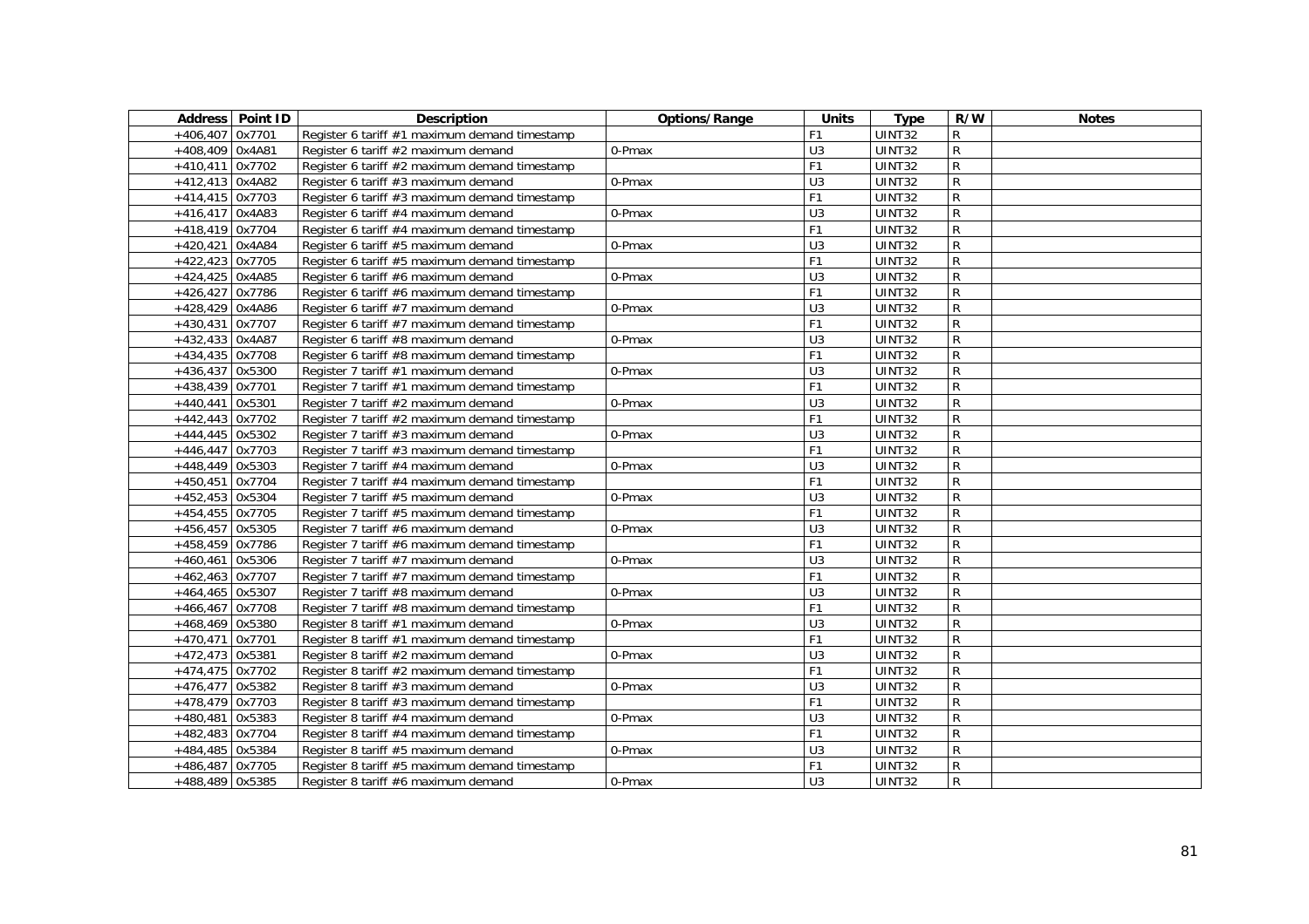| Address | Point ID | Description | Options/Range | Units | Type | R/W | Notes |
|---|---|---|---|---|---|---|---|
| +406,407 | 0x7701 | Register 6 tariff #1 maximum demand timestamp | | F1 | UINT32 | R | |
| +408,409 | 0x4A81 | Register 6 tariff #2 maximum demand | 0-Pmax | U3 | UINT32 | R | |
| +410,411 | 0x7702 | Register 6 tariff #2 maximum demand timestamp | | F1 | UINT32 | R | |
| +412,413 | 0x4A82 | Register 6 tariff #3 maximum demand | 0-Pmax | U3 | UINT32 | R | |
| +414,415 | 0x7703 | Register 6 tariff #3 maximum demand timestamp | | F1 | UINT32 | R | |
| +416,417 | 0x4A83 | Register 6 tariff #4 maximum demand | 0-Pmax | U3 | UINT32 | R | |
| +418,419 | 0x7704 | Register 6 tariff #4 maximum demand timestamp | | F1 | UINT32 | R | |
| +420,421 | 0x4A84 | Register 6 tariff #5 maximum demand | 0-Pmax | U3 | UINT32 | R | |
| +422,423 | 0x7705 | Register 6 tariff #5 maximum demand timestamp | | F1 | UINT32 | R | |
| +424,425 | 0x4A85 | Register 6 tariff #6 maximum demand | 0-Pmax | U3 | UINT32 | R | |
| +426,427 | 0x7786 | Register 6 tariff #6 maximum demand timestamp | | F1 | UINT32 | R | |
| +428,429 | 0x4A86 | Register 6 tariff #7 maximum demand | 0-Pmax | U3 | UINT32 | R | |
| +430,431 | 0x7707 | Register 6 tariff #7 maximum demand timestamp | | F1 | UINT32 | R | |
| +432,433 | 0x4A87 | Register 6 tariff #8 maximum demand | 0-Pmax | U3 | UINT32 | R | |
| +434,435 | 0x7708 | Register 6 tariff #8 maximum demand timestamp | | F1 | UINT32 | R | |
| +436,437 | 0x5300 | Register 7 tariff #1 maximum demand | 0-Pmax | U3 | UINT32 | R | |
| +438,439 | 0x7701 | Register 7 tariff #1 maximum demand timestamp | | F1 | UINT32 | R | |
| +440,441 | 0x5301 | Register 7 tariff #2 maximum demand | 0-Pmax | U3 | UINT32 | R | |
| +442,443 | 0x7702 | Register 7 tariff #2 maximum demand timestamp | | F1 | UINT32 | R | |
| +444,445 | 0x5302 | Register 7 tariff #3 maximum demand | 0-Pmax | U3 | UINT32 | R | |
| +446,447 | 0x7703 | Register 7 tariff #3 maximum demand timestamp | | F1 | UINT32 | R | |
| +448,449 | 0x5303 | Register 7 tariff #4 maximum demand | 0-Pmax | U3 | UINT32 | R | |
| +450,451 | 0x7704 | Register 7 tariff #4 maximum demand timestamp | | F1 | UINT32 | R | |
| +452,453 | 0x5304 | Register 7 tariff #5 maximum demand | 0-Pmax | U3 | UINT32 | R | |
| +454,455 | 0x7705 | Register 7 tariff #5 maximum demand timestamp | | F1 | UINT32 | R | |
| +456,457 | 0x5305 | Register 7 tariff #6 maximum demand | 0-Pmax | U3 | UINT32 | R | |
| +458,459 | 0x7786 | Register 7 tariff #6 maximum demand timestamp | | F1 | UINT32 | R | |
| +460,461 | 0x5306 | Register 7 tariff #7 maximum demand | 0-Pmax | U3 | UINT32 | R | |
| +462,463 | 0x7707 | Register 7 tariff #7 maximum demand timestamp | | F1 | UINT32 | R | |
| +464,465 | 0x5307 | Register 7 tariff #8 maximum demand | 0-Pmax | U3 | UINT32 | R | |
| +466,467 | 0x7708 | Register 7 tariff #8 maximum demand timestamp | | F1 | UINT32 | R | |
| +468,469 | 0x5380 | Register 8 tariff #1 maximum demand | 0-Pmax | U3 | UINT32 | R | |
| +470,471 | 0x7701 | Register 8 tariff #1 maximum demand timestamp | | F1 | UINT32 | R | |
| +472,473 | 0x5381 | Register 8 tariff #2 maximum demand | 0-Pmax | U3 | UINT32 | R | |
| +474,475 | 0x7702 | Register 8 tariff #2 maximum demand timestamp | | F1 | UINT32 | R | |
| +476,477 | 0x5382 | Register 8 tariff #3 maximum demand | 0-Pmax | U3 | UINT32 | R | |
| +478,479 | 0x7703 | Register 8 tariff #3 maximum demand timestamp | | F1 | UINT32 | R | |
| +480,481 | 0x5383 | Register 8 tariff #4 maximum demand | 0-Pmax | U3 | UINT32 | R | |
| +482,483 | 0x7704 | Register 8 tariff #4 maximum demand timestamp | | F1 | UINT32 | R | |
| +484,485 | 0x5384 | Register 8 tariff #5 maximum demand | 0-Pmax | U3 | UINT32 | R | |
| +486,487 | 0x7705 | Register 8 tariff #5 maximum demand timestamp | | F1 | UINT32 | R | |
| +488,489 | 0x5385 | Register 8 tariff #6 maximum demand | 0-Pmax | U3 | UINT32 | R | |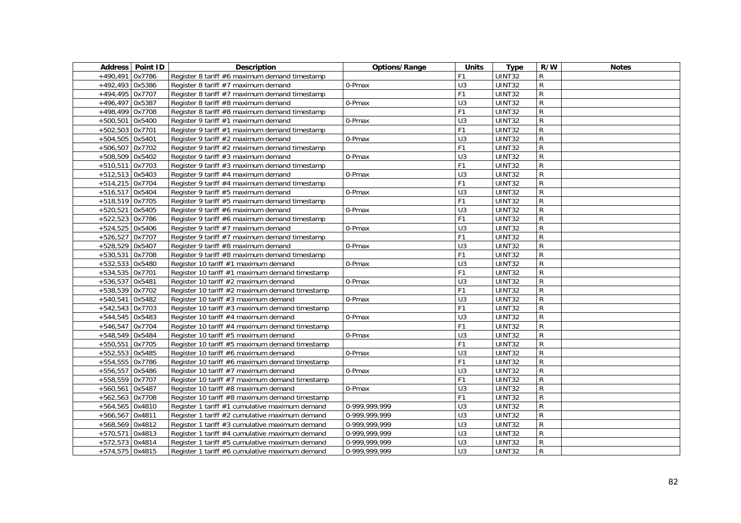| Address | Point ID | Description | Options/Range | Units | Type | R/W | Notes |
|---|---|---|---|---|---|---|---|
| +490,491 | 0x7786 | Register 8 tariff #6 maximum demand timestamp | | F1 | UINT32 | R | |
| +492,493 | 0x5386 | Register 8 tariff #7 maximum demand | 0-Pmax | U3 | UINT32 | R | |
| +494,495 | 0x7707 | Register 8 tariff #7 maximum demand timestamp | | F1 | UINT32 | R | |
| +496,497 | 0x5387 | Register 8 tariff #8 maximum demand | 0-Pmax | U3 | UINT32 | R | |
| +498,499 | 0x7708 | Register 8 tariff #8 maximum demand timestamp | | F1 | UINT32 | R | |
| +500,501 | 0x5400 | Register 9 tariff #1 maximum demand | 0-Pmax | U3 | UINT32 | R | |
| +502,503 | 0x7701 | Register 9 tariff #1 maximum demand timestamp | | F1 | UINT32 | R | |
| +504,505 | 0x5401 | Register 9 tariff #2 maximum demand | 0-Pmax | U3 | UINT32 | R | |
| +506,507 | 0x7702 | Register 9 tariff #2 maximum demand timestamp | | F1 | UINT32 | R | |
| +508,509 | 0x5402 | Register 9 tariff #3 maximum demand | 0-Pmax | U3 | UINT32 | R | |
| +510,511 | 0x7703 | Register 9 tariff #3 maximum demand timestamp | | F1 | UINT32 | R | |
| +512,513 | 0x5403 | Register 9 tariff #4 maximum demand | 0-Pmax | U3 | UINT32 | R | |
| +514,215 | 0x7704 | Register 9 tariff #4 maximum demand timestamp | | F1 | UINT32 | R | |
| +516,517 | 0x5404 | Register 9 tariff #5 maximum demand | 0-Pmax | U3 | UINT32 | R | |
| +518,519 | 0x7705 | Register 9 tariff #5 maximum demand timestamp | | F1 | UINT32 | R | |
| +520,521 | 0x5405 | Register 9 tariff #6 maximum demand | 0-Pmax | U3 | UINT32 | R | |
| +522,523 | 0x7786 | Register 9 tariff #6 maximum demand timestamp | | F1 | UINT32 | R | |
| +524,525 | 0x5406 | Register 9 tariff #7 maximum demand | 0-Pmax | U3 | UINT32 | R | |
| +526,527 | 0x7707 | Register 9 tariff #7 maximum demand timestamp | | F1 | UINT32 | R | |
| +528,529 | 0x5407 | Register 9 tariff #8 maximum demand | 0-Pmax | U3 | UINT32 | R | |
| +530,531 | 0x7708 | Register 9 tariff #8 maximum demand timestamp | | F1 | UINT32 | R | |
| +532,533 | 0x5480 | Register 10 tariff #1 maximum demand | 0-Pmax | U3 | UINT32 | R | |
| +534,535 | 0x7701 | Register 10 tariff #1 maximum demand timestamp | | F1 | UINT32 | R | |
| +536,537 | 0x5481 | Register 10 tariff #2 maximum demand | 0-Pmax | U3 | UINT32 | R | |
| +538,539 | 0x7702 | Register 10 tariff #2 maximum demand timestamp | | F1 | UINT32 | R | |
| +540,541 | 0x5482 | Register 10 tariff #3 maximum demand | 0-Pmax | U3 | UINT32 | R | |
| +542,543 | 0x7703 | Register 10 tariff #3 maximum demand timestamp | | F1 | UINT32 | R | |
| +544,545 | 0x5483 | Register 10 tariff #4 maximum demand | 0-Pmax | U3 | UINT32 | R | |
| +546,547 | 0x7704 | Register 10 tariff #4 maximum demand timestamp | | F1 | UINT32 | R | |
| +548,549 | 0x5484 | Register 10 tariff #5 maximum demand | 0-Pmax | U3 | UINT32 | R | |
| +550,551 | 0x7705 | Register 10 tariff #5 maximum demand timestamp | | F1 | UINT32 | R | |
| +552,553 | 0x5485 | Register 10 tariff #6 maximum demand | 0-Pmax | U3 | UINT32 | R | |
| +554,555 | 0x7786 | Register 10 tariff #6 maximum demand timestamp | | F1 | UINT32 | R | |
| +556,557 | 0x5486 | Register 10 tariff #7 maximum demand | 0-Pmax | U3 | UINT32 | R | |
| +558,559 | 0x7707 | Register 10 tariff #7 maximum demand timestamp | | F1 | UINT32 | R | |
| +560,561 | 0x5487 | Register 10 tariff #8 maximum demand | 0-Pmax | U3 | UINT32 | R | |
| +562,563 | 0x7708 | Register 10 tariff #8 maximum demand timestamp | | F1 | UINT32 | R | |
| +564,565 | 0x4810 | Register 1 tariff #1 cumulative maximum demand | 0-999,999,999 | U3 | UINT32 | R | |
| +566,567 | 0x4811 | Register 1 tariff #2 cumulative maximum demand | 0-999,999,999 | U3 | UINT32 | R | |
| +568,569 | 0x4812 | Register 1 tariff #3 cumulative maximum demand | 0-999,999,999 | U3 | UINT32 | R | |
| +570,571 | 0x4813 | Register 1 tariff #4 cumulative maximum demand | 0-999,999,999 | U3 | UINT32 | R | |
| +572,573 | 0x4814 | Register 1 tariff #5 cumulative maximum demand | 0-999,999,999 | U3 | UINT32 | R | |
| +574,575 | 0x4815 | Register 1 tariff #6 cumulative maximum demand | 0-999,999,999 | U3 | UINT32 | R | |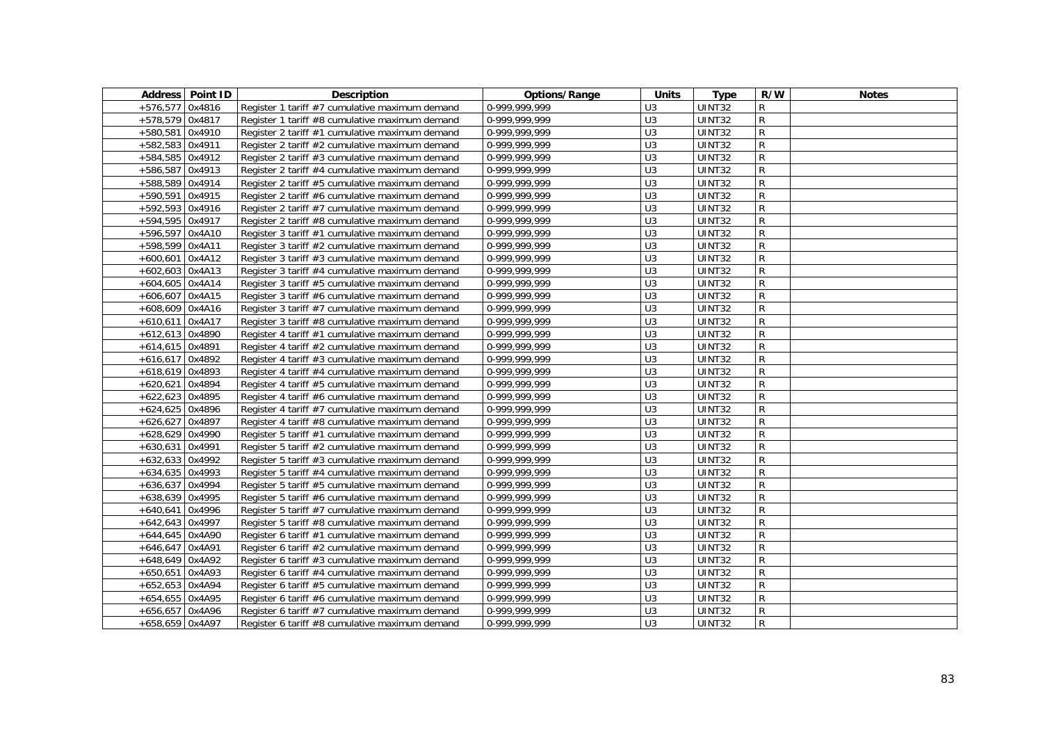| Address | Point ID | Description | Options/Range | Units | Type | R/W | Notes |
|---|---|---|---|---|---|---|---|
| +576,577 | 0x4816 | Register 1 tariff #7 cumulative maximum demand | 0-999,999,999 | U3 | UINT32 | R | |
| +578,579 | 0x4817 | Register 1 tariff #8 cumulative maximum demand | 0-999,999,999 | U3 | UINT32 | R | |
| +580,581 | 0x4910 | Register 2 tariff #1 cumulative maximum demand | 0-999,999,999 | U3 | UINT32 | R | |
| +582,583 | 0x4911 | Register 2 tariff #2 cumulative maximum demand | 0-999,999,999 | U3 | UINT32 | R | |
| +584,585 | 0x4912 | Register 2 tariff #3 cumulative maximum demand | 0-999,999,999 | U3 | UINT32 | R | |
| +586,587 | 0x4913 | Register 2 tariff #4 cumulative maximum demand | 0-999,999,999 | U3 | UINT32 | R | |
| +588,589 | 0x4914 | Register 2 tariff #5 cumulative maximum demand | 0-999,999,999 | U3 | UINT32 | R | |
| +590,591 | 0x4915 | Register 2 tariff #6 cumulative maximum demand | 0-999,999,999 | U3 | UINT32 | R | |
| +592,593 | 0x4916 | Register 2 tariff #7 cumulative maximum demand | 0-999,999,999 | U3 | UINT32 | R | |
| +594,595 | 0x4917 | Register 2 tariff #8 cumulative maximum demand | 0-999,999,999 | U3 | UINT32 | R | |
| +596,597 | 0x4A10 | Register 3 tariff #1 cumulative maximum demand | 0-999,999,999 | U3 | UINT32 | R | |
| +598,599 | 0x4A11 | Register 3 tariff #2 cumulative maximum demand | 0-999,999,999 | U3 | UINT32 | R | |
| +600,601 | 0x4A12 | Register 3 tariff #3 cumulative maximum demand | 0-999,999,999 | U3 | UINT32 | R | |
| +602,603 | 0x4A13 | Register 3 tariff #4 cumulative maximum demand | 0-999,999,999 | U3 | UINT32 | R | |
| +604,605 | 0x4A14 | Register 3 tariff #5 cumulative maximum demand | 0-999,999,999 | U3 | UINT32 | R | |
| +606,607 | 0x4A15 | Register 3 tariff #6 cumulative maximum demand | 0-999,999,999 | U3 | UINT32 | R | |
| +608,609 | 0x4A16 | Register 3 tariff #7 cumulative maximum demand | 0-999,999,999 | U3 | UINT32 | R | |
| +610,611 | 0x4A17 | Register 3 tariff #8 cumulative maximum demand | 0-999,999,999 | U3 | UINT32 | R | |
| +612,613 | 0x4890 | Register 4 tariff #1 cumulative maximum demand | 0-999,999,999 | U3 | UINT32 | R | |
| +614,615 | 0x4891 | Register 4 tariff #2 cumulative maximum demand | 0-999,999,999 | U3 | UINT32 | R | |
| +616,617 | 0x4892 | Register 4 tariff #3 cumulative maximum demand | 0-999,999,999 | U3 | UINT32 | R | |
| +618,619 | 0x4893 | Register 4 tariff #4 cumulative maximum demand | 0-999,999,999 | U3 | UINT32 | R | |
| +620,621 | 0x4894 | Register 4 tariff #5 cumulative maximum demand | 0-999,999,999 | U3 | UINT32 | R | |
| +622,623 | 0x4895 | Register 4 tariff #6 cumulative maximum demand | 0-999,999,999 | U3 | UINT32 | R | |
| +624,625 | 0x4896 | Register 4 tariff #7 cumulative maximum demand | 0-999,999,999 | U3 | UINT32 | R | |
| +626,627 | 0x4897 | Register 4 tariff #8 cumulative maximum demand | 0-999,999,999 | U3 | UINT32 | R | |
| +628,629 | 0x4990 | Register 5 tariff #1 cumulative maximum demand | 0-999,999,999 | U3 | UINT32 | R | |
| +630,631 | 0x4991 | Register 5 tariff #2 cumulative maximum demand | 0-999,999,999 | U3 | UINT32 | R | |
| +632,633 | 0x4992 | Register 5 tariff #3 cumulative maximum demand | 0-999,999,999 | U3 | UINT32 | R | |
| +634,635 | 0x4993 | Register 5 tariff #4 cumulative maximum demand | 0-999,999,999 | U3 | UINT32 | R | |
| +636,637 | 0x4994 | Register 5 tariff #5 cumulative maximum demand | 0-999,999,999 | U3 | UINT32 | R | |
| +638,639 | 0x4995 | Register 5 tariff #6 cumulative maximum demand | 0-999,999,999 | U3 | UINT32 | R | |
| +640,641 | 0x4996 | Register 5 tariff #7 cumulative maximum demand | 0-999,999,999 | U3 | UINT32 | R | |
| +642,643 | 0x4997 | Register 5 tariff #8 cumulative maximum demand | 0-999,999,999 | U3 | UINT32 | R | |
| +644,645 | 0x4A90 | Register 6 tariff #1 cumulative maximum demand | 0-999,999,999 | U3 | UINT32 | R | |
| +646,647 | 0x4A91 | Register 6 tariff #2 cumulative maximum demand | 0-999,999,999 | U3 | UINT32 | R | |
| +648,649 | 0x4A92 | Register 6 tariff #3 cumulative maximum demand | 0-999,999,999 | U3 | UINT32 | R | |
| +650,651 | 0x4A93 | Register 6 tariff #4 cumulative maximum demand | 0-999,999,999 | U3 | UINT32 | R | |
| +652,653 | 0x4A94 | Register 6 tariff #5 cumulative maximum demand | 0-999,999,999 | U3 | UINT32 | R | |
| +654,655 | 0x4A95 | Register 6 tariff #6 cumulative maximum demand | 0-999,999,999 | U3 | UINT32 | R | |
| +656,657 | 0x4A96 | Register 6 tariff #7 cumulative maximum demand | 0-999,999,999 | U3 | UINT32 | R | |
| +658,659 | 0x4A97 | Register 6 tariff #8 cumulative maximum demand | 0-999,999,999 | U3 | UINT32 | R | |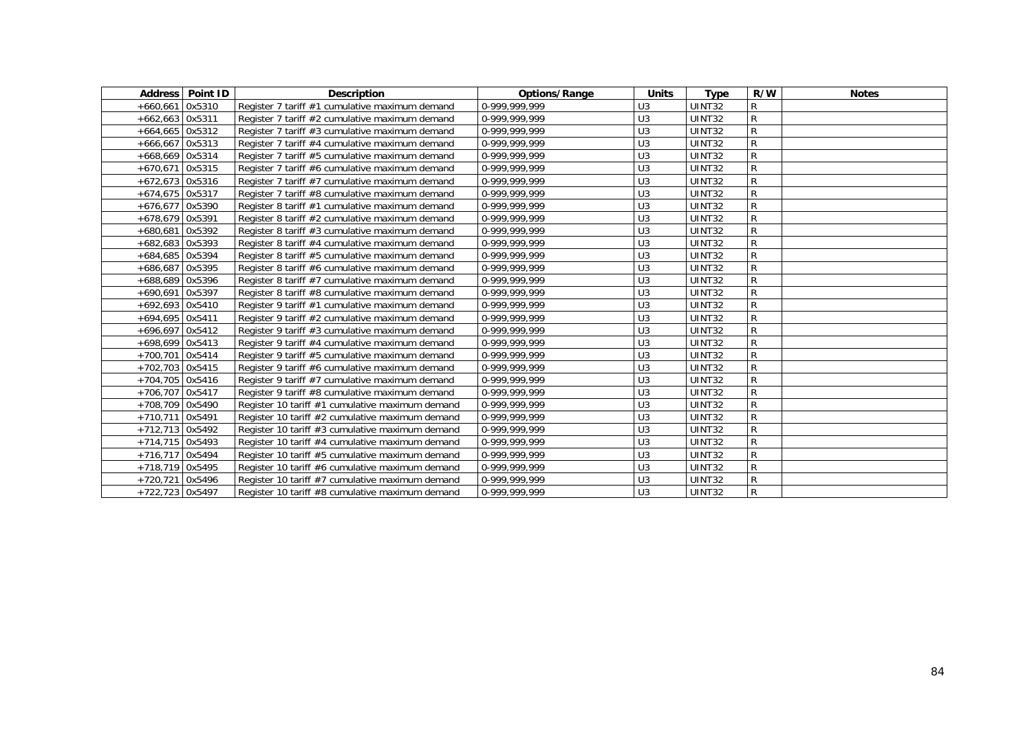| Address | Point ID | Description | Options/Range | Units | Type | R/W | Notes |
|---|---|---|---|---|---|---|---|
| +660,661 | 0x5310 | Register 7 tariff #1 cumulative maximum demand | 0-999,999,999 | U3 | UINT32 | R | |
| +662,663 | 0x5311 | Register 7 tariff #2 cumulative maximum demand | 0-999,999,999 | U3 | UINT32 | R | |
| +664,665 | 0x5312 | Register 7 tariff #3 cumulative maximum demand | 0-999,999,999 | U3 | UINT32 | R | |
| +666,667 | 0x5313 | Register 7 tariff #4 cumulative maximum demand | 0-999,999,999 | U3 | UINT32 | R | |
| +668,669 | 0x5314 | Register 7 tariff #5 cumulative maximum demand | 0-999,999,999 | U3 | UINT32 | R | |
| +670,671 | 0x5315 | Register 7 tariff #6 cumulative maximum demand | 0-999,999,999 | U3 | UINT32 | R | |
| +672,673 | 0x5316 | Register 7 tariff #7 cumulative maximum demand | 0-999,999,999 | U3 | UINT32 | R | |
| +674,675 | 0x5317 | Register 7 tariff #8 cumulative maximum demand | 0-999,999,999 | U3 | UINT32 | R | |
| +676,677 | 0x5390 | Register 8 tariff #1 cumulative maximum demand | 0-999,999,999 | U3 | UINT32 | R | |
| +678,679 | 0x5391 | Register 8 tariff #2 cumulative maximum demand | 0-999,999,999 | U3 | UINT32 | R | |
| +680,681 | 0x5392 | Register 8 tariff #3 cumulative maximum demand | 0-999,999,999 | U3 | UINT32 | R | |
| +682,683 | 0x5393 | Register 8 tariff #4 cumulative maximum demand | 0-999,999,999 | U3 | UINT32 | R | |
| +684,685 | 0x5394 | Register 8 tariff #5 cumulative maximum demand | 0-999,999,999 | U3 | UINT32 | R | |
| +686,687 | 0x5395 | Register 8 tariff #6 cumulative maximum demand | 0-999,999,999 | U3 | UINT32 | R | |
| +688,689 | 0x5396 | Register 8 tariff #7 cumulative maximum demand | 0-999,999,999 | U3 | UINT32 | R | |
| +690,691 | 0x5397 | Register 8 tariff #8 cumulative maximum demand | 0-999,999,999 | U3 | UINT32 | R | |
| +692,693 | 0x5410 | Register 9 tariff #1 cumulative maximum demand | 0-999,999,999 | U3 | UINT32 | R | |
| +694,695 | 0x5411 | Register 9 tariff #2 cumulative maximum demand | 0-999,999,999 | U3 | UINT32 | R | |
| +696,697 | 0x5412 | Register 9 tariff #3 cumulative maximum demand | 0-999,999,999 | U3 | UINT32 | R | |
| +698,699 | 0x5413 | Register 9 tariff #4 cumulative maximum demand | 0-999,999,999 | U3 | UINT32 | R | |
| +700,701 | 0x5414 | Register 9 tariff #5 cumulative maximum demand | 0-999,999,999 | U3 | UINT32 | R | |
| +702,703 | 0x5415 | Register 9 tariff #6 cumulative maximum demand | 0-999,999,999 | U3 | UINT32 | R | |
| +704,705 | 0x5416 | Register 9 tariff #7 cumulative maximum demand | 0-999,999,999 | U3 | UINT32 | R | |
| +706,707 | 0x5417 | Register 9 tariff #8 cumulative maximum demand | 0-999,999,999 | U3 | UINT32 | R | |
| +708,709 | 0x5490 | Register 10 tariff #1 cumulative maximum demand | 0-999,999,999 | U3 | UINT32 | R | |
| +710,711 | 0x5491 | Register 10 tariff #2 cumulative maximum demand | 0-999,999,999 | U3 | UINT32 | R | |
| +712,713 | 0x5492 | Register 10 tariff #3 cumulative maximum demand | 0-999,999,999 | U3 | UINT32 | R | |
| +714,715 | 0x5493 | Register 10 tariff #4 cumulative maximum demand | 0-999,999,999 | U3 | UINT32 | R | |
| +716,717 | 0x5494 | Register 10 tariff #5 cumulative maximum demand | 0-999,999,999 | U3 | UINT32 | R | |
| +718,719 | 0x5495 | Register 10 tariff #6 cumulative maximum demand | 0-999,999,999 | U3 | UINT32 | R | |
| +720,721 | 0x5496 | Register 10 tariff #7 cumulative maximum demand | 0-999,999,999 | U3 | UINT32 | R | |
| +722,723 | 0x5497 | Register 10 tariff #8 cumulative maximum demand | 0-999,999,999 | U3 | UINT32 | R | |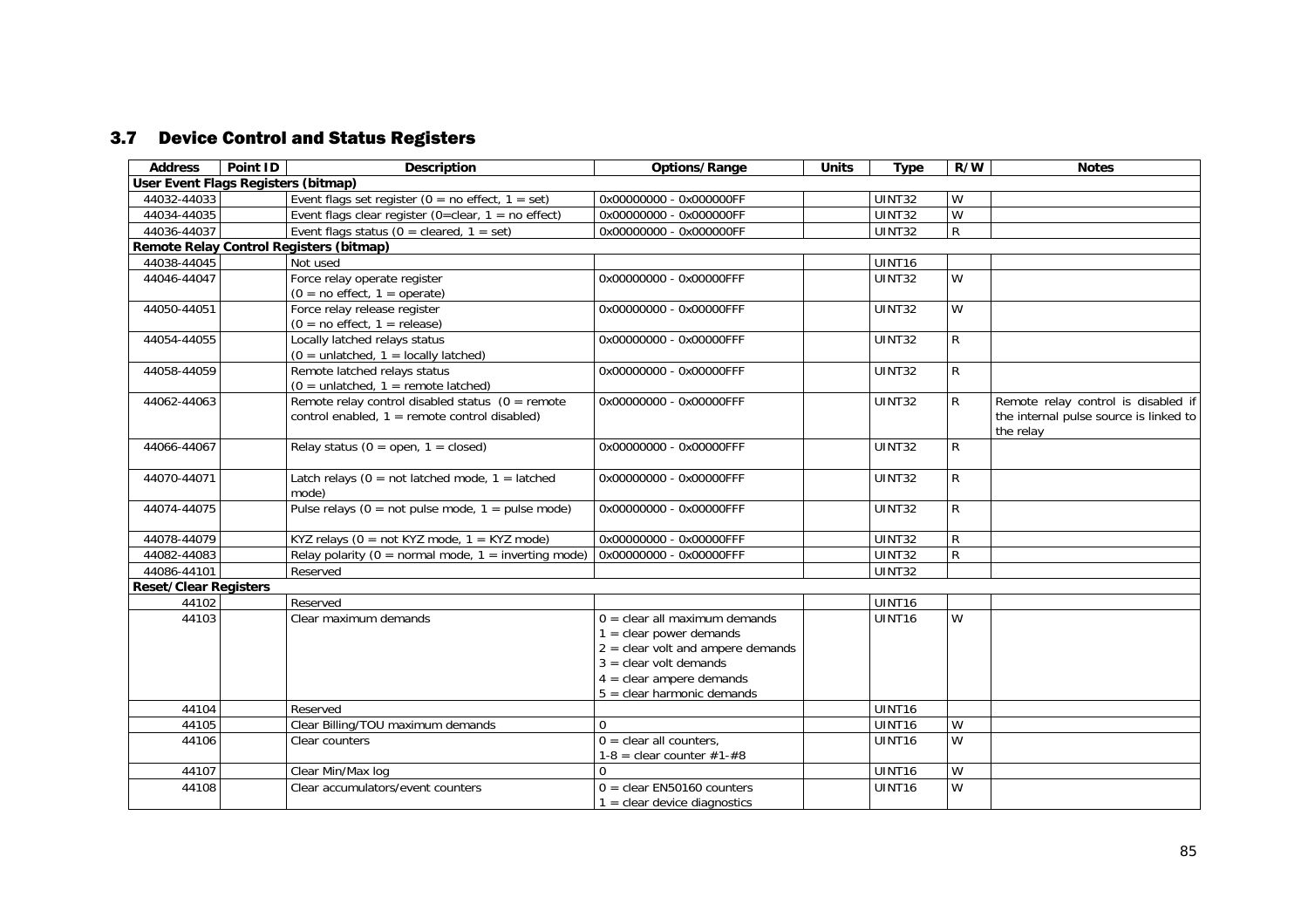## 3.7 Device Control and Status Registers

| Address | Point ID | Description | Options/Range | Units | Type | R/W | Notes |
|---|---|---|---|---|---|---|---|
| **User Event Flags Registers (bitmap)** | | | | | | | |
| 44032-44033 | | Event flags set register (0 = no effect, 1 = set) | 0x00000000 - 0x000000FF | | UINT32 | W | |
| 44034-44035 | | Event flags clear register (0=clear, 1 = no effect) | 0x00000000 - 0x000000FF | | UINT32 | W | |
| 44036-44037 | | Event flags status (0 = cleared, 1 = set) | 0x00000000 - 0x000000FF | | UINT32 | R | |
| **Remote Relay Control Registers (bitmap)** | | | | | | | |
| 44038-44045 | | Not used | | | UINT16 | | |
| 44046-44047 | | Force relay operate register (0 = no effect, 1 = operate) | 0x00000000 - 0x00000FFF | | UINT32 | W | |
| 44050-44051 | | Force relay release register (0 = no effect, 1 = release) | 0x00000000 - 0x00000FFF | | UINT32 | W | |
| 44054-44055 | | Locally latched relays status (0 = unlatched, 1 = locally latched) | 0x00000000 - 0x00000FFF | | UINT32 | R | |
| 44058-44059 | | Remote latched relays status (0 = unlatched, 1 = remote latched) | 0x00000000 - 0x00000FFF | | UINT32 | R | |
| 44062-44063 | | Remote relay control disabled status (0 = remote control enabled, 1 = remote control disabled) | 0x00000000 - 0x00000FFF | | UINT32 | R | Remote relay control is disabled if the internal pulse source is linked to the relay |
| 44066-44067 | | Relay status (0 = open, 1 = closed) | 0x00000000 - 0x00000FFF | | UINT32 | R | |
| 44070-44071 | | Latch relays (0 = not latched mode, 1 = latched mode) | 0x00000000 - 0x00000FFF | | UINT32 | R | |
| 44074-44075 | | Pulse relays (0 = not pulse mode, 1 = pulse mode) | 0x00000000 - 0x00000FFF | | UINT32 | R | |
| 44078-44079 | | KYZ relays (0 = not KYZ mode, 1 = KYZ mode) | 0x00000000 - 0x00000FFF | | UINT32 | R | |
| 44082-44083 | | Relay polarity (0 = normal mode, 1 = inverting mode) | 0x00000000 - 0x00000FFF | | UINT32 | R | |
| 44086-44101 | | Reserved | | | UINT32 | | |
| **Reset/Clear Registers** | | | | | | | |
| 44102 | | Reserved | | | UINT16 | | |
| 44103 | | Clear maximum demands | 0 = clear all maximum demands<br>1 = clear power demands<br>2 = clear volt and ampere demands<br>3 = clear volt demands<br>4 = clear ampere demands<br>5 = clear harmonic demands | | UINT16 | W | |
| 44104 | | Reserved | | | UINT16 | | |
| 44105 | | Clear Billing/TOU maximum demands | 0 | | UINT16 | W | |
| 44106 | | Clear counters | 0 = clear all counters,<br>1-8 = clear counter #1-#8 | | UINT16 | W | |
| 44107 | | Clear Min/Max log | 0 | | UINT16 | W | |
| 44108 | | Clear accumulators/event counters | 0 = clear EN50160 counters<br>1 = clear device diagnostics | | UINT16 | W | |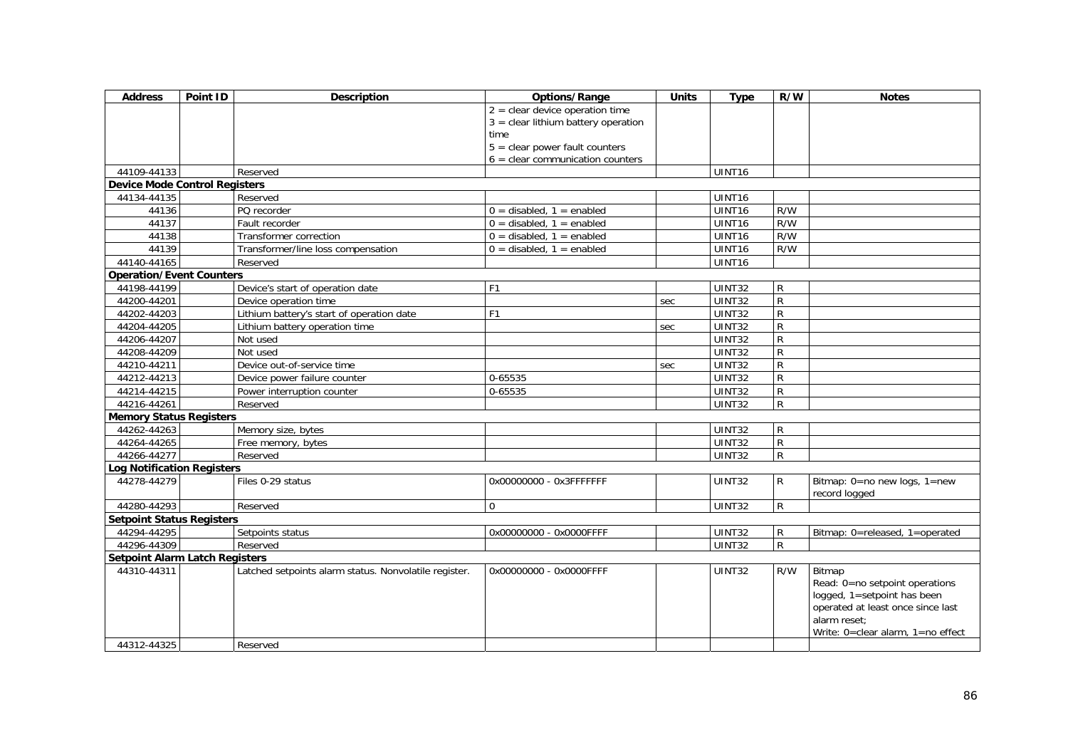| Address | Point ID | Description | Options/Range | Units | Type | R/W | Notes |
|---|---|---|---|---|---|---|---|
| | | | 2 = clear device operation time<br>3 = clear lithium battery operation time<br>5 = clear power fault counters<br>6 = clear communication counters | | | | |
| 44109-44133 | | Reserved | | | UINT16 | | |
| **Device Mode Control Registers** | | | | | | | |
| 44134-44135 | | Reserved | | | UINT16 | | |
| 44136 | | PQ recorder | 0 = disabled, 1 = enabled | | UINT16 | R/W | |
| 44137 | | Fault recorder | 0 = disabled, 1 = enabled | | UINT16 | R/W | |
| 44138 | | Transformer correction | 0 = disabled, 1 = enabled | | UINT16 | R/W | |
| 44139 | | Transformer/line loss compensation | 0 = disabled, 1 = enabled | | UINT16 | R/W | |
| 44140-44165 | | Reserved | | | UINT16 | | |
| **Operation/Event Counters** | | | | | | | |
| 44198-44199 | | Device's start of operation date | F1 | | UINT32 | R | |
| 44200-44201 | | Device operation time | | sec | UINT32 | R | |
| 44202-44203 | | Lithium battery's start of operation date | F1 | | UINT32 | R | |
| 44204-44205 | | Lithium battery operation time | | sec | UINT32 | R | |
| 44206-44207 | | Not used | | | UINT32 | R | |
| 44208-44209 | | Not used | | | UINT32 | R | |
| 44210-44211 | | Device out-of-service time | | sec | UINT32 | R | |
| 44212-44213 | | Device power failure counter | 0-65535 | | UINT32 | R | |
| 44214-44215 | | Power interruption counter | 0-65535 | | UINT32 | R | |
| 44216-44261 | | Reserved | | | UINT32 | R | |
| **Memory Status Registers** | | | | | | | |
| 44262-44263 | | Memory size, bytes | | | UINT32 | R | |
| 44264-44265 | | Free memory, bytes | | | UINT32 | R | |
| 44266-44277 | | Reserved | | | UINT32 | R | |
| **Log Notification Registers** | | | | | | | |
| 44278-44279 | | Files 0-29 status | 0x00000000 - 0x3FFFFFFF | | UINT32 | R | Bitmap: 0=no new logs, 1=new record logged |
| 44280-44293 | | Reserved | 0 | | UINT32 | R | |
| **Setpoint Status Registers** | | | | | | | |
| 44294-44295 | | Setpoints status | 0x00000000 - 0x0000FFFF | | UINT32 | R | Bitmap: 0=released, 1=operated |
| 44296-44309 | | Reserved | | | UINT32 | R | |
| **Setpoint Alarm Latch Registers** | | | | | | | |
| 44310-44311 | | Latched setpoints alarm status. Nonvolatile register. | 0x00000000 - 0x0000FFFF | | UINT32 | R/W | Bitmap<br>Read: 0=no setpoint operations logged, 1=setpoint has been operated at least once since last alarm reset;<br>Write: 0=clear alarm, 1=no effect |
| 44312-44325 | | Reserved | | | | | |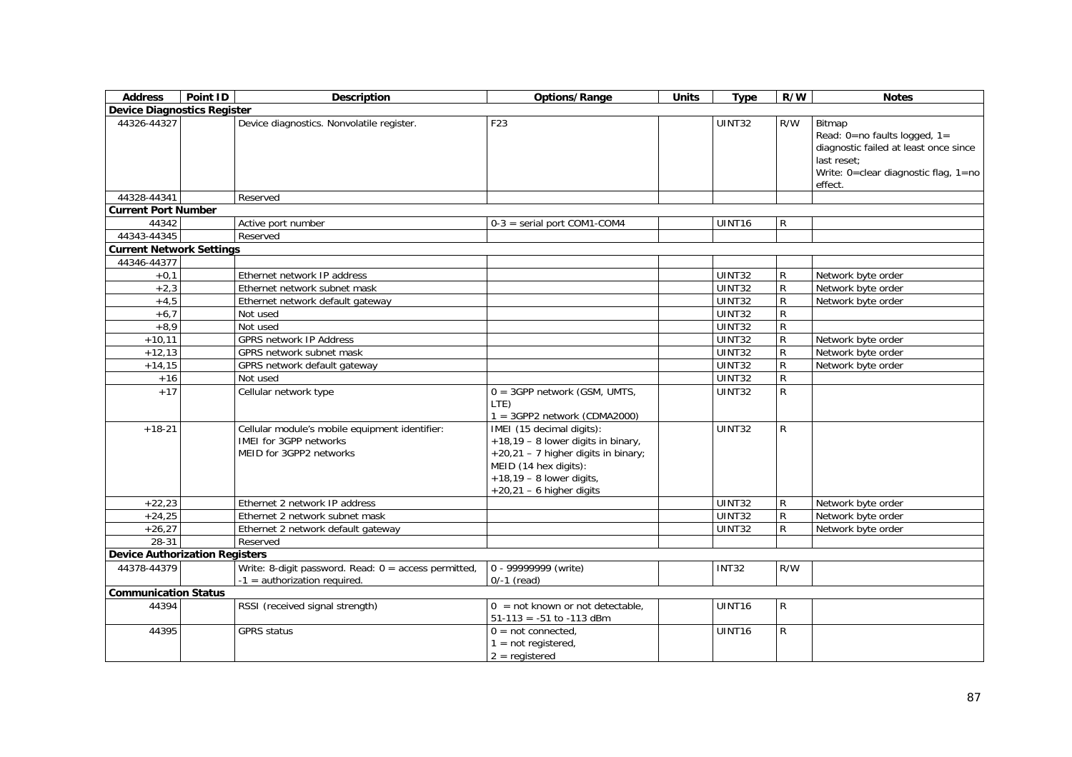| Address | Point ID | Description | Options/Range | Units | Type | R/W | Notes |
|---|---|---|---|---|---|---|---|
| **Device Diagnostics Register** | | | | | | | |
| 44326-44327 | | Device diagnostics. Nonvolatile register. | F23 | | UINT32 | R/W | Bitmap<br>Read: 0=no faults logged, 1= diagnostic failed at least once since last reset;<br>Write: 0=clear diagnostic flag, 1=no effect. |
| 44328-44341 | | Reserved | | | | | |
| **Current Port Number** | | | | | | | |
| 44342 | | Active port number | 0-3 = serial port COM1-COM4 | | UINT16 | R | |
| 44343-44345 | | Reserved | | | | | |
| **Current Network Settings** | | | | | | | |
| 44346-44377 | | | | | | | |
| +0,1 | | Ethernet network IP address | | | UINT32 | R | Network byte order |
| +2,3 | | Ethernet network subnet mask | | | UINT32 | R | Network byte order |
| +4,5 | | Ethernet network default gateway | | | UINT32 | R | Network byte order |
| +6,7 | | Not used | | | UINT32 | R | |
| +8,9 | | Not used | | | UINT32 | R | |
| +10,11 | | GPRS network IP Address | | | UINT32 | R | Network byte order |
| +12,13 | | GPRS network subnet mask | | | UINT32 | R | Network byte order |
| +14,15 | | GPRS network default gateway | | | UINT32 | R | Network byte order |
| +16 | | Not used | | | UINT32 | R | |
| +17 | | Cellular network type | 0 = 3GPP network (GSM, UMTS, LTE)<br>1 = 3GPP2 network (CDMA2000) | | UINT32 | R | |
| +18-21 | | Cellular module's mobile equipment identifier:<br>IMEI for 3GPP networks<br>MEID for 3GPP2 networks | IMEI (15 decimal digits):<br>+18,19 – 8 lower digits in binary,<br>+20,21 – 7 higher digits in binary;<br>MEID (14 hex digits):<br>+18,19 – 8 lower digits,<br>+20,21 – 6 higher digits | | UINT32 | R | |
| +22,23 | | Ethernet 2 network IP address | | | UINT32 | R | Network byte order |
| +24,25 | | Ethernet 2 network subnet mask | | | UINT32 | R | Network byte order |
| +26,27 | | Ethernet 2 network default gateway | | | UINT32 | R | Network byte order |
| 28-31 | | Reserved | | | | | |
| **Device Authorization Registers** | | | | | | | |
| 44378-44379 | | Write: 8-digit password. Read: 0 = access permitted, -1 = authorization required. | 0 - 99999999 (write)<br>0/-1 (read) | | INT32 | R/W | |
| **Communication Status** | | | | | | | |
| 44394 | | RSSI (received signal strength) | 0 = not known or not detectable,<br>51-113 = -51 to -113 dBm | | UINT16 | R | |
| 44395 | | GPRS status | 0 = not connected,<br>1 = not registered,<br>2 = registered | | UINT16 | R | |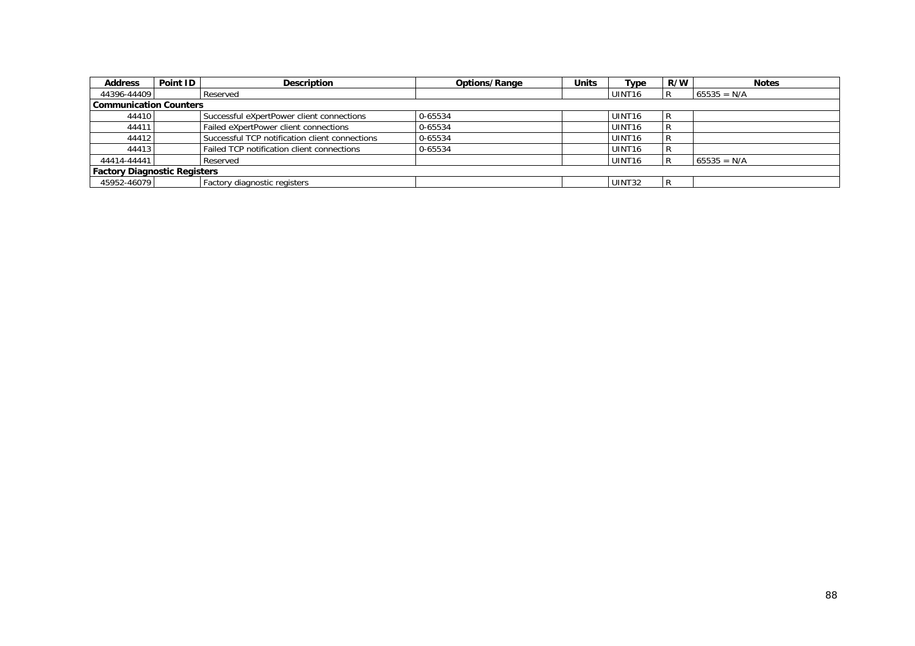| Address | Point ID | Description | Options/Range | Units | Type | R/W | Notes |
|---|---|---|---|---|---|---|---|
| 44396-44409 | | Reserved | | | UINT16 | R | 65535 = N/A |
| **Communication Counters** | | | | | | | |
| 44410 | | Successful eXpertPower client connections | 0-65534 | | UINT16 | R | |
| 44411 | | Failed eXpertPower client connections | 0-65534 | | UINT16 | R | |
| 44412 | | Successful TCP notification client connections | 0-65534 | | UINT16 | R | |
| 44413 | | Failed TCP notification client connections | 0-65534 | | UINT16 | R | |
| 44414-44441 | | Reserved | | | UINT16 | R | 65535 = N/A |
| **Factory Diagnostic Registers** | | | | | | | |
| 45952-46079 | | Factory diagnostic registers | | | UINT32 | R | |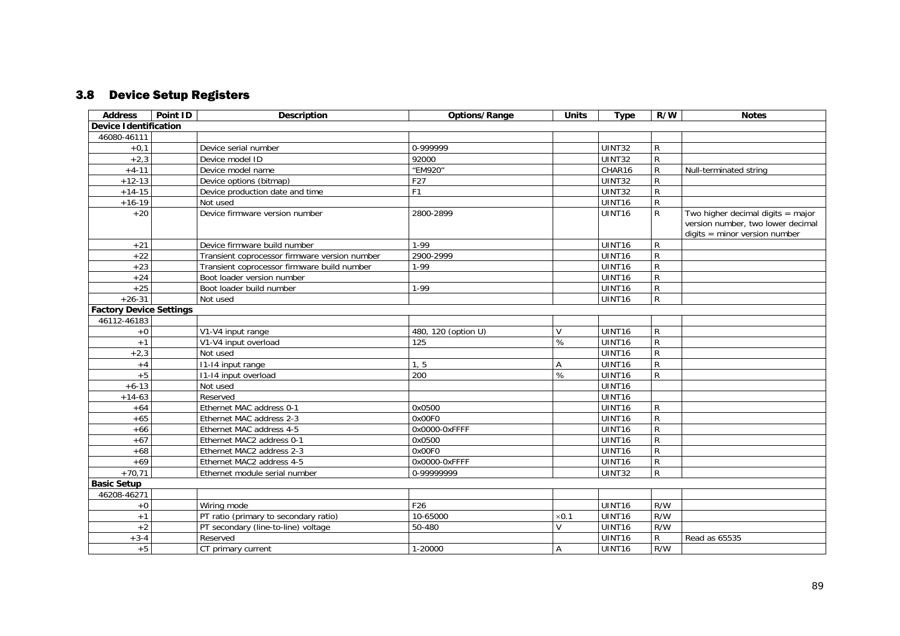## 3.8 Device Setup Registers

| Address | Point ID | Description | Options/Range | Units | Type | R/W | Notes |
|---|---|---|---|---|---|---|---|
| **Device Identification** | | | | | | | |
| 46080-46111 | | | | | | | |
| +0,1 | | Device serial number | 0-999999 | | UINT32 | R | |
| +2,3 | | Device model ID | 92000 | | UINT32 | R | |
| +4-11 | | Device model name | "EM920" | | CHAR16 | R | Null-terminated string |
| +12-13 | | Device options (bitmap) | F27 | | UINT32 | R | |
| +14-15 | | Device production date and time | F1 | | UINT32 | R | |
| +16-19 | | Not used | | | UINT16 | R | |
| +20 | | Device firmware version number | 2800-2899 | | UINT16 | R | Two higher decimal digits = major version number, two lower decimal digits = minor version number |
| +21 | | Device firmware build number | 1-99 | | UINT16 | R | |
| +22 | | Transient coprocessor firmware version number | 2900-2999 | | UINT16 | R | |
| +23 | | Transient coprocessor firmware build number | 1-99 | | UINT16 | R | |
| +24 | | Boot loader version number | | | UINT16 | R | |
| +25 | | Boot loader build number | 1-99 | | UINT16 | R | |
| +26-31 | | Not used | | | UINT16 | R | |
| **Factory Device Settings** | | | | | | | |
| 46112-46183 | | | | | | | |
| +0 | | V1-V4 input range | 480, 120 (option U) | V | UINT16 | R | |
| +1 | | V1-V4 input overload | 125 | % | UINT16 | R | |
| +2,3 | | Not used | | | UINT16 | R | |
| +4 | | I1-I4 input range | 1, 5 | A | UINT16 | R | |
| +5 | | I1-I4 input overload | 200 | % | UINT16 | R | |
| +6-13 | | Not used | | | UINT16 | | |
| +14-63 | | Reserved | | | UINT16 | | |
| +64 | | Ethernet MAC address 0-1 | 0x0500 | | UINT16 | R | |
| +65 | | Ethernet MAC address 2-3 | 0x00F0 | | UINT16 | R | |
| +66 | | Ethernet MAC address 4-5 | 0x0000-0xFFFF | | UINT16 | R | |
| +67 | | Ethernet MAC2 address 0-1 | 0x0500 | | UINT16 | R | |
| +68 | | Ethernet MAC2 address 2-3 | 0x00F0 | | UINT16 | R | |
| +69 | | Ethernet MAC2 address 4-5 | 0x0000-0xFFFF | | UINT16 | R | |
| +70,71 | | Ethernet module serial number | 0-99999999 | | UINT32 | R | |
| **Basic Setup** | | | | | | | |
| 46208-46271 | | | | | | | |
| +0 | | Wiring mode | F26 | | UINT16 | R/W | |
| +1 | | PT ratio (primary to secondary ratio) | 10-65000 | ×0.1 | UINT16 | R/W | |
| +2 | | PT secondary (line-to-line) voltage | 50-480 | V | UINT16 | R/W | |
| +3-4 | | Reserved | | | UINT16 | R | Read as 65535 |
| +5 | | CT primary current | 1-20000 | A | UINT16 | R/W | |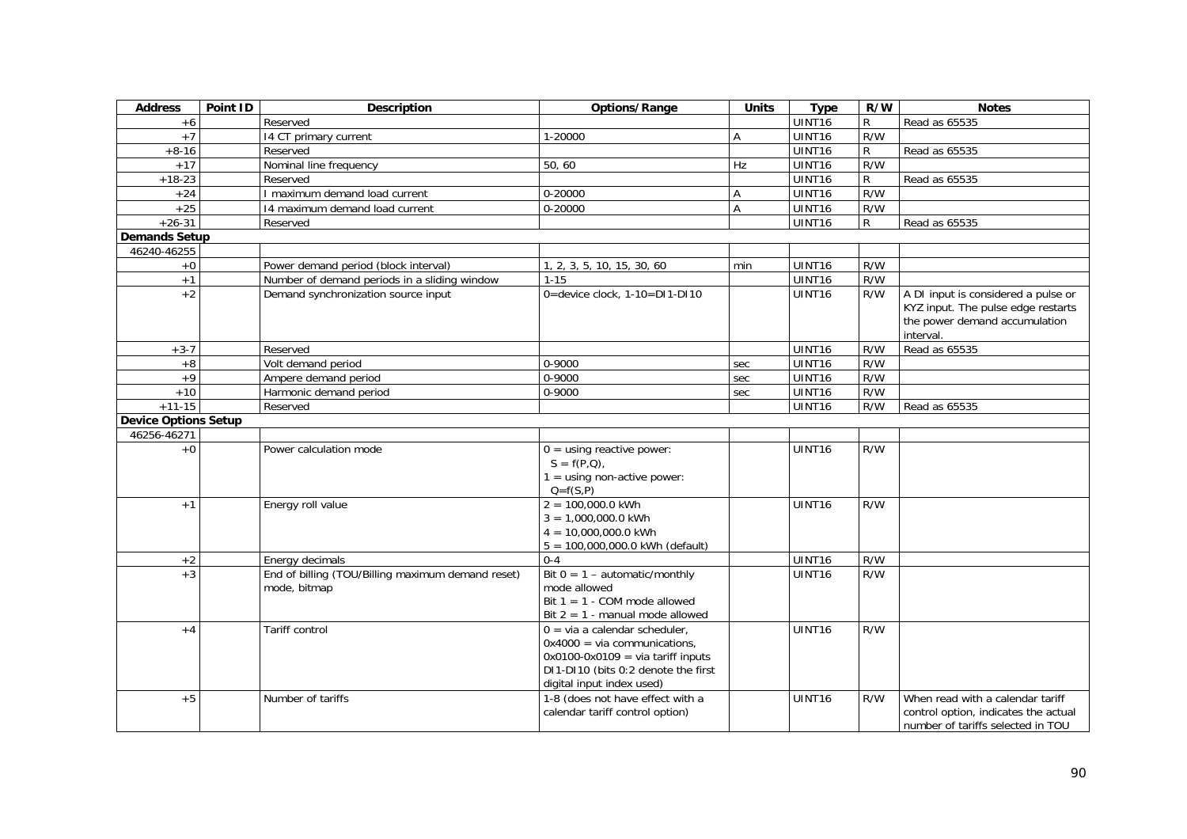| Address | Point ID | Description | Options/Range | Units | Type | R/W | Notes |
|---|---|---|---|---|---|---|---|
| +6 | | Reserved | | | UINT16 | R | Read as 65535 |
| +7 | | I4 CT primary current | 1-20000 | A | UINT16 | R/W | |
| +8-16 | | Reserved | | | UINT16 | R | Read as 65535 |
| +17 | | Nominal line frequency | 50, 60 | Hz | UINT16 | R/W | |
| +18-23 | | Reserved | | | UINT16 | R | Read as 65535 |
| +24 | | I maximum demand load current | 0-20000 | A | UINT16 | R/W | |
| +25 | | I4 maximum demand load current | 0-20000 | A | UINT16 | R/W | |
| +26-31 | | Reserved | | | UINT16 | R | Read as 65535 |
| **Demands Setup** | | | | | | | |
| 46240-46255 | | | | | | | |
| +0 | | Power demand period (block interval) | 1, 2, 3, 5, 10, 15, 30, 60 | min | UINT16 | R/W | |
| +1 | | Number of demand periods in a sliding window | 1-15 | | UINT16 | R/W | |
| +2 | | Demand synchronization source input | 0=device clock, 1-10=DI1-DI10 | | UINT16 | R/W | A DI input is considered a pulse or KYZ input. The pulse edge restarts the power demand accumulation interval. |
| +3-7 | | Reserved | | | UINT16 | R/W | Read as 65535 |
| +8 | | Volt demand period | 0-9000 | sec | UINT16 | R/W | |
| +9 | | Ampere demand period | 0-9000 | sec | UINT16 | R/W | |
| +10 | | Harmonic demand period | 0-9000 | sec | UINT16 | R/W | |
| +11-15 | | Reserved | | | UINT16 | R/W | Read as 65535 |
| **Device Options Setup** | | | | | | | |
| 46256-46271 | | | | | | | |
| +0 | | Power calculation mode | 0 = using reactive power: S = f(P,Q), 1 = using non-active power: Q=f(S,P) | | UINT16 | R/W | |
| +1 | | Energy roll value | 2 = 100,000.0 kWh 3 = 1,000,000.0 kWh 4 = 10,000,000.0 kWh 5 = 100,000,000.0 kWh (default) | | UINT16 | R/W | |
| +2 | | Energy decimals | 0-4 | | UINT16 | R/W | |
| +3 | | End of billing (TOU/Billing maximum demand reset) mode, bitmap | Bit 0 = 1 – automatic/monthly mode allowed Bit 1 = 1 - COM mode allowed Bit 2 = 1 - manual mode allowed | | UINT16 | R/W | |
| +4 | | Tariff control | 0 = via a calendar scheduler, 0x4000 = via communications, 0x0100-0x0109 = via tariff inputs DI1-DI10 (bits 0:2 denote the first digital input index used) | | UINT16 | R/W | |
| +5 | | Number of tariffs | 1-8 (does not have effect with a calendar tariff control option) | | UINT16 | R/W | When read with a calendar tariff control option, indicates the actual number of tariffs selected in TOU |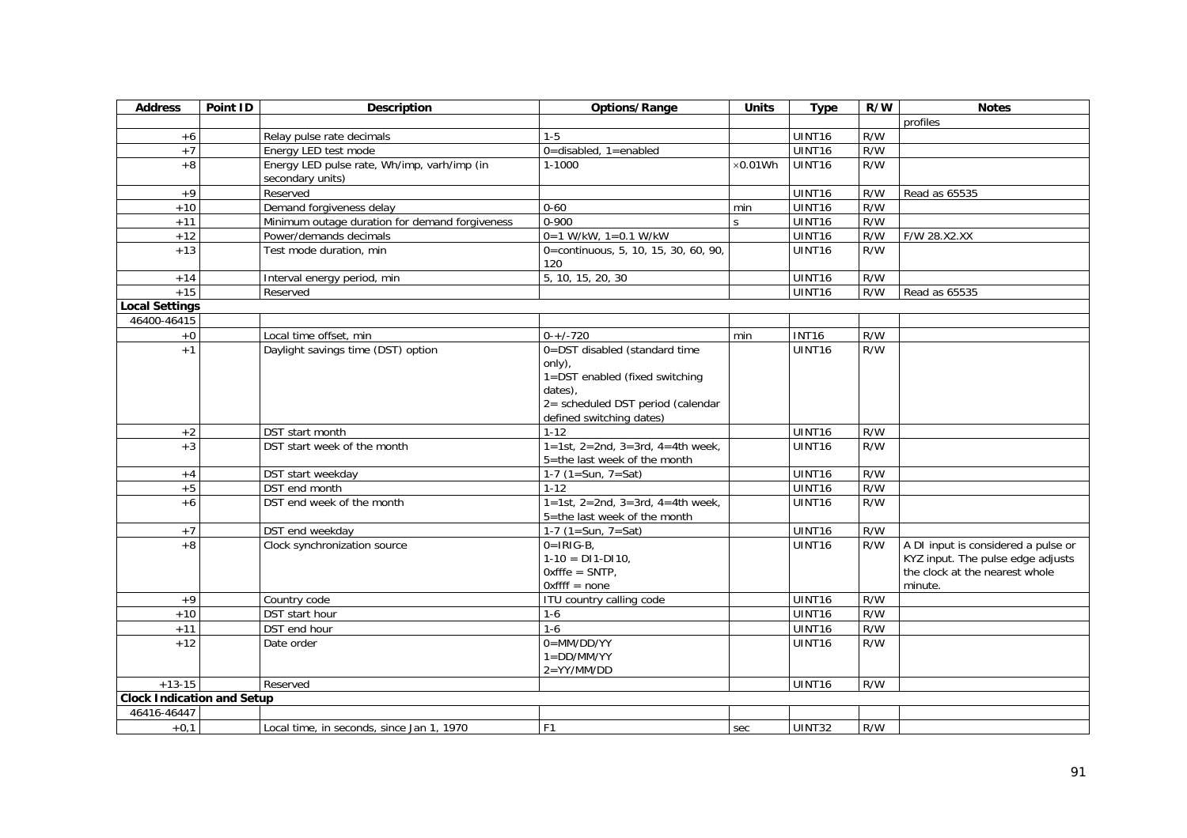| Address | Point ID | Description | Options/Range | Units | Type | R/W | Notes |
|---|---|---|---|---|---|---|---|
| | | | | | | | profiles |
| +6 | | Relay pulse rate decimals | 1-5 | | UINT16 | R/W | |
| +7 | | Energy LED test mode | 0=disabled, 1=enabled | | UINT16 | R/W | |
| +8 | | Energy LED pulse rate, Wh/imp, varh/imp (in secondary units) | 1-1000 | ×0.01Wh | UINT16 | R/W | |
| +9 | | Reserved | | | UINT16 | R/W | Read as 65535 |
| +10 | | Demand forgiveness delay | 0-60 | min | UINT16 | R/W | |
| +11 | | Minimum outage duration for demand forgiveness | 0-900 | s | UINT16 | R/W | |
| +12 | | Power/demands decimals | 0=1 W/kW, 1=0.1 W/kW | | UINT16 | R/W | F/W 28.X2.XX |
| +13 | | Test mode duration, min | 0=continuous, 5, 10, 15, 30, 60, 90, 120 | | UINT16 | R/W | |
| +14 | | Interval energy period, min | 5, 10, 15, 20, 30 | | UINT16 | R/W | |
| +15 | | Reserved | | | UINT16 | R/W | Read as 65535 |
| **Local Settings** | | | | | | | |
| 46400-46415 | | | | | | | |
| +0 | | Local time offset, min | 0-+/-720 | min | INT16 | R/W | |
| +1 | | Daylight savings time (DST) option | 0=DST disabled (standard time only),<br>1=DST enabled (fixed switching dates),<br>2= scheduled DST period (calendar defined switching dates) | | UINT16 | R/W | |
| +2 | | DST start month | 1-12 | | UINT16 | R/W | |
| +3 | | DST start week of the month | 1=1st, 2=2nd, 3=3rd, 4=4th week, 5=the last week of the month | | UINT16 | R/W | |
| +4 | | DST start weekday | 1-7 (1=Sun, 7=Sat) | | UINT16 | R/W | |
| +5 | | DST end month | 1-12 | | UINT16 | R/W | |
| +6 | | DST end week of the month | 1=1st, 2=2nd, 3=3rd, 4=4th week, 5=the last week of the month | | UINT16 | R/W | |
| +7 | | DST end weekday | 1-7 (1=Sun, 7=Sat) | | UINT16 | R/W | |
| +8 | | Clock synchronization source | 0=IRIG-B,<br>1-10 = DI1-DI10,<br>0xfffe = SNTP,<br>0xffff = none | | UINT16 | R/W | A DI input is considered a pulse or KYZ input. The pulse edge adjusts the clock at the nearest whole minute. |
| +9 | | Country code | ITU country calling code | | UINT16 | R/W | |
| +10 | | DST start hour | 1-6 | | UINT16 | R/W | |
| +11 | | DST end hour | 1-6 | | UINT16 | R/W | |
| +12 | | Date order | 0=MM/DD/YY<br>1=DD/MM/YY<br>2=YY/MM/DD | | UINT16 | R/W | |
| +13-15 | | Reserved | | | UINT16 | R/W | |
| **Clock Indication and Setup** | | | | | | | |
| 46416-46447 | | | | | | | |
| +0,1 | | Local time, in seconds, since Jan 1, 1970 | F1 | sec | UINT32 | R/W | |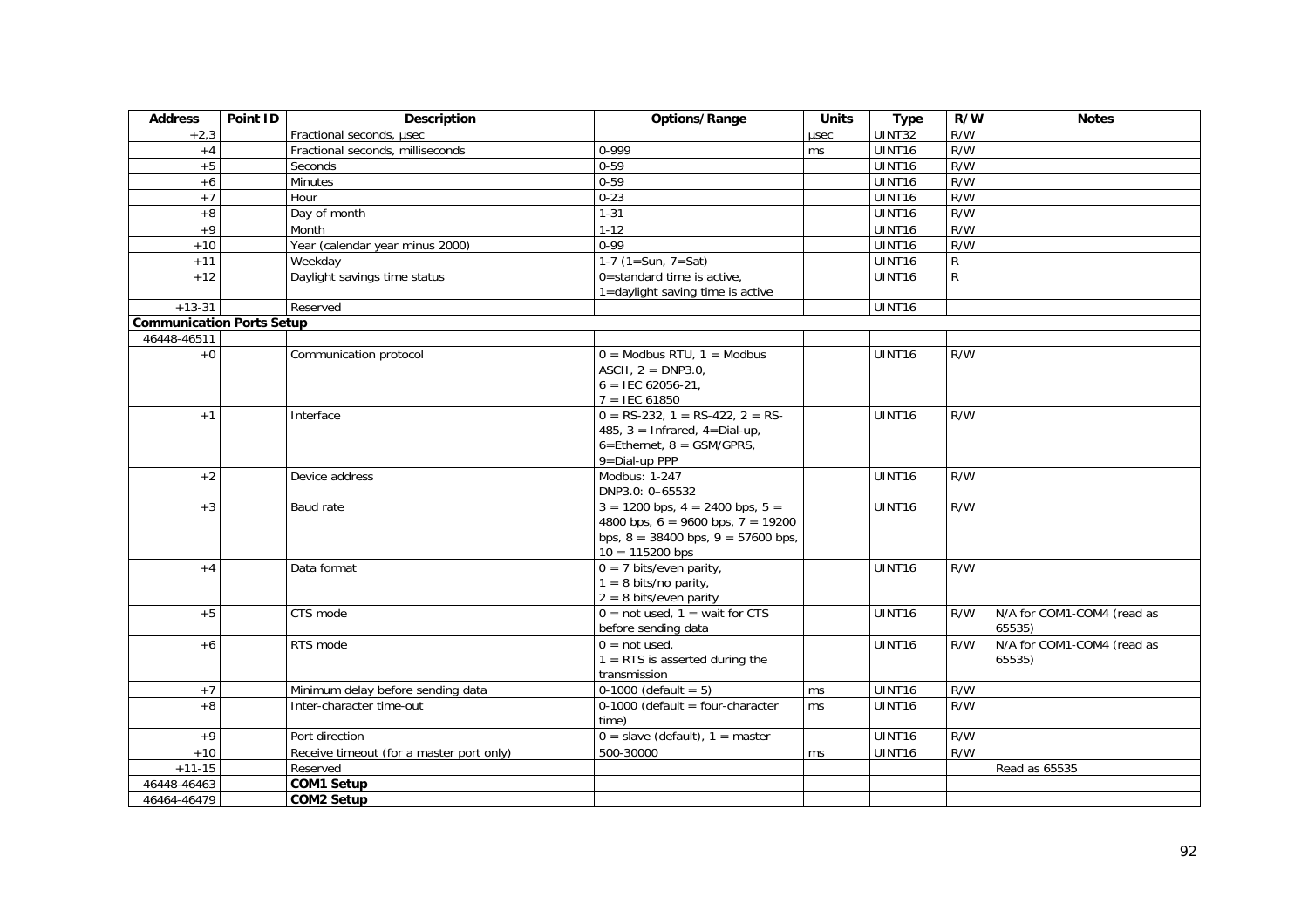| Address | Point ID | Description | Options/Range | Units | Type | R/W | Notes |
|---|---|---|---|---|---|---|---|
| +2,3 | | Fractional seconds, µsec | | µsec | UINT32 | R/W | |
| +4 | | Fractional seconds, milliseconds | 0-999 | ms | UINT16 | R/W | |
| +5 | | Seconds | 0-59 | | UINT16 | R/W | |
| +6 | | Minutes | 0-59 | | UINT16 | R/W | |
| +7 | | Hour | 0-23 | | UINT16 | R/W | |
| +8 | | Day of month | 1-31 | | UINT16 | R/W | |
| +9 | | Month | 1-12 | | UINT16 | R/W | |
| +10 | | Year (calendar year minus 2000) | 0-99 | | UINT16 | R/W | |
| +11 | | Weekday | 1-7 (1=Sun, 7=Sat) | | UINT16 | R | |
| +12 | | Daylight savings time status | 0=standard time is active, 1=daylight saving time is active | | UINT16 | R | |
| +13-31 | | Reserved | | | UINT16 | | |
| **Communication Ports Setup** | | | | | | | |
| 46448-46511 | | | | | | | |
| +0 | | Communication protocol | 0 = Modbus RTU, 1 = Modbus ASCII, 2 = DNP3.0, 6 = IEC 62056-21, 7 = IEC 61850 | | UINT16 | R/W | |
| +1 | | Interface | 0 = RS-232, 1 = RS-422, 2 = RS-485, 3 = Infrared, 4=Dial-up, 6=Ethernet, 8 = GSM/GPRS, 9=Dial-up PPP | | UINT16 | R/W | |
| +2 | | Device address | Modbus: 1-247 DNP3.0: 0–65532 | | UINT16 | R/W | |
| +3 | | Baud rate | 3 = 1200 bps, 4 = 2400 bps, 5 = 4800 bps, 6 = 9600 bps, 7 = 19200 bps, 8 = 38400 bps, 9 = 57600 bps, 10 = 115200 bps | | UINT16 | R/W | |
| +4 | | Data format | 0 = 7 bits/even parity, 1 = 8 bits/no parity, 2 = 8 bits/even parity | | UINT16 | R/W | |
| +5 | | CTS mode | 0 = not used, 1 = wait for CTS before sending data | | UINT16 | R/W | N/A for COM1-COM4 (read as 65535) |
| +6 | | RTS mode | 0 = not used, 1 = RTS is asserted during the transmission | | UINT16 | R/W | N/A for COM1-COM4 (read as 65535) |
| +7 | | Minimum delay before sending data | 0-1000 (default = 5) | ms | UINT16 | R/W | |
| +8 | | Inter-character time-out | 0-1000 (default = four-character time) | ms | UINT16 | R/W | |
| +9 | | Port direction | 0 = slave (default), 1 = master | | UINT16 | R/W | |
| +10 | | Receive timeout (for a master port only) | 500-30000 | ms | UINT16 | R/W | |
| +11-15 | | Reserved | | | | | Read as 65535 |
| 46448-46463 | | **COM1 Setup** | | | | | |
| 46464-46479 | | **COM2 Setup** | | | | | |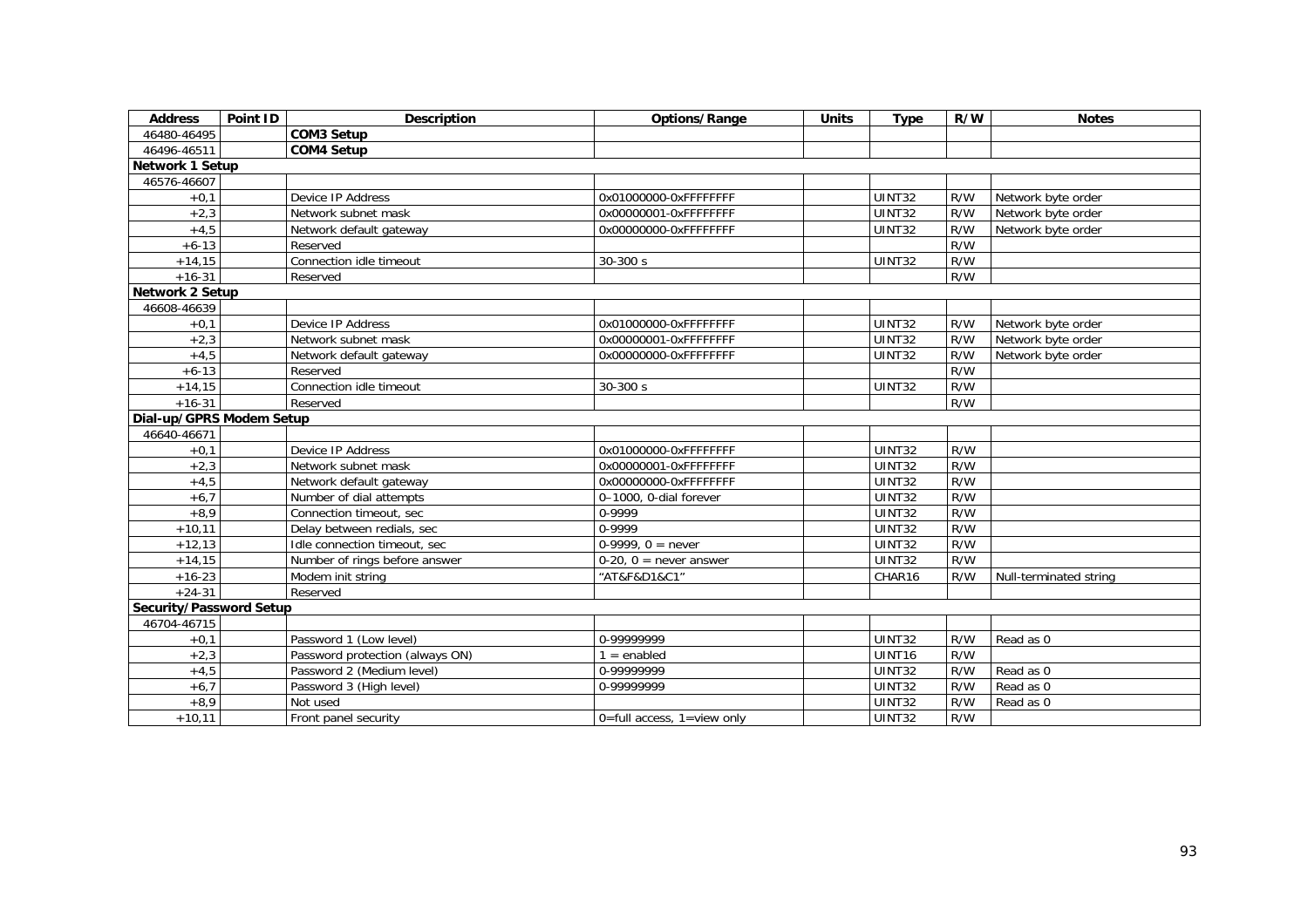| Address | Point ID | Description | Options/Range | Units | Type | R/W | Notes |
|---|---|---|---|---|---|---|---|
| 46480-46495 | | **COM3 Setup** | | | | | |
| 46496-46511 | | **COM4 Setup** | | | | | |
| **Network 1 Setup** | | | | | | | |
| 46576-46607 | | | | | | | |
| +0,1 | | Device IP Address | 0x01000000-0xFFFFFFFF | | UINT32 | R/W | Network byte order |
| +2,3 | | Network subnet mask | 0x00000001-0xFFFFFFFF | | UINT32 | R/W | Network byte order |
| +4,5 | | Network default gateway | 0x00000000-0xFFFFFFFF | | UINT32 | R/W | Network byte order |
| +6-13 | | Reserved | | | | R/W | |
| +14,15 | | Connection idle timeout | 30-300 s | | UINT32 | R/W | |
| +16-31 | | Reserved | | | | R/W | |
| **Network 2 Setup** | | | | | | | |
| 46608-46639 | | | | | | | |
| +0,1 | | Device IP Address | 0x01000000-0xFFFFFFFF | | UINT32 | R/W | Network byte order |
| +2,3 | | Network subnet mask | 0x00000001-0xFFFFFFFF | | UINT32 | R/W | Network byte order |
| +4,5 | | Network default gateway | 0x00000000-0xFFFFFFFF | | UINT32 | R/W | Network byte order |
| +6-13 | | Reserved | | | | R/W | |
| +14,15 | | Connection idle timeout | 30-300 s | | UINT32 | R/W | |
| +16-31 | | Reserved | | | | R/W | |
| **Dial-up/GPRS Modem Setup** | | | | | | | |
| 46640-46671 | | | | | | | |
| +0,1 | | Device IP Address | 0x01000000-0xFFFFFFFF | | UINT32 | R/W | |
| +2,3 | | Network subnet mask | 0x00000001-0xFFFFFFFF | | UINT32 | R/W | |
| +4,5 | | Network default gateway | 0x00000000-0xFFFFFFFF | | UINT32 | R/W | |
| +6,7 | | Number of dial attempts | 0–1000, 0-dial forever | | UINT32 | R/W | |
| +8,9 | | Connection timeout, sec | 0-9999 | | UINT32 | R/W | |
| +10,11 | | Delay between redials, sec | 0-9999 | | UINT32 | R/W | |
| +12,13 | | Idle connection timeout, sec | 0-9999, 0 = never | | UINT32 | R/W | |
| +14,15 | | Number of rings before answer | 0-20, 0 = never answer | | UINT32 | R/W | |
| +16-23 | | Modem init string | "AT&F&D1&C1" | | CHAR16 | R/W | Null-terminated string |
| +24-31 | | Reserved | | | | | |
| **Security/Password Setup** | | | | | | | |
| 46704-46715 | | | | | | | |
| +0,1 | | Password 1 (Low level) | 0-99999999 | | UINT32 | R/W | Read as 0 |
| +2,3 | | Password protection (always ON) | 1 = enabled | | UINT16 | R/W | |
| +4,5 | | Password 2 (Medium level) | 0-99999999 | | UINT32 | R/W | Read as 0 |
| +6,7 | | Password 3 (High level) | 0-99999999 | | UINT32 | R/W | Read as 0 |
| +8,9 | | Not used | | | UINT32 | R/W | Read as 0 |
| +10,11 | | Front panel security | 0=full access, 1=view only | | UINT32 | R/W | |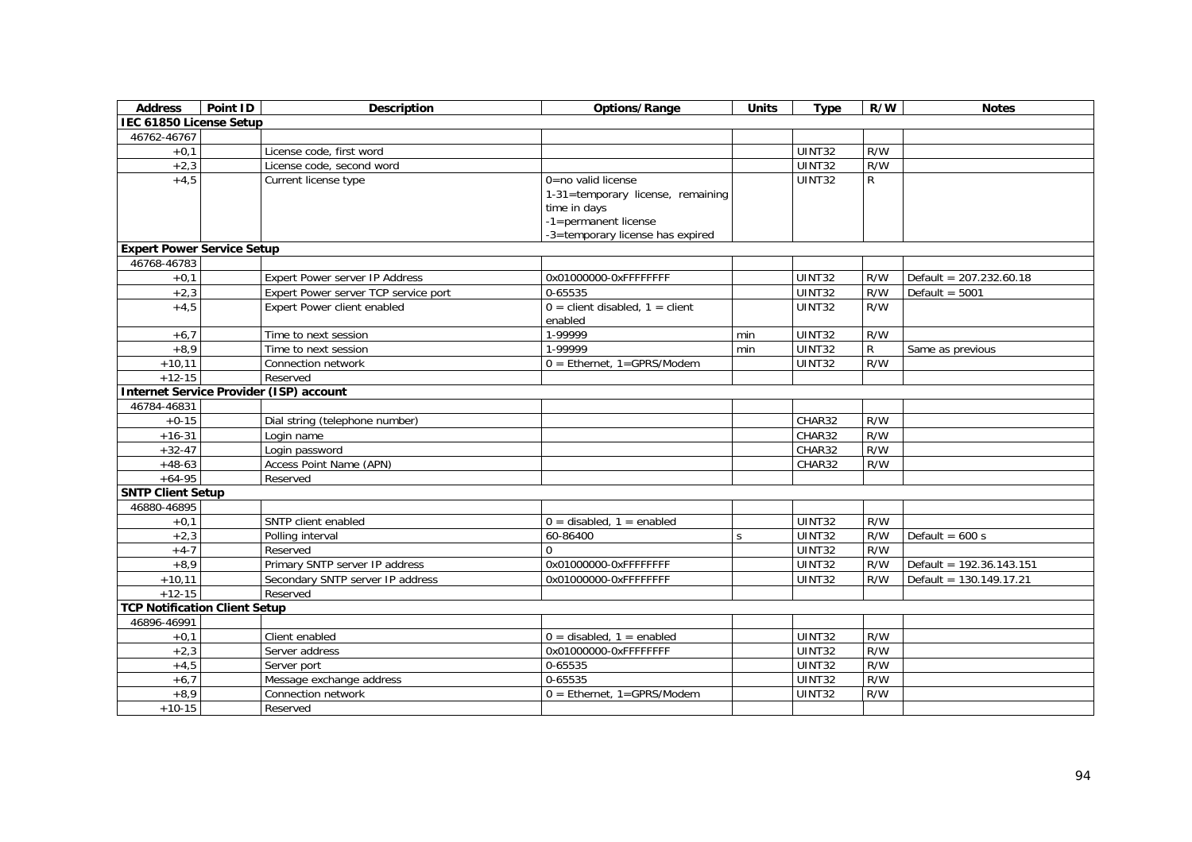| Address | Point ID | Description | Options/Range | Units | Type | R/W | Notes |
|---|---|---|---|---|---|---|---|
| **IEC 61850 License Setup** | | | | | | | |
| 46762-46767 | | | | | | | |
| +0,1 | | License code, first word | | | UINT32 | R/W | |
| +2,3 | | License code, second word | | | UINT32 | R/W | |
| +4,5 | | Current license type | 0=no valid license<br>1-31=temporary license, remaining time in days<br>-1=permanent license<br>-3=temporary license has expired | | UINT32 | R | |
| **Expert Power Service Setup** | | | | | | | |
| 46768-46783 | | | | | | | |
| +0,1 | | Expert Power server IP Address | 0x01000000-0xFFFFFFFF | | UINT32 | R/W | Default = 207.232.60.18 |
| +2,3 | | Expert Power server TCP service port | 0-65535 | | UINT32 | R/W | Default = 5001 |
| +4,5 | | Expert Power client enabled | 0 = client disabled, 1 = client enabled | | UINT32 | R/W | |
| +6,7 | | Time to next session | 1-99999 | min | UINT32 | R/W | |
| +8,9 | | Time to next session | 1-99999 | min | UINT32 | R | Same as previous |
| +10,11 | | Connection network | 0 = Ethernet, 1=GPRS/Modem | | UINT32 | R/W | |
| +12-15 | | Reserved | | | | | |
| **Internet Service Provider (ISP) account** | | | | | | | |
| 46784-46831 | | | | | | | |
| +0-15 | | Dial string (telephone number) | | | CHAR32 | R/W | |
| +16-31 | | Login name | | | CHAR32 | R/W | |
| +32-47 | | Login password | | | CHAR32 | R/W | |
| +48-63 | | Access Point Name (APN) | | | CHAR32 | R/W | |
| +64-95 | | Reserved | | | | | |
| **SNTP Client Setup** | | | | | | | |
| 46880-46895 | | | | | | | |
| +0,1 | | SNTP client enabled | 0 = disabled, 1 = enabled | | UINT32 | R/W | |
| +2,3 | | Polling interval | 60-86400 | s | UINT32 | R/W | Default = 600 s |
| +4-7 | | Reserved | 0 | | UINT32 | R/W | |
| +8,9 | | Primary SNTP server IP address | 0x01000000-0xFFFFFFFF | | UINT32 | R/W | Default = 192.36.143.151 |
| +10,11 | | Secondary SNTP server IP address | 0x01000000-0xFFFFFFFF | | UINT32 | R/W | Default = 130.149.17.21 |
| +12-15 | | Reserved | | | | | |
| **TCP Notification Client Setup** | | | | | | | |
| 46896-46991 | | | | | | | |
| +0,1 | | Client enabled | 0 = disabled, 1 = enabled | | UINT32 | R/W | |
| +2,3 | | Server address | 0x01000000-0xFFFFFFFF | | UINT32 | R/W | |
| +4,5 | | Server port | 0-65535 | | UINT32 | R/W | |
| +6,7 | | Message exchange address | 0-65535 | | UINT32 | R/W | |
| +8,9 | | Connection network | 0 = Ethernet, 1=GPRS/Modem | | UINT32 | R/W | |
| +10-15 | | Reserved | | | | | |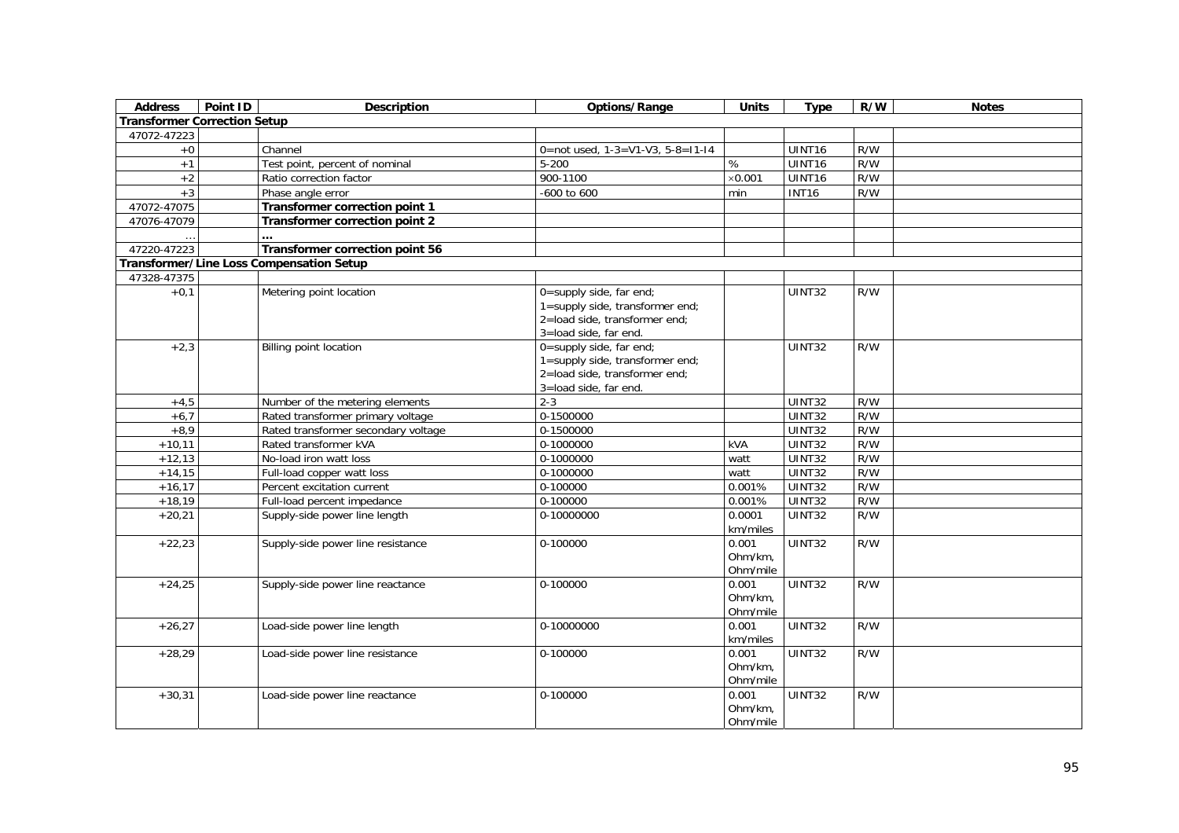| Address | Point ID | Description | Options/Range | Units | Type | R/W | Notes |
|---|---|---|---|---|---|---|---|
| **Transformer Correction Setup** | | | | | | | |
| 47072-47223 | | | | | | | |
| +0 | | Channel | 0=not used, 1-3=V1-V3, 5-8=I1-I4 | | UINT16 | R/W | |
| +1 | | Test point, percent of nominal | 5-200 | % | UINT16 | R/W | |
| +2 | | Ratio correction factor | 900-1100 | ×0.001 | UINT16 | R/W | |
| +3 | | Phase angle error | -600 to 600 | min | INT16 | R/W | |
| 47072-47075 | | **Transformer correction point 1** | | | | | |
| 47076-47079 | | **Transformer correction point 2** | | | | | |
| … | | **…** | | | | | |
| 47220-47223 | | **Transformer correction point 56** | | | | | |
| **Transformer/Line Loss Compensation Setup** | | | | | | | |
| 47328-47375 | | | | | | | |
| +0,1 | | Metering point location | 0=supply side, far end;<br>1=supply side, transformer end;<br>2=load side, transformer end;<br>3=load side, far end. | | UINT32 | R/W | |
| +2,3 | | Billing point location | 0=supply side, far end;<br>1=supply side, transformer end;<br>2=load side, transformer end;<br>3=load side, far end. | | UINT32 | R/W | |
| +4,5 | | Number of the metering elements | 2-3 | | UINT32 | R/W | |
| +6,7 | | Rated transformer primary voltage | 0-1500000 | | UINT32 | R/W | |
| +8,9 | | Rated transformer secondary voltage | 0-1500000 | | UINT32 | R/W | |
| +10,11 | | Rated transformer kVA | 0-1000000 | kVA | UINT32 | R/W | |
| +12,13 | | No-load iron watt loss | 0-1000000 | watt | UINT32 | R/W | |
| +14,15 | | Full-load copper watt loss | 0-1000000 | watt | UINT32 | R/W | |
| +16,17 | | Percent excitation current | 0-100000 | 0.001% | UINT32 | R/W | |
| +18,19 | | Full-load percent impedance | 0-100000 | 0.001% | UINT32 | R/W | |
| +20,21 | | Supply-side power line length | 0-10000000 | 0.0001 km/miles | UINT32 | R/W | |
| +22,23 | | Supply-side power line resistance | 0-100000 | 0.001 Ohm/km, Ohm/mile | UINT32 | R/W | |
| +24,25 | | Supply-side power line reactance | 0-100000 | 0.001 Ohm/km, Ohm/mile | UINT32 | R/W | |
| +26,27 | | Load-side power line length | 0-10000000 | 0.001 km/miles | UINT32 | R/W | |
| +28,29 | | Load-side power line resistance | 0-100000 | 0.001 Ohm/km, Ohm/mile | UINT32 | R/W | |
| +30,31 | | Load-side power line reactance | 0-100000 | 0.001 Ohm/km, Ohm/mile | UINT32 | R/W | |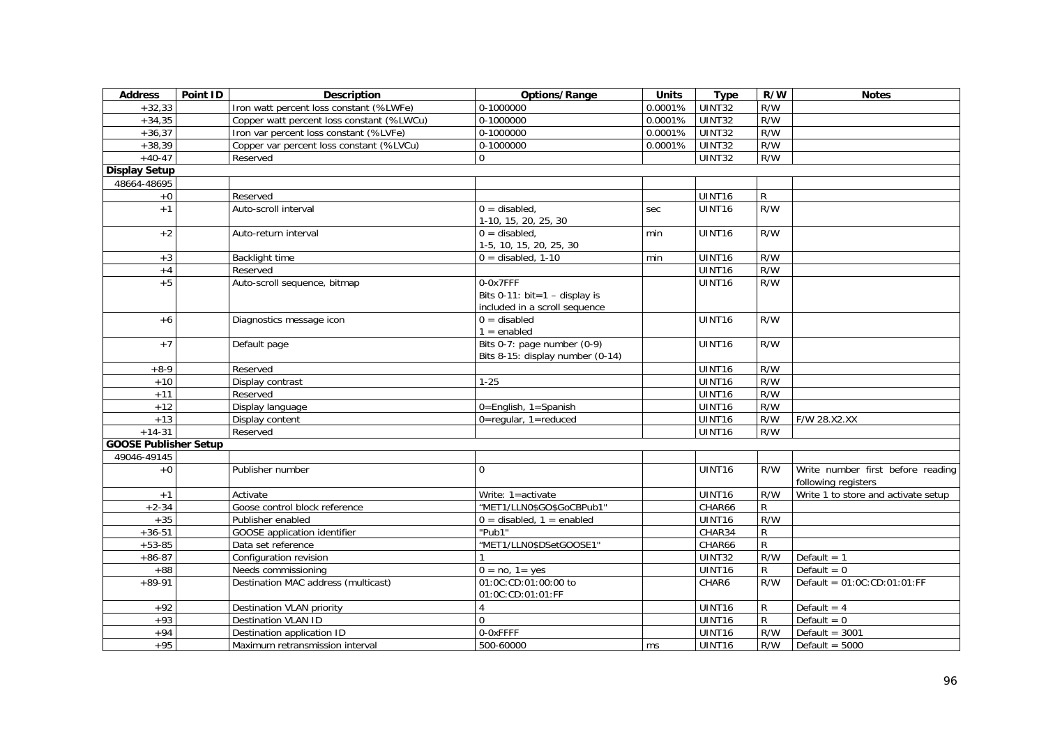| Address | Point ID | Description | Options/Range | Units | Type | R/W | Notes |
|---|---|---|---|---|---|---|---|
| +32,33 | | Iron watt percent loss constant (%LWFe) | 0-1000000 | 0.0001% | UINT32 | R/W | |
| +34,35 | | Copper watt percent loss constant (%LWCu) | 0-1000000 | 0.0001% | UINT32 | R/W | |
| +36,37 | | Iron var percent loss constant (%LVFe) | 0-1000000 | 0.0001% | UINT32 | R/W | |
| +38,39 | | Copper var percent loss constant (%LVCu) | 0-1000000 | 0.0001% | UINT32 | R/W | |
| +40-47 | | Reserved | 0 | | UINT32 | R/W | |
| **Display Setup** | | | | | | | |
| 48664-48695 | | | | | | | |
| +0 | | Reserved | | | UINT16 | R | |
| +1 | | Auto-scroll interval | 0 = disabled, 1-10, 15, 20, 25, 30 | sec | UINT16 | R/W | |
| +2 | | Auto-return interval | 0 = disabled, 1-5, 10, 15, 20, 25, 30 | min | UINT16 | R/W | |
| +3 | | Backlight time | 0 = disabled, 1-10 | min | UINT16 | R/W | |
| +4 | | Reserved | | | UINT16 | R/W | |
| +5 | | Auto-scroll sequence, bitmap | 0-0x7FFF Bits 0-11: bit=1 – display is included in a scroll sequence | | UINT16 | R/W | |
| +6 | | Diagnostics message icon | 0 = disabled 1 = enabled | | UINT16 | R/W | |
| +7 | | Default page | Bits 0-7: page number (0-9) Bits 8-15: display number (0-14) | | UINT16 | R/W | |
| +8-9 | | Reserved | | | UINT16 | R/W | |
| +10 | | Display contrast | 1-25 | | UINT16 | R/W | |
| +11 | | Reserved | | | UINT16 | R/W | |
| +12 | | Display language | 0=English, 1=Spanish | | UINT16 | R/W | |
| +13 | | Display content | 0=regular, 1=reduced | | UINT16 | R/W | F/W 28.X2.XX |
| +14-31 | | Reserved | | | UINT16 | R/W | |
| **GOOSE Publisher Setup** | | | | | | | |
| 49046-49145 | | | | | | | |
| +0 | | Publisher number | 0 | | UINT16 | R/W | Write number first before reading following registers |
| +1 | | Activate | Write: 1=activate | | UINT16 | R/W | Write 1 to store and activate setup |
| +2-34 | | Goose control block reference | "MET1/LLN0$GO$GoCBPub1" | | CHAR66 | R | |
| +35 | | Publisher enabled | 0 = disabled, 1 = enabled | | UINT16 | R/W | |
| +36-51 | | GOOSE application identifier | "Pub1" | | CHAR34 | R | |
| +53-85 | | Data set reference | "MET1/LLN0$DSetGOOSE1" | | CHAR66 | R | |
| +86-87 | | Configuration revision | 1 | | UINT32 | R/W | Default = 1 |
| +88 | | Needs commissioning | 0 = no, 1= yes | | UINT16 | R | Default = 0 |
| +89-91 | | Destination MAC address (multicast) | 01:0C:CD:01:00:00 to 01:0C:CD:01:01:FF | | CHAR6 | R/W | Default = 01:0C:CD:01:01:FF |
| +92 | | Destination VLAN priority | 4 | | UINT16 | R | Default = 4 |
| +93 | | Destination VLAN ID | 0 | | UINT16 | R | Default = 0 |
| +94 | | Destination application ID | 0-0xFFFF | | UINT16 | R/W | Default = 3001 |
| +95 | | Maximum retransmission interval | 500-60000 | ms | UINT16 | R/W | Default = 5000 |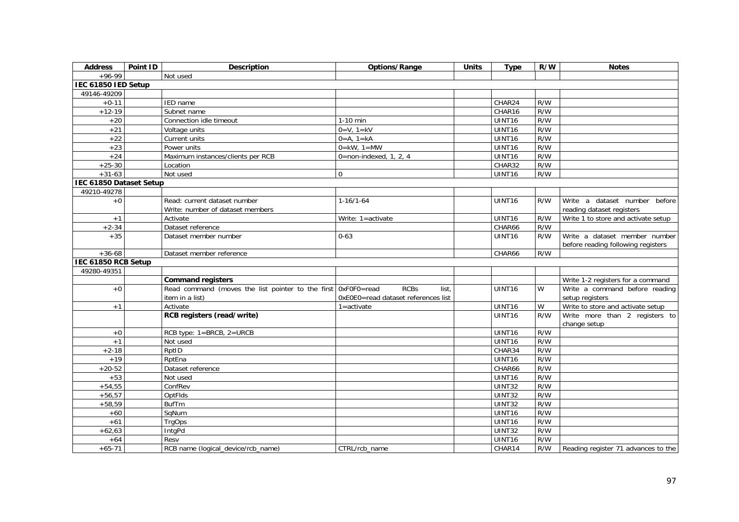| Address | Point ID | Description | Options/Range | Units | Type | R/W | Notes |
|---|---|---|---|---|---|---|---|
| +96-99 | | Not used | | | | | |
| **IEC 61850 IED Setup** | | | | | | | |
| 49146-49209 | | | | | | | |
| +0-11 | | IED name | | | CHAR24 | R/W | |
| +12-19 | | Subnet name | | | CHAR16 | R/W | |
| +20 | | Connection idle timeout | 1-10 min | | UINT16 | R/W | |
| +21 | | Voltage units | 0=V, 1=kV | | UINT16 | R/W | |
| +22 | | Current units | 0=A, 1=kA | | UINT16 | R/W | |
| +23 | | Power units | 0=kW, 1=MW | | UINT16 | R/W | |
| +24 | | Maximum instances/clients per RCB | 0=non-indexed, 1, 2, 4 | | UINT16 | R/W | |
| +25-30 | | Location | | | CHAR32 | R/W | |
| +31-63 | | Not used | 0 | | UINT16 | R/W | |
| **IEC 61850 Dataset Setup** | | | | | | | |
| 49210-49278 | | | | | | | |
| +0 | | Read: current dataset number<br>Write: number of dataset members | 1-16/1-64 | | UINT16 | R/W | Write a dataset number before reading dataset registers |
| +1 | | Activate | Write: 1=activate | | UINT16 | R/W | Write 1 to store and activate setup |
| +2-34 | | Dataset reference | | | CHAR66 | R/W | |
| +35 | | Dataset member number | 0-63 | | UINT16 | R/W | Write a dataset member number before reading following registers |
| +36-68 | | Dataset member reference | | | CHAR66 | R/W | |
| **IEC 61850 RCB Setup** | | | | | | | |
| 49280-49351 | | | | | | | |
| | | **Command registers** | | | | | Write 1-2 registers for a command |
| +0 | | Read command (moves the list pointer to the first item in a list) | 0xF0F0=read RCBs list, 0xE0E0=read dataset references list | | UINT16 | W | Write a command before reading setup registers |
| +1 | | Activate | 1=activate | | UINT16 | W | Write to store and activate setup |
| | | **RCB registers (read/write)** | | | UINT16 | R/W | Write more than 2 registers to change setup |
| +0 | | RCB type: 1=BRCB, 2=URCB | | | UINT16 | R/W | |
| +1 | | Not used | | | UINT16 | R/W | |
| +2-18 | | RptID | | | CHAR34 | R/W | |
| +19 | | RptEna | | | UINT16 | R/W | |
| +20-52 | | Dataset reference | | | CHAR66 | R/W | |
| +53 | | Not used | | | UINT16 | R/W | |
| +54,55 | | ConfRev | | | UINT32 | R/W | |
| +56,57 | | OptFlds | | | UINT32 | R/W | |
| +58,59 | | BufTm | | | UINT32 | R/W | |
| +60 | | SqNum | | | UINT16 | R/W | |
| +61 | | TrgOps | | | UINT16 | R/W | |
| +62,63 | | IntgPd | | | UINT32 | R/W | |
| +64 | | Resv | | | UINT16 | R/W | |
| +65-71 | | RCB name (logical_device/rcb_name) | CTRL/rcb_name | | CHAR14 | R/W | Reading register 71 advances to the |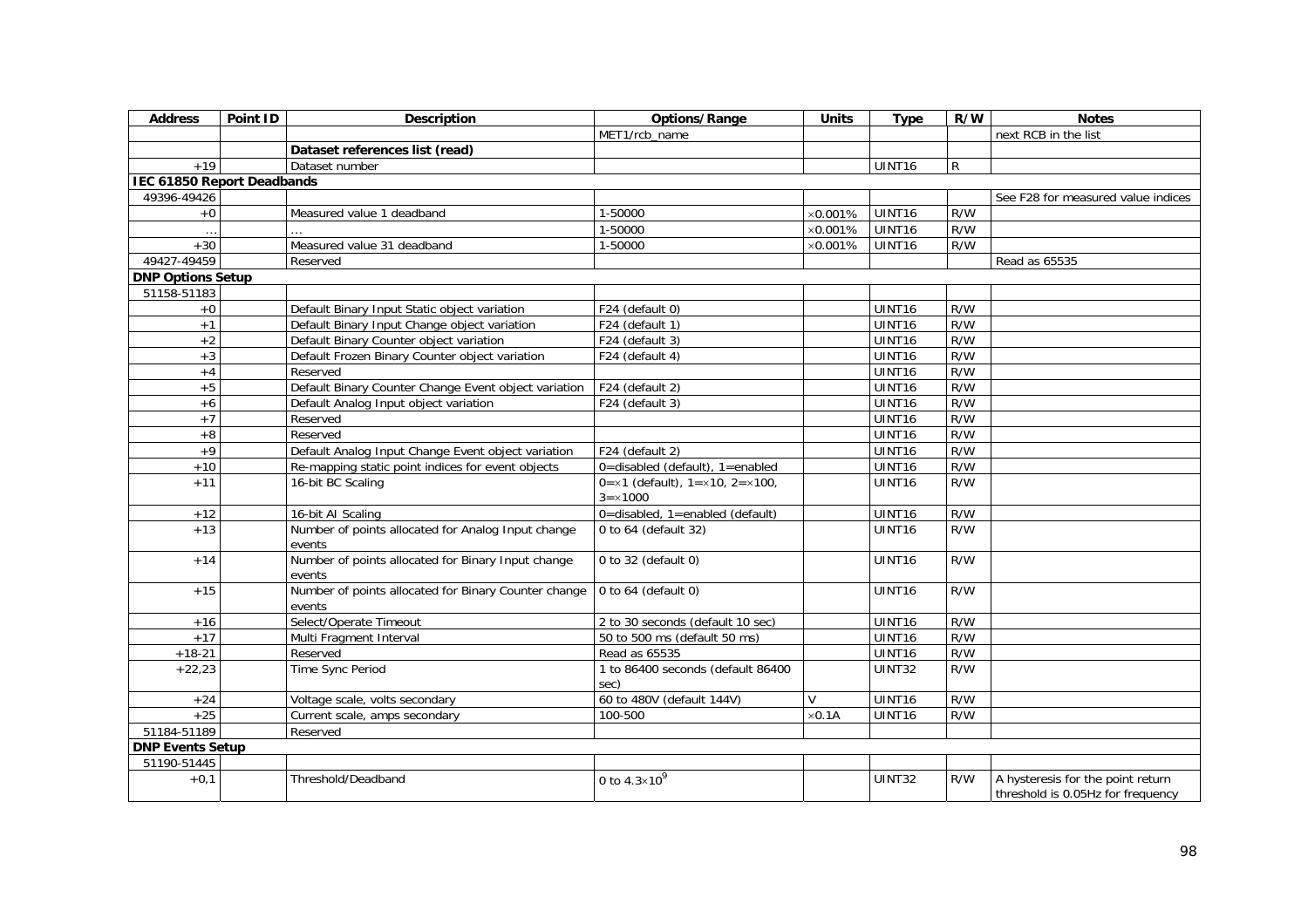| Address | Point ID | Description | Options/Range | Units | Type | R/W | Notes |
|---|---|---|---|---|---|---|---|
| | | | MET1/rcb_name | | | | next RCB in the list |
| | | **Dataset references list (read)** | | | | | |
| +19 | | Dataset number | | | UINT16 | R | |
| **IEC 61850 Report Deadbands** | | | | | | | |
| 49396-49426 | | | | | | | See F28 for measured value indices |
| +0 | | Measured value 1 deadband | 1-50000 | ×0.001% | UINT16 | R/W | |
| … | | … | 1-50000 | ×0.001% | UINT16 | R/W | |
| +30 | | Measured value 31 deadband | 1-50000 | ×0.001% | UINT16 | R/W | |
| 49427-49459 | | Reserved | | | | | Read as 65535 |
| **DNP Options Setup** | | | | | | | |
| 51158-51183 | | | | | | | |
| +0 | | Default Binary Input Static object variation | F24 (default 0) | | UINT16 | R/W | |
| +1 | | Default Binary Input Change object variation | F24 (default 1) | | UINT16 | R/W | |
| +2 | | Default Binary Counter object variation | F24 (default 3) | | UINT16 | R/W | |
| +3 | | Default Frozen Binary Counter object variation | F24 (default 4) | | UINT16 | R/W | |
| +4 | | Reserved | | | UINT16 | R/W | |
| +5 | | Default Binary Counter Change Event object variation | F24 (default 2) | | UINT16 | R/W | |
| +6 | | Default Analog Input object variation | F24 (default 3) | | UINT16 | R/W | |
| +7 | | Reserved | | | UINT16 | R/W | |
| +8 | | Reserved | | | UINT16 | R/W | |
| +9 | | Default Analog Input Change Event object variation | F24 (default 2) | | UINT16 | R/W | |
| +10 | | Re-mapping static point indices for event objects | 0=disabled (default), 1=enabled | | UINT16 | R/W | |
| +11 | | 16-bit BC Scaling | 0=×1 (default), 1=×10, 2=×100, 3=×1000 | | UINT16 | R/W | |
| +12 | | 16-bit AI Scaling | 0=disabled, 1=enabled (default) | | UINT16 | R/W | |
| +13 | | Number of points allocated for Analog Input change events | 0 to 64 (default 32) | | UINT16 | R/W | |
| +14 | | Number of points allocated for Binary Input change events | 0 to 32 (default 0) | | UINT16 | R/W | |
| +15 | | Number of points allocated for Binary Counter change events | 0 to 64 (default 0) | | UINT16 | R/W | |
| +16 | | Select/Operate Timeout | 2 to 30 seconds (default 10 sec) | | UINT16 | R/W | |
| +17 | | Multi Fragment Interval | 50 to 500 ms (default 50 ms) | | UINT16 | R/W | |
| +18-21 | | Reserved | Read as 65535 | | UINT16 | R/W | |
| +22,23 | | Time Sync Period | 1 to 86400 seconds (default 86400 sec) | | UINT32 | R/W | |
| +24 | | Voltage scale, volts secondary | 60 to 480V (default 144V) | V | UINT16 | R/W | |
| +25 | | Current scale, amps secondary | 100-500 | ×0.1A | UINT16 | R/W | |
| 51184-51189 | | Reserved | | | | | |
| **DNP Events Setup** | | | | | | | |
| 51190-51445 | | | | | | | |
| +0,1 | | Threshold/Deadband | 0 to $4.3 \times 10^9$ | | UINT32 | R/W | A hysteresis for the point return threshold is 0.05Hz for frequency |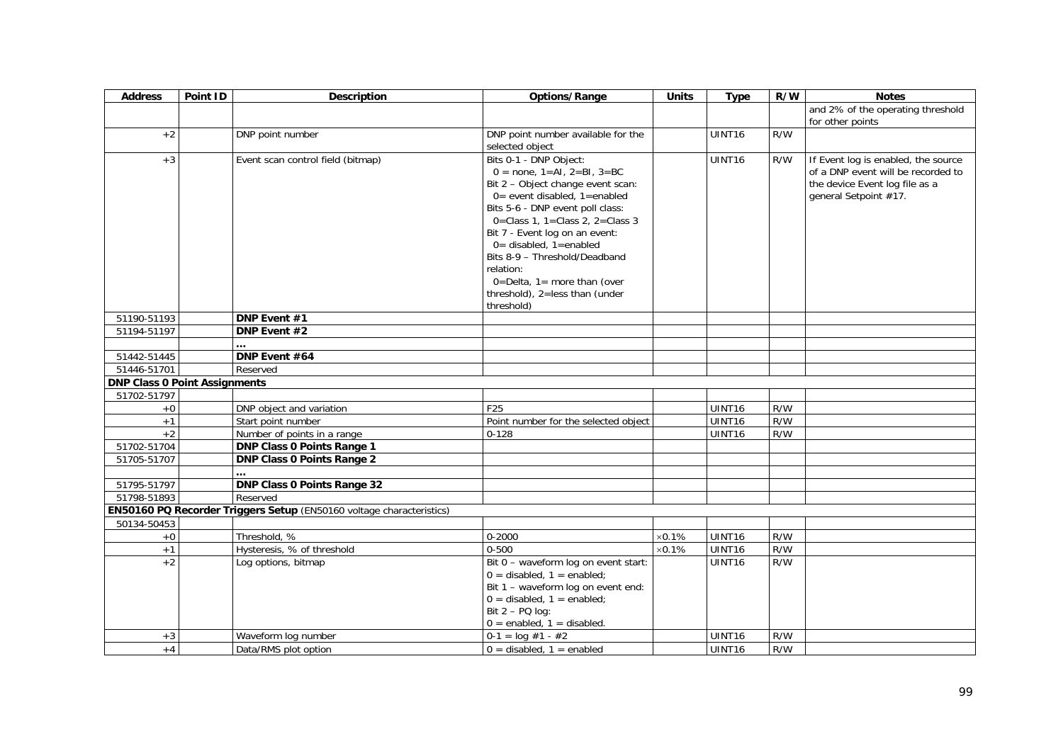| Address | Point ID | Description | Options/Range | Units | Type | R/W | Notes |
|---|---|---|---|---|---|---|---|
| | | | | | | | and 2% of the operating threshold for other points |
| +2 | | DNP point number | DNP point number available for the selected object | | UINT16 | R/W | |
| +3 | | Event scan control field (bitmap) | Bits 0-1 - DNP Object:<br>0 = none, 1=AI, 2=BI, 3=BC<br>Bit 2 – Object change event scan:<br>0= event disabled, 1=enabled<br>Bits 5-6 - DNP event poll class:<br>0=Class 1, 1=Class 2, 2=Class 3<br>Bit 7 - Event log on an event:<br>0= disabled, 1=enabled<br>Bits 8-9 – Threshold/Deadband relation:<br>0=Delta, 1= more than (over threshold), 2=less than (under threshold) | | UINT16 | R/W | If Event log is enabled, the source of a DNP event will be recorded to the device Event log file as a general Setpoint #17. |
| 51190-51193 | | **DNP Event #1** | | | | | |
| 51194-51197 | | **DNP Event #2** | | | | | |
| | | **…** | | | | | |
| 51442-51445 | | **DNP Event #64** | | | | | |
| 51446-51701 | | Reserved | | | | | |
| **DNP Class 0 Point Assignments** | | | | | | | |
| 51702-51797 | | | | | | | |
| +0 | | DNP object and variation | F25 | | UINT16 | R/W | |
| +1 | | Start point number | Point number for the selected object | | UINT16 | R/W | |
| +2 | | Number of points in a range | 0-128 | | UINT16 | R/W | |
| 51702-51704 | | **DNP Class 0 Points Range 1** | | | | | |
| 51705-51707 | | **DNP Class 0 Points Range 2** | | | | | |
| | | **…** | | | | | |
| 51795-51797 | | **DNP Class 0 Points Range 32** | | | | | |
| 51798-51893 | | Reserved | | | | | |
| **EN50160 PQ Recorder Triggers Setup** (EN50160 voltage characteristics) | | | | | | | |
| 50134-50453 | | | | | | | |
| +0 | | Threshold, % | 0-2000 | ×0.1% | UINT16 | R/W | |
| +1 | | Hysteresis, % of threshold | 0-500 | ×0.1% | UINT16 | R/W | |
| +2 | | Log options, bitmap | Bit 0 – waveform log on event start:<br>0 = disabled, 1 = enabled;<br>Bit 1 – waveform log on event end:<br>0 = disabled, 1 = enabled;<br>Bit 2 – PQ log:<br>0 = enabled, 1 = disabled. | | UINT16 | R/W | |
| +3 | | Waveform log number | 0-1 = log #1 - #2 | | UINT16 | R/W | |
| +4 | | Data/RMS plot option | 0 = disabled, 1 = enabled | | UINT16 | R/W | |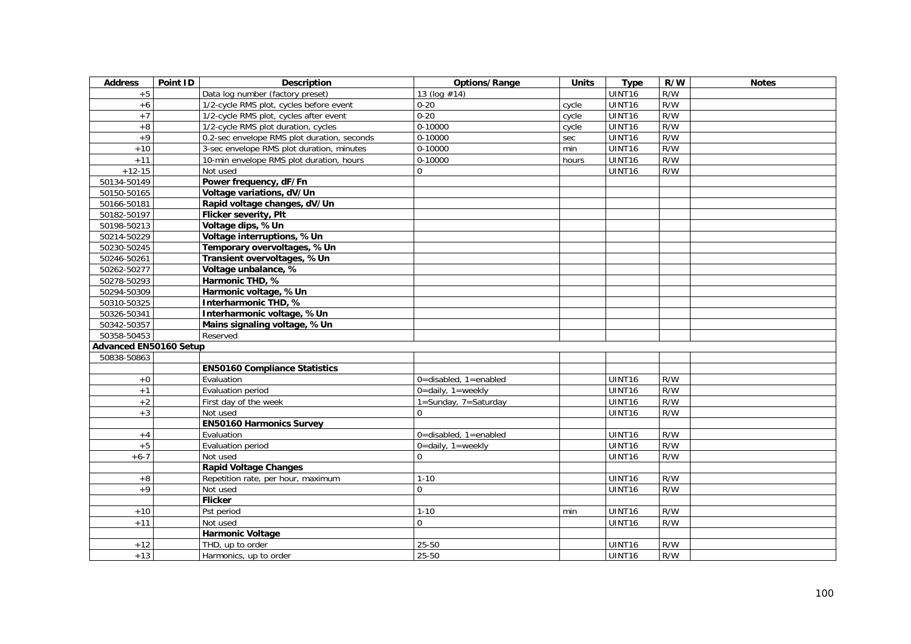| Address | Point ID | Description | Options/Range | Units | Type | R/W | Notes |
|---|---|---|---|---|---|---|---|
| +5 | | Data log number (factory preset) | 13 (log #14) | | UINT16 | R/W | |
| +6 | | 1/2-cycle RMS plot, cycles before event | 0-20 | cycle | UINT16 | R/W | |
| +7 | | 1/2-cycle RMS plot, cycles after event | 0-20 | cycle | UINT16 | R/W | |
| +8 | | 1/2-cycle RMS plot duration, cycles | 0-10000 | cycle | UINT16 | R/W | |
| +9 | | 0.2-sec envelope RMS plot duration, seconds | 0-10000 | sec | UINT16 | R/W | |
| +10 | | 3-sec envelope RMS plot duration, minutes | 0-10000 | min | UINT16 | R/W | |
| +11 | | 10-min envelope RMS plot duration, hours | 0-10000 | hours | UINT16 | R/W | |
| +12-15 | | Not used | 0 | | UINT16 | R/W | |
| 50134-50149 | | **Power frequency, dF/Fn** | | | | | |
| 50150-50165 | | **Voltage variations, dV/Un** | | | | | |
| 50166-50181 | | **Rapid voltage changes, dV/Un** | | | | | |
| 50182-50197 | | **Flicker severity, Plt** | | | | | |
| 50198-50213 | | **Voltage dips, % Un** | | | | | |
| 50214-50229 | | **Voltage interruptions, % Un** | | | | | |
| 50230-50245 | | **Temporary overvoltages, % Un** | | | | | |
| 50246-50261 | | **Transient overvoltages, % Un** | | | | | |
| 50262-50277 | | **Voltage unbalance, %** | | | | | |
| 50278-50293 | | **Harmonic THD, %** | | | | | |
| 50294-50309 | | **Harmonic voltage, % Un** | | | | | |
| 50310-50325 | | **Interharmonic THD, %** | | | | | |
| 50326-50341 | | **Interharmonic voltage, % Un** | | | | | |
| 50342-50357 | | **Mains signaling voltage, % Un** | | | | | |
| 50358-50453 | | Reserved | | | | | |
| **Advanced EN50160 Setup** | | | | | | | |
| 50838-50863 | | | | | | | |
| | | **EN50160 Compliance Statistics** | | | | | |
| +0 | | Evaluation | 0=disabled, 1=enabled | | UINT16 | R/W | |
| +1 | | Evaluation period | 0=daily, 1=weekly | | UINT16 | R/W | |
| +2 | | First day of the week | 1=Sunday, 7=Saturday | | UINT16 | R/W | |
| +3 | | Not used | 0 | | UINT16 | R/W | |
| | | **EN50160 Harmonics Survey** | | | | | |
| +4 | | Evaluation | 0=disabled, 1=enabled | | UINT16 | R/W | |
| +5 | | Evaluation period | 0=daily, 1=weekly | | UINT16 | R/W | |
| +6-7 | | Not used | 0 | | UINT16 | R/W | |
| | | **Rapid Voltage Changes** | | | | | |
| +8 | | Repetition rate, per hour, maximum | 1-10 | | UINT16 | R/W | |
| +9 | | Not used | 0 | | UINT16 | R/W | |
| | | **Flicker** | | | | | |
| +10 | | Pst period | 1-10 | min | UINT16 | R/W | |
| +11 | | Not used | 0 | | UINT16 | R/W | |
| | | **Harmonic Voltage** | | | | | |
| +12 | | THD, up to order | 25-50 | | UINT16 | R/W | |
| +13 | | Harmonics, up to order | 25-50 | | UINT16 | R/W | |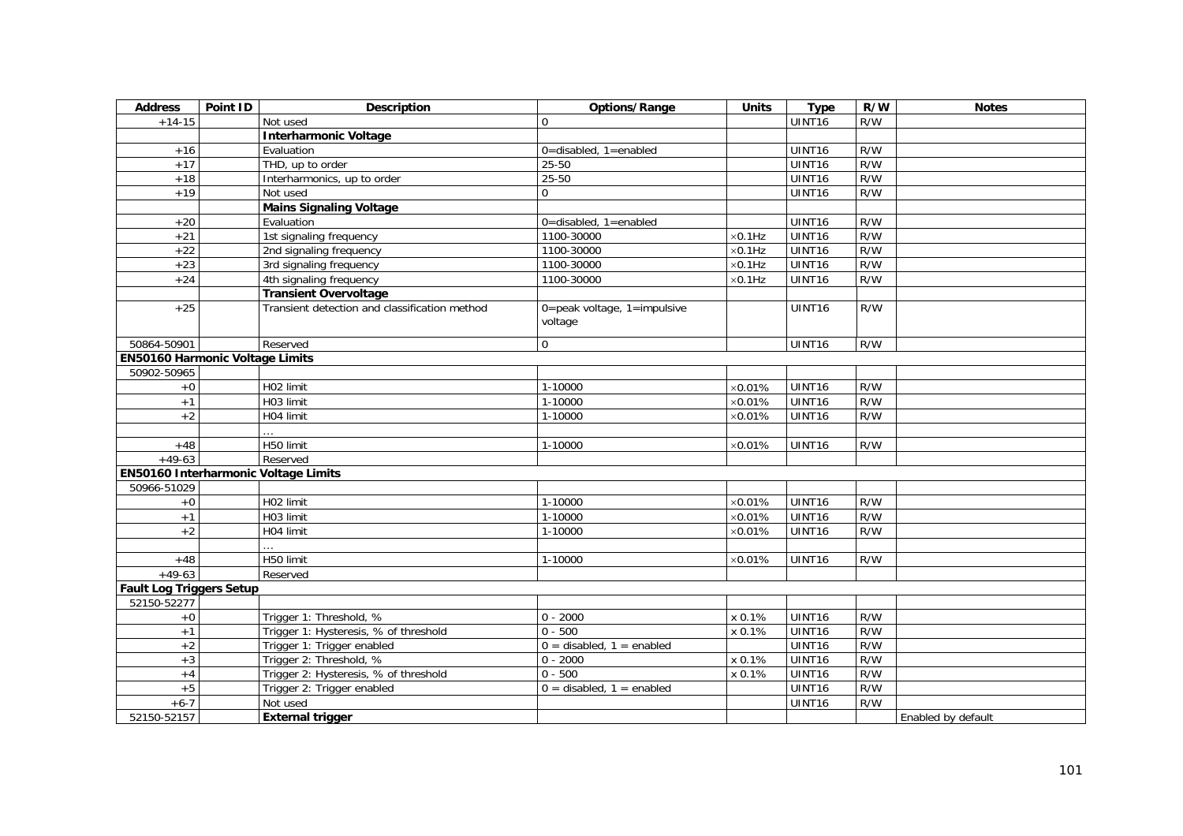| Address | Point ID | Description | Options/Range | Units | Type | R/W | Notes |
|---|---|---|---|---|---|---|---|
| +14-15 | | Not used | 0 | | UINT16 | R/W | |
| | | **Interharmonic Voltage** | | | | | |
| +16 | | Evaluation | 0=disabled, 1=enabled | | UINT16 | R/W | |
| +17 | | THD, up to order | 25-50 | | UINT16 | R/W | |
| +18 | | Interharmonics, up to order | 25-50 | | UINT16 | R/W | |
| +19 | | Not used | 0 | | UINT16 | R/W | |
| | | **Mains Signaling Voltage** | | | | | |
| +20 | | Evaluation | 0=disabled, 1=enabled | | UINT16 | R/W | |
| +21 | | 1st signaling frequency | 1100-30000 | ×0.1Hz | UINT16 | R/W | |
| +22 | | 2nd signaling frequency | 1100-30000 | ×0.1Hz | UINT16 | R/W | |
| +23 | | 3rd signaling frequency | 1100-30000 | ×0.1Hz | UINT16 | R/W | |
| +24 | | 4th signaling frequency | 1100-30000 | ×0.1Hz | UINT16 | R/W | |
| | | **Transient Overvoltage** | | | | | |
| +25 | | Transient detection and classification method | 0=peak voltage, 1=impulsive voltage | | UINT16 | R/W | |
| 50864-50901 | | Reserved | 0 | | UINT16 | R/W | |
| **EN50160 Harmonic Voltage Limits** | | | | | | | |
| 50902-50965 | | | | | | | |
| +0 | | H02 limit | 1-10000 | ×0.01% | UINT16 | R/W | |
| +1 | | H03 limit | 1-10000 | ×0.01% | UINT16 | R/W | |
| +2 | | H04 limit | 1-10000 | ×0.01% | UINT16 | R/W | |
| | | … | | | | | |
| +48 | | H50 limit | 1-10000 | ×0.01% | UINT16 | R/W | |
| +49-63 | | Reserved | | | | | |
| **EN50160 Interharmonic Voltage Limits** | | | | | | | |
| 50966-51029 | | | | | | | |
| +0 | | H02 limit | 1-10000 | ×0.01% | UINT16 | R/W | |
| +1 | | H03 limit | 1-10000 | ×0.01% | UINT16 | R/W | |
| +2 | | H04 limit | 1-10000 | ×0.01% | UINT16 | R/W | |
| | | … | | | | | |
| +48 | | H50 limit | 1-10000 | ×0.01% | UINT16 | R/W | |
| +49-63 | | Reserved | | | | | |
| **Fault Log Triggers Setup** | | | | | | | |
| 52150-52277 | | | | | | | |
| +0 | | Trigger 1: Threshold, % | 0 - 2000 | x 0.1% | UINT16 | R/W | |
| +1 | | Trigger 1: Hysteresis, % of threshold | 0 - 500 | x 0.1% | UINT16 | R/W | |
| +2 | | Trigger 1: Trigger enabled | 0 = disabled, 1 = enabled | | UINT16 | R/W | |
| +3 | | Trigger 2: Threshold, % | 0 - 2000 | x 0.1% | UINT16 | R/W | |
| +4 | | Trigger 2: Hysteresis, % of threshold | 0 - 500 | x 0.1% | UINT16 | R/W | |
| +5 | | Trigger 2: Trigger enabled | 0 = disabled, 1 = enabled | | UINT16 | R/W | |
| +6-7 | | Not used | | | UINT16 | R/W | |
| 52150-52157 | | **External trigger** | | | | | Enabled by default |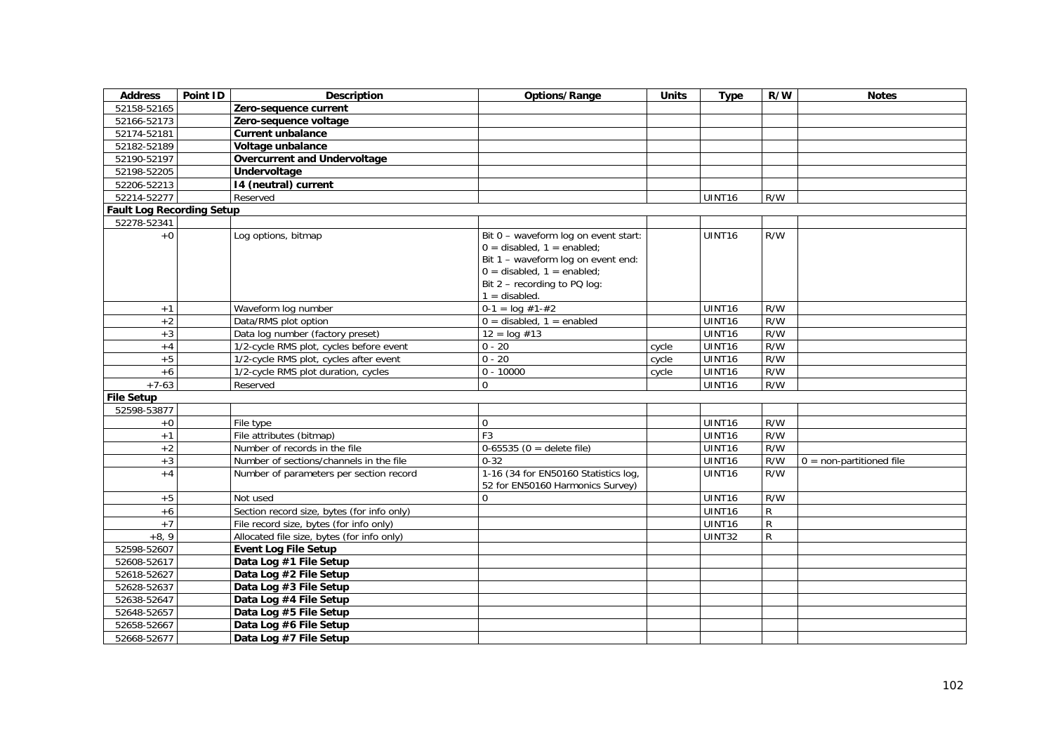| Address | Point ID | Description | Options/Range | Units | Type | R/W | Notes |
|---|---|---|---|---|---|---|---|
| 52158-52165 | | **Zero-sequence current** | | | | | |
| 52166-52173 | | **Zero-sequence voltage** | | | | | |
| 52174-52181 | | **Current unbalance** | | | | | |
| 52182-52189 | | **Voltage unbalance** | | | | | |
| 52190-52197 | | **Overcurrent and Undervoltage** | | | | | |
| 52198-52205 | | **Undervoltage** | | | | | |
| 52206-52213 | | **I4 (neutral) current** | | | | | |
| 52214-52277 | | Reserved | | | UINT16 | R/W | |
| **Fault Log Recording Setup** | | | | | | | |
| 52278-52341 | | | | | | | |
| +0 | | Log options, bitmap | Bit 0 – waveform log on event start: 0 = disabled, 1 = enabled; Bit 1 – waveform log on event end: 0 = disabled, 1 = enabled; Bit 2 – recording to PQ log: 1 = disabled. | | UINT16 | R/W | |
| +1 | | Waveform log number | 0-1 = log #1-#2 | | UINT16 | R/W | |
| +2 | | Data/RMS plot option | 0 = disabled, 1 = enabled | | UINT16 | R/W | |
| +3 | | Data log number (factory preset) | 12 = log #13 | | UINT16 | R/W | |
| +4 | | 1/2-cycle RMS plot, cycles before event | 0 - 20 | cycle | UINT16 | R/W | |
| +5 | | 1/2-cycle RMS plot, cycles after event | 0 - 20 | cycle | UINT16 | R/W | |
| +6 | | 1/2-cycle RMS plot duration, cycles | 0 - 10000 | cycle | UINT16 | R/W | |
| +7-63 | | Reserved | 0 | | UINT16 | R/W | |
| **File Setup** | | | | | | | |
| 52598-53877 | | | | | | | |
| +0 | | File type | 0 | | UINT16 | R/W | |
| +1 | | File attributes (bitmap) | F3 | | UINT16 | R/W | |
| +2 | | Number of records in the file | 0-65535 (0 = delete file) | | UINT16 | R/W | |
| +3 | | Number of sections/channels in the file | 0-32 | | UINT16 | R/W | 0 = non-partitioned file |
| +4 | | Number of parameters per section record | 1-16 (34 for EN50160 Statistics log, 52 for EN50160 Harmonics Survey) | | UINT16 | R/W | |
| +5 | | Not used | 0 | | UINT16 | R/W | |
| +6 | | Section record size, bytes (for info only) | | | UINT16 | R | |
| +7 | | File record size, bytes (for info only) | | | UINT16 | R | |
| +8, 9 | | Allocated file size, bytes (for info only) | | | UINT32 | R | |
| 52598-52607 | | **Event Log File Setup** | | | | | |
| 52608-52617 | | **Data Log #1 File Setup** | | | | | |
| 52618-52627 | | **Data Log #2 File Setup** | | | | | |
| 52628-52637 | | **Data Log #3 File Setup** | | | | | |
| 52638-52647 | | **Data Log #4 File Setup** | | | | | |
| 52648-52657 | | **Data Log #5 File Setup** | | | | | |
| 52658-52667 | | **Data Log #6 File Setup** | | | | | |
| 52668-52677 | | **Data Log #7 File Setup** | | | | | |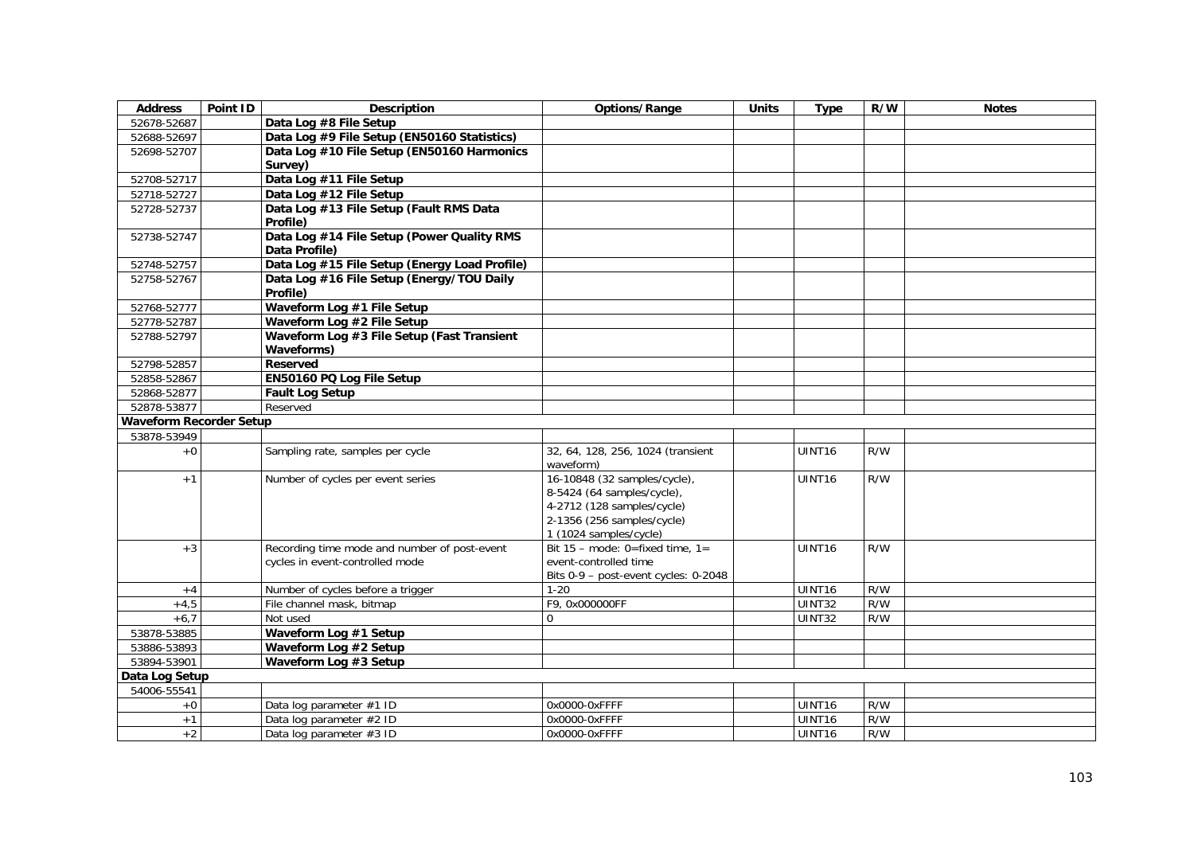| Address | Point ID | Description | Options/Range | Units | Type | R/W | Notes |
|---|---|---|---|---|---|---|---|
| 52678-52687 | | **Data Log #8 File Setup** | | | | | |
| 52688-52697 | | **Data Log #9 File Setup (EN50160 Statistics)** | | | | | |
| 52698-52707 | | **Data Log #10 File Setup (EN50160 Harmonics Survey)** | | | | | |
| 52708-52717 | | **Data Log #11 File Setup** | | | | | |
| 52718-52727 | | **Data Log #12 File Setup** | | | | | |
| 52728-52737 | | **Data Log #13 File Setup (Fault RMS Data Profile)** | | | | | |
| 52738-52747 | | **Data Log #14 File Setup (Power Quality RMS Data Profile)** | | | | | |
| 52748-52757 | | **Data Log #15 File Setup (Energy Load Profile)** | | | | | |
| 52758-52767 | | **Data Log #16 File Setup (Energy/TOU Daily Profile)** | | | | | |
| 52768-52777 | | **Waveform Log #1 File Setup** | | | | | |
| 52778-52787 | | **Waveform Log #2 File Setup** | | | | | |
| 52788-52797 | | **Waveform Log #3 File Setup (Fast Transient Waveforms)** | | | | | |
| 52798-52857 | | **Reserved** | | | | | |
| 52858-52867 | | **EN50160 PQ Log File Setup** | | | | | |
| 52868-52877 | | **Fault Log Setup** | | | | | |
| 52878-53877 | | Reserved | | | | | |
| **Waveform Recorder Setup** | | | | | | | |
| 53878-53949 | | | | | | | |
| +0 | | Sampling rate, samples per cycle | 32, 64, 128, 256, 1024 (transient waveform) | | UINT16 | R/W | |
| +1 | | Number of cycles per event series | 16-10848 (32 samples/cycle), 8-5424 (64 samples/cycle), 4-2712 (128 samples/cycle) 2-1356 (256 samples/cycle) 1 (1024 samples/cycle) | | UINT16 | R/W | |
| +3 | | Recording time mode and number of post-event cycles in event-controlled mode | Bit 15 – mode: 0=fixed time, 1= event-controlled time Bits 0-9 – post-event cycles: 0-2048 | | UINT16 | R/W | |
| +4 | | Number of cycles before a trigger | 1-20 | | UINT16 | R/W | |
| +4,5 | | File channel mask, bitmap | F9, 0x000000FF | | UINT32 | R/W | |
| +6,7 | | Not used | 0 | | UINT32 | R/W | |
| 53878-53885 | | **Waveform Log #1 Setup** | | | | | |
| 53886-53893 | | **Waveform Log #2 Setup** | | | | | |
| 53894-53901 | | **Waveform Log #3 Setup** | | | | | |
| **Data Log Setup** | | | | | | | |
| 54006-55541 | | | | | | | |
| +0 | | Data log parameter #1 ID | 0x0000-0xFFFF | | UINT16 | R/W | |
| +1 | | Data log parameter #2 ID | 0x0000-0xFFFF | | UINT16 | R/W | |
| +2 | | Data log parameter #3 ID | 0x0000-0xFFFF | | UINT16 | R/W | |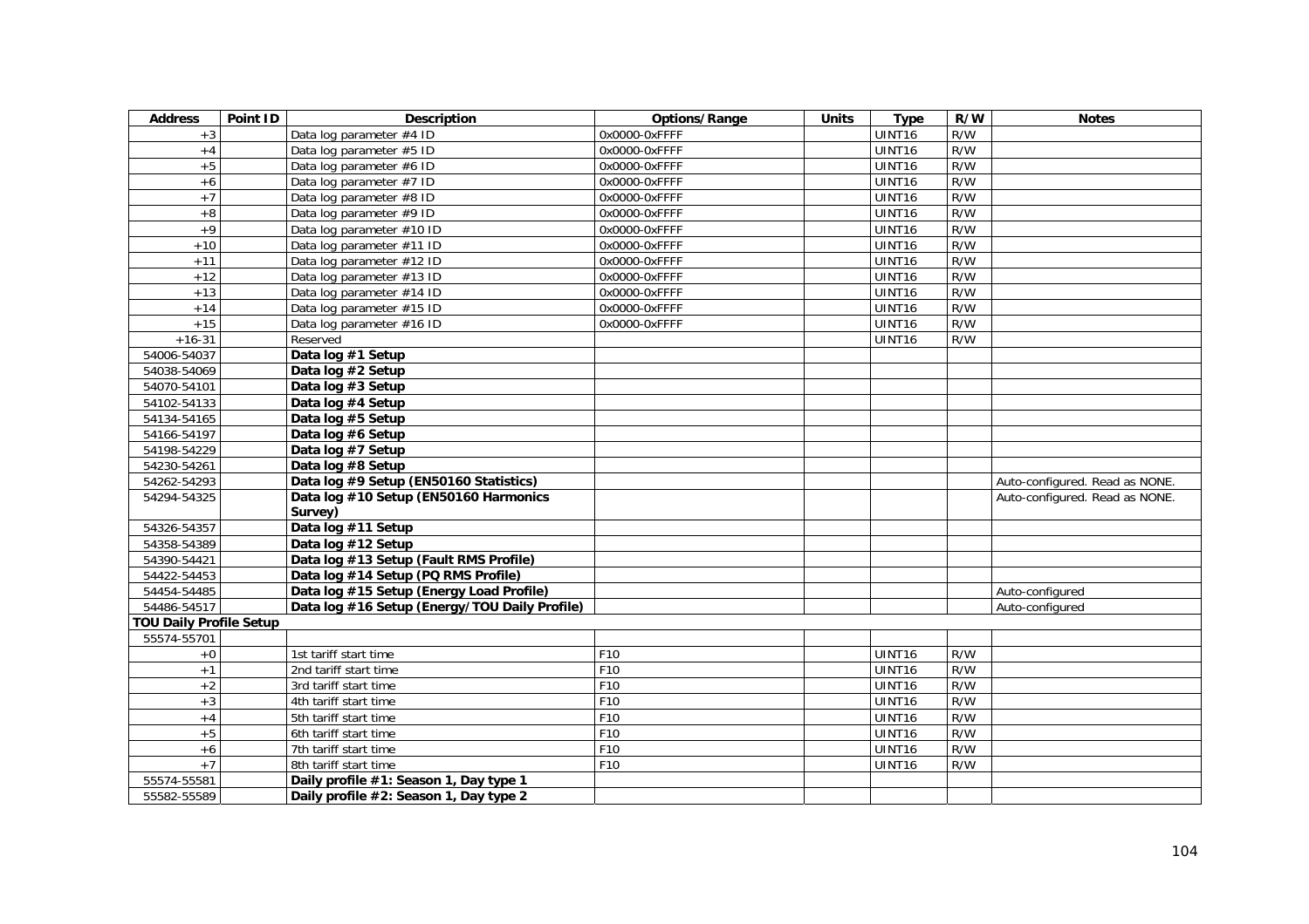| Address | Point ID | Description | Options/Range | Units | Type | R/W | Notes |
|---|---|---|---|---|---|---|---|
| +3 | | Data log parameter #4 ID | 0x0000-0xFFFF | | UINT16 | R/W | |
| +4 | | Data log parameter #5 ID | 0x0000-0xFFFF | | UINT16 | R/W | |
| +5 | | Data log parameter #6 ID | 0x0000-0xFFFF | | UINT16 | R/W | |
| +6 | | Data log parameter #7 ID | 0x0000-0xFFFF | | UINT16 | R/W | |
| +7 | | Data log parameter #8 ID | 0x0000-0xFFFF | | UINT16 | R/W | |
| +8 | | Data log parameter #9 ID | 0x0000-0xFFFF | | UINT16 | R/W | |
| +9 | | Data log parameter #10 ID | 0x0000-0xFFFF | | UINT16 | R/W | |
| +10 | | Data log parameter #11 ID | 0x0000-0xFFFF | | UINT16 | R/W | |
| +11 | | Data log parameter #12 ID | 0x0000-0xFFFF | | UINT16 | R/W | |
| +12 | | Data log parameter #13 ID | 0x0000-0xFFFF | | UINT16 | R/W | |
| +13 | | Data log parameter #14 ID | 0x0000-0xFFFF | | UINT16 | R/W | |
| +14 | | Data log parameter #15 ID | 0x0000-0xFFFF | | UINT16 | R/W | |
| +15 | | Data log parameter #16 ID | 0x0000-0xFFFF | | UINT16 | R/W | |
| +16-31 | | Reserved | | | UINT16 | R/W | |
| 54006-54037 | | **Data log #1 Setup** | | | | | |
| 54038-54069 | | **Data log #2 Setup** | | | | | |
| 54070-54101 | | **Data log #3 Setup** | | | | | |
| 54102-54133 | | **Data log #4 Setup** | | | | | |
| 54134-54165 | | **Data log #5 Setup** | | | | | |
| 54166-54197 | | **Data log #6 Setup** | | | | | |
| 54198-54229 | | **Data log #7 Setup** | | | | | |
| 54230-54261 | | **Data log #8 Setup** | | | | | |
| 54262-54293 | | **Data log #9 Setup (EN50160 Statistics)** | | | | | Auto-configured. Read as NONE. |
| 54294-54325 | | **Data log #10 Setup (EN50160 Harmonics Survey)** | | | | | Auto-configured. Read as NONE. |
| 54326-54357 | | **Data log #11 Setup** | | | | | |
| 54358-54389 | | **Data log #12 Setup** | | | | | |
| 54390-54421 | | **Data log #13 Setup (Fault RMS Profile)** | | | | | |
| 54422-54453 | | **Data log #14 Setup (PQ RMS Profile)** | | | | | |
| 54454-54485 | | **Data log #15 Setup (Energy Load Profile)** | | | | | Auto-configured |
| 54486-54517 | | **Data log #16 Setup (Energy/TOU Daily Profile)** | | | | | Auto-configured |
| **TOU Daily Profile Setup** | | | | | | | |
| 55574-55701 | | | | | | | |
| +0 | | 1st tariff start time | F10 | | UINT16 | R/W | |
| +1 | | 2nd tariff start time | F10 | | UINT16 | R/W | |
| +2 | | 3rd tariff start time | F10 | | UINT16 | R/W | |
| +3 | | 4th tariff start time | F10 | | UINT16 | R/W | |
| +4 | | 5th tariff start time | F10 | | UINT16 | R/W | |
| +5 | | 6th tariff start time | F10 | | UINT16 | R/W | |
| +6 | | 7th tariff start time | F10 | | UINT16 | R/W | |
| +7 | | 8th tariff start time | F10 | | UINT16 | R/W | |
| 55574-55581 | | **Daily profile #1: Season 1, Day type 1** | | | | | |
| 55582-55589 | | **Daily profile #2: Season 1, Day type 2** | | | | | |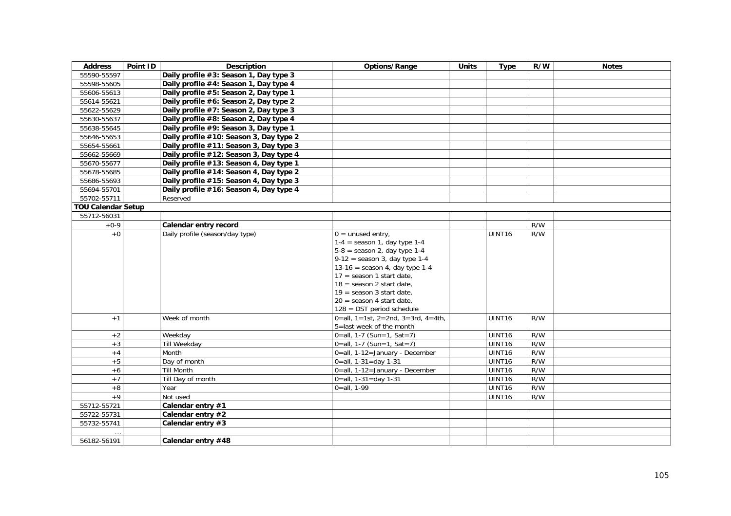| Address | Point ID | Description | Options/Range | Units | Type | R/W | Notes |
|---|---|---|---|---|---|---|---|
| 55590-55597 | | **Daily profile #3: Season 1, Day type 3** | | | | | |
| 55598-55605 | | **Daily profile #4: Season 1, Day type 4** | | | | | |
| 55606-55613 | | **Daily profile #5: Season 2, Day type 1** | | | | | |
| 55614-55621 | | **Daily profile #6: Season 2, Day type 2** | | | | | |
| 55622-55629 | | **Daily profile #7: Season 2, Day type 3** | | | | | |
| 55630-55637 | | **Daily profile #8: Season 2, Day type 4** | | | | | |
| 55638-55645 | | **Daily profile #9: Season 3, Day type 1** | | | | | |
| 55646-55653 | | **Daily profile #10: Season 3, Day type 2** | | | | | |
| 55654-55661 | | **Daily profile #11: Season 3, Day type 3** | | | | | |
| 55662-55669 | | **Daily profile #12: Season 3, Day type 4** | | | | | |
| 55670-55677 | | **Daily profile #13: Season 4, Day type 1** | | | | | |
| 55678-55685 | | **Daily profile #14: Season 4, Day type 2** | | | | | |
| 55686-55693 | | **Daily profile #15: Season 4, Day type 3** | | | | | |
| 55694-55701 | | **Daily profile #16: Season 4, Day type 4** | | | | | |
| 55702-55711 | | Reserved | | | | | |
| **TOU Calendar Setup** | | | | | | | |
| 55712-56031 | | | | | | | |
| +0-9 | | **Calendar entry record** | | | | R/W | |
| +0 | | Daily profile (season/day type) | 0 = unused entry,<br>1-4 = season 1, day type 1-4<br>5-8 = season 2, day type 1-4<br>9-12 = season 3, day type 1-4<br>13-16 = season 4, day type 1-4<br>17 = season 1 start date,<br>18 = season 2 start date,<br>19 = season 3 start date,<br>20 = season 4 start date,<br>128 = DST period schedule | | UINT16 | R/W | |
| +1 | | Week of month | 0=all, 1=1st, 2=2nd, 3=3rd, 4=4th, 5=last week of the month | | UINT16 | R/W | |
| +2 | | Weekday | 0=all, 1-7 (Sun=1, Sat=7) | | UINT16 | R/W | |
| +3 | | Till Weekday | 0=all, 1-7 (Sun=1, Sat=7) | | UINT16 | R/W | |
| +4 | | Month | 0=all, 1-12=January - December | | UINT16 | R/W | |
| +5 | | Day of month | 0=all, 1-31=day 1-31 | | UINT16 | R/W | |
| +6 | | Till Month | 0=all, 1-12=January - December | | UINT16 | R/W | |
| +7 | | Till Day of month | 0=all, 1-31=day 1-31 | | UINT16 | R/W | |
| +8 | | Year | 0=all, 1-99 | | UINT16 | R/W | |
| +9 | | Not used | | | UINT16 | R/W | |
| 55712-55721 | | **Calendar entry #1** | | | | | |
| 55722-55731 | | **Calendar entry #2** | | | | | |
| 55732-55741 | | **Calendar entry #3** | | | | | |
| … | | | | | | | |
| 56182-56191 | | **Calendar entry #48** | | | | | |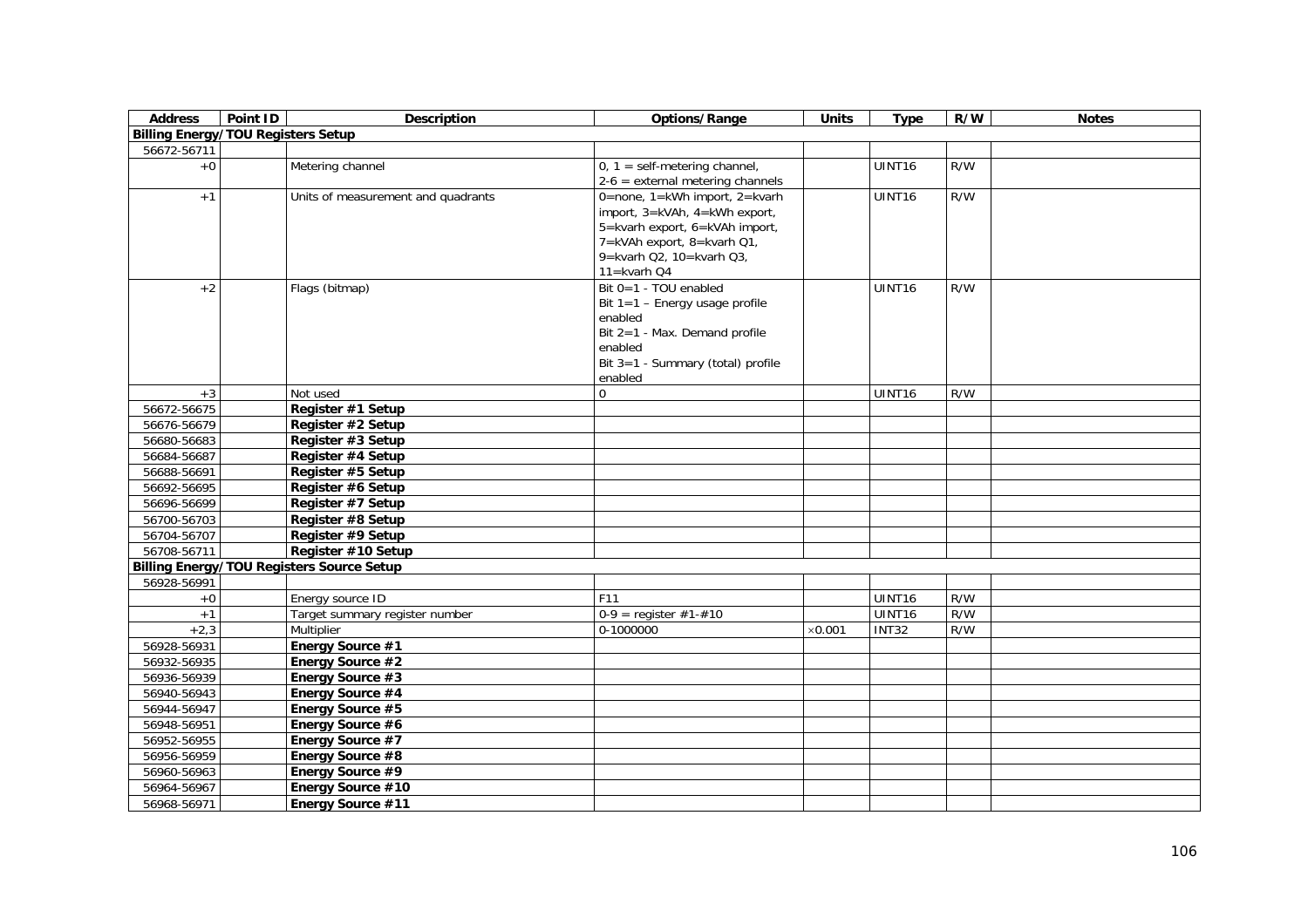| Address | Point ID | Description | Options/Range | Units | Type | R/W | Notes |
|---|---|---|---|---|---|---|---|
| **Billing Energy/TOU Registers Setup** | | | | | | | |
| 56672-56711 | | | | | | | |
| +0 | | Metering channel | 0, 1 = self-metering channel, 2-6 = external metering channels | | UINT16 | R/W | |
| +1 | | Units of measurement and quadrants | 0=none, 1=kWh import, 2=kvarh import, 3=kVAh, 4=kWh export, 5=kvarh export, 6=kVAh import, 7=kVAh export, 8=kvarh Q1, 9=kvarh Q2, 10=kvarh Q3, 11=kvarh Q4 | | UINT16 | R/W | |
| +2 | | Flags (bitmap) | Bit 0=1 - TOU enabled<br>Bit 1=1 – Energy usage profile enabled<br>Bit 2=1 - Max. Demand profile enabled<br>Bit 3=1 - Summary (total) profile enabled | | UINT16 | R/W | |
| +3 | | Not used | 0 | | UINT16 | R/W | |
| 56672-56675 | | **Register #1 Setup** | | | | | |
| 56676-56679 | | **Register #2 Setup** | | | | | |
| 56680-56683 | | **Register #3 Setup** | | | | | |
| 56684-56687 | | **Register #4 Setup** | | | | | |
| 56688-56691 | | **Register #5 Setup** | | | | | |
| 56692-56695 | | **Register #6 Setup** | | | | | |
| 56696-56699 | | **Register #7 Setup** | | | | | |
| 56700-56703 | | **Register #8 Setup** | | | | | |
| 56704-56707 | | **Register #9 Setup** | | | | | |
| 56708-56711 | | **Register #10 Setup** | | | | | |
| **Billing Energy/TOU Registers Source Setup** | | | | | | | |
| 56928-56991 | | | | | | | |
| +0 | | Energy source ID | F11 | | UINT16 | R/W | |
| +1 | | Target summary register number | 0-9 = register #1-#10 | | UINT16 | R/W | |
| +2,3 | | Multiplier | 0-1000000 | ×0.001 | INT32 | R/W | |
| 56928-56931 | | **Energy Source #1** | | | | | |
| 56932-56935 | | **Energy Source #2** | | | | | |
| 56936-56939 | | **Energy Source #3** | | | | | |
| 56940-56943 | | **Energy Source #4** | | | | | |
| 56944-56947 | | **Energy Source #5** | | | | | |
| 56948-56951 | | **Energy Source #6** | | | | | |
| 56952-56955 | | **Energy Source #7** | | | | | |
| 56956-56959 | | **Energy Source #8** | | | | | |
| 56960-56963 | | **Energy Source #9** | | | | | |
| 56964-56967 | | **Energy Source #10** | | | | | |
| 56968-56971 | | **Energy Source #11** | | | | | |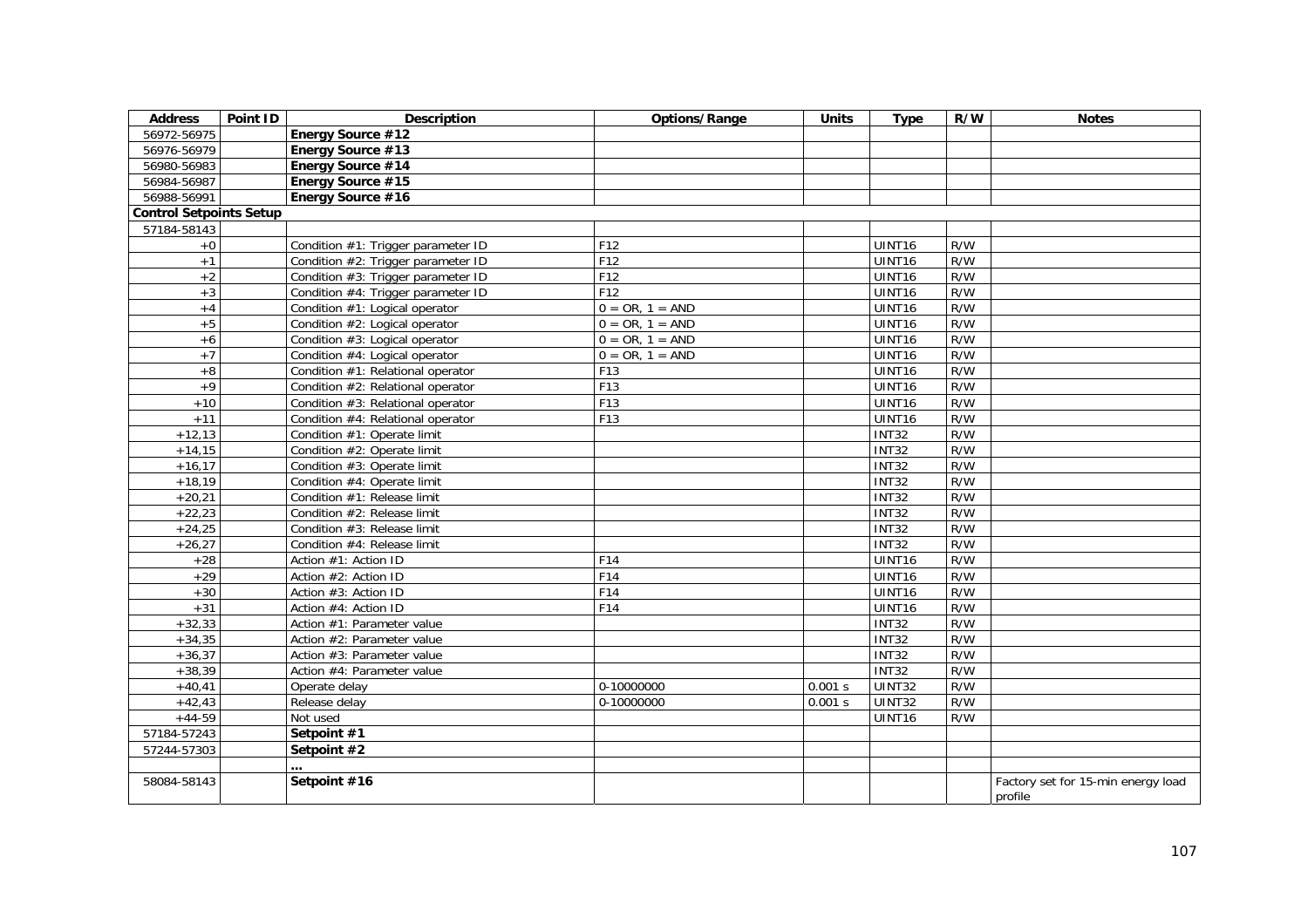| Address | Point ID | Description | Options/Range | Units | Type | R/W | Notes |
|---|---|---|---|---|---|---|---|
| 56972-56975 | | **Energy Source #12** | | | | | |
| 56976-56979 | | **Energy Source #13** | | | | | |
| 56980-56983 | | **Energy Source #14** | | | | | |
| 56984-56987 | | **Energy Source #15** | | | | | |
| 56988-56991 | | **Energy Source #16** | | | | | |
| **Control Setpoints Setup** | | | | | | | |
| 57184-58143 | | | | | | | |
| +0 | | Condition #1: Trigger parameter ID | F12 | | UINT16 | R/W | |
| +1 | | Condition #2: Trigger parameter ID | F12 | | UINT16 | R/W | |
| +2 | | Condition #3: Trigger parameter ID | F12 | | UINT16 | R/W | |
| +3 | | Condition #4: Trigger parameter ID | F12 | | UINT16 | R/W | |
| +4 | | Condition #1: Logical operator | 0 = OR, 1 = AND | | UINT16 | R/W | |
| +5 | | Condition #2: Logical operator | 0 = OR, 1 = AND | | UINT16 | R/W | |
| +6 | | Condition #3: Logical operator | 0 = OR, 1 = AND | | UINT16 | R/W | |
| +7 | | Condition #4: Logical operator | 0 = OR, 1 = AND | | UINT16 | R/W | |
| +8 | | Condition #1: Relational operator | F13 | | UINT16 | R/W | |
| +9 | | Condition #2: Relational operator | F13 | | UINT16 | R/W | |
| +10 | | Condition #3: Relational operator | F13 | | UINT16 | R/W | |
| +11 | | Condition #4: Relational operator | F13 | | UINT16 | R/W | |
| +12,13 | | Condition #1: Operate limit | | | INT32 | R/W | |
| +14,15 | | Condition #2: Operate limit | | | INT32 | R/W | |
| +16,17 | | Condition #3: Operate limit | | | INT32 | R/W | |
| +18,19 | | Condition #4: Operate limit | | | INT32 | R/W | |
| +20,21 | | Condition #1: Release limit | | | INT32 | R/W | |
| +22,23 | | Condition #2: Release limit | | | INT32 | R/W | |
| +24,25 | | Condition #3: Release limit | | | INT32 | R/W | |
| +26,27 | | Condition #4: Release limit | | | INT32 | R/W | |
| +28 | | Action #1: Action ID | F14 | | UINT16 | R/W | |
| +29 | | Action #2: Action ID | F14 | | UINT16 | R/W | |
| +30 | | Action #3: Action ID | F14 | | UINT16 | R/W | |
| +31 | | Action #4: Action ID | F14 | | UINT16 | R/W | |
| +32,33 | | Action #1: Parameter value | | | INT32 | R/W | |
| +34,35 | | Action #2: Parameter value | | | INT32 | R/W | |
| +36,37 | | Action #3: Parameter value | | | INT32 | R/W | |
| +38,39 | | Action #4: Parameter value | | | INT32 | R/W | |
| +40,41 | | Operate delay | 0-10000000 | 0.001 s | UINT32 | R/W | |
| +42,43 | | Release delay | 0-10000000 | 0.001 s | UINT32 | R/W | |
| +44-59 | | Not used | | | UINT16 | R/W | |
| 57184-57243 | | **Setpoint #1** | | | | | |
| 57244-57303 | | **Setpoint #2** | | | | | |
| | | **…** | | | | | |
| 58084-58143 | | **Setpoint #16** | | | | | Factory set for 15-min energy load profile |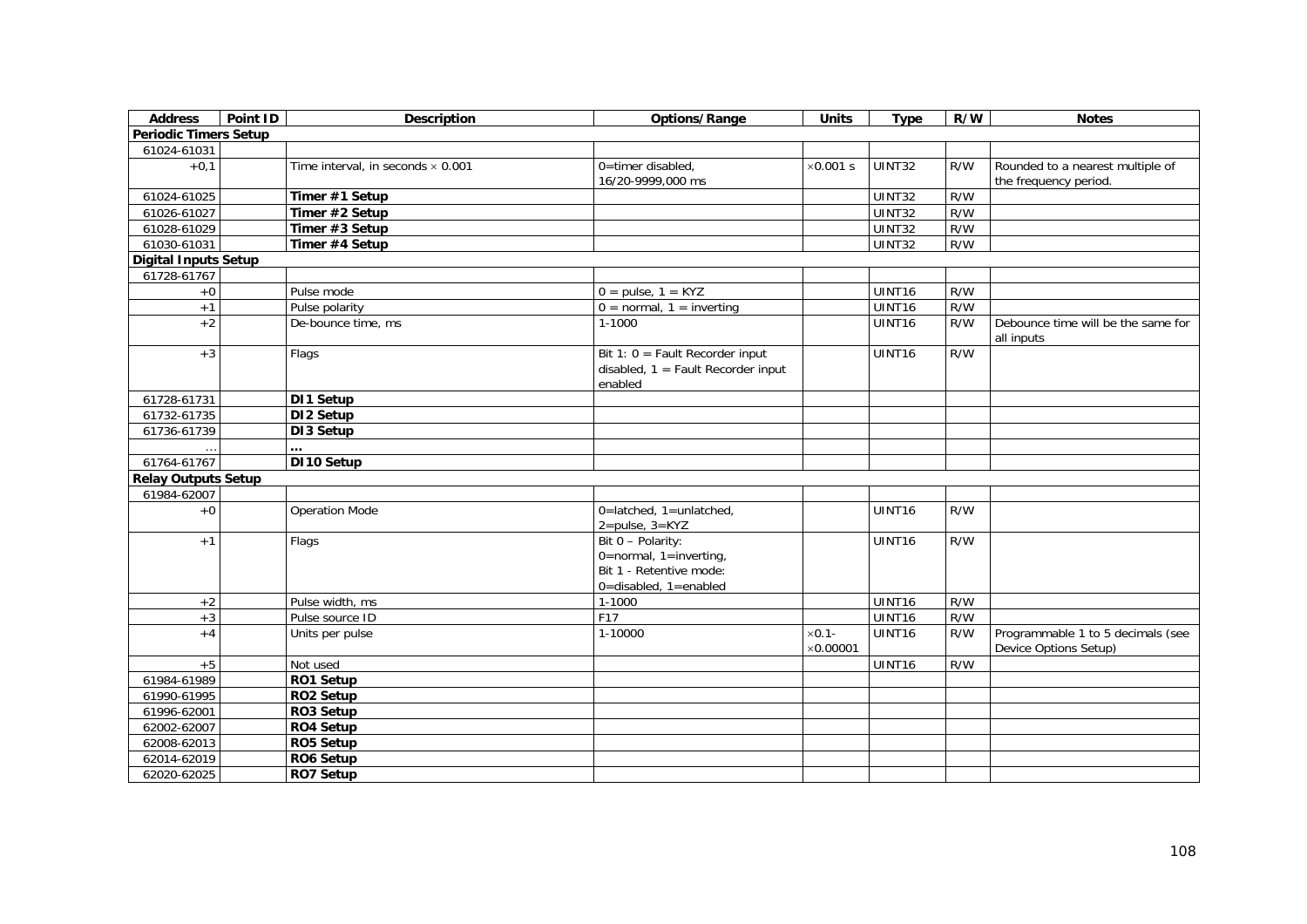| Address | Point ID | Description | Options/Range | Units | Type | R/W | Notes |
|---|---|---|---|---|---|---|---|
| **Periodic Timers Setup** | | | | | | | |
| 61024-61031 | | | | | | | |
| +0,1 | | Time interval, in seconds × 0.001 | 0=timer disabled, 16/20-9999,000 ms | ×0.001 s | UINT32 | R/W | Rounded to a nearest multiple of the frequency period. |
| 61024-61025 | | **Timer #1 Setup** | | | UINT32 | R/W | |
| 61026-61027 | | **Timer #2 Setup** | | | UINT32 | R/W | |
| 61028-61029 | | **Timer #3 Setup** | | | UINT32 | R/W | |
| 61030-61031 | | **Timer #4 Setup** | | | UINT32 | R/W | |
| **Digital Inputs Setup** | | | | | | | |
| 61728-61767 | | | | | | | |
| +0 | | Pulse mode | 0 = pulse, 1 = KYZ | | UINT16 | R/W | |
| +1 | | Pulse polarity | 0 = normal, 1 = inverting | | UINT16 | R/W | |
| +2 | | De-bounce time, ms | 1-1000 | | UINT16 | R/W | Debounce time will be the same for all inputs |
| +3 | | Flags | Bit 1: 0 = Fault Recorder input disabled, 1 = Fault Recorder input enabled | | UINT16 | R/W | |
| 61728-61731 | | **DI1 Setup** | | | | | |
| 61732-61735 | | **DI2 Setup** | | | | | |
| 61736-61739 | | **DI3 Setup** | | | | | |
| … | | **…** | | | | | |
| 61764-61767 | | **DI10 Setup** | | | | | |
| **Relay Outputs Setup** | | | | | | | |
| 61984-62007 | | | | | | | |
| +0 | | Operation Mode | 0=latched, 1=unlatched, 2=pulse, 3=KYZ | | UINT16 | R/W | |
| +1 | | Flags | Bit 0 – Polarity: 0=normal, 1=inverting, Bit 1 - Retentive mode: 0=disabled, 1=enabled | | UINT16 | R/W | |
| +2 | | Pulse width, ms | 1-1000 | | UINT16 | R/W | |
| +3 | | Pulse source ID | F17 | | UINT16 | R/W | |
| +4 | | Units per pulse | 1-10000 | ×0.1-×0.00001 | UINT16 | R/W | Programmable 1 to 5 decimals (see Device Options Setup) |
| +5 | | Not used | | | UINT16 | R/W | |
| 61984-61989 | | **RO1 Setup** | | | | | |
| 61990-61995 | | **RO2 Setup** | | | | | |
| 61996-62001 | | **RO3 Setup** | | | | | |
| 62002-62007 | | **RO4 Setup** | | | | | |
| 62008-62013 | | **RO5 Setup** | | | | | |
| 62014-62019 | | **RO6 Setup** | | | | | |
| 62020-62025 | | **RO7 Setup** | | | | | |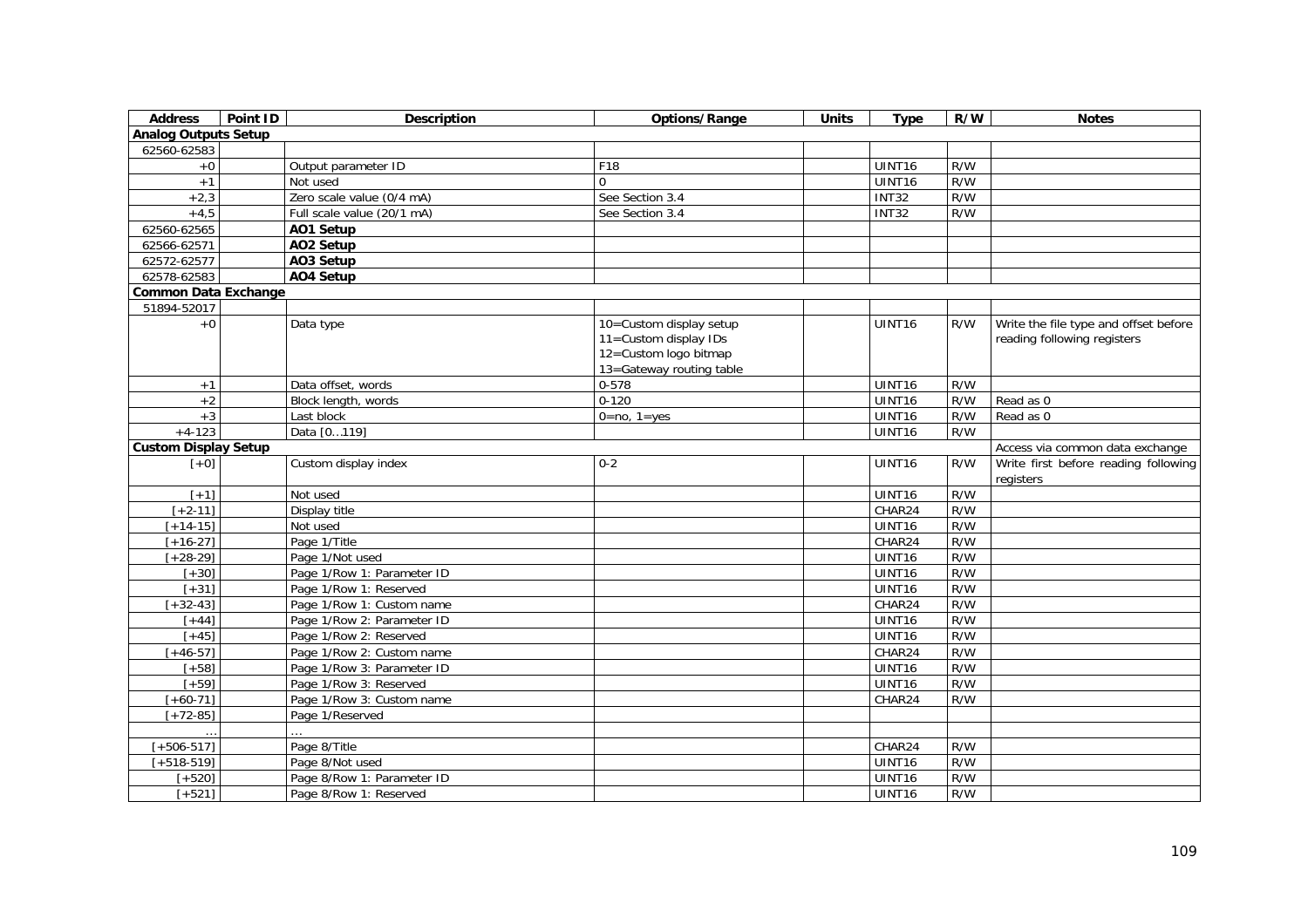| Address | Point ID | Description | Options/Range | Units | Type | R/W | Notes |
|---|---|---|---|---|---|---|---|
| **Analog Outputs Setup** | | | | | | | |
| 62560-62583 | | | | | | | |
| +0 | | Output parameter ID | F18 | | UINT16 | R/W | |
| +1 | | Not used | 0 | | UINT16 | R/W | |
| +2,3 | | Zero scale value (0/4 mA) | See Section 3.4 | | INT32 | R/W | |
| +4,5 | | Full scale value (20/1 mA) | See Section 3.4 | | INT32 | R/W | |
| 62560-62565 | | **AO1 Setup** | | | | | |
| 62566-62571 | | **AO2 Setup** | | | | | |
| 62572-62577 | | **AO3 Setup** | | | | | |
| 62578-62583 | | **AO4 Setup** | | | | | |
| **Common Data Exchange** | | | | | | | |
| 51894-52017 | | | | | | | |
| +0 | | Data type | 10=Custom display setup<br>11=Custom display IDs<br>12=Custom logo bitmap<br>13=Gateway routing table | | UINT16 | R/W | Write the file type and offset before reading following registers |
| +1 | | Data offset, words | 0-578 | | UINT16 | R/W | |
| +2 | | Block length, words | 0-120 | | UINT16 | R/W | Read as 0 |
| +3 | | Last block | 0=no, 1=yes | | UINT16 | R/W | Read as 0 |
| +4-123 | | Data [0…119] | | | UINT16 | R/W | |
| **Custom Display Setup** | | | | | | | Access via common data exchange |
| [+0] | | Custom display index | 0-2 | | UINT16 | R/W | Write first before reading following registers |
| [+1] | | Not used | | | UINT16 | R/W | |
| [+2-11] | | Display title | | | CHAR24 | R/W | |
| [+14-15] | | Not used | | | UINT16 | R/W | |
| [+16-27] | | Page 1/Title | | | CHAR24 | R/W | |
| [+28-29] | | Page 1/Not used | | | UINT16 | R/W | |
| [+30] | | Page 1/Row 1: Parameter ID | | | UINT16 | R/W | |
| [+31] | | Page 1/Row 1: Reserved | | | UINT16 | R/W | |
| [+32-43] | | Page 1/Row 1: Custom name | | | CHAR24 | R/W | |
| [+44] | | Page 1/Row 2: Parameter ID | | | UINT16 | R/W | |
| [+45] | | Page 1/Row 2: Reserved | | | UINT16 | R/W | |
| [+46-57] | | Page 1/Row 2: Custom name | | | CHAR24 | R/W | |
| [+58] | | Page 1/Row 3: Parameter ID | | | UINT16 | R/W | |
| [+59] | | Page 1/Row 3: Reserved | | | UINT16 | R/W | |
| [+60-71] | | Page 1/Row 3: Custom name | | | CHAR24 | R/W | |
| [+72-85] | | Page 1/Reserved | | | | | |
| … | | … | | | | | |
| [+506-517] | | Page 8/Title | | | CHAR24 | R/W | |
| [+518-519] | | Page 8/Not used | | | UINT16 | R/W | |
| [+520] | | Page 8/Row 1: Parameter ID | | | UINT16 | R/W | |
| [+521] | | Page 8/Row 1: Reserved | | | UINT16 | R/W | |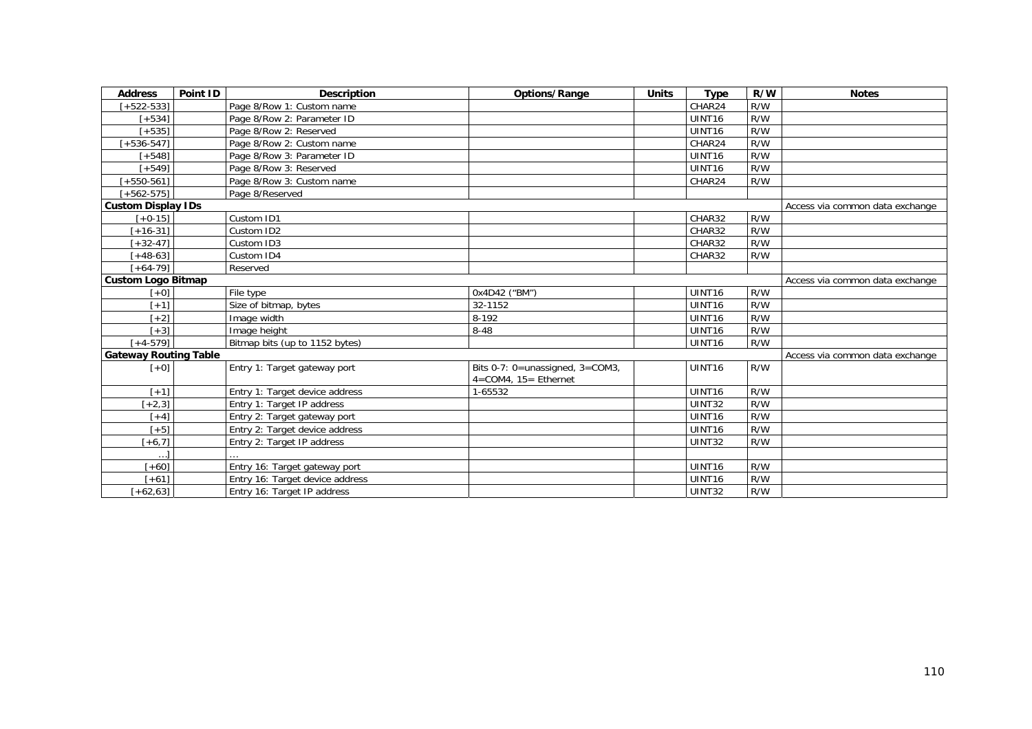| Address | Point ID | Description | Options/Range | Units | Type | R/W | Notes |
|---|---|---|---|---|---|---|---|
| [+522-533] | | Page 8/Row 1: Custom name | | | CHAR24 | R/W | |
| [+534] | | Page 8/Row 2: Parameter ID | | | UINT16 | R/W | |
| [+535] | | Page 8/Row 2: Reserved | | | UINT16 | R/W | |
| [+536-547] | | Page 8/Row 2: Custom name | | | CHAR24 | R/W | |
| [+548] | | Page 8/Row 3: Parameter ID | | | UINT16 | R/W | |
| [+549] | | Page 8/Row 3: Reserved | | | UINT16 | R/W | |
| [+550-561] | | Page 8/Row 3: Custom name | | | CHAR24 | R/W | |
| [+562-575] | | Page 8/Reserved | | | | | |
| **Custom Display IDs** | | | | | | | Access via common data exchange |
| [+0-15] | | Custom ID1 | | | CHAR32 | R/W | |
| [+16-31] | | Custom ID2 | | | CHAR32 | R/W | |
| [+32-47] | | Custom ID3 | | | CHAR32 | R/W | |
| [+48-63] | | Custom ID4 | | | CHAR32 | R/W | |
| [+64-79] | | Reserved | | | | | |
| **Custom Logo Bitmap** | | | | | | | Access via common data exchange |
| [+0] | | File type | 0x4D42 ("BM") | | UINT16 | R/W | |
| [+1] | | Size of bitmap, bytes | 32-1152 | | UINT16 | R/W | |
| [+2] | | Image width | 8-192 | | UINT16 | R/W | |
| [+3] | | Image height | 8-48 | | UINT16 | R/W | |
| [+4-579] | | Bitmap bits (up to 1152 bytes) | | | UINT16 | R/W | |
| **Gateway Routing Table** | | | | | | | Access via common data exchange |
| [+0] | | Entry 1: Target gateway port | Bits 0-7: 0=unassigned, 3=COM3, 4=COM4, 15= Ethernet | | UINT16 | R/W | |
| [+1] | | Entry 1: Target device address | 1-65532 | | UINT16 | R/W | |
| [+2,3] | | Entry 1: Target IP address | | | UINT32 | R/W | |
| [+4] | | Entry 2: Target gateway port | | | UINT16 | R/W | |
| [+5] | | Entry 2: Target device address | | | UINT16 | R/W | |
| [+6,7] | | Entry 2: Target IP address | | | UINT32 | R/W | |
| …] | | … | | | | | |
| [+60] | | Entry 16: Target gateway port | | | UINT16 | R/W | |
| [+61] | | Entry 16: Target device address | | | UINT16 | R/W | |
| [+62,63] | | Entry 16: Target IP address | | | UINT32 | R/W | |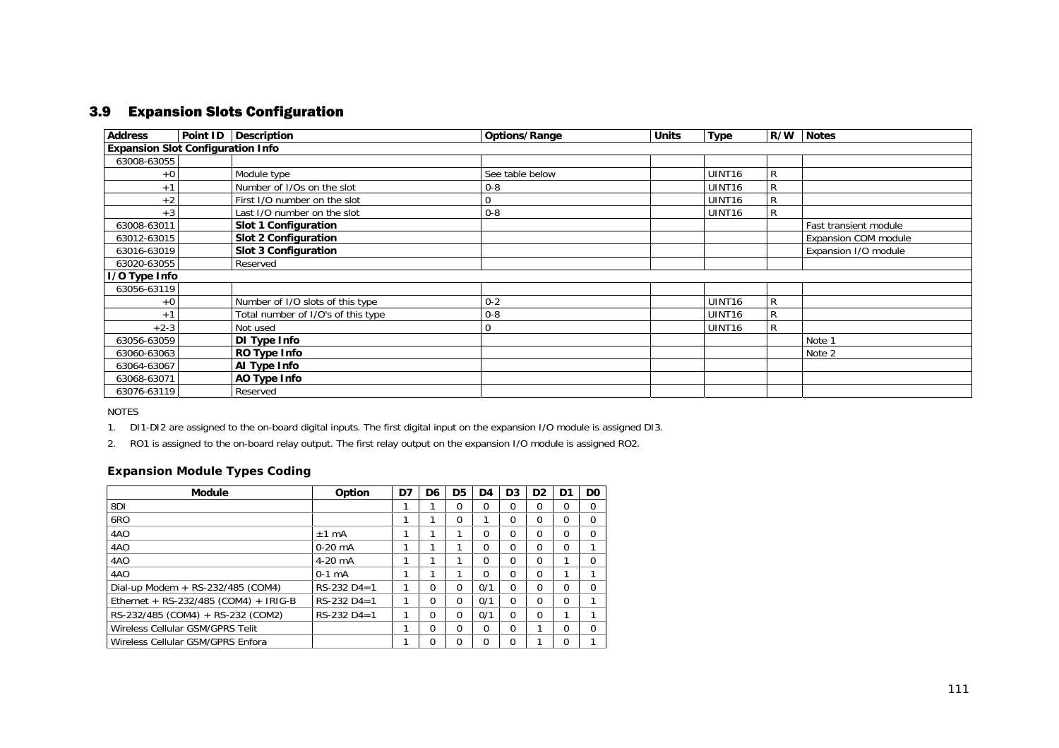## 3.9 Expansion Slots Configuration

| Address | Point ID | Description | Options/Range | Units | Type | R/W | Notes |
|---|---|---|---|---|---|---|---|
| **Expansion Slot Configuration Info** | | | | | | | |
| 63008-63055 | | | | | | | |
| +0 | | Module type | See table below | | UINT16 | R | |
| +1 | | Number of I/Os on the slot | 0-8 | | UINT16 | R | |
| +2 | | First I/O number on the slot | 0 | | UINT16 | R | |
| +3 | | Last I/O number on the slot | 0-8 | | UINT16 | R | |
| 63008-63011 | | **Slot 1 Configuration** | | | | | Fast transient module |
| 63012-63015 | | **Slot 2 Configuration** | | | | | Expansion COM module |
| 63016-63019 | | **Slot 3 Configuration** | | | | | Expansion I/O module |
| 63020-63055 | | Reserved | | | | | |
| **I/O Type Info** | | | | | | | |
| 63056-63119 | | | | | | | |
| +0 | | Number of I/O slots of this type | 0-2 | | UINT16 | R | |
| +1 | | Total number of I/O's of this type | 0-8 | | UINT16 | R | |
| +2-3 | | Not used | 0 | | UINT16 | R | |
| 63056-63059 | | **DI Type Info** | | | | | Note 1 |
| 63060-63063 | | **RO Type Info** | | | | | Note 2 |
| 63064-63067 | | **AI Type Info** | | | | | |
| 63068-63071 | | **AO Type Info** | | | | | |
| 63076-63119 | | Reserved | | | | | |

NOTES

1. DI1-DI2 are assigned to the on-board digital inputs. The first digital input on the expansion I/O module is assigned DI3.
2. RO1 is assigned to the on-board relay output. The first relay output on the expansion I/O module is assigned RO2.

### Expansion Module Types Coding

| Module | Option | D7 | D6 | D5 | D4 | D3 | D2 | D1 | D0 |
|---|---|---|---|---|---|---|---|---|---|
| 8DI | | 1 | 1 | 0 | 0 | 0 | 0 | 0 | 0 |
| 6RO | | 1 | 1 | 0 | 1 | 0 | 0 | 0 | 0 |
| 4AO | ±1 mA | 1 | 1 | 1 | 0 | 0 | 0 | 0 | 0 |
| 4AO | 0-20 mA | 1 | 1 | 1 | 0 | 0 | 0 | 0 | 1 |
| 4AO | 4-20 mA | 1 | 1 | 1 | 0 | 0 | 0 | 1 | 0 |
| 4AO | 0-1 mA | 1 | 1 | 1 | 0 | 0 | 0 | 1 | 1 |
| Dial-up Modem + RS-232/485 (COM4) | RS-232 D4=1 | 1 | 0 | 0 | 0/1 | 0 | 0 | 0 | 0 |
| Ethernet + RS-232/485 (COM4) + IRIG-B | RS-232 D4=1 | 1 | 0 | 0 | 0/1 | 0 | 0 | 0 | 1 |
| RS-232/485 (COM4) + RS-232 (COM2) | RS-232 D4=1 | 1 | 0 | 0 | 0/1 | 0 | 0 | 1 | 1 |
| Wireless Cellular GSM/GPRS Telit | | 1 | 0 | 0 | 0 | 0 | 1 | 0 | 0 |
| Wireless Cellular GSM/GPRS Enfora | | 1 | 0 | 0 | 0 | 0 | 1 | 0 | 1 |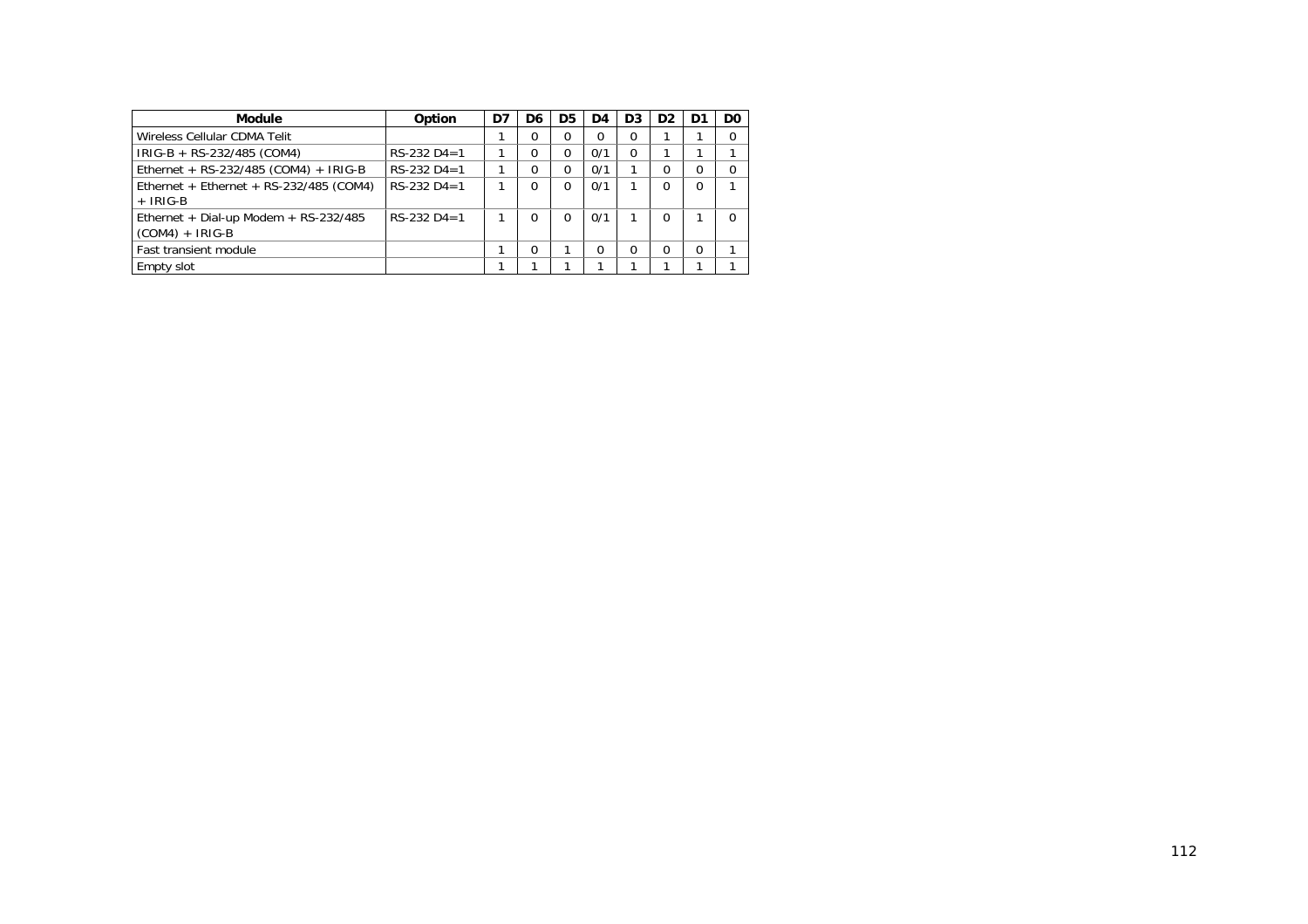| Module | Option | D7 | D6 | D5 | D4 | D3 | D2 | D1 | D0 |
|---|---|---|---|---|---|---|---|---|---|
| Wireless Cellular CDMA Telit | | 1 | 0 | 0 | 0 | 0 | 1 | 1 | 0 |
| IRIG-B + RS-232/485 (COM4) | RS-232 D4=1 | 1 | 0 | 0 | 0/1 | 0 | 1 | 1 | 1 |
| Ethernet + RS-232/485 (COM4) + IRIG-B | RS-232 D4=1 | 1 | 0 | 0 | 0/1 | 1 | 0 | 0 | 0 |
| Ethernet + Ethernet + RS-232/485 (COM4) + IRIG-B | RS-232 D4=1 | 1 | 0 | 0 | 0/1 | 1 | 0 | 0 | 1 |
| Ethernet + Dial-up Modem + RS-232/485 (COM4) + IRIG-B | RS-232 D4=1 | 1 | 0 | 0 | 0/1 | 1 | 0 | 1 | 0 |
| Fast transient module | | 1 | 0 | 1 | 0 | 0 | 0 | 0 | 1 |
| Empty slot | | 1 | 1 | 1 | 1 | 1 | 1 | 1 | 1 |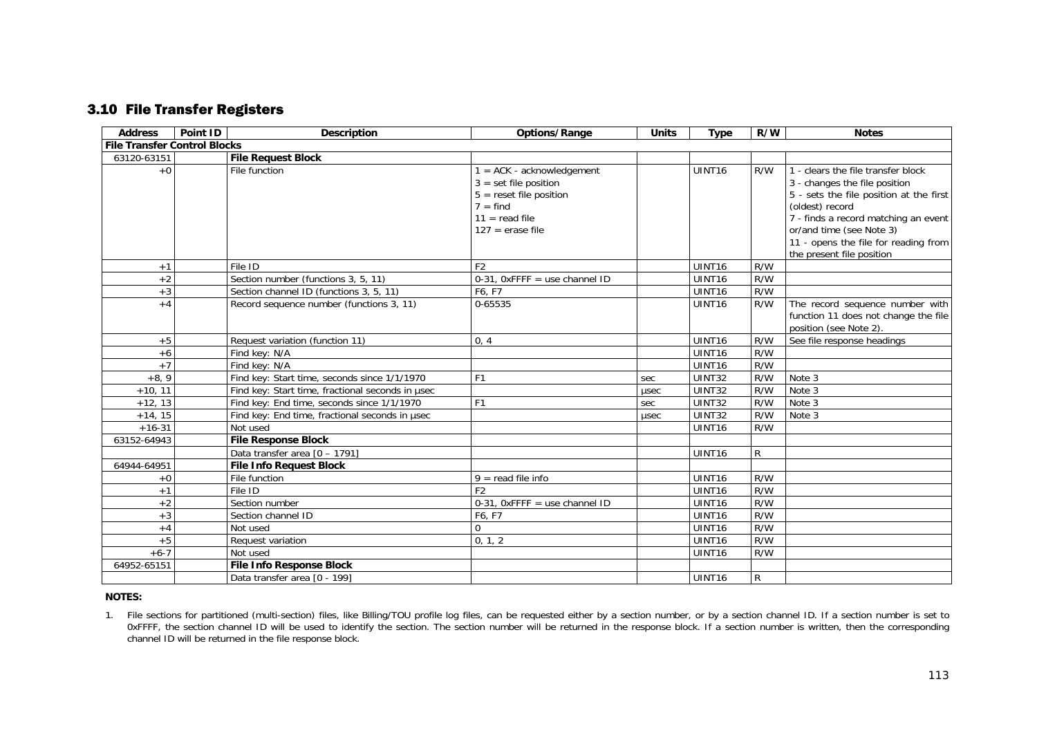## 3.10 File Transfer Registers

| Address | Point ID | Description | Options/Range | Units | Type | R/W | Notes |
|---|---|---|---|---|---|---|---|
| **File Transfer Control Blocks** | | | | | | | |
| 63120-63151 | | **File Request Block** | | | | | |
| +0 | | File function | 1 = ACK - acknowledgement<br>3 = set file position<br>5 = reset file position<br>7 = find<br>11 = read file<br>127 = erase file | | UINT16 | R/W | 1 - clears the file transfer block<br>3 - changes the file position<br>5 - sets the file position at the first (oldest) record<br>7 - finds a record matching an event or/and time (see Note 3)<br>11 - opens the file for reading from the present file position |
| +1 | | File ID | F2 | | UINT16 | R/W | |
| +2 | | Section number (functions 3, 5, 11) | 0-31, 0xFFFF = use channel ID | | UINT16 | R/W | |
| +3 | | Section channel ID (functions 3, 5, 11) | F6, F7 | | UINT16 | R/W | |
| +4 | | Record sequence number (functions 3, 11) | 0-65535 | | UINT16 | R/W | The record sequence number with function 11 does not change the file position (see Note 2). |
| +5 | | Request variation (function 11) | 0, 4 | | UINT16 | R/W | See file response headings |
| +6 | | Find key: N/A | | | UINT16 | R/W | |
| +7 | | Find key: N/A | | | UINT16 | R/W | |
| +8, 9 | | Find key: Start time, seconds since 1/1/1970 | F1 | sec | UINT32 | R/W | Note 3 |
| +10, 11 | | Find key: Start time, fractional seconds in µsec | | µsec | UINT32 | R/W | Note 3 |
| +12, 13 | | Find key: End time, seconds since 1/1/1970 | F1 | sec | UINT32 | R/W | Note 3 |
| +14, 15 | | Find key: End time, fractional seconds in µsec | | µsec | UINT32 | R/W | Note 3 |
| +16-31 | | Not used | | | UINT16 | R/W | |
| 63152-64943 | | **File Response Block** | | | | | |
| | | Data transfer area [0 – 1791] | | | UINT16 | R | |
| 64944-64951 | | **File Info Request Block** | | | | | |
| +0 | | File function | 9 = read file info | | UINT16 | R/W | |
| +1 | | File ID | F2 | | UINT16 | R/W | |
| +2 | | Section number | 0-31, 0xFFFF = use channel ID | | UINT16 | R/W | |
| +3 | | Section channel ID | F6, F7 | | UINT16 | R/W | |
| +4 | | Not used | 0 | | UINT16 | R/W | |
| +5 | | Request variation | 0, 1, 2 | | UINT16 | R/W | |
| +6-7 | | Not used | | | UINT16 | R/W | |
| 64952-65151 | | **File Info Response Block** | | | | | |
| | | Data transfer area [0 - 199] | | | UINT16 | R | |

**NOTES:**

1. File sections for partitioned (multi-section) files, like Billing/TOU profile log files, can be requested either by a section number, or by a section channel ID. If a section number is set to 0xFFFF, the section channel ID will be used to identify the section. The section number will be returned in the response block. If a section number is written, then the corresponding channel ID will be returned in the file response block.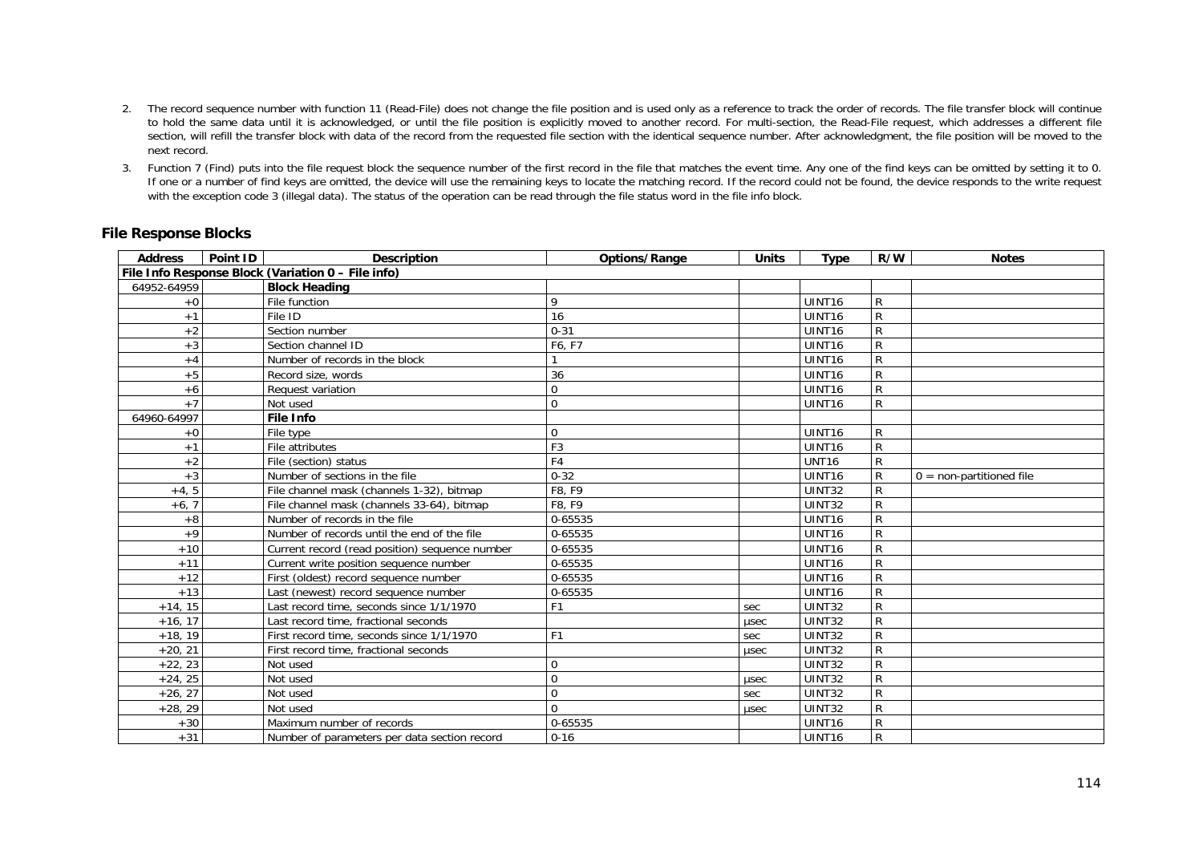2. The record sequence number with function 11 (Read-File) does not change the file position and is used only as a reference to track the order of records. The file transfer block will continue to hold the same data until it is acknowledged, or until the file position is explicitly moved to another record. For multi-section, the Read-File request, which addresses a different file section, will refill the transfer block with data of the record from the requested file section with the identical sequence number. After acknowledgment, the file position will be moved to the next record.

3. Function 7 (Find) puts into the file request block the sequence number of the first record in the file that matches the event time. Any one of the find keys can be omitted by setting it to 0. If one or a number of find keys are omitted, the device will use the remaining keys to locate the matching record. If the record could not be found, the device responds to the write request with the exception code 3 (illegal data). The status of the operation can be read through the file status word in the file info block.

## File Response Blocks

| Address | Point ID | Description | Options/Range | Units | Type | R/W | Notes |
|---|---|---|---|---|---|---|---|
| **File Info Response Block (Variation 0 – File info)** | | | | | | | |
| 64952-64959 | | **Block Heading** | | | | | |
| +0 | | File function | 9 | | UINT16 | R | |
| +1 | | File ID | 16 | | UINT16 | R | |
| +2 | | Section number | 0-31 | | UINT16 | R | |
| +3 | | Section channel ID | F6, F7 | | UINT16 | R | |
| +4 | | Number of records in the block | 1 | | UINT16 | R | |
| +5 | | Record size, words | 36 | | UINT16 | R | |
| +6 | | Request variation | 0 | | UINT16 | R | |
| +7 | | Not used | 0 | | UINT16 | R | |
| 64960-64997 | | **File Info** | | | | | |
| +0 | | File type | 0 | | UINT16 | R | |
| +1 | | File attributes | F3 | | UINT16 | R | |
| +2 | | File (section) status | F4 | | UNT16 | R | |
| +3 | | Number of sections in the file | 0-32 | | UINT16 | R | 0 = non-partitioned file |
| +4, 5 | | File channel mask (channels 1-32), bitmap | F8, F9 | | UINT32 | R | |
| +6, 7 | | File channel mask (channels 33-64), bitmap | F8, F9 | | UINT32 | R | |
| +8 | | Number of records in the file | 0-65535 | | UINT16 | R | |
| +9 | | Number of records until the end of the file | 0-65535 | | UINT16 | R | |
| +10 | | Current record (read position) sequence number | 0-65535 | | UINT16 | R | |
| +11 | | Current write position sequence number | 0-65535 | | UINT16 | R | |
| +12 | | First (oldest) record sequence number | 0-65535 | | UINT16 | R | |
| +13 | | Last (newest) record sequence number | 0-65535 | | UINT16 | R | |
| +14, 15 | | Last record time, seconds since 1/1/1970 | F1 | sec | UINT32 | R | |
| +16, 17 | | Last record time, fractional seconds | | μsec | UINT32 | R | |
| +18, 19 | | First record time, seconds since 1/1/1970 | F1 | sec | UINT32 | R | |
| +20, 21 | | First record time, fractional seconds | | μsec | UINT32 | R | |
| +22, 23 | | Not used | 0 | | UINT32 | R | |
| +24, 25 | | Not used | 0 | μsec | UINT32 | R | |
| +26, 27 | | Not used | 0 | sec | UINT32 | R | |
| +28, 29 | | Not used | 0 | μsec | UINT32 | R | |
| +30 | | Maximum number of records | 0-65535 | | UINT16 | R | |
| +31 | | Number of parameters per data section record | 0-16 | | UINT16 | R | |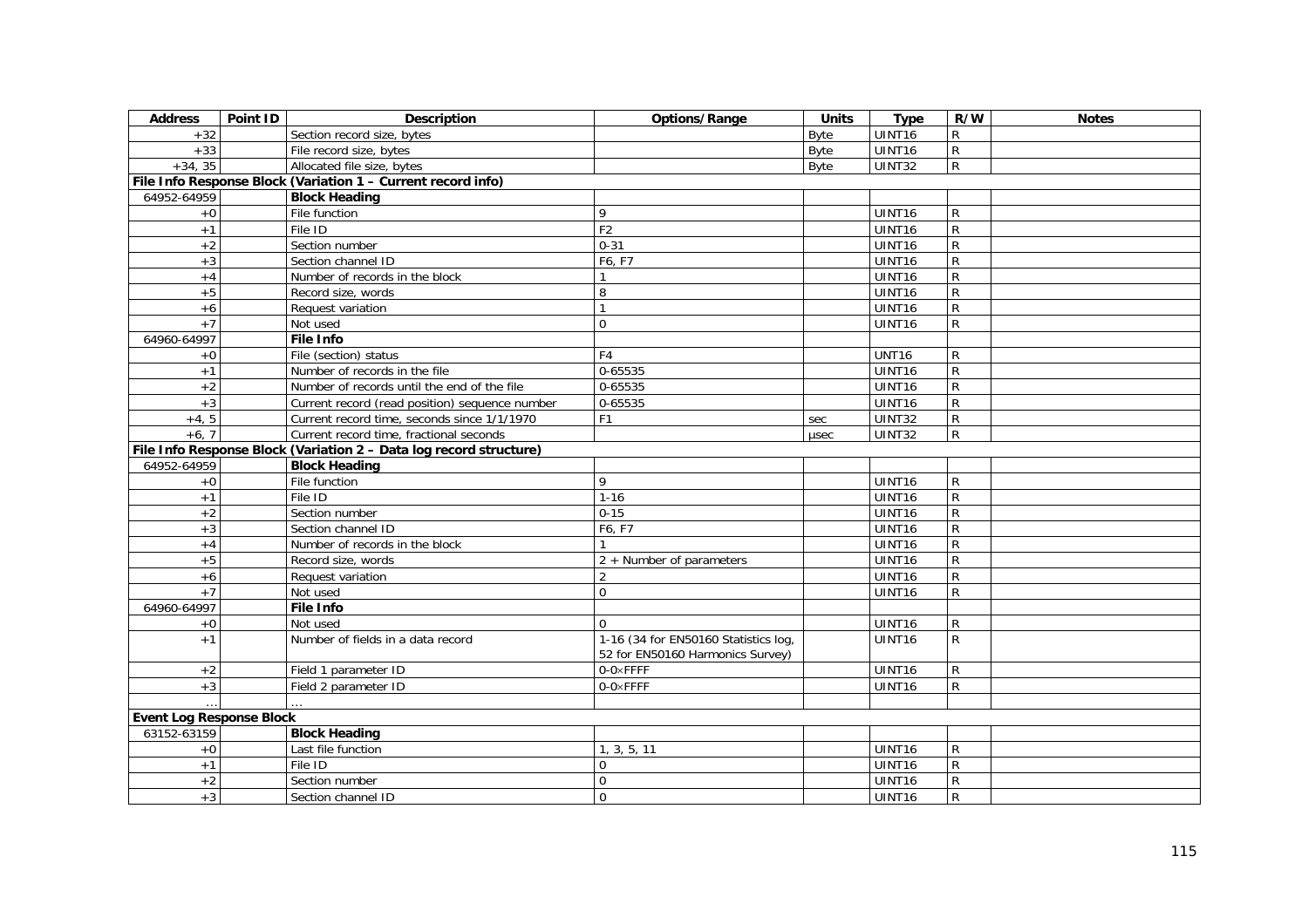| Address | Point ID | Description | Options/Range | Units | Type | R/W | Notes |
|---|---|---|---|---|---|---|---|
| +32 | | Section record size, bytes | | Byte | UINT16 | R | |
| +33 | | File record size, bytes | | Byte | UINT16 | R | |
| +34, 35 | | Allocated file size, bytes | | Byte | UINT32 | R | |
| **File Info Response Block (Variation 1 – Current record info)** | | | | | | | |
| 64952-64959 | | **Block Heading** | | | | | |
| +0 | | File function | 9 | | UINT16 | R | |
| +1 | | File ID | F2 | | UINT16 | R | |
| +2 | | Section number | 0-31 | | UINT16 | R | |
| +3 | | Section channel ID | F6, F7 | | UINT16 | R | |
| +4 | | Number of records in the block | 1 | | UINT16 | R | |
| +5 | | Record size, words | 8 | | UINT16 | R | |
| +6 | | Request variation | 1 | | UINT16 | R | |
| +7 | | Not used | 0 | | UINT16 | R | |
| 64960-64997 | | **File Info** | | | | | |
| +0 | | File (section) status | F4 | | UNT16 | R | |
| +1 | | Number of records in the file | 0-65535 | | UINT16 | R | |
| +2 | | Number of records until the end of the file | 0-65535 | | UINT16 | R | |
| +3 | | Current record (read position) sequence number | 0-65535 | | UINT16 | R | |
| +4, 5 | | Current record time, seconds since 1/1/1970 | F1 | sec | UINT32 | R | |
| +6, 7 | | Current record time, fractional seconds | | μsec | UINT32 | R | |
| **File Info Response Block (Variation 2 – Data log record structure)** | | | | | | | |
| 64952-64959 | | **Block Heading** | | | | | |
| +0 | | File function | 9 | | UINT16 | R | |
| +1 | | File ID | 1-16 | | UINT16 | R | |
| +2 | | Section number | 0-15 | | UINT16 | R | |
| +3 | | Section channel ID | F6, F7 | | UINT16 | R | |
| +4 | | Number of records in the block | 1 | | UINT16 | R | |
| +5 | | Record size, words | 2 + Number of parameters | | UINT16 | R | |
| +6 | | Request variation | 2 | | UINT16 | R | |
| +7 | | Not used | 0 | | UINT16 | R | |
| 64960-64997 | | **File Info** | | | | | |
| +0 | | Not used | 0 | | UINT16 | R | |
| +1 | | Number of fields in a data record | 1-16 (34 for EN50160 Statistics log, 52 for EN50160 Harmonics Survey) | | UINT16 | R | |
| +2 | | Field 1 parameter ID | 0-0×FFFF | | UINT16 | R | |
| +3 | | Field 2 parameter ID | 0-0×FFFF | | UINT16 | R | |
| … | | … | | | | | |
| **Event Log Response Block** | | | | | | | |
| 63152-63159 | | **Block Heading** | | | | | |
| +0 | | Last file function | 1, 3, 5, 11 | | UINT16 | R | |
| +1 | | File ID | 0 | | UINT16 | R | |
| +2 | | Section number | 0 | | UINT16 | R | |
| +3 | | Section channel ID | 0 | | UINT16 | R | |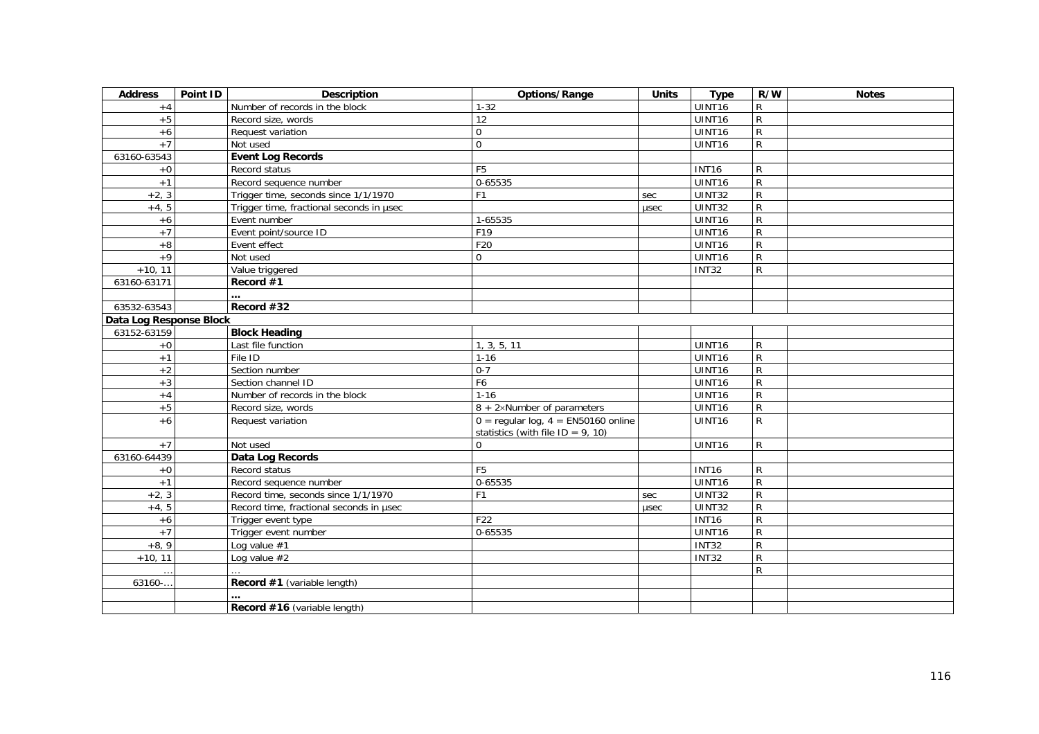| Address | Point ID | Description | Options/Range | Units | Type | R/W | Notes |
|---|---|---|---|---|---|---|---|
| +4 | | Number of records in the block | 1-32 | | UINT16 | R | |
| +5 | | Record size, words | 12 | | UINT16 | R | |
| +6 | | Request variation | 0 | | UINT16 | R | |
| +7 | | Not used | 0 | | UINT16 | R | |
| 63160-63543 | | **Event Log Records** | | | | | |
| +0 | | Record status | F5 | | INT16 | R | |
| +1 | | Record sequence number | 0-65535 | | UINT16 | R | |
| +2, 3 | | Trigger time, seconds since 1/1/1970 | F1 | sec | UINT32 | R | |
| +4, 5 | | Trigger time, fractional seconds in µsec | | µsec | UINT32 | R | |
| +6 | | Event number | 1-65535 | | UINT16 | R | |
| +7 | | Event point/source ID | F19 | | UINT16 | R | |
| +8 | | Event effect | F20 | | UINT16 | R | |
| +9 | | Not used | 0 | | UINT16 | R | |
| +10, 11 | | Value triggered | | | INT32 | R | |
| 63160-63171 | | **Record #1** | | | | | |
| | | **...** | | | | | |
| 63532-63543 | | **Record #32** | | | | | |
| **Data Log Response Block** | | | | | | | |
| 63152-63159 | | **Block Heading** | | | | | |
| +0 | | Last file function | 1, 3, 5, 11 | | UINT16 | R | |
| +1 | | File ID | 1-16 | | UINT16 | R | |
| +2 | | Section number | 0-7 | | UINT16 | R | |
| +3 | | Section channel ID | F6 | | UINT16 | R | |
| +4 | | Number of records in the block | 1-16 | | UINT16 | R | |
| +5 | | Record size, words | 8 + 2×Number of parameters | | UINT16 | R | |
| +6 | | Request variation | 0 = regular log, 4 = EN50160 online statistics (with file ID = 9, 10) | | UINT16 | R | |
| +7 | | Not used | 0 | | UINT16 | R | |
| 63160-64439 | | **Data Log Records** | | | | | |
| +0 | | Record status | F5 | | INT16 | R | |
| +1 | | Record sequence number | 0-65535 | | UINT16 | R | |
| +2, 3 | | Record time, seconds since 1/1/1970 | F1 | sec | UINT32 | R | |
| +4, 5 | | Record time, fractional seconds in µsec | | µsec | UINT32 | R | |
| +6 | | Trigger event type | F22 | | INT16 | R | |
| +7 | | Trigger event number | 0-65535 | | UINT16 | R | |
| +8, 9 | | Log value #1 | | | INT32 | R | |
| +10, 11 | | Log value #2 | | | INT32 | R | |
| ... | | ... | | | | R | |
| 63160-... | | **Record #1** (variable length) | | | | | |
| | | **...** | | | | | |
| | | **Record #16** (variable length) | | | | | |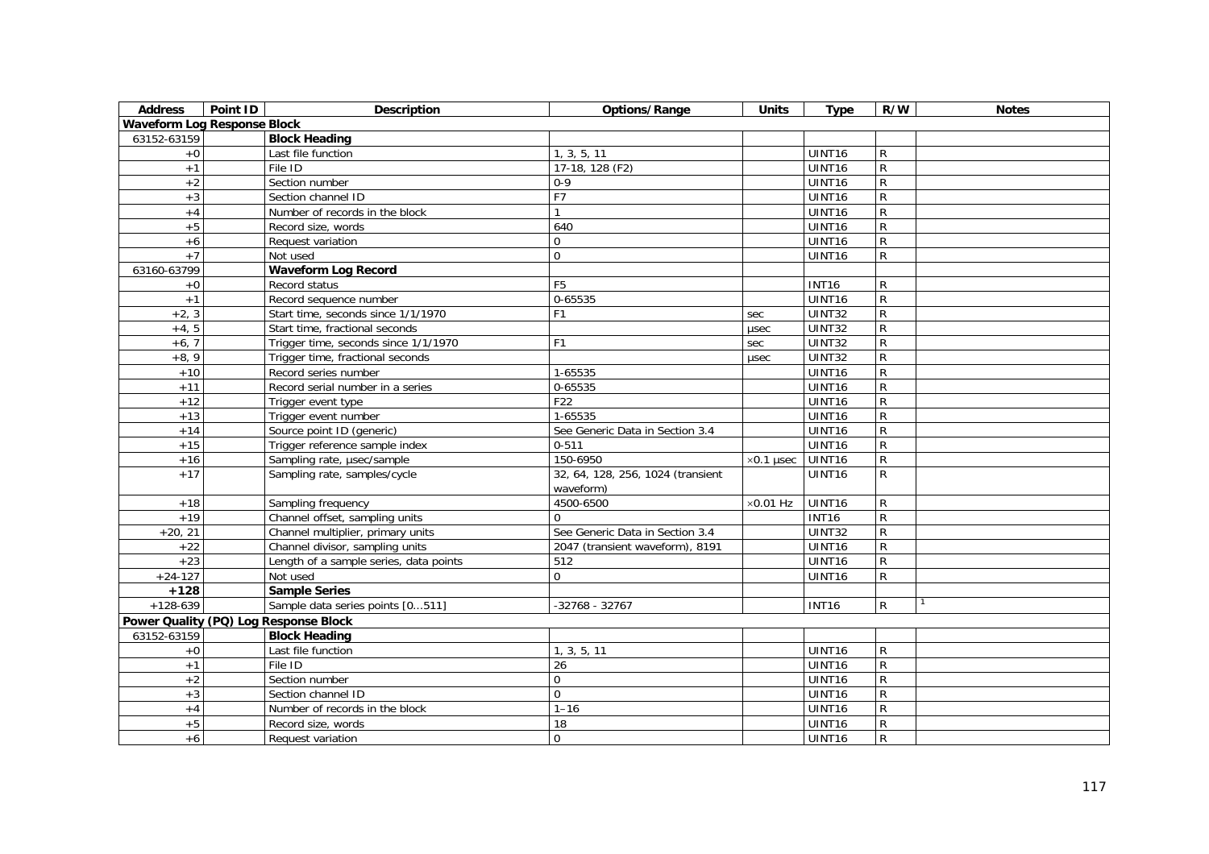| Address | Point ID | Description | Options/Range | Units | Type | R/W | Notes |
|---|---|---|---|---|---|---|---|
| **Waveform Log Response Block** | | | | | | | |
| 63152-63159 | | **Block Heading** | | | | | |
| +0 | | Last file function | 1, 3, 5, 11 | | UINT16 | R | |
| +1 | | File ID | 17-18, 128 (F2) | | UINT16 | R | |
| +2 | | Section number | 0-9 | | UINT16 | R | |
| +3 | | Section channel ID | F7 | | UINT16 | R | |
| +4 | | Number of records in the block | 1 | | UINT16 | R | |
| +5 | | Record size, words | 640 | | UINT16 | R | |
| +6 | | Request variation | 0 | | UINT16 | R | |
| +7 | | Not used | 0 | | UINT16 | R | |
| 63160-63799 | | **Waveform Log Record** | | | | | |
| +0 | | Record status | F5 | | INT16 | R | |
| +1 | | Record sequence number | 0-65535 | | UINT16 | R | |
| +2, 3 | | Start time, seconds since 1/1/1970 | F1 | sec | UINT32 | R | |
| +4, 5 | | Start time, fractional seconds | | μsec | UINT32 | R | |
| +6, 7 | | Trigger time, seconds since 1/1/1970 | F1 | sec | UINT32 | R | |
| +8, 9 | | Trigger time, fractional seconds | | μsec | UINT32 | R | |
| +10 | | Record series number | 1-65535 | | UINT16 | R | |
| +11 | | Record serial number in a series | 0-65535 | | UINT16 | R | |
| +12 | | Trigger event type | F22 | | UINT16 | R | |
| +13 | | Trigger event number | 1-65535 | | UINT16 | R | |
| +14 | | Source point ID (generic) | See Generic Data in Section 3.4 | | UINT16 | R | |
| +15 | | Trigger reference sample index | 0-511 | | UINT16 | R | |
| +16 | | Sampling rate, μsec/sample | 150-6950 | ×0.1 μsec | UINT16 | R | |
| +17 | | Sampling rate, samples/cycle | 32, 64, 128, 256, 1024 (transient waveform) | | UINT16 | R | |
| +18 | | Sampling frequency | 4500-6500 | ×0.01 Hz | UINT16 | R | |
| +19 | | Channel offset, sampling units | 0 | | INT16 | R | |
| +20, 21 | | Channel multiplier, primary units | See Generic Data in Section 3.4 | | UINT32 | R | |
| +22 | | Channel divisor, sampling units | 2047 (transient waveform), 8191 | | UINT16 | R | |
| +23 | | Length of a sample series, data points | 512 | | UINT16 | R | |
| +24-127 | | Not used | 0 | | UINT16 | R | |
| **+128** | | **Sample Series** | | | | | |
| +128-639 | | Sample data series points [0...511] | -32768 - 32767 | | INT16 | R | [1] |
| **Power Quality (PQ) Log Response Block** | | | | | | | |
| 63152-63159 | | **Block Heading** | | | | | |
| +0 | | Last file function | 1, 3, 5, 11 | | UINT16 | R | |
| +1 | | File ID | 26 | | UINT16 | R | |
| +2 | | Section number | 0 | | UINT16 | R | |
| +3 | | Section channel ID | 0 | | UINT16 | R | |
| +4 | | Number of records in the block | 1–16 | | UINT16 | R | |
| +5 | | Record size, words | 18 | | UINT16 | R | |
| +6 | | Request variation | 0 | | UINT16 | R | |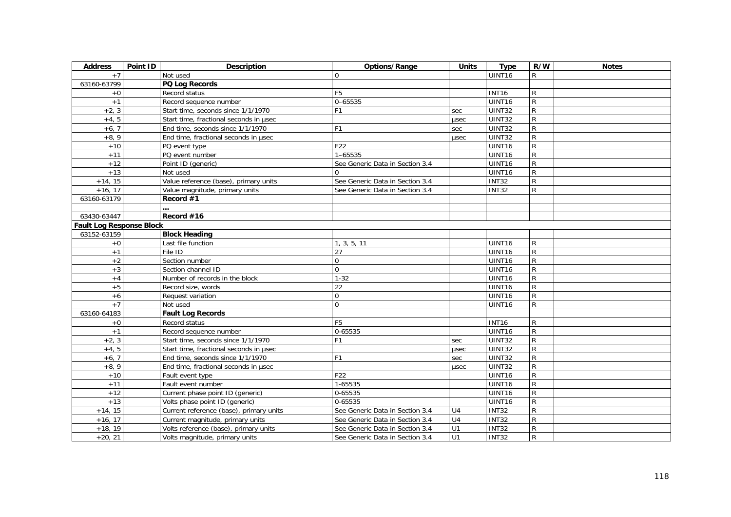| Address | Point ID | Description | Options/Range | Units | Type | R/W | Notes |
|---|---|---|---|---|---|---|---|
| +7 | | Not used | 0 | | UINT16 | R | |
| 63160-63799 | | **PQ Log Records** | | | | | |
| +0 | | Record status | F5 | | INT16 | R | |
| +1 | | Record sequence number | 0–65535 | | UINT16 | R | |
| +2, 3 | | Start time, seconds since 1/1/1970 | F1 | sec | UINT32 | R | |
| +4, 5 | | Start time, fractional seconds in µsec | | µsec | UINT32 | R | |
| +6, 7 | | End time, seconds since 1/1/1970 | F1 | sec | UINT32 | R | |
| +8, 9 | | End time, fractional seconds in µsec | | µsec | UINT32 | R | |
| +10 | | PQ event type | F22 | | UINT16 | R | |
| +11 | | PQ event number | 1–65535 | | UINT16 | R | |
| +12 | | Point ID (generic) | See Generic Data in Section 3.4 | | UINT16 | R | |
| +13 | | Not used | 0 | | UINT16 | R | |
| +14, 15 | | Value reference (base), primary units | See Generic Data in Section 3.4 | | INT32 | R | |
| +16, 17 | | Value magnitude, primary units | See Generic Data in Section 3.4 | | INT32 | R | |
| 63160-63179 | | **Record #1** | | | | | |
| | | **...** | | | | | |
| 63430-63447 | | **Record #16** | | | | | |
| **Fault Log Response Block** | | | | | | | |
| 63152-63159 | | **Block Heading** | | | | | |
| +0 | | Last file function | 1, 3, 5, 11 | | UINT16 | R | |
| +1 | | File ID | 27 | | UINT16 | R | |
| +2 | | Section number | 0 | | UINT16 | R | |
| +3 | | Section channel ID | 0 | | UINT16 | R | |
| +4 | | Number of records in the block | 1-32 | | UINT16 | R | |
| +5 | | Record size, words | 22 | | UINT16 | R | |
| +6 | | Request variation | 0 | | UINT16 | R | |
| +7 | | Not used | 0 | | UINT16 | R | |
| 63160-64183 | | **Fault Log Records** | | | | | |
| +0 | | Record status | F5 | | INT16 | R | |
| +1 | | Record sequence number | 0-65535 | | UINT16 | R | |
| +2, 3 | | Start time, seconds since 1/1/1970 | F1 | sec | UINT32 | R | |
| +4, 5 | | Start time, fractional seconds in µsec | | µsec | UINT32 | R | |
| +6, 7 | | End time, seconds since 1/1/1970 | F1 | sec | UINT32 | R | |
| +8, 9 | | End time, fractional seconds in µsec | | µsec | UINT32 | R | |
| +10 | | Fault event type | F22 | | UINT16 | R | |
| +11 | | Fault event number | 1-65535 | | UINT16 | R | |
| +12 | | Current phase point ID (generic) | 0-65535 | | UINT16 | R | |
| +13 | | Volts phase point ID (generic) | 0-65535 | | UINT16 | R | |
| +14, 15 | | Current reference (base), primary units | See Generic Data in Section 3.4 | U4 | INT32 | R | |
| +16, 17 | | Current magnitude, primary units | See Generic Data in Section 3.4 | U4 | INT32 | R | |
| +18, 19 | | Volts reference (base), primary units | See Generic Data in Section 3.4 | U1 | INT32 | R | |
| +20, 21 | | Volts magnitude, primary units | See Generic Data in Section 3.4 | U1 | INT32 | R | |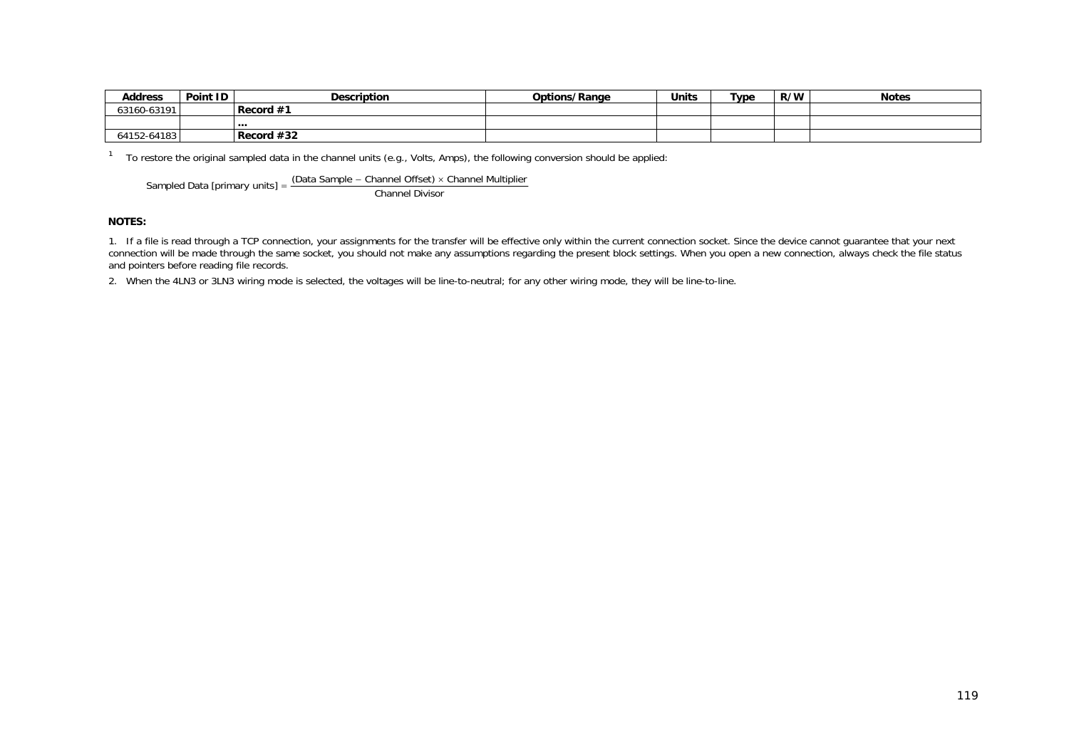| Address | Point ID | Description | Options/Range | Units | Type | R/W | Notes |
|---|---|---|---|---|---|---|---|
| 63160-63191 | | **Record #1** | | | | | |
| | | **...** | | | | | |
| 64152-64183 | | **Record #32** | | | | | |

[1] To restore the original sampled data in the channel units (e.g., Volts, Amps), the following conversion should be applied:

$$\text{Sampled Data [primary units]} = \frac{(\text{Data Sample} - \text{Channel Offset}) \times \text{Channel Multiplier}}{\text{Channel Divisor}}$$

**NOTES:**

1. If a file is read through a TCP connection, your assignments for the transfer will be effective only within the current connection socket. Since the device cannot guarantee that your next connection will be made through the same socket, you should not make any assumptions regarding the present block settings. When you open a new connection, always check the file status and pointers before reading file records.

2. When the 4LN3 or 3LN3 wiring mode is selected, the voltages will be line-to-neutral; for any other wiring mode, they will be line-to-line.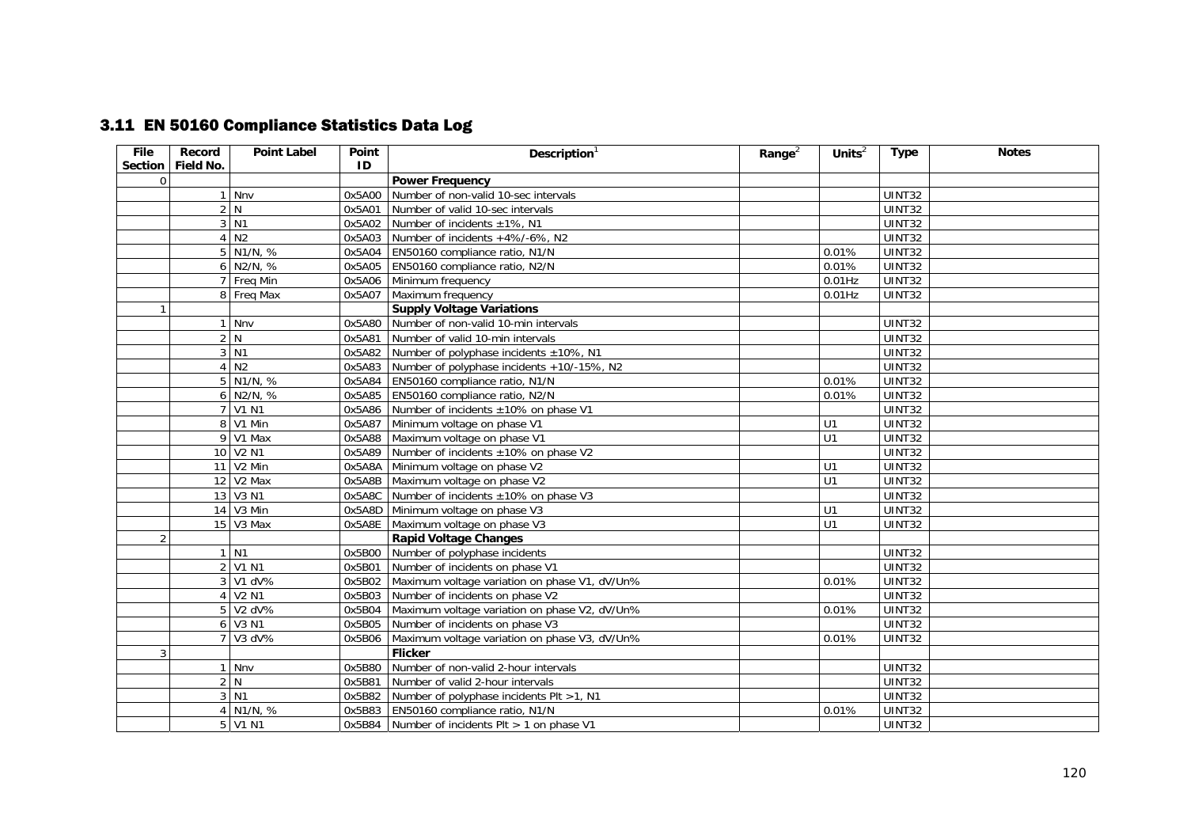## 3.11 EN 50160 Compliance Statistics Data Log

| File Section | Record Field No. | Point Label | Point ID | Description[1] | Range[2] | Units[2] | Type | Notes |
|---|---|---|---|---|---|---|---|---|
| 0 | | | | **Power Frequency** | | | | |
| | 1 | Nnv | 0x5A00 | Number of non-valid 10-sec intervals | | | UINT32 | |
| | 2 | N | 0x5A01 | Number of valid 10-sec intervals | | | UINT32 | |
| | 3 | N1 | 0x5A02 | Number of incidents ±1%, N1 | | | UINT32 | |
| | 4 | N2 | 0x5A03 | Number of incidents +4%/-6%, N2 | | | UINT32 | |
| | 5 | N1/N, % | 0x5A04 | EN50160 compliance ratio, N1/N | | 0.01% | UINT32 | |
| | 6 | N2/N, % | 0x5A05 | EN50160 compliance ratio, N2/N | | 0.01% | UINT32 | |
| | 7 | Freq Min | 0x5A06 | Minimum frequency | | 0.01Hz | UINT32 | |
| | 8 | Freq Max | 0x5A07 | Maximum frequency | | 0.01Hz | UINT32 | |
| 1 | | | | **Supply Voltage Variations** | | | | |
| | 1 | Nnv | 0x5A80 | Number of non-valid 10-min intervals | | | UINT32 | |
| | 2 | N | 0x5A81 | Number of valid 10-min intervals | | | UINT32 | |
| | 3 | N1 | 0x5A82 | Number of polyphase incidents ±10%, N1 | | | UINT32 | |
| | 4 | N2 | 0x5A83 | Number of polyphase incidents +10/-15%, N2 | | | UINT32 | |
| | 5 | N1/N, % | 0x5A84 | EN50160 compliance ratio, N1/N | | 0.01% | UINT32 | |
| | 6 | N2/N, % | 0x5A85 | EN50160 compliance ratio, N2/N | | 0.01% | UINT32 | |
| | 7 | V1 N1 | 0x5A86 | Number of incidents ±10% on phase V1 | | | UINT32 | |
| | 8 | V1 Min | 0x5A87 | Minimum voltage on phase V1 | | U1 | UINT32 | |
| | 9 | V1 Max | 0x5A88 | Maximum voltage on phase V1 | | U1 | UINT32 | |
| | 10 | V2 N1 | 0x5A89 | Number of incidents ±10% on phase V2 | | | UINT32 | |
| | 11 | V2 Min | 0x5A8A | Minimum voltage on phase V2 | | U1 | UINT32 | |
| | 12 | V2 Max | 0x5A8B | Maximum voltage on phase V2 | | U1 | UINT32 | |
| | 13 | V3 N1 | 0x5A8C | Number of incidents ±10% on phase V3 | | | UINT32 | |
| | 14 | V3 Min | 0x5A8D | Minimum voltage on phase V3 | | U1 | UINT32 | |
| | 15 | V3 Max | 0x5A8E | Maximum voltage on phase V3 | | U1 | UINT32 | |
| 2 | | | | **Rapid Voltage Changes** | | | | |
| | 1 | N1 | 0x5B00 | Number of polyphase incidents | | | UINT32 | |
| | 2 | V1 N1 | 0x5B01 | Number of incidents on phase V1 | | | UINT32 | |
| | 3 | V1 dV% | 0x5B02 | Maximum voltage variation on phase V1, dV/Un% | | 0.01% | UINT32 | |
| | 4 | V2 N1 | 0x5B03 | Number of incidents on phase V2 | | | UINT32 | |
| | 5 | V2 dV% | 0x5B04 | Maximum voltage variation on phase V2, dV/Un% | | 0.01% | UINT32 | |
| | 6 | V3 N1 | 0x5B05 | Number of incidents on phase V3 | | | UINT32 | |
| | 7 | V3 dV% | 0x5B06 | Maximum voltage variation on phase V3, dV/Un% | | 0.01% | UINT32 | |
| 3 | | | | **Flicker** | | | | |
| | 1 | Nnv | 0x5B80 | Number of non-valid 2-hour intervals | | | UINT32 | |
| | 2 | N | 0x5B81 | Number of valid 2-hour intervals | | | UINT32 | |
| | 3 | N1 | 0x5B82 | Number of polyphase incidents Plt >1, N1 | | | UINT32 | |
| | 4 | N1/N, % | 0x5B83 | EN50160 compliance ratio, N1/N | | 0.01% | UINT32 | |
| | 5 | V1 N1 | 0x5B84 | Number of incidents Plt > 1 on phase V1 | | | UINT32 | |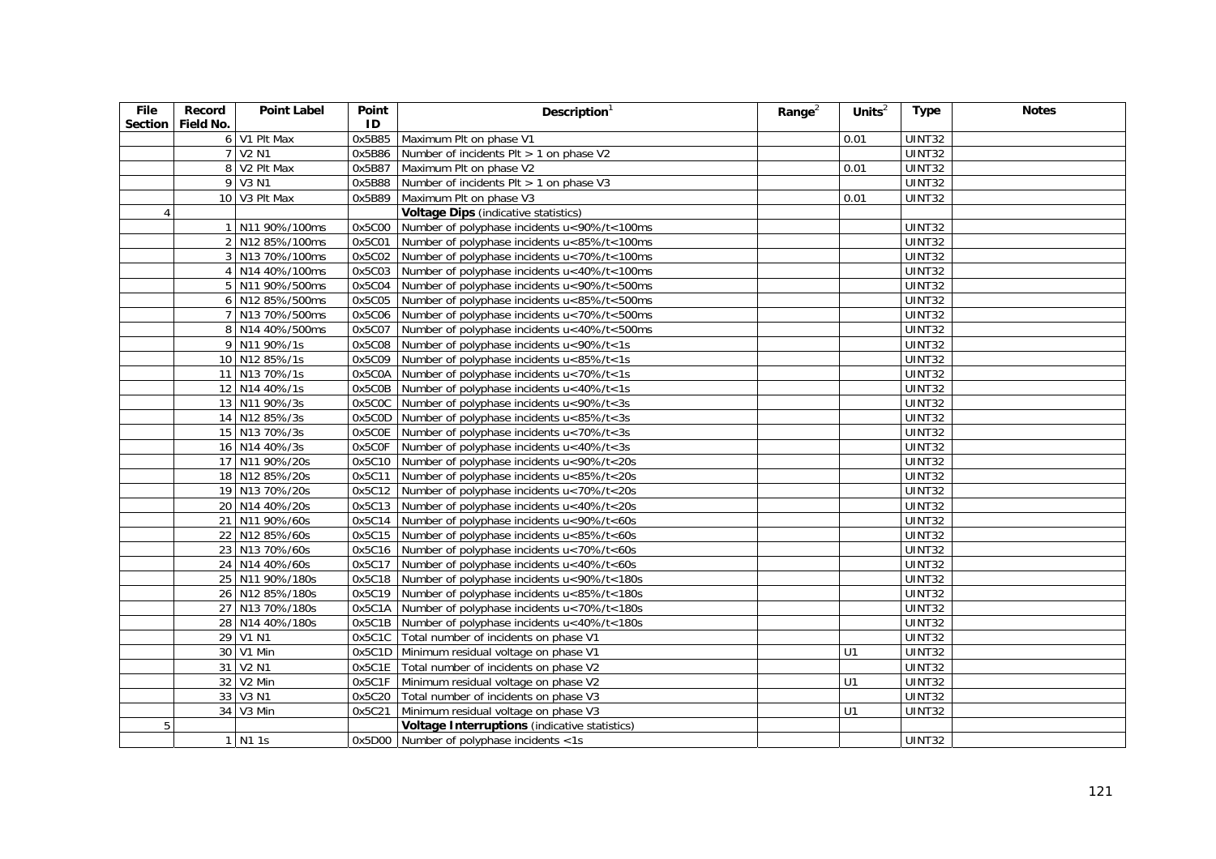| File Section | Record Field No. | Point Label | Point ID | Description[1] | Range[2] | Units[2] | Type | Notes |
|---|---|---|---|---|---|---|---|---|
| | 6 | V1 Plt Max | 0x5B85 | Maximum Plt on phase V1 | | 0.01 | UINT32 | |
| | 7 | V2 N1 | 0x5B86 | Number of incidents Plt > 1 on phase V2 | | | UINT32 | |
| | 8 | V2 Plt Max | 0x5B87 | Maximum Plt on phase V2 | | 0.01 | UINT32 | |
| | 9 | V3 N1 | 0x5B88 | Number of incidents Plt > 1 on phase V3 | | | UINT32 | |
| | 10 | V3 Plt Max | 0x5B89 | Maximum Plt on phase V3 | | 0.01 | UINT32 | |
| 4 | | | | **Voltage Dips** (indicative statistics) | | | | |
| | 1 | N11 90%/100ms | 0x5C00 | Number of polyphase incidents u<90%/t<100ms | | | UINT32 | |
| | 2 | N12 85%/100ms | 0x5C01 | Number of polyphase incidents u<85%/t<100ms | | | UINT32 | |
| | 3 | N13 70%/100ms | 0x5C02 | Number of polyphase incidents u<70%/t<100ms | | | UINT32 | |
| | 4 | N14 40%/100ms | 0x5C03 | Number of polyphase incidents u<40%/t<100ms | | | UINT32 | |
| | 5 | N11 90%/500ms | 0x5C04 | Number of polyphase incidents u<90%/t<500ms | | | UINT32 | |
| | 6 | N12 85%/500ms | 0x5C05 | Number of polyphase incidents u<85%/t<500ms | | | UINT32 | |
| | 7 | N13 70%/500ms | 0x5C06 | Number of polyphase incidents u<70%/t<500ms | | | UINT32 | |
| | 8 | N14 40%/500ms | 0x5C07 | Number of polyphase incidents u<40%/t<500ms | | | UINT32 | |
| | 9 | N11 90%/1s | 0x5C08 | Number of polyphase incidents u<90%/t<1s | | | UINT32 | |
| | 10 | N12 85%/1s | 0x5C09 | Number of polyphase incidents u<85%/t<1s | | | UINT32 | |
| | 11 | N13 70%/1s | 0x5C0A | Number of polyphase incidents u<70%/t<1s | | | UINT32 | |
| | 12 | N14 40%/1s | 0x5C0B | Number of polyphase incidents u<40%/t<1s | | | UINT32 | |
| | 13 | N11 90%/3s | 0x5C0C | Number of polyphase incidents u<90%/t<3s | | | UINT32 | |
| | 14 | N12 85%/3s | 0x5C0D | Number of polyphase incidents u<85%/t<3s | | | UINT32 | |
| | 15 | N13 70%/3s | 0x5C0E | Number of polyphase incidents u<70%/t<3s | | | UINT32 | |
| | 16 | N14 40%/3s | 0x5C0F | Number of polyphase incidents u<40%/t<3s | | | UINT32 | |
| | 17 | N11 90%/20s | 0x5C10 | Number of polyphase incidents u<90%/t<20s | | | UINT32 | |
| | 18 | N12 85%/20s | 0x5C11 | Number of polyphase incidents u<85%/t<20s | | | UINT32 | |
| | 19 | N13 70%/20s | 0x5C12 | Number of polyphase incidents u<70%/t<20s | | | UINT32 | |
| | 20 | N14 40%/20s | 0x5C13 | Number of polyphase incidents u<40%/t<20s | | | UINT32 | |
| | 21 | N11 90%/60s | 0x5C14 | Number of polyphase incidents u<90%/t<60s | | | UINT32 | |
| | 22 | N12 85%/60s | 0x5C15 | Number of polyphase incidents u<85%/t<60s | | | UINT32 | |
| | 23 | N13 70%/60s | 0x5C16 | Number of polyphase incidents u<70%/t<60s | | | UINT32 | |
| | 24 | N14 40%/60s | 0x5C17 | Number of polyphase incidents u<40%/t<60s | | | UINT32 | |
| | 25 | N11 90%/180s | 0x5C18 | Number of polyphase incidents u<90%/t<180s | | | UINT32 | |
| | 26 | N12 85%/180s | 0x5C19 | Number of polyphase incidents u<85%/t<180s | | | UINT32 | |
| | 27 | N13 70%/180s | 0x5C1A | Number of polyphase incidents u<70%/t<180s | | | UINT32 | |
| | 28 | N14 40%/180s | 0x5C1B | Number of polyphase incidents u<40%/t<180s | | | UINT32 | |
| | 29 | V1 N1 | 0x5C1C | Total number of incidents on phase V1 | | | UINT32 | |
| | 30 | V1 Min | 0x5C1D | Minimum residual voltage on phase V1 | | U1 | UINT32 | |
| | 31 | V2 N1 | 0x5C1E | Total number of incidents on phase V2 | | | UINT32 | |
| | 32 | V2 Min | 0x5C1F | Minimum residual voltage on phase V2 | | U1 | UINT32 | |
| | 33 | V3 N1 | 0x5C20 | Total number of incidents on phase V3 | | | UINT32 | |
| | 34 | V3 Min | 0x5C21 | Minimum residual voltage on phase V3 | | U1 | UINT32 | |
| 5 | | | | **Voltage Interruptions** (indicative statistics) | | | | |
| | 1 | N1 1s | 0x5D00 | Number of polyphase incidents <1s | | | UINT32 | |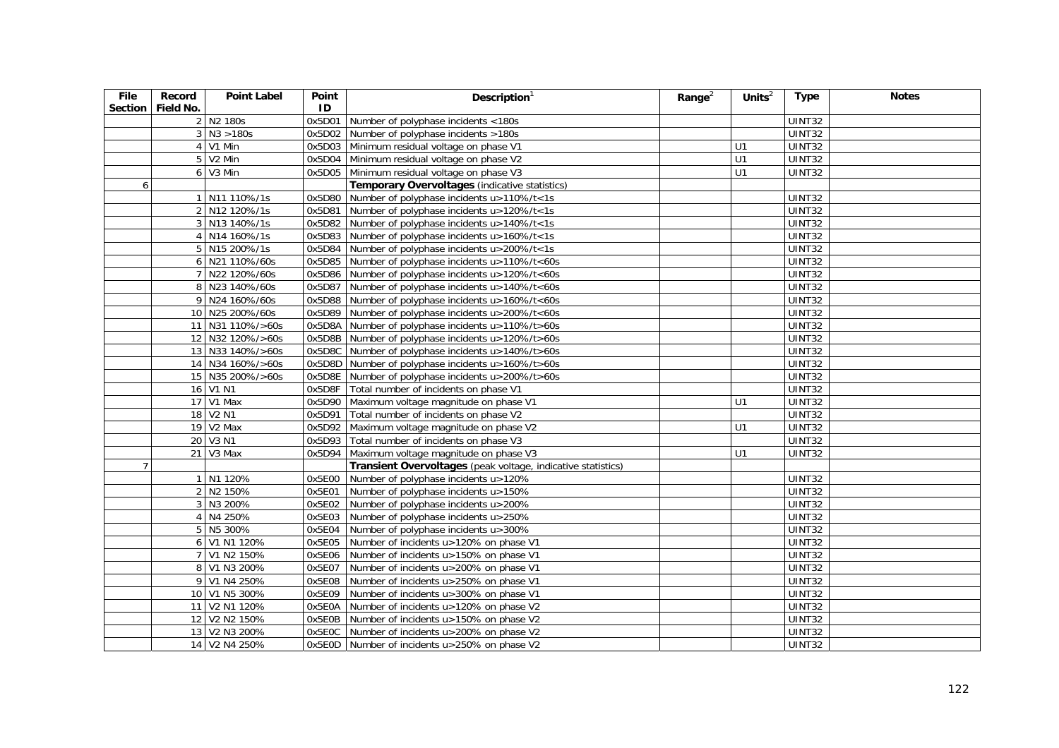| File Section | Record Field No. | Point Label | Point ID | Description[1] | Range[2] | Units[2] | Type | Notes |
|---|---|---|---|---|---|---|---|---|
| | 2 | N2 180s | 0x5D01 | Number of polyphase incidents <180s | | | UINT32 | |
| | 3 | N3 >180s | 0x5D02 | Number of polyphase incidents >180s | | | UINT32 | |
| | 4 | V1 Min | 0x5D03 | Minimum residual voltage on phase V1 | | U1 | UINT32 | |
| | 5 | V2 Min | 0x5D04 | Minimum residual voltage on phase V2 | | U1 | UINT32 | |
| | 6 | V3 Min | 0x5D05 | Minimum residual voltage on phase V3 | | U1 | UINT32 | |
| 6 | | | | **Temporary Overvoltages** (indicative statistics) | | | | |
| | 1 | N11 110%/1s | 0x5D80 | Number of polyphase incidents u>110%/t<1s | | | UINT32 | |
| | 2 | N12 120%/1s | 0x5D81 | Number of polyphase incidents u>120%/t<1s | | | UINT32 | |
| | 3 | N13 140%/1s | 0x5D82 | Number of polyphase incidents u>140%/t<1s | | | UINT32 | |
| | 4 | N14 160%/1s | 0x5D83 | Number of polyphase incidents u>160%/t<1s | | | UINT32 | |
| | 5 | N15 200%/1s | 0x5D84 | Number of polyphase incidents u>200%/t<1s | | | UINT32 | |
| | 6 | N21 110%/60s | 0x5D85 | Number of polyphase incidents u>110%/t<60s | | | UINT32 | |
| | 7 | N22 120%/60s | 0x5D86 | Number of polyphase incidents u>120%/t<60s | | | UINT32 | |
| | 8 | N23 140%/60s | 0x5D87 | Number of polyphase incidents u>140%/t<60s | | | UINT32 | |
| | 9 | N24 160%/60s | 0x5D88 | Number of polyphase incidents u>160%/t<60s | | | UINT32 | |
| | 10 | N25 200%/60s | 0x5D89 | Number of polyphase incidents u>200%/t<60s | | | UINT32 | |
| | 11 | N31 110%/>60s | 0x5D8A | Number of polyphase incidents u>110%/t>60s | | | UINT32 | |
| | 12 | N32 120%/>60s | 0x5D8B | Number of polyphase incidents u>120%/t>60s | | | UINT32 | |
| | 13 | N33 140%/>60s | 0x5D8C | Number of polyphase incidents u>140%/t>60s | | | UINT32 | |
| | 14 | N34 160%/>60s | 0x5D8D | Number of polyphase incidents u>160%/t>60s | | | UINT32 | |
| | 15 | N35 200%/>60s | 0x5D8E | Number of polyphase incidents u>200%/t>60s | | | UINT32 | |
| | 16 | V1 N1 | 0x5D8F | Total number of incidents on phase V1 | | | UINT32 | |
| | 17 | V1 Max | 0x5D90 | Maximum voltage magnitude on phase V1 | | U1 | UINT32 | |
| | 18 | V2 N1 | 0x5D91 | Total number of incidents on phase V2 | | | UINT32 | |
| | 19 | V2 Max | 0x5D92 | Maximum voltage magnitude on phase V2 | | U1 | UINT32 | |
| | 20 | V3 N1 | 0x5D93 | Total number of incidents on phase V3 | | | UINT32 | |
| | 21 | V3 Max | 0x5D94 | Maximum voltage magnitude on phase V3 | | U1 | UINT32 | |
| 7 | | | | **Transient Overvoltages** (peak voltage, indicative statistics) | | | | |
| | 1 | N1 120% | 0x5E00 | Number of polyphase incidents u>120% | | | UINT32 | |
| | 2 | N2 150% | 0x5E01 | Number of polyphase incidents u>150% | | | UINT32 | |
| | 3 | N3 200% | 0x5E02 | Number of polyphase incidents u>200% | | | UINT32 | |
| | 4 | N4 250% | 0x5E03 | Number of polyphase incidents u>250% | | | UINT32 | |
| | 5 | N5 300% | 0x5E04 | Number of polyphase incidents u>300% | | | UINT32 | |
| | 6 | V1 N1 120% | 0x5E05 | Number of incidents u>120% on phase V1 | | | UINT32 | |
| | 7 | V1 N2 150% | 0x5E06 | Number of incidents u>150% on phase V1 | | | UINT32 | |
| | 8 | V1 N3 200% | 0x5E07 | Number of incidents u>200% on phase V1 | | | UINT32 | |
| | 9 | V1 N4 250% | 0x5E08 | Number of incidents u>250% on phase V1 | | | UINT32 | |
| | 10 | V1 N5 300% | 0x5E09 | Number of incidents u>300% on phase V1 | | | UINT32 | |
| | 11 | V2 N1 120% | 0x5E0A | Number of incidents u>120% on phase V2 | | | UINT32 | |
| | 12 | V2 N2 150% | 0x5E0B | Number of incidents u>150% on phase V2 | | | UINT32 | |
| | 13 | V2 N3 200% | 0x5E0C | Number of incidents u>200% on phase V2 | | | UINT32 | |
| | 14 | V2 N4 250% | 0x5E0D | Number of incidents u>250% on phase V2 | | | UINT32 | |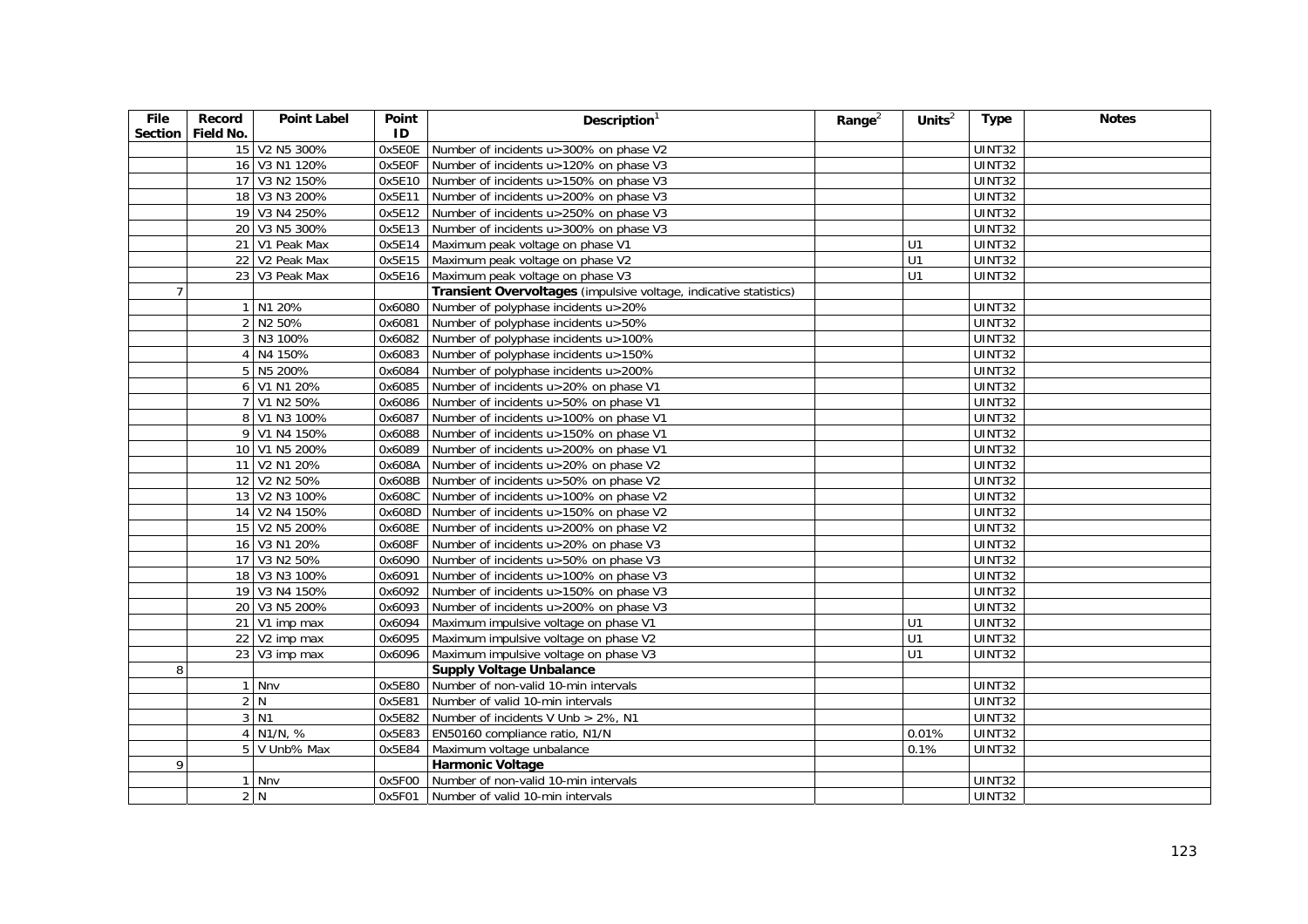| File Section | Record Field No. | Point Label | Point ID | Description[1] | Range[2] | Units[2] | Type | Notes |
|---|---|---|---|---|---|---|---|---|
| | 15 | V2 N5 300% | 0x5E0E | Number of incidents u>300% on phase V2 | | | UINT32 | |
| | 16 | V3 N1 120% | 0x5E0F | Number of incidents u>120% on phase V3 | | | UINT32 | |
| | 17 | V3 N2 150% | 0x5E10 | Number of incidents u>150% on phase V3 | | | UINT32 | |
| | 18 | V3 N3 200% | 0x5E11 | Number of incidents u>200% on phase V3 | | | UINT32 | |
| | 19 | V3 N4 250% | 0x5E12 | Number of incidents u>250% on phase V3 | | | UINT32 | |
| | 20 | V3 N5 300% | 0x5E13 | Number of incidents u>300% on phase V3 | | | UINT32 | |
| | 21 | V1 Peak Max | 0x5E14 | Maximum peak voltage on phase V1 | | U1 | UINT32 | |
| | 22 | V2 Peak Max | 0x5E15 | Maximum peak voltage on phase V2 | | U1 | UINT32 | |
| | 23 | V3 Peak Max | 0x5E16 | Maximum peak voltage on phase V3 | | U1 | UINT32 | |
| 7 | | | | **Transient Overvoltages** (impulsive voltage, indicative statistics) | | | | |
| | 1 | N1 20% | 0x6080 | Number of polyphase incidents u>20% | | | UINT32 | |
| | 2 | N2 50% | 0x6081 | Number of polyphase incidents u>50% | | | UINT32 | |
| | 3 | N3 100% | 0x6082 | Number of polyphase incidents u>100% | | | UINT32 | |
| | 4 | N4 150% | 0x6083 | Number of polyphase incidents u>150% | | | UINT32 | |
| | 5 | N5 200% | 0x6084 | Number of polyphase incidents u>200% | | | UINT32 | |
| | 6 | V1 N1 20% | 0x6085 | Number of incidents u>20% on phase V1 | | | UINT32 | |
| | 7 | V1 N2 50% | 0x6086 | Number of incidents u>50% on phase V1 | | | UINT32 | |
| | 8 | V1 N3 100% | 0x6087 | Number of incidents u>100% on phase V1 | | | UINT32 | |
| | 9 | V1 N4 150% | 0x6088 | Number of incidents u>150% on phase V1 | | | UINT32 | |
| | 10 | V1 N5 200% | 0x6089 | Number of incidents u>200% on phase V1 | | | UINT32 | |
| | 11 | V2 N1 20% | 0x608A | Number of incidents u>20% on phase V2 | | | UINT32 | |
| | 12 | V2 N2 50% | 0x608B | Number of incidents u>50% on phase V2 | | | UINT32 | |
| | 13 | V2 N3 100% | 0x608C | Number of incidents u>100% on phase V2 | | | UINT32 | |
| | 14 | V2 N4 150% | 0x608D | Number of incidents u>150% on phase V2 | | | UINT32 | |
| | 15 | V2 N5 200% | 0x608E | Number of incidents u>200% on phase V2 | | | UINT32 | |
| | 16 | V3 N1 20% | 0x608F | Number of incidents u>20% on phase V3 | | | UINT32 | |
| | 17 | V3 N2 50% | 0x6090 | Number of incidents u>50% on phase V3 | | | UINT32 | |
| | 18 | V3 N3 100% | 0x6091 | Number of incidents u>100% on phase V3 | | | UINT32 | |
| | 19 | V3 N4 150% | 0x6092 | Number of incidents u>150% on phase V3 | | | UINT32 | |
| | 20 | V3 N5 200% | 0x6093 | Number of incidents u>200% on phase V3 | | | UINT32 | |
| | 21 | V1 imp max | 0x6094 | Maximum impulsive voltage on phase V1 | | U1 | UINT32 | |
| | 22 | V2 imp max | 0x6095 | Maximum impulsive voltage on phase V2 | | U1 | UINT32 | |
| | 23 | V3 imp max | 0x6096 | Maximum impulsive voltage on phase V3 | | U1 | UINT32 | |
| 8 | | | | **Supply Voltage Unbalance** | | | | |
| | 1 | Nnv | 0x5E80 | Number of non-valid 10-min intervals | | | UINT32 | |
| | 2 | N | 0x5E81 | Number of valid 10-min intervals | | | UINT32 | |
| | 3 | N1 | 0x5E82 | Number of incidents V Unb > 2%, N1 | | | UINT32 | |
| | 4 | N1/N, % | 0x5E83 | EN50160 compliance ratio, N1/N | | 0.01% | UINT32 | |
| | 5 | V Unb% Max | 0x5E84 | Maximum voltage unbalance | | 0.1% | UINT32 | |
| 9 | | | | **Harmonic Voltage** | | | | |
| | 1 | Nnv | 0x5F00 | Number of non-valid 10-min intervals | | | UINT32 | |
| | 2 | N | 0x5F01 | Number of valid 10-min intervals | | | UINT32 | |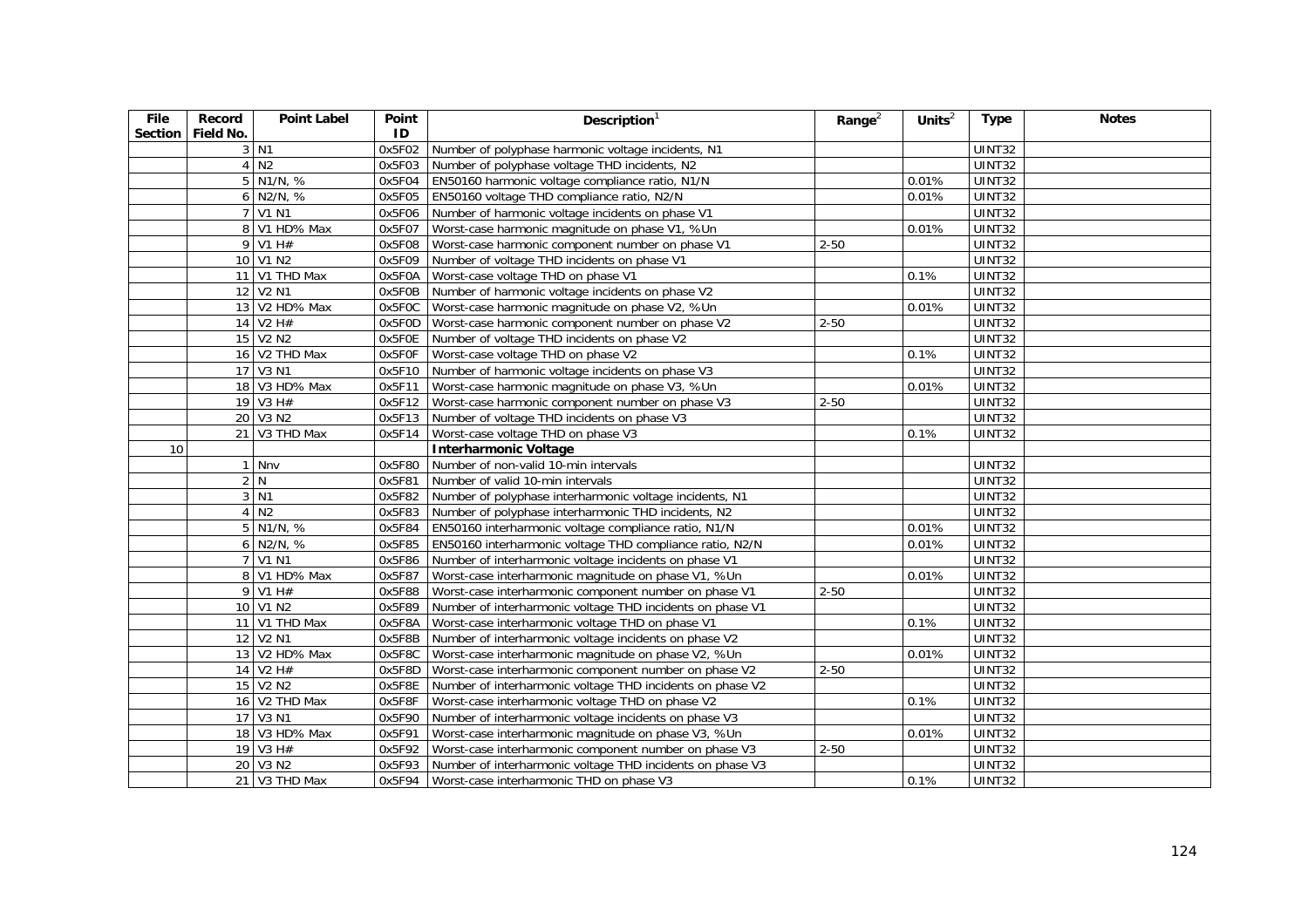| File Section | Record Field No. | Point Label | Point ID | Description[1] | Range[2] | Units[2] | Type | Notes |
|---|---|---|---|---|---|---|---|---|
| | 3 | N1 | 0x5F02 | Number of polyphase harmonic voltage incidents, N1 | | | UINT32 | |
| | 4 | N2 | 0x5F03 | Number of polyphase voltage THD incidents, N2 | | | UINT32 | |
| | 5 | N1/N, % | 0x5F04 | EN50160 harmonic voltage compliance ratio, N1/N | | 0.01% | UINT32 | |
| | 6 | N2/N, % | 0x5F05 | EN50160 voltage THD compliance ratio, N2/N | | 0.01% | UINT32 | |
| | 7 | V1 N1 | 0x5F06 | Number of harmonic voltage incidents on phase V1 | | | UINT32 | |
| | 8 | V1 HD% Max | 0x5F07 | Worst-case harmonic magnitude on phase V1, %Un | | 0.01% | UINT32 | |
| | 9 | V1 H# | 0x5F08 | Worst-case harmonic component number on phase V1 | 2-50 | | UINT32 | |
| | 10 | V1 N2 | 0x5F09 | Number of voltage THD incidents on phase V1 | | | UINT32 | |
| | 11 | V1 THD Max | 0x5F0A | Worst-case voltage THD on phase V1 | | 0.1% | UINT32 | |
| | 12 | V2 N1 | 0x5F0B | Number of harmonic voltage incidents on phase V2 | | | UINT32 | |
| | 13 | V2 HD% Max | 0x5F0C | Worst-case harmonic magnitude on phase V2, %Un | | 0.01% | UINT32 | |
| | 14 | V2 H# | 0x5F0D | Worst-case harmonic component number on phase V2 | 2-50 | | UINT32 | |
| | 15 | V2 N2 | 0x5F0E | Number of voltage THD incidents on phase V2 | | | UINT32 | |
| | 16 | V2 THD Max | 0x5F0F | Worst-case voltage THD on phase V2 | | 0.1% | UINT32 | |
| | 17 | V3 N1 | 0x5F10 | Number of harmonic voltage incidents on phase V3 | | | UINT32 | |
| | 18 | V3 HD% Max | 0x5F11 | Worst-case harmonic magnitude on phase V3, %Un | | 0.01% | UINT32 | |
| | 19 | V3 H# | 0x5F12 | Worst-case harmonic component number on phase V3 | 2-50 | | UINT32 | |
| | 20 | V3 N2 | 0x5F13 | Number of voltage THD incidents on phase V3 | | | UINT32 | |
| | 21 | V3 THD Max | 0x5F14 | Worst-case voltage THD on phase V3 | | 0.1% | UINT32 | |
| 10 | | | | **Interharmonic Voltage** | | | | |
| | 1 | Nnv | 0x5F80 | Number of non-valid 10-min intervals | | | UINT32 | |
| | 2 | N | 0x5F81 | Number of valid 10-min intervals | | | UINT32 | |
| | 3 | N1 | 0x5F82 | Number of polyphase interharmonic voltage incidents, N1 | | | UINT32 | |
| | 4 | N2 | 0x5F83 | Number of polyphase interharmonic THD incidents, N2 | | | UINT32 | |
| | 5 | N1/N, % | 0x5F84 | EN50160 interharmonic voltage compliance ratio, N1/N | | 0.01% | UINT32 | |
| | 6 | N2/N, % | 0x5F85 | EN50160 interharmonic voltage THD compliance ratio, N2/N | | 0.01% | UINT32 | |
| | 7 | V1 N1 | 0x5F86 | Number of interharmonic voltage incidents on phase V1 | | | UINT32 | |
| | 8 | V1 HD% Max | 0x5F87 | Worst-case interharmonic magnitude on phase V1, %Un | | 0.01% | UINT32 | |
| | 9 | V1 H# | 0x5F88 | Worst-case interharmonic component number on phase V1 | 2-50 | | UINT32 | |
| | 10 | V1 N2 | 0x5F89 | Number of interharmonic voltage THD incidents on phase V1 | | | UINT32 | |
| | 11 | V1 THD Max | 0x5F8A | Worst-case interharmonic voltage THD on phase V1 | | 0.1% | UINT32 | |
| | 12 | V2 N1 | 0x5F8B | Number of interharmonic voltage incidents on phase V2 | | | UINT32 | |
| | 13 | V2 HD% Max | 0x5F8C | Worst-case interharmonic magnitude on phase V2, %Un | | 0.01% | UINT32 | |
| | 14 | V2 H# | 0x5F8D | Worst-case interharmonic component number on phase V2 | 2-50 | | UINT32 | |
| | 15 | V2 N2 | 0x5F8E | Number of interharmonic voltage THD incidents on phase V2 | | | UINT32 | |
| | 16 | V2 THD Max | 0x5F8F | Worst-case interharmonic voltage THD on phase V2 | | 0.1% | UINT32 | |
| | 17 | V3 N1 | 0x5F90 | Number of interharmonic voltage incidents on phase V3 | | | UINT32 | |
| | 18 | V3 HD% Max | 0x5F91 | Worst-case interharmonic magnitude on phase V3, %Un | | 0.01% | UINT32 | |
| | 19 | V3 H# | 0x5F92 | Worst-case interharmonic component number on phase V3 | 2-50 | | UINT32 | |
| | 20 | V3 N2 | 0x5F93 | Number of interharmonic voltage THD incidents on phase V3 | | | UINT32 | |
| | 21 | V3 THD Max | 0x5F94 | Worst-case interharmonic THD on phase V3 | | 0.1% | UINT32 | |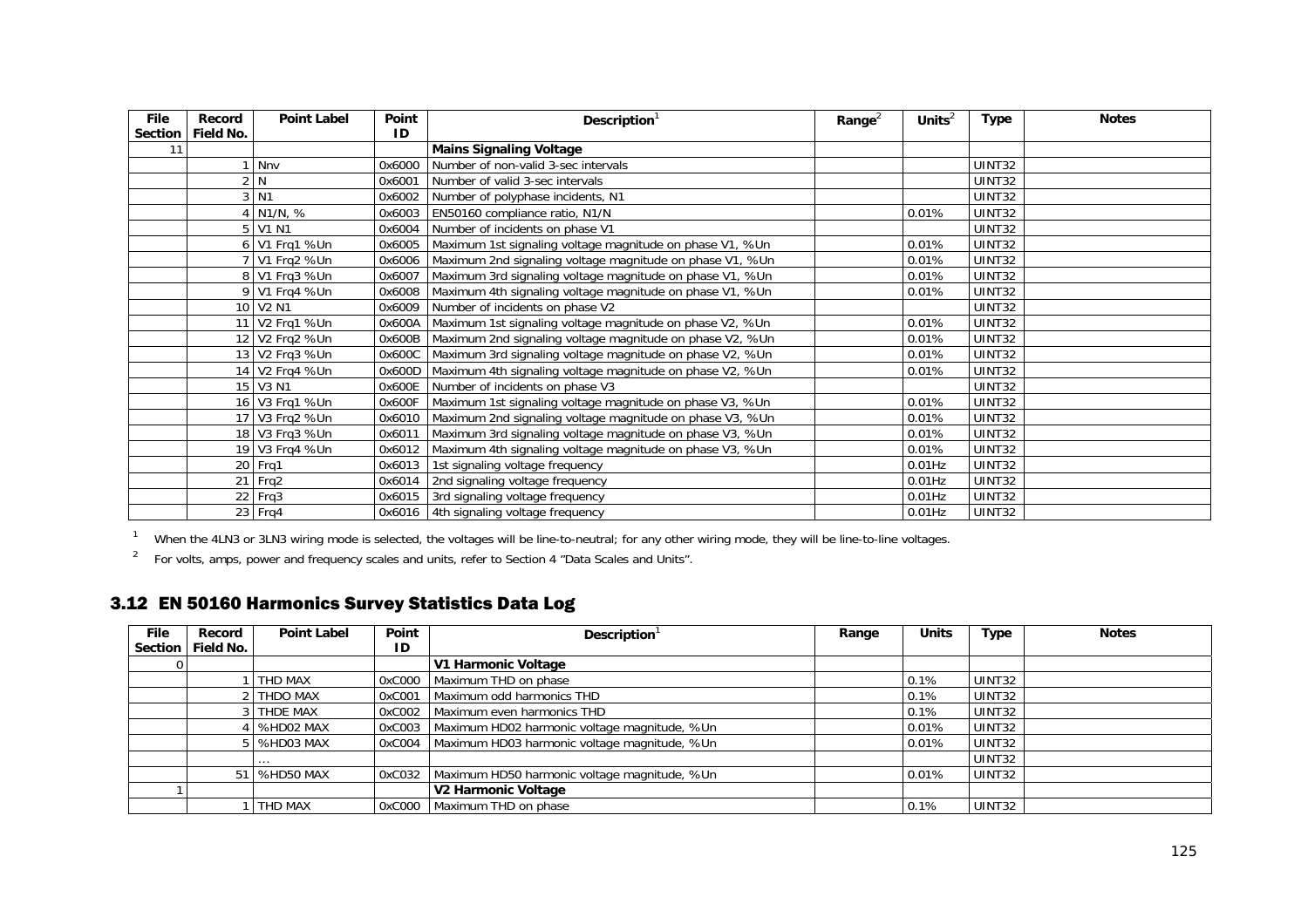| File Section | Record Field No. | Point Label | Point ID | Description[1] | Range[2] | Units[2] | Type | Notes |
|---|---|---|---|---|---|---|---|---|
| 11 | | | | **Mains Signaling Voltage** | | | | |
| | 1 | Nnv | 0x6000 | Number of non-valid 3-sec intervals | | | UINT32 | |
| | 2 | N | 0x6001 | Number of valid 3-sec intervals | | | UINT32 | |
| | 3 | N1 | 0x6002 | Number of polyphase incidents, N1 | | | UINT32 | |
| | 4 | N1/N, % | 0x6003 | EN50160 compliance ratio, N1/N | | 0.01% | UINT32 | |
| | 5 | V1 N1 | 0x6004 | Number of incidents on phase V1 | | | UINT32 | |
| | 6 | V1 Frq1 %Un | 0x6005 | Maximum 1st signaling voltage magnitude on phase V1, %Un | | 0.01% | UINT32 | |
| | 7 | V1 Frq2 %Un | 0x6006 | Maximum 2nd signaling voltage magnitude on phase V1, %Un | | 0.01% | UINT32 | |
| | 8 | V1 Frq3 %Un | 0x6007 | Maximum 3rd signaling voltage magnitude on phase V1, %Un | | 0.01% | UINT32 | |
| | 9 | V1 Frq4 %Un | 0x6008 | Maximum 4th signaling voltage magnitude on phase V1, %Un | | 0.01% | UINT32 | |
| | 10 | V2 N1 | 0x6009 | Number of incidents on phase V2 | | | UINT32 | |
| | 11 | V2 Frq1 %Un | 0x600A | Maximum 1st signaling voltage magnitude on phase V2, %Un | | 0.01% | UINT32 | |
| | 12 | V2 Frq2 %Un | 0x600B | Maximum 2nd signaling voltage magnitude on phase V2, %Un | | 0.01% | UINT32 | |
| | 13 | V2 Frq3 %Un | 0x600C | Maximum 3rd signaling voltage magnitude on phase V2, %Un | | 0.01% | UINT32 | |
| | 14 | V2 Frq4 %Un | 0x600D | Maximum 4th signaling voltage magnitude on phase V2, %Un | | 0.01% | UINT32 | |
| | 15 | V3 N1 | 0x600E | Number of incidents on phase V3 | | | UINT32 | |
| | 16 | V3 Frq1 %Un | 0x600F | Maximum 1st signaling voltage magnitude on phase V3, %Un | | 0.01% | UINT32 | |
| | 17 | V3 Frq2 %Un | 0x6010 | Maximum 2nd signaling voltage magnitude on phase V3, %Un | | 0.01% | UINT32 | |
| | 18 | V3 Frq3 %Un | 0x6011 | Maximum 3rd signaling voltage magnitude on phase V3, %Un | | 0.01% | UINT32 | |
| | 19 | V3 Frq4 %Un | 0x6012 | Maximum 4th signaling voltage magnitude on phase V3, %Un | | 0.01% | UINT32 | |
| | 20 | Frq1 | 0x6013 | 1st signaling voltage frequency | | 0.01Hz | UINT32 | |
| | 21 | Frq2 | 0x6014 | 2nd signaling voltage frequency | | 0.01Hz | UINT32 | |
| | 22 | Frq3 | 0x6015 | 3rd signaling voltage frequency | | 0.01Hz | UINT32 | |
| | 23 | Frq4 | 0x6016 | 4th signaling voltage frequency | | 0.01Hz | UINT32 | |

[1] When the 4LN3 or 3LN3 wiring mode is selected, the voltages will be line-to-neutral; for any other wiring mode, they will be line-to-line voltages.

[2] For volts, amps, power and frequency scales and units, refer to Section 4 "Data Scales and Units".

## 3.12 EN 50160 Harmonics Survey Statistics Data Log

| File Section | Record Field No. | Point Label | Point ID | Description[1] | Range | Units | Type | Notes |
|---|---|---|---|---|---|---|---|---|
| 0 | | | | **V1 Harmonic Voltage** | | | | |
| | 1 | THD MAX | 0xC000 | Maximum THD on phase | | 0.1% | UINT32 | |
| | 2 | THDO MAX | 0xC001 | Maximum odd harmonics THD | | 0.1% | UINT32 | |
| | 3 | THDE MAX | 0xC002 | Maximum even harmonics THD | | 0.1% | UINT32 | |
| | 4 | %HD02 MAX | 0xC003 | Maximum HD02 harmonic voltage magnitude, %Un | | 0.01% | UINT32 | |
| | 5 | %HD03 MAX | 0xC004 | Maximum HD03 harmonic voltage magnitude, %Un | | 0.01% | UINT32 | |
| | | … | | | | | UINT32 | |
| | 51 | %HD50 MAX | 0xC032 | Maximum HD50 harmonic voltage magnitude, %Un | | 0.01% | UINT32 | |
| 1 | | | | **V2 Harmonic Voltage** | | | | |
| | 1 | THD MAX | 0xC000 | Maximum THD on phase | | 0.1% | UINT32 | |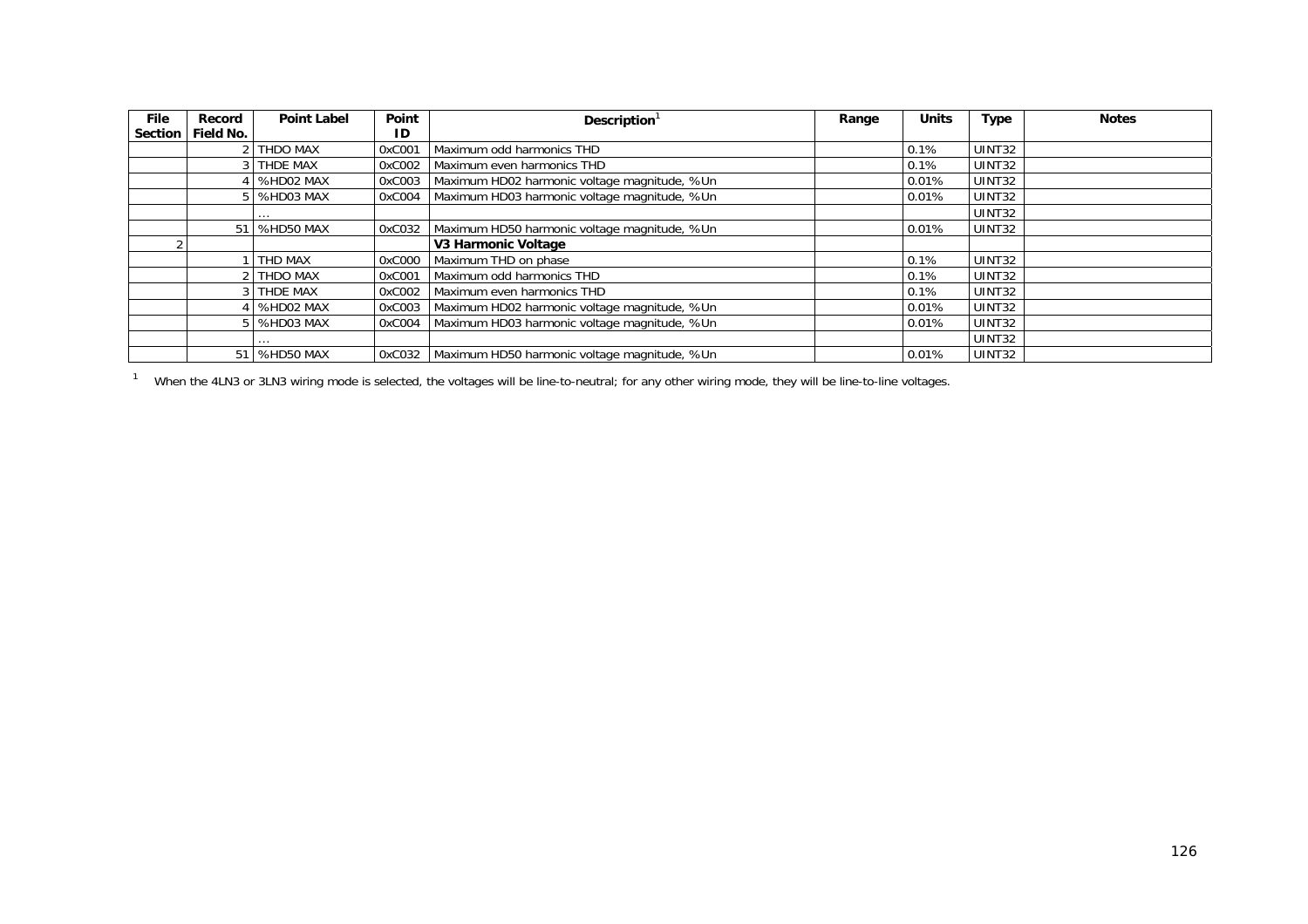| File Section | Record Field No. | Point Label | Point ID | Description[1] | Range | Units | Type | Notes |
|---|---|---|---|---|---|---|---|---|
| | 2 | THDO MAX | 0xC001 | Maximum odd harmonics THD | | 0.1% | UINT32 | |
| | 3 | THDE MAX | 0xC002 | Maximum even harmonics THD | | 0.1% | UINT32 | |
| | 4 | %HD02 MAX | 0xC003 | Maximum HD02 harmonic voltage magnitude, %Un | | 0.01% | UINT32 | |
| | 5 | %HD03 MAX | 0xC004 | Maximum HD03 harmonic voltage magnitude, %Un | | 0.01% | UINT32 | |
| | | … | | | | | UINT32 | |
| | 51 | %HD50 MAX | 0xC032 | Maximum HD50 harmonic voltage magnitude, %Un | | 0.01% | UINT32 | |
| 2 | | | | **V3 Harmonic Voltage** | | | | |
| | 1 | THD MAX | 0xC000 | Maximum THD on phase | | 0.1% | UINT32 | |
| | 2 | THDO MAX | 0xC001 | Maximum odd harmonics THD | | 0.1% | UINT32 | |
| | 3 | THDE MAX | 0xC002 | Maximum even harmonics THD | | 0.1% | UINT32 | |
| | 4 | %HD02 MAX | 0xC003 | Maximum HD02 harmonic voltage magnitude, %Un | | 0.01% | UINT32 | |
| | 5 | %HD03 MAX | 0xC004 | Maximum HD03 harmonic voltage magnitude, %Un | | 0.01% | UINT32 | |
| | | … | | | | | UINT32 | |
| | 51 | %HD50 MAX | 0xC032 | Maximum HD50 harmonic voltage magnitude, %Un | | 0.01% | UINT32 | |

[1] When the 4LN3 or 3LN3 wiring mode is selected, the voltages will be line-to-neutral; for any other wiring mode, they will be line-to-line voltages.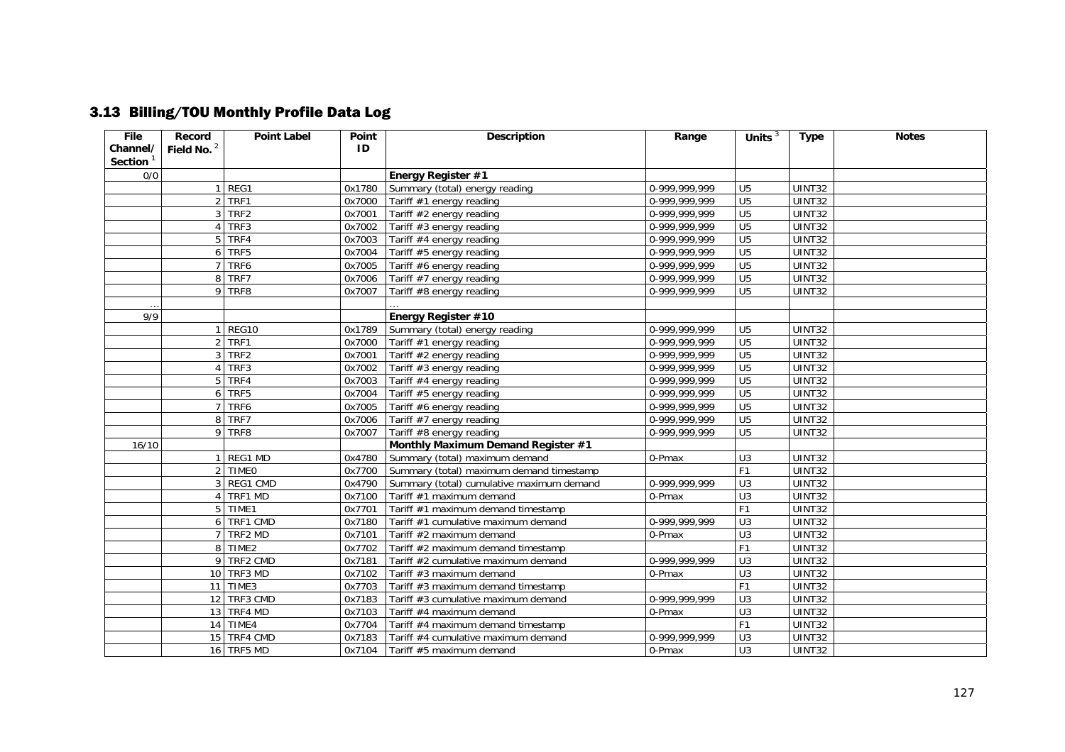## 3.13 Billing/TOU Monthly Profile Data Log

| File Channel/ Section [1] | Record Field No. [2] | Point Label | Point ID | Description | Range | Units [3] | Type | Notes |
|---|---|---|---|---|---|---|---|---|
| 0/0 | | | | **Energy Register #1** | | | | |
| | 1 | REG1 | 0x1780 | Summary (total) energy reading | 0-999,999,999 | U5 | UINT32 | |
| | 2 | TRF1 | 0x7000 | Tariff #1 energy reading | 0-999,999,999 | U5 | UINT32 | |
| | 3 | TRF2 | 0x7001 | Tariff #2 energy reading | 0-999,999,999 | U5 | UINT32 | |
| | 4 | TRF3 | 0x7002 | Tariff #3 energy reading | 0-999,999,999 | U5 | UINT32 | |
| | 5 | TRF4 | 0x7003 | Tariff #4 energy reading | 0-999,999,999 | U5 | UINT32 | |
| | 6 | TRF5 | 0x7004 | Tariff #5 energy reading | 0-999,999,999 | U5 | UINT32 | |
| | 7 | TRF6 | 0x7005 | Tariff #6 energy reading | 0-999,999,999 | U5 | UINT32 | |
| | 8 | TRF7 | 0x7006 | Tariff #7 energy reading | 0-999,999,999 | U5 | UINT32 | |
| | 9 | TRF8 | 0x7007 | Tariff #8 energy reading | 0-999,999,999 | U5 | UINT32 | |
| … | | | | … | | | | |
| 9/9 | | | | **Energy Register #10** | | | | |
| | 1 | REG10 | 0x1789 | Summary (total) energy reading | 0-999,999,999 | U5 | UINT32 | |
| | 2 | TRF1 | 0x7000 | Tariff #1 energy reading | 0-999,999,999 | U5 | UINT32 | |
| | 3 | TRF2 | 0x7001 | Tariff #2 energy reading | 0-999,999,999 | U5 | UINT32 | |
| | 4 | TRF3 | 0x7002 | Tariff #3 energy reading | 0-999,999,999 | U5 | UINT32 | |
| | 5 | TRF4 | 0x7003 | Tariff #4 energy reading | 0-999,999,999 | U5 | UINT32 | |
| | 6 | TRF5 | 0x7004 | Tariff #5 energy reading | 0-999,999,999 | U5 | UINT32 | |
| | 7 | TRF6 | 0x7005 | Tariff #6 energy reading | 0-999,999,999 | U5 | UINT32 | |
| | 8 | TRF7 | 0x7006 | Tariff #7 energy reading | 0-999,999,999 | U5 | UINT32 | |
| | 9 | TRF8 | 0x7007 | Tariff #8 energy reading | 0-999,999,999 | U5 | UINT32 | |
| 16/10 | | | | **Monthly Maximum Demand Register #1** | | | | |
| | 1 | REG1 MD | 0x4780 | Summary (total) maximum demand | 0-Pmax | U3 | UINT32 | |
| | 2 | TIME0 | 0x7700 | Summary (total) maximum demand timestamp | | F1 | UINT32 | |
| | 3 | REG1 CMD | 0x4790 | Summary (total) cumulative maximum demand | 0-999,999,999 | U3 | UINT32 | |
| | 4 | TRF1 MD | 0x7100 | Tariff #1 maximum demand | 0-Pmax | U3 | UINT32 | |
| | 5 | TIME1 | 0x7701 | Tariff #1 maximum demand timestamp | | F1 | UINT32 | |
| | 6 | TRF1 CMD | 0x7180 | Tariff #1 cumulative maximum demand | 0-999,999,999 | U3 | UINT32 | |
| | 7 | TRF2 MD | 0x7101 | Tariff #2 maximum demand | 0-Pmax | U3 | UINT32 | |
| | 8 | TIME2 | 0x7702 | Tariff #2 maximum demand timestamp | | F1 | UINT32 | |
| | 9 | TRF2 CMD | 0x7181 | Tariff #2 cumulative maximum demand | 0-999,999,999 | U3 | UINT32 | |
| | 10 | TRF3 MD | 0x7102 | Tariff #3 maximum demand | 0-Pmax | U3 | UINT32 | |
| | 11 | TIME3 | 0x7703 | Tariff #3 maximum demand timestamp | | F1 | UINT32 | |
| | 12 | TRF3 CMD | 0x7183 | Tariff #3 cumulative maximum demand | 0-999,999,999 | U3 | UINT32 | |
| | 13 | TRF4 MD | 0x7103 | Tariff #4 maximum demand | 0-Pmax | U3 | UINT32 | |
| | 14 | TIME4 | 0x7704 | Tariff #4 maximum demand timestamp | | F1 | UINT32 | |
| | 15 | TRF4 CMD | 0x7183 | Tariff #4 cumulative maximum demand | 0-999,999,999 | U3 | UINT32 | |
| | 16 | TRF5 MD | 0x7104 | Tariff #5 maximum demand | 0-Pmax | U3 | UINT32 | |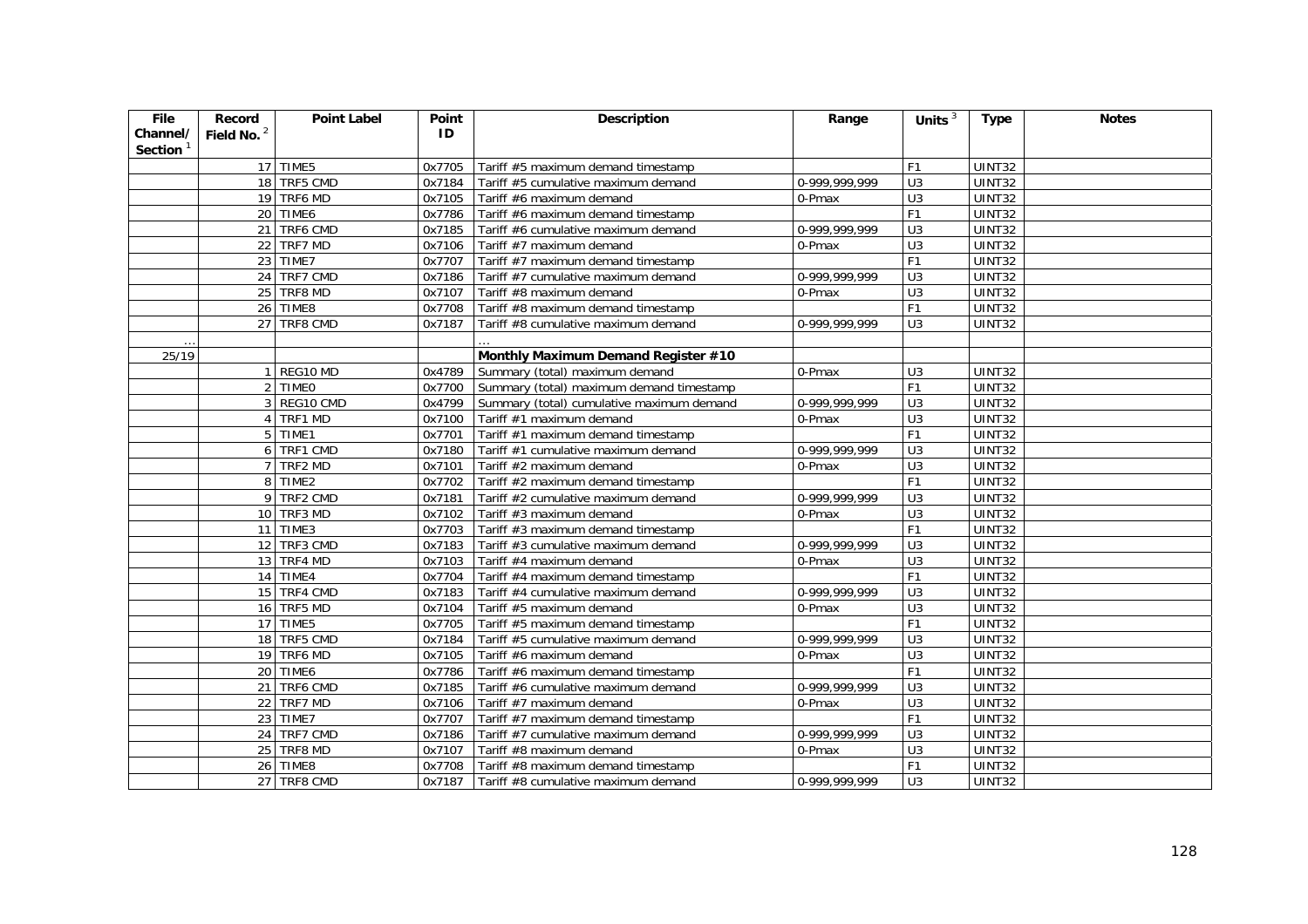| File Channel/ Section [1] | Record Field No. [2] | Point Label | Point ID | Description | Range | Units [3] | Type | Notes |
|---|---|---|---|---|---|---|---|---|
| | 17 | TIME5 | 0x7705 | Tariff #5 maximum demand timestamp | | F1 | UINT32 | |
| | 18 | TRF5 CMD | 0x7184 | Tariff #5 cumulative maximum demand | 0-999,999,999 | U3 | UINT32 | |
| | 19 | TRF6 MD | 0x7105 | Tariff #6 maximum demand | 0-Pmax | U3 | UINT32 | |
| | 20 | TIME6 | 0x7786 | Tariff #6 maximum demand timestamp | | F1 | UINT32 | |
| | 21 | TRF6 CMD | 0x7185 | Tariff #6 cumulative maximum demand | 0-999,999,999 | U3 | UINT32 | |
| | 22 | TRF7 MD | 0x7106 | Tariff #7 maximum demand | 0-Pmax | U3 | UINT32 | |
| | 23 | TIME7 | 0x7707 | Tariff #7 maximum demand timestamp | | F1 | UINT32 | |
| | 24 | TRF7 CMD | 0x7186 | Tariff #7 cumulative maximum demand | 0-999,999,999 | U3 | UINT32 | |
| | 25 | TRF8 MD | 0x7107 | Tariff #8 maximum demand | 0-Pmax | U3 | UINT32 | |
| | 26 | TIME8 | 0x7708 | Tariff #8 maximum demand timestamp | | F1 | UINT32 | |
| | 27 | TRF8 CMD | 0x7187 | Tariff #8 cumulative maximum demand | 0-999,999,999 | U3 | UINT32 | |
| … | | | | … | | | | |
| 25/19 | | | | **Monthly Maximum Demand Register #10** | | | | |
| | 1 | REG10 MD | 0x4789 | Summary (total) maximum demand | 0-Pmax | U3 | UINT32 | |
| | 2 | TIME0 | 0x7700 | Summary (total) maximum demand timestamp | | F1 | UINT32 | |
| | 3 | REG10 CMD | 0x4799 | Summary (total) cumulative maximum demand | 0-999,999,999 | U3 | UINT32 | |
| | 4 | TRF1 MD | 0x7100 | Tariff #1 maximum demand | 0-Pmax | U3 | UINT32 | |
| | 5 | TIME1 | 0x7701 | Tariff #1 maximum demand timestamp | | F1 | UINT32 | |
| | 6 | TRF1 CMD | 0x7180 | Tariff #1 cumulative maximum demand | 0-999,999,999 | U3 | UINT32 | |
| | 7 | TRF2 MD | 0x7101 | Tariff #2 maximum demand | 0-Pmax | U3 | UINT32 | |
| | 8 | TIME2 | 0x7702 | Tariff #2 maximum demand timestamp | | F1 | UINT32 | |
| | 9 | TRF2 CMD | 0x7181 | Tariff #2 cumulative maximum demand | 0-999,999,999 | U3 | UINT32 | |
| | 10 | TRF3 MD | 0x7102 | Tariff #3 maximum demand | 0-Pmax | U3 | UINT32 | |
| | 11 | TIME3 | 0x7703 | Tariff #3 maximum demand timestamp | | F1 | UINT32 | |
| | 12 | TRF3 CMD | 0x7183 | Tariff #3 cumulative maximum demand | 0-999,999,999 | U3 | UINT32 | |
| | 13 | TRF4 MD | 0x7103 | Tariff #4 maximum demand | 0-Pmax | U3 | UINT32 | |
| | 14 | TIME4 | 0x7704 | Tariff #4 maximum demand timestamp | | F1 | UINT32 | |
| | 15 | TRF4 CMD | 0x7183 | Tariff #4 cumulative maximum demand | 0-999,999,999 | U3 | UINT32 | |
| | 16 | TRF5 MD | 0x7104 | Tariff #5 maximum demand | 0-Pmax | U3 | UINT32 | |
| | 17 | TIME5 | 0x7705 | Tariff #5 maximum demand timestamp | | F1 | UINT32 | |
| | 18 | TRF5 CMD | 0x7184 | Tariff #5 cumulative maximum demand | 0-999,999,999 | U3 | UINT32 | |
| | 19 | TRF6 MD | 0x7105 | Tariff #6 maximum demand | 0-Pmax | U3 | UINT32 | |
| | 20 | TIME6 | 0x7786 | Tariff #6 maximum demand timestamp | | F1 | UINT32 | |
| | 21 | TRF6 CMD | 0x7185 | Tariff #6 cumulative maximum demand | 0-999,999,999 | U3 | UINT32 | |
| | 22 | TRF7 MD | 0x7106 | Tariff #7 maximum demand | 0-Pmax | U3 | UINT32 | |
| | 23 | TIME7 | 0x7707 | Tariff #7 maximum demand timestamp | | F1 | UINT32 | |
| | 24 | TRF7 CMD | 0x7186 | Tariff #7 cumulative maximum demand | 0-999,999,999 | U3 | UINT32 | |
| | 25 | TRF8 MD | 0x7107 | Tariff #8 maximum demand | 0-Pmax | U3 | UINT32 | |
| | 26 | TIME8 | 0x7708 | Tariff #8 maximum demand timestamp | | F1 | UINT32 | |
| | 27 | TRF8 CMD | 0x7187 | Tariff #8 cumulative maximum demand | 0-999,999,999 | U3 | UINT32 | |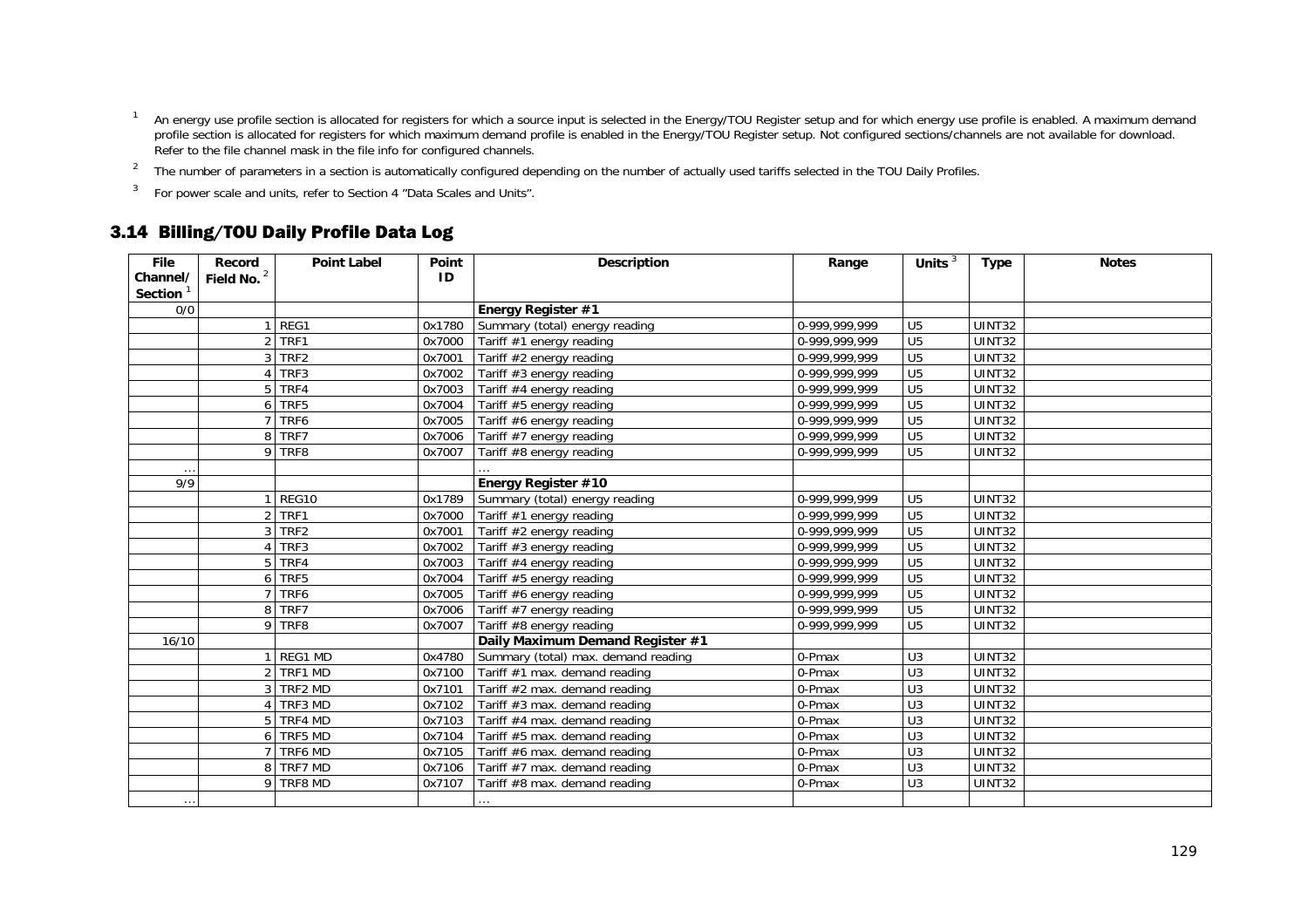[1] An energy use profile section is allocated for registers for which a source input is selected in the Energy/TOU Register setup and for which energy use profile is enabled. A maximum demand profile section is allocated for registers for which maximum demand profile is enabled in the Energy/TOU Register setup. Not configured sections/channels are not available for download. Refer to the file channel mask in the file info for configured channels.

[2] The number of parameters in a section is automatically configured depending on the number of actually used tariffs selected in the TOU Daily Profiles.

[3] For power scale and units, refer to Section 4 "Data Scales and Units".

## 3.14 Billing/TOU Daily Profile Data Log

| File Channel/ Section [1] | Record Field No. [2] | Point Label | Point ID | Description | Range | Units [3] | Type | Notes |
|---|---|---|---|---|---|---|---|---|
| 0/0 | | | | **Energy Register #1** | | | | |
| | 1 | REG1 | 0x1780 | Summary (total) energy reading | 0-999,999,999 | U5 | UINT32 | |
| | 2 | TRF1 | 0x7000 | Tariff #1 energy reading | 0-999,999,999 | U5 | UINT32 | |
| | 3 | TRF2 | 0x7001 | Tariff #2 energy reading | 0-999,999,999 | U5 | UINT32 | |
| | 4 | TRF3 | 0x7002 | Tariff #3 energy reading | 0-999,999,999 | U5 | UINT32 | |
| | 5 | TRF4 | 0x7003 | Tariff #4 energy reading | 0-999,999,999 | U5 | UINT32 | |
| | 6 | TRF5 | 0x7004 | Tariff #5 energy reading | 0-999,999,999 | U5 | UINT32 | |
| | 7 | TRF6 | 0x7005 | Tariff #6 energy reading | 0-999,999,999 | U5 | UINT32 | |
| | 8 | TRF7 | 0x7006 | Tariff #7 energy reading | 0-999,999,999 | U5 | UINT32 | |
| | 9 | TRF8 | 0x7007 | Tariff #8 energy reading | 0-999,999,999 | U5 | UINT32 | |
| … | | | | … | | | | |
| 9/9 | | | | **Energy Register #10** | | | | |
| | 1 | REG10 | 0x1789 | Summary (total) energy reading | 0-999,999,999 | U5 | UINT32 | |
| | 2 | TRF1 | 0x7000 | Tariff #1 energy reading | 0-999,999,999 | U5 | UINT32 | |
| | 3 | TRF2 | 0x7001 | Tariff #2 energy reading | 0-999,999,999 | U5 | UINT32 | |
| | 4 | TRF3 | 0x7002 | Tariff #3 energy reading | 0-999,999,999 | U5 | UINT32 | |
| | 5 | TRF4 | 0x7003 | Tariff #4 energy reading | 0-999,999,999 | U5 | UINT32 | |
| | 6 | TRF5 | 0x7004 | Tariff #5 energy reading | 0-999,999,999 | U5 | UINT32 | |
| | 7 | TRF6 | 0x7005 | Tariff #6 energy reading | 0-999,999,999 | U5 | UINT32 | |
| | 8 | TRF7 | 0x7006 | Tariff #7 energy reading | 0-999,999,999 | U5 | UINT32 | |
| | 9 | TRF8 | 0x7007 | Tariff #8 energy reading | 0-999,999,999 | U5 | UINT32 | |
| 16/10 | | | | **Daily Maximum Demand Register #1** | | | | |
| | 1 | REG1 MD | 0x4780 | Summary (total) max. demand reading | 0-Pmax | U3 | UINT32 | |
| | 2 | TRF1 MD | 0x7100 | Tariff #1 max. demand reading | 0-Pmax | U3 | UINT32 | |
| | 3 | TRF2 MD | 0x7101 | Tariff #2 max. demand reading | 0-Pmax | U3 | UINT32 | |
| | 4 | TRF3 MD | 0x7102 | Tariff #3 max. demand reading | 0-Pmax | U3 | UINT32 | |
| | 5 | TRF4 MD | 0x7103 | Tariff #4 max. demand reading | 0-Pmax | U3 | UINT32 | |
| | 6 | TRF5 MD | 0x7104 | Tariff #5 max. demand reading | 0-Pmax | U3 | UINT32 | |
| | 7 | TRF6 MD | 0x7105 | Tariff #6 max. demand reading | 0-Pmax | U3 | UINT32 | |
| | 8 | TRF7 MD | 0x7106 | Tariff #7 max. demand reading | 0-Pmax | U3 | UINT32 | |
| | 9 | TRF8 MD | 0x7107 | Tariff #8 max. demand reading | 0-Pmax | U3 | UINT32 | |
| … | | | | … | | | | |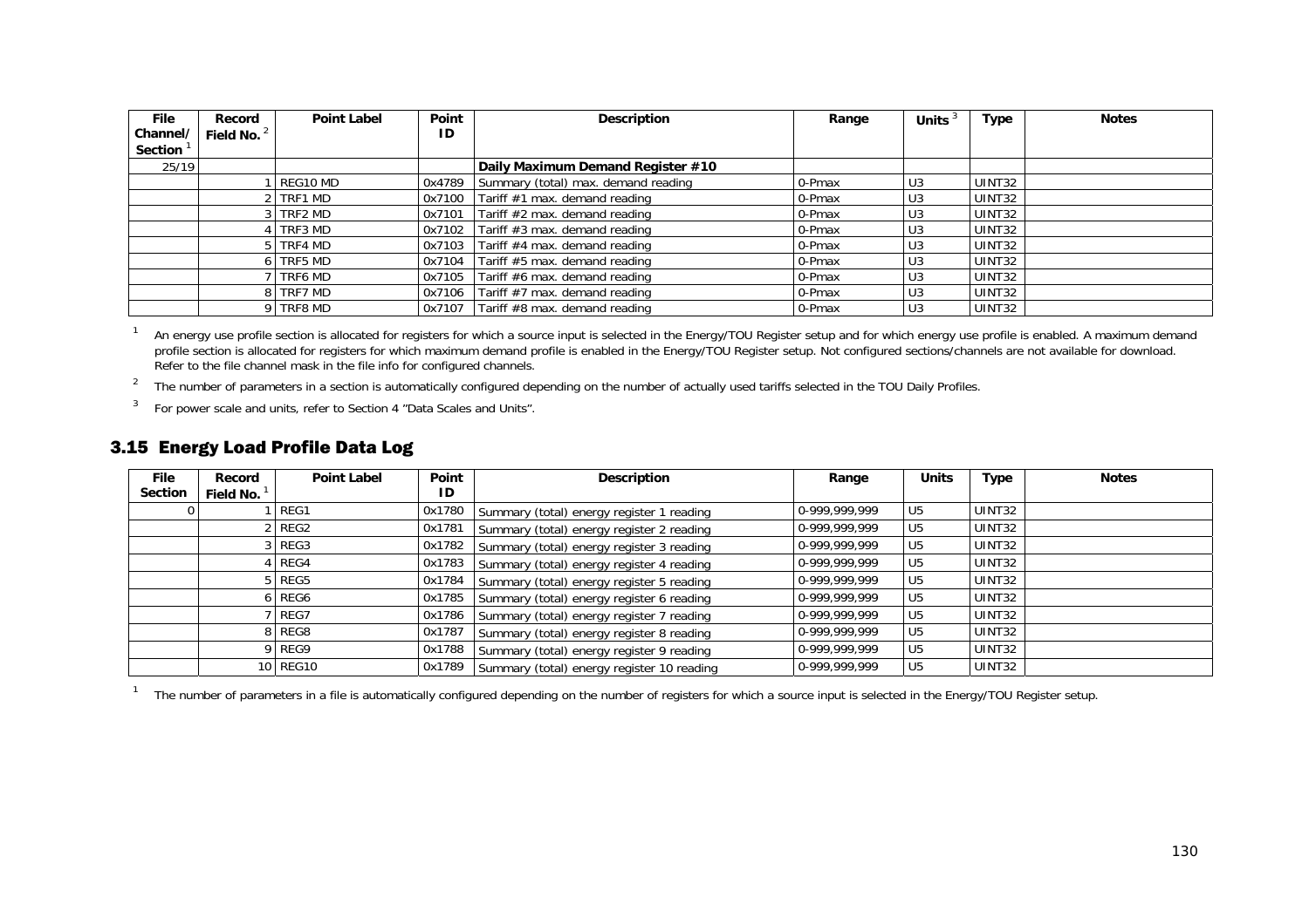| File Channel/ Section [1] | Record Field No. [2] | Point Label | Point ID | Description | Range | Units [3] | Type | Notes |
|---|---|---|---|---|---|---|---|---|
| 25/19 | | | | **Daily Maximum Demand Register #10** | | | | |
| | 1 | REG10 MD | 0x4789 | Summary (total) max. demand reading | 0-Pmax | U3 | UINT32 | |
| | 2 | TRF1 MD | 0x7100 | Tariff #1 max. demand reading | 0-Pmax | U3 | UINT32 | |
| | 3 | TRF2 MD | 0x7101 | Tariff #2 max. demand reading | 0-Pmax | U3 | UINT32 | |
| | 4 | TRF3 MD | 0x7102 | Tariff #3 max. demand reading | 0-Pmax | U3 | UINT32 | |
| | 5 | TRF4 MD | 0x7103 | Tariff #4 max. demand reading | 0-Pmax | U3 | UINT32 | |
| | 6 | TRF5 MD | 0x7104 | Tariff #5 max. demand reading | 0-Pmax | U3 | UINT32 | |
| | 7 | TRF6 MD | 0x7105 | Tariff #6 max. demand reading | 0-Pmax | U3 | UINT32 | |
| | 8 | TRF7 MD | 0x7106 | Tariff #7 max. demand reading | 0-Pmax | U3 | UINT32 | |
| | 9 | TRF8 MD | 0x7107 | Tariff #8 max. demand reading | 0-Pmax | U3 | UINT32 | |

[1] An energy use profile section is allocated for registers for which a source input is selected in the Energy/TOU Register setup and for which energy use profile is enabled. A maximum demand profile section is allocated for registers for which maximum demand profile is enabled in the Energy/TOU Register setup. Not configured sections/channels are not available for download. Refer to the file channel mask in the file info for configured channels.

[2] The number of parameters in a section is automatically configured depending on the number of actually used tariffs selected in the TOU Daily Profiles.

[3] For power scale and units, refer to Section 4 "Data Scales and Units".

## 3.15 Energy Load Profile Data Log

| File Section | Record Field No. [1] | Point Label | Point ID | Description | Range | Units | Type | Notes |
|---|---|---|---|---|---|---|---|---|
| 0 | 1 | REG1 | 0x1780 | Summary (total) energy register 1 reading | 0-999,999,999 | U5 | UINT32 | |
| | 2 | REG2 | 0x1781 | Summary (total) energy register 2 reading | 0-999,999,999 | U5 | UINT32 | |
| | 3 | REG3 | 0x1782 | Summary (total) energy register 3 reading | 0-999,999,999 | U5 | UINT32 | |
| | 4 | REG4 | 0x1783 | Summary (total) energy register 4 reading | 0-999,999,999 | U5 | UINT32 | |
| | 5 | REG5 | 0x1784 | Summary (total) energy register 5 reading | 0-999,999,999 | U5 | UINT32 | |
| | 6 | REG6 | 0x1785 | Summary (total) energy register 6 reading | 0-999,999,999 | U5 | UINT32 | |
| | 7 | REG7 | 0x1786 | Summary (total) energy register 7 reading | 0-999,999,999 | U5 | UINT32 | |
| | 8 | REG8 | 0x1787 | Summary (total) energy register 8 reading | 0-999,999,999 | U5 | UINT32 | |
| | 9 | REG9 | 0x1788 | Summary (total) energy register 9 reading | 0-999,999,999 | U5 | UINT32 | |
| | 10 | REG10 | 0x1789 | Summary (total) energy register 10 reading | 0-999,999,999 | U5 | UINT32 | |

[1] The number of parameters in a file is automatically configured depending on the number of registers for which a source input is selected in the Energy/TOU Register setup.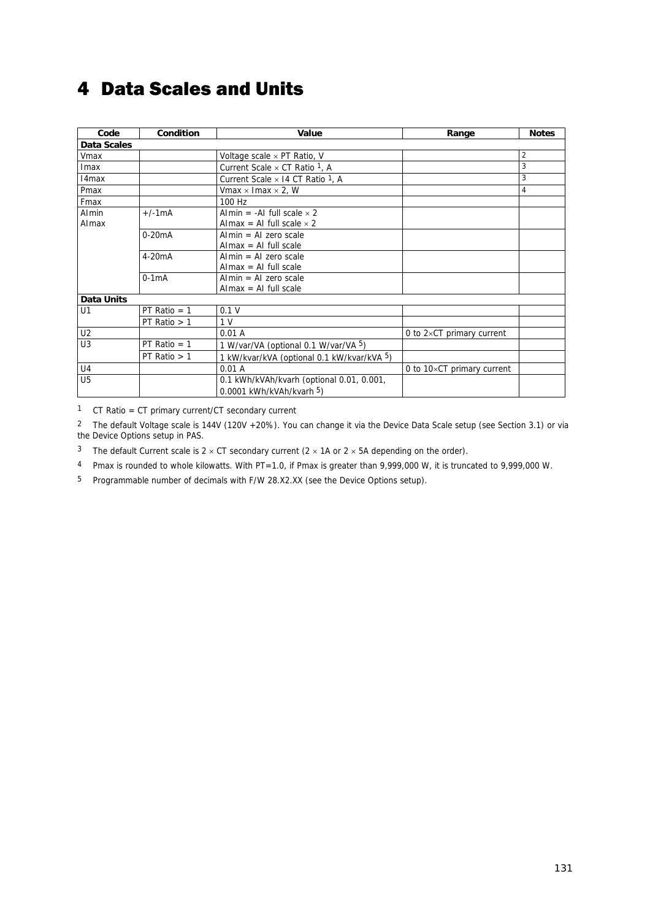# 4 Data Scales and Units

| Code | Condition | Value | Range | Notes |
|---|---|---|---|---|
| **Data Scales** | | | | |
| Vmax | | Voltage scale × PT Ratio, V | | 2 |
| Imax | | Current Scale × CT Ratio [1], A | | 3 |
| I4max | | Current Scale × I4 CT Ratio [1], A | | 3 |
| Pmax | | Vmax × Imax × 2, W | | 4 |
| Fmax | | 100 Hz | | |
| AImin AImax | +/-1mA | AImin = -AI full scale × 2 AImax = AI full scale × 2 | | |
| | 0-20mA | AImin = AI zero scale AImax = AI full scale | | |
| | 4-20mA | AImin = AI zero scale AImax = AI full scale | | |
| | 0-1mA | AImin = AI zero scale AImax = AI full scale | | |
| **Data Units** | | | | |
| U1 | PT Ratio = 1 | 0.1 V | | |
| | PT Ratio > 1 | 1 V | | |
| U2 | | 0.01 A | 0 to 2×CT primary current | |
| U3 | PT Ratio = 1 | 1 W/var/VA (optional 0.1 W/var/VA [5]) | | |
| | PT Ratio > 1 | 1 kW/kvar/kVA (optional 0.1 kW/kvar/kVA [5]) | | |
| U4 | | 0.01 A | 0 to 10×CT primary current | |
| U5 | | 0.1 kWh/kVAh/kvarh (optional 0.01, 0.001, 0.0001 kWh/kVAh/kvarh [5]) | | |

[1] CT Ratio = CT primary current/CT secondary current

[2] The default Voltage scale is 144V (120V +20%). You can change it via the Device Data Scale setup (see Section 3.1) or via the Device Options setup in PAS.

[3] The default Current scale is 2 × CT secondary current (2 × 1A or 2 × 5A depending on the order).

[4] Pmax is rounded to whole kilowatts. With PT=1.0, if Pmax is greater than 9,999,000 W, it is truncated to 9,999,000 W.

[5] Programmable number of decimals with F/W 28.X2.XX (see the Device Options setup).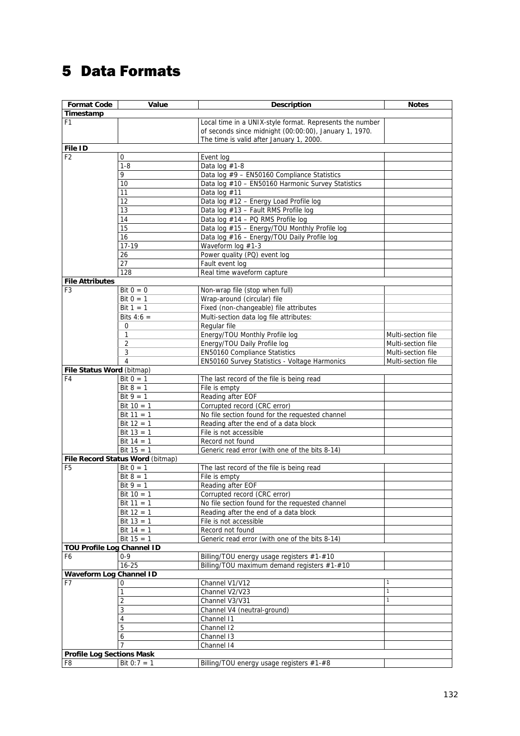# 5 Data Formats

| Format Code | Value | Description | Notes |
|---|---|---|---|
| **Timestamp** | | | |
| F1 | | Local time in a UNIX-style format. Represents the number of seconds since midnight (00:00:00), January 1, 1970. The time is valid after January 1, 2000. | |
| **File ID** | | | |
| F2 | 0 | Event log | |
| | 1-8 | Data log #1-8 | |
| | 9 | Data log #9 – EN50160 Compliance Statistics | |
| | 10 | Data log #10 – EN50160 Harmonic Survey Statistics | |
| | 11 | Data log #11 | |
| | 12 | Data log #12 – Energy Load Profile log | |
| | 13 | Data log #13 – Fault RMS Profile log | |
| | 14 | Data log #14 – PQ RMS Profile log | |
| | 15 | Data log #15 – Energy/TOU Monthly Profile log | |
| | 16 | Data log #16 – Energy/TOU Daily Profile log | |
| | 17-19 | Waveform log #1-3 | |
| | 26 | Power quality (PQ) event log | |
| | 27 | Fault event log | |
| | 128 | Real time waveform capture | |
| **File Attributes** | | | |
| F3 | Bit 0 = 0 | Non-wrap file (stop when full) | |
| | Bit 0 = 1 | Wrap-around (circular) file | |
| | Bit 1 = 1 | Fixed (non-changeable) file attributes | |
| | Bits 4:6 = | Multi-section data log file attributes: | |
| | 0 | Regular file | |
| | 1 | Energy/TOU Monthly Profile log | Multi-section file |
| | 2 | Energy/TOU Daily Profile log | Multi-section file |
| | 3 | EN50160 Compliance Statistics | Multi-section file |
| | 4 | EN50160 Survey Statistics - Voltage Harmonics | Multi-section file |
| **File Status Word** (bitmap) | | | |
| F4 | Bit 0 = 1 | The last record of the file is being read | |
| | Bit 8 = 1 | File is empty | |
| | Bit 9 = 1 | Reading after EOF | |
| | Bit 10 = 1 | Corrupted record (CRC error) | |
| | Bit 11 = 1 | No file section found for the requested channel | |
| | Bit 12 = 1 | Reading after the end of a data block | |
| | Bit 13 = 1 | File is not accessible | |
| | Bit 14 = 1 | Record not found | |
| | Bit 15 = 1 | Generic read error (with one of the bits 8-14) | |
| **File Record Status Word** (bitmap) | | | |
| F5 | Bit 0 = 1 | The last record of the file is being read | |
| | Bit 8 = 1 | File is empty | |
| | Bit 9 = 1 | Reading after EOF | |
| | Bit 10 = 1 | Corrupted record (CRC error) | |
| | Bit 11 = 1 | No file section found for the requested channel | |
| | Bit 12 = 1 | Reading after the end of a data block | |
| | Bit 13 = 1 | File is not accessible | |
| | Bit 14 = 1 | Record not found | |
| | Bit 15 = 1 | Generic read error (with one of the bits 8-14) | |
| **TOU Profile Log Channel ID** | | | |
| F6 | 0-9 | Billing/TOU energy usage registers #1-#10 | |
| | 16-25 | Billing/TOU maximum demand registers #1-#10 | |
| **Waveform Log Channel ID** | | | |
| F7 | 0 | Channel V1/V12 | 1 |
| | 1 | Channel V2/V23 | 1 |
| | 2 | Channel V3/V31 | 1 |
| | 3 | Channel V4 (neutral-ground) | |
| | 4 | Channel I1 | |
| | 5 | Channel I2 | |
| | 6 | Channel I3 | |
| | 7 | Channel I4 | |
| **Profile Log Sections Mask** | | | |
| F8 | Bit 0:7 = 1 | Billing/TOU energy usage registers #1-#8 | |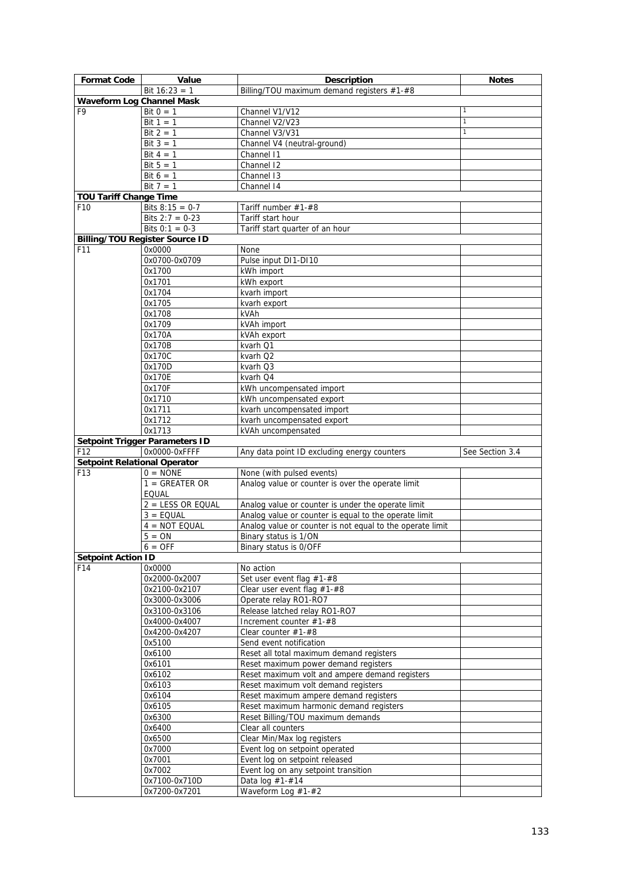| Format Code | Value | Description | Notes |
|---|---|---|---|
| | Bit 16:23 = 1 | Billing/TOU maximum demand registers #1-#8 | |
| **Waveform Log Channel Mask** | | | |
| F9 | Bit 0 = 1 | Channel V1/V12 | 1 |
| | Bit 1 = 1 | Channel V2/V23 | 1 |
| | Bit 2 = 1 | Channel V3/V31 | 1 |
| | Bit 3 = 1 | Channel V4 (neutral-ground) | |
| | Bit 4 = 1 | Channel I1 | |
| | Bit 5 = 1 | Channel I2 | |
| | Bit 6 = 1 | Channel I3 | |
| | Bit 7 = 1 | Channel I4 | |
| **TOU Tariff Change Time** | | | |
| F10 | Bits 8:15 = 0-7 | Tariff number #1-#8 | |
| | Bits 2:7 = 0-23 | Tariff start hour | |
| | Bits 0:1 = 0-3 | Tariff start quarter of an hour | |
| **Billing/TOU Register Source ID** | | | |
| F11 | 0x0000 | None | |
| | 0x0700-0x0709 | Pulse input DI1-DI10 | |
| | 0x1700 | kWh import | |
| | 0x1701 | kWh export | |
| | 0x1704 | kvarh import | |
| | 0x1705 | kvarh export | |
| | 0x1708 | kVAh | |
| | 0x1709 | kVAh import | |
| | 0x170A | kVAh export | |
| | 0x170B | kvarh Q1 | |
| | 0x170C | kvarh Q2 | |
| | 0x170D | kvarh Q3 | |
| | 0x170E | kvarh Q4 | |
| | 0x170F | kWh uncompensated import | |
| | 0x1710 | kWh uncompensated export | |
| | 0x1711 | kvarh uncompensated import | |
| | 0x1712 | kvarh uncompensated export | |
| | 0x1713 | kVAh uncompensated | |
| **Setpoint Trigger Parameters ID** | | | |
| F12 | 0x0000-0xFFFF | Any data point ID excluding energy counters | See Section 3.4 |
| **Setpoint Relational Operator** | | | |
| F13 | 0 = NONE | None (with pulsed events) | |
| | 1 = GREATER OR EQUAL | Analog value or counter is over the operate limit | |
| | 2 = LESS OR EQUAL | Analog value or counter is under the operate limit | |
| | 3 = EQUAL | Analog value or counter is equal to the operate limit | |
| | 4 = NOT EQUAL | Analog value or counter is not equal to the operate limit | |
| | 5 = ON | Binary status is 1/ON | |
| | 6 = OFF | Binary status is 0/OFF | |
| **Setpoint Action ID** | | | |
| F14 | 0x0000 | No action | |
| | 0x2000-0x2007 | Set user event flag #1-#8 | |
| | 0x2100-0x2107 | Clear user event flag #1-#8 | |
| | 0x3000-0x3006 | Operate relay RO1-RO7 | |
| | 0x3100-0x3106 | Release latched relay RO1-RO7 | |
| | 0x4000-0x4007 | Increment counter #1-#8 | |
| | 0x4200-0x4207 | Clear counter #1-#8 | |
| | 0x5100 | Send event notification | |
| | 0x6100 | Reset all total maximum demand registers | |
| | 0x6101 | Reset maximum power demand registers | |
| | 0x6102 | Reset maximum volt and ampere demand registers | |
| | 0x6103 | Reset maximum volt demand registers | |
| | 0x6104 | Reset maximum ampere demand registers | |
| | 0x6105 | Reset maximum harmonic demand registers | |
| | 0x6300 | Reset Billing/TOU maximum demands | |
| | 0x6400 | Clear all counters | |
| | 0x6500 | Clear Min/Max log registers | |
| | 0x7000 | Event log on setpoint operated | |
| | 0x7001 | Event log on setpoint released | |
| | 0x7002 | Event log on any setpoint transition | |
| | 0x7100-0x710D | Data log #1-#14 | |
| | 0x7200-0x7201 | Waveform Log #1-#2 | |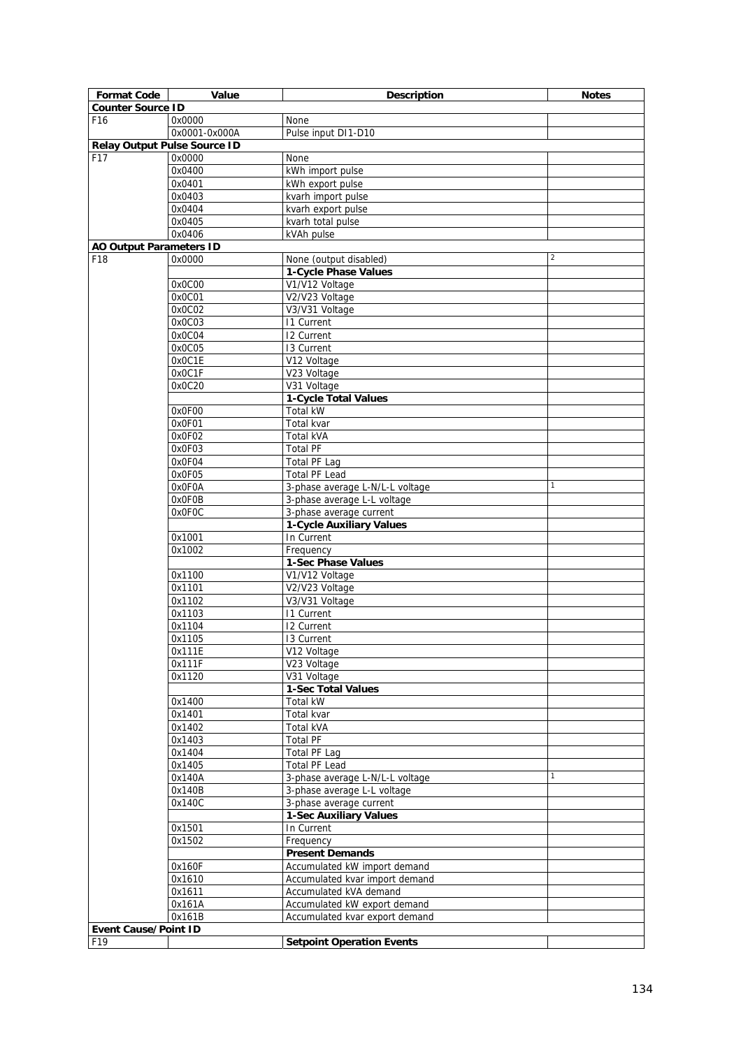| Format Code | Value | Description | Notes |
|---|---|---|---|
| **Counter Source ID** | | | |
| F16 | 0x0000 | None | |
| | 0x0001-0x000A | Pulse input DI1-D10 | |
| **Relay Output Pulse Source ID** | | | |
| F17 | 0x0000 | None | |
| | 0x0400 | kWh import pulse | |
| | 0x0401 | kWh export pulse | |
| | 0x0403 | kvarh import pulse | |
| | 0x0404 | kvarh export pulse | |
| | 0x0405 | kvarh total pulse | |
| | 0x0406 | kVAh pulse | |
| **AO Output Parameters ID** | | | |
| F18 | 0x0000 | None (output disabled) | 2 |
| | | **1-Cycle Phase Values** | |
| | 0x0C00 | V1/V12 Voltage | |
| | 0x0C01 | V2/V23 Voltage | |
| | 0x0C02 | V3/V31 Voltage | |
| | 0x0C03 | I1 Current | |
| | 0x0C04 | I2 Current | |
| | 0x0C05 | I3 Current | |
| | 0x0C1E | V12 Voltage | |
| | 0x0C1F | V23 Voltage | |
| | 0x0C20 | V31 Voltage | |
| | | **1-Cycle Total Values** | |
| | 0x0F00 | Total kW | |
| | 0x0F01 | Total kvar | |
| | 0x0F02 | Total kVA | |
| | 0x0F03 | Total PF | |
| | 0x0F04 | Total PF Lag | |
| | 0x0F05 | Total PF Lead | |
| | 0x0F0A | 3-phase average L-N/L-L voltage | 1 |
| | 0x0F0B | 3-phase average L-L voltage | |
| | 0x0F0C | 3-phase average current | |
| | | **1-Cycle Auxiliary Values** | |
| | 0x1001 | In Current | |
| | 0x1002 | Frequency | |
| | | **1-Sec Phase Values** | |
| | 0x1100 | V1/V12 Voltage | |
| | 0x1101 | V2/V23 Voltage | |
| | 0x1102 | V3/V31 Voltage | |
| | 0x1103 | I1 Current | |
| | 0x1104 | I2 Current | |
| | 0x1105 | I3 Current | |
| | 0x111E | V12 Voltage | |
| | 0x111F | V23 Voltage | |
| | 0x1120 | V31 Voltage | |
| | | **1-Sec Total Values** | |
| | 0x1400 | Total kW | |
| | 0x1401 | Total kvar | |
| | 0x1402 | Total kVA | |
| | 0x1403 | Total PF | |
| | 0x1404 | Total PF Lag | |
| | 0x1405 | Total PF Lead | |
| | 0x140A | 3-phase average L-N/L-L voltage | 1 |
| | 0x140B | 3-phase average L-L voltage | |
| | 0x140C | 3-phase average current | |
| | | **1-Sec Auxiliary Values** | |
| | 0x1501 | In Current | |
| | 0x1502 | Frequency | |
| | | **Present Demands** | |
| | 0x160F | Accumulated kW import demand | |
| | 0x1610 | Accumulated kvar import demand | |
| | 0x1611 | Accumulated kVA demand | |
| | 0x161A | Accumulated kW export demand | |
| | 0x161B | Accumulated kvar export demand | |
| **Event Cause/Point ID** | | | |
| F19 | | **Setpoint Operation Events** | |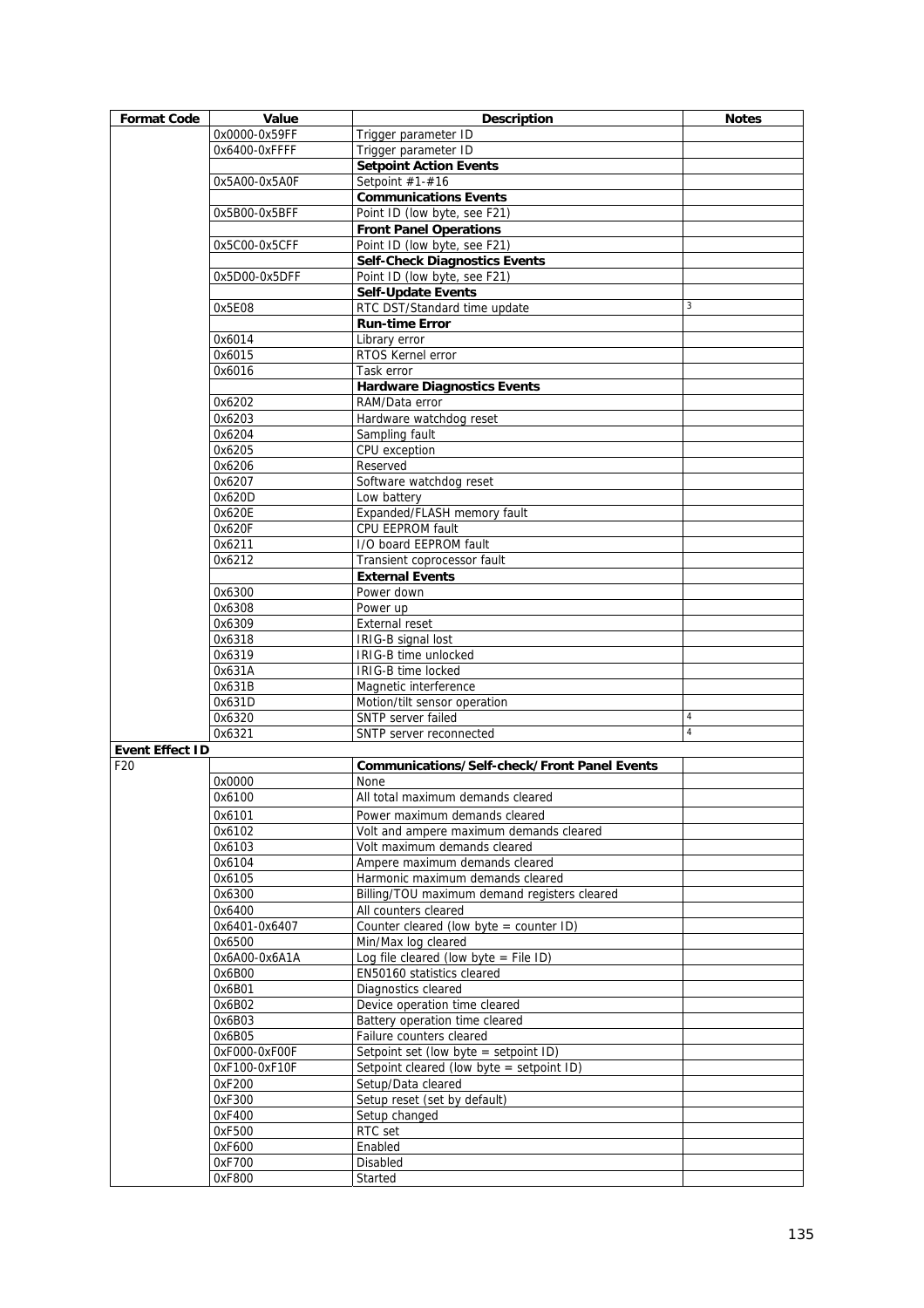| Format Code | Value | Description | Notes |
|---|---|---|---|
| | 0x0000-0x59FF | Trigger parameter ID | |
| | 0x6400-0xFFFF | Trigger parameter ID | |
| | | **Setpoint Action Events** | |
| | 0x5A00-0x5A0F | Setpoint #1-#16 | |
| | | **Communications Events** | |
| | 0x5B00-0x5BFF | Point ID (low byte, see F21) | |
| | | **Front Panel Operations** | |
| | 0x5C00-0x5CFF | Point ID (low byte, see F21) | |
| | | **Self-Check Diagnostics Events** | |
| | 0x5D00-0x5DFF | Point ID (low byte, see F21) | |
| | | **Self-Update Events** | |
| | 0x5E08 | RTC DST/Standard time update | 3 |
| | | **Run-time Error** | |
| | 0x6014 | Library error | |
| | 0x6015 | RTOS Kernel error | |
| | 0x6016 | Task error | |
| | | **Hardware Diagnostics Events** | |
| | 0x6202 | RAM/Data error | |
| | 0x6203 | Hardware watchdog reset | |
| | 0x6204 | Sampling fault | |
| | 0x6205 | CPU exception | |
| | 0x6206 | Reserved | |
| | 0x6207 | Software watchdog reset | |
| | 0x620D | Low battery | |
| | 0x620E | Expanded/FLASH memory fault | |
| | 0x620F | CPU EEPROM fault | |
| | 0x6211 | I/O board EEPROM fault | |
| | 0x6212 | Transient coprocessor fault | |
| | | **External Events** | |
| | 0x6300 | Power down | |
| | 0x6308 | Power up | |
| | 0x6309 | External reset | |
| | 0x6318 | IRIG-B signal lost | |
| | 0x6319 | IRIG-B time unlocked | |
| | 0x631A | IRIG-B time locked | |
| | 0x631B | Magnetic interference | |
| | 0x631D | Motion/tilt sensor operation | |
| | 0x6320 | SNTP server failed | 4 |
| | 0x6321 | SNTP server reconnected | 4 |
| **Event Effect ID** | | | |
| F20 | | **Communications/Self-check/Front Panel Events** | |
| | 0x0000 | None | |
| | 0x6100 | All total maximum demands cleared | |
| | 0x6101 | Power maximum demands cleared | |
| | 0x6102 | Volt and ampere maximum demands cleared | |
| | 0x6103 | Volt maximum demands cleared | |
| | 0x6104 | Ampere maximum demands cleared | |
| | 0x6105 | Harmonic maximum demands cleared | |
| | 0x6300 | Billing/TOU maximum demand registers cleared | |
| | 0x6400 | All counters cleared | |
| | 0x6401-0x6407 | Counter cleared (low byte = counter ID) | |
| | 0x6500 | Min/Max log cleared | |
| | 0x6A00-0x6A1A | Log file cleared (low byte = File ID) | |
| | 0x6B00 | EN50160 statistics cleared | |
| | 0x6B01 | Diagnostics cleared | |
| | 0x6B02 | Device operation time cleared | |
| | 0x6B03 | Battery operation time cleared | |
| | 0x6B05 | Failure counters cleared | |
| | 0xF000-0xF00F | Setpoint set (low byte = setpoint ID) | |
| | 0xF100-0xF10F | Setpoint cleared (low byte = setpoint ID) | |
| | 0xF200 | Setup/Data cleared | |
| | 0xF300 | Setup reset (set by default) | |
| | 0xF400 | Setup changed | |
| | 0xF500 | RTC set | |
| | 0xF600 | Enabled | |
| | 0xF700 | Disabled | |
| | 0xF800 | Started | |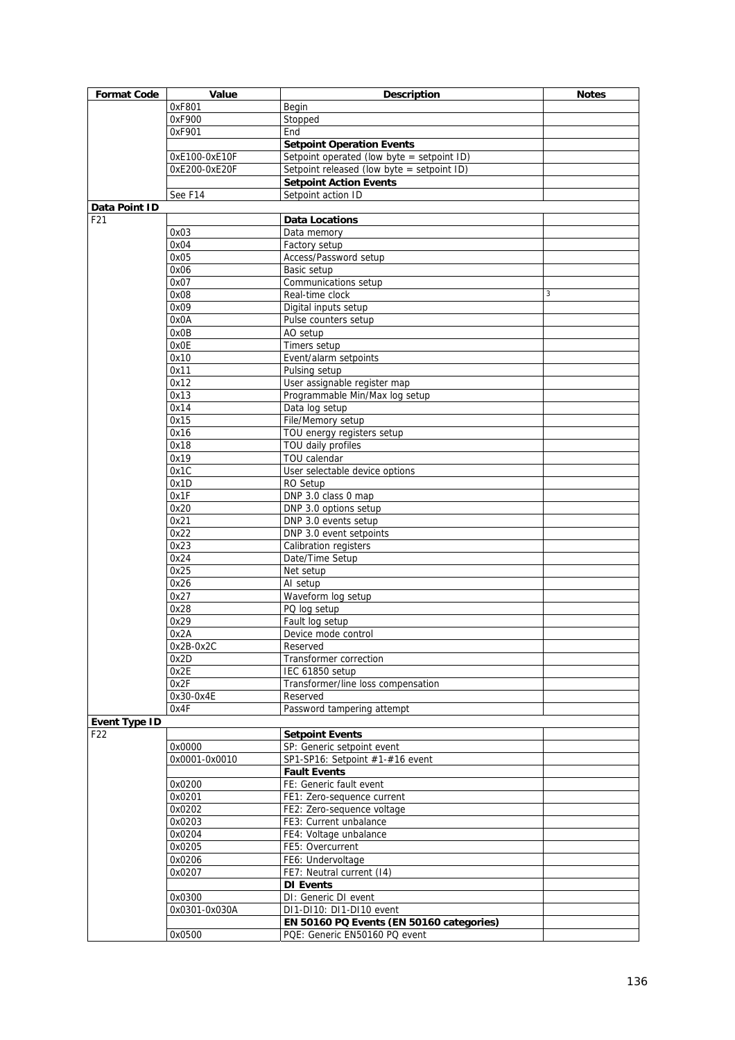| Format Code | Value | Description | Notes |
|---|---|---|---|
| | 0xF801 | Begin | |
| | 0xF900 | Stopped | |
| | 0xF901 | End | |
| | | **Setpoint Operation Events** | |
| | 0xE100-0xE10F | Setpoint operated (low byte = setpoint ID) | |
| | 0xE200-0xE20F | Setpoint released (low byte = setpoint ID) | |
| | | **Setpoint Action Events** | |
| | See F14 | Setpoint action ID | |
| **Data Point ID** | | | |
| F21 | | **Data Locations** | |
| | 0x03 | Data memory | |
| | 0x04 | Factory setup | |
| | 0x05 | Access/Password setup | |
| | 0x06 | Basic setup | |
| | 0x07 | Communications setup | |
| | 0x08 | Real-time clock | 3 |
| | 0x09 | Digital inputs setup | |
| | 0x0A | Pulse counters setup | |
| | 0x0B | AO setup | |
| | 0x0E | Timers setup | |
| | 0x10 | Event/alarm setpoints | |
| | 0x11 | Pulsing setup | |
| | 0x12 | User assignable register map | |
| | 0x13 | Programmable Min/Max log setup | |
| | 0x14 | Data log setup | |
| | 0x15 | File/Memory setup | |
| | 0x16 | TOU energy registers setup | |
| | 0x18 | TOU daily profiles | |
| | 0x19 | TOU calendar | |
| | 0x1C | User selectable device options | |
| | 0x1D | RO Setup | |
| | 0x1F | DNP 3.0 class 0 map | |
| | 0x20 | DNP 3.0 options setup | |
| | 0x21 | DNP 3.0 events setup | |
| | 0x22 | DNP 3.0 event setpoints | |
| | 0x23 | Calibration registers | |
| | 0x24 | Date/Time Setup | |
| | 0x25 | Net setup | |
| | 0x26 | AI setup | |
| | 0x27 | Waveform log setup | |
| | 0x28 | PQ log setup | |
| | 0x29 | Fault log setup | |
| | 0x2A | Device mode control | |
| | 0x2B-0x2C | Reserved | |
| | 0x2D | Transformer correction | |
| | 0x2E | IEC 61850 setup | |
| | 0x2F | Transformer/line loss compensation | |
| | 0x30-0x4E | Reserved | |
| | 0x4F | Password tampering attempt | |
| **Event Type ID** | | | |
| F22 | | **Setpoint Events** | |
| | 0x0000 | SP: Generic setpoint event | |
| | 0x0001-0x0010 | SP1-SP16: Setpoint #1-#16 event | |
| | | **Fault Events** | |
| | 0x0200 | FE: Generic fault event | |
| | 0x0201 | FE1: Zero-sequence current | |
| | 0x0202 | FE2: Zero-sequence voltage | |
| | 0x0203 | FE3: Current unbalance | |
| | 0x0204 | FE4: Voltage unbalance | |
| | 0x0205 | FE5: Overcurrent | |
| | 0x0206 | FE6: Undervoltage | |
| | 0x0207 | FE7: Neutral current (I4) | |
| | | **DI Events** | |
| | 0x0300 | DI: Generic DI event | |
| | 0x0301-0x030A | DI1-DI10: DI1-DI10 event | |
| | | **EN 50160 PQ Events (EN 50160 categories)** | |
| | 0x0500 | PQE: Generic EN50160 PQ event | |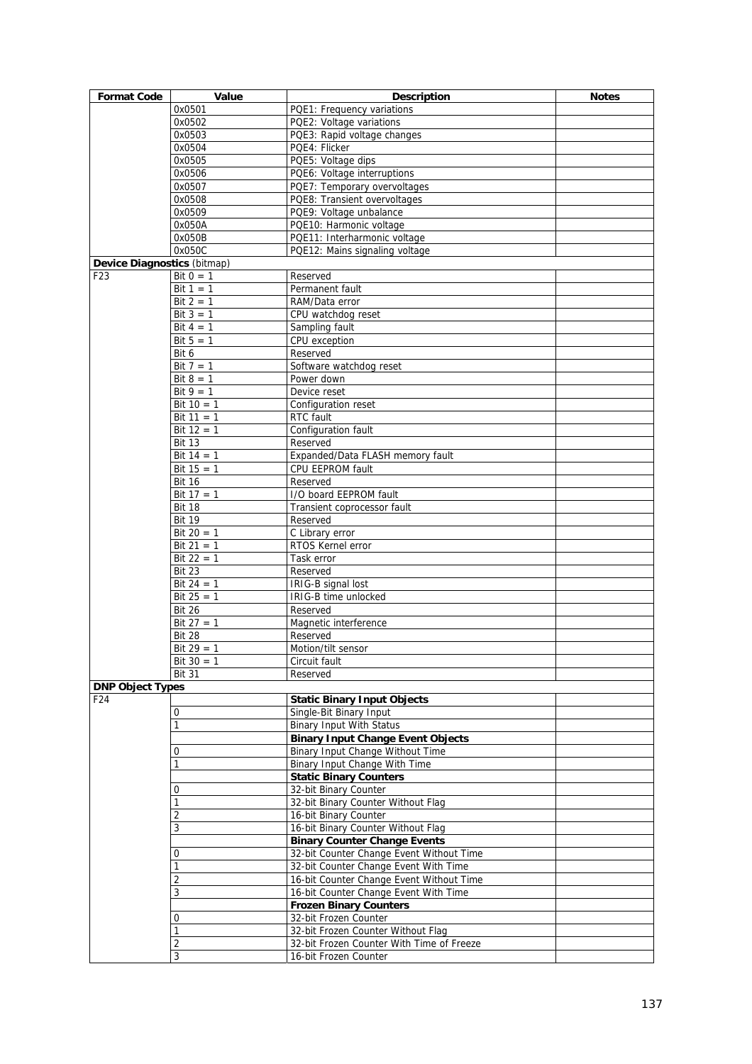| Format Code | Value | Description | Notes |
|---|---|---|---|
| | 0x0501 | PQE1: Frequency variations | |
| | 0x0502 | PQE2: Voltage variations | |
| | 0x0503 | PQE3: Rapid voltage changes | |
| | 0x0504 | PQE4: Flicker | |
| | 0x0505 | PQE5: Voltage dips | |
| | 0x0506 | PQE6: Voltage interruptions | |
| | 0x0507 | PQE7: Temporary overvoltages | |
| | 0x0508 | PQE8: Transient overvoltages | |
| | 0x0509 | PQE9: Voltage unbalance | |
| | 0x050A | PQE10: Harmonic voltage | |
| | 0x050B | PQE11: Interharmonic voltage | |
| | 0x050C | PQE12: Mains signaling voltage | |
| **Device Diagnostics** (bitmap) | | | |
| F23 | Bit 0 = 1 | Reserved | |
| | Bit 1 = 1 | Permanent fault | |
| | Bit 2 = 1 | RAM/Data error | |
| | Bit 3 = 1 | CPU watchdog reset | |
| | Bit 4 = 1 | Sampling fault | |
| | Bit 5 = 1 | CPU exception | |
| | Bit 6 | Reserved | |
| | Bit 7 = 1 | Software watchdog reset | |
| | Bit 8 = 1 | Power down | |
| | Bit 9 = 1 | Device reset | |
| | Bit 10 = 1 | Configuration reset | |
| | Bit 11 = 1 | RTC fault | |
| | Bit 12 = 1 | Configuration fault | |
| | Bit 13 | Reserved | |
| | Bit 14 = 1 | Expanded/Data FLASH memory fault | |
| | Bit 15 = 1 | CPU EEPROM fault | |
| | Bit 16 | Reserved | |
| | Bit 17 = 1 | I/O board EEPROM fault | |
| | Bit 18 | Transient coprocessor fault | |
| | Bit 19 | Reserved | |
| | Bit 20 = 1 | C Library error | |
| | Bit 21 = 1 | RTOS Kernel error | |
| | Bit 22 = 1 | Task error | |
| | Bit 23 | Reserved | |
| | Bit 24 = 1 | IRIG-B signal lost | |
| | Bit 25 = 1 | IRIG-B time unlocked | |
| | Bit 26 | Reserved | |
| | Bit 27 = 1 | Magnetic interference | |
| | Bit 28 | Reserved | |
| | Bit 29 = 1 | Motion/tilt sensor | |
| | Bit 30 = 1 | Circuit fault | |
| | Bit 31 | Reserved | |
| **DNP Object Types** | | | |
| F24 | | **Static Binary Input Objects** | |
| | 0 | Single-Bit Binary Input | |
| | 1 | Binary Input With Status | |
| | | **Binary Input Change Event Objects** | |
| | 0 | Binary Input Change Without Time | |
| | 1 | Binary Input Change With Time | |
| | | **Static Binary Counters** | |
| | 0 | 32-bit Binary Counter | |
| | 1 | 32-bit Binary Counter Without Flag | |
| | 2 | 16-bit Binary Counter | |
| | 3 | 16-bit Binary Counter Without Flag | |
| | | **Binary Counter Change Events** | |
| | 0 | 32-bit Counter Change Event Without Time | |
| | 1 | 32-bit Counter Change Event With Time | |
| | 2 | 16-bit Counter Change Event Without Time | |
| | 3 | 16-bit Counter Change Event With Time | |
| | | **Frozen Binary Counters** | |
| | 0 | 32-bit Frozen Counter | |
| | 1 | 32-bit Frozen Counter Without Flag | |
| | 2 | 32-bit Frozen Counter With Time of Freeze | |
| | 3 | 16-bit Frozen Counter | |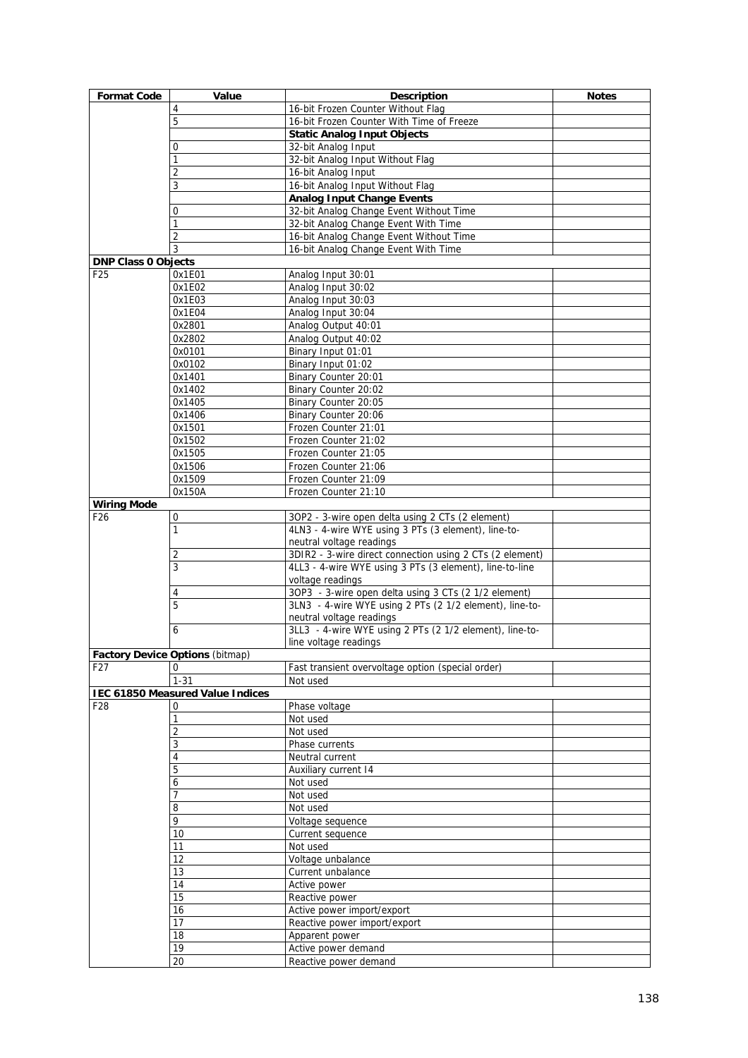| Format Code | Value | Description | Notes |
|---|---|---|---|
| | 4 | 16-bit Frozen Counter Without Flag | |
| | 5 | 16-bit Frozen Counter With Time of Freeze | |
| | | **Static Analog Input Objects** | |
| | 0 | 32-bit Analog Input | |
| | 1 | 32-bit Analog Input Without Flag | |
| | 2 | 16-bit Analog Input | |
| | 3 | 16-bit Analog Input Without Flag | |
| | | **Analog Input Change Events** | |
| | 0 | 32-bit Analog Change Event Without Time | |
| | 1 | 32-bit Analog Change Event With Time | |
| | 2 | 16-bit Analog Change Event Without Time | |
| | 3 | 16-bit Analog Change Event With Time | |
| **DNP Class 0 Objects** | | | |
| F25 | 0x1E01 | Analog Input 30:01 | |
| | 0x1E02 | Analog Input 30:02 | |
| | 0x1E03 | Analog Input 30:03 | |
| | 0x1E04 | Analog Input 30:04 | |
| | 0x2801 | Analog Output 40:01 | |
| | 0x2802 | Analog Output 40:02 | |
| | 0x0101 | Binary Input 01:01 | |
| | 0x0102 | Binary Input 01:02 | |
| | 0x1401 | Binary Counter 20:01 | |
| | 0x1402 | Binary Counter 20:02 | |
| | 0x1405 | Binary Counter 20:05 | |
| | 0x1406 | Binary Counter 20:06 | |
| | 0x1501 | Frozen Counter 21:01 | |
| | 0x1502 | Frozen Counter 21:02 | |
| | 0x1505 | Frozen Counter 21:05 | |
| | 0x1506 | Frozen Counter 21:06 | |
| | 0x1509 | Frozen Counter 21:09 | |
| | 0x150A | Frozen Counter 21:10 | |
| **Wiring Mode** | | | |
| F26 | 0 | 3OP2 - 3-wire open delta using 2 CTs (2 element) | |
| | 1 | 4LN3 - 4-wire WYE using 3 PTs (3 element), line-to-neutral voltage readings | |
| | 2 | 3DIR2 - 3-wire direct connection using 2 CTs (2 element) | |
| | 3 | 4LL3 - 4-wire WYE using 3 PTs (3 element), line-to-line voltage readings | |
| | 4 | 3OP3 - 3-wire open delta using 3 CTs (2 1/2 element) | |
| | 5 | 3LN3 - 4-wire WYE using 2 PTs (2 1/2 element), line-to-neutral voltage readings | |
| | 6 | 3LL3 - 4-wire WYE using 2 PTs (2 1/2 element), line-to-line voltage readings | |
| **Factory Device Options** (bitmap) | | | |
| F27 | 0 | Fast transient overvoltage option (special order) | |
| | 1-31 | Not used | |
| **IEC 61850 Measured Value Indices** | | | |
| F28 | 0 | Phase voltage | |
| | 1 | Not used | |
| | 2 | Not used | |
| | 3 | Phase currents | |
| | 4 | Neutral current | |
| | 5 | Auxiliary current I4 | |
| | 6 | Not used | |
| | 7 | Not used | |
| | 8 | Not used | |
| | 9 | Voltage sequence | |
| | 10 | Current sequence | |
| | 11 | Not used | |
| | 12 | Voltage unbalance | |
| | 13 | Current unbalance | |
| | 14 | Active power | |
| | 15 | Reactive power | |
| | 16 | Active power import/export | |
| | 17 | Reactive power import/export | |
| | 18 | Apparent power | |
| | 19 | Active power demand | |
| | 20 | Reactive power demand | |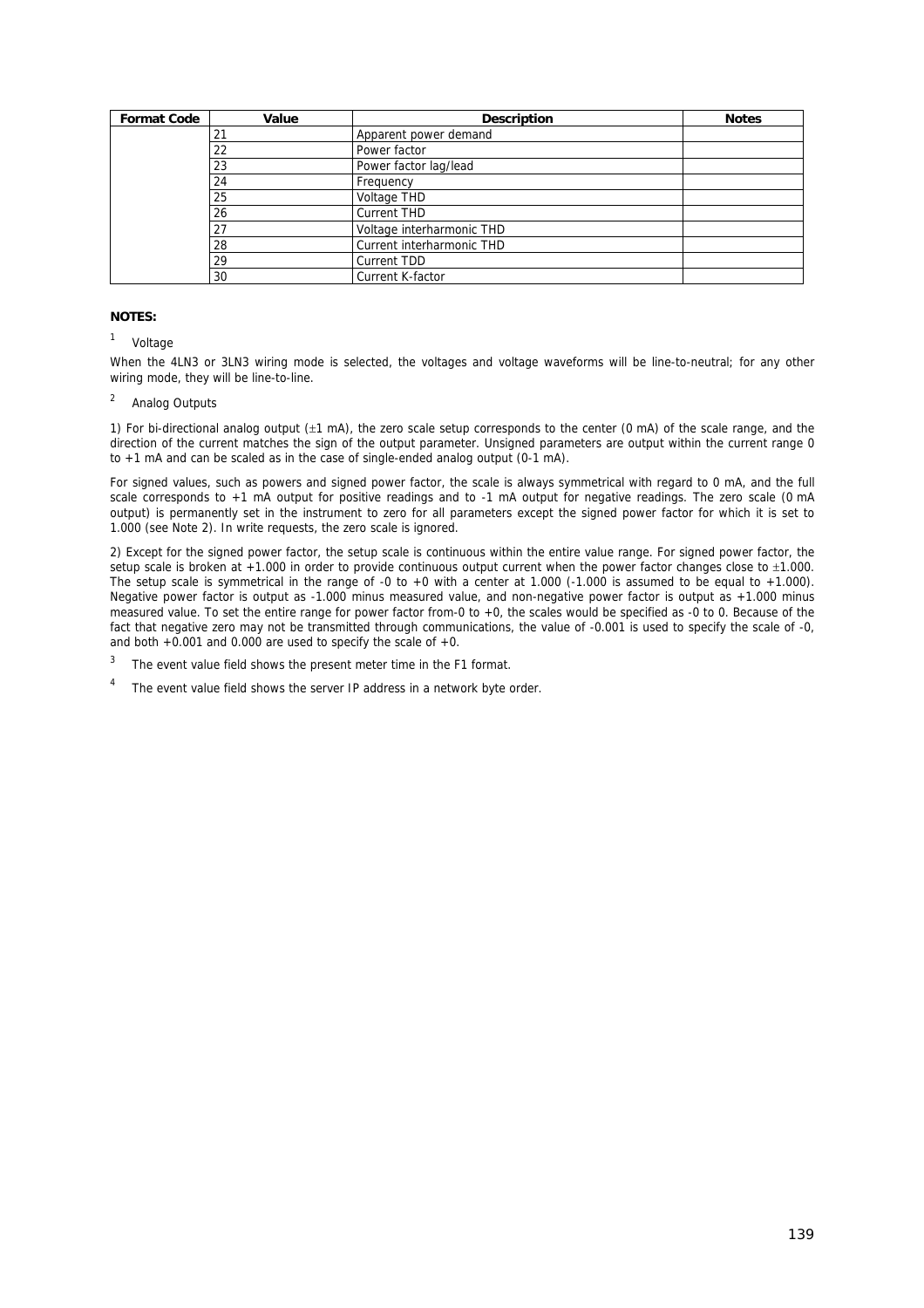| Format Code | Value | Description | Notes |
|---|---|---|---|
| | 21 | Apparent power demand | |
| | 22 | Power factor | |
| | 23 | Power factor lag/lead | |
| | 24 | Frequency | |
| | 25 | Voltage THD | |
| | 26 | Current THD | |
| | 27 | Voltage interharmonic THD | |
| | 28 | Current interharmonic THD | |
| | 29 | Current TDD | |
| | 30 | Current K-factor | |

**NOTES:**

[1] Voltage

When the 4LN3 or 3LN3 wiring mode is selected, the voltages and voltage waveforms will be line-to-neutral; for any other wiring mode, they will be line-to-line.

[2] Analog Outputs

1) For bi-directional analog output (±1 mA), the zero scale setup corresponds to the center (0 mA) of the scale range, and the direction of the current matches the sign of the output parameter. Unsigned parameters are output within the current range 0 to +1 mA and can be scaled as in the case of single-ended analog output (0-1 mA).

For signed values, such as powers and signed power factor, the scale is always symmetrical with regard to 0 mA, and the full scale corresponds to +1 mA output for positive readings and to -1 mA output for negative readings. The zero scale (0 mA output) is permanently set in the instrument to zero for all parameters except the signed power factor for which it is set to 1.000 (see Note 2). In write requests, the zero scale is ignored.

2) Except for the signed power factor, the setup scale is continuous within the entire value range. For signed power factor, the setup scale is broken at +1.000 in order to provide continuous output current when the power factor changes close to ±1.000. The setup scale is symmetrical in the range of -0 to +0 with a center at 1.000 (-1.000 is assumed to be equal to +1.000). Negative power factor is output as -1.000 minus measured value, and non-negative power factor is output as +1.000 minus measured value. To set the entire range for power factor from-0 to +0, the scales would be specified as -0 to 0. Because of the fact that negative zero may not be transmitted through communications, the value of -0.001 is used to specify the scale of -0, and both +0.001 and 0.000 are used to specify the scale of +0.

[3] The event value field shows the present meter time in the F1 format.

[4] The event value field shows the server IP address in a network byte order.